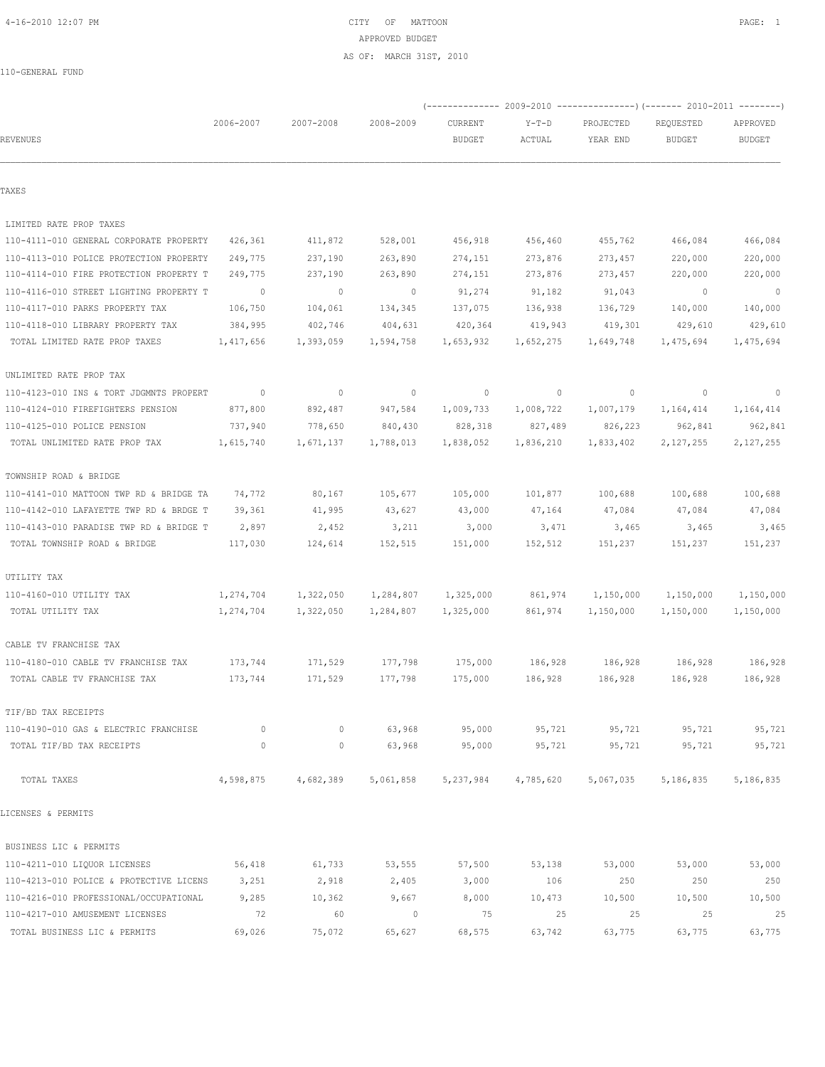# CITY OF MATTOON

## APPROVED BUDGET

### AS OF: MARCH 31ST, 2010

110-GENERAL FUND

| REVENUES | 2006-2007 | 2007-2008 | 2008-2009 | 2009-2010 CURRENT BUDGET | 2009-2010 Y-T-D ACTUAL | 2009-2010 PROJECTED YEAR END | 2010-2011 REQUESTED BUDGET | 2010-2011 APPROVED BUDGET |
|---|---|---|---|---|---|---|---|---|
| **TAXES** | | | | | | | | |
| LIMITED RATE PROP TAXES | | | | | | | | |
| 110-4111-010 GENERAL CORPORATE PROPERTY | 426,361 | 411,872 | 528,001 | 456,918 | 456,460 | 455,762 | 466,084 | 466,084 |
| 110-4113-010 POLICE PROTECTION PROPERTY | 249,775 | 237,190 | 263,890 | 274,151 | 273,876 | 273,457 | 220,000 | 220,000 |
| 110-4114-010 FIRE PROTECTION PROPERTY T | 249,775 | 237,190 | 263,890 | 274,151 | 273,876 | 273,457 | 220,000 | 220,000 |
| 110-4116-010 STREET LIGHTING PROPERTY T | 0 | 0 | 0 | 91,274 | 91,182 | 91,043 | 0 | 0 |
| 110-4117-010 PARKS PROPERTY TAX | 106,750 | 104,061 | 134,345 | 137,075 | 136,938 | 136,729 | 140,000 | 140,000 |
| 110-4118-010 LIBRARY PROPERTY TAX | 384,995 | 402,746 | 404,631 | 420,364 | 419,943 | 419,301 | 429,610 | 429,610 |
| TOTAL LIMITED RATE PROP TAXES | 1,417,656 | 1,393,059 | 1,594,758 | 1,653,932 | 1,652,275 | 1,649,748 | 1,475,694 | 1,475,694 |
| UNLIMITED RATE PROP TAX | | | | | | | | |
| 110-4123-010 INS & TORT JDGMNTS PROPERT | 0 | 0 | 0 | 0 | 0 | 0 | 0 | 0 |
| 110-4124-010 FIREFIGHTERS PENSION | 877,800 | 892,487 | 947,584 | 1,009,733 | 1,008,722 | 1,007,179 | 1,164,414 | 1,164,414 |
| 110-4125-010 POLICE PENSION | 737,940 | 778,650 | 840,430 | 828,318 | 827,489 | 826,223 | 962,841 | 962,841 |
| TOTAL UNLIMITED RATE PROP TAX | 1,615,740 | 1,671,137 | 1,788,013 | 1,838,052 | 1,836,210 | 1,833,402 | 2,127,255 | 2,127,255 |
| TOWNSHIP ROAD & BRIDGE | | | | | | | | |
| 110-4141-010 MATTOON TWP RD & BRIDGE TA | 74,772 | 80,167 | 105,677 | 105,000 | 101,877 | 100,688 | 100,688 | 100,688 |
| 110-4142-010 LAFAYETTE TWP RD & BRDGE T | 39,361 | 41,995 | 43,627 | 43,000 | 47,164 | 47,084 | 47,084 | 47,084 |
| 110-4143-010 PARADISE TWP RD & BRIDGE T | 2,897 | 2,452 | 3,211 | 3,000 | 3,471 | 3,465 | 3,465 | 3,465 |
| TOTAL TOWNSHIP ROAD & BRIDGE | 117,030 | 124,614 | 152,515 | 151,000 | 152,512 | 151,237 | 151,237 | 151,237 |
| UTILITY TAX | | | | | | | | |
| 110-4160-010 UTILITY TAX | 1,274,704 | 1,322,050 | 1,284,807 | 1,325,000 | 861,974 | 1,150,000 | 1,150,000 | 1,150,000 |
| TOTAL UTILITY TAX | 1,274,704 | 1,322,050 | 1,284,807 | 1,325,000 | 861,974 | 1,150,000 | 1,150,000 | 1,150,000 |
| CABLE TV FRANCHISE TAX | | | | | | | | |
| 110-4180-010 CABLE TV FRANCHISE TAX | 173,744 | 171,529 | 177,798 | 175,000 | 186,928 | 186,928 | 186,928 | 186,928 |
| TOTAL CABLE TV FRANCHISE TAX | 173,744 | 171,529 | 177,798 | 175,000 | 186,928 | 186,928 | 186,928 | 186,928 |
| TIF/BD TAX RECEIPTS | | | | | | | | |
| 110-4190-010 GAS & ELECTRIC FRANCHISE | 0 | 0 | 63,968 | 95,000 | 95,721 | 95,721 | 95,721 | 95,721 |
| TOTAL TIF/BD TAX RECEIPTS | 0 | 0 | 63,968 | 95,000 | 95,721 | 95,721 | 95,721 | 95,721 |
| TOTAL TAXES | 4,598,875 | 4,682,389 | 5,061,858 | 5,237,984 | 4,785,620 | 5,067,035 | 5,186,835 | 5,186,835 |
| **LICENSES & PERMITS** | | | | | | | | |
| BUSINESS LIC & PERMITS | | | | | | | | |
| 110-4211-010 LIQUOR LICENSES | 56,418 | 61,733 | 53,555 | 57,500 | 53,138 | 53,000 | 53,000 | 53,000 |
| 110-4213-010 POLICE & PROTECTIVE LICENS | 3,251 | 2,918 | 2,405 | 3,000 | 106 | 250 | 250 | 250 |
| 110-4216-010 PROFESSIONAL/OCCUPATIONAL | 9,285 | 10,362 | 9,667 | 8,000 | 10,473 | 10,500 | 10,500 | 10,500 |
| 110-4217-010 AMUSEMENT LICENSES | 72 | 60 | 0 | 75 | 25 | 25 | 25 | 25 |
| TOTAL BUSINESS LIC & PERMITS | 69,026 | 75,072 | 65,627 | 68,575 | 63,742 | 63,775 | 63,775 | 63,775 |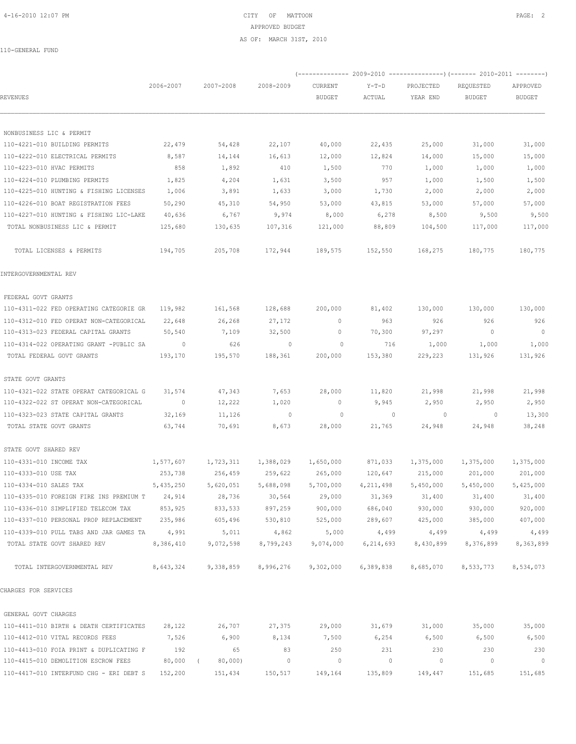# CITY OF MATTOON

## APPROVED BUDGET

### AS OF: MARCH 31ST, 2010

110-GENERAL FUND

| REVENUES | 2006-2007 | 2007-2008 | 2008-2009 | 2009-2010 CURRENT BUDGET | 2009-2010 Y-T-D ACTUAL | 2009-2010 PROJECTED YEAR END | 2010-2011 REQUESTED BUDGET | 2010-2011 APPROVED BUDGET |
|---|---|---|---|---|---|---|---|---|
| NONBUSINESS LIC & PERMIT | | | | | | | | |
| 110-4221-010 BUILDING PERMITS | 22,479 | 54,428 | 22,107 | 40,000 | 22,435 | 25,000 | 31,000 | 31,000 |
| 110-4222-010 ELECTRICAL PERMITS | 8,587 | 14,144 | 16,613 | 12,000 | 12,824 | 14,000 | 15,000 | 15,000 |
| 110-4223-010 HVAC PERMITS | 858 | 1,892 | 410 | 1,500 | 770 | 1,000 | 1,000 | 1,000 |
| 110-4224-010 PLUMBING PERMITS | 1,825 | 4,204 | 1,631 | 3,500 | 957 | 1,000 | 1,500 | 1,500 |
| 110-4225-010 HUNTING & FISHING LICENSES | 1,006 | 3,891 | 1,633 | 3,000 | 1,730 | 2,000 | 2,000 | 2,000 |
| 110-4226-010 BOAT REGISTRATION FEES | 50,290 | 45,310 | 54,950 | 53,000 | 43,815 | 53,000 | 57,000 | 57,000 |
| 110-4227-010 HUNTING & FISHING LIC-LAKE | 40,636 | 6,767 | 9,974 | 8,000 | 6,278 | 8,500 | 9,500 | 9,500 |
| TOTAL NONBUSINESS LIC & PERMIT | 125,680 | 130,635 | 107,316 | 121,000 | 88,809 | 104,500 | 117,000 | 117,000 |
| TOTAL LICENSES & PERMITS | 194,705 | 205,708 | 172,944 | 189,575 | 152,550 | 168,275 | 180,775 | 180,775 |
| INTERGOVERNMENTAL REV | | | | | | | | |
| FEDERAL GOVT GRANTS | | | | | | | | |
| 110-4311-022 FED OPERATING CATEGORIE GR | 119,982 | 161,568 | 128,688 | 200,000 | 81,402 | 130,000 | 130,000 | 130,000 |
| 110-4312-010 FED OPERAT NON-CATEGORICAL | 22,648 | 26,268 | 27,172 | 0 | 963 | 926 | 926 | 926 |
| 110-4313-023 FEDERAL CAPITAL GRANTS | 50,540 | 7,109 | 32,500 | 0 | 70,300 | 97,297 | 0 | 0 |
| 110-4314-022 OPERATING GRANT -PUBLIC SA | 0 | 626 | 0 | 0 | 716 | 1,000 | 1,000 | 1,000 |
| TOTAL FEDERAL GOVT GRANTS | 193,170 | 195,570 | 188,361 | 200,000 | 153,380 | 229,223 | 131,926 | 131,926 |
| STATE GOVT GRANTS | | | | | | | | |
| 110-4321-022 STATE OPERAT CATEGORICAL G | 31,574 | 47,343 | 7,653 | 28,000 | 11,820 | 21,998 | 21,998 | 21,998 |
| 110-4322-022 ST OPERAT NON-CATEGORICAL | 0 | 12,222 | 1,020 | 0 | 9,945 | 2,950 | 2,950 | 2,950 |
| 110-4323-023 STATE CAPITAL GRANTS | 32,169 | 11,126 | 0 | 0 | 0 | 0 | 0 | 13,300 |
| TOTAL STATE GOVT GRANTS | 63,744 | 70,691 | 8,673 | 28,000 | 21,765 | 24,948 | 24,948 | 38,248 |
| STATE GOVT SHARED REV | | | | | | | | |
| 110-4331-010 INCOME TAX | 1,577,607 | 1,723,311 | 1,388,029 | 1,650,000 | 871,033 | 1,375,000 | 1,375,000 | 1,375,000 |
| 110-4333-010 USE TAX | 253,738 | 256,459 | 259,622 | 265,000 | 120,647 | 215,000 | 201,000 | 201,000 |
| 110-4334-010 SALES TAX | 5,435,250 | 5,620,051 | 5,688,098 | 5,700,000 | 4,211,498 | 5,450,000 | 5,450,000 | 5,425,000 |
| 110-4335-010 FOREIGN FIRE INS PREMIUM T | 24,914 | 28,736 | 30,564 | 29,000 | 31,369 | 31,400 | 31,400 | 31,400 |
| 110-4336-010 SIMPLIFIED TELECOM TAX | 853,925 | 833,533 | 897,259 | 900,000 | 686,040 | 930,000 | 930,000 | 920,000 |
| 110-4337-010 PERSONAL PROP REPLACEMENT | 235,986 | 605,496 | 530,810 | 525,000 | 289,607 | 425,000 | 385,000 | 407,000 |
| 110-4339-010 PULL TABS AND JAR GAMES TA | 4,991 | 5,011 | 4,862 | 5,000 | 4,499 | 4,499 | 4,499 | 4,499 |
| TOTAL STATE GOVT SHARED REV | 8,386,410 | 9,072,598 | 8,799,243 | 9,074,000 | 6,214,693 | 8,430,899 | 8,376,899 | 8,363,899 |
| TOTAL INTERGOVERNMENTAL REV | 8,643,324 | 9,338,859 | 8,996,276 | 9,302,000 | 6,389,838 | 8,685,070 | 8,533,773 | 8,534,073 |
| CHARGES FOR SERVICES | | | | | | | | |
| GENERAL GOVT CHARGES | | | | | | | | |
| 110-4411-010 BIRTH & DEATH CERTIFICATES | 28,122 | 26,707 | 27,375 | 29,000 | 31,679 | 31,000 | 35,000 | 35,000 |
| 110-4412-010 VITAL RECORDS FEES | 7,526 | 6,900 | 8,134 | 7,500 | 6,254 | 6,500 | 6,500 | 6,500 |
| 110-4413-010 FOIA PRINT & DUPLICATING F | 192 | 65 | 83 | 250 | 231 | 230 | 230 | 230 |
| 110-4415-010 DEMOLITION ESCROW FEES | 80,000 | ( 80,000) | 0 | 0 | 0 | 0 | 0 | 0 |
| 110-4417-010 INTERFUND CHG - ERI DEBT S | 152,200 | 151,434 | 150,517 | 149,164 | 135,809 | 149,447 | 151,685 | 151,685 |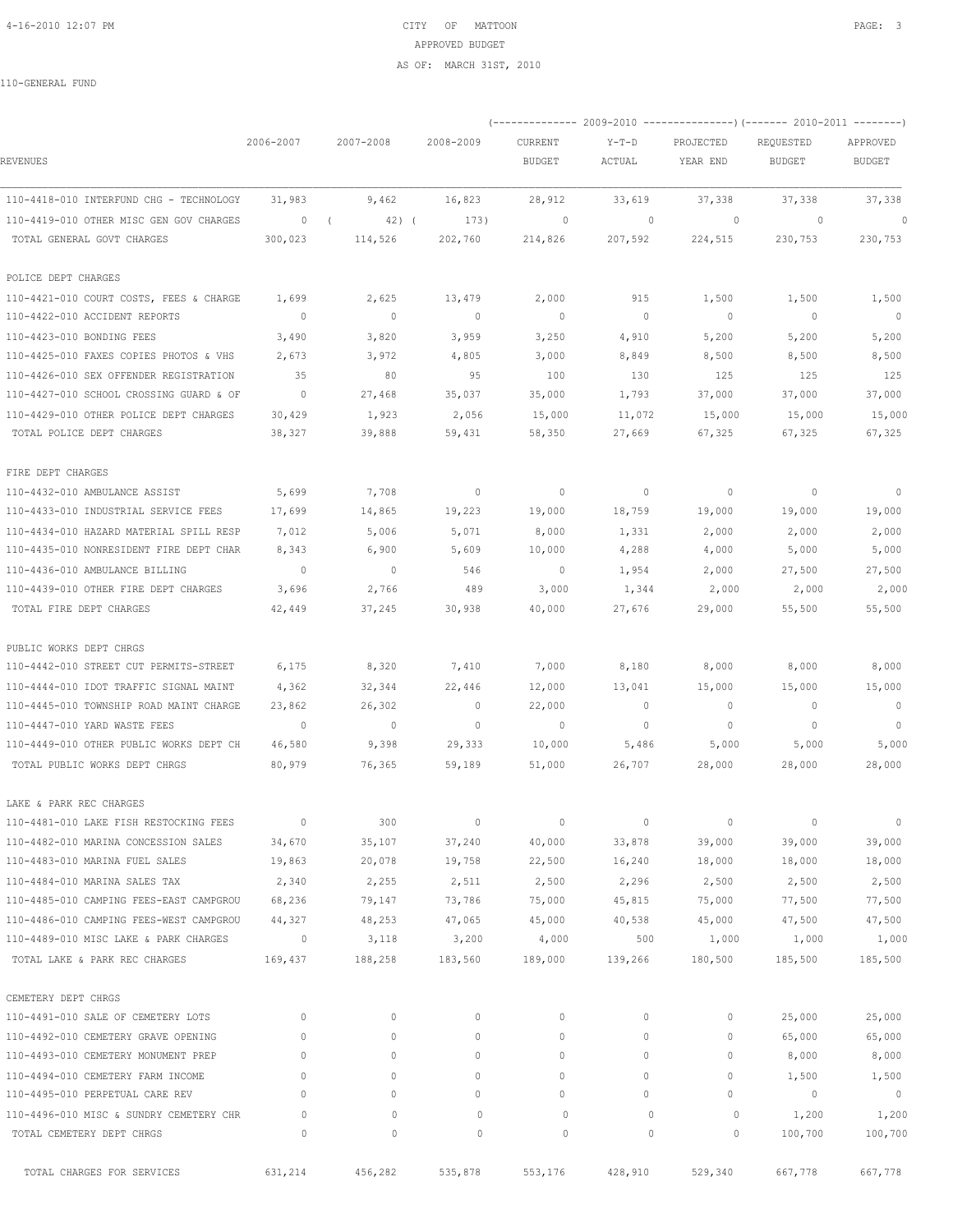CITY OF MATTOON
APPROVED BUDGET
AS OF: MARCH 31ST, 2010

110-GENERAL FUND

| REVENUES | 2006-2007 | 2007-2008 | 2008-2009 | 2009-2010 CURRENT BUDGET | 2009-2010 Y-T-D ACTUAL | 2009-2010 PROJECTED YEAR END | 2010-2011 REQUESTED BUDGET | 2010-2011 APPROVED BUDGET |
|---|---|---|---|---|---|---|---|---|
| 110-4418-010 INTERFUND CHG - TECHNOLOGY | 31,983 | 9,462 | 16,823 | 28,912 | 33,619 | 37,338 | 37,338 | 37,338 |
| 110-4419-010 OTHER MISC GEN GOV CHARGES | 0 | ( 42) | ( 173) | 0 | 0 | 0 | 0 | 0 |
| TOTAL GENERAL GOVT CHARGES | 300,023 | 114,526 | 202,760 | 214,826 | 207,592 | 224,515 | 230,753 | 230,753 |
| **POLICE DEPT CHARGES** | | | | | | | | |
| 110-4421-010 COURT COSTS, FEES & CHARGE | 1,699 | 2,625 | 13,479 | 2,000 | 915 | 1,500 | 1,500 | 1,500 |
| 110-4422-010 ACCIDENT REPORTS | 0 | 0 | 0 | 0 | 0 | 0 | 0 | 0 |
| 110-4423-010 BONDING FEES | 3,490 | 3,820 | 3,959 | 3,250 | 4,910 | 5,200 | 5,200 | 5,200 |
| 110-4425-010 FAXES COPIES PHOTOS & VHS | 2,673 | 3,972 | 4,805 | 3,000 | 8,849 | 8,500 | 8,500 | 8,500 |
| 110-4426-010 SEX OFFENDER REGISTRATION | 35 | 80 | 95 | 100 | 130 | 125 | 125 | 125 |
| 110-4427-010 SCHOOL CROSSING GUARD & OF | 0 | 27,468 | 35,037 | 35,000 | 1,793 | 37,000 | 37,000 | 37,000 |
| 110-4429-010 OTHER POLICE DEPT CHARGES | 30,429 | 1,923 | 2,056 | 15,000 | 11,072 | 15,000 | 15,000 | 15,000 |
| TOTAL POLICE DEPT CHARGES | 38,327 | 39,888 | 59,431 | 58,350 | 27,669 | 67,325 | 67,325 | 67,325 |
| **FIRE DEPT CHARGES** | | | | | | | | |
| 110-4432-010 AMBULANCE ASSIST | 5,699 | 7,708 | 0 | 0 | 0 | 0 | 0 | 0 |
| 110-4433-010 INDUSTRIAL SERVICE FEES | 17,699 | 14,865 | 19,223 | 19,000 | 18,759 | 19,000 | 19,000 | 19,000 |
| 110-4434-010 HAZARD MATERIAL SPILL RESP | 7,012 | 5,006 | 5,071 | 8,000 | 1,331 | 2,000 | 2,000 | 2,000 |
| 110-4435-010 NONRESIDENT FIRE DEPT CHAR | 8,343 | 6,900 | 5,609 | 10,000 | 4,288 | 4,000 | 5,000 | 5,000 |
| 110-4436-010 AMBULANCE BILLING | 0 | 0 | 546 | 0 | 1,954 | 2,000 | 27,500 | 27,500 |
| 110-4439-010 OTHER FIRE DEPT CHARGES | 3,696 | 2,766 | 489 | 3,000 | 1,344 | 2,000 | 2,000 | 2,000 |
| TOTAL FIRE DEPT CHARGES | 42,449 | 37,245 | 30,938 | 40,000 | 27,676 | 29,000 | 55,500 | 55,500 |
| **PUBLIC WORKS DEPT CHRGS** | | | | | | | | |
| 110-4442-010 STREET CUT PERMITS-STREET | 6,175 | 8,320 | 7,410 | 7,000 | 8,180 | 8,000 | 8,000 | 8,000 |
| 110-4444-010 IDOT TRAFFIC SIGNAL MAINT | 4,362 | 32,344 | 22,446 | 12,000 | 13,041 | 15,000 | 15,000 | 15,000 |
| 110-4445-010 TOWNSHIP ROAD MAINT CHARGE | 23,862 | 26,302 | 0 | 22,000 | 0 | 0 | 0 | 0 |
| 110-4447-010 YARD WASTE FEES | 0 | 0 | 0 | 0 | 0 | 0 | 0 | 0 |
| 110-4449-010 OTHER PUBLIC WORKS DEPT CH | 46,580 | 9,398 | 29,333 | 10,000 | 5,486 | 5,000 | 5,000 | 5,000 |
| TOTAL PUBLIC WORKS DEPT CHRGS | 80,979 | 76,365 | 59,189 | 51,000 | 26,707 | 28,000 | 28,000 | 28,000 |
| **LAKE & PARK REC CHARGES** | | | | | | | | |
| 110-4481-010 LAKE FISH RESTOCKING FEES | 0 | 300 | 0 | 0 | 0 | 0 | 0 | 0 |
| 110-4482-010 MARINA CONCESSION SALES | 34,670 | 35,107 | 37,240 | 40,000 | 33,878 | 39,000 | 39,000 | 39,000 |
| 110-4483-010 MARINA FUEL SALES | 19,863 | 20,078 | 19,758 | 22,500 | 16,240 | 18,000 | 18,000 | 18,000 |
| 110-4484-010 MARINA SALES TAX | 2,340 | 2,255 | 2,511 | 2,500 | 2,296 | 2,500 | 2,500 | 2,500 |
| 110-4485-010 CAMPING FEES-EAST CAMPGROU | 68,236 | 79,147 | 73,786 | 75,000 | 45,815 | 75,000 | 77,500 | 77,500 |
| 110-4486-010 CAMPING FEES-WEST CAMPGROU | 44,327 | 48,253 | 47,065 | 45,000 | 40,538 | 45,000 | 47,500 | 47,500 |
| 110-4489-010 MISC LAKE & PARK CHARGES | 0 | 3,118 | 3,200 | 4,000 | 500 | 1,000 | 1,000 | 1,000 |
| TOTAL LAKE & PARK REC CHARGES | 169,437 | 188,258 | 183,560 | 189,000 | 139,266 | 180,500 | 185,500 | 185,500 |
| **CEMETERY DEPT CHRGS** | | | | | | | | |
| 110-4491-010 SALE OF CEMETERY LOTS | 0 | 0 | 0 | 0 | 0 | 0 | 25,000 | 25,000 |
| 110-4492-010 CEMETERY GRAVE OPENING | 0 | 0 | 0 | 0 | 0 | 0 | 65,000 | 65,000 |
| 110-4493-010 CEMETERY MONUMENT PREP | 0 | 0 | 0 | 0 | 0 | 0 | 8,000 | 8,000 |
| 110-4494-010 CEMETERY FARM INCOME | 0 | 0 | 0 | 0 | 0 | 0 | 1,500 | 1,500 |
| 110-4495-010 PERPETUAL CARE REV | 0 | 0 | 0 | 0 | 0 | 0 | 0 | 0 |
| 110-4496-010 MISC & SUNDRY CEMETERY CHR | 0 | 0 | 0 | 0 | 0 | 0 | 1,200 | 1,200 |
| TOTAL CEMETERY DEPT CHRGS | 0 | 0 | 0 | 0 | 0 | 0 | 100,700 | 100,700 |
| TOTAL CHARGES FOR SERVICES | 631,214 | 456,282 | 535,878 | 553,176 | 428,910 | 529,340 | 667,778 | 667,778 |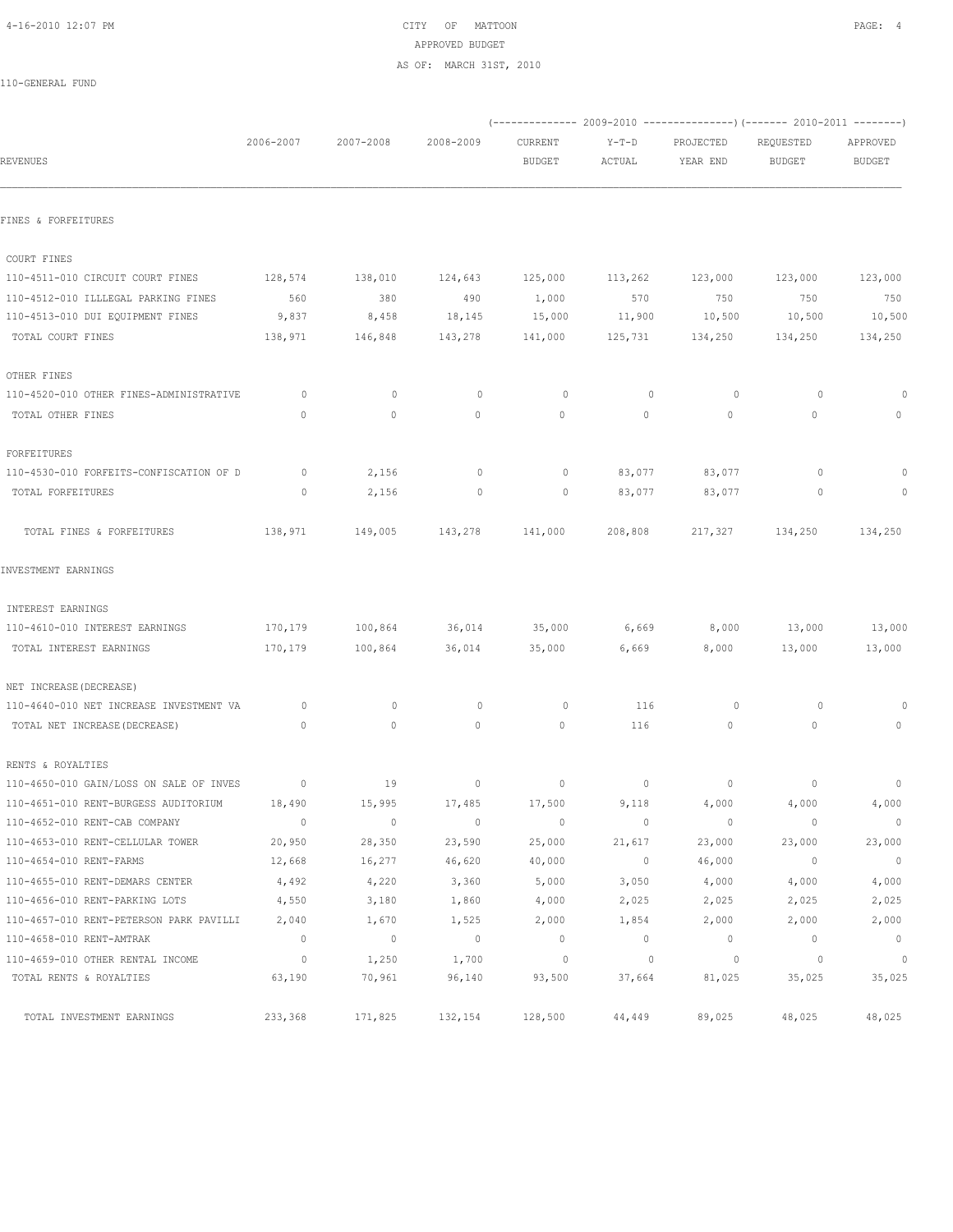CITY OF MATTOON
APPROVED BUDGET
AS OF: MARCH 31ST, 2010

110-GENERAL FUND

| REVENUES | 2006-2007 | 2007-2008 | 2008-2009 | 2009-2010 CURRENT BUDGET | 2009-2010 Y-T-D ACTUAL | 2009-2010 PROJECTED YEAR END | 2010-2011 REQUESTED BUDGET | 2010-2011 APPROVED BUDGET |
|---|---|---|---|---|---|---|---|---|
| **FINES & FORFEITURES** | | | | | | | | |
| COURT FINES | | | | | | | | |
| 110-4511-010 CIRCUIT COURT FINES | 128,574 | 138,010 | 124,643 | 125,000 | 113,262 | 123,000 | 123,000 | 123,000 |
| 110-4512-010 ILLLEGAL PARKING FINES | 560 | 380 | 490 | 1,000 | 570 | 750 | 750 | 750 |
| 110-4513-010 DUI EQUIPMENT FINES | 9,837 | 8,458 | 18,145 | 15,000 | 11,900 | 10,500 | 10,500 | 10,500 |
| TOTAL COURT FINES | 138,971 | 146,848 | 143,278 | 141,000 | 125,731 | 134,250 | 134,250 | 134,250 |
| OTHER FINES | | | | | | | | |
| 110-4520-010 OTHER FINES-ADMINISTRATIVE | 0 | 0 | 0 | 0 | 0 | 0 | 0 | 0 |
| TOTAL OTHER FINES | 0 | 0 | 0 | 0 | 0 | 0 | 0 | 0 |
| FORFEITURES | | | | | | | | |
| 110-4530-010 FORFEITS-CONFISCATION OF D | 0 | 2,156 | 0 | 0 | 83,077 | 83,077 | 0 | 0 |
| TOTAL FORFEITURES | 0 | 2,156 | 0 | 0 | 83,077 | 83,077 | 0 | 0 |
| TOTAL FINES & FORFEITURES | 138,971 | 149,005 | 143,278 | 141,000 | 208,808 | 217,327 | 134,250 | 134,250 |
| **INVESTMENT EARNINGS** | | | | | | | | |
| INTEREST EARNINGS | | | | | | | | |
| 110-4610-010 INTEREST EARNINGS | 170,179 | 100,864 | 36,014 | 35,000 | 6,669 | 8,000 | 13,000 | 13,000 |
| TOTAL INTEREST EARNINGS | 170,179 | 100,864 | 36,014 | 35,000 | 6,669 | 8,000 | 13,000 | 13,000 |
| NET INCREASE(DECREASE) | | | | | | | | |
| 110-4640-010 NET INCREASE INVESTMENT VA | 0 | 0 | 0 | 0 | 116 | 0 | 0 | 0 |
| TOTAL NET INCREASE(DECREASE) | 0 | 0 | 0 | 0 | 116 | 0 | 0 | 0 |
| RENTS & ROYALTIES | | | | | | | | |
| 110-4650-010 GAIN/LOSS ON SALE OF INVES | 0 | 19 | 0 | 0 | 0 | 0 | 0 | 0 |
| 110-4651-010 RENT-BURGESS AUDITORIUM | 18,490 | 15,995 | 17,485 | 17,500 | 9,118 | 4,000 | 4,000 | 4,000 |
| 110-4652-010 RENT-CAB COMPANY | 0 | 0 | 0 | 0 | 0 | 0 | 0 | 0 |
| 110-4653-010 RENT-CELLULAR TOWER | 20,950 | 28,350 | 23,590 | 25,000 | 21,617 | 23,000 | 23,000 | 23,000 |
| 110-4654-010 RENT-FARMS | 12,668 | 16,277 | 46,620 | 40,000 | 0 | 46,000 | 0 | 0 |
| 110-4655-010 RENT-DEMARS CENTER | 4,492 | 4,220 | 3,360 | 5,000 | 3,050 | 4,000 | 4,000 | 4,000 |
| 110-4656-010 RENT-PARKING LOTS | 4,550 | 3,180 | 1,860 | 4,000 | 2,025 | 2,025 | 2,025 | 2,025 |
| 110-4657-010 RENT-PETERSON PARK PAVILLI | 2,040 | 1,670 | 1,525 | 2,000 | 1,854 | 2,000 | 2,000 | 2,000 |
| 110-4658-010 RENT-AMTRAK | 0 | 0 | 0 | 0 | 0 | 0 | 0 | 0 |
| 110-4659-010 OTHER RENTAL INCOME | 0 | 1,250 | 1,700 | 0 | 0 | 0 | 0 | 0 |
| TOTAL RENTS & ROYALTIES | 63,190 | 70,961 | 96,140 | 93,500 | 37,664 | 81,025 | 35,025 | 35,025 |
| TOTAL INVESTMENT EARNINGS | 233,368 | 171,825 | 132,154 | 128,500 | 44,449 | 89,025 | 48,025 | 48,025 |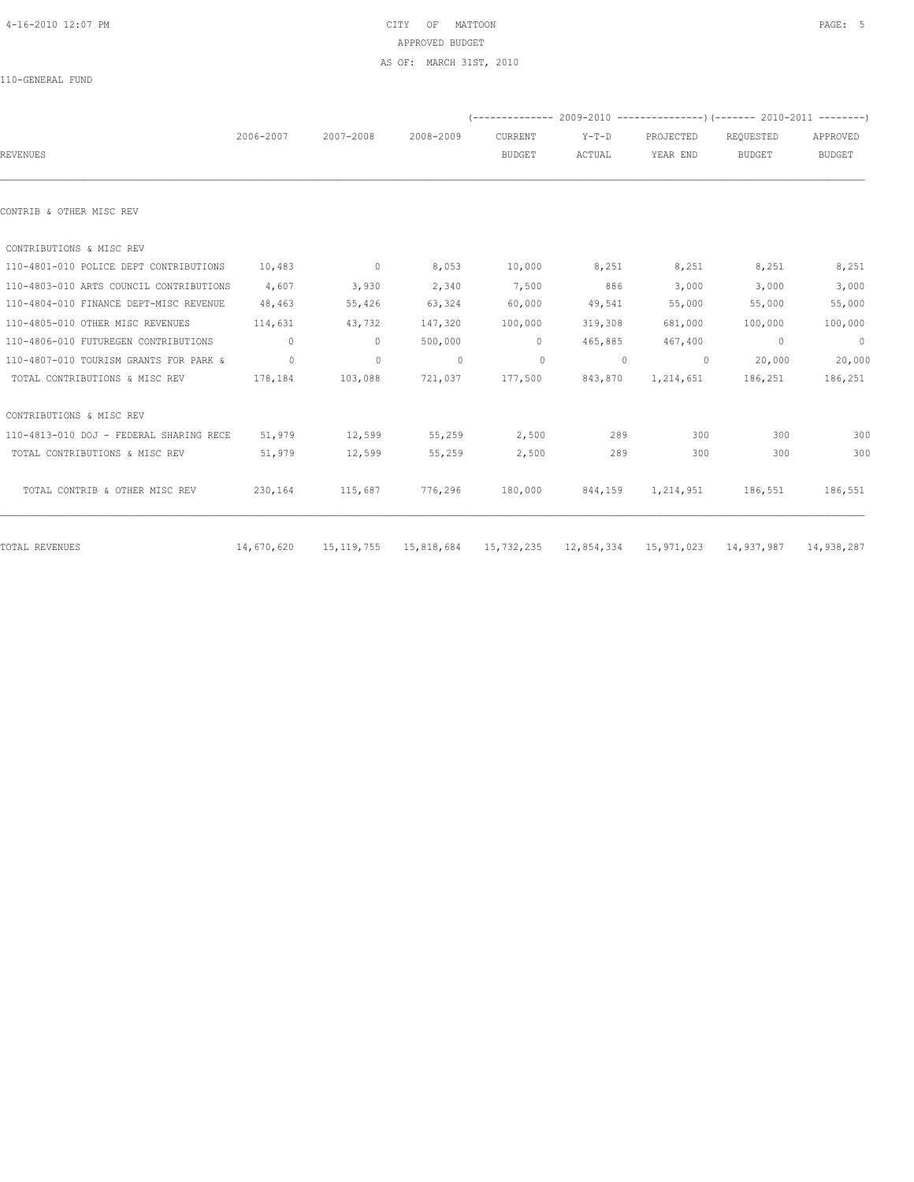# CITY OF MATTOON

## APPROVED BUDGET

### AS OF: MARCH 31ST, 2010

110-GENERAL FUND

| REVENUES | 2006-2007 | 2007-2008 | 2008-2009 | 2009-2010 CURRENT BUDGET | 2009-2010 Y-T-D ACTUAL | 2009-2010 PROJECTED YEAR END | 2010-2011 REQUESTED BUDGET | 2010-2011 APPROVED BUDGET |
|---|---|---|---|---|---|---|---|---|
| CONTRIB & OTHER MISC REV | | | | | | | | |
| CONTRIBUTIONS & MISC REV | | | | | | | | |
| 110-4801-010 POLICE DEPT CONTRIBUTIONS | 10,483 | 0 | 8,053 | 10,000 | 8,251 | 8,251 | 8,251 | 8,251 |
| 110-4803-010 ARTS COUNCIL CONTRIBUTIONS | 4,607 | 3,930 | 2,340 | 7,500 | 886 | 3,000 | 3,000 | 3,000 |
| 110-4804-010 FINANCE DEPT-MISC REVENUE | 48,463 | 55,426 | 63,324 | 60,000 | 49,541 | 55,000 | 55,000 | 55,000 |
| 110-4805-010 OTHER MISC REVENUES | 114,631 | 43,732 | 147,320 | 100,000 | 319,308 | 681,000 | 100,000 | 100,000 |
| 110-4806-010 FUTUREGEN CONTRIBUTIONS | 0 | 0 | 500,000 | 0 | 465,885 | 467,400 | 0 | 0 |
| 110-4807-010 TOURISM GRANTS FOR PARK & | 0 | 0 | 0 | 0 | 0 | 0 | 20,000 | 20,000 |
| TOTAL CONTRIBUTIONS & MISC REV | 178,184 | 103,088 | 721,037 | 177,500 | 843,870 | 1,214,651 | 186,251 | 186,251 |
| CONTRIBUTIONS & MISC REV | | | | | | | | |
| 110-4813-010 DOJ - FEDERAL SHARING RECE | 51,979 | 12,599 | 55,259 | 2,500 | 289 | 300 | 300 | 300 |
| TOTAL CONTRIBUTIONS & MISC REV | 51,979 | 12,599 | 55,259 | 2,500 | 289 | 300 | 300 | 300 |
| TOTAL CONTRIB & OTHER MISC REV | 230,164 | 115,687 | 776,296 | 180,000 | 844,159 | 1,214,951 | 186,551 | 186,551 |
| TOTAL REVENUES | 14,670,620 | 15,119,755 | 15,818,684 | 15,732,235 | 12,854,334 | 15,971,023 | 14,937,987 | 14,938,287 |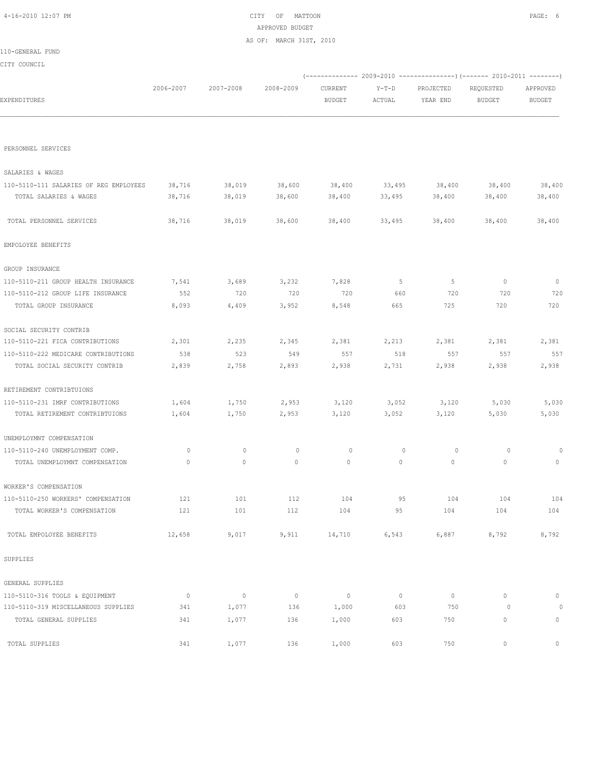CITY OF MATTOON
APPROVED BUDGET
AS OF: MARCH 31ST, 2010

110-GENERAL FUND

CITY COUNCIL

| EXPENDITURES | 2006-2007 | 2007-2008 | 2008-2009 | 2009-2010 CURRENT BUDGET | 2009-2010 Y-T-D ACTUAL | 2009-2010 PROJECTED YEAR END | 2010-2011 REQUESTED BUDGET | 2010-2011 APPROVED BUDGET |
|---|---|---|---|---|---|---|---|---|
| PERSONNEL SERVICES | | | | | | | | |
| SALARIES & WAGES | | | | | | | | |
| 110-5110-111 SALARIES OF REG EMPLOYEES | 38,716 | 38,019 | 38,600 | 38,400 | 33,495 | 38,400 | 38,400 | 38,400 |
| TOTAL SALARIES & WAGES | 38,716 | 38,019 | 38,600 | 38,400 | 33,495 | 38,400 | 38,400 | 38,400 |
| TOTAL PERSONNEL SERVICES | 38,716 | 38,019 | 38,600 | 38,400 | 33,495 | 38,400 | 38,400 | 38,400 |
| EMPOLOYEE BENEFITS | | | | | | | | |
| GROUP INSURANCE | | | | | | | | |
| 110-5110-211 GROUP HEALTH INSURANCE | 7,541 | 3,689 | 3,232 | 7,828 | 5 | 5 | 0 | 0 |
| 110-5110-212 GROUP LIFE INSURANCE | 552 | 720 | 720 | 720 | 660 | 720 | 720 | 720 |
| TOTAL GROUP INSURANCE | 8,093 | 4,409 | 3,952 | 8,548 | 665 | 725 | 720 | 720 |
| SOCIAL SECURITY CONTRIB | | | | | | | | |
| 110-5110-221 FICA CONTRIBUTIONS | 2,301 | 2,235 | 2,345 | 2,381 | 2,213 | 2,381 | 2,381 | 2,381 |
| 110-5110-222 MEDICARE CONTRIBUTIONS | 538 | 523 | 549 | 557 | 518 | 557 | 557 | 557 |
| TOTAL SOCIAL SECURITY CONTRIB | 2,839 | 2,758 | 2,893 | 2,938 | 2,731 | 2,938 | 2,938 | 2,938 |
| RETIREMENT CONTRIBTUIONS | | | | | | | | |
| 110-5110-231 IMRF CONTRIBUTIONS | 1,604 | 1,750 | 2,953 | 3,120 | 3,052 | 3,120 | 5,030 | 5,030 |
| TOTAL RETIREMENT CONTRIBTUIONS | 1,604 | 1,750 | 2,953 | 3,120 | 3,052 | 3,120 | 5,030 | 5,030 |
| UNEMPLOYMNT COMPENSATION | | | | | | | | |
| 110-5110-240 UNEMPLOYMENT COMP. | 0 | 0 | 0 | 0 | 0 | 0 | 0 | 0 |
| TOTAL UNEMPLOYMNT COMPENSATION | 0 | 0 | 0 | 0 | 0 | 0 | 0 | 0 |
| WORKER'S COMPENSATION | | | | | | | | |
| 110-5110-250 WORKERS' COMPENSATION | 121 | 101 | 112 | 104 | 95 | 104 | 104 | 104 |
| TOTAL WORKER'S COMPENSATION | 121 | 101 | 112 | 104 | 95 | 104 | 104 | 104 |
| TOTAL EMPOLOYEE BENEFITS | 12,658 | 9,017 | 9,911 | 14,710 | 6,543 | 6,887 | 8,792 | 8,792 |
| SUPPLIES | | | | | | | | |
| GENERAL SUPPLIES | | | | | | | | |
| 110-5110-316 TOOLS & EQUIPMENT | 0 | 0 | 0 | 0 | 0 | 0 | 0 | 0 |
| 110-5110-319 MISCELLANEOUS SUPPLIES | 341 | 1,077 | 136 | 1,000 | 603 | 750 | 0 | 0 |
| TOTAL GENERAL SUPPLIES | 341 | 1,077 | 136 | 1,000 | 603 | 750 | 0 | 0 |
| TOTAL SUPPLIES | 341 | 1,077 | 136 | 1,000 | 603 | 750 | 0 | 0 |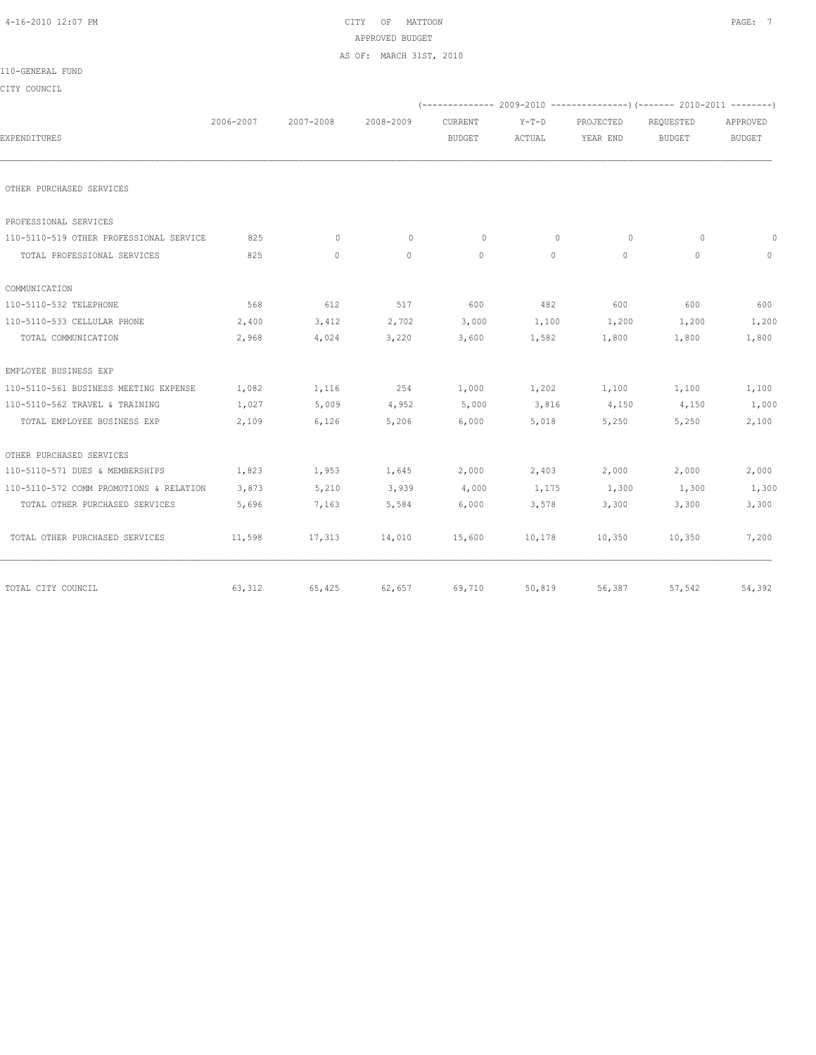CITY OF MATTOON
APPROVED BUDGET
AS OF: MARCH 31ST, 2010

110-GENERAL FUND

CITY COUNCIL

| EXPENDITURES | 2006-2007 | 2007-2008 | 2008-2009 | 2009-2010 CURRENT BUDGET | 2009-2010 Y-T-D ACTUAL | 2009-2010 PROJECTED YEAR END | 2010-2011 REQUESTED BUDGET | 2010-2011 APPROVED BUDGET |
|---|---|---|---|---|---|---|---|---|
| OTHER PURCHASED SERVICES | | | | | | | | |
| PROFESSIONAL SERVICES | | | | | | | | |
| 110-5110-519 OTHER PROFESSIONAL SERVICE | 825 | 0 | 0 | 0 | 0 | 0 | 0 | 0 |
| TOTAL PROFESSIONAL SERVICES | 825 | 0 | 0 | 0 | 0 | 0 | 0 | 0 |
| COMMUNICATION | | | | | | | | |
| 110-5110-532 TELEPHONE | 568 | 612 | 517 | 600 | 482 | 600 | 600 | 600 |
| 110-5110-533 CELLULAR PHONE | 2,400 | 3,412 | 2,702 | 3,000 | 1,100 | 1,200 | 1,200 | 1,200 |
| TOTAL COMMUNICATION | 2,968 | 4,024 | 3,220 | 3,600 | 1,582 | 1,800 | 1,800 | 1,800 |
| EMPLOYEE BUSINESS EXP | | | | | | | | |
| 110-5110-561 BUSINESS MEETING EXPENSE | 1,082 | 1,116 | 254 | 1,000 | 1,202 | 1,100 | 1,100 | 1,100 |
| 110-5110-562 TRAVEL & TRAINING | 1,027 | 5,009 | 4,952 | 5,000 | 3,816 | 4,150 | 4,150 | 1,000 |
| TOTAL EMPLOYEE BUSINESS EXP | 2,109 | 6,126 | 5,206 | 6,000 | 5,018 | 5,250 | 5,250 | 2,100 |
| OTHER PURCHASED SERVICES | | | | | | | | |
| 110-5110-571 DUES & MEMBERSHIPS | 1,823 | 1,953 | 1,645 | 2,000 | 2,403 | 2,000 | 2,000 | 2,000 |
| 110-5110-572 COMM PROMOTIONS & RELATION | 3,873 | 5,210 | 3,939 | 4,000 | 1,175 | 1,300 | 1,300 | 1,300 |
| TOTAL OTHER PURCHASED SERVICES | 5,696 | 7,163 | 5,584 | 6,000 | 3,578 | 3,300 | 3,300 | 3,300 |
| TOTAL OTHER PURCHASED SERVICES | 11,598 | 17,313 | 14,010 | 15,600 | 10,178 | 10,350 | 10,350 | 7,200 |
| TOTAL CITY COUNCIL | 63,312 | 65,425 | 62,657 | 69,710 | 50,819 | 56,387 | 57,542 | 54,392 |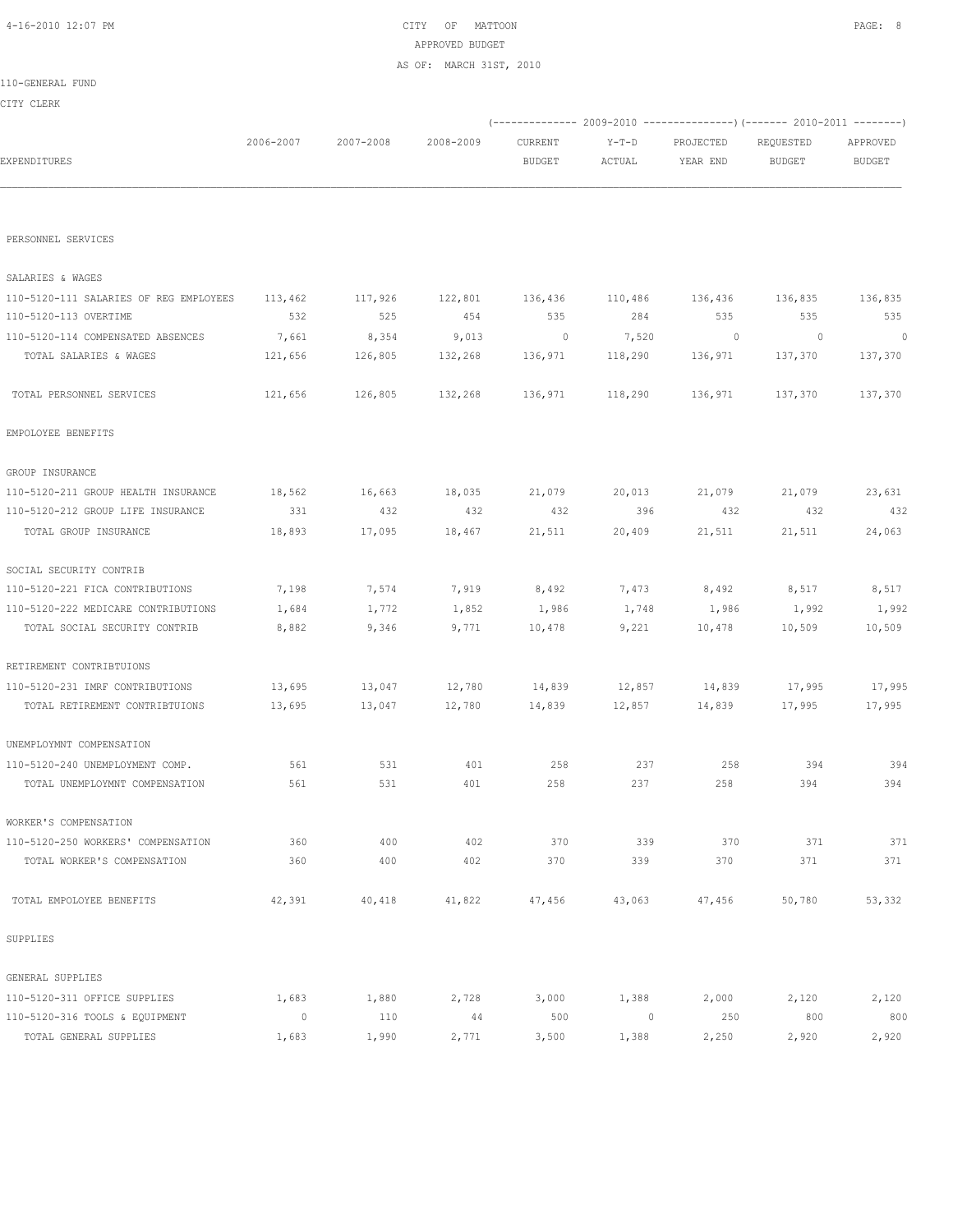CITY OF MATTOON
APPROVED BUDGET
AS OF: MARCH 31ST, 2010

110-GENERAL FUND

CITY CLERK

| EXPENDITURES | 2006-2007 | 2007-2008 | 2008-2009 | 2009-2010 CURRENT BUDGET | 2009-2010 Y-T-D ACTUAL | 2009-2010 PROJECTED YEAR END | 2010-2011 REQUESTED BUDGET | 2010-2011 APPROVED BUDGET |
|---|---|---|---|---|---|---|---|---|
| PERSONNEL SERVICES | | | | | | | | |
| SALARIES & WAGES | | | | | | | | |
| 110-5120-111 SALARIES OF REG EMPLOYEES | 113,462 | 117,926 | 122,801 | 136,436 | 110,486 | 136,436 | 136,835 | 136,835 |
| 110-5120-113 OVERTIME | 532 | 525 | 454 | 535 | 284 | 535 | 535 | 535 |
| 110-5120-114 COMPENSATED ABSENCES | 7,661 | 8,354 | 9,013 | 0 | 7,520 | 0 | 0 | 0 |
| TOTAL SALARIES & WAGES | 121,656 | 126,805 | 132,268 | 136,971 | 118,290 | 136,971 | 137,370 | 137,370 |
| TOTAL PERSONNEL SERVICES | 121,656 | 126,805 | 132,268 | 136,971 | 118,290 | 136,971 | 137,370 | 137,370 |
| EMPOLOYEE BENEFITS | | | | | | | | |
| GROUP INSURANCE | | | | | | | | |
| 110-5120-211 GROUP HEALTH INSURANCE | 18,562 | 16,663 | 18,035 | 21,079 | 20,013 | 21,079 | 21,079 | 23,631 |
| 110-5120-212 GROUP LIFE INSURANCE | 331 | 432 | 432 | 432 | 396 | 432 | 432 | 432 |
| TOTAL GROUP INSURANCE | 18,893 | 17,095 | 18,467 | 21,511 | 20,409 | 21,511 | 21,511 | 24,063 |
| SOCIAL SECURITY CONTRIB | | | | | | | | |
| 110-5120-221 FICA CONTRIBUTIONS | 7,198 | 7,574 | 7,919 | 8,492 | 7,473 | 8,492 | 8,517 | 8,517 |
| 110-5120-222 MEDICARE CONTRIBUTIONS | 1,684 | 1,772 | 1,852 | 1,986 | 1,748 | 1,986 | 1,992 | 1,992 |
| TOTAL SOCIAL SECURITY CONTRIB | 8,882 | 9,346 | 9,771 | 10,478 | 9,221 | 10,478 | 10,509 | 10,509 |
| RETIREMENT CONTRIBTUIONS | | | | | | | | |
| 110-5120-231 IMRF CONTRIBUTIONS | 13,695 | 13,047 | 12,780 | 14,839 | 12,857 | 14,839 | 17,995 | 17,995 |
| TOTAL RETIREMENT CONTRIBTUIONS | 13,695 | 13,047 | 12,780 | 14,839 | 12,857 | 14,839 | 17,995 | 17,995 |
| UNEMPLOYMNT COMPENSATION | | | | | | | | |
| 110-5120-240 UNEMPLOYMENT COMP. | 561 | 531 | 401 | 258 | 237 | 258 | 394 | 394 |
| TOTAL UNEMPLOYMNT COMPENSATION | 561 | 531 | 401 | 258 | 237 | 258 | 394 | 394 |
| WORKER'S COMPENSATION | | | | | | | | |
| 110-5120-250 WORKERS' COMPENSATION | 360 | 400 | 402 | 370 | 339 | 370 | 371 | 371 |
| TOTAL WORKER'S COMPENSATION | 360 | 400 | 402 | 370 | 339 | 370 | 371 | 371 |
| TOTAL EMPOLOYEE BENEFITS | 42,391 | 40,418 | 41,822 | 47,456 | 43,063 | 47,456 | 50,780 | 53,332 |
| SUPPLIES | | | | | | | | |
| GENERAL SUPPLIES | | | | | | | | |
| 110-5120-311 OFFICE SUPPLIES | 1,683 | 1,880 | 2,728 | 3,000 | 1,388 | 2,000 | 2,120 | 2,120 |
| 110-5120-316 TOOLS & EQUIPMENT | 0 | 110 | 44 | 500 | 0 | 250 | 800 | 800 |
| TOTAL GENERAL SUPPLIES | 1,683 | 1,990 | 2,771 | 3,500 | 1,388 | 2,250 | 2,920 | 2,920 |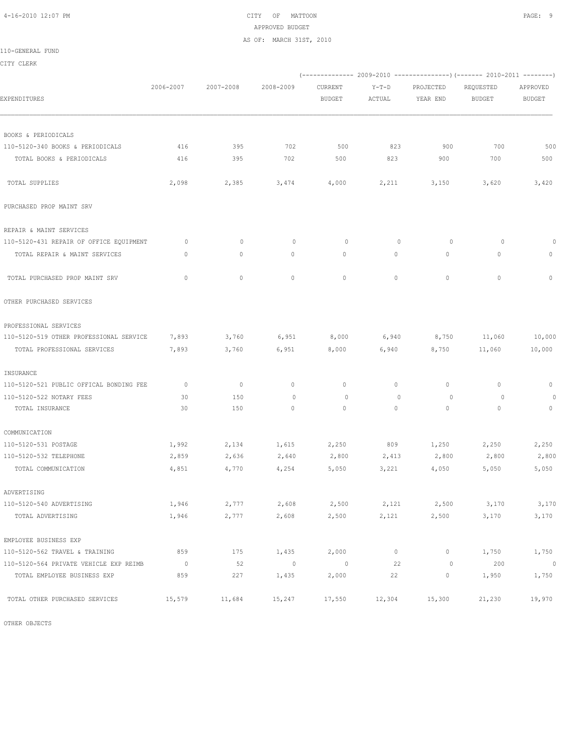CITY OF MATTOON
APPROVED BUDGET
AS OF: MARCH 31ST, 2010

110-GENERAL FUND

CITY CLERK

| EXPENDITURES | 2006-2007 | 2007-2008 | 2008-2009 | (------------- 2009-2010 CURRENT BUDGET | Y-T-D ACTUAL | PROJECTED YEAR END ----------------) | (------- 2010-2011 REQUESTED BUDGET | APPROVED BUDGET --------) |
|---|---|---|---|---|---|---|---|---|
| BOOKS & PERIODICALS | | | | | | | | |
| 110-5120-340 BOOKS & PERIODICALS | 416 | 395 | 702 | 500 | 823 | 900 | 700 | 500 |
| TOTAL BOOKS & PERIODICALS | 416 | 395 | 702 | 500 | 823 | 900 | 700 | 500 |
| TOTAL SUPPLIES | 2,098 | 2,385 | 3,474 | 4,000 | 2,211 | 3,150 | 3,620 | 3,420 |
| PURCHASED PROP MAINT SRV | | | | | | | | |
| REPAIR & MAINT SERVICES | | | | | | | | |
| 110-5120-431 REPAIR OF OFFICE EQUIPMENT | 0 | 0 | 0 | 0 | 0 | 0 | 0 | 0 |
| TOTAL REPAIR & MAINT SERVICES | 0 | 0 | 0 | 0 | 0 | 0 | 0 | 0 |
| TOTAL PURCHASED PROP MAINT SRV | 0 | 0 | 0 | 0 | 0 | 0 | 0 | 0 |
| OTHER PURCHASED SERVICES | | | | | | | | |
| PROFESSIONAL SERVICES | | | | | | | | |
| 110-5120-519 OTHER PROFESSIONAL SERVICE | 7,893 | 3,760 | 6,951 | 8,000 | 6,940 | 8,750 | 11,060 | 10,000 |
| TOTAL PROFESSIONAL SERVICES | 7,893 | 3,760 | 6,951 | 8,000 | 6,940 | 8,750 | 11,060 | 10,000 |
| INSURANCE | | | | | | | | |
| 110-5120-521 PUBLIC OFFICAL BONDING FEE | 0 | 0 | 0 | 0 | 0 | 0 | 0 | 0 |
| 110-5120-522 NOTARY FEES | 30 | 150 | 0 | 0 | 0 | 0 | 0 | 0 |
| TOTAL INSURANCE | 30 | 150 | 0 | 0 | 0 | 0 | 0 | 0 |
| COMMUNICATION | | | | | | | | |
| 110-5120-531 POSTAGE | 1,992 | 2,134 | 1,615 | 2,250 | 809 | 1,250 | 2,250 | 2,250 |
| 110-5120-532 TELEPHONE | 2,859 | 2,636 | 2,640 | 2,800 | 2,413 | 2,800 | 2,800 | 2,800 |
| TOTAL COMMUNICATION | 4,851 | 4,770 | 4,254 | 5,050 | 3,221 | 4,050 | 5,050 | 5,050 |
| ADVERTISING | | | | | | | | |
| 110-5120-540 ADVERTISING | 1,946 | 2,777 | 2,608 | 2,500 | 2,121 | 2,500 | 3,170 | 3,170 |
| TOTAL ADVERTISING | 1,946 | 2,777 | 2,608 | 2,500 | 2,121 | 2,500 | 3,170 | 3,170 |
| EMPLOYEE BUSINESS EXP | | | | | | | | |
| 110-5120-562 TRAVEL & TRAINING | 859 | 175 | 1,435 | 2,000 | 0 | 0 | 1,750 | 1,750 |
| 110-5120-564 PRIVATE VEHICLE EXP REIMB | 0 | 52 | 0 | 0 | 22 | 0 | 200 | 0 |
| TOTAL EMPLOYEE BUSINESS EXP | 859 | 227 | 1,435 | 2,000 | 22 | 0 | 1,950 | 1,750 |
| TOTAL OTHER PURCHASED SERVICES | 15,579 | 11,684 | 15,247 | 17,550 | 12,304 | 15,300 | 21,230 | 19,970 |

OTHER OBJECTS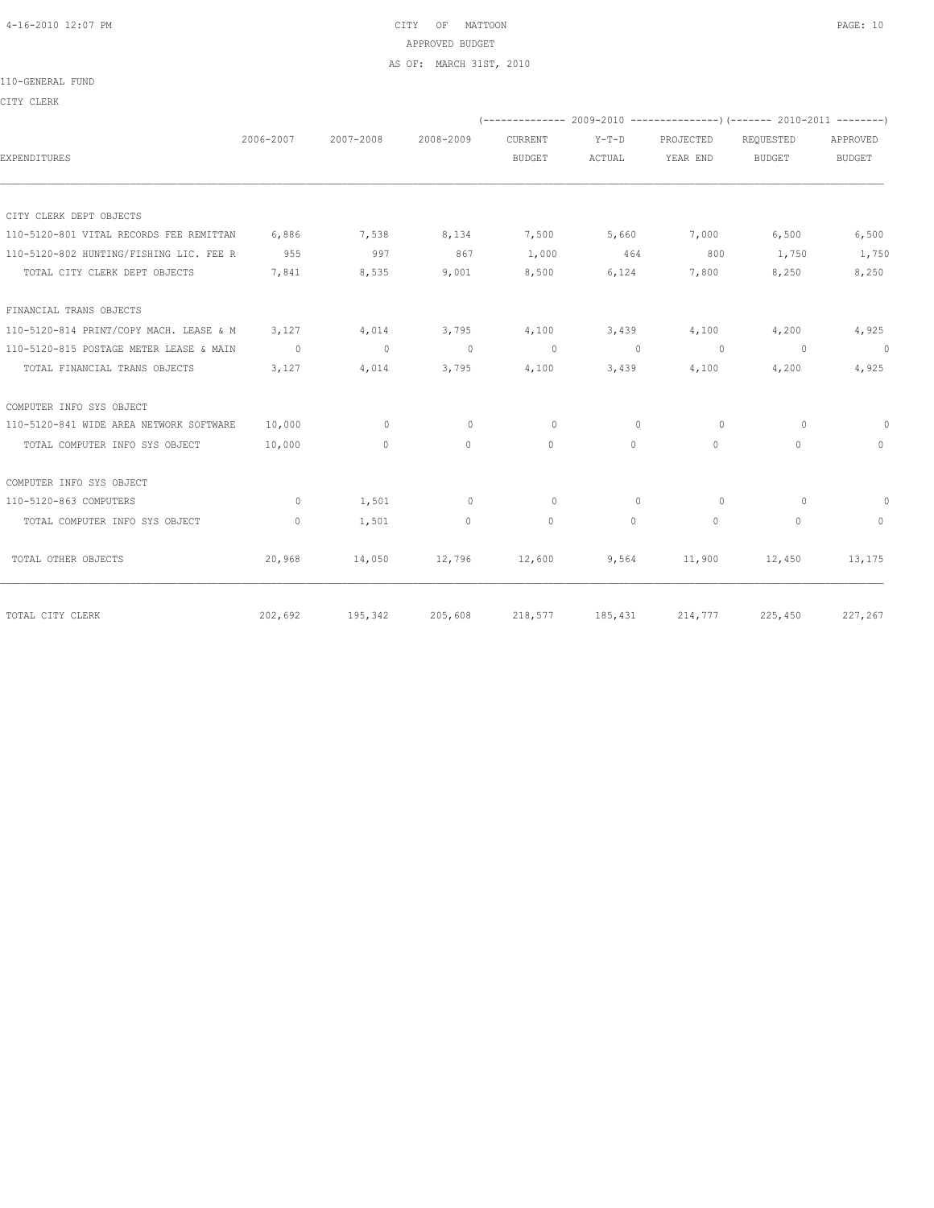CITY OF MATTOON

APPROVED BUDGET

AS OF: MARCH 31ST, 2010

110-GENERAL FUND

CITY CLERK

| EXPENDITURES | 2006-2007 | 2007-2008 | 2008-2009 | (-------------- 2009-2010 CURRENT BUDGET | Y-T-D ACTUAL | PROJECTED YEAR END ---------------) | (------- 2010-2011 REQUESTED BUDGET | APPROVED BUDGET --------) |
|---|---|---|---|---|---|---|---|---|
| CITY CLERK DEPT OBJECTS | | | | | | | | |
| 110-5120-801 VITAL RECORDS FEE REMITTAN | 6,886 | 7,538 | 8,134 | 7,500 | 5,660 | 7,000 | 6,500 | 6,500 |
| 110-5120-802 HUNTING/FISHING LIC. FEE R | 955 | 997 | 867 | 1,000 | 464 | 800 | 1,750 | 1,750 |
| TOTAL CITY CLERK DEPT OBJECTS | 7,841 | 8,535 | 9,001 | 8,500 | 6,124 | 7,800 | 8,250 | 8,250 |
| FINANCIAL TRANS OBJECTS | | | | | | | | |
| 110-5120-814 PRINT/COPY MACH. LEASE & M | 3,127 | 4,014 | 3,795 | 4,100 | 3,439 | 4,100 | 4,200 | 4,925 |
| 110-5120-815 POSTAGE METER LEASE & MAIN | 0 | 0 | 0 | 0 | 0 | 0 | 0 | 0 |
| TOTAL FINANCIAL TRANS OBJECTS | 3,127 | 4,014 | 3,795 | 4,100 | 3,439 | 4,100 | 4,200 | 4,925 |
| COMPUTER INFO SYS OBJECT | | | | | | | | |
| 110-5120-841 WIDE AREA NETWORK SOFTWARE | 10,000 | 0 | 0 | 0 | 0 | 0 | 0 | 0 |
| TOTAL COMPUTER INFO SYS OBJECT | 10,000 | 0 | 0 | 0 | 0 | 0 | 0 | 0 |
| COMPUTER INFO SYS OBJECT | | | | | | | | |
| 110-5120-863 COMPUTERS | 0 | 1,501 | 0 | 0 | 0 | 0 | 0 | 0 |
| TOTAL COMPUTER INFO SYS OBJECT | 0 | 1,501 | 0 | 0 | 0 | 0 | 0 | 0 |
| TOTAL OTHER OBJECTS | 20,968 | 14,050 | 12,796 | 12,600 | 9,564 | 11,900 | 12,450 | 13,175 |
| TOTAL CITY CLERK | 202,692 | 195,342 | 205,608 | 218,577 | 185,431 | 214,777 | 225,450 | 227,267 |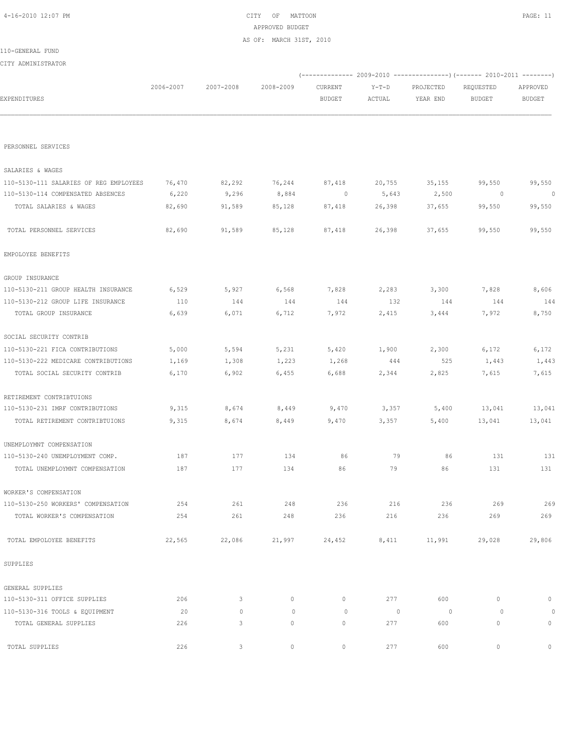CITY OF MATTOON
APPROVED BUDGET
AS OF: MARCH 31ST, 2010

110-GENERAL FUND

CITY ADMINISTRATOR

| EXPENDITURES | 2006-2007 | 2007-2008 | 2008-2009 | 2009-2010 CURRENT BUDGET | 2009-2010 Y-T-D ACTUAL | 2009-2010 PROJECTED YEAR END | 2010-2011 REQUESTED BUDGET | 2010-2011 APPROVED BUDGET |
|---|---|---|---|---|---|---|---|---|
| PERSONNEL SERVICES | | | | | | | | |
| SALARIES & WAGES | | | | | | | | |
| 110-5130-111 SALARIES OF REG EMPLOYEES | 76,470 | 82,292 | 76,244 | 87,418 | 20,755 | 35,155 | 99,550 | 99,550 |
| 110-5130-114 COMPENSATED ABSENCES | 6,220 | 9,296 | 8,884 | 0 | 5,643 | 2,500 | 0 | 0 |
| TOTAL SALARIES & WAGES | 82,690 | 91,589 | 85,128 | 87,418 | 26,398 | 37,655 | 99,550 | 99,550 |
| TOTAL PERSONNEL SERVICES | 82,690 | 91,589 | 85,128 | 87,418 | 26,398 | 37,655 | 99,550 | 99,550 |
| EMPOLOYEE BENEFITS | | | | | | | | |
| GROUP INSURANCE | | | | | | | | |
| 110-5130-211 GROUP HEALTH INSURANCE | 6,529 | 5,927 | 6,568 | 7,828 | 2,283 | 3,300 | 7,828 | 8,606 |
| 110-5130-212 GROUP LIFE INSURANCE | 110 | 144 | 144 | 144 | 132 | 144 | 144 | 144 |
| TOTAL GROUP INSURANCE | 6,639 | 6,071 | 6,712 | 7,972 | 2,415 | 3,444 | 7,972 | 8,750 |
| SOCIAL SECURITY CONTRIB | | | | | | | | |
| 110-5130-221 FICA CONTRIBUTIONS | 5,000 | 5,594 | 5,231 | 5,420 | 1,900 | 2,300 | 6,172 | 6,172 |
| 110-5130-222 MEDICARE CONTRIBUTIONS | 1,169 | 1,308 | 1,223 | 1,268 | 444 | 525 | 1,443 | 1,443 |
| TOTAL SOCIAL SECURITY CONTRIB | 6,170 | 6,902 | 6,455 | 6,688 | 2,344 | 2,825 | 7,615 | 7,615 |
| RETIREMENT CONTRIBTUIONS | | | | | | | | |
| 110-5130-231 IMRF CONTRIBUTIONS | 9,315 | 8,674 | 8,449 | 9,470 | 3,357 | 5,400 | 13,041 | 13,041 |
| TOTAL RETIREMENT CONTRIBTUIONS | 9,315 | 8,674 | 8,449 | 9,470 | 3,357 | 5,400 | 13,041 | 13,041 |
| UNEMPLOYMNT COMPENSATION | | | | | | | | |
| 110-5130-240 UNEMPLOYMENT COMP. | 187 | 177 | 134 | 86 | 79 | 86 | 131 | 131 |
| TOTAL UNEMPLOYMNT COMPENSATION | 187 | 177 | 134 | 86 | 79 | 86 | 131 | 131 |
| WORKER'S COMPENSATION | | | | | | | | |
| 110-5130-250 WORKERS' COMPENSATION | 254 | 261 | 248 | 236 | 216 | 236 | 269 | 269 |
| TOTAL WORKER'S COMPENSATION | 254 | 261 | 248 | 236 | 216 | 236 | 269 | 269 |
| TOTAL EMPOLOYEE BENEFITS | 22,565 | 22,086 | 21,997 | 24,452 | 8,411 | 11,991 | 29,028 | 29,806 |
| SUPPLIES | | | | | | | | |
| GENERAL SUPPLIES | | | | | | | | |
| 110-5130-311 OFFICE SUPPLIES | 206 | 3 | 0 | 0 | 277 | 600 | 0 | 0 |
| 110-5130-316 TOOLS & EQUIPMENT | 20 | 0 | 0 | 0 | 0 | 0 | 0 | 0 |
| TOTAL GENERAL SUPPLIES | 226 | 3 | 0 | 0 | 277 | 600 | 0 | 0 |
| TOTAL SUPPLIES | 226 | 3 | 0 | 0 | 277 | 600 | 0 | 0 |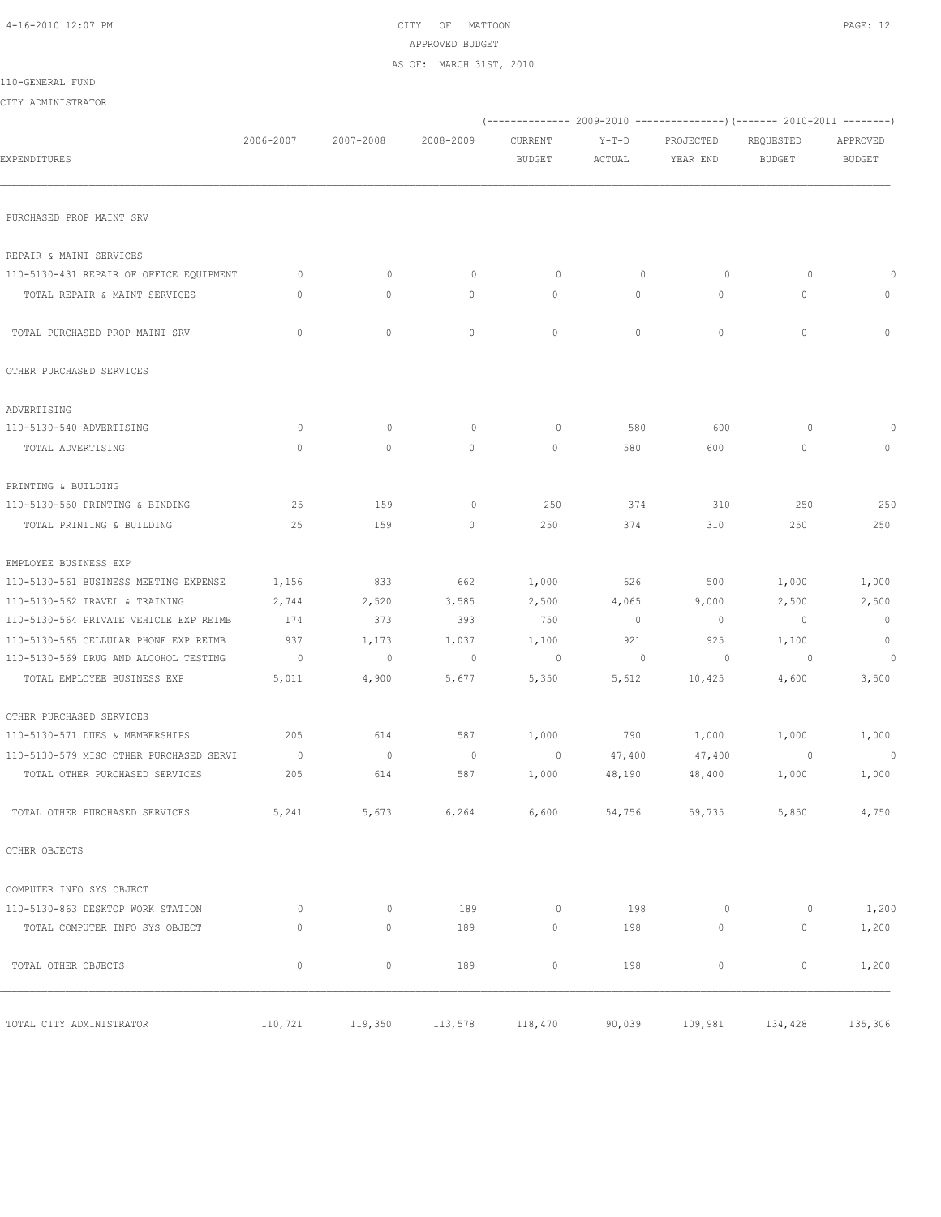CITY OF MATTOON
APPROVED BUDGET
AS OF: MARCH 31ST, 2010

110-GENERAL FUND

CITY ADMINISTRATOR

| EXPENDITURES | 2006-2007 | 2007-2008 | 2008-2009 | 2009-2010 CURRENT BUDGET | 2009-2010 Y-T-D ACTUAL | 2009-2010 PROJECTED YEAR END | 2010-2011 REQUESTED BUDGET | 2010-2011 APPROVED BUDGET |
|---|---|---|---|---|---|---|---|---|
| PURCHASED PROP MAINT SRV | | | | | | | | |
| REPAIR & MAINT SERVICES | | | | | | | | |
| 110-5130-431 REPAIR OF OFFICE EQUIPMENT | 0 | 0 | 0 | 0 | 0 | 0 | 0 | 0 |
| TOTAL REPAIR & MAINT SERVICES | 0 | 0 | 0 | 0 | 0 | 0 | 0 | 0 |
| TOTAL PURCHASED PROP MAINT SRV | 0 | 0 | 0 | 0 | 0 | 0 | 0 | 0 |
| OTHER PURCHASED SERVICES | | | | | | | | |
| ADVERTISING | | | | | | | | |
| 110-5130-540 ADVERTISING | 0 | 0 | 0 | 0 | 580 | 600 | 0 | 0 |
| TOTAL ADVERTISING | 0 | 0 | 0 | 0 | 580 | 600 | 0 | 0 |
| PRINTING & BUILDING | | | | | | | | |
| 110-5130-550 PRINTING & BINDING | 25 | 159 | 0 | 250 | 374 | 310 | 250 | 250 |
| TOTAL PRINTING & BUILDING | 25 | 159 | 0 | 250 | 374 | 310 | 250 | 250 |
| EMPLOYEE BUSINESS EXP | | | | | | | | |
| 110-5130-561 BUSINESS MEETING EXPENSE | 1,156 | 833 | 662 | 1,000 | 626 | 500 | 1,000 | 1,000 |
| 110-5130-562 TRAVEL & TRAINING | 2,744 | 2,520 | 3,585 | 2,500 | 4,065 | 9,000 | 2,500 | 2,500 |
| 110-5130-564 PRIVATE VEHICLE EXP REIMB | 174 | 373 | 393 | 750 | 0 | 0 | 0 | 0 |
| 110-5130-565 CELLULAR PHONE EXP REIMB | 937 | 1,173 | 1,037 | 1,100 | 921 | 925 | 1,100 | 0 |
| 110-5130-569 DRUG AND ALCOHOL TESTING | 0 | 0 | 0 | 0 | 0 | 0 | 0 | 0 |
| TOTAL EMPLOYEE BUSINESS EXP | 5,011 | 4,900 | 5,677 | 5,350 | 5,612 | 10,425 | 4,600 | 3,500 |
| OTHER PURCHASED SERVICES | | | | | | | | |
| 110-5130-571 DUES & MEMBERSHIPS | 205 | 614 | 587 | 1,000 | 790 | 1,000 | 1,000 | 1,000 |
| 110-5130-579 MISC OTHER PURCHASED SERVI | 0 | 0 | 0 | 0 | 47,400 | 47,400 | 0 | 0 |
| TOTAL OTHER PURCHASED SERVICES | 205 | 614 | 587 | 1,000 | 48,190 | 48,400 | 1,000 | 1,000 |
| TOTAL OTHER PURCHASED SERVICES | 5,241 | 5,673 | 6,264 | 6,600 | 54,756 | 59,735 | 5,850 | 4,750 |
| OTHER OBJECTS | | | | | | | | |
| COMPUTER INFO SYS OBJECT | | | | | | | | |
| 110-5130-863 DESKTOP WORK STATION | 0 | 0 | 189 | 0 | 198 | 0 | 0 | 1,200 |
| TOTAL COMPUTER INFO SYS OBJECT | 0 | 0 | 189 | 0 | 198 | 0 | 0 | 1,200 |
| TOTAL OTHER OBJECTS | 0 | 0 | 189 | 0 | 198 | 0 | 0 | 1,200 |
| TOTAL CITY ADMINISTRATOR | 110,721 | 119,350 | 113,578 | 118,470 | 90,039 | 109,981 | 134,428 | 135,306 |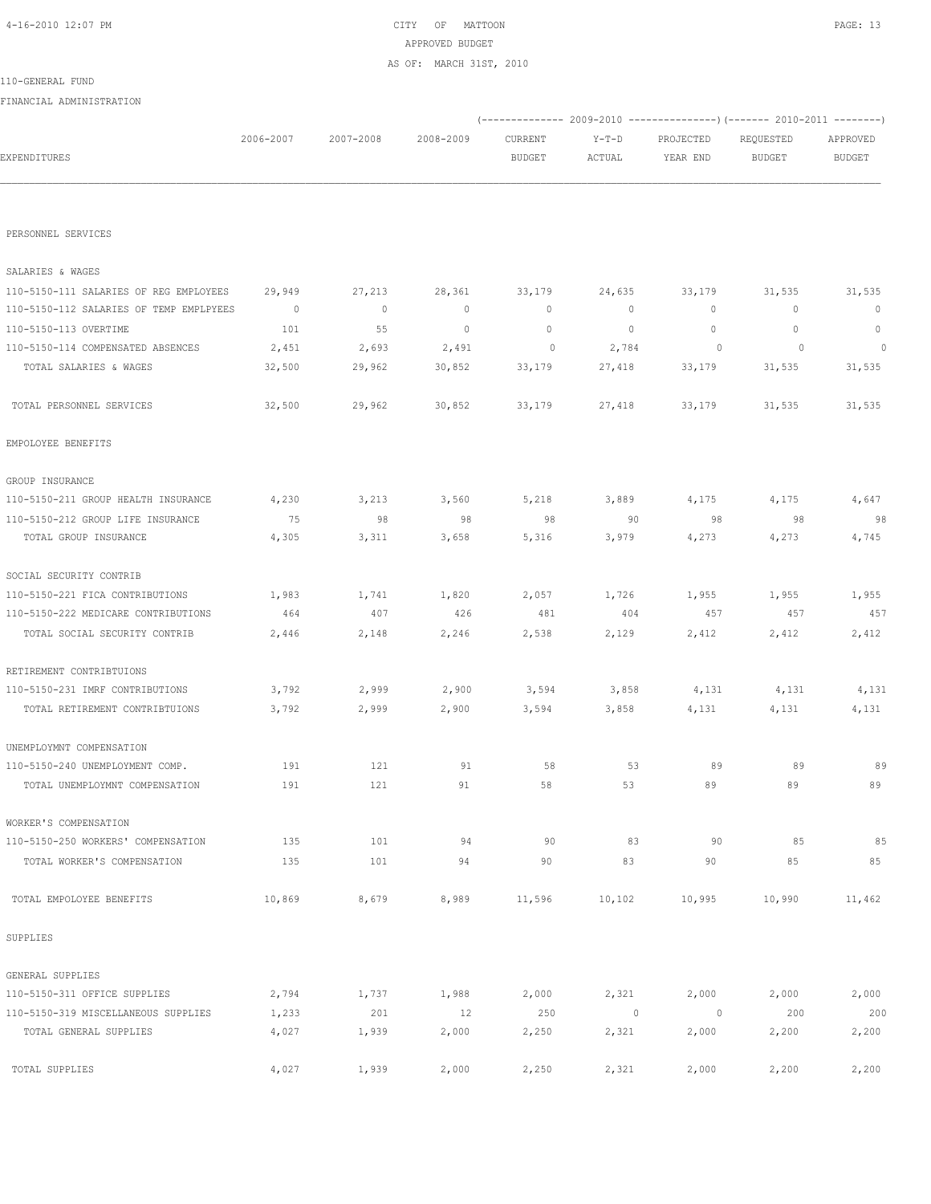CITY OF MATTOON
APPROVED BUDGET
AS OF: MARCH 31ST, 2010

110-GENERAL FUND

FINANCIAL ADMINISTRATION

| EXPENDITURES | 2006-2007 | 2007-2008 | 2008-2009 | 2009-2010 CURRENT BUDGET | 2009-2010 Y-T-D ACTUAL | 2009-2010 PROJECTED YEAR END | 2010-2011 REQUESTED BUDGET | 2010-2011 APPROVED BUDGET |
|---|---|---|---|---|---|---|---|---|
| PERSONNEL SERVICES | | | | | | | | |
| SALARIES & WAGES | | | | | | | | |
| 110-5150-111 SALARIES OF REG EMPLOYEES | 29,949 | 27,213 | 28,361 | 33,179 | 24,635 | 33,179 | 31,535 | 31,535 |
| 110-5150-112 SALARIES OF TEMP EMPLPYEES | 0 | 0 | 0 | 0 | 0 | 0 | 0 | 0 |
| 110-5150-113 OVERTIME | 101 | 55 | 0 | 0 | 0 | 0 | 0 | 0 |
| 110-5150-114 COMPENSATED ABSENCES | 2,451 | 2,693 | 2,491 | 0 | 2,784 | 0 | 0 | 0 |
| TOTAL SALARIES & WAGES | 32,500 | 29,962 | 30,852 | 33,179 | 27,418 | 33,179 | 31,535 | 31,535 |
| TOTAL PERSONNEL SERVICES | 32,500 | 29,962 | 30,852 | 33,179 | 27,418 | 33,179 | 31,535 | 31,535 |
| EMPOLOYEE BENEFITS | | | | | | | | |
| GROUP INSURANCE | | | | | | | | |
| 110-5150-211 GROUP HEALTH INSURANCE | 4,230 | 3,213 | 3,560 | 5,218 | 3,889 | 4,175 | 4,175 | 4,647 |
| 110-5150-212 GROUP LIFE INSURANCE | 75 | 98 | 98 | 98 | 90 | 98 | 98 | 98 |
| TOTAL GROUP INSURANCE | 4,305 | 3,311 | 3,658 | 5,316 | 3,979 | 4,273 | 4,273 | 4,745 |
| SOCIAL SECURITY CONTRIB | | | | | | | | |
| 110-5150-221 FICA CONTRIBUTIONS | 1,983 | 1,741 | 1,820 | 2,057 | 1,726 | 1,955 | 1,955 | 1,955 |
| 110-5150-222 MEDICARE CONTRIBUTIONS | 464 | 407 | 426 | 481 | 404 | 457 | 457 | 457 |
| TOTAL SOCIAL SECURITY CONTRIB | 2,446 | 2,148 | 2,246 | 2,538 | 2,129 | 2,412 | 2,412 | 2,412 |
| RETIREMENT CONTRIBTUIONS | | | | | | | | |
| 110-5150-231 IMRF CONTRIBUTIONS | 3,792 | 2,999 | 2,900 | 3,594 | 3,858 | 4,131 | 4,131 | 4,131 |
| TOTAL RETIREMENT CONTRIBTUIONS | 3,792 | 2,999 | 2,900 | 3,594 | 3,858 | 4,131 | 4,131 | 4,131 |
| UNEMPLOYMNT COMPENSATION | | | | | | | | |
| 110-5150-240 UNEMPLOYMENT COMP. | 191 | 121 | 91 | 58 | 53 | 89 | 89 | 89 |
| TOTAL UNEMPLOYMNT COMPENSATION | 191 | 121 | 91 | 58 | 53 | 89 | 89 | 89 |
| WORKER'S COMPENSATION | | | | | | | | |
| 110-5150-250 WORKERS' COMPENSATION | 135 | 101 | 94 | 90 | 83 | 90 | 85 | 85 |
| TOTAL WORKER'S COMPENSATION | 135 | 101 | 94 | 90 | 83 | 90 | 85 | 85 |
| TOTAL EMPOLOYEE BENEFITS | 10,869 | 8,679 | 8,989 | 11,596 | 10,102 | 10,995 | 10,990 | 11,462 |
| SUPPLIES | | | | | | | | |
| GENERAL SUPPLIES | | | | | | | | |
| 110-5150-311 OFFICE SUPPLIES | 2,794 | 1,737 | 1,988 | 2,000 | 2,321 | 2,000 | 2,000 | 2,000 |
| 110-5150-319 MISCELLANEOUS SUPPLIES | 1,233 | 201 | 12 | 250 | 0 | 0 | 200 | 200 |
| TOTAL GENERAL SUPPLIES | 4,027 | 1,939 | 2,000 | 2,250 | 2,321 | 2,000 | 2,200 | 2,200 |
| TOTAL SUPPLIES | 4,027 | 1,939 | 2,000 | 2,250 | 2,321 | 2,000 | 2,200 | 2,200 |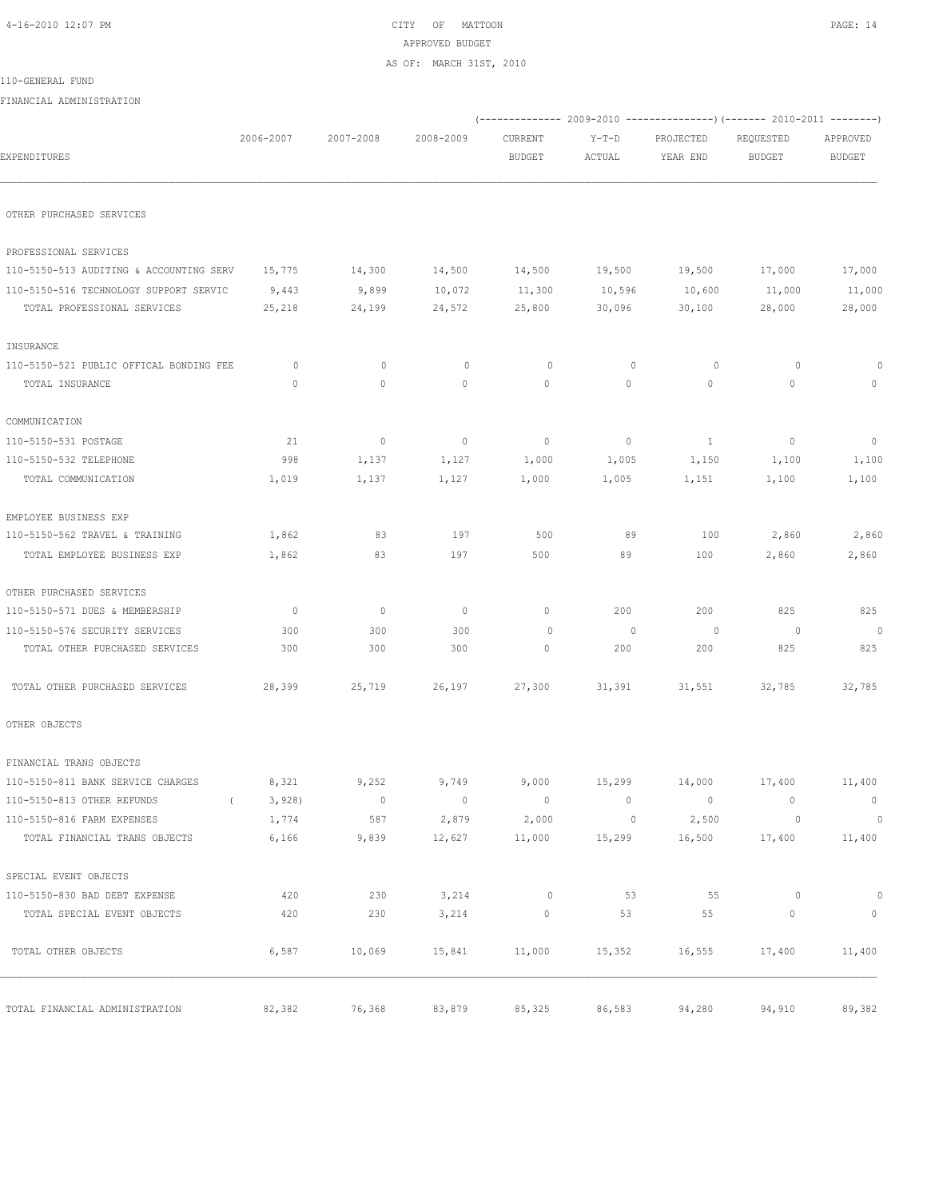CITY OF MATTOON

APPROVED BUDGET

AS OF: MARCH 31ST, 2010

110-GENERAL FUND

FINANCIAL ADMINISTRATION

| EXPENDITURES | 2006-2007 | 2007-2008 | 2008-2009 | 2009-2010 CURRENT BUDGET | 2009-2010 Y-T-D ACTUAL | 2009-2010 PROJECTED YEAR END | 2010-2011 REQUESTED BUDGET | 2010-2011 APPROVED BUDGET |
|---|---|---|---|---|---|---|---|---|
| OTHER PURCHASED SERVICES | | | | | | | | |
| PROFESSIONAL SERVICES | | | | | | | | |
| 110-5150-513 AUDITING & ACCOUNTING SERV | 15,775 | 14,300 | 14,500 | 14,500 | 19,500 | 19,500 | 17,000 | 17,000 |
| 110-5150-516 TECHNOLOGY SUPPORT SERVIC | 9,443 | 9,899 | 10,072 | 11,300 | 10,596 | 10,600 | 11,000 | 11,000 |
| TOTAL PROFESSIONAL SERVICES | 25,218 | 24,199 | 24,572 | 25,800 | 30,096 | 30,100 | 28,000 | 28,000 |
| INSURANCE | | | | | | | | |
| 110-5150-521 PUBLIC OFFICAL BONDING FEE | 0 | 0 | 0 | 0 | 0 | 0 | 0 | 0 |
| TOTAL INSURANCE | 0 | 0 | 0 | 0 | 0 | 0 | 0 | 0 |
| COMMUNICATION | | | | | | | | |
| 110-5150-531 POSTAGE | 21 | 0 | 0 | 0 | 0 | 1 | 0 | 0 |
| 110-5150-532 TELEPHONE | 998 | 1,137 | 1,127 | 1,000 | 1,005 | 1,150 | 1,100 | 1,100 |
| TOTAL COMMUNICATION | 1,019 | 1,137 | 1,127 | 1,000 | 1,005 | 1,151 | 1,100 | 1,100 |
| EMPLOYEE BUSINESS EXP | | | | | | | | |
| 110-5150-562 TRAVEL & TRAINING | 1,862 | 83 | 197 | 500 | 89 | 100 | 2,860 | 2,860 |
| TOTAL EMPLOYEE BUSINESS EXP | 1,862 | 83 | 197 | 500 | 89 | 100 | 2,860 | 2,860 |
| OTHER PURCHASED SERVICES | | | | | | | | |
| 110-5150-571 DUES & MEMBERSHIP | 0 | 0 | 0 | 0 | 200 | 200 | 825 | 825 |
| 110-5150-576 SECURITY SERVICES | 300 | 300 | 300 | 0 | 0 | 0 | 0 | 0 |
| TOTAL OTHER PURCHASED SERVICES | 300 | 300 | 300 | 0 | 200 | 200 | 825 | 825 |
| TOTAL OTHER PURCHASED SERVICES | 28,399 | 25,719 | 26,197 | 27,300 | 31,391 | 31,551 | 32,785 | 32,785 |
| OTHER OBJECTS | | | | | | | | |
| FINANCIAL TRANS OBJECTS | | | | | | | | |
| 110-5150-811 BANK SERVICE CHARGES | 8,321 | 9,252 | 9,749 | 9,000 | 15,299 | 14,000 | 17,400 | 11,400 |
| 110-5150-813 OTHER REFUNDS | ( 3,928) | 0 | 0 | 0 | 0 | 0 | 0 | 0 |
| 110-5150-816 FARM EXPENSES | 1,774 | 587 | 2,879 | 2,000 | 0 | 2,500 | 0 | 0 |
| TOTAL FINANCIAL TRANS OBJECTS | 6,166 | 9,839 | 12,627 | 11,000 | 15,299 | 16,500 | 17,400 | 11,400 |
| SPECIAL EVENT OBJECTS | | | | | | | | |
| 110-5150-830 BAD DEBT EXPENSE | 420 | 230 | 3,214 | 0 | 53 | 55 | 0 | 0 |
| TOTAL SPECIAL EVENT OBJECTS | 420 | 230 | 3,214 | 0 | 53 | 55 | 0 | 0 |
| TOTAL OTHER OBJECTS | 6,587 | 10,069 | 15,841 | 11,000 | 15,352 | 16,555 | 17,400 | 11,400 |
| TOTAL FINANCIAL ADMINISTRATION | 82,382 | 76,368 | 83,879 | 85,325 | 86,583 | 94,280 | 94,910 | 89,382 |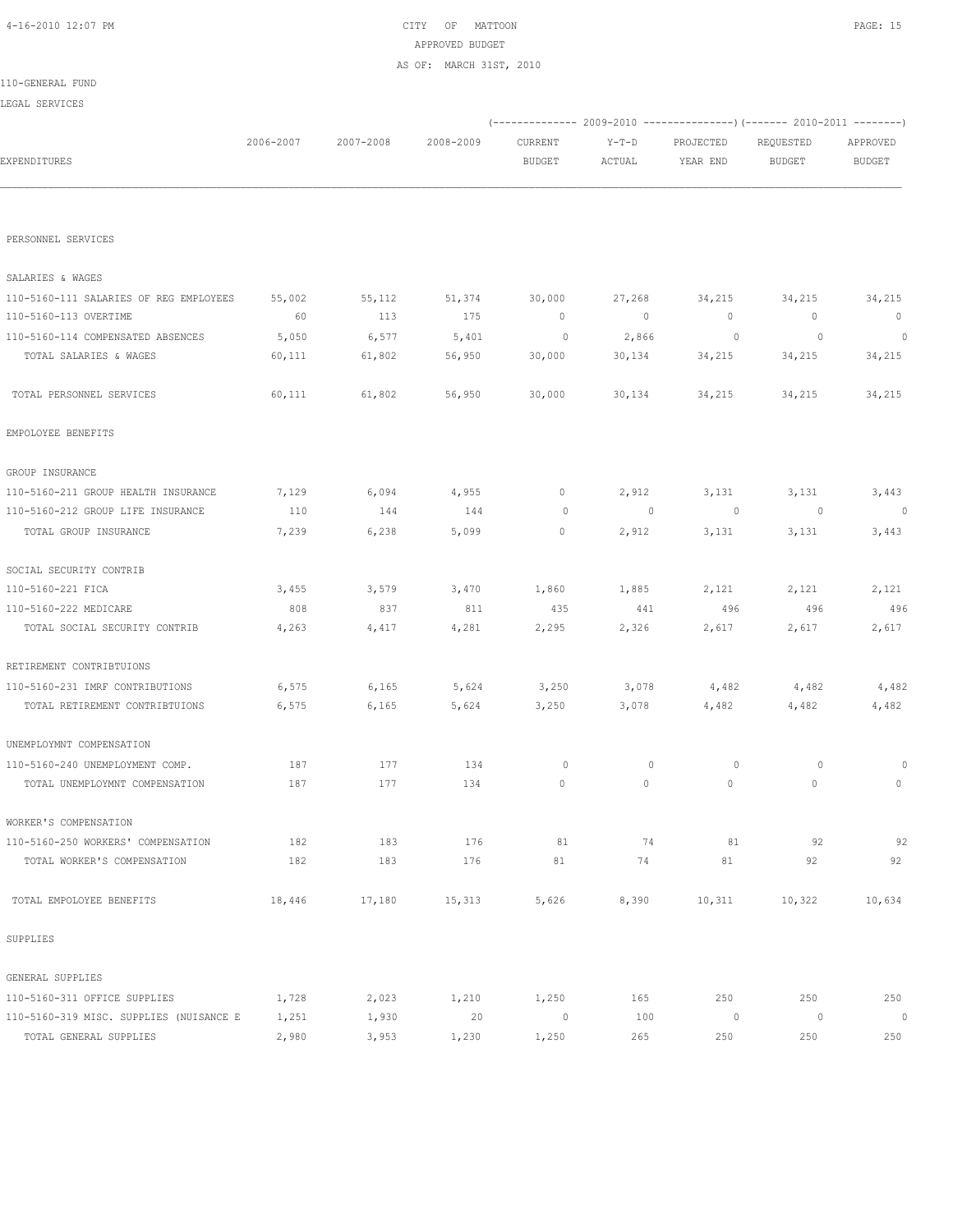CITY OF MATTOON
APPROVED BUDGET
AS OF: MARCH 31ST, 2010

110-GENERAL FUND

LEGAL SERVICES

| EXPENDITURES | 2006-2007 | 2007-2008 | 2008-2009 | 2009-2010 CURRENT BUDGET | 2009-2010 Y-T-D ACTUAL | 2009-2010 PROJECTED YEAR END | 2010-2011 REQUESTED BUDGET | 2010-2011 APPROVED BUDGET |
|---|---|---|---|---|---|---|---|---|
| PERSONNEL SERVICES | | | | | | | | |
| SALARIES & WAGES | | | | | | | | |
| 110-5160-111 SALARIES OF REG EMPLOYEES | 55,002 | 55,112 | 51,374 | 30,000 | 27,268 | 34,215 | 34,215 | 34,215 |
| 110-5160-113 OVERTIME | 60 | 113 | 175 | 0 | 0 | 0 | 0 | 0 |
| 110-5160-114 COMPENSATED ABSENCES | 5,050 | 6,577 | 5,401 | 0 | 2,866 | 0 | 0 | 0 |
| TOTAL SALARIES & WAGES | 60,111 | 61,802 | 56,950 | 30,000 | 30,134 | 34,215 | 34,215 | 34,215 |
| TOTAL PERSONNEL SERVICES | 60,111 | 61,802 | 56,950 | 30,000 | 30,134 | 34,215 | 34,215 | 34,215 |
| EMPOLOYEE BENEFITS | | | | | | | | |
| GROUP INSURANCE | | | | | | | | |
| 110-5160-211 GROUP HEALTH INSURANCE | 7,129 | 6,094 | 4,955 | 0 | 2,912 | 3,131 | 3,131 | 3,443 |
| 110-5160-212 GROUP LIFE INSURANCE | 110 | 144 | 144 | 0 | 0 | 0 | 0 | 0 |
| TOTAL GROUP INSURANCE | 7,239 | 6,238 | 5,099 | 0 | 2,912 | 3,131 | 3,131 | 3,443 |
| SOCIAL SECURITY CONTRIB | | | | | | | | |
| 110-5160-221 FICA | 3,455 | 3,579 | 3,470 | 1,860 | 1,885 | 2,121 | 2,121 | 2,121 |
| 110-5160-222 MEDICARE | 808 | 837 | 811 | 435 | 441 | 496 | 496 | 496 |
| TOTAL SOCIAL SECURITY CONTRIB | 4,263 | 4,417 | 4,281 | 2,295 | 2,326 | 2,617 | 2,617 | 2,617 |
| RETIREMENT CONTRIBTUIONS | | | | | | | | |
| 110-5160-231 IMRF CONTRIBUTIONS | 6,575 | 6,165 | 5,624 | 3,250 | 3,078 | 4,482 | 4,482 | 4,482 |
| TOTAL RETIREMENT CONTRIBTUIONS | 6,575 | 6,165 | 5,624 | 3,250 | 3,078 | 4,482 | 4,482 | 4,482 |
| UNEMPLOYMNT COMPENSATION | | | | | | | | |
| 110-5160-240 UNEMPLOYMENT COMP. | 187 | 177 | 134 | 0 | 0 | 0 | 0 | 0 |
| TOTAL UNEMPLOYMNT COMPENSATION | 187 | 177 | 134 | 0 | 0 | 0 | 0 | 0 |
| WORKER'S COMPENSATION | | | | | | | | |
| 110-5160-250 WORKERS' COMPENSATION | 182 | 183 | 176 | 81 | 74 | 81 | 92 | 92 |
| TOTAL WORKER'S COMPENSATION | 182 | 183 | 176 | 81 | 74 | 81 | 92 | 92 |
| TOTAL EMPOLOYEE BENEFITS | 18,446 | 17,180 | 15,313 | 5,626 | 8,390 | 10,311 | 10,322 | 10,634 |
| SUPPLIES | | | | | | | | |
| GENERAL SUPPLIES | | | | | | | | |
| 110-5160-311 OFFICE SUPPLIES | 1,728 | 2,023 | 1,210 | 1,250 | 165 | 250 | 250 | 250 |
| 110-5160-319 MISC. SUPPLIES (NUISANCE E | 1,251 | 1,930 | 20 | 0 | 100 | 0 | 0 | 0 |
| TOTAL GENERAL SUPPLIES | 2,980 | 3,953 | 1,230 | 1,250 | 265 | 250 | 250 | 250 |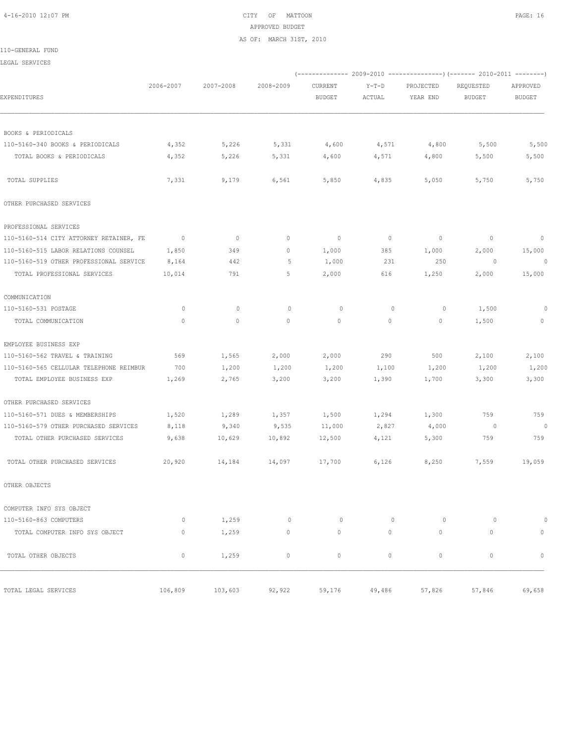CITY OF MATTOON
APPROVED BUDGET
AS OF: MARCH 31ST, 2010

110-GENERAL FUND

LEGAL SERVICES

| EXPENDITURES | 2006-2007 | 2007-2008 | 2008-2009 | (2009-2010) CURRENT BUDGET | Y-T-D ACTUAL | PROJECTED YEAR END | (2010-2011) REQUESTED BUDGET | APPROVED BUDGET |
|---|---|---|---|---|---|---|---|---|
| BOOKS & PERIODICALS | | | | | | | | |
| 110-5160-340 BOOKS & PERIODICALS | 4,352 | 5,226 | 5,331 | 4,600 | 4,571 | 4,800 | 5,500 | 5,500 |
| TOTAL BOOKS & PERIODICALS | 4,352 | 5,226 | 5,331 | 4,600 | 4,571 | 4,800 | 5,500 | 5,500 |
| TOTAL SUPPLIES | 7,331 | 9,179 | 6,561 | 5,850 | 4,835 | 5,050 | 5,750 | 5,750 |
| OTHER PURCHASED SERVICES | | | | | | | | |
| PROFESSIONAL SERVICES | | | | | | | | |
| 110-5160-514 CITY ATTORNEY RETAINER, FE | 0 | 0 | 0 | 0 | 0 | 0 | 0 | 0 |
| 110-5160-515 LABOR RELATIONS COUNSEL | 1,850 | 349 | 0 | 1,000 | 385 | 1,000 | 2,000 | 15,000 |
| 110-5160-519 OTHER PROFESSIONAL SERVICE | 8,164 | 442 | 5 | 1,000 | 231 | 250 | 0 | 0 |
| TOTAL PROFESSIONAL SERVICES | 10,014 | 791 | 5 | 2,000 | 616 | 1,250 | 2,000 | 15,000 |
| COMMUNICATION | | | | | | | | |
| 110-5160-531 POSTAGE | 0 | 0 | 0 | 0 | 0 | 0 | 1,500 | 0 |
| TOTAL COMMUNICATION | 0 | 0 | 0 | 0 | 0 | 0 | 1,500 | 0 |
| EMPLOYEE BUSINESS EXP | | | | | | | | |
| 110-5160-562 TRAVEL & TRAINING | 569 | 1,565 | 2,000 | 2,000 | 290 | 500 | 2,100 | 2,100 |
| 110-5160-565 CELLULAR TELEPHONE REIMBUR | 700 | 1,200 | 1,200 | 1,200 | 1,100 | 1,200 | 1,200 | 1,200 |
| TOTAL EMPLOYEE BUSINESS EXP | 1,269 | 2,765 | 3,200 | 3,200 | 1,390 | 1,700 | 3,300 | 3,300 |
| OTHER PURCHASED SERVICES | | | | | | | | |
| 110-5160-571 DUES & MEMBERSHIPS | 1,520 | 1,289 | 1,357 | 1,500 | 1,294 | 1,300 | 759 | 759 |
| 110-5160-579 OTHER PURCHASED SERVICES | 8,118 | 9,340 | 9,535 | 11,000 | 2,827 | 4,000 | 0 | 0 |
| TOTAL OTHER PURCHASED SERVICES | 9,638 | 10,629 | 10,892 | 12,500 | 4,121 | 5,300 | 759 | 759 |
| TOTAL OTHER PURCHASED SERVICES | 20,920 | 14,184 | 14,097 | 17,700 | 6,126 | 8,250 | 7,559 | 19,059 |
| OTHER OBJECTS | | | | | | | | |
| COMPUTER INFO SYS OBJECT | | | | | | | | |
| 110-5160-863 COMPUTERS | 0 | 1,259 | 0 | 0 | 0 | 0 | 0 | 0 |
| TOTAL COMPUTER INFO SYS OBJECT | 0 | 1,259 | 0 | 0 | 0 | 0 | 0 | 0 |
| TOTAL OTHER OBJECTS | 0 | 1,259 | 0 | 0 | 0 | 0 | 0 | 0 |
| TOTAL LEGAL SERVICES | 106,809 | 103,603 | 92,922 | 59,176 | 49,486 | 57,826 | 57,846 | 69,658 |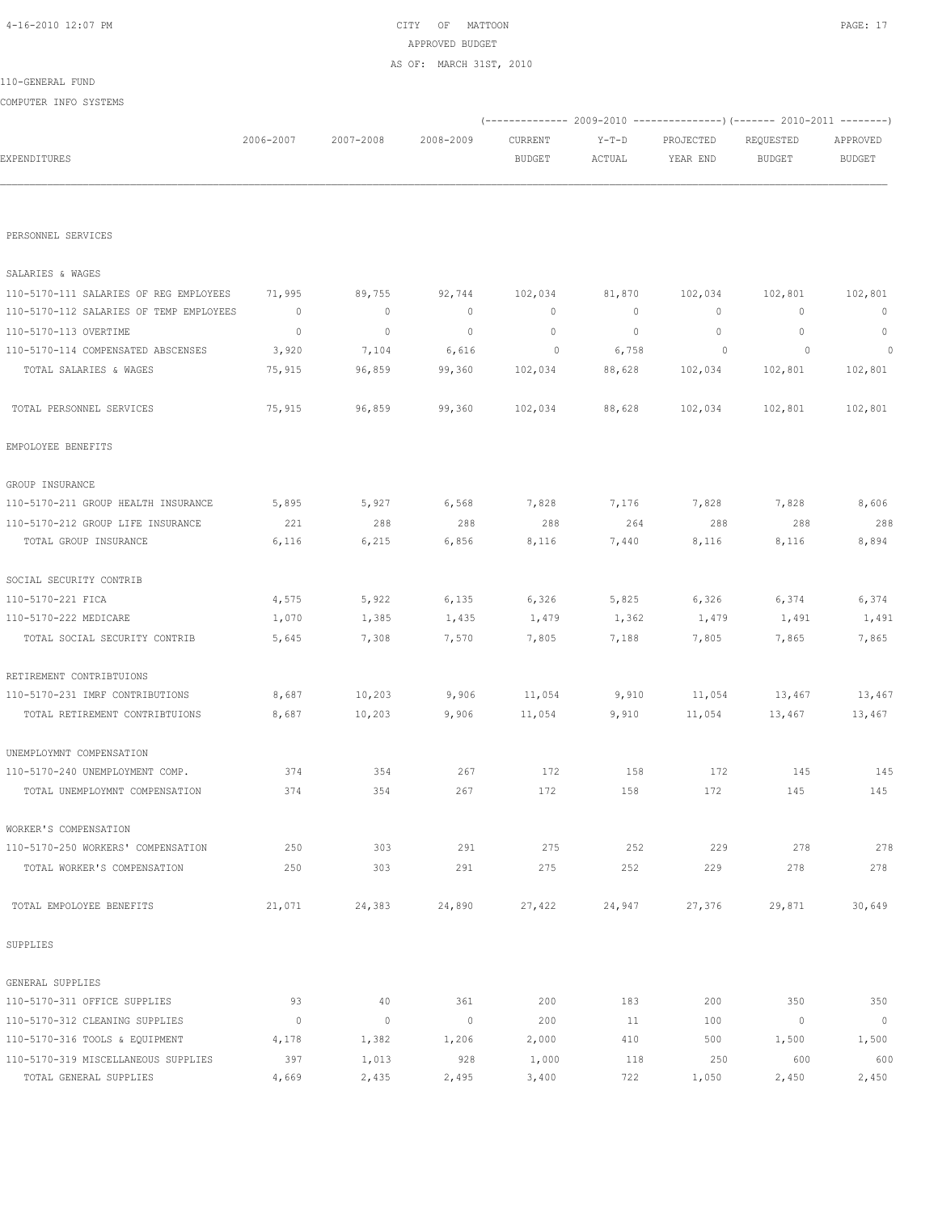CITY OF MATTOON

APPROVED BUDGET

AS OF: MARCH 31ST, 2010

110-GENERAL FUND

COMPUTER INFO SYSTEMS

| EXPENDITURES | 2006-2007 | 2007-2008 | 2008-2009 | 2009-2010 CURRENT BUDGET | 2009-2010 Y-T-D ACTUAL | 2009-2010 PROJECTED YEAR END | 2010-2011 REQUESTED BUDGET | 2010-2011 APPROVED BUDGET |
|---|---|---|---|---|---|---|---|---|
| PERSONNEL SERVICES | | | | | | | | |
| SALARIES & WAGES | | | | | | | | |
| 110-5170-111 SALARIES OF REG EMPLOYEES | 71,995 | 89,755 | 92,744 | 102,034 | 81,870 | 102,034 | 102,801 | 102,801 |
| 110-5170-112 SALARIES OF TEMP EMPLOYEES | 0 | 0 | 0 | 0 | 0 | 0 | 0 | 0 |
| 110-5170-113 OVERTIME | 0 | 0 | 0 | 0 | 0 | 0 | 0 | 0 |
| 110-5170-114 COMPENSATED ABSCENSES | 3,920 | 7,104 | 6,616 | 0 | 6,758 | 0 | 0 | 0 |
| TOTAL SALARIES & WAGES | 75,915 | 96,859 | 99,360 | 102,034 | 88,628 | 102,034 | 102,801 | 102,801 |
| TOTAL PERSONNEL SERVICES | 75,915 | 96,859 | 99,360 | 102,034 | 88,628 | 102,034 | 102,801 | 102,801 |
| EMPOLOYEE BENEFITS | | | | | | | | |
| GROUP INSURANCE | | | | | | | | |
| 110-5170-211 GROUP HEALTH INSURANCE | 5,895 | 5,927 | 6,568 | 7,828 | 7,176 | 7,828 | 7,828 | 8,606 |
| 110-5170-212 GROUP LIFE INSURANCE | 221 | 288 | 288 | 288 | 264 | 288 | 288 | 288 |
| TOTAL GROUP INSURANCE | 6,116 | 6,215 | 6,856 | 8,116 | 7,440 | 8,116 | 8,116 | 8,894 |
| SOCIAL SECURITY CONTRIB | | | | | | | | |
| 110-5170-221 FICA | 4,575 | 5,922 | 6,135 | 6,326 | 5,825 | 6,326 | 6,374 | 6,374 |
| 110-5170-222 MEDICARE | 1,070 | 1,385 | 1,435 | 1,479 | 1,362 | 1,479 | 1,491 | 1,491 |
| TOTAL SOCIAL SECURITY CONTRIB | 5,645 | 7,308 | 7,570 | 7,805 | 7,188 | 7,805 | 7,865 | 7,865 |
| RETIREMENT CONTRIBTUIONS | | | | | | | | |
| 110-5170-231 IMRF CONTRIBUTIONS | 8,687 | 10,203 | 9,906 | 11,054 | 9,910 | 11,054 | 13,467 | 13,467 |
| TOTAL RETIREMENT CONTRIBTUIONS | 8,687 | 10,203 | 9,906 | 11,054 | 9,910 | 11,054 | 13,467 | 13,467 |
| UNEMPLOYMNT COMPENSATION | | | | | | | | |
| 110-5170-240 UNEMPLOYMENT COMP. | 374 | 354 | 267 | 172 | 158 | 172 | 145 | 145 |
| TOTAL UNEMPLOYMNT COMPENSATION | 374 | 354 | 267 | 172 | 158 | 172 | 145 | 145 |
| WORKER'S COMPENSATION | | | | | | | | |
| 110-5170-250 WORKERS' COMPENSATION | 250 | 303 | 291 | 275 | 252 | 229 | 278 | 278 |
| TOTAL WORKER'S COMPENSATION | 250 | 303 | 291 | 275 | 252 | 229 | 278 | 278 |
| TOTAL EMPOLOYEE BENEFITS | 21,071 | 24,383 | 24,890 | 27,422 | 24,947 | 27,376 | 29,871 | 30,649 |
| SUPPLIES | | | | | | | | |
| GENERAL SUPPLIES | | | | | | | | |
| 110-5170-311 OFFICE SUPPLIES | 93 | 40 | 361 | 200 | 183 | 200 | 350 | 350 |
| 110-5170-312 CLEANING SUPPLIES | 0 | 0 | 0 | 200 | 11 | 100 | 0 | 0 |
| 110-5170-316 TOOLS & EQUIPMENT | 4,178 | 1,382 | 1,206 | 2,000 | 410 | 500 | 1,500 | 1,500 |
| 110-5170-319 MISCELLANEOUS SUPPLIES | 397 | 1,013 | 928 | 1,000 | 118 | 250 | 600 | 600 |
| TOTAL GENERAL SUPPLIES | 4,669 | 2,435 | 2,495 | 3,400 | 722 | 1,050 | 2,450 | 2,450 |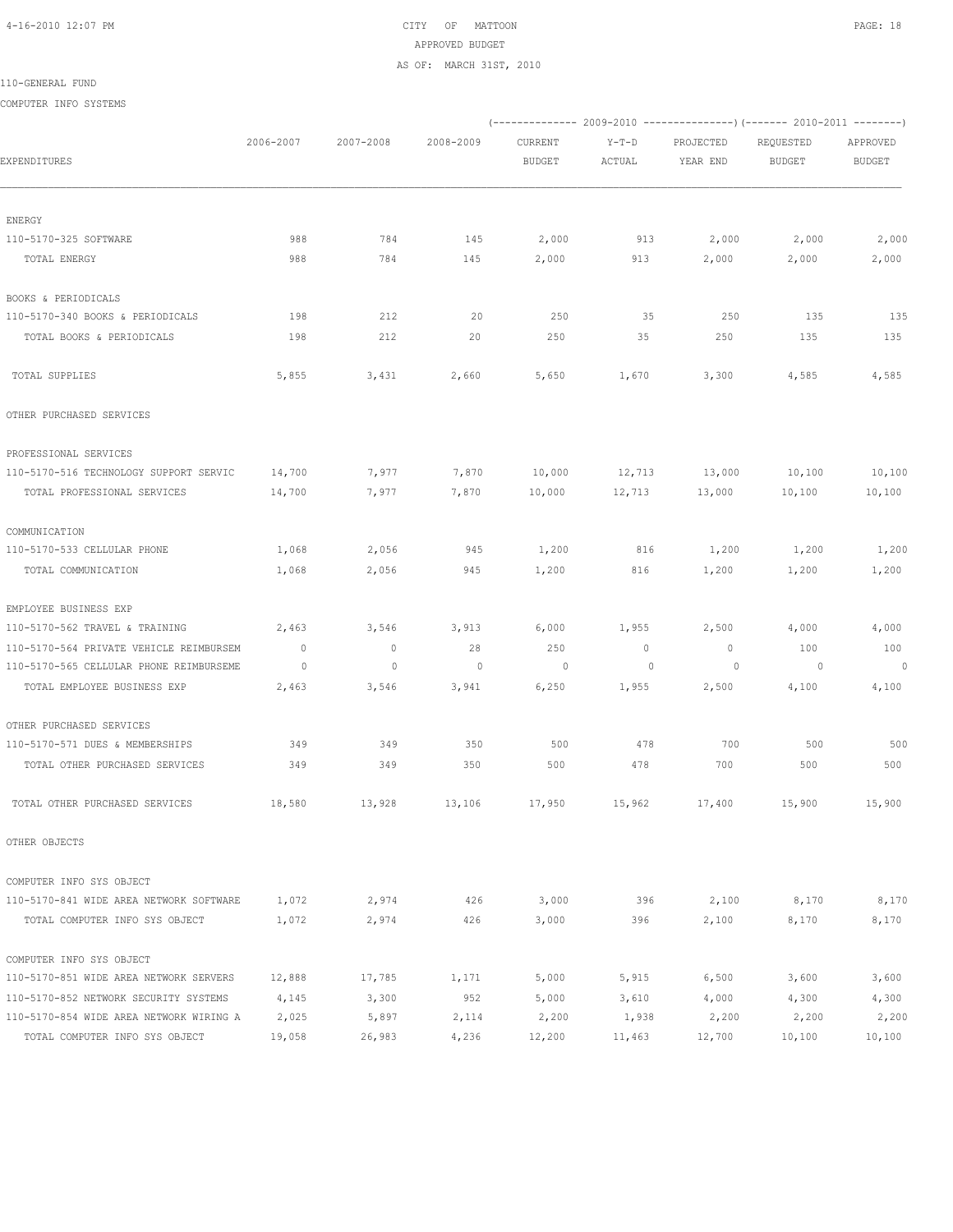CITY OF MATTOON
APPROVED BUDGET
AS OF: MARCH 31ST, 2010

110-GENERAL FUND

COMPUTER INFO SYSTEMS

| EXPENDITURES | 2006-2007 | 2007-2008 | 2008-2009 | 2009-2010 CURRENT BUDGET | 2009-2010 Y-T-D ACTUAL | 2009-2010 PROJECTED YEAR END | 2010-2011 REQUESTED BUDGET | 2010-2011 APPROVED BUDGET |
|---|---|---|---|---|---|---|---|---|
| ENERGY | | | | | | | | |
| 110-5170-325 SOFTWARE | 988 | 784 | 145 | 2,000 | 913 | 2,000 | 2,000 | 2,000 |
| TOTAL ENERGY | 988 | 784 | 145 | 2,000 | 913 | 2,000 | 2,000 | 2,000 |
| BOOKS & PERIODICALS | | | | | | | | |
| 110-5170-340 BOOKS & PERIODICALS | 198 | 212 | 20 | 250 | 35 | 250 | 135 | 135 |
| TOTAL BOOKS & PERIODICALS | 198 | 212 | 20 | 250 | 35 | 250 | 135 | 135 |
| TOTAL SUPPLIES | 5,855 | 3,431 | 2,660 | 5,650 | 1,670 | 3,300 | 4,585 | 4,585 |
| OTHER PURCHASED SERVICES | | | | | | | | |
| PROFESSIONAL SERVICES | | | | | | | | |
| 110-5170-516 TECHNOLOGY SUPPORT SERVIC | 14,700 | 7,977 | 7,870 | 10,000 | 12,713 | 13,000 | 10,100 | 10,100 |
| TOTAL PROFESSIONAL SERVICES | 14,700 | 7,977 | 7,870 | 10,000 | 12,713 | 13,000 | 10,100 | 10,100 |
| COMMUNICATION | | | | | | | | |
| 110-5170-533 CELLULAR PHONE | 1,068 | 2,056 | 945 | 1,200 | 816 | 1,200 | 1,200 | 1,200 |
| TOTAL COMMUNICATION | 1,068 | 2,056 | 945 | 1,200 | 816 | 1,200 | 1,200 | 1,200 |
| EMPLOYEE BUSINESS EXP | | | | | | | | |
| 110-5170-562 TRAVEL & TRAINING | 2,463 | 3,546 | 3,913 | 6,000 | 1,955 | 2,500 | 4,000 | 4,000 |
| 110-5170-564 PRIVATE VEHICLE REIMBURSEM | 0 | 0 | 28 | 250 | 0 | 0 | 100 | 100 |
| 110-5170-565 CELLULAR PHONE REIMBURSEME | 0 | 0 | 0 | 0 | 0 | 0 | 0 | 0 |
| TOTAL EMPLOYEE BUSINESS EXP | 2,463 | 3,546 | 3,941 | 6,250 | 1,955 | 2,500 | 4,100 | 4,100 |
| OTHER PURCHASED SERVICES | | | | | | | | |
| 110-5170-571 DUES & MEMBERSHIPS | 349 | 349 | 350 | 500 | 478 | 700 | 500 | 500 |
| TOTAL OTHER PURCHASED SERVICES | 349 | 349 | 350 | 500 | 478 | 700 | 500 | 500 |
| TOTAL OTHER PURCHASED SERVICES | 18,580 | 13,928 | 13,106 | 17,950 | 15,962 | 17,400 | 15,900 | 15,900 |
| OTHER OBJECTS | | | | | | | | |
| COMPUTER INFO SYS OBJECT | | | | | | | | |
| 110-5170-841 WIDE AREA NETWORK SOFTWARE | 1,072 | 2,974 | 426 | 3,000 | 396 | 2,100 | 8,170 | 8,170 |
| TOTAL COMPUTER INFO SYS OBJECT | 1,072 | 2,974 | 426 | 3,000 | 396 | 2,100 | 8,170 | 8,170 |
| COMPUTER INFO SYS OBJECT | | | | | | | | |
| 110-5170-851 WIDE AREA NETWORK SERVERS | 12,888 | 17,785 | 1,171 | 5,000 | 5,915 | 6,500 | 3,600 | 3,600 |
| 110-5170-852 NETWORK SECURITY SYSTEMS | 4,145 | 3,300 | 952 | 5,000 | 3,610 | 4,000 | 4,300 | 4,300 |
| 110-5170-854 WIDE AREA NETWORK WIRING A | 2,025 | 5,897 | 2,114 | 2,200 | 1,938 | 2,200 | 2,200 | 2,200 |
| TOTAL COMPUTER INFO SYS OBJECT | 19,058 | 26,983 | 4,236 | 12,200 | 11,463 | 12,700 | 10,100 | 10,100 |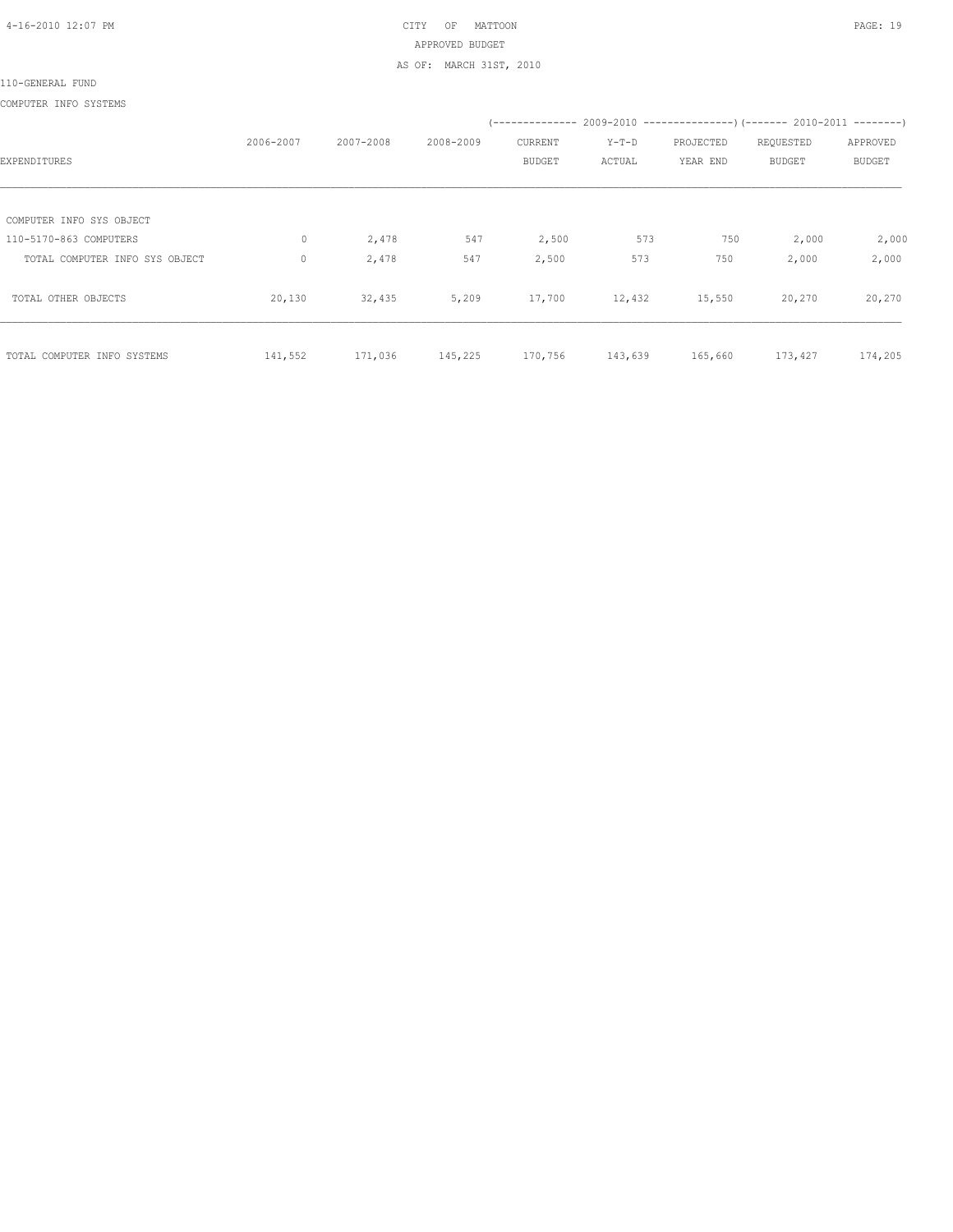CITY OF MATTOON

APPROVED BUDGET

AS OF: MARCH 31ST, 2010

110-GENERAL FUND

COMPUTER INFO SYSTEMS

| EXPENDITURES | 2006-2007 | 2007-2008 | 2008-2009 | 2009-2010 CURRENT BUDGET | 2009-2010 Y-T-D ACTUAL | 2009-2010 PROJECTED YEAR END | 2010-2011 REQUESTED BUDGET | 2010-2011 APPROVED BUDGET |
|---|---|---|---|---|---|---|---|---|
| COMPUTER INFO SYS OBJECT | | | | | | | | |
| 110-5170-863 COMPUTERS | 0 | 2,478 | 547 | 2,500 | 573 | 750 | 2,000 | 2,000 |
| TOTAL COMPUTER INFO SYS OBJECT | 0 | 2,478 | 547 | 2,500 | 573 | 750 | 2,000 | 2,000 |
| TOTAL OTHER OBJECTS | 20,130 | 32,435 | 5,209 | 17,700 | 12,432 | 15,550 | 20,270 | 20,270 |
| TOTAL COMPUTER INFO SYSTEMS | 141,552 | 171,036 | 145,225 | 170,756 | 143,639 | 165,660 | 173,427 | 174,205 |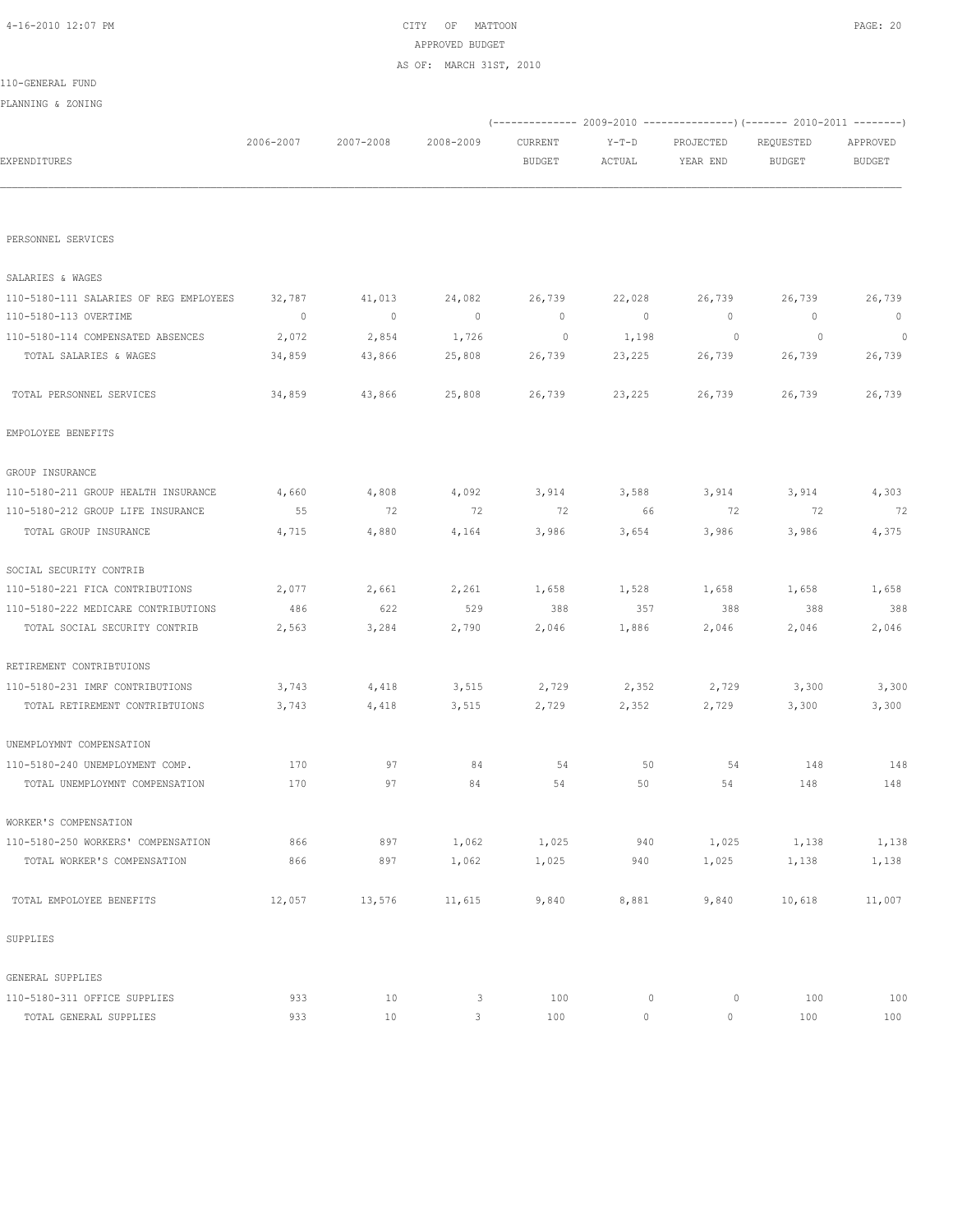CITY OF MATTOON
APPROVED BUDGET
AS OF: MARCH 31ST, 2010

110-GENERAL FUND

PLANNING & ZONING

| EXPENDITURES | 2006-2007 | 2007-2008 | 2008-2009 | 2009-2010 CURRENT BUDGET | 2009-2010 Y-T-D ACTUAL | 2009-2010 PROJECTED YEAR END | 2010-2011 REQUESTED BUDGET | 2010-2011 APPROVED BUDGET |
|---|---|---|---|---|---|---|---|---|
| PERSONNEL SERVICES | | | | | | | | |
| SALARIES & WAGES | | | | | | | | |
| 110-5180-111 SALARIES OF REG EMPLOYEES | 32,787 | 41,013 | 24,082 | 26,739 | 22,028 | 26,739 | 26,739 | 26,739 |
| 110-5180-113 OVERTIME | 0 | 0 | 0 | 0 | 0 | 0 | 0 | 0 |
| 110-5180-114 COMPENSATED ABSENCES | 2,072 | 2,854 | 1,726 | 0 | 1,198 | 0 | 0 | 0 |
| TOTAL SALARIES & WAGES | 34,859 | 43,866 | 25,808 | 26,739 | 23,225 | 26,739 | 26,739 | 26,739 |
| TOTAL PERSONNEL SERVICES | 34,859 | 43,866 | 25,808 | 26,739 | 23,225 | 26,739 | 26,739 | 26,739 |
| EMPOLOYEE BENEFITS | | | | | | | | |
| GROUP INSURANCE | | | | | | | | |
| 110-5180-211 GROUP HEALTH INSURANCE | 4,660 | 4,808 | 4,092 | 3,914 | 3,588 | 3,914 | 3,914 | 4,303 |
| 110-5180-212 GROUP LIFE INSURANCE | 55 | 72 | 72 | 72 | 66 | 72 | 72 | 72 |
| TOTAL GROUP INSURANCE | 4,715 | 4,880 | 4,164 | 3,986 | 3,654 | 3,986 | 3,986 | 4,375 |
| SOCIAL SECURITY CONTRIB | | | | | | | | |
| 110-5180-221 FICA CONTRIBUTIONS | 2,077 | 2,661 | 2,261 | 1,658 | 1,528 | 1,658 | 1,658 | 1,658 |
| 110-5180-222 MEDICARE CONTRIBUTIONS | 486 | 622 | 529 | 388 | 357 | 388 | 388 | 388 |
| TOTAL SOCIAL SECURITY CONTRIB | 2,563 | 3,284 | 2,790 | 2,046 | 1,886 | 2,046 | 2,046 | 2,046 |
| RETIREMENT CONTRIBTUIONS | | | | | | | | |
| 110-5180-231 IMRF CONTRIBUTIONS | 3,743 | 4,418 | 3,515 | 2,729 | 2,352 | 2,729 | 3,300 | 3,300 |
| TOTAL RETIREMENT CONTRIBTUIONS | 3,743 | 4,418 | 3,515 | 2,729 | 2,352 | 2,729 | 3,300 | 3,300 |
| UNEMPLOYMNT COMPENSATION | | | | | | | | |
| 110-5180-240 UNEMPLOYMENT COMP. | 170 | 97 | 84 | 54 | 50 | 54 | 148 | 148 |
| TOTAL UNEMPLOYMNT COMPENSATION | 170 | 97 | 84 | 54 | 50 | 54 | 148 | 148 |
| WORKER'S COMPENSATION | | | | | | | | |
| 110-5180-250 WORKERS' COMPENSATION | 866 | 897 | 1,062 | 1,025 | 940 | 1,025 | 1,138 | 1,138 |
| TOTAL WORKER'S COMPENSATION | 866 | 897 | 1,062 | 1,025 | 940 | 1,025 | 1,138 | 1,138 |
| TOTAL EMPOLOYEE BENEFITS | 12,057 | 13,576 | 11,615 | 9,840 | 8,881 | 9,840 | 10,618 | 11,007 |
| SUPPLIES | | | | | | | | |
| GENERAL SUPPLIES | | | | | | | | |
| 110-5180-311 OFFICE SUPPLIES | 933 | 10 | 3 | 100 | 0 | 0 | 100 | 100 |
| TOTAL GENERAL SUPPLIES | 933 | 10 | 3 | 100 | 0 | 0 | 100 | 100 |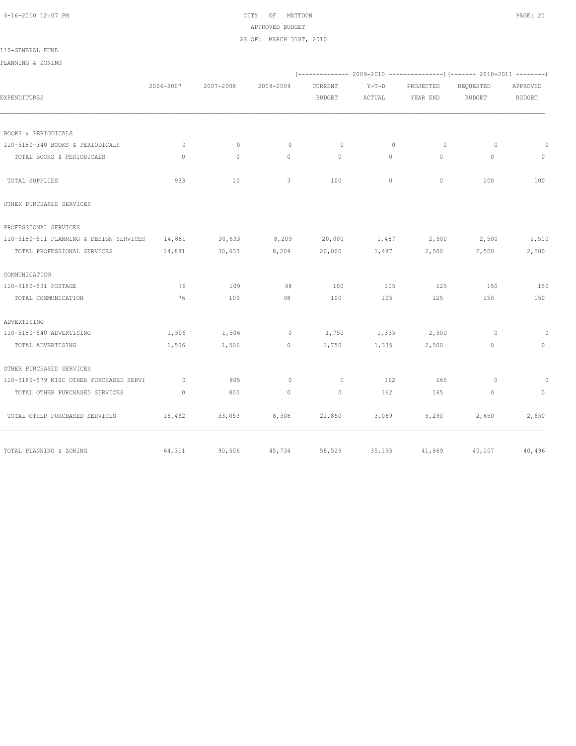CITY OF MATTOON
APPROVED BUDGET
AS OF: MARCH 31ST, 2010

110-GENERAL FUND

PLANNING & ZONING

| EXPENDITURES | 2006-2007 | 2007-2008 | 2008-2009 | 2009-2010 CURRENT BUDGET | 2009-2010 Y-T-D ACTUAL | 2009-2010 PROJECTED YEAR END | 2010-2011 REQUESTED BUDGET | 2010-2011 APPROVED BUDGET |
|---|---|---|---|---|---|---|---|---|
| BOOKS & PERIODICALS | | | | | | | | |
| 110-5180-340 BOOKS & PERIODICALS | 0 | 0 | 0 | 0 | 0 | 0 | 0 | 0 |
| TOTAL BOOKS & PERIODICALS | 0 | 0 | 0 | 0 | 0 | 0 | 0 | 0 |
| TOTAL SUPPLIES | 933 | 10 | 3 | 100 | 0 | 0 | 100 | 100 |
| OTHER PURCHASED SERVICES | | | | | | | | |
| PROFESSIONAL SERVICES | | | | | | | | |
| 110-5180-511 PLANNING & DESIGN SERVICES | 14,881 | 30,633 | 8,209 | 20,000 | 1,487 | 2,500 | 2,500 | 2,500 |
| TOTAL PROFESSIONAL SERVICES | 14,881 | 30,633 | 8,209 | 20,000 | 1,487 | 2,500 | 2,500 | 2,500 |
| COMMUNICATION | | | | | | | | |
| 110-5180-531 POSTAGE | 76 | 109 | 98 | 100 | 105 | 125 | 150 | 150 |
| TOTAL COMMUNICATION | 76 | 109 | 98 | 100 | 105 | 125 | 150 | 150 |
| ADVERTISING | | | | | | | | |
| 110-5180-540 ADVERTISING | 1,506 | 1,506 | 0 | 1,750 | 1,335 | 2,500 | 0 | 0 |
| TOTAL ADVERTISING | 1,506 | 1,506 | 0 | 1,750 | 1,335 | 2,500 | 0 | 0 |
| OTHER PURCHASED SERVICES | | | | | | | | |
| 110-5180-579 MISC OTHER PURCHASED SERVI | 0 | 805 | 0 | 0 | 162 | 165 | 0 | 0 |
| TOTAL OTHER PURCHASED SERVICES | 0 | 805 | 0 | 0 | 162 | 165 | 0 | 0 |
| TOTAL OTHER PURCHASED SERVICES | 16,462 | 33,053 | 8,308 | 21,850 | 3,089 | 5,290 | 2,650 | 2,650 |
| TOTAL PLANNING & ZONING | 64,311 | 90,506 | 45,734 | 58,529 | 35,195 | 41,869 | 40,107 | 40,496 |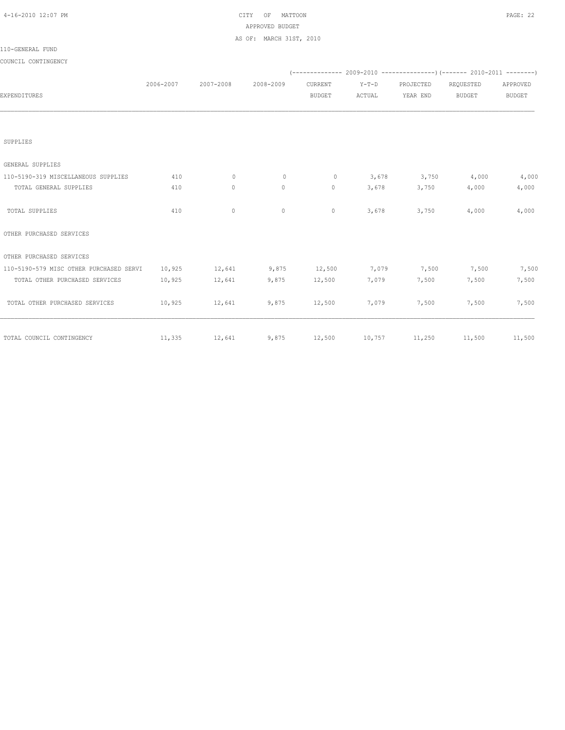CITY OF MATTOON
APPROVED BUDGET
AS OF: MARCH 31ST, 2010

110-GENERAL FUND

COUNCIL CONTINGENCY

| EXPENDITURES | 2006-2007 | 2007-2008 | 2008-2009 | 2009-2010 CURRENT BUDGET | 2009-2010 Y-T-D ACTUAL | 2009-2010 PROJECTED YEAR END | 2010-2011 REQUESTED BUDGET | 2010-2011 APPROVED BUDGET |
|---|---|---|---|---|---|---|---|---|
| SUPPLIES | | | | | | | | |
| GENERAL SUPPLIES | | | | | | | | |
| 110-5190-319 MISCELLANEOUS SUPPLIES | 410 | 0 | 0 | 0 | 3,678 | 3,750 | 4,000 | 4,000 |
| TOTAL GENERAL SUPPLIES | 410 | 0 | 0 | 0 | 3,678 | 3,750 | 4,000 | 4,000 |
| TOTAL SUPPLIES | 410 | 0 | 0 | 0 | 3,678 | 3,750 | 4,000 | 4,000 |
| OTHER PURCHASED SERVICES | | | | | | | | |
| OTHER PURCHASED SERVICES | | | | | | | | |
| 110-5190-579 MISC OTHER PURCHASED SERVI | 10,925 | 12,641 | 9,875 | 12,500 | 7,079 | 7,500 | 7,500 | 7,500 |
| TOTAL OTHER PURCHASED SERVICES | 10,925 | 12,641 | 9,875 | 12,500 | 7,079 | 7,500 | 7,500 | 7,500 |
| TOTAL OTHER PURCHASED SERVICES | 10,925 | 12,641 | 9,875 | 12,500 | 7,079 | 7,500 | 7,500 | 7,500 |
| TOTAL COUNCIL CONTINGENCY | 11,335 | 12,641 | 9,875 | 12,500 | 10,757 | 11,250 | 11,500 | 11,500 |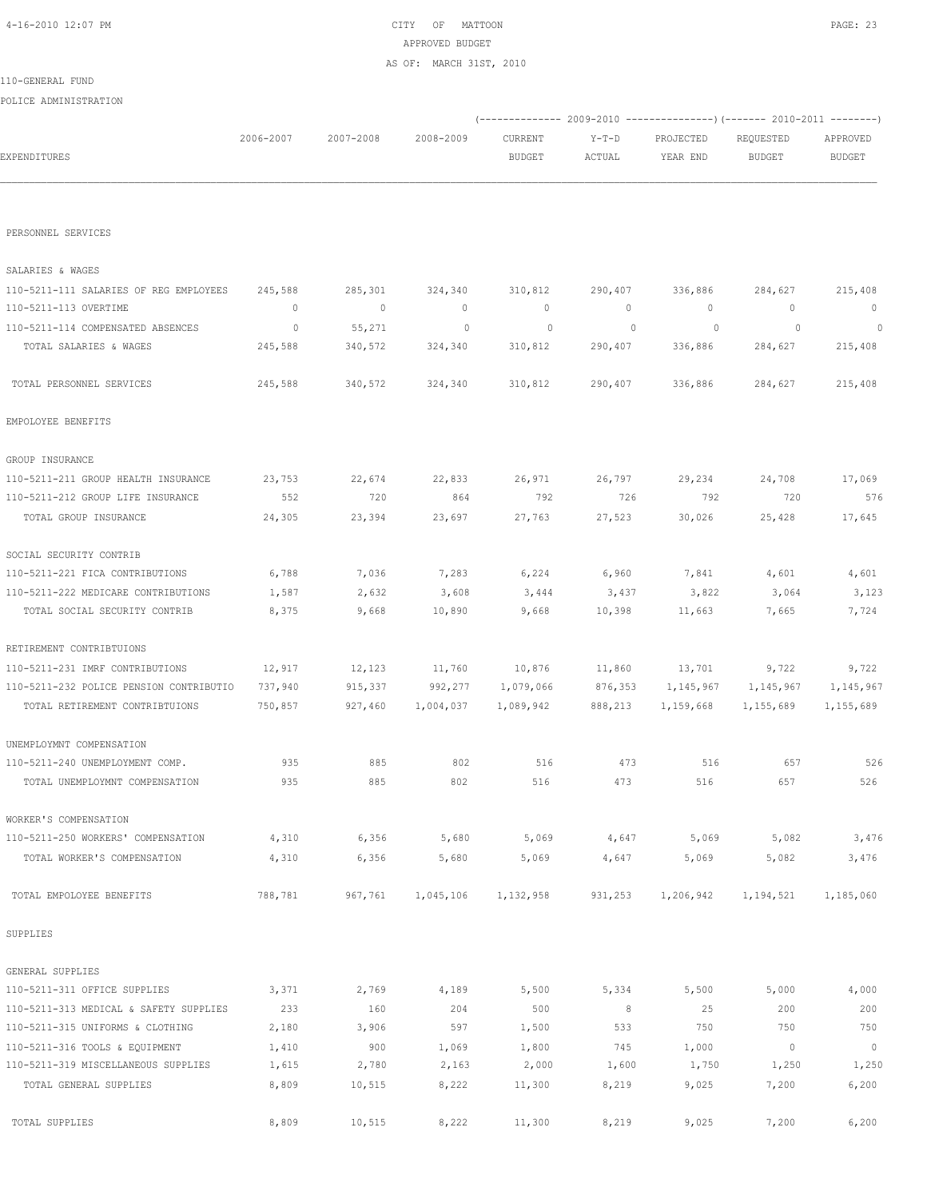CITY OF MATTOON
APPROVED BUDGET
AS OF: MARCH 31ST, 2010

110-GENERAL FUND

POLICE ADMINISTRATION

| EXPENDITURES | 2006-2007 | 2007-2008 | 2008-2009 | 2009-2010 CURRENT BUDGET | 2009-2010 Y-T-D ACTUAL | 2009-2010 PROJECTED YEAR END | 2010-2011 REQUESTED BUDGET | 2010-2011 APPROVED BUDGET |
|---|---|---|---|---|---|---|---|---|
| PERSONNEL SERVICES | | | | | | | | |
| SALARIES & WAGES | | | | | | | | |
| 110-5211-111 SALARIES OF REG EMPLOYEES | 245,588 | 285,301 | 324,340 | 310,812 | 290,407 | 336,886 | 284,627 | 215,408 |
| 110-5211-113 OVERTIME | 0 | 0 | 0 | 0 | 0 | 0 | 0 | 0 |
| 110-5211-114 COMPENSATED ABSENCES | 0 | 55,271 | 0 | 0 | 0 | 0 | 0 | 0 |
| TOTAL SALARIES & WAGES | 245,588 | 340,572 | 324,340 | 310,812 | 290,407 | 336,886 | 284,627 | 215,408 |
| TOTAL PERSONNEL SERVICES | 245,588 | 340,572 | 324,340 | 310,812 | 290,407 | 336,886 | 284,627 | 215,408 |
| EMPOLOYEE BENEFITS | | | | | | | | |
| GROUP INSURANCE | | | | | | | | |
| 110-5211-211 GROUP HEALTH INSURANCE | 23,753 | 22,674 | 22,833 | 26,971 | 26,797 | 29,234 | 24,708 | 17,069 |
| 110-5211-212 GROUP LIFE INSURANCE | 552 | 720 | 864 | 792 | 726 | 792 | 720 | 576 |
| TOTAL GROUP INSURANCE | 24,305 | 23,394 | 23,697 | 27,763 | 27,523 | 30,026 | 25,428 | 17,645 |
| SOCIAL SECURITY CONTRIB | | | | | | | | |
| 110-5211-221 FICA CONTRIBUTIONS | 6,788 | 7,036 | 7,283 | 6,224 | 6,960 | 7,841 | 4,601 | 4,601 |
| 110-5211-222 MEDICARE CONTRIBUTIONS | 1,587 | 2,632 | 3,608 | 3,444 | 3,437 | 3,822 | 3,064 | 3,123 |
| TOTAL SOCIAL SECURITY CONTRIB | 8,375 | 9,668 | 10,890 | 9,668 | 10,398 | 11,663 | 7,665 | 7,724 |
| RETIREMENT CONTRIBTUIONS | | | | | | | | |
| 110-5211-231 IMRF CONTRIBUTIONS | 12,917 | 12,123 | 11,760 | 10,876 | 11,860 | 13,701 | 9,722 | 9,722 |
| 110-5211-232 POLICE PENSION CONTRIBUTIO | 737,940 | 915,337 | 992,277 | 1,079,066 | 876,353 | 1,145,967 | 1,145,967 | 1,145,967 |
| TOTAL RETIREMENT CONTRIBTUIONS | 750,857 | 927,460 | 1,004,037 | 1,089,942 | 888,213 | 1,159,668 | 1,155,689 | 1,155,689 |
| UNEMPLOYMNT COMPENSATION | | | | | | | | |
| 110-5211-240 UNEMPLOYMENT COMP. | 935 | 885 | 802 | 516 | 473 | 516 | 657 | 526 |
| TOTAL UNEMPLOYMNT COMPENSATION | 935 | 885 | 802 | 516 | 473 | 516 | 657 | 526 |
| WORKER'S COMPENSATION | | | | | | | | |
| 110-5211-250 WORKERS' COMPENSATION | 4,310 | 6,356 | 5,680 | 5,069 | 4,647 | 5,069 | 5,082 | 3,476 |
| TOTAL WORKER'S COMPENSATION | 4,310 | 6,356 | 5,680 | 5,069 | 4,647 | 5,069 | 5,082 | 3,476 |
| TOTAL EMPOLOYEE BENEFITS | 788,781 | 967,761 | 1,045,106 | 1,132,958 | 931,253 | 1,206,942 | 1,194,521 | 1,185,060 |
| SUPPLIES | | | | | | | | |
| GENERAL SUPPLIES | | | | | | | | |
| 110-5211-311 OFFICE SUPPLIES | 3,371 | 2,769 | 4,189 | 5,500 | 5,334 | 5,500 | 5,000 | 4,000 |
| 110-5211-313 MEDICAL & SAFETY SUPPLIES | 233 | 160 | 204 | 500 | 8 | 25 | 200 | 200 |
| 110-5211-315 UNIFORMS & CLOTHING | 2,180 | 3,906 | 597 | 1,500 | 533 | 750 | 750 | 750 |
| 110-5211-316 TOOLS & EQUIPMENT | 1,410 | 900 | 1,069 | 1,800 | 745 | 1,000 | 0 | 0 |
| 110-5211-319 MISCELLANEOUS SUPPLIES | 1,615 | 2,780 | 2,163 | 2,000 | 1,600 | 1,750 | 1,250 | 1,250 |
| TOTAL GENERAL SUPPLIES | 8,809 | 10,515 | 8,222 | 11,300 | 8,219 | 9,025 | 7,200 | 6,200 |
| TOTAL SUPPLIES | 8,809 | 10,515 | 8,222 | 11,300 | 8,219 | 9,025 | 7,200 | 6,200 |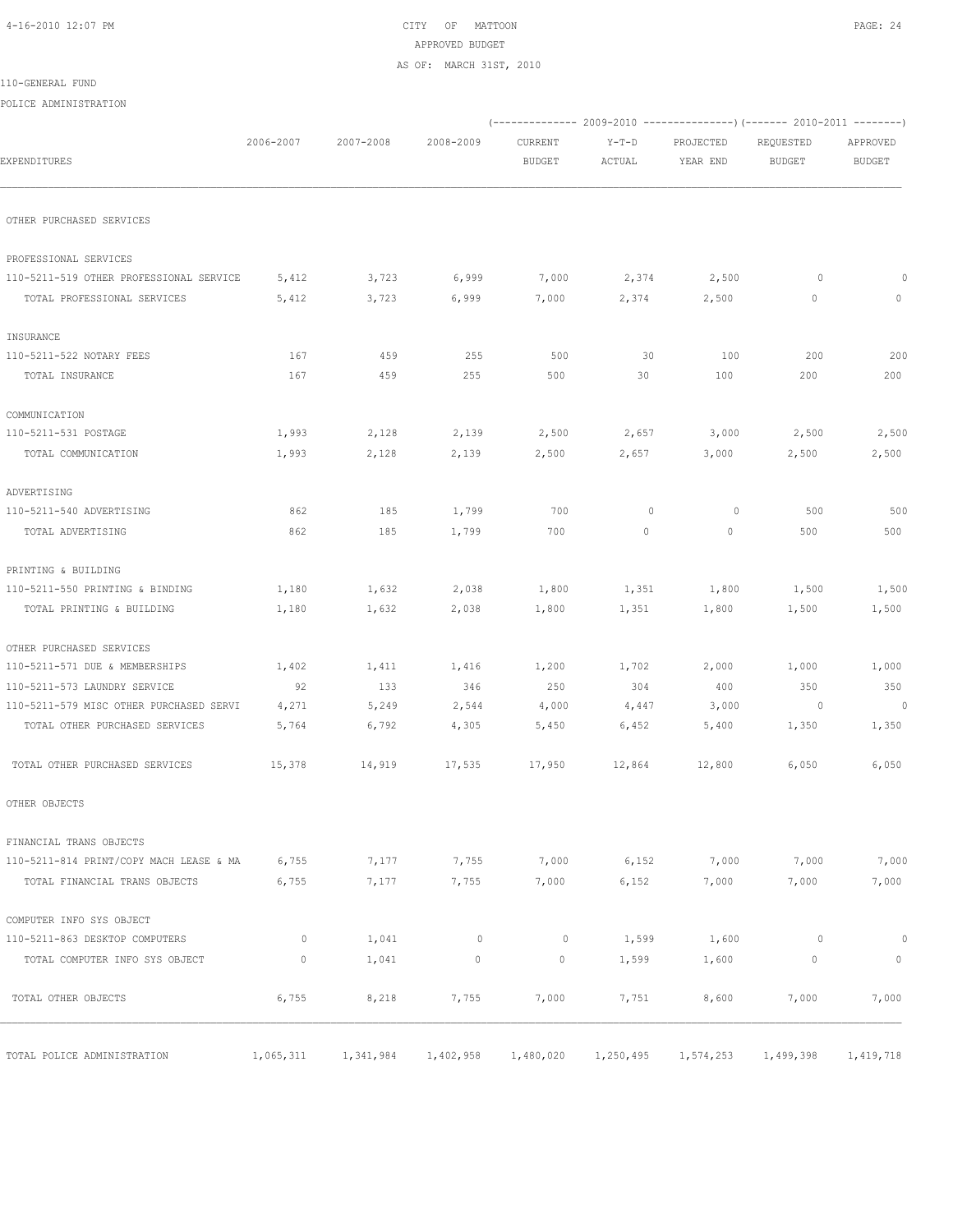CITY OF MATTOON
APPROVED BUDGET
AS OF: MARCH 31ST, 2010

110-GENERAL FUND

POLICE ADMINISTRATION

| EXPENDITURES | 2006-2007 | 2007-2008 | 2008-2009 | 2009-2010 CURRENT BUDGET | 2009-2010 Y-T-D ACTUAL | 2009-2010 PROJECTED YEAR END | 2010-2011 REQUESTED BUDGET | 2010-2011 APPROVED BUDGET |
|---|---|---|---|---|---|---|---|---|
| OTHER PURCHASED SERVICES | | | | | | | | |
| PROFESSIONAL SERVICES | | | | | | | | |
| 110-5211-519 OTHER PROFESSIONAL SERVICE | 5,412 | 3,723 | 6,999 | 7,000 | 2,374 | 2,500 | 0 | 0 |
| TOTAL PROFESSIONAL SERVICES | 5,412 | 3,723 | 6,999 | 7,000 | 2,374 | 2,500 | 0 | 0 |
| INSURANCE | | | | | | | | |
| 110-5211-522 NOTARY FEES | 167 | 459 | 255 | 500 | 30 | 100 | 200 | 200 |
| TOTAL INSURANCE | 167 | 459 | 255 | 500 | 30 | 100 | 200 | 200 |
| COMMUNICATION | | | | | | | | |
| 110-5211-531 POSTAGE | 1,993 | 2,128 | 2,139 | 2,500 | 2,657 | 3,000 | 2,500 | 2,500 |
| TOTAL COMMUNICATION | 1,993 | 2,128 | 2,139 | 2,500 | 2,657 | 3,000 | 2,500 | 2,500 |
| ADVERTISING | | | | | | | | |
| 110-5211-540 ADVERTISING | 862 | 185 | 1,799 | 700 | 0 | 0 | 500 | 500 |
| TOTAL ADVERTISING | 862 | 185 | 1,799 | 700 | 0 | 0 | 500 | 500 |
| PRINTING & BUILDING | | | | | | | | |
| 110-5211-550 PRINTING & BINDING | 1,180 | 1,632 | 2,038 | 1,800 | 1,351 | 1,800 | 1,500 | 1,500 |
| TOTAL PRINTING & BUILDING | 1,180 | 1,632 | 2,038 | 1,800 | 1,351 | 1,800 | 1,500 | 1,500 |
| OTHER PURCHASED SERVICES | | | | | | | | |
| 110-5211-571 DUE & MEMBERSHIPS | 1,402 | 1,411 | 1,416 | 1,200 | 1,702 | 2,000 | 1,000 | 1,000 |
| 110-5211-573 LAUNDRY SERVICE | 92 | 133 | 346 | 250 | 304 | 400 | 350 | 350 |
| 110-5211-579 MISC OTHER PURCHASED SERVI | 4,271 | 5,249 | 2,544 | 4,000 | 4,447 | 3,000 | 0 | 0 |
| TOTAL OTHER PURCHASED SERVICES | 5,764 | 6,792 | 4,305 | 5,450 | 6,452 | 5,400 | 1,350 | 1,350 |
| TOTAL OTHER PURCHASED SERVICES | 15,378 | 14,919 | 17,535 | 17,950 | 12,864 | 12,800 | 6,050 | 6,050 |
| OTHER OBJECTS | | | | | | | | |
| FINANCIAL TRANS OBJECTS | | | | | | | | |
| 110-5211-814 PRINT/COPY MACH LEASE & MA | 6,755 | 7,177 | 7,755 | 7,000 | 6,152 | 7,000 | 7,000 | 7,000 |
| TOTAL FINANCIAL TRANS OBJECTS | 6,755 | 7,177 | 7,755 | 7,000 | 6,152 | 7,000 | 7,000 | 7,000 |
| COMPUTER INFO SYS OBJECT | | | | | | | | |
| 110-5211-863 DESKTOP COMPUTERS | 0 | 1,041 | 0 | 0 | 1,599 | 1,600 | 0 | 0 |
| TOTAL COMPUTER INFO SYS OBJECT | 0 | 1,041 | 0 | 0 | 1,599 | 1,600 | 0 | 0 |
| TOTAL OTHER OBJECTS | 6,755 | 8,218 | 7,755 | 7,000 | 7,751 | 8,600 | 7,000 | 7,000 |
| TOTAL POLICE ADMINISTRATION | 1,065,311 | 1,341,984 | 1,402,958 | 1,480,020 | 1,250,495 | 1,574,253 | 1,499,398 | 1,419,718 |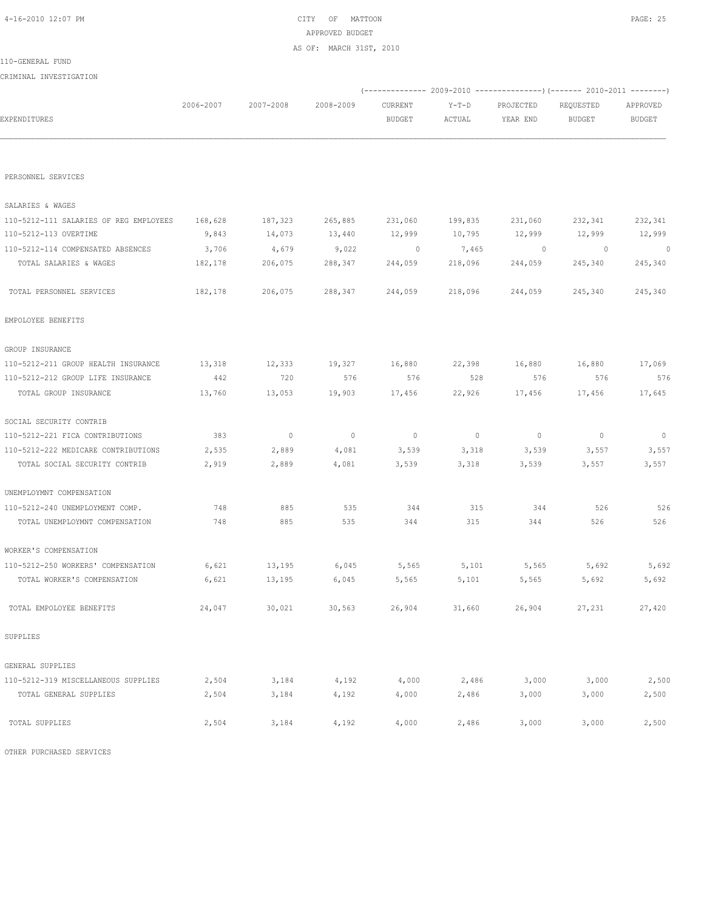CITY OF MATTOON
APPROVED BUDGET
AS OF: MARCH 31ST, 2010

110-GENERAL FUND

CRIMINAL INVESTIGATION

| EXPENDITURES | 2006-2007 | 2007-2008 | 2008-2009 | 2009-2010 CURRENT BUDGET | 2009-2010 Y-T-D ACTUAL | 2009-2010 PROJECTED YEAR END | 2010-2011 REQUESTED BUDGET | 2010-2011 APPROVED BUDGET |
|---|---|---|---|---|---|---|---|---|
| PERSONNEL SERVICES | | | | | | | | |
| SALARIES & WAGES | | | | | | | | |
| 110-5212-111 SALARIES OF REG EMPLOYEES | 168,628 | 187,323 | 265,885 | 231,060 | 199,835 | 231,060 | 232,341 | 232,341 |
| 110-5212-113 OVERTIME | 9,843 | 14,073 | 13,440 | 12,999 | 10,795 | 12,999 | 12,999 | 12,999 |
| 110-5212-114 COMPENSATED ABSENCES | 3,706 | 4,679 | 9,022 | 0 | 7,465 | 0 | 0 | 0 |
| TOTAL SALARIES & WAGES | 182,178 | 206,075 | 288,347 | 244,059 | 218,096 | 244,059 | 245,340 | 245,340 |
| TOTAL PERSONNEL SERVICES | 182,178 | 206,075 | 288,347 | 244,059 | 218,096 | 244,059 | 245,340 | 245,340 |
| EMPOLOYEE BENEFITS | | | | | | | | |
| GROUP INSURANCE | | | | | | | | |
| 110-5212-211 GROUP HEALTH INSURANCE | 13,318 | 12,333 | 19,327 | 16,880 | 22,398 | 16,880 | 16,880 | 17,069 |
| 110-5212-212 GROUP LIFE INSURANCE | 442 | 720 | 576 | 576 | 528 | 576 | 576 | 576 |
| TOTAL GROUP INSURANCE | 13,760 | 13,053 | 19,903 | 17,456 | 22,926 | 17,456 | 17,456 | 17,645 |
| SOCIAL SECURITY CONTRIB | | | | | | | | |
| 110-5212-221 FICA CONTRIBUTIONS | 383 | 0 | 0 | 0 | 0 | 0 | 0 | 0 |
| 110-5212-222 MEDICARE CONTRIBUTIONS | 2,535 | 2,889 | 4,081 | 3,539 | 3,318 | 3,539 | 3,557 | 3,557 |
| TOTAL SOCIAL SECURITY CONTRIB | 2,919 | 2,889 | 4,081 | 3,539 | 3,318 | 3,539 | 3,557 | 3,557 |
| UNEMPLOYMNT COMPENSATION | | | | | | | | |
| 110-5212-240 UNEMPLOYMENT COMP. | 748 | 885 | 535 | 344 | 315 | 344 | 526 | 526 |
| TOTAL UNEMPLOYMNT COMPENSATION | 748 | 885 | 535 | 344 | 315 | 344 | 526 | 526 |
| WORKER'S COMPENSATION | | | | | | | | |
| 110-5212-250 WORKERS' COMPENSATION | 6,621 | 13,195 | 6,045 | 5,565 | 5,101 | 5,565 | 5,692 | 5,692 |
| TOTAL WORKER'S COMPENSATION | 6,621 | 13,195 | 6,045 | 5,565 | 5,101 | 5,565 | 5,692 | 5,692 |
| TOTAL EMPOLOYEE BENEFITS | 24,047 | 30,021 | 30,563 | 26,904 | 31,660 | 26,904 | 27,231 | 27,420 |
| SUPPLIES | | | | | | | | |
| GENERAL SUPPLIES | | | | | | | | |
| 110-5212-319 MISCELLANEOUS SUPPLIES | 2,504 | 3,184 | 4,192 | 4,000 | 2,486 | 3,000 | 3,000 | 2,500 |
| TOTAL GENERAL SUPPLIES | 2,504 | 3,184 | 4,192 | 4,000 | 2,486 | 3,000 | 3,000 | 2,500 |
| TOTAL SUPPLIES | 2,504 | 3,184 | 4,192 | 4,000 | 2,486 | 3,000 | 3,000 | 2,500 |

OTHER PURCHASED SERVICES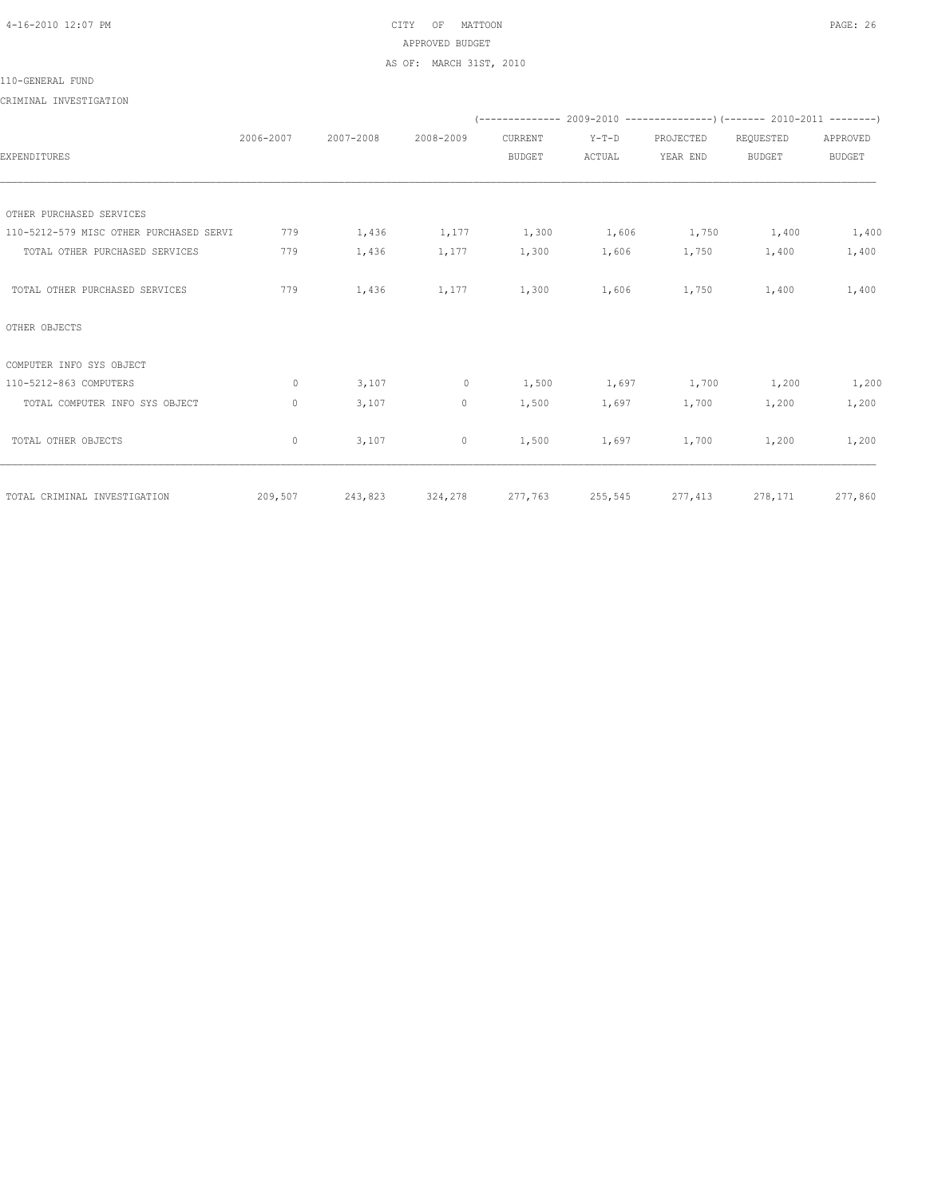110-GENERAL FUND

CRIMINAL INVESTIGATION

| EXPENDITURES | 2006-2007 | 2007-2008 | 2008-2009 | 2009-2010 CURRENT BUDGET | 2009-2010 Y-T-D ACTUAL | 2009-2010 PROJECTED YEAR END | 2010-2011 REQUESTED BUDGET | 2010-2011 APPROVED BUDGET |
|---|---|---|---|---|---|---|---|---|
| OTHER PURCHASED SERVICES | | | | | | | | |
| 110-5212-579 MISC OTHER PURCHASED SERVI | 779 | 1,436 | 1,177 | 1,300 | 1,606 | 1,750 | 1,400 | 1,400 |
| TOTAL OTHER PURCHASED SERVICES | 779 | 1,436 | 1,177 | 1,300 | 1,606 | 1,750 | 1,400 | 1,400 |
| TOTAL OTHER PURCHASED SERVICES | 779 | 1,436 | 1,177 | 1,300 | 1,606 | 1,750 | 1,400 | 1,400 |
| OTHER OBJECTS | | | | | | | | |
| COMPUTER INFO SYS OBJECT | | | | | | | | |
| 110-5212-863 COMPUTERS | 0 | 3,107 | 0 | 1,500 | 1,697 | 1,700 | 1,200 | 1,200 |
| TOTAL COMPUTER INFO SYS OBJECT | 0 | 3,107 | 0 | 1,500 | 1,697 | 1,700 | 1,200 | 1,200 |
| TOTAL OTHER OBJECTS | 0 | 3,107 | 0 | 1,500 | 1,697 | 1,700 | 1,200 | 1,200 |
| TOTAL CRIMINAL INVESTIGATION | 209,507 | 243,823 | 324,278 | 277,763 | 255,545 | 277,413 | 278,171 | 277,860 |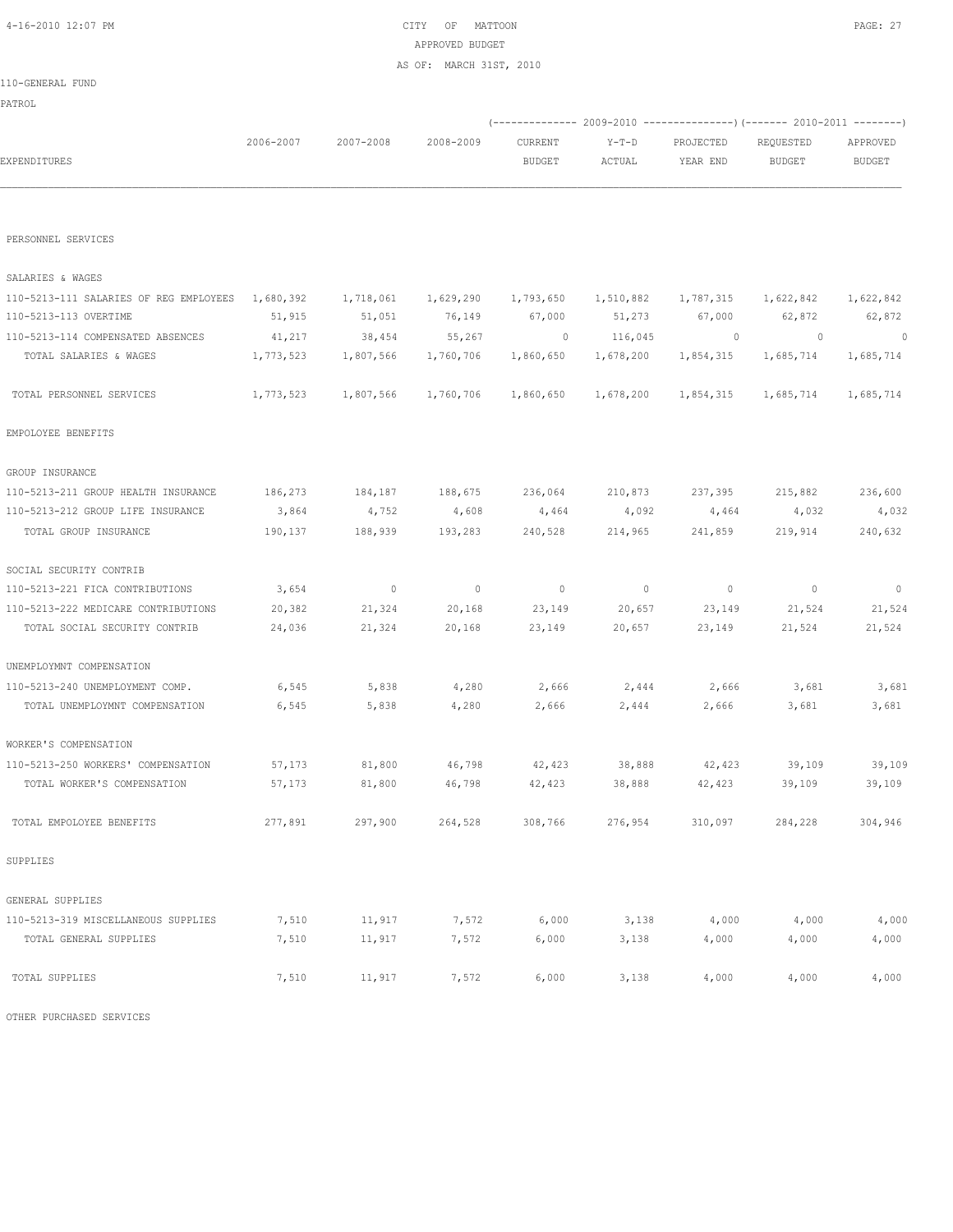CITY OF MATTOON
APPROVED BUDGET
AS OF: MARCH 31ST, 2010

110-GENERAL FUND

PATROL

| EXPENDITURES | 2006-2007 | 2007-2008 | 2008-2009 | 2009-2010 CURRENT BUDGET | 2009-2010 Y-T-D ACTUAL | 2009-2010 PROJECTED YEAR END | 2010-2011 REQUESTED BUDGET | 2010-2011 APPROVED BUDGET |
|---|---|---|---|---|---|---|---|---|
| PERSONNEL SERVICES | | | | | | | | |
| SALARIES & WAGES | | | | | | | | |
| 110-5213-111 SALARIES OF REG EMPLOYEES | 1,680,392 | 1,718,061 | 1,629,290 | 1,793,650 | 1,510,882 | 1,787,315 | 1,622,842 | 1,622,842 |
| 110-5213-113 OVERTIME | 51,915 | 51,051 | 76,149 | 67,000 | 51,273 | 67,000 | 62,872 | 62,872 |
| 110-5213-114 COMPENSATED ABSENCES | 41,217 | 38,454 | 55,267 | 0 | 116,045 | 0 | 0 | 0 |
| TOTAL SALARIES & WAGES | 1,773,523 | 1,807,566 | 1,760,706 | 1,860,650 | 1,678,200 | 1,854,315 | 1,685,714 | 1,685,714 |
| TOTAL PERSONNEL SERVICES | 1,773,523 | 1,807,566 | 1,760,706 | 1,860,650 | 1,678,200 | 1,854,315 | 1,685,714 | 1,685,714 |
| EMPOLOYEE BENEFITS | | | | | | | | |
| GROUP INSURANCE | | | | | | | | |
| 110-5213-211 GROUP HEALTH INSURANCE | 186,273 | 184,187 | 188,675 | 236,064 | 210,873 | 237,395 | 215,882 | 236,600 |
| 110-5213-212 GROUP LIFE INSURANCE | 3,864 | 4,752 | 4,608 | 4,464 | 4,092 | 4,464 | 4,032 | 4,032 |
| TOTAL GROUP INSURANCE | 190,137 | 188,939 | 193,283 | 240,528 | 214,965 | 241,859 | 219,914 | 240,632 |
| SOCIAL SECURITY CONTRIB | | | | | | | | |
| 110-5213-221 FICA CONTRIBUTIONS | 3,654 | 0 | 0 | 0 | 0 | 0 | 0 | 0 |
| 110-5213-222 MEDICARE CONTRIBUTIONS | 20,382 | 21,324 | 20,168 | 23,149 | 20,657 | 23,149 | 21,524 | 21,524 |
| TOTAL SOCIAL SECURITY CONTRIB | 24,036 | 21,324 | 20,168 | 23,149 | 20,657 | 23,149 | 21,524 | 21,524 |
| UNEMPLOYMNT COMPENSATION | | | | | | | | |
| 110-5213-240 UNEMPLOYMENT COMP. | 6,545 | 5,838 | 4,280 | 2,666 | 2,444 | 2,666 | 3,681 | 3,681 |
| TOTAL UNEMPLOYMNT COMPENSATION | 6,545 | 5,838 | 4,280 | 2,666 | 2,444 | 2,666 | 3,681 | 3,681 |
| WORKER'S COMPENSATION | | | | | | | | |
| 110-5213-250 WORKERS' COMPENSATION | 57,173 | 81,800 | 46,798 | 42,423 | 38,888 | 42,423 | 39,109 | 39,109 |
| TOTAL WORKER'S COMPENSATION | 57,173 | 81,800 | 46,798 | 42,423 | 38,888 | 42,423 | 39,109 | 39,109 |
| TOTAL EMPOLOYEE BENEFITS | 277,891 | 297,900 | 264,528 | 308,766 | 276,954 | 310,097 | 284,228 | 304,946 |
| SUPPLIES | | | | | | | | |
| GENERAL SUPPLIES | | | | | | | | |
| 110-5213-319 MISCELLANEOUS SUPPLIES | 7,510 | 11,917 | 7,572 | 6,000 | 3,138 | 4,000 | 4,000 | 4,000 |
| TOTAL GENERAL SUPPLIES | 7,510 | 11,917 | 7,572 | 6,000 | 3,138 | 4,000 | 4,000 | 4,000 |
| TOTAL SUPPLIES | 7,510 | 11,917 | 7,572 | 6,000 | 3,138 | 4,000 | 4,000 | 4,000 |

OTHER PURCHASED SERVICES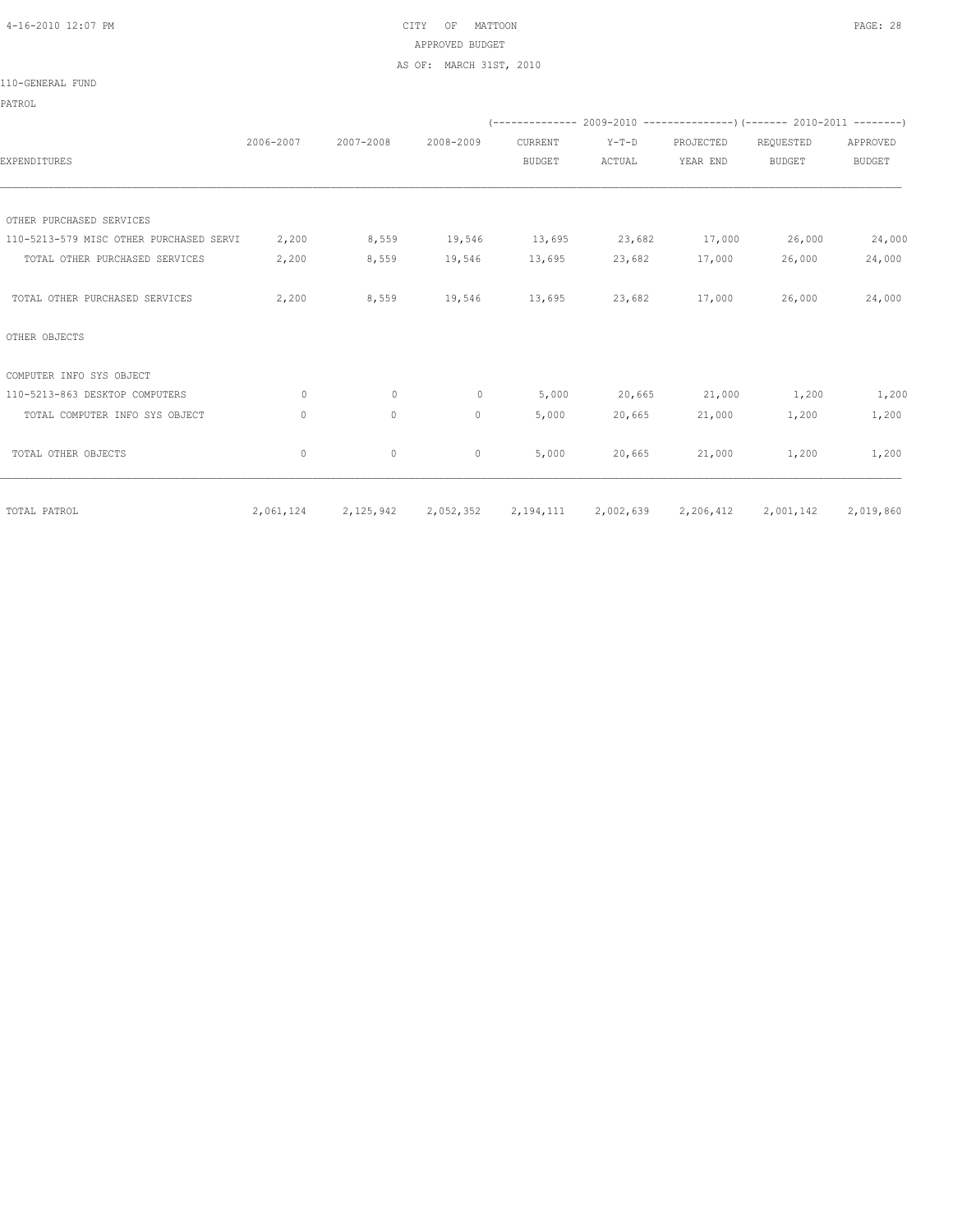CITY OF MATTOON

APPROVED BUDGET

AS OF: MARCH 31ST, 2010

110-GENERAL FUND

PATROL

| EXPENDITURES | 2006-2007 | 2007-2008 | 2008-2009 | 2009-2010 CURRENT BUDGET | 2009-2010 Y-T-D ACTUAL | 2009-2010 PROJECTED YEAR END | 2010-2011 REQUESTED BUDGET | 2010-2011 APPROVED BUDGET |
|---|---|---|---|---|---|---|---|---|
| OTHER PURCHASED SERVICES | | | | | | | | |
| 110-5213-579 MISC OTHER PURCHASED SERVI | 2,200 | 8,559 | 19,546 | 13,695 | 23,682 | 17,000 | 26,000 | 24,000 |
| TOTAL OTHER PURCHASED SERVICES | 2,200 | 8,559 | 19,546 | 13,695 | 23,682 | 17,000 | 26,000 | 24,000 |
| TOTAL OTHER PURCHASED SERVICES | 2,200 | 8,559 | 19,546 | 13,695 | 23,682 | 17,000 | 26,000 | 24,000 |
| OTHER OBJECTS | | | | | | | | |
| COMPUTER INFO SYS OBJECT | | | | | | | | |
| 110-5213-863 DESKTOP COMPUTERS | 0 | 0 | 0 | 5,000 | 20,665 | 21,000 | 1,200 | 1,200 |
| TOTAL COMPUTER INFO SYS OBJECT | 0 | 0 | 0 | 5,000 | 20,665 | 21,000 | 1,200 | 1,200 |
| TOTAL OTHER OBJECTS | 0 | 0 | 0 | 5,000 | 20,665 | 21,000 | 1,200 | 1,200 |
| TOTAL PATROL | 2,061,124 | 2,125,942 | 2,052,352 | 2,194,111 | 2,002,639 | 2,206,412 | 2,001,142 | 2,019,860 |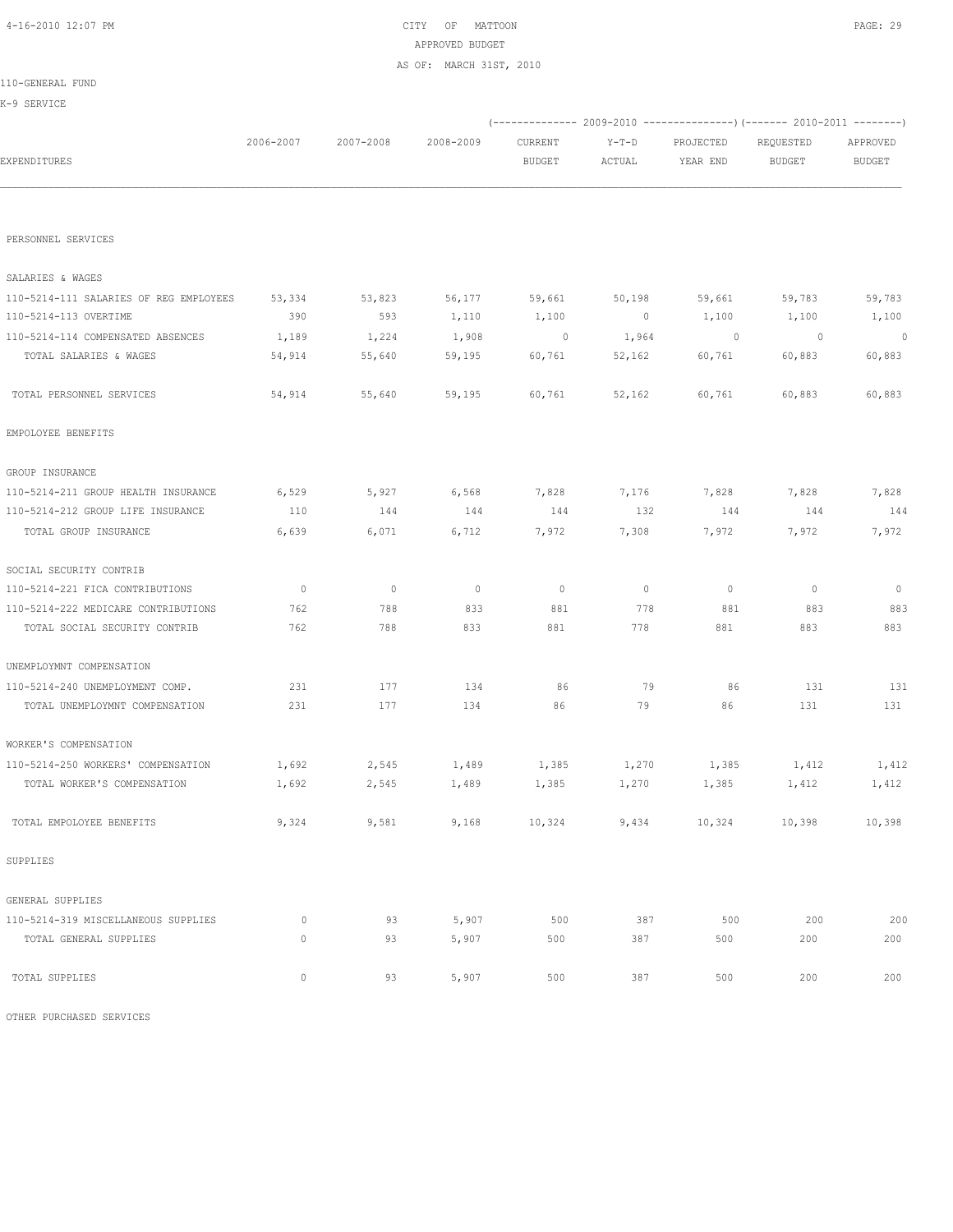CITY OF MATTOON
APPROVED BUDGET
AS OF: MARCH 31ST, 2010

110-GENERAL FUND

K-9 SERVICE

| EXPENDITURES | 2006-2007 | 2007-2008 | 2008-2009 | 2009-2010 CURRENT BUDGET | 2009-2010 Y-T-D ACTUAL | 2009-2010 PROJECTED YEAR END | 2010-2011 REQUESTED BUDGET | 2010-2011 APPROVED BUDGET |
|---|---|---|---|---|---|---|---|---|
| PERSONNEL SERVICES | | | | | | | | |
| SALARIES & WAGES | | | | | | | | |
| 110-5214-111 SALARIES OF REG EMPLOYEES | 53,334 | 53,823 | 56,177 | 59,661 | 50,198 | 59,661 | 59,783 | 59,783 |
| 110-5214-113 OVERTIME | 390 | 593 | 1,110 | 1,100 | 0 | 1,100 | 1,100 | 1,100 |
| 110-5214-114 COMPENSATED ABSENCES | 1,189 | 1,224 | 1,908 | 0 | 1,964 | 0 | 0 | 0 |
| TOTAL SALARIES & WAGES | 54,914 | 55,640 | 59,195 | 60,761 | 52,162 | 60,761 | 60,883 | 60,883 |
| TOTAL PERSONNEL SERVICES | 54,914 | 55,640 | 59,195 | 60,761 | 52,162 | 60,761 | 60,883 | 60,883 |
| EMPOLOYEE BENEFITS | | | | | | | | |
| GROUP INSURANCE | | | | | | | | |
| 110-5214-211 GROUP HEALTH INSURANCE | 6,529 | 5,927 | 6,568 | 7,828 | 7,176 | 7,828 | 7,828 | 7,828 |
| 110-5214-212 GROUP LIFE INSURANCE | 110 | 144 | 144 | 144 | 132 | 144 | 144 | 144 |
| TOTAL GROUP INSURANCE | 6,639 | 6,071 | 6,712 | 7,972 | 7,308 | 7,972 | 7,972 | 7,972 |
| SOCIAL SECURITY CONTRIB | | | | | | | | |
| 110-5214-221 FICA CONTRIBUTIONS | 0 | 0 | 0 | 0 | 0 | 0 | 0 | 0 |
| 110-5214-222 MEDICARE CONTRIBUTIONS | 762 | 788 | 833 | 881 | 778 | 881 | 883 | 883 |
| TOTAL SOCIAL SECURITY CONTRIB | 762 | 788 | 833 | 881 | 778 | 881 | 883 | 883 |
| UNEMPLOYMNT COMPENSATION | | | | | | | | |
| 110-5214-240 UNEMPLOYMENT COMP. | 231 | 177 | 134 | 86 | 79 | 86 | 131 | 131 |
| TOTAL UNEMPLOYMNT COMPENSATION | 231 | 177 | 134 | 86 | 79 | 86 | 131 | 131 |
| WORKER'S COMPENSATION | | | | | | | | |
| 110-5214-250 WORKERS' COMPENSATION | 1,692 | 2,545 | 1,489 | 1,385 | 1,270 | 1,385 | 1,412 | 1,412 |
| TOTAL WORKER'S COMPENSATION | 1,692 | 2,545 | 1,489 | 1,385 | 1,270 | 1,385 | 1,412 | 1,412 |
| TOTAL EMPOLOYEE BENEFITS | 9,324 | 9,581 | 9,168 | 10,324 | 9,434 | 10,324 | 10,398 | 10,398 |
| SUPPLIES | | | | | | | | |
| GENERAL SUPPLIES | | | | | | | | |
| 110-5214-319 MISCELLANEOUS SUPPLIES | 0 | 93 | 5,907 | 500 | 387 | 500 | 200 | 200 |
| TOTAL GENERAL SUPPLIES | 0 | 93 | 5,907 | 500 | 387 | 500 | 200 | 200 |
| TOTAL SUPPLIES | 0 | 93 | 5,907 | 500 | 387 | 500 | 200 | 200 |
| OTHER PURCHASED SERVICES | | | | | | | | |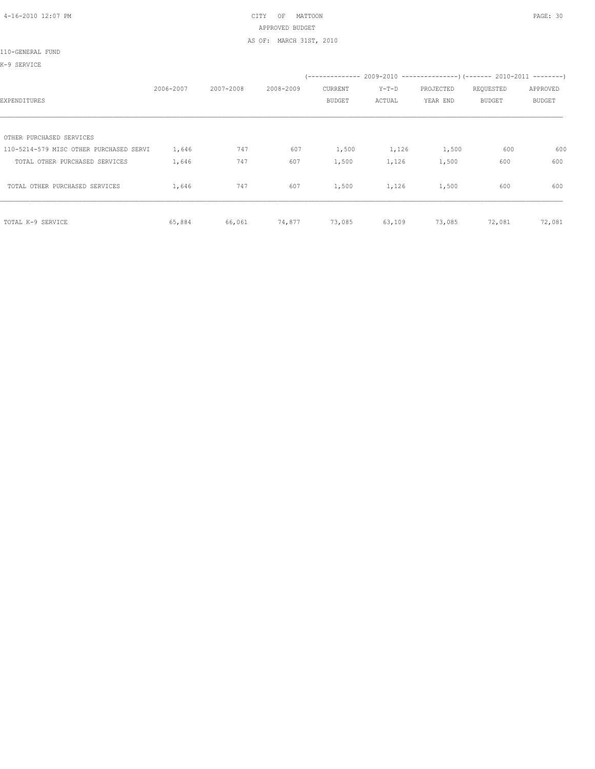CITY OF MATTOON
APPROVED BUDGET
AS OF: MARCH 31ST, 2010

110-GENERAL FUND

K-9 SERVICE

| EXPENDITURES | 2006-2007 | 2007-2008 | 2008-2009 | 2009-2010 CURRENT BUDGET | 2009-2010 Y-T-D ACTUAL | 2009-2010 PROJECTED YEAR END | 2010-2011 REQUESTED BUDGET | 2010-2011 APPROVED BUDGET |
|---|---|---|---|---|---|---|---|---|
| OTHER PURCHASED SERVICES | | | | | | | | |
| 110-5214-579 MISC OTHER PURCHASED SERVI | 1,646 | 747 | 607 | 1,500 | 1,126 | 1,500 | 600 | 600 |
| TOTAL OTHER PURCHASED SERVICES | 1,646 | 747 | 607 | 1,500 | 1,126 | 1,500 | 600 | 600 |
| TOTAL OTHER PURCHASED SERVICES | 1,646 | 747 | 607 | 1,500 | 1,126 | 1,500 | 600 | 600 |
| TOTAL K-9 SERVICE | 65,884 | 66,061 | 74,877 | 73,085 | 63,109 | 73,085 | 72,081 | 72,081 |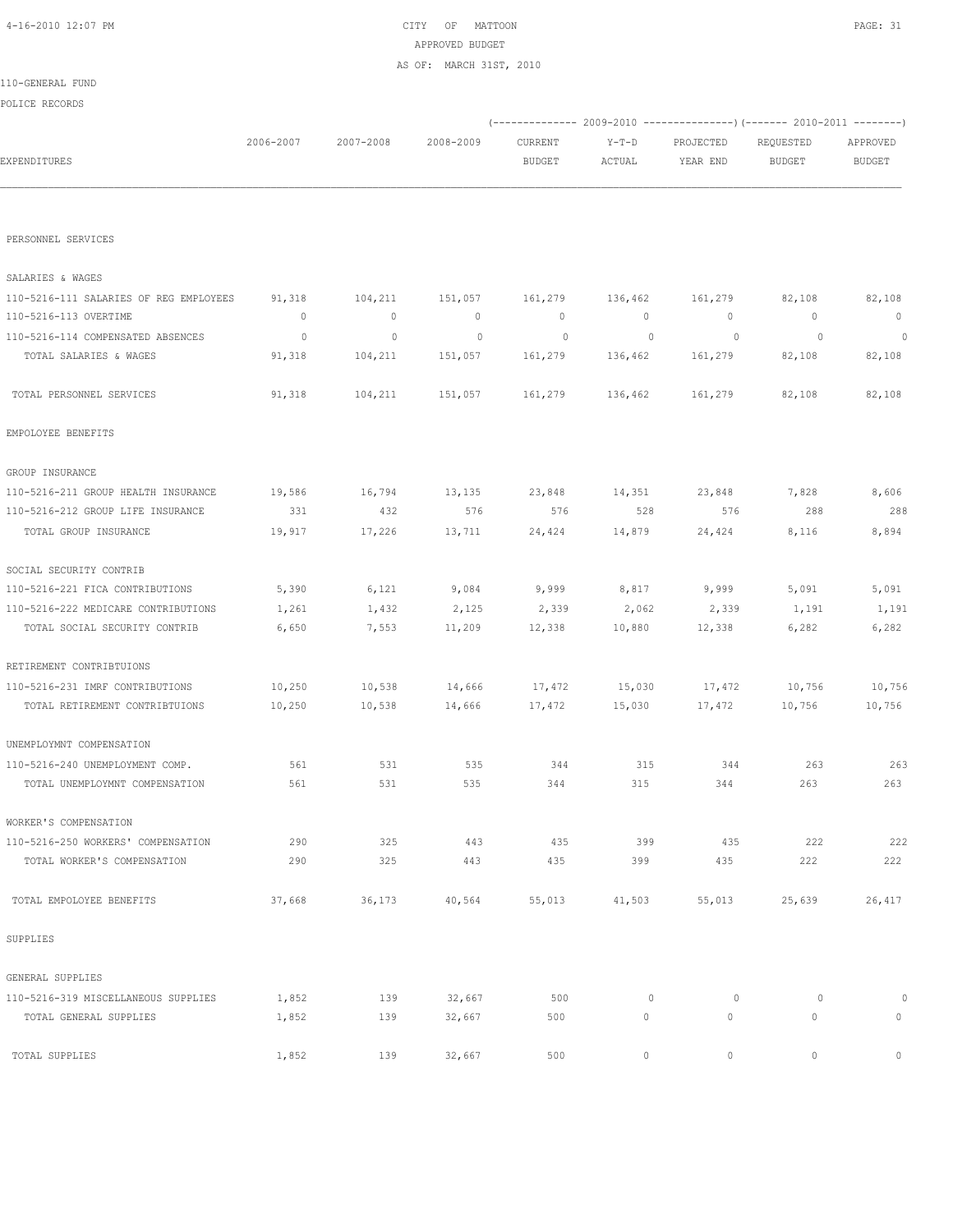CITY OF MATTOON
APPROVED BUDGET
AS OF: MARCH 31ST, 2010

110-GENERAL FUND

POLICE RECORDS

| EXPENDITURES | 2006-2007 | 2007-2008 | 2008-2009 | 2009-2010 CURRENT BUDGET | 2009-2010 Y-T-D ACTUAL | 2009-2010 PROJECTED YEAR END | 2010-2011 REQUESTED BUDGET | 2010-2011 APPROVED BUDGET |
|---|---|---|---|---|---|---|---|---|
| PERSONNEL SERVICES | | | | | | | | |
| SALARIES & WAGES | | | | | | | | |
| 110-5216-111 SALARIES OF REG EMPLOYEES | 91,318 | 104,211 | 151,057 | 161,279 | 136,462 | 161,279 | 82,108 | 82,108 |
| 110-5216-113 OVERTIME | 0 | 0 | 0 | 0 | 0 | 0 | 0 | 0 |
| 110-5216-114 COMPENSATED ABSENCES | 0 | 0 | 0 | 0 | 0 | 0 | 0 | 0 |
| TOTAL SALARIES & WAGES | 91,318 | 104,211 | 151,057 | 161,279 | 136,462 | 161,279 | 82,108 | 82,108 |
| TOTAL PERSONNEL SERVICES | 91,318 | 104,211 | 151,057 | 161,279 | 136,462 | 161,279 | 82,108 | 82,108 |
| EMPOLOYEE BENEFITS | | | | | | | | |
| GROUP INSURANCE | | | | | | | | |
| 110-5216-211 GROUP HEALTH INSURANCE | 19,586 | 16,794 | 13,135 | 23,848 | 14,351 | 23,848 | 7,828 | 8,606 |
| 110-5216-212 GROUP LIFE INSURANCE | 331 | 432 | 576 | 576 | 528 | 576 | 288 | 288 |
| TOTAL GROUP INSURANCE | 19,917 | 17,226 | 13,711 | 24,424 | 14,879 | 24,424 | 8,116 | 8,894 |
| SOCIAL SECURITY CONTRIB | | | | | | | | |
| 110-5216-221 FICA CONTRIBUTIONS | 5,390 | 6,121 | 9,084 | 9,999 | 8,817 | 9,999 | 5,091 | 5,091 |
| 110-5216-222 MEDICARE CONTRIBUTIONS | 1,261 | 1,432 | 2,125 | 2,339 | 2,062 | 2,339 | 1,191 | 1,191 |
| TOTAL SOCIAL SECURITY CONTRIB | 6,650 | 7,553 | 11,209 | 12,338 | 10,880 | 12,338 | 6,282 | 6,282 |
| RETIREMENT CONTRIBTUIONS | | | | | | | | |
| 110-5216-231 IMRF CONTRIBUTIONS | 10,250 | 10,538 | 14,666 | 17,472 | 15,030 | 17,472 | 10,756 | 10,756 |
| TOTAL RETIREMENT CONTRIBTUIONS | 10,250 | 10,538 | 14,666 | 17,472 | 15,030 | 17,472 | 10,756 | 10,756 |
| UNEMPLOYMNT COMPENSATION | | | | | | | | |
| 110-5216-240 UNEMPLOYMENT COMP. | 561 | 531 | 535 | 344 | 315 | 344 | 263 | 263 |
| TOTAL UNEMPLOYMNT COMPENSATION | 561 | 531 | 535 | 344 | 315 | 344 | 263 | 263 |
| WORKER'S COMPENSATION | | | | | | | | |
| 110-5216-250 WORKERS' COMPENSATION | 290 | 325 | 443 | 435 | 399 | 435 | 222 | 222 |
| TOTAL WORKER'S COMPENSATION | 290 | 325 | 443 | 435 | 399 | 435 | 222 | 222 |
| TOTAL EMPOLOYEE BENEFITS | 37,668 | 36,173 | 40,564 | 55,013 | 41,503 | 55,013 | 25,639 | 26,417 |
| SUPPLIES | | | | | | | | |
| GENERAL SUPPLIES | | | | | | | | |
| 110-5216-319 MISCELLANEOUS SUPPLIES | 1,852 | 139 | 32,667 | 500 | 0 | 0 | 0 | 0 |
| TOTAL GENERAL SUPPLIES | 1,852 | 139 | 32,667 | 500 | 0 | 0 | 0 | 0 |
| TOTAL SUPPLIES | 1,852 | 139 | 32,667 | 500 | 0 | 0 | 0 | 0 |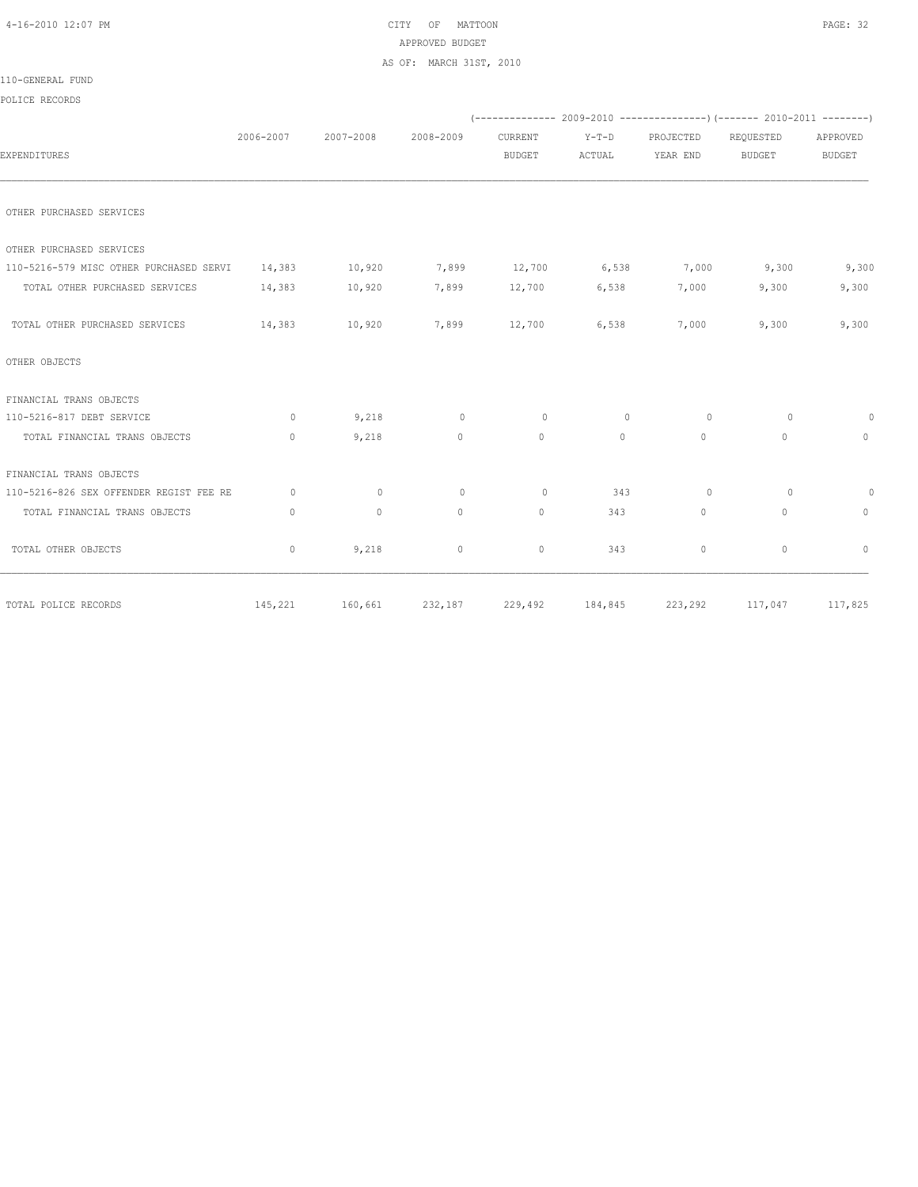CITY OF MATTOON
APPROVED BUDGET
AS OF: MARCH 31ST, 2010

110-GENERAL FUND

POLICE RECORDS

| EXPENDITURES | 2006-2007 | 2007-2008 | 2008-2009 | (------------- 2009-2010 CURRENT BUDGET | Y-T-D ACTUAL | PROJECTED YEAR END --------------) | (------- 2010-2011 REQUESTED BUDGET | APPROVED BUDGET --------) |
|---|---|---|---|---|---|---|---|---|
| OTHER PURCHASED SERVICES | | | | | | | | |
| OTHER PURCHASED SERVICES | | | | | | | | |
| 110-5216-579 MISC OTHER PURCHASED SERVI | 14,383 | 10,920 | 7,899 | 12,700 | 6,538 | 7,000 | 9,300 | 9,300 |
| TOTAL OTHER PURCHASED SERVICES | 14,383 | 10,920 | 7,899 | 12,700 | 6,538 | 7,000 | 9,300 | 9,300 |
| TOTAL OTHER PURCHASED SERVICES | 14,383 | 10,920 | 7,899 | 12,700 | 6,538 | 7,000 | 9,300 | 9,300 |
| OTHER OBJECTS | | | | | | | | |
| FINANCIAL TRANS OBJECTS | | | | | | | | |
| 110-5216-817 DEBT SERVICE | 0 | 9,218 | 0 | 0 | 0 | 0 | 0 | 0 |
| TOTAL FINANCIAL TRANS OBJECTS | 0 | 9,218 | 0 | 0 | 0 | 0 | 0 | 0 |
| FINANCIAL TRANS OBJECTS | | | | | | | | |
| 110-5216-826 SEX OFFENDER REGIST FEE RE | 0 | 0 | 0 | 0 | 343 | 0 | 0 | 0 |
| TOTAL FINANCIAL TRANS OBJECTS | 0 | 0 | 0 | 0 | 343 | 0 | 0 | 0 |
| TOTAL OTHER OBJECTS | 0 | 9,218 | 0 | 0 | 343 | 0 | 0 | 0 |
| TOTAL POLICE RECORDS | 145,221 | 160,661 | 232,187 | 229,492 | 184,845 | 223,292 | 117,047 | 117,825 |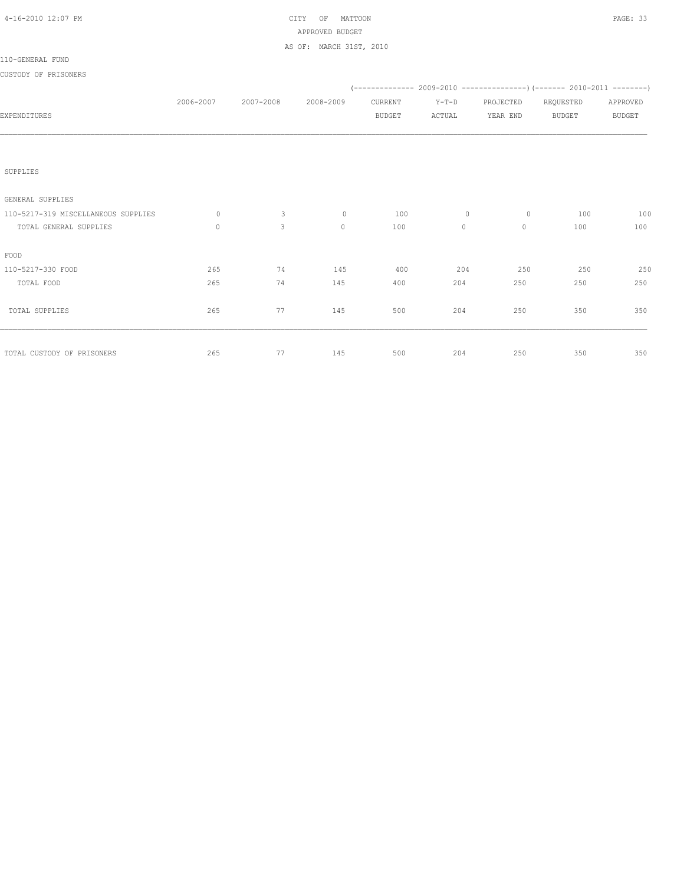CITY OF MATTOON
APPROVED BUDGET
AS OF: MARCH 31ST, 2010

110-GENERAL FUND

CUSTODY OF PRISONERS

| EXPENDITURES | 2006-2007 | 2007-2008 | 2008-2009 | 2009-2010 CURRENT BUDGET | 2009-2010 Y-T-D ACTUAL | 2009-2010 PROJECTED YEAR END | 2010-2011 REQUESTED BUDGET | 2010-2011 APPROVED BUDGET |
|---|---|---|---|---|---|---|---|---|
| SUPPLIES | | | | | | | | |
| GENERAL SUPPLIES | | | | | | | | |
| 110-5217-319 MISCELLANEOUS SUPPLIES | 0 | 3 | 0 | 100 | 0 | 0 | 100 | 100 |
| TOTAL GENERAL SUPPLIES | 0 | 3 | 0 | 100 | 0 | 0 | 100 | 100 |
| FOOD | | | | | | | | |
| 110-5217-330 FOOD | 265 | 74 | 145 | 400 | 204 | 250 | 250 | 250 |
| TOTAL FOOD | 265 | 74 | 145 | 400 | 204 | 250 | 250 | 250 |
| TOTAL SUPPLIES | 265 | 77 | 145 | 500 | 204 | 250 | 350 | 350 |
| TOTAL CUSTODY OF PRISONERS | 265 | 77 | 145 | 500 | 204 | 250 | 350 | 350 |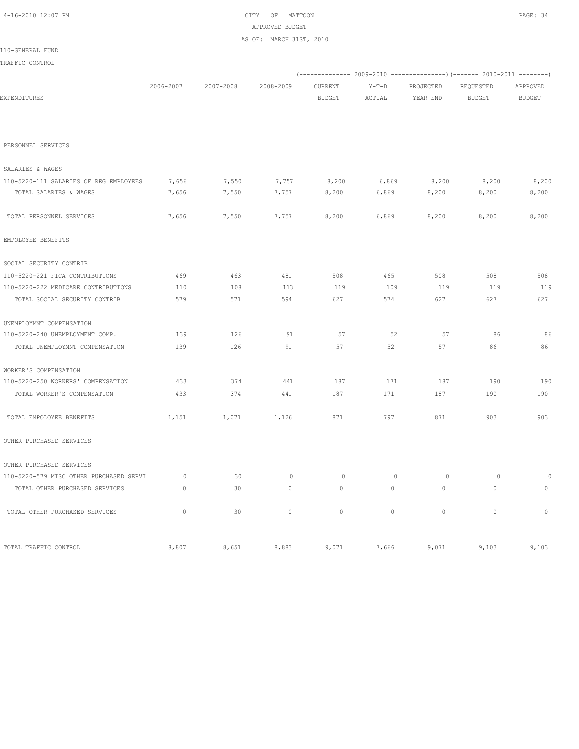CITY OF MATTOON
APPROVED BUDGET
AS OF: MARCH 31ST, 2010

110-GENERAL FUND

TRAFFIC CONTROL

| EXPENDITURES | 2006-2007 | 2007-2008 | 2008-2009 | 2009-2010 CURRENT BUDGET | 2009-2010 Y-T-D ACTUAL | 2009-2010 PROJECTED YEAR END | 2010-2011 REQUESTED BUDGET | 2010-2011 APPROVED BUDGET |
|---|---|---|---|---|---|---|---|---|
| PERSONNEL SERVICES | | | | | | | | |
| SALARIES & WAGES | | | | | | | | |
| 110-5220-111 SALARIES OF REG EMPLOYEES | 7,656 | 7,550 | 7,757 | 8,200 | 6,869 | 8,200 | 8,200 | 8,200 |
| TOTAL SALARIES & WAGES | 7,656 | 7,550 | 7,757 | 8,200 | 6,869 | 8,200 | 8,200 | 8,200 |
| TOTAL PERSONNEL SERVICES | 7,656 | 7,550 | 7,757 | 8,200 | 6,869 | 8,200 | 8,200 | 8,200 |
| EMPOLOYEE BENEFITS | | | | | | | | |
| SOCIAL SECURITY CONTRIB | | | | | | | | |
| 110-5220-221 FICA CONTRIBUTIONS | 469 | 463 | 481 | 508 | 465 | 508 | 508 | 508 |
| 110-5220-222 MEDICARE CONTRIBUTIONS | 110 | 108 | 113 | 119 | 109 | 119 | 119 | 119 |
| TOTAL SOCIAL SECURITY CONTRIB | 579 | 571 | 594 | 627 | 574 | 627 | 627 | 627 |
| UNEMPLOYMNT COMPENSATION | | | | | | | | |
| 110-5220-240 UNEMPLOYMENT COMP. | 139 | 126 | 91 | 57 | 52 | 57 | 86 | 86 |
| TOTAL UNEMPLOYMNT COMPENSATION | 139 | 126 | 91 | 57 | 52 | 57 | 86 | 86 |
| WORKER'S COMPENSATION | | | | | | | | |
| 110-5220-250 WORKERS' COMPENSATION | 433 | 374 | 441 | 187 | 171 | 187 | 190 | 190 |
| TOTAL WORKER'S COMPENSATION | 433 | 374 | 441 | 187 | 171 | 187 | 190 | 190 |
| TOTAL EMPOLOYEE BENEFITS | 1,151 | 1,071 | 1,126 | 871 | 797 | 871 | 903 | 903 |
| OTHER PURCHASED SERVICES | | | | | | | | |
| OTHER PURCHASED SERVICES | | | | | | | | |
| 110-5220-579 MISC OTHER PURCHASED SERVI | 0 | 30 | 0 | 0 | 0 | 0 | 0 | 0 |
| TOTAL OTHER PURCHASED SERVICES | 0 | 30 | 0 | 0 | 0 | 0 | 0 | 0 |
| TOTAL OTHER PURCHASED SERVICES | 0 | 30 | 0 | 0 | 0 | 0 | 0 | 0 |
| TOTAL TRAFFIC CONTROL | 8,807 | 8,651 | 8,883 | 9,071 | 7,666 | 9,071 | 9,103 | 9,103 |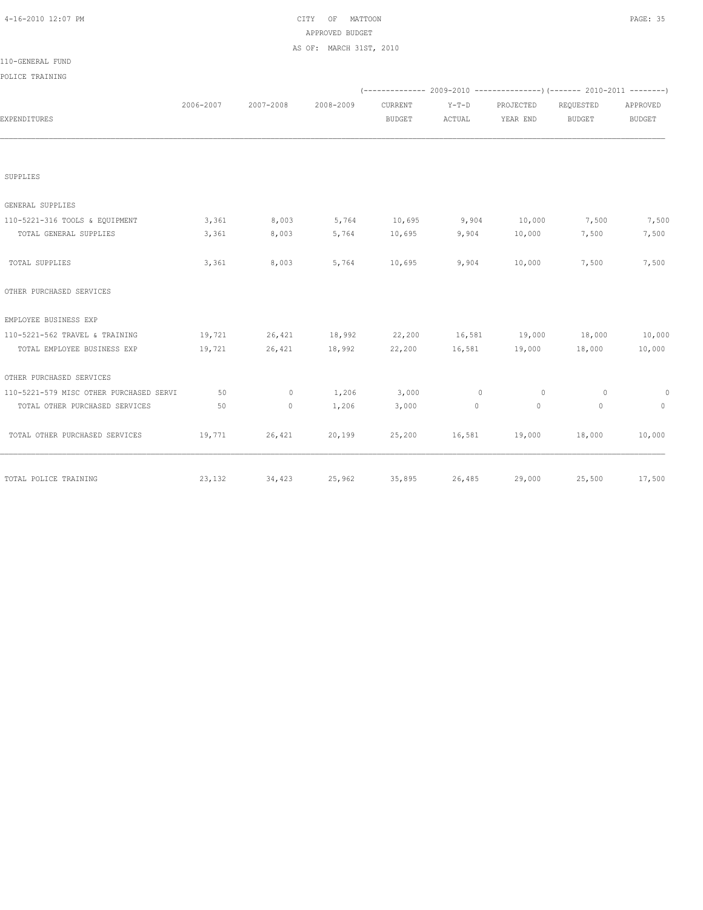CITY OF MATTOON
APPROVED BUDGET
AS OF: MARCH 31ST, 2010

110-GENERAL FUND

POLICE TRAINING

| EXPENDITURES | 2006-2007 | 2007-2008 | 2008-2009 | (-------------- 2009-2010 CURRENT BUDGET | Y-T-D ACTUAL | PROJECTED YEAR END ---------------) | (------- 2010-2011 REQUESTED BUDGET | APPROVED BUDGET --------) |
|---|---|---|---|---|---|---|---|---|
| SUPPLIES | | | | | | | | |
| GENERAL SUPPLIES | | | | | | | | |
| 110-5221-316 TOOLS & EQUIPMENT | 3,361 | 8,003 | 5,764 | 10,695 | 9,904 | 10,000 | 7,500 | 7,500 |
| TOTAL GENERAL SUPPLIES | 3,361 | 8,003 | 5,764 | 10,695 | 9,904 | 10,000 | 7,500 | 7,500 |
| TOTAL SUPPLIES | 3,361 | 8,003 | 5,764 | 10,695 | 9,904 | 10,000 | 7,500 | 7,500 |
| OTHER PURCHASED SERVICES | | | | | | | | |
| EMPLOYEE BUSINESS EXP | | | | | | | | |
| 110-5221-562 TRAVEL & TRAINING | 19,721 | 26,421 | 18,992 | 22,200 | 16,581 | 19,000 | 18,000 | 10,000 |
| TOTAL EMPLOYEE BUSINESS EXP | 19,721 | 26,421 | 18,992 | 22,200 | 16,581 | 19,000 | 18,000 | 10,000 |
| OTHER PURCHASED SERVICES | | | | | | | | |
| 110-5221-579 MISC OTHER PURCHASED SERVI | 50 | 0 | 1,206 | 3,000 | 0 | 0 | 0 | 0 |
| TOTAL OTHER PURCHASED SERVICES | 50 | 0 | 1,206 | 3,000 | 0 | 0 | 0 | 0 |
| TOTAL OTHER PURCHASED SERVICES | 19,771 | 26,421 | 20,199 | 25,200 | 16,581 | 19,000 | 18,000 | 10,000 |
| TOTAL POLICE TRAINING | 23,132 | 34,423 | 25,962 | 35,895 | 26,485 | 29,000 | 25,500 | 17,500 |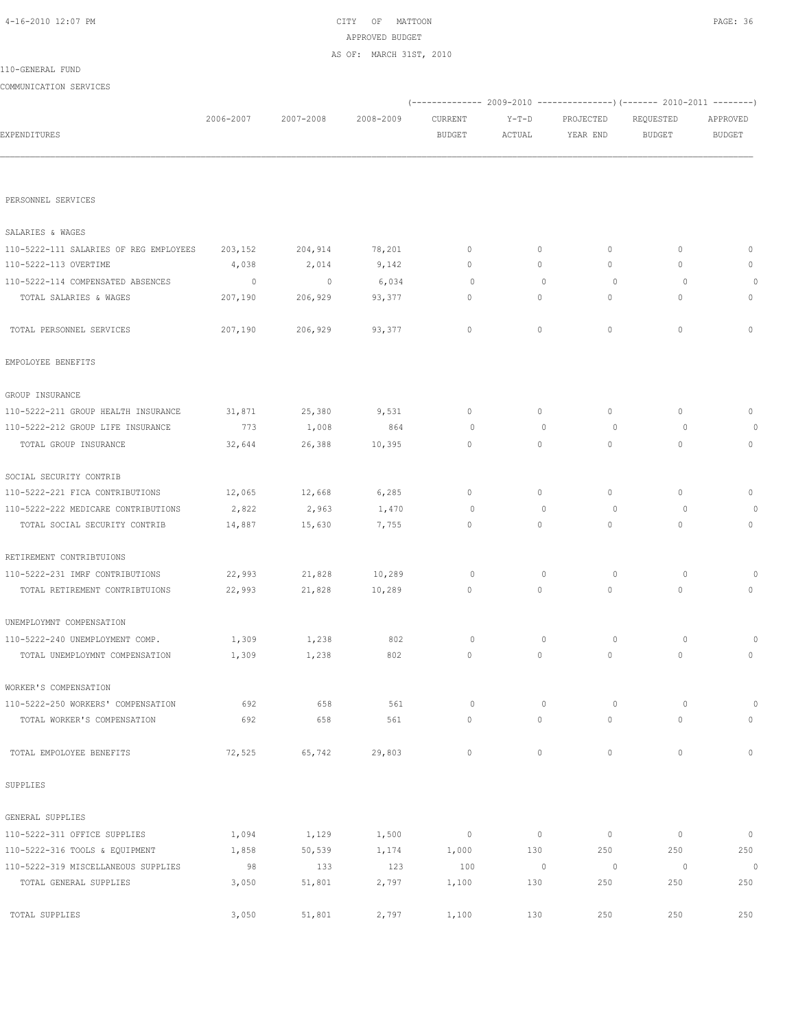CITY OF MATTOON
APPROVED BUDGET
AS OF: MARCH 31ST, 2010

110-GENERAL FUND

COMMUNICATION SERVICES

| EXPENDITURES | 2006-2007 | 2007-2008 | 2008-2009 | 2009-2010 CURRENT BUDGET | 2009-2010 Y-T-D ACTUAL | 2009-2010 PROJECTED YEAR END | 2010-2011 REQUESTED BUDGET | 2010-2011 APPROVED BUDGET |
|---|---|---|---|---|---|---|---|---|
| PERSONNEL SERVICES | | | | | | | | |
| SALARIES & WAGES | | | | | | | | |
| 110-5222-111 SALARIES OF REG EMPLOYEES | 203,152 | 204,914 | 78,201 | 0 | 0 | 0 | 0 | 0 |
| 110-5222-113 OVERTIME | 4,038 | 2,014 | 9,142 | 0 | 0 | 0 | 0 | 0 |
| 110-5222-114 COMPENSATED ABSENCES | 0 | 0 | 6,034 | 0 | 0 | 0 | 0 | 0 |
| TOTAL SALARIES & WAGES | 207,190 | 206,929 | 93,377 | 0 | 0 | 0 | 0 | 0 |
| TOTAL PERSONNEL SERVICES | 207,190 | 206,929 | 93,377 | 0 | 0 | 0 | 0 | 0 |
| EMPOLOYEE BENEFITS | | | | | | | | |
| GROUP INSURANCE | | | | | | | | |
| 110-5222-211 GROUP HEALTH INSURANCE | 31,871 | 25,380 | 9,531 | 0 | 0 | 0 | 0 | 0 |
| 110-5222-212 GROUP LIFE INSURANCE | 773 | 1,008 | 864 | 0 | 0 | 0 | 0 | 0 |
| TOTAL GROUP INSURANCE | 32,644 | 26,388 | 10,395 | 0 | 0 | 0 | 0 | 0 |
| SOCIAL SECURITY CONTRIB | | | | | | | | |
| 110-5222-221 FICA CONTRIBUTIONS | 12,065 | 12,668 | 6,285 | 0 | 0 | 0 | 0 | 0 |
| 110-5222-222 MEDICARE CONTRIBUTIONS | 2,822 | 2,963 | 1,470 | 0 | 0 | 0 | 0 | 0 |
| TOTAL SOCIAL SECURITY CONTRIB | 14,887 | 15,630 | 7,755 | 0 | 0 | 0 | 0 | 0 |
| RETIREMENT CONTRIBTUIONS | | | | | | | | |
| 110-5222-231 IMRF CONTRIBUTIONS | 22,993 | 21,828 | 10,289 | 0 | 0 | 0 | 0 | 0 |
| TOTAL RETIREMENT CONTRIBTUIONS | 22,993 | 21,828 | 10,289 | 0 | 0 | 0 | 0 | 0 |
| UNEMPLOYMNT COMPENSATION | | | | | | | | |
| 110-5222-240 UNEMPLOYMENT COMP. | 1,309 | 1,238 | 802 | 0 | 0 | 0 | 0 | 0 |
| TOTAL UNEMPLOYMNT COMPENSATION | 1,309 | 1,238 | 802 | 0 | 0 | 0 | 0 | 0 |
| WORKER'S COMPENSATION | | | | | | | | |
| 110-5222-250 WORKERS' COMPENSATION | 692 | 658 | 561 | 0 | 0 | 0 | 0 | 0 |
| TOTAL WORKER'S COMPENSATION | 692 | 658 | 561 | 0 | 0 | 0 | 0 | 0 |
| TOTAL EMPOLOYEE BENEFITS | 72,525 | 65,742 | 29,803 | 0 | 0 | 0 | 0 | 0 |
| SUPPLIES | | | | | | | | |
| GENERAL SUPPLIES | | | | | | | | |
| 110-5222-311 OFFICE SUPPLIES | 1,094 | 1,129 | 1,500 | 0 | 0 | 0 | 0 | 0 |
| 110-5222-316 TOOLS & EQUIPMENT | 1,858 | 50,539 | 1,174 | 1,000 | 130 | 250 | 250 | 250 |
| 110-5222-319 MISCELLANEOUS SUPPLIES | 98 | 133 | 123 | 100 | 0 | 0 | 0 | 0 |
| TOTAL GENERAL SUPPLIES | 3,050 | 51,801 | 2,797 | 1,100 | 130 | 250 | 250 | 250 |
| TOTAL SUPPLIES | 3,050 | 51,801 | 2,797 | 1,100 | 130 | 250 | 250 | 250 |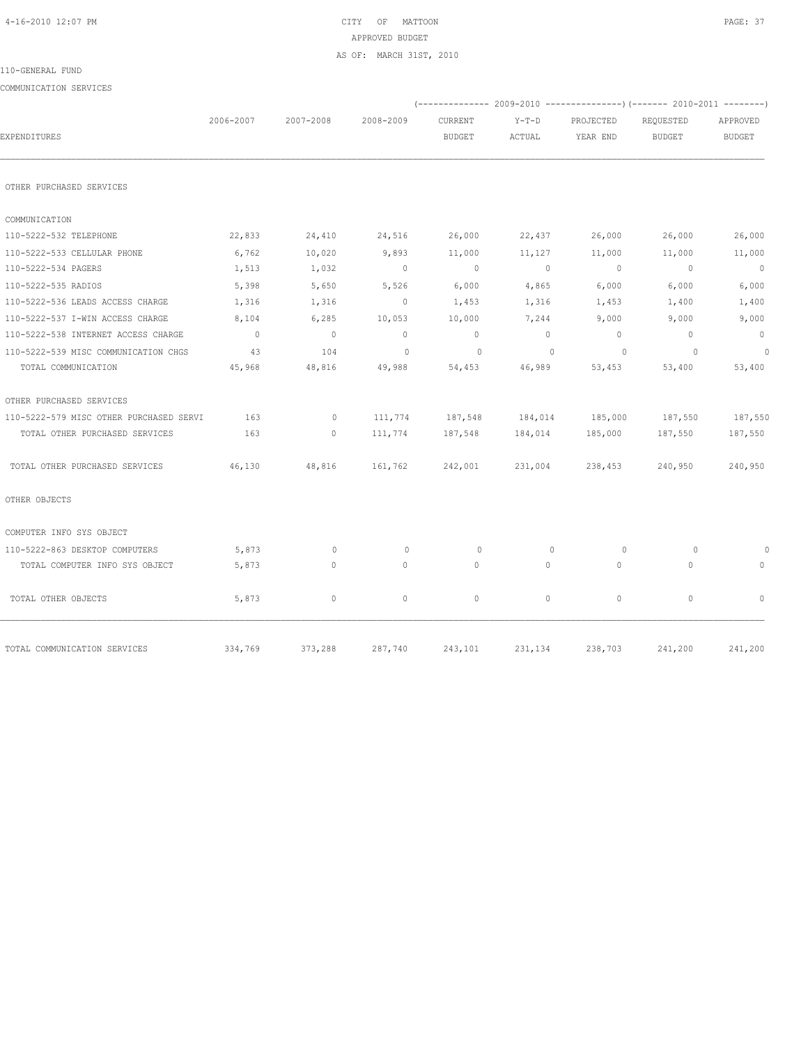CITY OF MATTOON
APPROVED BUDGET
AS OF: MARCH 31ST, 2010

110-GENERAL FUND

COMMUNICATION SERVICES

| EXPENDITURES | 2006-2007 | 2007-2008 | 2008-2009 | 2009-2010 CURRENT BUDGET | 2009-2010 Y-T-D ACTUAL | 2009-2010 PROJECTED YEAR END | 2010-2011 REQUESTED BUDGET | 2010-2011 APPROVED BUDGET |
|---|---|---|---|---|---|---|---|---|
| OTHER PURCHASED SERVICES | | | | | | | | |
| COMMUNICATION | | | | | | | | |
| 110-5222-532 TELEPHONE | 22,833 | 24,410 | 24,516 | 26,000 | 22,437 | 26,000 | 26,000 | 26,000 |
| 110-5222-533 CELLULAR PHONE | 6,762 | 10,020 | 9,893 | 11,000 | 11,127 | 11,000 | 11,000 | 11,000 |
| 110-5222-534 PAGERS | 1,513 | 1,032 | 0 | 0 | 0 | 0 | 0 | 0 |
| 110-5222-535 RADIOS | 5,398 | 5,650 | 5,526 | 6,000 | 4,865 | 6,000 | 6,000 | 6,000 |
| 110-5222-536 LEADS ACCESS CHARGE | 1,316 | 1,316 | 0 | 1,453 | 1,316 | 1,453 | 1,400 | 1,400 |
| 110-5222-537 I-WIN ACCESS CHARGE | 8,104 | 6,285 | 10,053 | 10,000 | 7,244 | 9,000 | 9,000 | 9,000 |
| 110-5222-538 INTERNET ACCESS CHARGE | 0 | 0 | 0 | 0 | 0 | 0 | 0 | 0 |
| 110-5222-539 MISC COMMUNICATION CHGS | 43 | 104 | 0 | 0 | 0 | 0 | 0 | 0 |
| TOTAL COMMUNICATION | 45,968 | 48,816 | 49,988 | 54,453 | 46,989 | 53,453 | 53,400 | 53,400 |
| OTHER PURCHASED SERVICES | | | | | | | | |
| 110-5222-579 MISC OTHER PURCHASED SERVI | 163 | 0 | 111,774 | 187,548 | 184,014 | 185,000 | 187,550 | 187,550 |
| TOTAL OTHER PURCHASED SERVICES | 163 | 0 | 111,774 | 187,548 | 184,014 | 185,000 | 187,550 | 187,550 |
| TOTAL OTHER PURCHASED SERVICES | 46,130 | 48,816 | 161,762 | 242,001 | 231,004 | 238,453 | 240,950 | 240,950 |
| OTHER OBJECTS | | | | | | | | |
| COMPUTER INFO SYS OBJECT | | | | | | | | |
| 110-5222-863 DESKTOP COMPUTERS | 5,873 | 0 | 0 | 0 | 0 | 0 | 0 | 0 |
| TOTAL COMPUTER INFO SYS OBJECT | 5,873 | 0 | 0 | 0 | 0 | 0 | 0 | 0 |
| TOTAL OTHER OBJECTS | 5,873 | 0 | 0 | 0 | 0 | 0 | 0 | 0 |
| TOTAL COMMUNICATION SERVICES | 334,769 | 373,288 | 287,740 | 243,101 | 231,134 | 238,703 | 241,200 | 241,200 |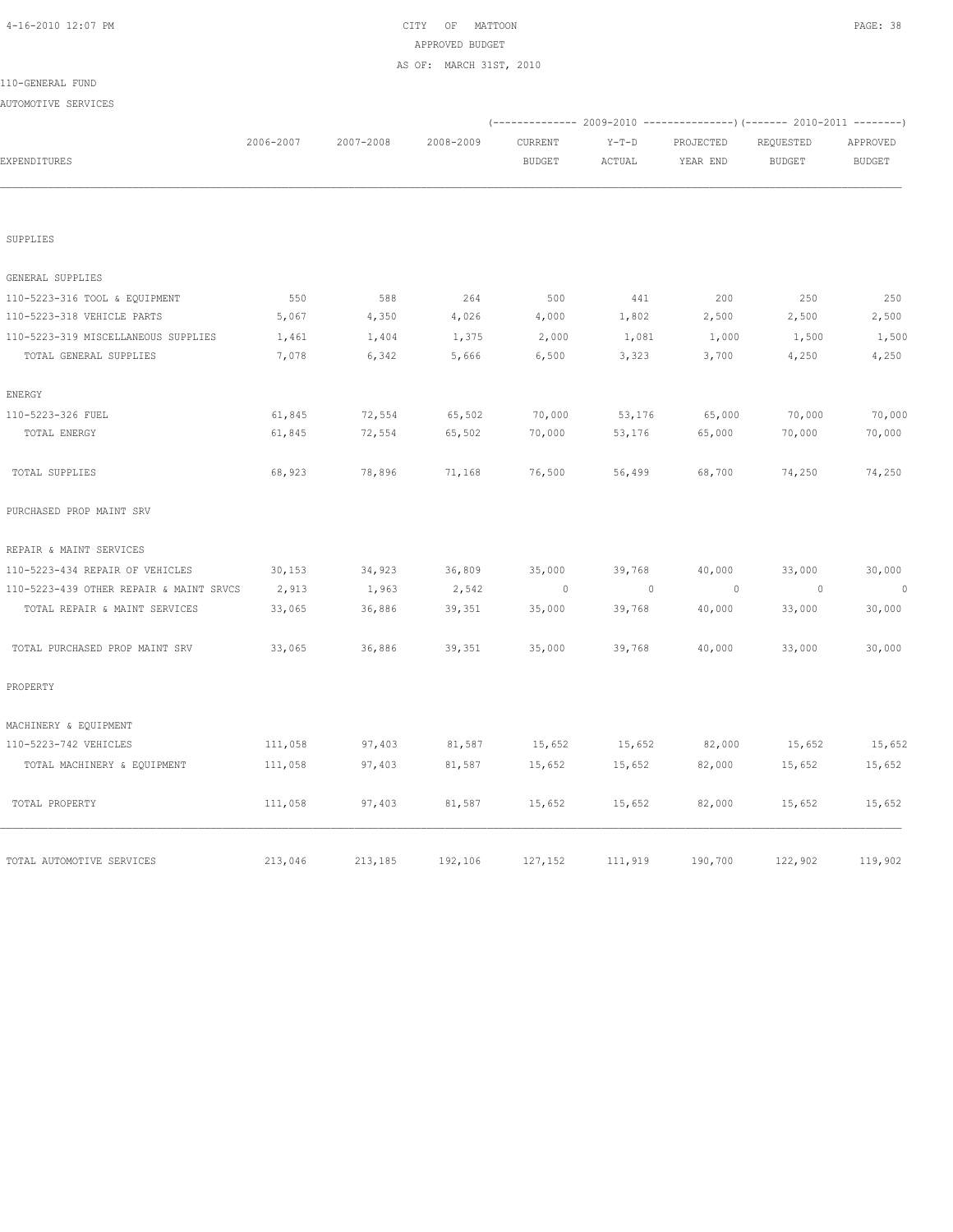CITY OF MATTOON
APPROVED BUDGET
AS OF: MARCH 31ST, 2010

110-GENERAL FUND

AUTOMOTIVE SERVICES

| EXPENDITURES | 2006-2007 | 2007-2008 | 2008-2009 | 2009-2010 CURRENT BUDGET | 2009-2010 Y-T-D ACTUAL | 2009-2010 PROJECTED YEAR END | 2010-2011 REQUESTED BUDGET | 2010-2011 APPROVED BUDGET |
|---|---|---|---|---|---|---|---|---|
| SUPPLIES | | | | | | | | |
| GENERAL SUPPLIES | | | | | | | | |
| 110-5223-316 TOOL & EQUIPMENT | 550 | 588 | 264 | 500 | 441 | 200 | 250 | 250 |
| 110-5223-318 VEHICLE PARTS | 5,067 | 4,350 | 4,026 | 4,000 | 1,802 | 2,500 | 2,500 | 2,500 |
| 110-5223-319 MISCELLANEOUS SUPPLIES | 1,461 | 1,404 | 1,375 | 2,000 | 1,081 | 1,000 | 1,500 | 1,500 |
| TOTAL GENERAL SUPPLIES | 7,078 | 6,342 | 5,666 | 6,500 | 3,323 | 3,700 | 4,250 | 4,250 |
| ENERGY | | | | | | | | |
| 110-5223-326 FUEL | 61,845 | 72,554 | 65,502 | 70,000 | 53,176 | 65,000 | 70,000 | 70,000 |
| TOTAL ENERGY | 61,845 | 72,554 | 65,502 | 70,000 | 53,176 | 65,000 | 70,000 | 70,000 |
| TOTAL SUPPLIES | 68,923 | 78,896 | 71,168 | 76,500 | 56,499 | 68,700 | 74,250 | 74,250 |
| PURCHASED PROP MAINT SRV | | | | | | | | |
| REPAIR & MAINT SERVICES | | | | | | | | |
| 110-5223-434 REPAIR OF VEHICLES | 30,153 | 34,923 | 36,809 | 35,000 | 39,768 | 40,000 | 33,000 | 30,000 |
| 110-5223-439 OTHER REPAIR & MAINT SRVCS | 2,913 | 1,963 | 2,542 | 0 | 0 | 0 | 0 | 0 |
| TOTAL REPAIR & MAINT SERVICES | 33,065 | 36,886 | 39,351 | 35,000 | 39,768 | 40,000 | 33,000 | 30,000 |
| TOTAL PURCHASED PROP MAINT SRV | 33,065 | 36,886 | 39,351 | 35,000 | 39,768 | 40,000 | 33,000 | 30,000 |
| PROPERTY | | | | | | | | |
| MACHINERY & EQUIPMENT | | | | | | | | |
| 110-5223-742 VEHICLES | 111,058 | 97,403 | 81,587 | 15,652 | 15,652 | 82,000 | 15,652 | 15,652 |
| TOTAL MACHINERY & EQUIPMENT | 111,058 | 97,403 | 81,587 | 15,652 | 15,652 | 82,000 | 15,652 | 15,652 |
| TOTAL PROPERTY | 111,058 | 97,403 | 81,587 | 15,652 | 15,652 | 82,000 | 15,652 | 15,652 |
| TOTAL AUTOMOTIVE SERVICES | 213,046 | 213,185 | 192,106 | 127,152 | 111,919 | 190,700 | 122,902 | 119,902 |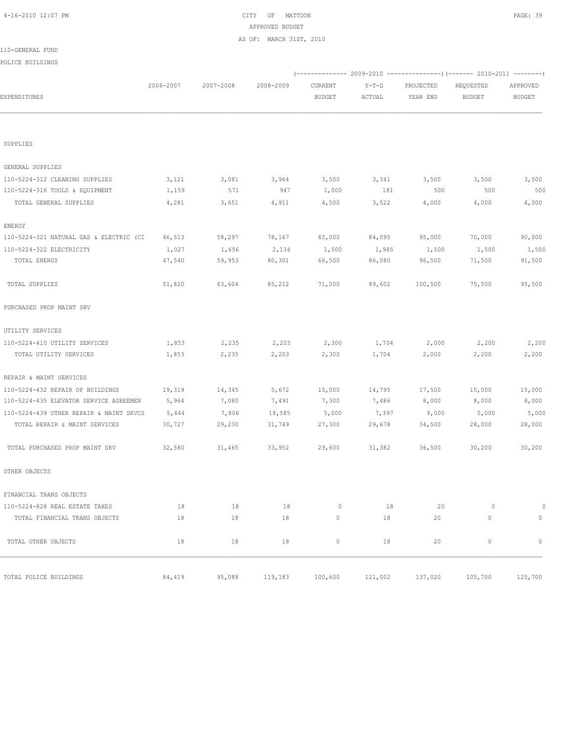CITY OF MATTOON
APPROVED BUDGET
AS OF: MARCH 31ST, 2010

110-GENERAL FUND

POLICE BUILDINGS

| EXPENDITURES | 2006-2007 | 2007-2008 | 2008-2009 | 2009-2010 CURRENT BUDGET | 2009-2010 Y-T-D ACTUAL | 2009-2010 PROJECTED YEAR END | 2010-2011 REQUESTED BUDGET | 2010-2011 APPROVED BUDGET |
|---|---|---|---|---|---|---|---|---|
| SUPPLIES | | | | | | | | |
| GENERAL SUPPLIES | | | | | | | | |
| 110-5224-312 CLEANING SUPPLIES | 3,121 | 3,081 | 3,964 | 3,500 | 3,341 | 3,500 | 3,500 | 3,500 |
| 110-5224-316 TOOLS & EQUIPMENT | 1,159 | 571 | 947 | 1,000 | 181 | 500 | 500 | 500 |
| TOTAL GENERAL SUPPLIES | 4,281 | 3,651 | 4,911 | 4,500 | 3,522 | 4,000 | 4,000 | 4,000 |
| ENERGY | | | | | | | | |
| 110-5224-321 NATURAL GAS & ELECTRIC (CI | 46,513 | 58,297 | 78,167 | 65,000 | 84,095 | 95,000 | 70,000 | 90,000 |
| 110-5224-322 ELECTRICITY | 1,027 | 1,656 | 2,134 | 1,500 | 1,985 | 1,500 | 1,500 | 1,500 |
| TOTAL ENERGY | 47,540 | 59,953 | 80,301 | 66,500 | 86,080 | 96,500 | 71,500 | 91,500 |
| TOTAL SUPPLIES | 51,820 | 63,604 | 85,212 | 71,000 | 89,602 | 100,500 | 75,500 | 95,500 |
| PURCHASED PROP MAINT SRV | | | | | | | | |
| UTILITY SERVICES | | | | | | | | |
| 110-5224-410 UTILITY SERVICES | 1,853 | 2,235 | 2,203 | 2,300 | 1,704 | 2,000 | 2,200 | 2,200 |
| TOTAL UTILITY SERVICES | 1,853 | 2,235 | 2,203 | 2,300 | 1,704 | 2,000 | 2,200 | 2,200 |
| REPAIR & MAINT SERVICES | | | | | | | | |
| 110-5224-432 REPAIR OF BUILDINGS | 19,319 | 14,345 | 5,672 | 15,000 | 14,795 | 17,500 | 15,000 | 15,000 |
| 110-5224-435 ELEVATOR SERVICE AGREEMEN | 5,964 | 7,080 | 7,491 | 7,300 | 7,486 | 8,000 | 8,000 | 8,000 |
| 110-5224-439 OTHER REPAIR & MAINT SRVCS | 5,444 | 7,806 | 18,585 | 5,000 | 7,397 | 9,000 | 5,000 | 5,000 |
| TOTAL REPAIR & MAINT SERVICES | 30,727 | 29,230 | 31,749 | 27,300 | 29,678 | 34,500 | 28,000 | 28,000 |
| TOTAL PURCHASED PROP MAINT SRV | 32,580 | 31,465 | 33,952 | 29,600 | 31,382 | 36,500 | 30,200 | 30,200 |
| OTHER OBJECTS | | | | | | | | |
| FINANCIAL TRANS OBJECTS | | | | | | | | |
| 110-5224-828 REAL ESTATE TAXES | 18 | 18 | 18 | 0 | 18 | 20 | 0 | 0 |
| TOTAL FINANCIAL TRANS OBJECTS | 18 | 18 | 18 | 0 | 18 | 20 | 0 | 0 |
| TOTAL OTHER OBJECTS | 18 | 18 | 18 | 0 | 18 | 20 | 0 | 0 |
| TOTAL POLICE BUILDINGS | 84,419 | 95,088 | 119,183 | 100,600 | 121,002 | 137,020 | 105,700 | 125,700 |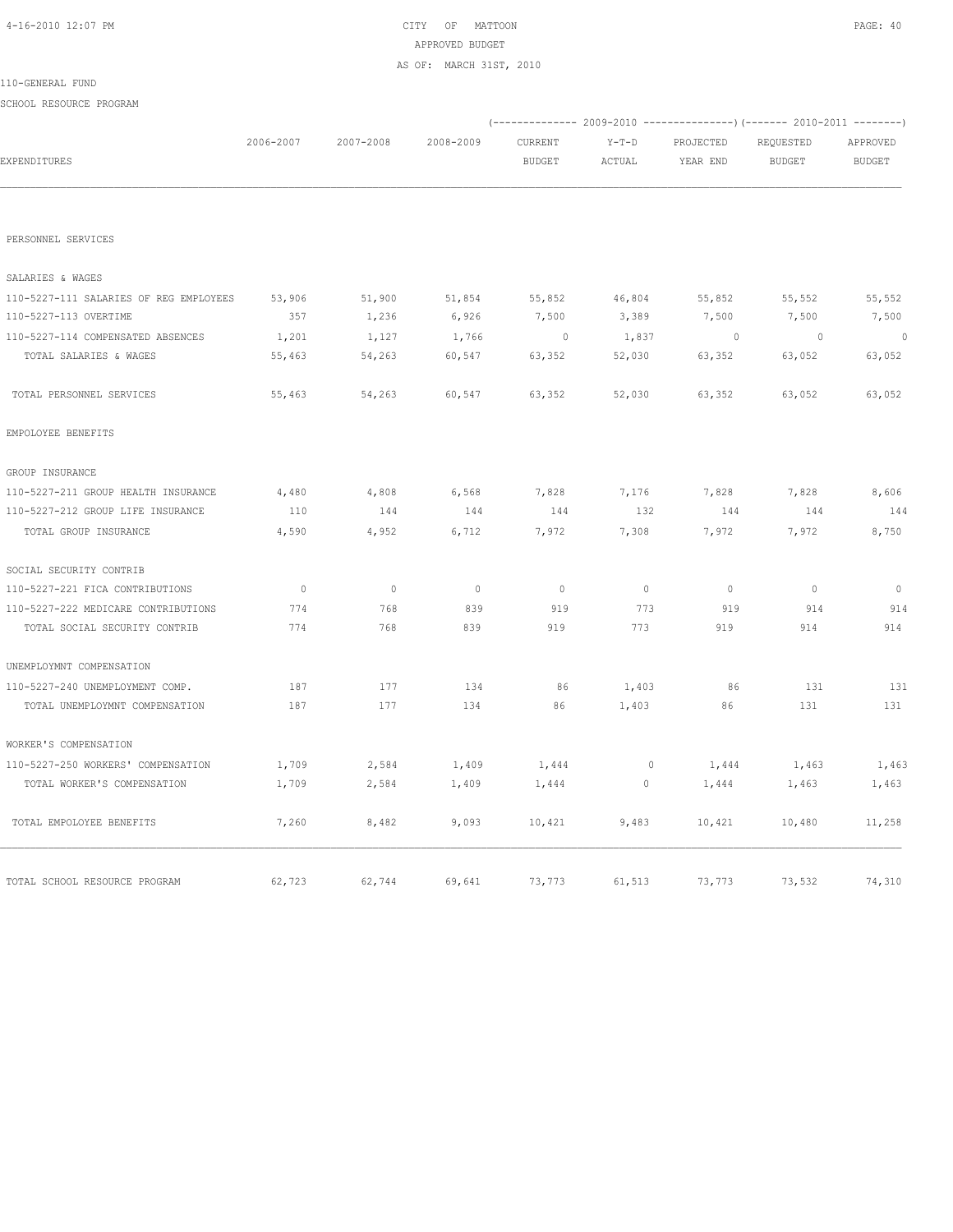CITY OF MATTOON
APPROVED BUDGET
AS OF: MARCH 31ST, 2010

110-GENERAL FUND

SCHOOL RESOURCE PROGRAM

| EXPENDITURES | 2006-2007 | 2007-2008 | 2008-2009 | (------------- 2009-2010 CURRENT BUDGET | Y-T-D ACTUAL | PROJECTED YEAR END ---------------) | (------- 2010-2011 REQUESTED BUDGET | APPROVED BUDGET --------) |
|---|---|---|---|---|---|---|---|---|
| PERSONNEL SERVICES | | | | | | | | |
| SALARIES & WAGES | | | | | | | | |
| 110-5227-111 SALARIES OF REG EMPLOYEES | 53,906 | 51,900 | 51,854 | 55,852 | 46,804 | 55,852 | 55,552 | 55,552 |
| 110-5227-113 OVERTIME | 357 | 1,236 | 6,926 | 7,500 | 3,389 | 7,500 | 7,500 | 7,500 |
| 110-5227-114 COMPENSATED ABSENCES | 1,201 | 1,127 | 1,766 | 0 | 1,837 | 0 | 0 | 0 |
| TOTAL SALARIES & WAGES | 55,463 | 54,263 | 60,547 | 63,352 | 52,030 | 63,352 | 63,052 | 63,052 |
| TOTAL PERSONNEL SERVICES | 55,463 | 54,263 | 60,547 | 63,352 | 52,030 | 63,352 | 63,052 | 63,052 |
| EMPOLOYEE BENEFITS | | | | | | | | |
| GROUP INSURANCE | | | | | | | | |
| 110-5227-211 GROUP HEALTH INSURANCE | 4,480 | 4,808 | 6,568 | 7,828 | 7,176 | 7,828 | 7,828 | 8,606 |
| 110-5227-212 GROUP LIFE INSURANCE | 110 | 144 | 144 | 144 | 132 | 144 | 144 | 144 |
| TOTAL GROUP INSURANCE | 4,590 | 4,952 | 6,712 | 7,972 | 7,308 | 7,972 | 7,972 | 8,750 |
| SOCIAL SECURITY CONTRIB | | | | | | | | |
| 110-5227-221 FICA CONTRIBUTIONS | 0 | 0 | 0 | 0 | 0 | 0 | 0 | 0 |
| 110-5227-222 MEDICARE CONTRIBUTIONS | 774 | 768 | 839 | 919 | 773 | 919 | 914 | 914 |
| TOTAL SOCIAL SECURITY CONTRIB | 774 | 768 | 839 | 919 | 773 | 919 | 914 | 914 |
| UNEMPLOYMNT COMPENSATION | | | | | | | | |
| 110-5227-240 UNEMPLOYMENT COMP. | 187 | 177 | 134 | 86 | 1,403 | 86 | 131 | 131 |
| TOTAL UNEMPLOYMNT COMPENSATION | 187 | 177 | 134 | 86 | 1,403 | 86 | 131 | 131 |
| WORKER'S COMPENSATION | | | | | | | | |
| 110-5227-250 WORKERS' COMPENSATION | 1,709 | 2,584 | 1,409 | 1,444 | 0 | 1,444 | 1,463 | 1,463 |
| TOTAL WORKER'S COMPENSATION | 1,709 | 2,584 | 1,409 | 1,444 | 0 | 1,444 | 1,463 | 1,463 |
| TOTAL EMPOLOYEE BENEFITS | 7,260 | 8,482 | 9,093 | 10,421 | 9,483 | 10,421 | 10,480 | 11,258 |
| TOTAL SCHOOL RESOURCE PROGRAM | 62,723 | 62,744 | 69,641 | 73,773 | 61,513 | 73,773 | 73,532 | 74,310 |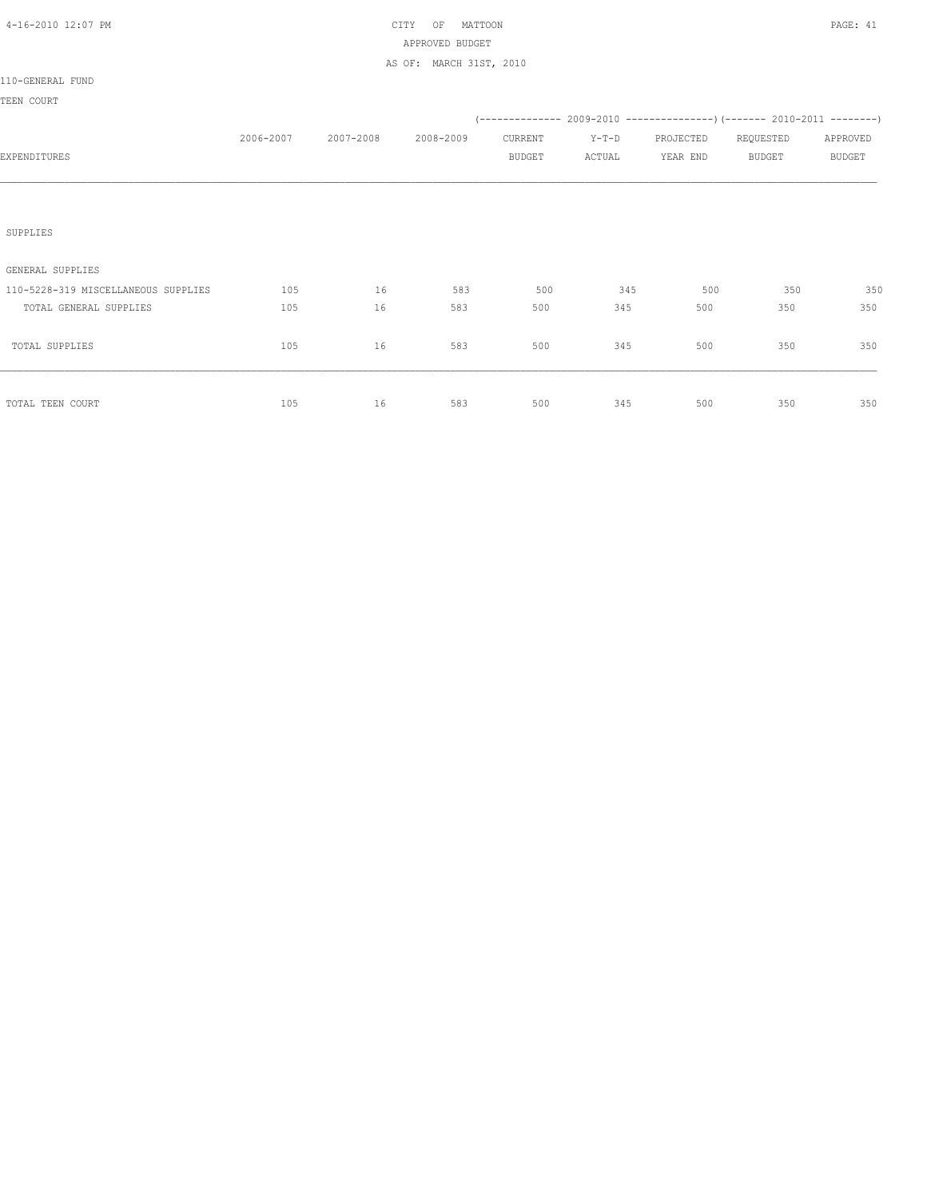CITY OF MATTOON
APPROVED BUDGET
AS OF: MARCH 31ST, 2010

110-GENERAL FUND

TEEN COURT

| EXPENDITURES | 2006-2007 | 2007-2008 | 2008-2009 | 2009-2010 CURRENT BUDGET | 2009-2010 Y-T-D ACTUAL | 2009-2010 PROJECTED YEAR END | 2010-2011 REQUESTED BUDGET | 2010-2011 APPROVED BUDGET |
|---|---|---|---|---|---|---|---|---|
| SUPPLIES | | | | | | | | |
| GENERAL SUPPLIES | | | | | | | | |
| 110-5228-319 MISCELLANEOUS SUPPLIES | 105 | 16 | 583 | 500 | 345 | 500 | 350 | 350 |
| TOTAL GENERAL SUPPLIES | 105 | 16 | 583 | 500 | 345 | 500 | 350 | 350 |
| TOTAL SUPPLIES | 105 | 16 | 583 | 500 | 345 | 500 | 350 | 350 |
| TOTAL TEEN COURT | 105 | 16 | 583 | 500 | 345 | 500 | 350 | 350 |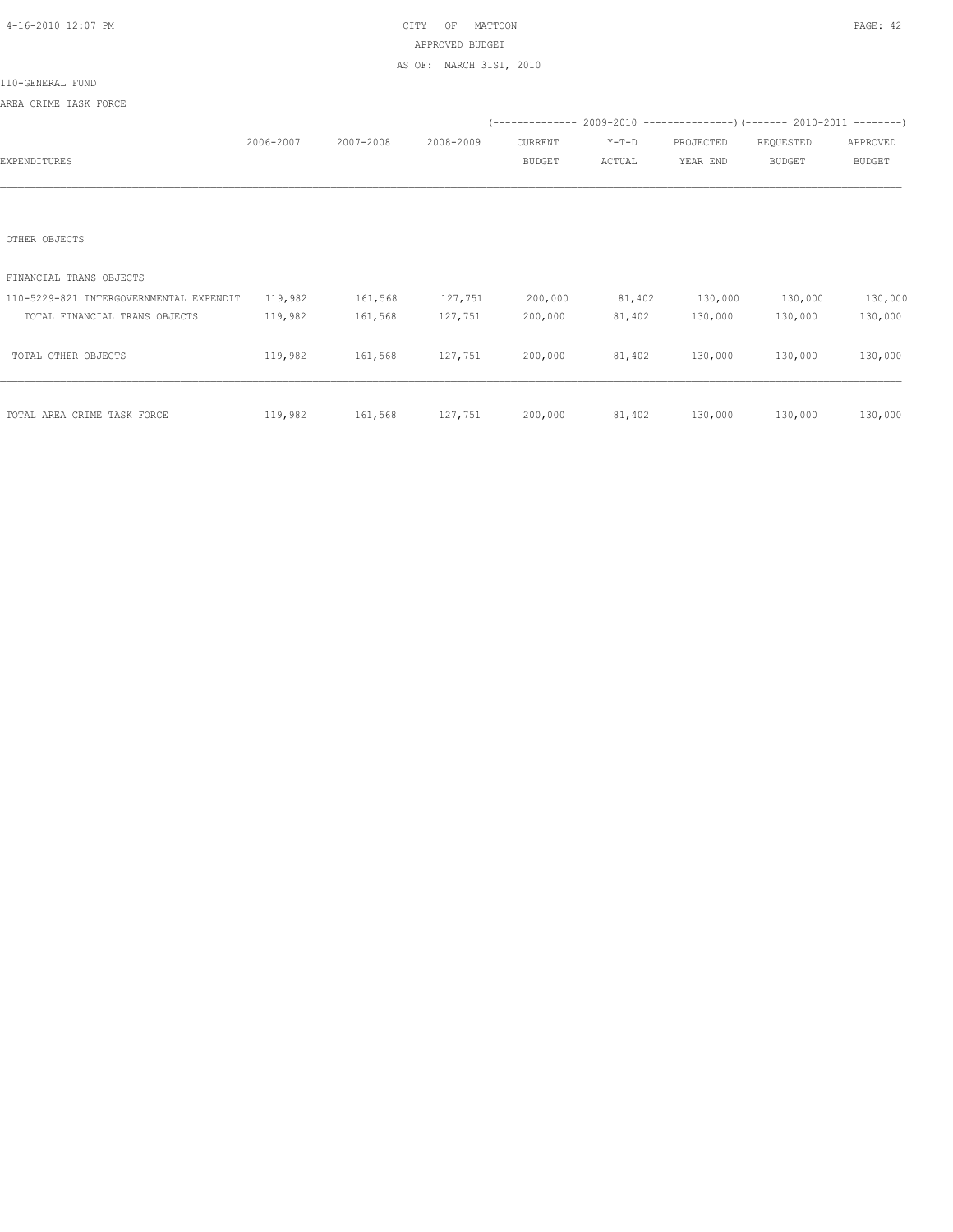CITY OF MATTOON

APPROVED BUDGET

AS OF: MARCH 31ST, 2010

110-GENERAL FUND

AREA CRIME TASK FORCE

| EXPENDITURES | 2006-2007 | 2007-2008 | 2008-2009 | 2009-2010 CURRENT BUDGET | 2009-2010 Y-T-D ACTUAL | 2009-2010 PROJECTED YEAR END | 2010-2011 REQUESTED BUDGET | 2010-2011 APPROVED BUDGET |
|---|---|---|---|---|---|---|---|---|
| OTHER OBJECTS | | | | | | | | |
| FINANCIAL TRANS OBJECTS | | | | | | | | |
| 110-5229-821 INTERGOVERNMENTAL EXPENDIT | 119,982 | 161,568 | 127,751 | 200,000 | 81,402 | 130,000 | 130,000 | 130,000 |
| TOTAL FINANCIAL TRANS OBJECTS | 119,982 | 161,568 | 127,751 | 200,000 | 81,402 | 130,000 | 130,000 | 130,000 |
| TOTAL OTHER OBJECTS | 119,982 | 161,568 | 127,751 | 200,000 | 81,402 | 130,000 | 130,000 | 130,000 |
| TOTAL AREA CRIME TASK FORCE | 119,982 | 161,568 | 127,751 | 200,000 | 81,402 | 130,000 | 130,000 | 130,000 |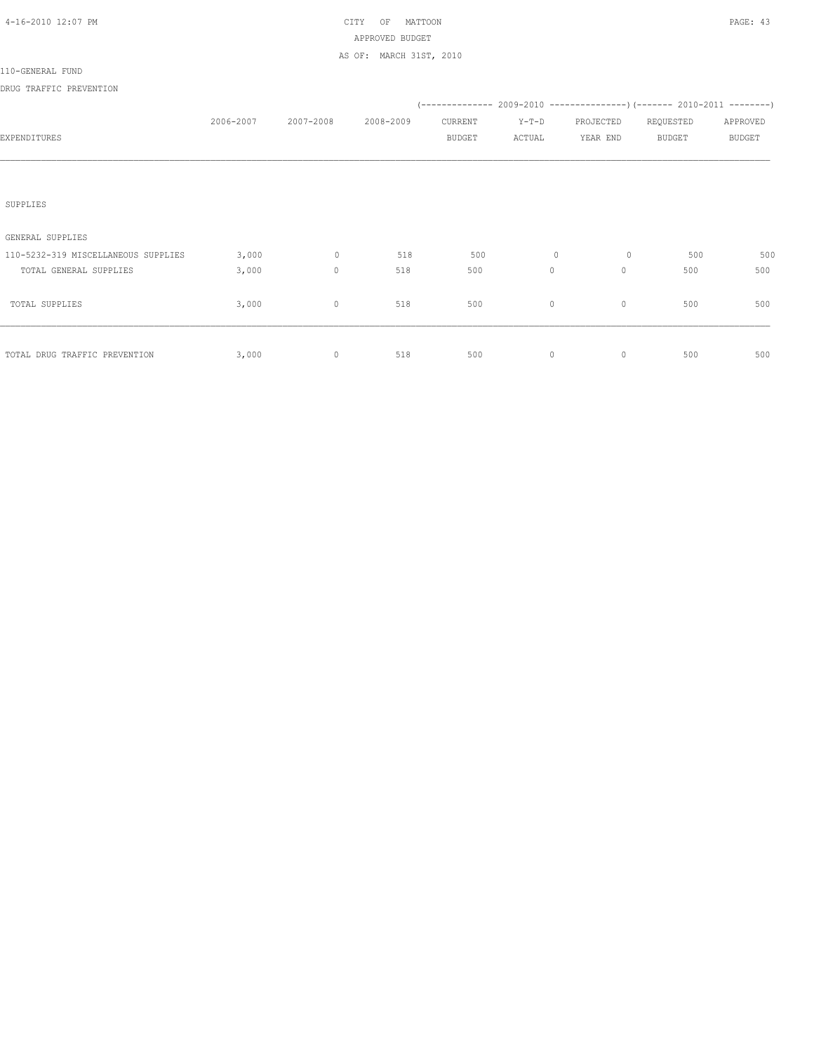CITY OF MATTOON
APPROVED BUDGET
AS OF: MARCH 31ST, 2010

110-GENERAL FUND

DRUG TRAFFIC PREVENTION

| EXPENDITURES | 2006-2007 | 2007-2008 | 2008-2009 | 2009-2010 CURRENT BUDGET | 2009-2010 Y-T-D ACTUAL | 2009-2010 PROJECTED YEAR END | 2010-2011 REQUESTED BUDGET | 2010-2011 APPROVED BUDGET |
|---|---|---|---|---|---|---|---|---|
| SUPPLIES | | | | | | | | |
| GENERAL SUPPLIES | | | | | | | | |
| 110-5232-319 MISCELLANEOUS SUPPLIES | 3,000 | 0 | 518 | 500 | 0 | 0 | 500 | 500 |
| TOTAL GENERAL SUPPLIES | 3,000 | 0 | 518 | 500 | 0 | 0 | 500 | 500 |
| TOTAL SUPPLIES | 3,000 | 0 | 518 | 500 | 0 | 0 | 500 | 500 |
| TOTAL DRUG TRAFFIC PREVENTION | 3,000 | 0 | 518 | 500 | 0 | 0 | 500 | 500 |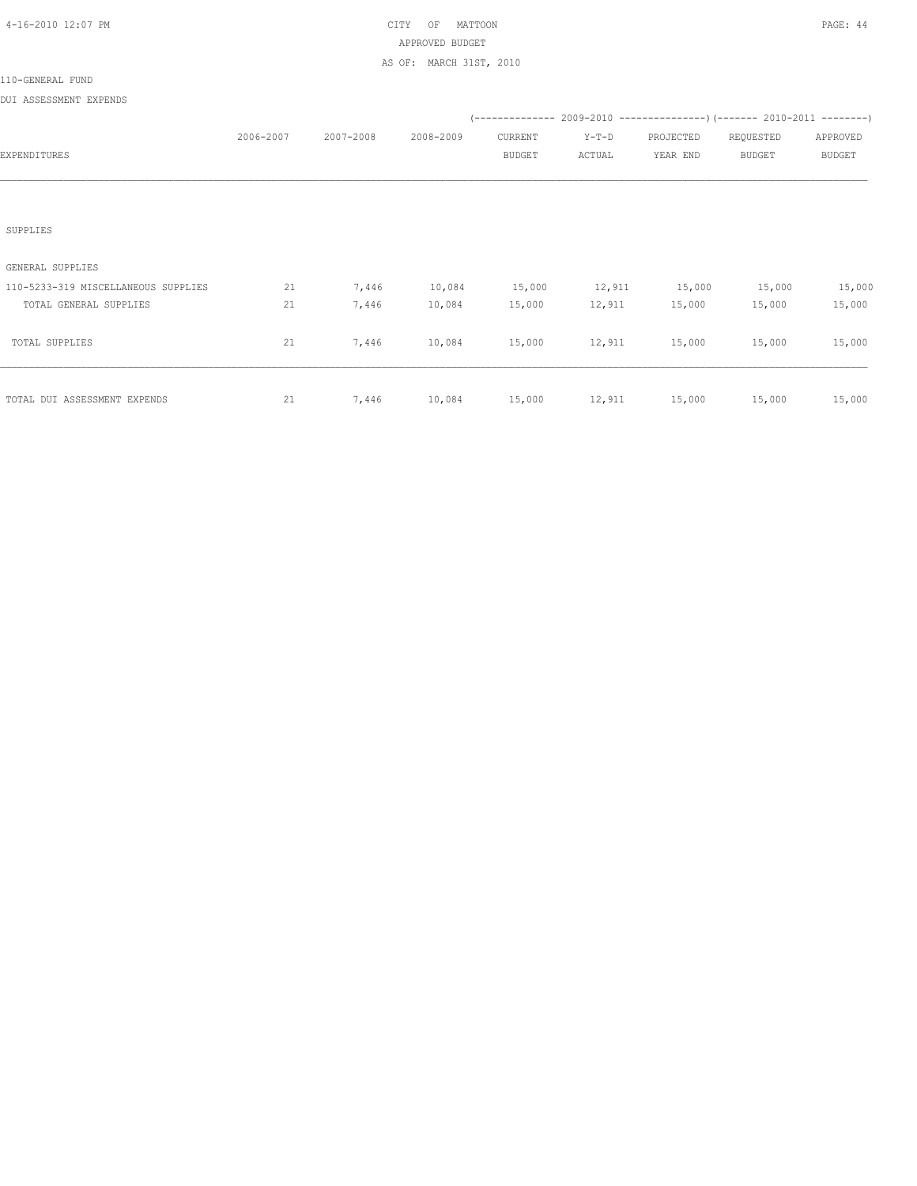CITY OF MATTOON
APPROVED BUDGET
AS OF: MARCH 31ST, 2010

110-GENERAL FUND

DUI ASSESSMENT EXPENDS

| EXPENDITURES | 2006-2007 | 2007-2008 | 2008-2009 | (------------- 2009-2010 CURRENT BUDGET | Y-T-D ACTUAL | PROJECTED YEAR END ---------------) | (------- 2010-2011 REQUESTED BUDGET | APPROVED BUDGET --------) |
|---|---|---|---|---|---|---|---|---|
| SUPPLIES | | | | | | | | |
| GENERAL SUPPLIES | | | | | | | | |
| 110-5233-319 MISCELLANEOUS SUPPLIES | 21 | 7,446 | 10,084 | 15,000 | 12,911 | 15,000 | 15,000 | 15,000 |
| TOTAL GENERAL SUPPLIES | 21 | 7,446 | 10,084 | 15,000 | 12,911 | 15,000 | 15,000 | 15,000 |
| TOTAL SUPPLIES | 21 | 7,446 | 10,084 | 15,000 | 12,911 | 15,000 | 15,000 | 15,000 |
| TOTAL DUI ASSESSMENT EXPENDS | 21 | 7,446 | 10,084 | 15,000 | 12,911 | 15,000 | 15,000 | 15,000 |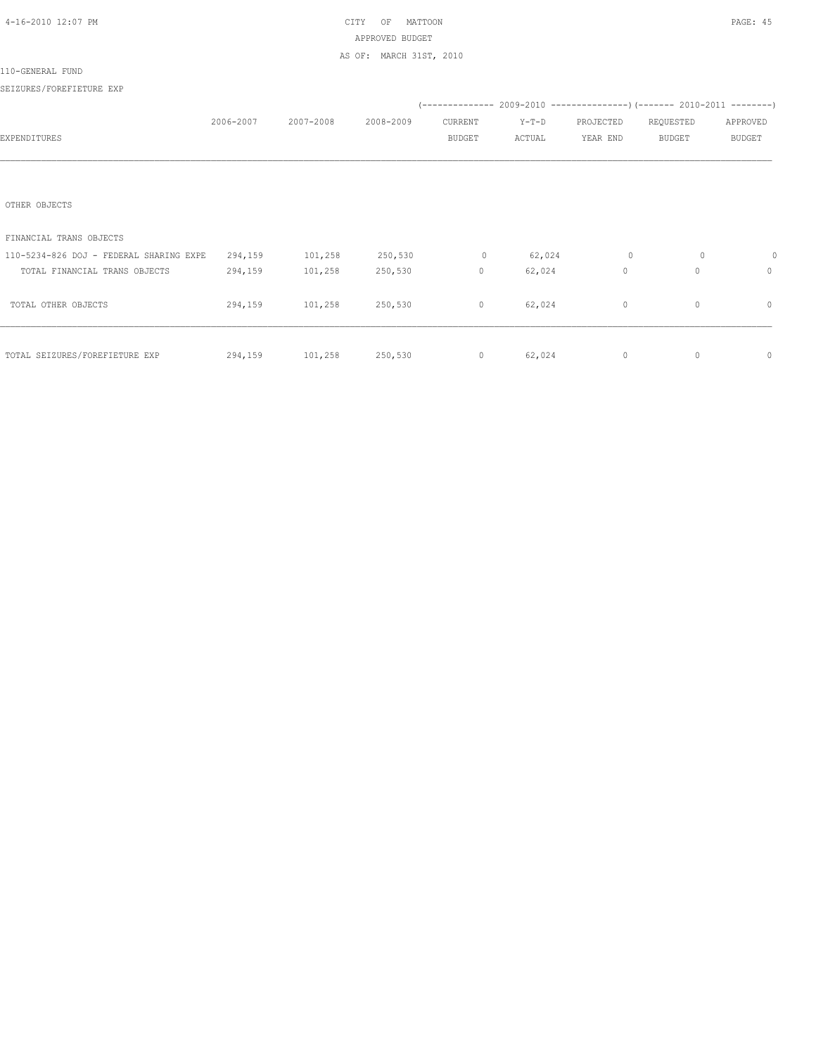CITY OF MATTOON
APPROVED BUDGET
AS OF: MARCH 31ST, 2010

110-GENERAL FUND

SEIZURES/FOREFIETURE EXP

| EXPENDITURES | 2006-2007 | 2007-2008 | 2008-2009 | 2009-2010 CURRENT BUDGET | 2009-2010 Y-T-D ACTUAL | 2009-2010 PROJECTED YEAR END | 2010-2011 REQUESTED BUDGET | 2010-2011 APPROVED BUDGET |
|---|---|---|---|---|---|---|---|---|
| OTHER OBJECTS | | | | | | | | |
| FINANCIAL TRANS OBJECTS | | | | | | | | |
| 110-5234-826 DOJ - FEDERAL SHARING EXPE | 294,159 | 101,258 | 250,530 | 0 | 62,024 | 0 | 0 | 0 |
| TOTAL FINANCIAL TRANS OBJECTS | 294,159 | 101,258 | 250,530 | 0 | 62,024 | 0 | 0 | 0 |
| TOTAL OTHER OBJECTS | 294,159 | 101,258 | 250,530 | 0 | 62,024 | 0 | 0 | 0 |
| TOTAL SEIZURES/FOREFIETURE EXP | 294,159 | 101,258 | 250,530 | 0 | 62,024 | 0 | 0 | 0 |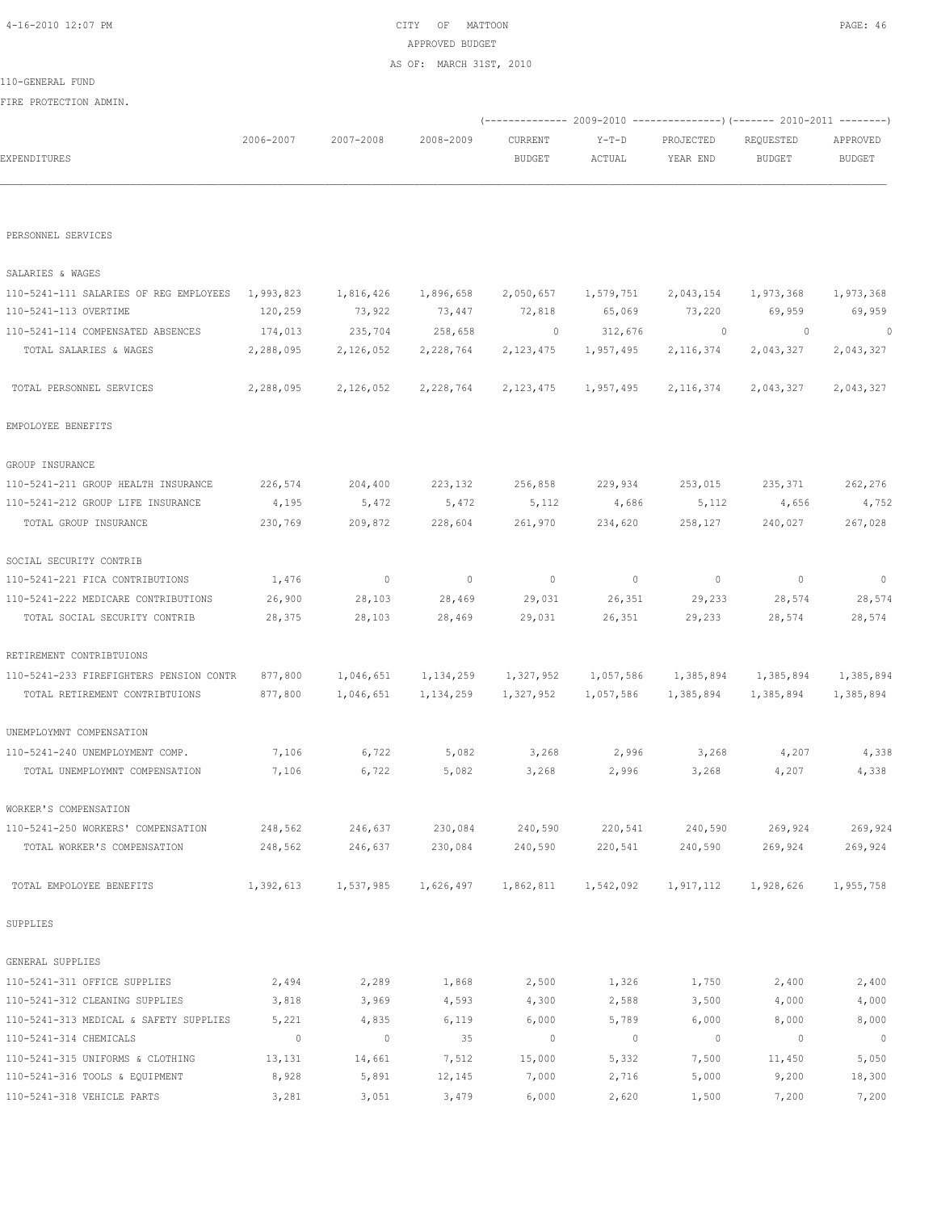CITY OF MATTOON
APPROVED BUDGET
AS OF: MARCH 31ST, 2010

110-GENERAL FUND

FIRE PROTECTION ADMIN.

| EXPENDITURES | 2006-2007 | 2007-2008 | 2008-2009 | (---- 2009-2010 CURRENT BUDGET | Y-T-D ACTUAL | PROJECTED YEAR END ----) | (---- 2010-2011 REQUESTED BUDGET | APPROVED BUDGET ----) |
|---|---|---|---|---|---|---|---|---|
| PERSONNEL SERVICES | | | | | | | | |
| SALARIES & WAGES | | | | | | | | |
| 110-5241-111 SALARIES OF REG EMPLOYEES | 1,993,823 | 1,816,426 | 1,896,658 | 2,050,657 | 1,579,751 | 2,043,154 | 1,973,368 | 1,973,368 |
| 110-5241-113 OVERTIME | 120,259 | 73,922 | 73,447 | 72,818 | 65,069 | 73,220 | 69,959 | 69,959 |
| 110-5241-114 COMPENSATED ABSENCES | 174,013 | 235,704 | 258,658 | 0 | 312,676 | 0 | 0 | 0 |
| TOTAL SALARIES & WAGES | 2,288,095 | 2,126,052 | 2,228,764 | 2,123,475 | 1,957,495 | 2,116,374 | 2,043,327 | 2,043,327 |
| TOTAL PERSONNEL SERVICES | 2,288,095 | 2,126,052 | 2,228,764 | 2,123,475 | 1,957,495 | 2,116,374 | 2,043,327 | 2,043,327 |
| EMPOLOYEE BENEFITS | | | | | | | | |
| GROUP INSURANCE | | | | | | | | |
| 110-5241-211 GROUP HEALTH INSURANCE | 226,574 | 204,400 | 223,132 | 256,858 | 229,934 | 253,015 | 235,371 | 262,276 |
| 110-5241-212 GROUP LIFE INSURANCE | 4,195 | 5,472 | 5,472 | 5,112 | 4,686 | 5,112 | 4,656 | 4,752 |
| TOTAL GROUP INSURANCE | 230,769 | 209,872 | 228,604 | 261,970 | 234,620 | 258,127 | 240,027 | 267,028 |
| SOCIAL SECURITY CONTRIB | | | | | | | | |
| 110-5241-221 FICA CONTRIBUTIONS | 1,476 | 0 | 0 | 0 | 0 | 0 | 0 | 0 |
| 110-5241-222 MEDICARE CONTRIBUTIONS | 26,900 | 28,103 | 28,469 | 29,031 | 26,351 | 29,233 | 28,574 | 28,574 |
| TOTAL SOCIAL SECURITY CONTRIB | 28,375 | 28,103 | 28,469 | 29,031 | 26,351 | 29,233 | 28,574 | 28,574 |
| RETIREMENT CONTRIBTUIONS | | | | | | | | |
| 110-5241-233 FIREFIGHTERS PENSION CONTR | 877,800 | 1,046,651 | 1,134,259 | 1,327,952 | 1,057,586 | 1,385,894 | 1,385,894 | 1,385,894 |
| TOTAL RETIREMENT CONTRIBTUIONS | 877,800 | 1,046,651 | 1,134,259 | 1,327,952 | 1,057,586 | 1,385,894 | 1,385,894 | 1,385,894 |
| UNEMPLOYMNT COMPENSATION | | | | | | | | |
| 110-5241-240 UNEMPLOYMENT COMP. | 7,106 | 6,722 | 5,082 | 3,268 | 2,996 | 3,268 | 4,207 | 4,338 |
| TOTAL UNEMPLOYMNT COMPENSATION | 7,106 | 6,722 | 5,082 | 3,268 | 2,996 | 3,268 | 4,207 | 4,338 |
| WORKER'S COMPENSATION | | | | | | | | |
| 110-5241-250 WORKERS' COMPENSATION | 248,562 | 246,637 | 230,084 | 240,590 | 220,541 | 240,590 | 269,924 | 269,924 |
| TOTAL WORKER'S COMPENSATION | 248,562 | 246,637 | 230,084 | 240,590 | 220,541 | 240,590 | 269,924 | 269,924 |
| TOTAL EMPOLOYEE BENEFITS | 1,392,613 | 1,537,985 | 1,626,497 | 1,862,811 | 1,542,092 | 1,917,112 | 1,928,626 | 1,955,758 |
| SUPPLIES | | | | | | | | |
| GENERAL SUPPLIES | | | | | | | | |
| 110-5241-311 OFFICE SUPPLIES | 2,494 | 2,289 | 1,868 | 2,500 | 1,326 | 1,750 | 2,400 | 2,400 |
| 110-5241-312 CLEANING SUPPLIES | 3,818 | 3,969 | 4,593 | 4,300 | 2,588 | 3,500 | 4,000 | 4,000 |
| 110-5241-313 MEDICAL & SAFETY SUPPLIES | 5,221 | 4,835 | 6,119 | 6,000 | 5,789 | 6,000 | 8,000 | 8,000 |
| 110-5241-314 CHEMICALS | 0 | 0 | 35 | 0 | 0 | 0 | 0 | 0 |
| 110-5241-315 UNIFORMS & CLOTHING | 13,131 | 14,661 | 7,512 | 15,000 | 5,332 | 7,500 | 11,450 | 5,050 |
| 110-5241-316 TOOLS & EQUIPMENT | 8,928 | 5,891 | 12,145 | 7,000 | 2,716 | 5,000 | 9,200 | 18,300 |
| 110-5241-318 VEHICLE PARTS | 3,281 | 3,051 | 3,479 | 6,000 | 2,620 | 1,500 | 7,200 | 7,200 |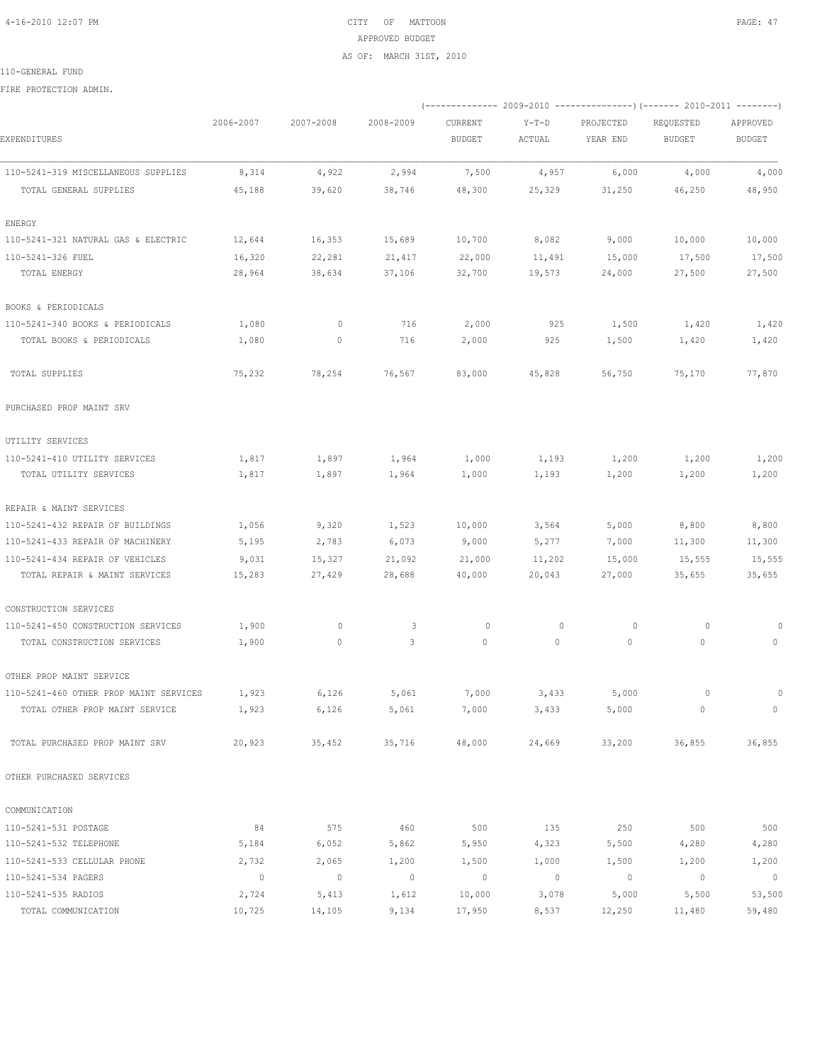CITY OF MATTOON
APPROVED BUDGET
AS OF: MARCH 31ST, 2010

110-GENERAL FUND

FIRE PROTECTION ADMIN.

| EXPENDITURES | 2006-2007 | 2007-2008 | 2008-2009 | 2009-2010 CURRENT BUDGET | 2009-2010 Y-T-D ACTUAL | 2009-2010 PROJECTED YEAR END | 2010-2011 REQUESTED BUDGET | 2010-2011 APPROVED BUDGET |
|---|---|---|---|---|---|---|---|---|
| 110-5241-319 MISCELLANEOUS SUPPLIES | 8,314 | 4,922 | 2,994 | 7,500 | 4,957 | 6,000 | 4,000 | 4,000 |
| TOTAL GENERAL SUPPLIES | 45,188 | 39,620 | 38,746 | 48,300 | 25,329 | 31,250 | 46,250 | 48,950 |
| ENERGY | | | | | | | | |
| 110-5241-321 NATURAL GAS & ELECTRIC | 12,644 | 16,353 | 15,689 | 10,700 | 8,082 | 9,000 | 10,000 | 10,000 |
| 110-5241-326 FUEL | 16,320 | 22,281 | 21,417 | 22,000 | 11,491 | 15,000 | 17,500 | 17,500 |
| TOTAL ENERGY | 28,964 | 38,634 | 37,106 | 32,700 | 19,573 | 24,000 | 27,500 | 27,500 |
| BOOKS & PERIODICALS | | | | | | | | |
| 110-5241-340 BOOKS & PERIODICALS | 1,080 | 0 | 716 | 2,000 | 925 | 1,500 | 1,420 | 1,420 |
| TOTAL BOOKS & PERIODICALS | 1,080 | 0 | 716 | 2,000 | 925 | 1,500 | 1,420 | 1,420 |
| TOTAL SUPPLIES | 75,232 | 78,254 | 76,567 | 83,000 | 45,828 | 56,750 | 75,170 | 77,870 |
| PURCHASED PROP MAINT SRV | | | | | | | | |
| UTILITY SERVICES | | | | | | | | |
| 110-5241-410 UTILITY SERVICES | 1,817 | 1,897 | 1,964 | 1,000 | 1,193 | 1,200 | 1,200 | 1,200 |
| TOTAL UTILITY SERVICES | 1,817 | 1,897 | 1,964 | 1,000 | 1,193 | 1,200 | 1,200 | 1,200 |
| REPAIR & MAINT SERVICES | | | | | | | | |
| 110-5241-432 REPAIR OF BUILDINGS | 1,056 | 9,320 | 1,523 | 10,000 | 3,564 | 5,000 | 8,800 | 8,800 |
| 110-5241-433 REPAIR OF MACHINERY | 5,195 | 2,783 | 6,073 | 9,000 | 5,277 | 7,000 | 11,300 | 11,300 |
| 110-5241-434 REPAIR OF VEHICLES | 9,031 | 15,327 | 21,092 | 21,000 | 11,202 | 15,000 | 15,555 | 15,555 |
| TOTAL REPAIR & MAINT SERVICES | 15,283 | 27,429 | 28,688 | 40,000 | 20,043 | 27,000 | 35,655 | 35,655 |
| CONSTRUCTION SERVICES | | | | | | | | |
| 110-5241-450 CONSTRUCTION SERVICES | 1,900 | 0 | 3 | 0 | 0 | 0 | 0 | 0 |
| TOTAL CONSTRUCTION SERVICES | 1,900 | 0 | 3 | 0 | 0 | 0 | 0 | 0 |
| OTHER PROP MAINT SERVICE | | | | | | | | |
| 110-5241-460 OTHER PROP MAINT SERVICES | 1,923 | 6,126 | 5,061 | 7,000 | 3,433 | 5,000 | 0 | 0 |
| TOTAL OTHER PROP MAINT SERVICE | 1,923 | 6,126 | 5,061 | 7,000 | 3,433 | 5,000 | 0 | 0 |
| TOTAL PURCHASED PROP MAINT SRV | 20,923 | 35,452 | 35,716 | 48,000 | 24,669 | 33,200 | 36,855 | 36,855 |
| OTHER PURCHASED SERVICES | | | | | | | | |
| COMMUNICATION | | | | | | | | |
| 110-5241-531 POSTAGE | 84 | 575 | 460 | 500 | 135 | 250 | 500 | 500 |
| 110-5241-532 TELEPHONE | 5,184 | 6,052 | 5,862 | 5,950 | 4,323 | 5,500 | 4,280 | 4,280 |
| 110-5241-533 CELLULAR PHONE | 2,732 | 2,065 | 1,200 | 1,500 | 1,000 | 1,500 | 1,200 | 1,200 |
| 110-5241-534 PAGERS | 0 | 0 | 0 | 0 | 0 | 0 | 0 | 0 |
| 110-5241-535 RADIOS | 2,724 | 5,413 | 1,612 | 10,000 | 3,078 | 5,000 | 5,500 | 53,500 |
| TOTAL COMMUNICATION | 10,725 | 14,105 | 9,134 | 17,950 | 8,537 | 12,250 | 11,480 | 59,480 |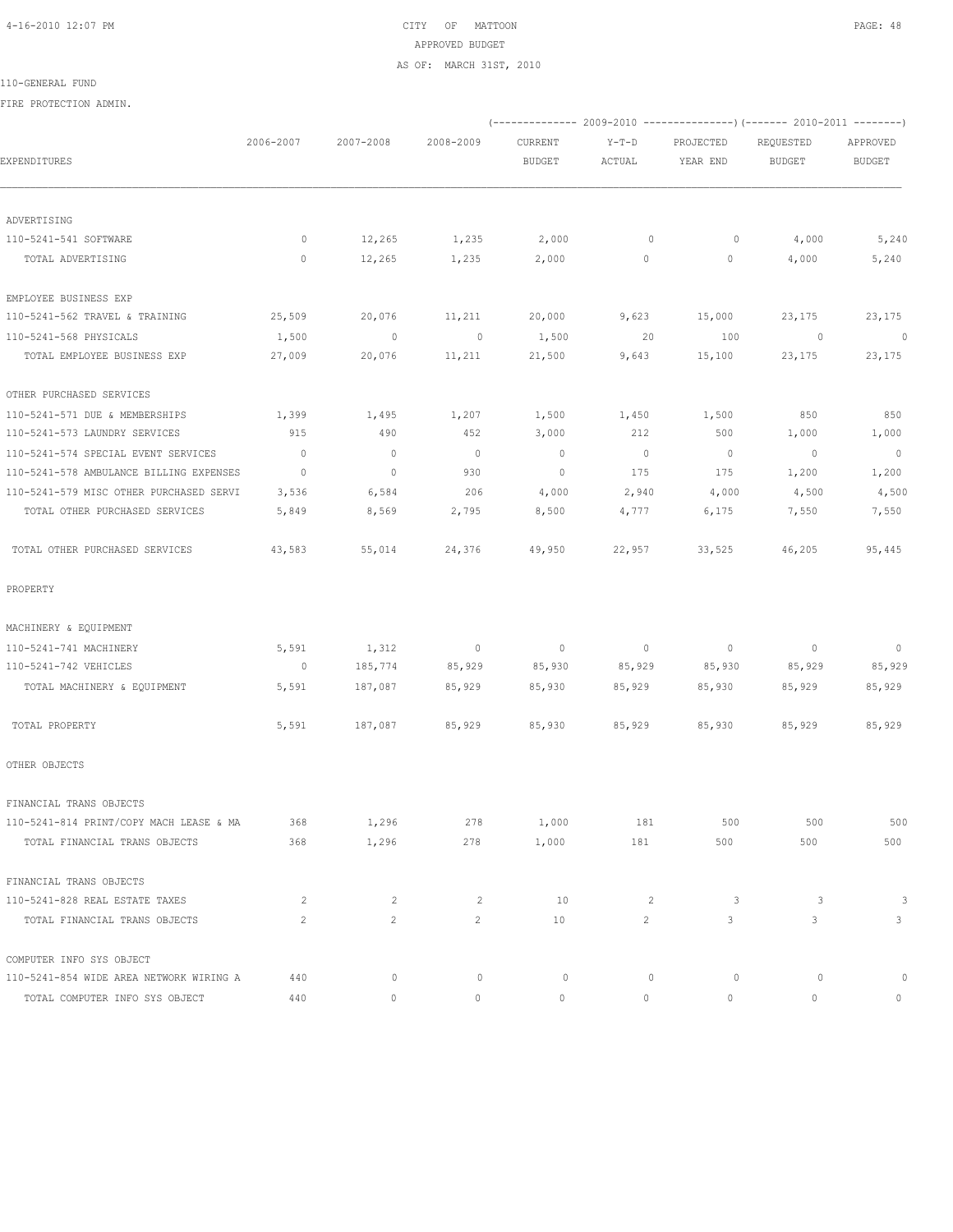CITY OF MATTOON
APPROVED BUDGET
AS OF: MARCH 31ST, 2010

110-GENERAL FUND

FIRE PROTECTION ADMIN.

| EXPENDITURES | 2006-2007 | 2007-2008 | 2008-2009 | 2009-2010 CURRENT BUDGET | 2009-2010 Y-T-D ACTUAL | 2009-2010 PROJECTED YEAR END | 2010-2011 REQUESTED BUDGET | 2010-2011 APPROVED BUDGET |
|---|---|---|---|---|---|---|---|---|
| ADVERTISING | | | | | | | | |
| 110-5241-541 SOFTWARE | 0 | 12,265 | 1,235 | 2,000 | 0 | 0 | 4,000 | 5,240 |
| TOTAL ADVERTISING | 0 | 12,265 | 1,235 | 2,000 | 0 | 0 | 4,000 | 5,240 |
| EMPLOYEE BUSINESS EXP | | | | | | | | |
| 110-5241-562 TRAVEL & TRAINING | 25,509 | 20,076 | 11,211 | 20,000 | 9,623 | 15,000 | 23,175 | 23,175 |
| 110-5241-568 PHYSICALS | 1,500 | 0 | 0 | 1,500 | 20 | 100 | 0 | 0 |
| TOTAL EMPLOYEE BUSINESS EXP | 27,009 | 20,076 | 11,211 | 21,500 | 9,643 | 15,100 | 23,175 | 23,175 |
| OTHER PURCHASED SERVICES | | | | | | | | |
| 110-5241-571 DUE & MEMBERSHIPS | 1,399 | 1,495 | 1,207 | 1,500 | 1,450 | 1,500 | 850 | 850 |
| 110-5241-573 LAUNDRY SERVICES | 915 | 490 | 452 | 3,000 | 212 | 500 | 1,000 | 1,000 |
| 110-5241-574 SPECIAL EVENT SERVICES | 0 | 0 | 0 | 0 | 0 | 0 | 0 | 0 |
| 110-5241-578 AMBULANCE BILLING EXPENSES | 0 | 0 | 930 | 0 | 175 | 175 | 1,200 | 1,200 |
| 110-5241-579 MISC OTHER PURCHASED SERVI | 3,536 | 6,584 | 206 | 4,000 | 2,940 | 4,000 | 4,500 | 4,500 |
| TOTAL OTHER PURCHASED SERVICES | 5,849 | 8,569 | 2,795 | 8,500 | 4,777 | 6,175 | 7,550 | 7,550 |
| TOTAL OTHER PURCHASED SERVICES | 43,583 | 55,014 | 24,376 | 49,950 | 22,957 | 33,525 | 46,205 | 95,445 |
| PROPERTY | | | | | | | | |
| MACHINERY & EQUIPMENT | | | | | | | | |
| 110-5241-741 MACHINERY | 5,591 | 1,312 | 0 | 0 | 0 | 0 | 0 | 0 |
| 110-5241-742 VEHICLES | 0 | 185,774 | 85,929 | 85,930 | 85,929 | 85,930 | 85,929 | 85,929 |
| TOTAL MACHINERY & EQUIPMENT | 5,591 | 187,087 | 85,929 | 85,930 | 85,929 | 85,930 | 85,929 | 85,929 |
| TOTAL PROPERTY | 5,591 | 187,087 | 85,929 | 85,930 | 85,929 | 85,930 | 85,929 | 85,929 |
| OTHER OBJECTS | | | | | | | | |
| FINANCIAL TRANS OBJECTS | | | | | | | | |
| 110-5241-814 PRINT/COPY MACH LEASE & MA | 368 | 1,296 | 278 | 1,000 | 181 | 500 | 500 | 500 |
| TOTAL FINANCIAL TRANS OBJECTS | 368 | 1,296 | 278 | 1,000 | 181 | 500 | 500 | 500 |
| FINANCIAL TRANS OBJECTS | | | | | | | | |
| 110-5241-828 REAL ESTATE TAXES | 2 | 2 | 2 | 10 | 2 | 3 | 3 | 3 |
| TOTAL FINANCIAL TRANS OBJECTS | 2 | 2 | 2 | 10 | 2 | 3 | 3 | 3 |
| COMPUTER INFO SYS OBJECT | | | | | | | | |
| 110-5241-854 WIDE AREA NETWORK WIRING A | 440 | 0 | 0 | 0 | 0 | 0 | 0 | 0 |
| TOTAL COMPUTER INFO SYS OBJECT | 440 | 0 | 0 | 0 | 0 | 0 | 0 | 0 |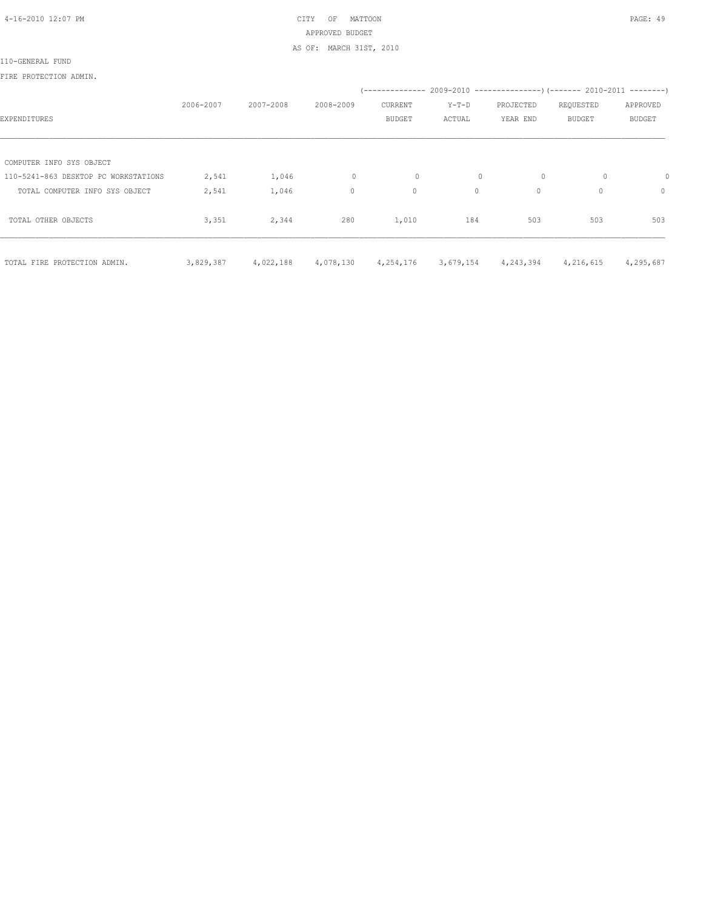CITY OF MATTOON

APPROVED BUDGET

AS OF: MARCH 31ST, 2010

110-GENERAL FUND

FIRE PROTECTION ADMIN.

| EXPENDITURES | 2006-2007 | 2007-2008 | 2008-2009 | 2009-2010 CURRENT BUDGET | 2009-2010 Y-T-D ACTUAL | 2009-2010 PROJECTED YEAR END | 2010-2011 REQUESTED BUDGET | 2010-2011 APPROVED BUDGET |
|---|---|---|---|---|---|---|---|---|
| COMPUTER INFO SYS OBJECT | | | | | | | | |
| 110-5241-863 DESKTOP PC WORKSTATIONS | 2,541 | 1,046 | 0 | 0 | 0 | 0 | 0 | 0 |
| TOTAL COMPUTER INFO SYS OBJECT | 2,541 | 1,046 | 0 | 0 | 0 | 0 | 0 | 0 |
| TOTAL OTHER OBJECTS | 3,351 | 2,344 | 280 | 1,010 | 184 | 503 | 503 | 503 |
| TOTAL FIRE PROTECTION ADMIN. | 3,829,387 | 4,022,188 | 4,078,130 | 4,254,176 | 3,679,154 | 4,243,394 | 4,216,615 | 4,295,687 |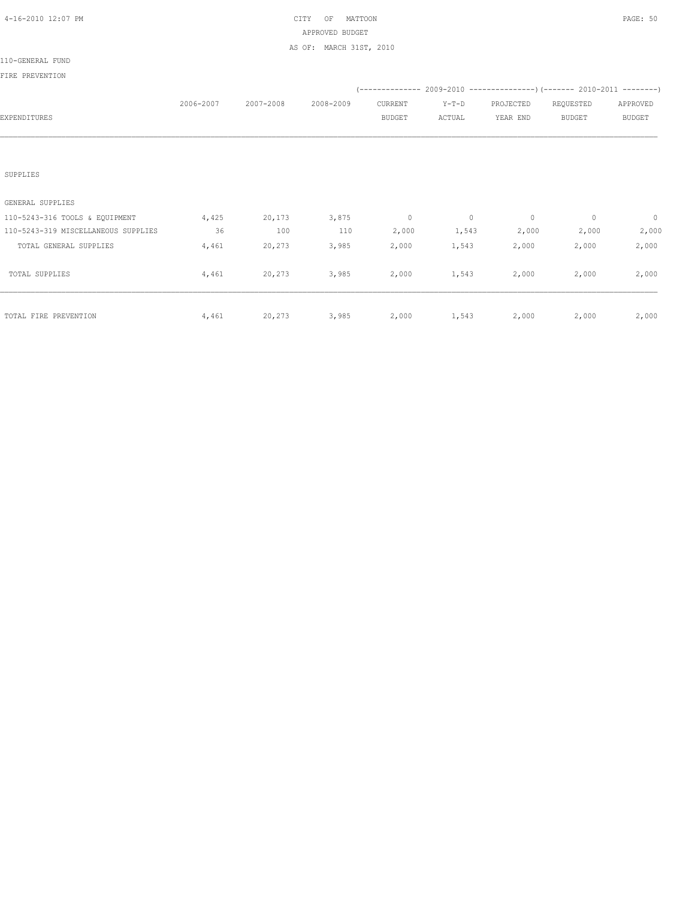CITY OF MATTOON
APPROVED BUDGET
AS OF: MARCH 31ST, 2010

110-GENERAL FUND

FIRE PREVENTION

| EXPENDITURES | 2006-2007 | 2007-2008 | 2008-2009 | 2009-2010 CURRENT BUDGET | 2009-2010 Y-T-D ACTUAL | 2009-2010 PROJECTED YEAR END | 2010-2011 REQUESTED BUDGET | 2010-2011 APPROVED BUDGET |
|---|---|---|---|---|---|---|---|---|
| SUPPLIES | | | | | | | | |
| GENERAL SUPPLIES | | | | | | | | |
| 110-5243-316 TOOLS & EQUIPMENT | 4,425 | 20,173 | 3,875 | 0 | 0 | 0 | 0 | 0 |
| 110-5243-319 MISCELLANEOUS SUPPLIES | 36 | 100 | 110 | 2,000 | 1,543 | 2,000 | 2,000 | 2,000 |
| TOTAL GENERAL SUPPLIES | 4,461 | 20,273 | 3,985 | 2,000 | 1,543 | 2,000 | 2,000 | 2,000 |
| TOTAL SUPPLIES | 4,461 | 20,273 | 3,985 | 2,000 | 1,543 | 2,000 | 2,000 | 2,000 |
| TOTAL FIRE PREVENTION | 4,461 | 20,273 | 3,985 | 2,000 | 1,543 | 2,000 | 2,000 | 2,000 |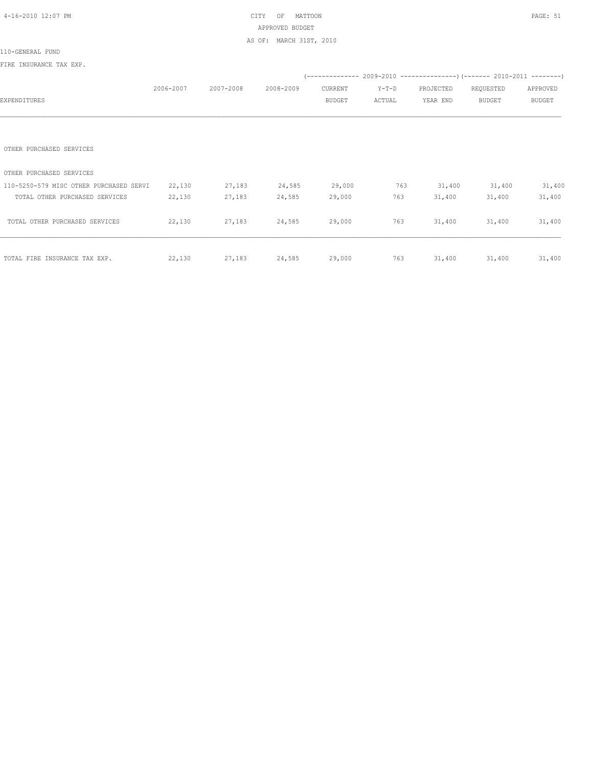CITY OF MATTOON
APPROVED BUDGET
AS OF: MARCH 31ST, 2010

110-GENERAL FUND

FIRE INSURANCE TAX EXP.

| EXPENDITURES | 2006-2007 | 2007-2008 | 2008-2009 | 2009-2010 CURRENT BUDGET | 2009-2010 Y-T-D ACTUAL | 2009-2010 PROJECTED YEAR END | 2010-2011 REQUESTED BUDGET | 2010-2011 APPROVED BUDGET |
|---|---|---|---|---|---|---|---|---|
| OTHER PURCHASED SERVICES | | | | | | | | |
| OTHER PURCHASED SERVICES | | | | | | | | |
| 110-5250-579 MISC OTHER PURCHASED SERVI | 22,130 | 27,183 | 24,585 | 29,000 | 763 | 31,400 | 31,400 | 31,400 |
| TOTAL OTHER PURCHASED SERVICES | 22,130 | 27,183 | 24,585 | 29,000 | 763 | 31,400 | 31,400 | 31,400 |
| TOTAL OTHER PURCHASED SERVICES | 22,130 | 27,183 | 24,585 | 29,000 | 763 | 31,400 | 31,400 | 31,400 |
| TOTAL FIRE INSURANCE TAX EXP. | 22,130 | 27,183 | 24,585 | 29,000 | 763 | 31,400 | 31,400 | 31,400 |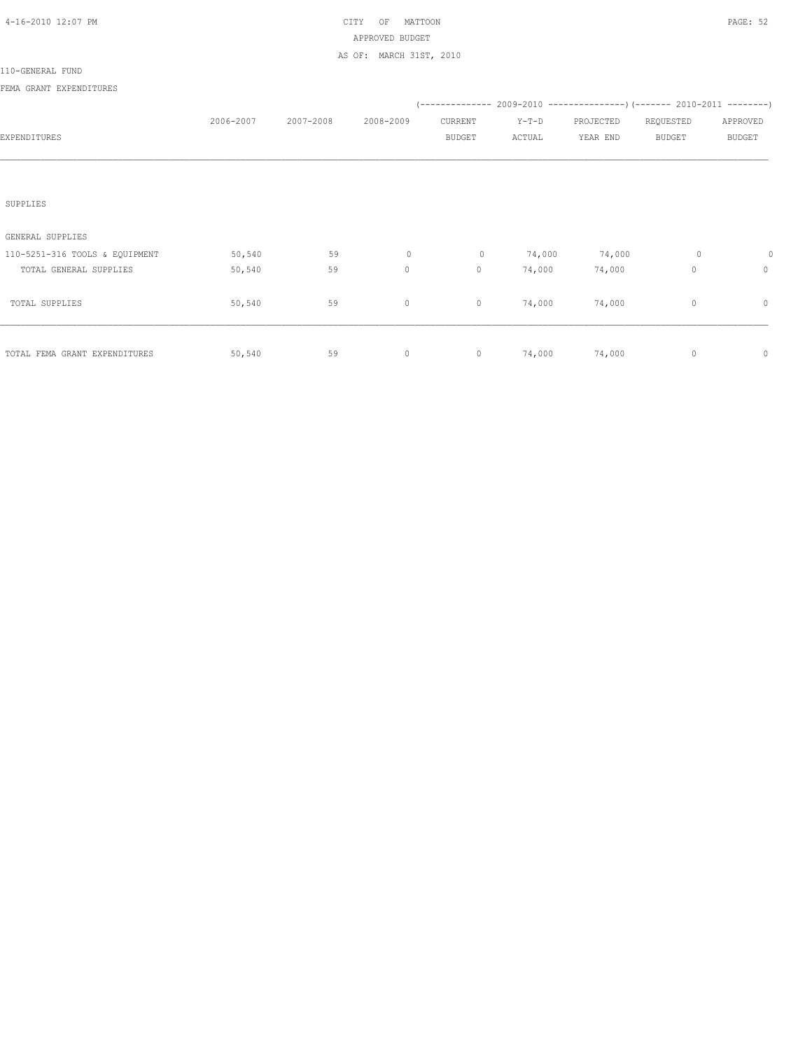CITY OF MATTOON
APPROVED BUDGET
AS OF: MARCH 31ST, 2010

110-GENERAL FUND

FEMA GRANT EXPENDITURES

| EXPENDITURES | 2006-2007 | 2007-2008 | 2008-2009 | 2009-2010 CURRENT BUDGET | 2009-2010 Y-T-D ACTUAL | 2009-2010 PROJECTED YEAR END | 2010-2011 REQUESTED BUDGET | 2010-2011 APPROVED BUDGET |
|---|---|---|---|---|---|---|---|---|
| SUPPLIES | | | | | | | | |
| GENERAL SUPPLIES | | | | | | | | |
| 110-5251-316 TOOLS & EQUIPMENT | 50,540 | 59 | 0 | 0 | 74,000 | 74,000 | 0 | 0 |
| TOTAL GENERAL SUPPLIES | 50,540 | 59 | 0 | 0 | 74,000 | 74,000 | 0 | 0 |
| TOTAL SUPPLIES | 50,540 | 59 | 0 | 0 | 74,000 | 74,000 | 0 | 0 |
| TOTAL FEMA GRANT EXPENDITURES | 50,540 | 59 | 0 | 0 | 74,000 | 74,000 | 0 | 0 |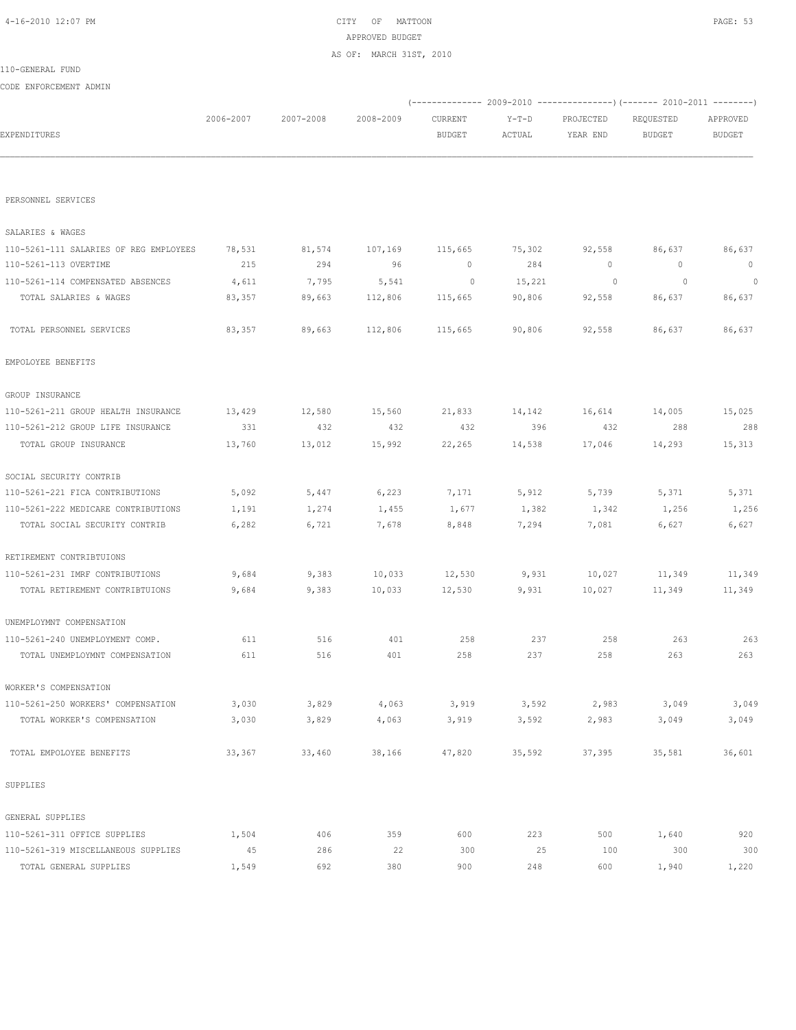CITY OF MATTOON
APPROVED BUDGET
AS OF: MARCH 31ST, 2010

110-GENERAL FUND

CODE ENFORCEMENT ADMIN

| EXPENDITURES | 2006-2007 | 2007-2008 | 2008-2009 | 2009-2010 CURRENT BUDGET | 2009-2010 Y-T-D ACTUAL | 2009-2010 PROJECTED YEAR END | 2010-2011 REQUESTED BUDGET | 2010-2011 APPROVED BUDGET |
|---|---|---|---|---|---|---|---|---|
| PERSONNEL SERVICES | | | | | | | | |
| SALARIES & WAGES | | | | | | | | |
| 110-5261-111 SALARIES OF REG EMPLOYEES | 78,531 | 81,574 | 107,169 | 115,665 | 75,302 | 92,558 | 86,637 | 86,637 |
| 110-5261-113 OVERTIME | 215 | 294 | 96 | 0 | 284 | 0 | 0 | 0 |
| 110-5261-114 COMPENSATED ABSENCES | 4,611 | 7,795 | 5,541 | 0 | 15,221 | 0 | 0 | 0 |
| TOTAL SALARIES & WAGES | 83,357 | 89,663 | 112,806 | 115,665 | 90,806 | 92,558 | 86,637 | 86,637 |
| TOTAL PERSONNEL SERVICES | 83,357 | 89,663 | 112,806 | 115,665 | 90,806 | 92,558 | 86,637 | 86,637 |
| EMPOLOYEE BENEFITS | | | | | | | | |
| GROUP INSURANCE | | | | | | | | |
| 110-5261-211 GROUP HEALTH INSURANCE | 13,429 | 12,580 | 15,560 | 21,833 | 14,142 | 16,614 | 14,005 | 15,025 |
| 110-5261-212 GROUP LIFE INSURANCE | 331 | 432 | 432 | 432 | 396 | 432 | 288 | 288 |
| TOTAL GROUP INSURANCE | 13,760 | 13,012 | 15,992 | 22,265 | 14,538 | 17,046 | 14,293 | 15,313 |
| SOCIAL SECURITY CONTRIB | | | | | | | | |
| 110-5261-221 FICA CONTRIBUTIONS | 5,092 | 5,447 | 6,223 | 7,171 | 5,912 | 5,739 | 5,371 | 5,371 |
| 110-5261-222 MEDICARE CONTRIBUTIONS | 1,191 | 1,274 | 1,455 | 1,677 | 1,382 | 1,342 | 1,256 | 1,256 |
| TOTAL SOCIAL SECURITY CONTRIB | 6,282 | 6,721 | 7,678 | 8,848 | 7,294 | 7,081 | 6,627 | 6,627 |
| RETIREMENT CONTRIBTUIONS | | | | | | | | |
| 110-5261-231 IMRF CONTRIBUTIONS | 9,684 | 9,383 | 10,033 | 12,530 | 9,931 | 10,027 | 11,349 | 11,349 |
| TOTAL RETIREMENT CONTRIBTUIONS | 9,684 | 9,383 | 10,033 | 12,530 | 9,931 | 10,027 | 11,349 | 11,349 |
| UNEMPLOYMNT COMPENSATION | | | | | | | | |
| 110-5261-240 UNEMPLOYMENT COMP. | 611 | 516 | 401 | 258 | 237 | 258 | 263 | 263 |
| TOTAL UNEMPLOYMNT COMPENSATION | 611 | 516 | 401 | 258 | 237 | 258 | 263 | 263 |
| WORKER'S COMPENSATION | | | | | | | | |
| 110-5261-250 WORKERS' COMPENSATION | 3,030 | 3,829 | 4,063 | 3,919 | 3,592 | 2,983 | 3,049 | 3,049 |
| TOTAL WORKER'S COMPENSATION | 3,030 | 3,829 | 4,063 | 3,919 | 3,592 | 2,983 | 3,049 | 3,049 |
| TOTAL EMPOLOYEE BENEFITS | 33,367 | 33,460 | 38,166 | 47,820 | 35,592 | 37,395 | 35,581 | 36,601 |
| SUPPLIES | | | | | | | | |
| GENERAL SUPPLIES | | | | | | | | |
| 110-5261-311 OFFICE SUPPLIES | 1,504 | 406 | 359 | 600 | 223 | 500 | 1,640 | 920 |
| 110-5261-319 MISCELLANEOUS SUPPLIES | 45 | 286 | 22 | 300 | 25 | 100 | 300 | 300 |
| TOTAL GENERAL SUPPLIES | 1,549 | 692 | 380 | 900 | 248 | 600 | 1,940 | 1,220 |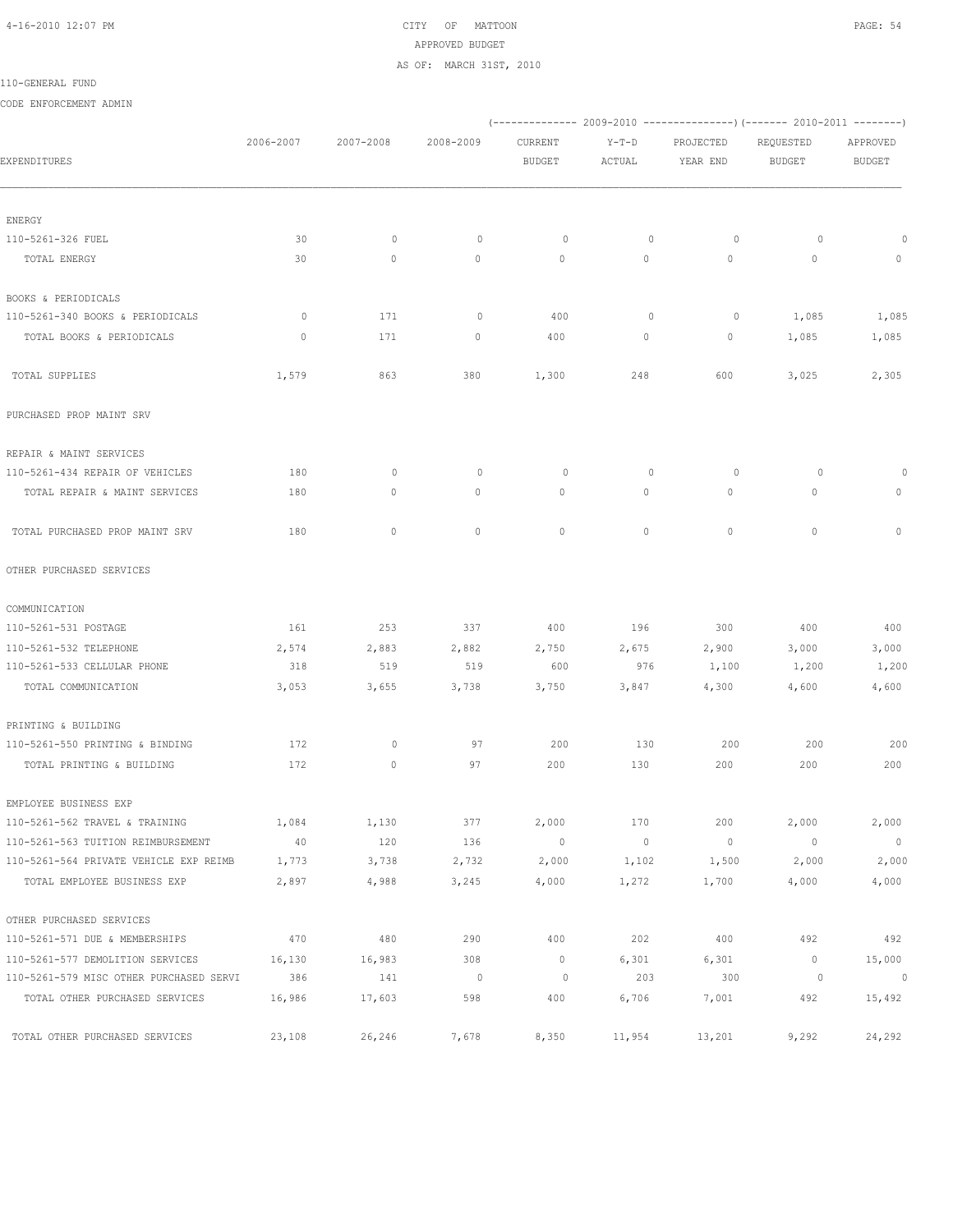CITY OF MATTOON
APPROVED BUDGET
AS OF: MARCH 31ST, 2010

110-GENERAL FUND

CODE ENFORCEMENT ADMIN

| EXPENDITURES | 2006-2007 | 2007-2008 | 2008-2009 | (---- 2009-2010 CURRENT BUDGET | Y-T-D ACTUAL | PROJECTED YEAR END ----) | (---- 2010-2011 REQUESTED BUDGET | APPROVED BUDGET ----) |
|---|---|---|---|---|---|---|---|---|
| ENERGY | | | | | | | | |
| 110-5261-326 FUEL | 30 | 0 | 0 | 0 | 0 | 0 | 0 | 0 |
| TOTAL ENERGY | 30 | 0 | 0 | 0 | 0 | 0 | 0 | 0 |
| BOOKS & PERIODICALS | | | | | | | | |
| 110-5261-340 BOOKS & PERIODICALS | 0 | 171 | 0 | 400 | 0 | 0 | 1,085 | 1,085 |
| TOTAL BOOKS & PERIODICALS | 0 | 171 | 0 | 400 | 0 | 0 | 1,085 | 1,085 |
| TOTAL SUPPLIES | 1,579 | 863 | 380 | 1,300 | 248 | 600 | 3,025 | 2,305 |
| PURCHASED PROP MAINT SRV | | | | | | | | |
| REPAIR & MAINT SERVICES | | | | | | | | |
| 110-5261-434 REPAIR OF VEHICLES | 180 | 0 | 0 | 0 | 0 | 0 | 0 | 0 |
| TOTAL REPAIR & MAINT SERVICES | 180 | 0 | 0 | 0 | 0 | 0 | 0 | 0 |
| TOTAL PURCHASED PROP MAINT SRV | 180 | 0 | 0 | 0 | 0 | 0 | 0 | 0 |
| OTHER PURCHASED SERVICES | | | | | | | | |
| COMMUNICATION | | | | | | | | |
| 110-5261-531 POSTAGE | 161 | 253 | 337 | 400 | 196 | 300 | 400 | 400 |
| 110-5261-532 TELEPHONE | 2,574 | 2,883 | 2,882 | 2,750 | 2,675 | 2,900 | 3,000 | 3,000 |
| 110-5261-533 CELLULAR PHONE | 318 | 519 | 519 | 600 | 976 | 1,100 | 1,200 | 1,200 |
| TOTAL COMMUNICATION | 3,053 | 3,655 | 3,738 | 3,750 | 3,847 | 4,300 | 4,600 | 4,600 |
| PRINTING & BUILDING | | | | | | | | |
| 110-5261-550 PRINTING & BINDING | 172 | 0 | 97 | 200 | 130 | 200 | 200 | 200 |
| TOTAL PRINTING & BUILDING | 172 | 0 | 97 | 200 | 130 | 200 | 200 | 200 |
| EMPLOYEE BUSINESS EXP | | | | | | | | |
| 110-5261-562 TRAVEL & TRAINING | 1,084 | 1,130 | 377 | 2,000 | 170 | 200 | 2,000 | 2,000 |
| 110-5261-563 TUITION REIMBURSEMENT | 40 | 120 | 136 | 0 | 0 | 0 | 0 | 0 |
| 110-5261-564 PRIVATE VEHICLE EXP REIMB | 1,773 | 3,738 | 2,732 | 2,000 | 1,102 | 1,500 | 2,000 | 2,000 |
| TOTAL EMPLOYEE BUSINESS EXP | 2,897 | 4,988 | 3,245 | 4,000 | 1,272 | 1,700 | 4,000 | 4,000 |
| OTHER PURCHASED SERVICES | | | | | | | | |
| 110-5261-571 DUE & MEMBERSHIPS | 470 | 480 | 290 | 400 | 202 | 400 | 492 | 492 |
| 110-5261-577 DEMOLITION SERVICES | 16,130 | 16,983 | 308 | 0 | 6,301 | 6,301 | 0 | 15,000 |
| 110-5261-579 MISC OTHER PURCHASED SERVI | 386 | 141 | 0 | 0 | 203 | 300 | 0 | 0 |
| TOTAL OTHER PURCHASED SERVICES | 16,986 | 17,603 | 598 | 400 | 6,706 | 7,001 | 492 | 15,492 |
| TOTAL OTHER PURCHASED SERVICES | 23,108 | 26,246 | 7,678 | 8,350 | 11,954 | 13,201 | 9,292 | 24,292 |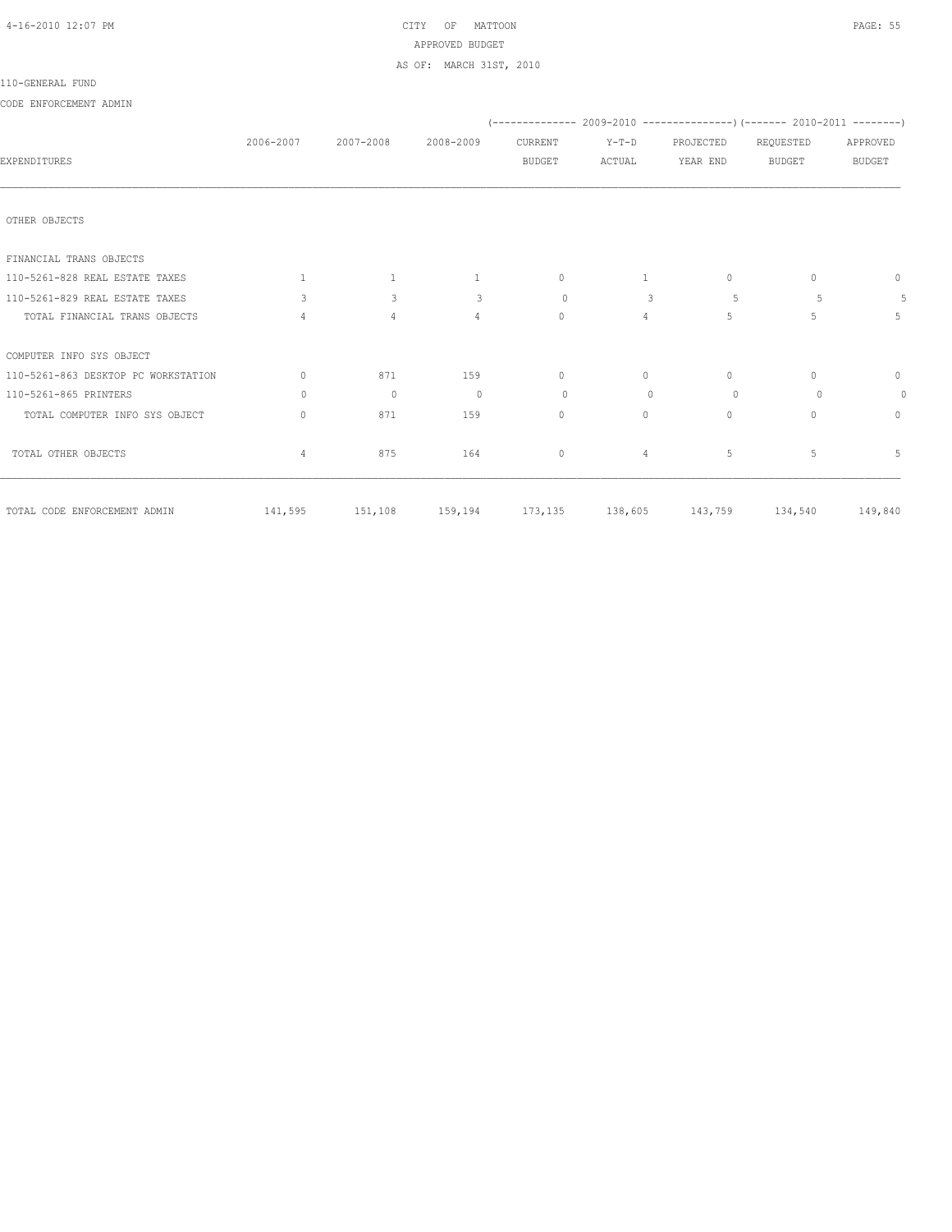CITY OF MATTOON

APPROVED BUDGET

AS OF: MARCH 31ST, 2010

110-GENERAL FUND

CODE ENFORCEMENT ADMIN

| EXPENDITURES | 2006-2007 | 2007-2008 | 2008-2009 | 2009-2010 CURRENT BUDGET | 2009-2010 Y-T-D ACTUAL | 2009-2010 PROJECTED YEAR END | 2010-2011 REQUESTED BUDGET | 2010-2011 APPROVED BUDGET |
|---|---|---|---|---|---|---|---|---|
| OTHER OBJECTS | | | | | | | | |
| FINANCIAL TRANS OBJECTS | | | | | | | | |
| 110-5261-828 REAL ESTATE TAXES | 1 | 1 | 1 | 0 | 1 | 0 | 0 | 0 |
| 110-5261-829 REAL ESTATE TAXES | 3 | 3 | 3 | 0 | 3 | 5 | 5 | 5 |
| TOTAL FINANCIAL TRANS OBJECTS | 4 | 4 | 4 | 0 | 4 | 5 | 5 | 5 |
| COMPUTER INFO SYS OBJECT | | | | | | | | |
| 110-5261-863 DESKTOP PC WORKSTATION | 0 | 871 | 159 | 0 | 0 | 0 | 0 | 0 |
| 110-5261-865 PRINTERS | 0 | 0 | 0 | 0 | 0 | 0 | 0 | 0 |
| TOTAL COMPUTER INFO SYS OBJECT | 0 | 871 | 159 | 0 | 0 | 0 | 0 | 0 |
| TOTAL OTHER OBJECTS | 4 | 875 | 164 | 0 | 4 | 5 | 5 | 5 |
| TOTAL CODE ENFORCEMENT ADMIN | 141,595 | 151,108 | 159,194 | 173,135 | 138,605 | 143,759 | 134,540 | 149,840 |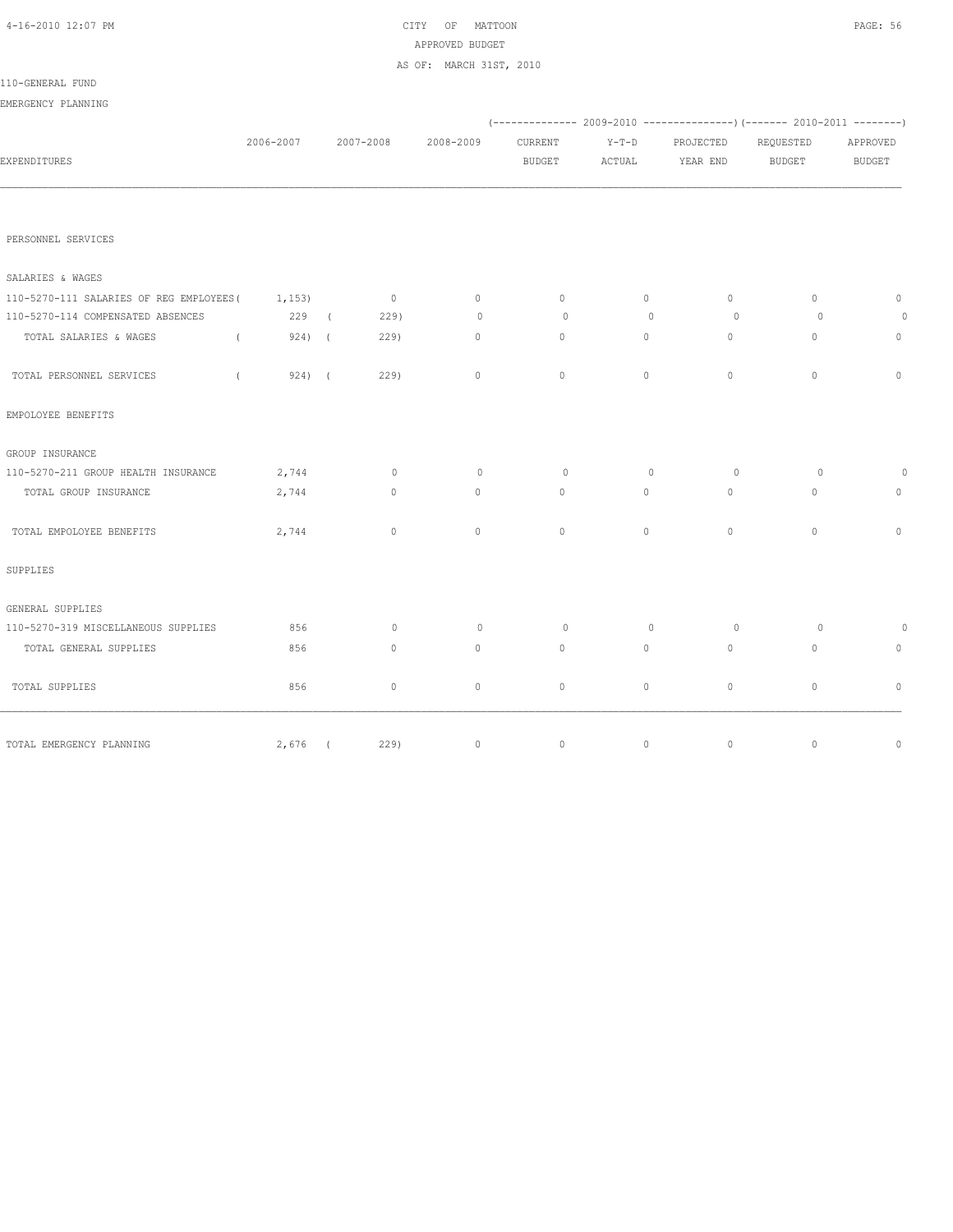110-GENERAL FUND

EMERGENCY PLANNING

| EXPENDITURES | 2006-2007 | 2007-2008 | 2008-2009 | 2009-2010 CURRENT BUDGET | 2009-2010 Y-T-D ACTUAL | 2009-2010 PROJECTED YEAR END | 2010-2011 REQUESTED BUDGET | 2010-2011 APPROVED BUDGET |
|---|---|---|---|---|---|---|---|---|
| PERSONNEL SERVICES | | | | | | | | |
| SALARIES & WAGES | | | | | | | | |
| 110-5270-111 SALARIES OF REG EMPLOYEES | (1,153) | 0 | 0 | 0 | 0 | 0 | 0 | 0 |
| 110-5270-114 COMPENSATED ABSENCES | 229 | (229) | 0 | 0 | 0 | 0 | 0 | 0 |
| TOTAL SALARIES & WAGES | (924) | (229) | 0 | 0 | 0 | 0 | 0 | 0 |
| TOTAL PERSONNEL SERVICES | (924) | (229) | 0 | 0 | 0 | 0 | 0 | 0 |
| EMPOLOYEE BENEFITS | | | | | | | | |
| GROUP INSURANCE | | | | | | | | |
| 110-5270-211 GROUP HEALTH INSURANCE | 2,744 | 0 | 0 | 0 | 0 | 0 | 0 | 0 |
| TOTAL GROUP INSURANCE | 2,744 | 0 | 0 | 0 | 0 | 0 | 0 | 0 |
| TOTAL EMPOLOYEE BENEFITS | 2,744 | 0 | 0 | 0 | 0 | 0 | 0 | 0 |
| SUPPLIES | | | | | | | | |
| GENERAL SUPPLIES | | | | | | | | |
| 110-5270-319 MISCELLANEOUS SUPPLIES | 856 | 0 | 0 | 0 | 0 | 0 | 0 | 0 |
| TOTAL GENERAL SUPPLIES | 856 | 0 | 0 | 0 | 0 | 0 | 0 | 0 |
| TOTAL SUPPLIES | 856 | 0 | 0 | 0 | 0 | 0 | 0 | 0 |
| TOTAL EMERGENCY PLANNING | 2,676 | (229) | 0 | 0 | 0 | 0 | 0 | 0 |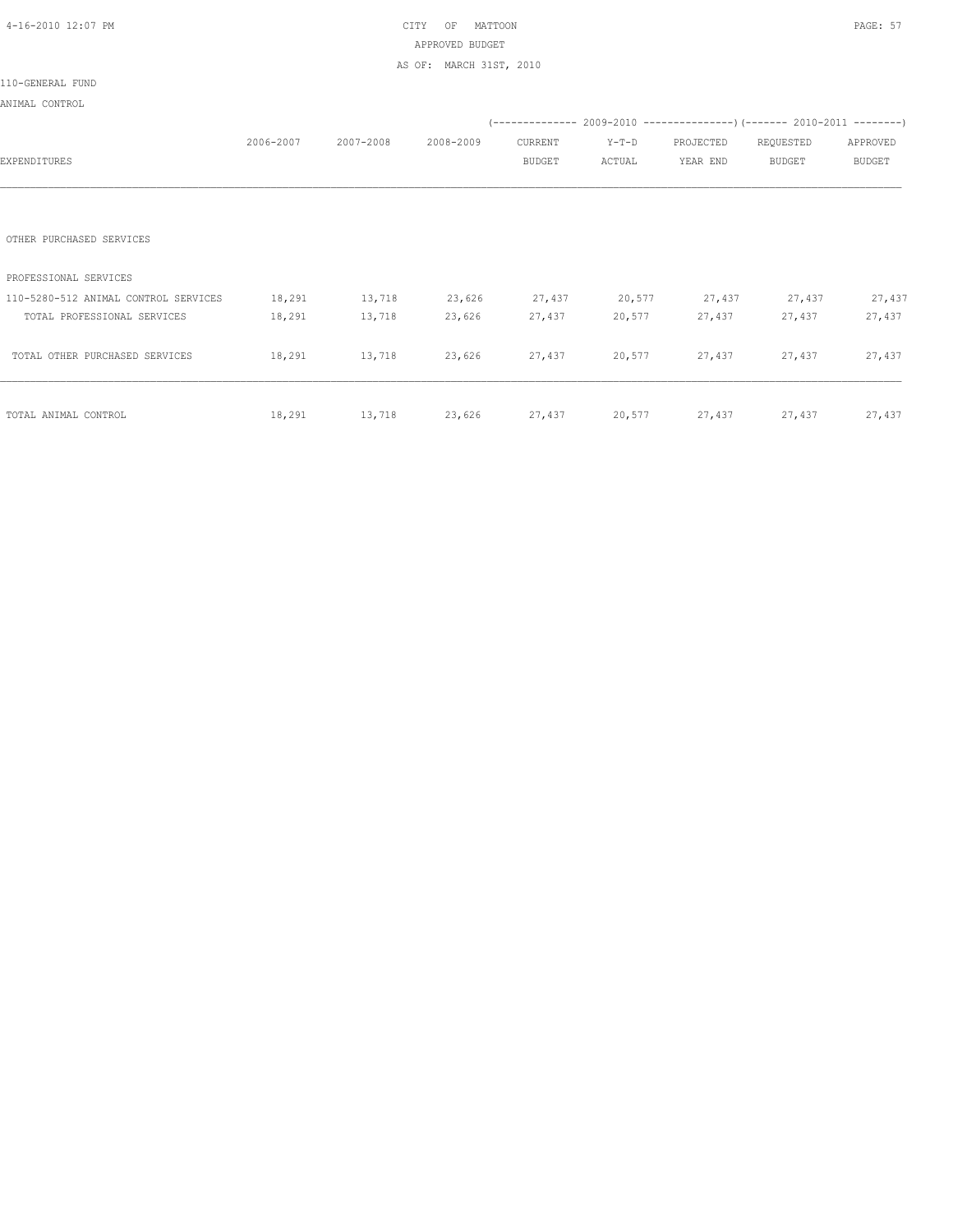CITY OF MATTOON
APPROVED BUDGET
AS OF: MARCH 31ST, 2010

110-GENERAL FUND

ANIMAL CONTROL

| EXPENDITURES | 2006-2007 | 2007-2008 | 2008-2009 | 2009-2010 CURRENT BUDGET | 2009-2010 Y-T-D ACTUAL | 2009-2010 PROJECTED YEAR END | 2010-2011 REQUESTED BUDGET | 2010-2011 APPROVED BUDGET |
|---|---|---|---|---|---|---|---|---|
| OTHER PURCHASED SERVICES | | | | | | | | |
| PROFESSIONAL SERVICES | | | | | | | | |
| 110-5280-512 ANIMAL CONTROL SERVICES | 18,291 | 13,718 | 23,626 | 27,437 | 20,577 | 27,437 | 27,437 | 27,437 |
| TOTAL PROFESSIONAL SERVICES | 18,291 | 13,718 | 23,626 | 27,437 | 20,577 | 27,437 | 27,437 | 27,437 |
| TOTAL OTHER PURCHASED SERVICES | 18,291 | 13,718 | 23,626 | 27,437 | 20,577 | 27,437 | 27,437 | 27,437 |
| TOTAL ANIMAL CONTROL | 18,291 | 13,718 | 23,626 | 27,437 | 20,577 | 27,437 | 27,437 | 27,437 |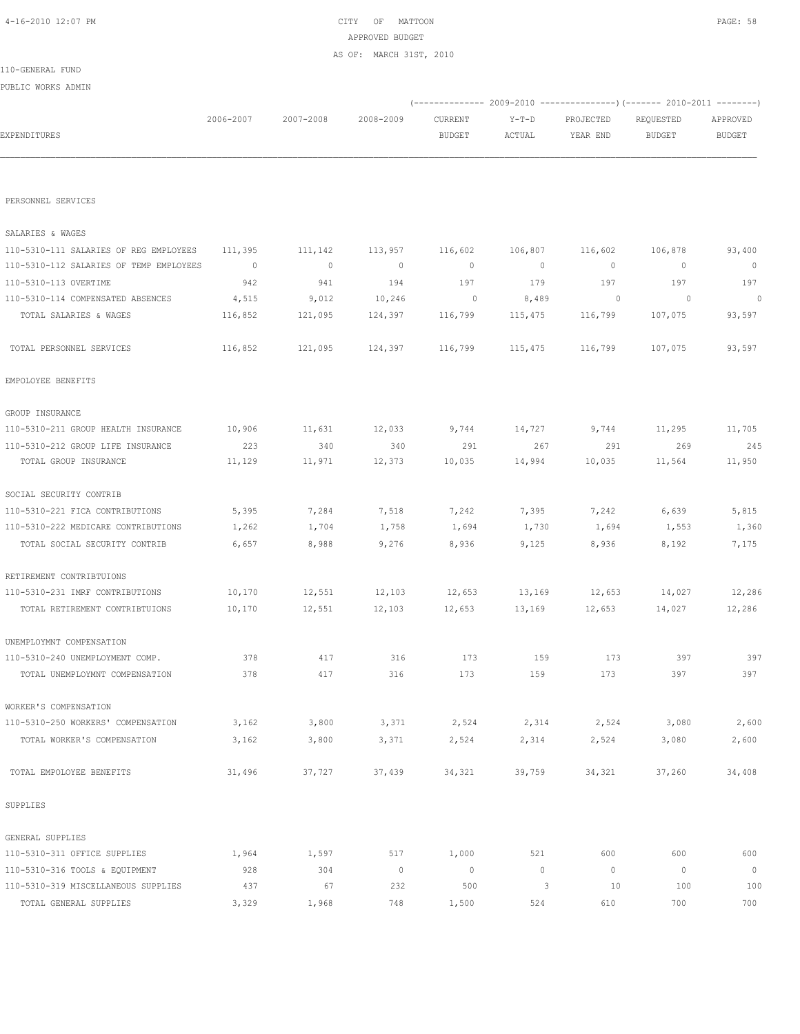CITY OF MATTOON
APPROVED BUDGET
AS OF: MARCH 31ST, 2010

110-GENERAL FUND

PUBLIC WORKS ADMIN

| EXPENDITURES | 2006-2007 | 2007-2008 | 2008-2009 | 2009-2010 CURRENT BUDGET | 2009-2010 Y-T-D ACTUAL | 2009-2010 PROJECTED YEAR END | 2010-2011 REQUESTED BUDGET | 2010-2011 APPROVED BUDGET |
|---|---|---|---|---|---|---|---|---|
| PERSONNEL SERVICES | | | | | | | | |
| SALARIES & WAGES | | | | | | | | |
| 110-5310-111 SALARIES OF REG EMPLOYEES | 111,395 | 111,142 | 113,957 | 116,602 | 106,807 | 116,602 | 106,878 | 93,400 |
| 110-5310-112 SALARIES OF TEMP EMPLOYEES | 0 | 0 | 0 | 0 | 0 | 0 | 0 | 0 |
| 110-5310-113 OVERTIME | 942 | 941 | 194 | 197 | 179 | 197 | 197 | 197 |
| 110-5310-114 COMPENSATED ABSENCES | 4,515 | 9,012 | 10,246 | 0 | 8,489 | 0 | 0 | 0 |
| TOTAL SALARIES & WAGES | 116,852 | 121,095 | 124,397 | 116,799 | 115,475 | 116,799 | 107,075 | 93,597 |
| TOTAL PERSONNEL SERVICES | 116,852 | 121,095 | 124,397 | 116,799 | 115,475 | 116,799 | 107,075 | 93,597 |
| EMPOLOYEE BENEFITS | | | | | | | | |
| GROUP INSURANCE | | | | | | | | |
| 110-5310-211 GROUP HEALTH INSURANCE | 10,906 | 11,631 | 12,033 | 9,744 | 14,727 | 9,744 | 11,295 | 11,705 |
| 110-5310-212 GROUP LIFE INSURANCE | 223 | 340 | 340 | 291 | 267 | 291 | 269 | 245 |
| TOTAL GROUP INSURANCE | 11,129 | 11,971 | 12,373 | 10,035 | 14,994 | 10,035 | 11,564 | 11,950 |
| SOCIAL SECURITY CONTRIB | | | | | | | | |
| 110-5310-221 FICA CONTRIBUTIONS | 5,395 | 7,284 | 7,518 | 7,242 | 7,395 | 7,242 | 6,639 | 5,815 |
| 110-5310-222 MEDICARE CONTRIBUTIONS | 1,262 | 1,704 | 1,758 | 1,694 | 1,730 | 1,694 | 1,553 | 1,360 |
| TOTAL SOCIAL SECURITY CONTRIB | 6,657 | 8,988 | 9,276 | 8,936 | 9,125 | 8,936 | 8,192 | 7,175 |
| RETIREMENT CONTRIBTUIONS | | | | | | | | |
| 110-5310-231 IMRF CONTRIBUTIONS | 10,170 | 12,551 | 12,103 | 12,653 | 13,169 | 12,653 | 14,027 | 12,286 |
| TOTAL RETIREMENT CONTRIBTUIONS | 10,170 | 12,551 | 12,103 | 12,653 | 13,169 | 12,653 | 14,027 | 12,286 |
| UNEMPLOYMNT COMPENSATION | | | | | | | | |
| 110-5310-240 UNEMPLOYMENT COMP. | 378 | 417 | 316 | 173 | 159 | 173 | 397 | 397 |
| TOTAL UNEMPLOYMNT COMPENSATION | 378 | 417 | 316 | 173 | 159 | 173 | 397 | 397 |
| WORKER'S COMPENSATION | | | | | | | | |
| 110-5310-250 WORKERS' COMPENSATION | 3,162 | 3,800 | 3,371 | 2,524 | 2,314 | 2,524 | 3,080 | 2,600 |
| TOTAL WORKER'S COMPENSATION | 3,162 | 3,800 | 3,371 | 2,524 | 2,314 | 2,524 | 3,080 | 2,600 |
| TOTAL EMPOLOYEE BENEFITS | 31,496 | 37,727 | 37,439 | 34,321 | 39,759 | 34,321 | 37,260 | 34,408 |
| SUPPLIES | | | | | | | | |
| GENERAL SUPPLIES | | | | | | | | |
| 110-5310-311 OFFICE SUPPLIES | 1,964 | 1,597 | 517 | 1,000 | 521 | 600 | 600 | 600 |
| 110-5310-316 TOOLS & EQUIPMENT | 928 | 304 | 0 | 0 | 0 | 0 | 0 | 0 |
| 110-5310-319 MISCELLANEOUS SUPPLIES | 437 | 67 | 232 | 500 | 3 | 10 | 100 | 100 |
| TOTAL GENERAL SUPPLIES | 3,329 | 1,968 | 748 | 1,500 | 524 | 610 | 700 | 700 |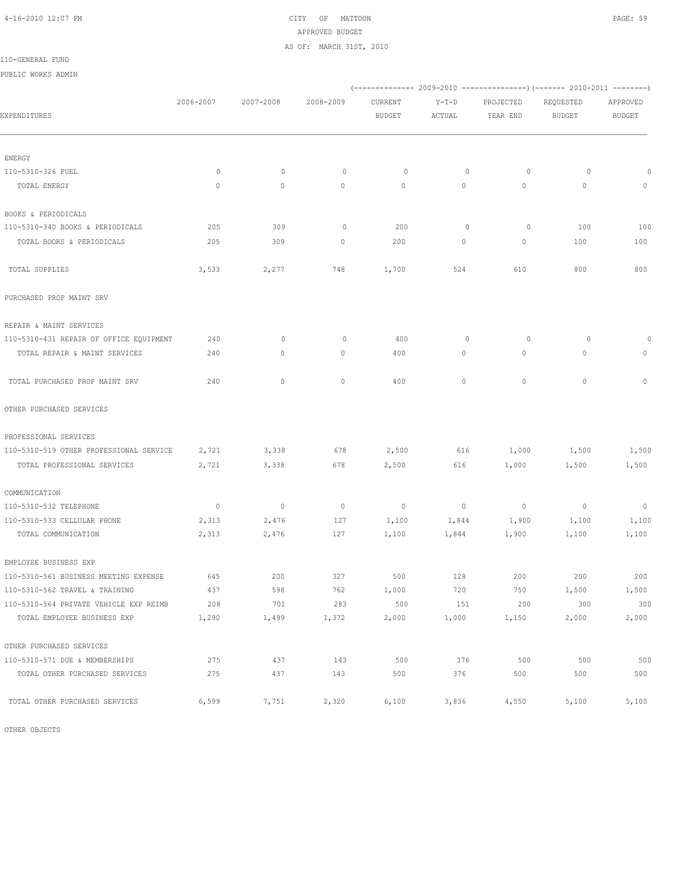CITY OF MATTOON
APPROVED BUDGET
AS OF: MARCH 31ST, 2010

110-GENERAL FUND

PUBLIC WORKS ADMIN

| EXPENDITURES | 2006-2007 | 2007-2008 | 2008-2009 | (------------- 2009-2010 CURRENT BUDGET | Y-T-D ACTUAL | PROJECTED YEAR END --------------) | (------- 2010-2011 REQUESTED BUDGET | APPROVED BUDGET --------) |
|---|---|---|---|---|---|---|---|---|
| ENERGY | | | | | | | | |
| 110-5310-326 FUEL | 0 | 0 | 0 | 0 | 0 | 0 | 0 | 0 |
| TOTAL ENERGY | 0 | 0 | 0 | 0 | 0 | 0 | 0 | 0 |
| BOOKS & PERIODICALS | | | | | | | | |
| 110-5310-340 BOOKS & PERIODICALS | 205 | 309 | 0 | 200 | 0 | 0 | 100 | 100 |
| TOTAL BOOKS & PERIODICALS | 205 | 309 | 0 | 200 | 0 | 0 | 100 | 100 |
| TOTAL SUPPLIES | 3,533 | 2,277 | 748 | 1,700 | 524 | 610 | 800 | 800 |
| PURCHASED PROP MAINT SRV | | | | | | | | |
| REPAIR & MAINT SERVICES | | | | | | | | |
| 110-5310-431 REPAIR OF OFFICE EQUIPMENT | 240 | 0 | 0 | 400 | 0 | 0 | 0 | 0 |
| TOTAL REPAIR & MAINT SERVICES | 240 | 0 | 0 | 400 | 0 | 0 | 0 | 0 |
| TOTAL PURCHASED PROP MAINT SRV | 240 | 0 | 0 | 400 | 0 | 0 | 0 | 0 |
| OTHER PURCHASED SERVICES | | | | | | | | |
| PROFESSIONAL SERVICES | | | | | | | | |
| 110-5310-519 OTHER PROFESSIONAL SERVICE | 2,721 | 3,338 | 678 | 2,500 | 616 | 1,000 | 1,500 | 1,500 |
| TOTAL PROFESSIONAL SERVICES | 2,721 | 3,338 | 678 | 2,500 | 616 | 1,000 | 1,500 | 1,500 |
| COMMUNICATION | | | | | | | | |
| 110-5310-532 TELEPHONE | 0 | 0 | 0 | 0 | 0 | 0 | 0 | 0 |
| 110-5310-533 CELLULAR PHONE | 2,313 | 2,476 | 127 | 1,100 | 1,844 | 1,900 | 1,100 | 1,100 |
| TOTAL COMMUNICATION | 2,313 | 2,476 | 127 | 1,100 | 1,844 | 1,900 | 1,100 | 1,100 |
| EMPLOYEE BUSINESS EXP | | | | | | | | |
| 110-5310-561 BUSINESS MEETING EXPENSE | 645 | 200 | 327 | 500 | 128 | 200 | 200 | 200 |
| 110-5310-562 TRAVEL & TRAINING | 437 | 598 | 762 | 1,000 | 720 | 750 | 1,500 | 1,500 |
| 110-5310-564 PRIVATE VEHICLE EXP REIMB | 208 | 701 | 283 | 500 | 151 | 200 | 300 | 300 |
| TOTAL EMPLOYEE BUSINESS EXP | 1,290 | 1,499 | 1,372 | 2,000 | 1,000 | 1,150 | 2,000 | 2,000 |
| OTHER PURCHASED SERVICES | | | | | | | | |
| 110-5310-571 DUE & MEMBERSHIPS | 275 | 437 | 143 | 500 | 376 | 500 | 500 | 500 |
| TOTAL OTHER PURCHASED SERVICES | 275 | 437 | 143 | 500 | 376 | 500 | 500 | 500 |
| TOTAL OTHER PURCHASED SERVICES | 6,599 | 7,751 | 2,320 | 6,100 | 3,836 | 4,550 | 5,100 | 5,100 |

OTHER OBJECTS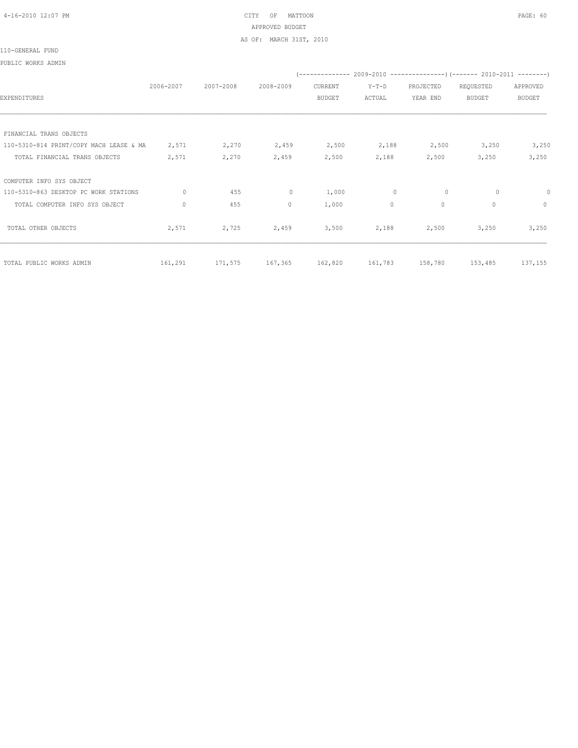CITY OF MATTOON
APPROVED BUDGET
AS OF: MARCH 31ST, 2010

110-GENERAL FUND

PUBLIC WORKS ADMIN

| EXPENDITURES | 2006-2007 | 2007-2008 | 2008-2009 | 2009-2010 CURRENT BUDGET | 2009-2010 Y-T-D ACTUAL | 2009-2010 PROJECTED YEAR END | 2010-2011 REQUESTED BUDGET | 2010-2011 APPROVED BUDGET |
|---|---|---|---|---|---|---|---|---|
| FINANCIAL TRANS OBJECTS | | | | | | | | |
| 110-5310-814 PRINT/COPY MACH LEASE & MA | 2,571 | 2,270 | 2,459 | 2,500 | 2,188 | 2,500 | 3,250 | 3,250 |
| TOTAL FINANCIAL TRANS OBJECTS | 2,571 | 2,270 | 2,459 | 2,500 | 2,188 | 2,500 | 3,250 | 3,250 |
| COMPUTER INFO SYS OBJECT | | | | | | | | |
| 110-5310-863 DESKTOP PC WORK STATIONS | 0 | 455 | 0 | 1,000 | 0 | 0 | 0 | 0 |
| TOTAL COMPUTER INFO SYS OBJECT | 0 | 455 | 0 | 1,000 | 0 | 0 | 0 | 0 |
| TOTAL OTHER OBJECTS | 2,571 | 2,725 | 2,459 | 3,500 | 2,188 | 2,500 | 3,250 | 3,250 |
| TOTAL PUBLIC WORKS ADMIN | 161,291 | 171,575 | 167,365 | 162,820 | 161,783 | 158,780 | 153,485 | 137,155 |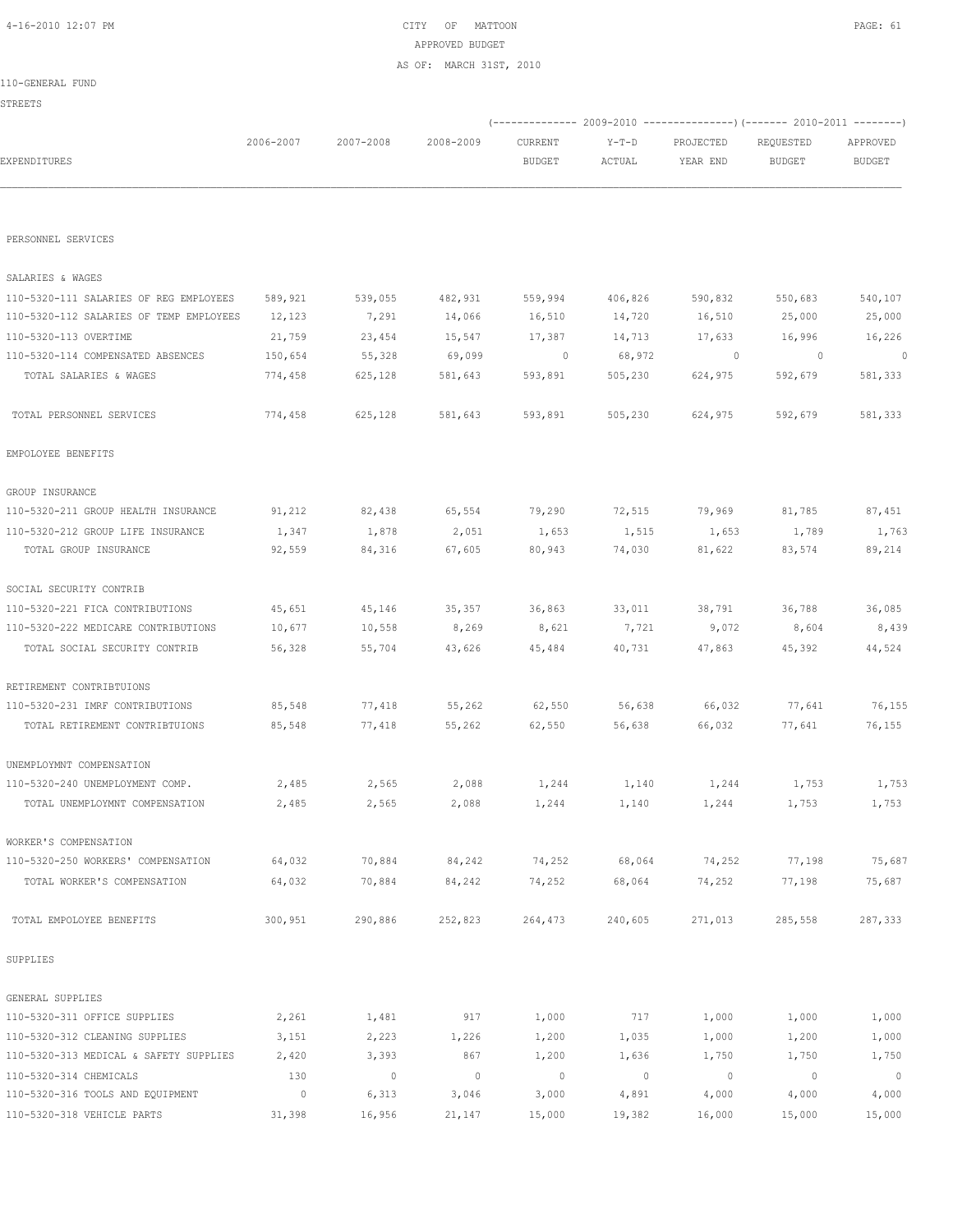CITY OF MATTOON
APPROVED BUDGET
AS OF: MARCH 31ST, 2010

110-GENERAL FUND

STREETS

| EXPENDITURES | 2006-2007 | 2007-2008 | 2008-2009 | 2009-2010 CURRENT BUDGET | 2009-2010 Y-T-D ACTUAL | 2009-2010 PROJECTED YEAR END | 2010-2011 REQUESTED BUDGET | 2010-2011 APPROVED BUDGET |
|---|---|---|---|---|---|---|---|---|
| PERSONNEL SERVICES | | | | | | | | |
| SALARIES & WAGES | | | | | | | | |
| 110-5320-111 SALARIES OF REG EMPLOYEES | 589,921 | 539,055 | 482,931 | 559,994 | 406,826 | 590,832 | 550,683 | 540,107 |
| 110-5320-112 SALARIES OF TEMP EMPLOYEES | 12,123 | 7,291 | 14,066 | 16,510 | 14,720 | 16,510 | 25,000 | 25,000 |
| 110-5320-113 OVERTIME | 21,759 | 23,454 | 15,547 | 17,387 | 14,713 | 17,633 | 16,996 | 16,226 |
| 110-5320-114 COMPENSATED ABSENCES | 150,654 | 55,328 | 69,099 | 0 | 68,972 | 0 | 0 | 0 |
| TOTAL SALARIES & WAGES | 774,458 | 625,128 | 581,643 | 593,891 | 505,230 | 624,975 | 592,679 | 581,333 |
| TOTAL PERSONNEL SERVICES | 774,458 | 625,128 | 581,643 | 593,891 | 505,230 | 624,975 | 592,679 | 581,333 |
| EMPOLOYEE BENEFITS | | | | | | | | |
| GROUP INSURANCE | | | | | | | | |
| 110-5320-211 GROUP HEALTH INSURANCE | 91,212 | 82,438 | 65,554 | 79,290 | 72,515 | 79,969 | 81,785 | 87,451 |
| 110-5320-212 GROUP LIFE INSURANCE | 1,347 | 1,878 | 2,051 | 1,653 | 1,515 | 1,653 | 1,789 | 1,763 |
| TOTAL GROUP INSURANCE | 92,559 | 84,316 | 67,605 | 80,943 | 74,030 | 81,622 | 83,574 | 89,214 |
| SOCIAL SECURITY CONTRIB | | | | | | | | |
| 110-5320-221 FICA CONTRIBUTIONS | 45,651 | 45,146 | 35,357 | 36,863 | 33,011 | 38,791 | 36,788 | 36,085 |
| 110-5320-222 MEDICARE CONTRIBUTIONS | 10,677 | 10,558 | 8,269 | 8,621 | 7,721 | 9,072 | 8,604 | 8,439 |
| TOTAL SOCIAL SECURITY CONTRIB | 56,328 | 55,704 | 43,626 | 45,484 | 40,731 | 47,863 | 45,392 | 44,524 |
| RETIREMENT CONTRIBTUIONS | | | | | | | | |
| 110-5320-231 IMRF CONTRIBUTIONS | 85,548 | 77,418 | 55,262 | 62,550 | 56,638 | 66,032 | 77,641 | 76,155 |
| TOTAL RETIREMENT CONTRIBTUIONS | 85,548 | 77,418 | 55,262 | 62,550 | 56,638 | 66,032 | 77,641 | 76,155 |
| UNEMPLOYMNT COMPENSATION | | | | | | | | |
| 110-5320-240 UNEMPLOYMENT COMP. | 2,485 | 2,565 | 2,088 | 1,244 | 1,140 | 1,244 | 1,753 | 1,753 |
| TOTAL UNEMPLOYMNT COMPENSATION | 2,485 | 2,565 | 2,088 | 1,244 | 1,140 | 1,244 | 1,753 | 1,753 |
| WORKER'S COMPENSATION | | | | | | | | |
| 110-5320-250 WORKERS' COMPENSATION | 64,032 | 70,884 | 84,242 | 74,252 | 68,064 | 74,252 | 77,198 | 75,687 |
| TOTAL WORKER'S COMPENSATION | 64,032 | 70,884 | 84,242 | 74,252 | 68,064 | 74,252 | 77,198 | 75,687 |
| TOTAL EMPOLOYEE BENEFITS | 300,951 | 290,886 | 252,823 | 264,473 | 240,605 | 271,013 | 285,558 | 287,333 |
| SUPPLIES | | | | | | | | |
| GENERAL SUPPLIES | | | | | | | | |
| 110-5320-311 OFFICE SUPPLIES | 2,261 | 1,481 | 917 | 1,000 | 717 | 1,000 | 1,000 | 1,000 |
| 110-5320-312 CLEANING SUPPLIES | 3,151 | 2,223 | 1,226 | 1,200 | 1,035 | 1,000 | 1,200 | 1,000 |
| 110-5320-313 MEDICAL & SAFETY SUPPLIES | 2,420 | 3,393 | 867 | 1,200 | 1,636 | 1,750 | 1,750 | 1,750 |
| 110-5320-314 CHEMICALS | 130 | 0 | 0 | 0 | 0 | 0 | 0 | 0 |
| 110-5320-316 TOOLS AND EQUIPMENT | 0 | 6,313 | 3,046 | 3,000 | 4,891 | 4,000 | 4,000 | 4,000 |
| 110-5320-318 VEHICLE PARTS | 31,398 | 16,956 | 21,147 | 15,000 | 19,382 | 16,000 | 15,000 | 15,000 |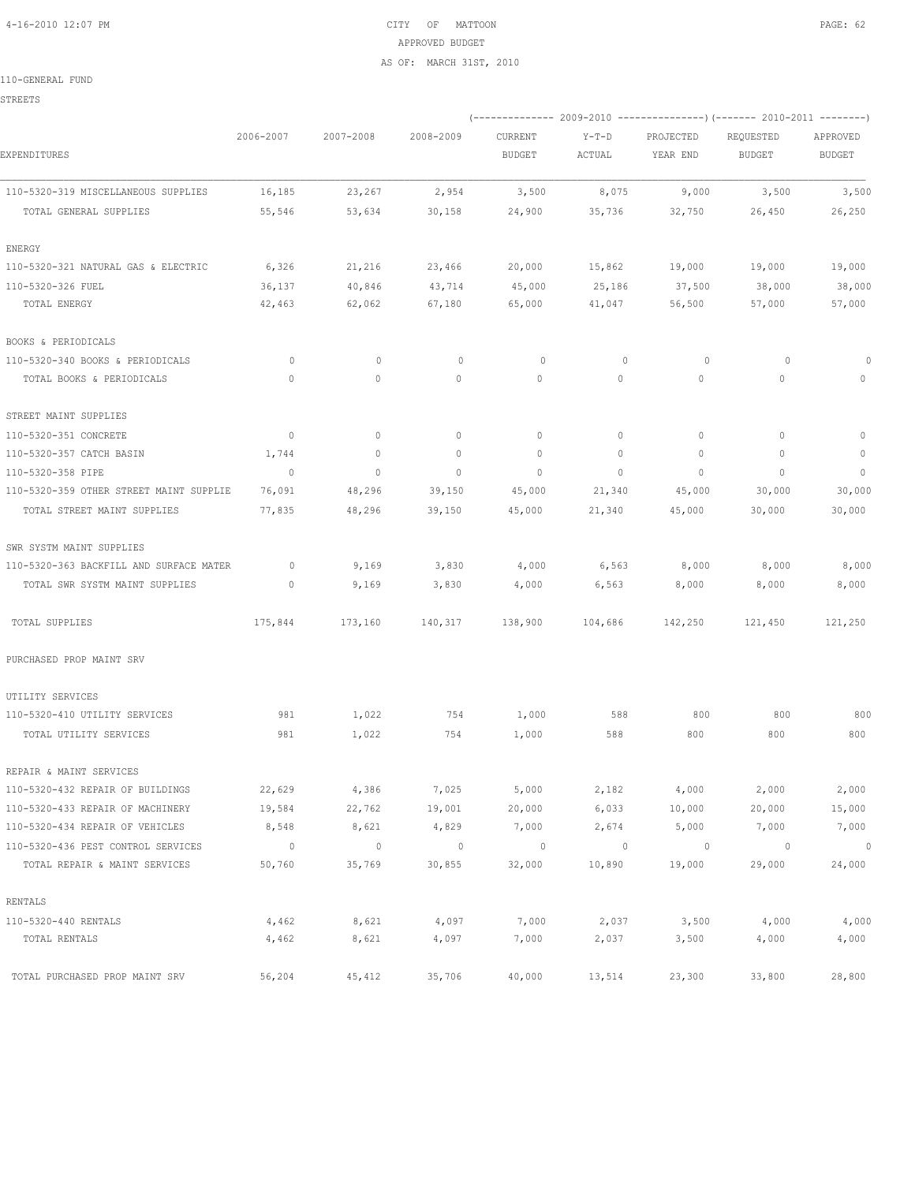CITY OF MATTOON
APPROVED BUDGET
AS OF: MARCH 31ST, 2010

110-GENERAL FUND

STREETS

| EXPENDITURES | 2006-2007 | 2007-2008 | 2008-2009 | 2009-2010 CURRENT BUDGET | 2009-2010 Y-T-D ACTUAL | 2009-2010 PROJECTED YEAR END | 2010-2011 REQUESTED BUDGET | 2010-2011 APPROVED BUDGET |
|---|---|---|---|---|---|---|---|---|
| 110-5320-319 MISCELLANEOUS SUPPLIES | 16,185 | 23,267 | 2,954 | 3,500 | 8,075 | 9,000 | 3,500 | 3,500 |
| TOTAL GENERAL SUPPLIES | 55,546 | 53,634 | 30,158 | 24,900 | 35,736 | 32,750 | 26,450 | 26,250 |
| ENERGY | | | | | | | | |
| 110-5320-321 NATURAL GAS & ELECTRIC | 6,326 | 21,216 | 23,466 | 20,000 | 15,862 | 19,000 | 19,000 | 19,000 |
| 110-5320-326 FUEL | 36,137 | 40,846 | 43,714 | 45,000 | 25,186 | 37,500 | 38,000 | 38,000 |
| TOTAL ENERGY | 42,463 | 62,062 | 67,180 | 65,000 | 41,047 | 56,500 | 57,000 | 57,000 |
| BOOKS & PERIODICALS | | | | | | | | |
| 110-5320-340 BOOKS & PERIODICALS | 0 | 0 | 0 | 0 | 0 | 0 | 0 | 0 |
| TOTAL BOOKS & PERIODICALS | 0 | 0 | 0 | 0 | 0 | 0 | 0 | 0 |
| STREET MAINT SUPPLIES | | | | | | | | |
| 110-5320-351 CONCRETE | 0 | 0 | 0 | 0 | 0 | 0 | 0 | 0 |
| 110-5320-357 CATCH BASIN | 1,744 | 0 | 0 | 0 | 0 | 0 | 0 | 0 |
| 110-5320-358 PIPE | 0 | 0 | 0 | 0 | 0 | 0 | 0 | 0 |
| 110-5320-359 OTHER STREET MAINT SUPPLIE | 76,091 | 48,296 | 39,150 | 45,000 | 21,340 | 45,000 | 30,000 | 30,000 |
| TOTAL STREET MAINT SUPPLIES | 77,835 | 48,296 | 39,150 | 45,000 | 21,340 | 45,000 | 30,000 | 30,000 |
| SWR SYSTM MAINT SUPPLIES | | | | | | | | |
| 110-5320-363 BACKFILL AND SURFACE MATER | 0 | 9,169 | 3,830 | 4,000 | 6,563 | 8,000 | 8,000 | 8,000 |
| TOTAL SWR SYSTM MAINT SUPPLIES | 0 | 9,169 | 3,830 | 4,000 | 6,563 | 8,000 | 8,000 | 8,000 |
| TOTAL SUPPLIES | 175,844 | 173,160 | 140,317 | 138,900 | 104,686 | 142,250 | 121,450 | 121,250 |
| PURCHASED PROP MAINT SRV | | | | | | | | |
| UTILITY SERVICES | | | | | | | | |
| 110-5320-410 UTILITY SERVICES | 981 | 1,022 | 754 | 1,000 | 588 | 800 | 800 | 800 |
| TOTAL UTILITY SERVICES | 981 | 1,022 | 754 | 1,000 | 588 | 800 | 800 | 800 |
| REPAIR & MAINT SERVICES | | | | | | | | |
| 110-5320-432 REPAIR OF BUILDINGS | 22,629 | 4,386 | 7,025 | 5,000 | 2,182 | 4,000 | 2,000 | 2,000 |
| 110-5320-433 REPAIR OF MACHINERY | 19,584 | 22,762 | 19,001 | 20,000 | 6,033 | 10,000 | 20,000 | 15,000 |
| 110-5320-434 REPAIR OF VEHICLES | 8,548 | 8,621 | 4,829 | 7,000 | 2,674 | 5,000 | 7,000 | 7,000 |
| 110-5320-436 PEST CONTROL SERVICES | 0 | 0 | 0 | 0 | 0 | 0 | 0 | 0 |
| TOTAL REPAIR & MAINT SERVICES | 50,760 | 35,769 | 30,855 | 32,000 | 10,890 | 19,000 | 29,000 | 24,000 |
| RENTALS | | | | | | | | |
| 110-5320-440 RENTALS | 4,462 | 8,621 | 4,097 | 7,000 | 2,037 | 3,500 | 4,000 | 4,000 |
| TOTAL RENTALS | 4,462 | 8,621 | 4,097 | 7,000 | 2,037 | 3,500 | 4,000 | 4,000 |
| TOTAL PURCHASED PROP MAINT SRV | 56,204 | 45,412 | 35,706 | 40,000 | 13,514 | 23,300 | 33,800 | 28,800 |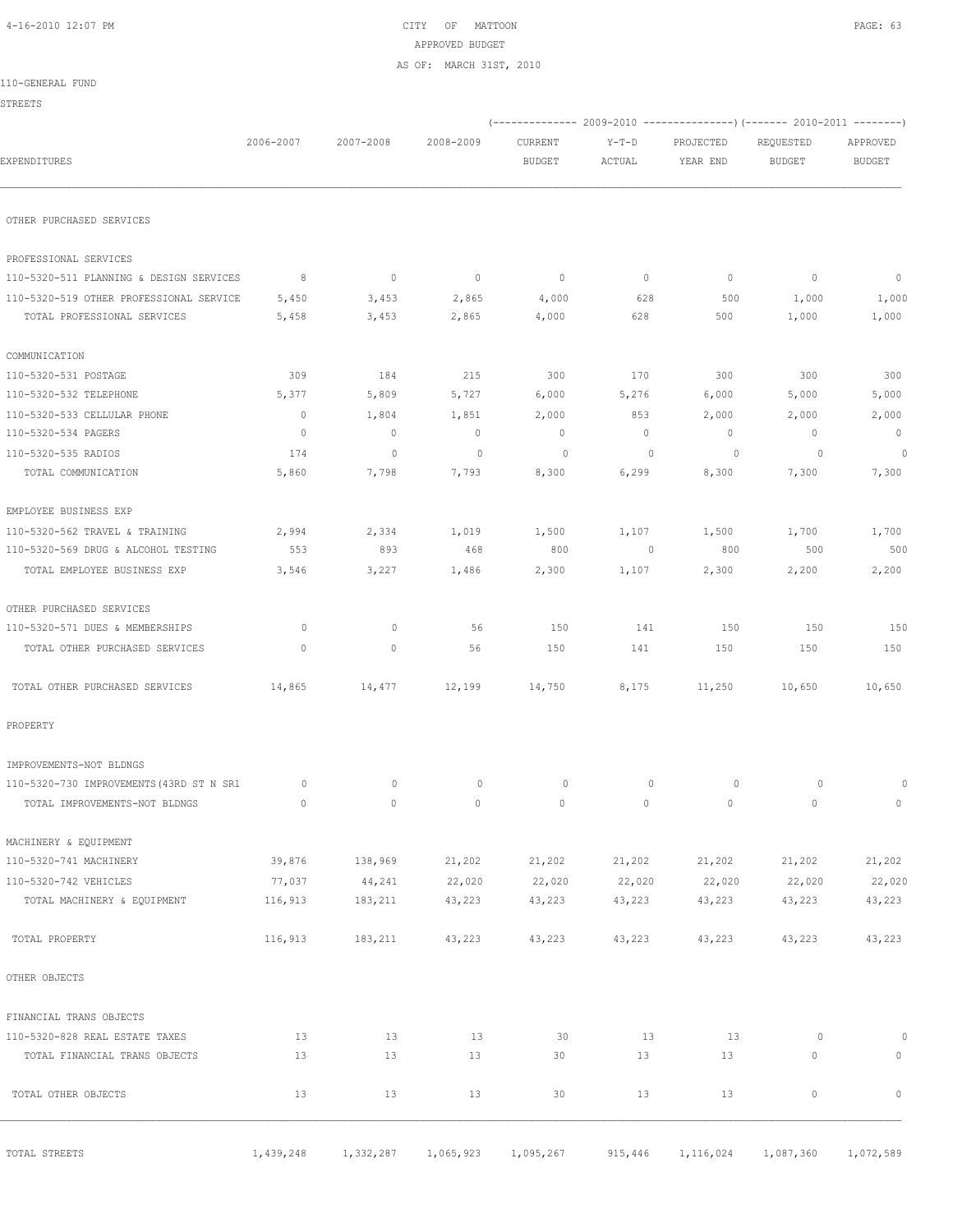CITY OF MATTOON
APPROVED BUDGET
AS OF: MARCH 31ST, 2010

110-GENERAL FUND

STREETS

| EXPENDITURES | 2006-2007 | 2007-2008 | 2008-2009 | 2009-2010 CURRENT BUDGET | 2009-2010 Y-T-D ACTUAL | 2009-2010 PROJECTED YEAR END | 2010-2011 REQUESTED BUDGET | 2010-2011 APPROVED BUDGET |
|---|---|---|---|---|---|---|---|---|
| OTHER PURCHASED SERVICES | | | | | | | | |
| PROFESSIONAL SERVICES | | | | | | | | |
| 110-5320-511 PLANNING & DESIGN SERVICES | 8 | 0 | 0 | 0 | 0 | 0 | 0 | 0 |
| 110-5320-519 OTHER PROFESSIONAL SERVICE | 5,450 | 3,453 | 2,865 | 4,000 | 628 | 500 | 1,000 | 1,000 |
| TOTAL PROFESSIONAL SERVICES | 5,458 | 3,453 | 2,865 | 4,000 | 628 | 500 | 1,000 | 1,000 |
| COMMUNICATION | | | | | | | | |
| 110-5320-531 POSTAGE | 309 | 184 | 215 | 300 | 170 | 300 | 300 | 300 |
| 110-5320-532 TELEPHONE | 5,377 | 5,809 | 5,727 | 6,000 | 5,276 | 6,000 | 5,000 | 5,000 |
| 110-5320-533 CELLULAR PHONE | 0 | 1,804 | 1,851 | 2,000 | 853 | 2,000 | 2,000 | 2,000 |
| 110-5320-534 PAGERS | 0 | 0 | 0 | 0 | 0 | 0 | 0 | 0 |
| 110-5320-535 RADIOS | 174 | 0 | 0 | 0 | 0 | 0 | 0 | 0 |
| TOTAL COMMUNICATION | 5,860 | 7,798 | 7,793 | 8,300 | 6,299 | 8,300 | 7,300 | 7,300 |
| EMPLOYEE BUSINESS EXP | | | | | | | | |
| 110-5320-562 TRAVEL & TRAINING | 2,994 | 2,334 | 1,019 | 1,500 | 1,107 | 1,500 | 1,700 | 1,700 |
| 110-5320-569 DRUG & ALCOHOL TESTING | 553 | 893 | 468 | 800 | 0 | 800 | 500 | 500 |
| TOTAL EMPLOYEE BUSINESS EXP | 3,546 | 3,227 | 1,486 | 2,300 | 1,107 | 2,300 | 2,200 | 2,200 |
| OTHER PURCHASED SERVICES | | | | | | | | |
| 110-5320-571 DUES & MEMBERSHIPS | 0 | 0 | 56 | 150 | 141 | 150 | 150 | 150 |
| TOTAL OTHER PURCHASED SERVICES | 0 | 0 | 56 | 150 | 141 | 150 | 150 | 150 |
| TOTAL OTHER PURCHASED SERVICES | 14,865 | 14,477 | 12,199 | 14,750 | 8,175 | 11,250 | 10,650 | 10,650 |
| PROPERTY | | | | | | | | |
| IMPROVEMENTS-NOT BLDNGS | | | | | | | | |
| 110-5320-730 IMPROVEMENTS(43RD ST N SR1 | 0 | 0 | 0 | 0 | 0 | 0 | 0 | 0 |
| TOTAL IMPROVEMENTS-NOT BLDNGS | 0 | 0 | 0 | 0 | 0 | 0 | 0 | 0 |
| MACHINERY & EQUIPMENT | | | | | | | | |
| 110-5320-741 MACHINERY | 39,876 | 138,969 | 21,202 | 21,202 | 21,202 | 21,202 | 21,202 | 21,202 |
| 110-5320-742 VEHICLES | 77,037 | 44,241 | 22,020 | 22,020 | 22,020 | 22,020 | 22,020 | 22,020 |
| TOTAL MACHINERY & EQUIPMENT | 116,913 | 183,211 | 43,223 | 43,223 | 43,223 | 43,223 | 43,223 | 43,223 |
| TOTAL PROPERTY | 116,913 | 183,211 | 43,223 | 43,223 | 43,223 | 43,223 | 43,223 | 43,223 |
| OTHER OBJECTS | | | | | | | | |
| FINANCIAL TRANS OBJECTS | | | | | | | | |
| 110-5320-828 REAL ESTATE TAXES | 13 | 13 | 13 | 30 | 13 | 13 | 0 | 0 |
| TOTAL FINANCIAL TRANS OBJECTS | 13 | 13 | 13 | 30 | 13 | 13 | 0 | 0 |
| TOTAL OTHER OBJECTS | 13 | 13 | 13 | 30 | 13 | 13 | 0 | 0 |
| TOTAL STREETS | 1,439,248 | 1,332,287 | 1,065,923 | 1,095,267 | 915,446 | 1,116,024 | 1,087,360 | 1,072,589 |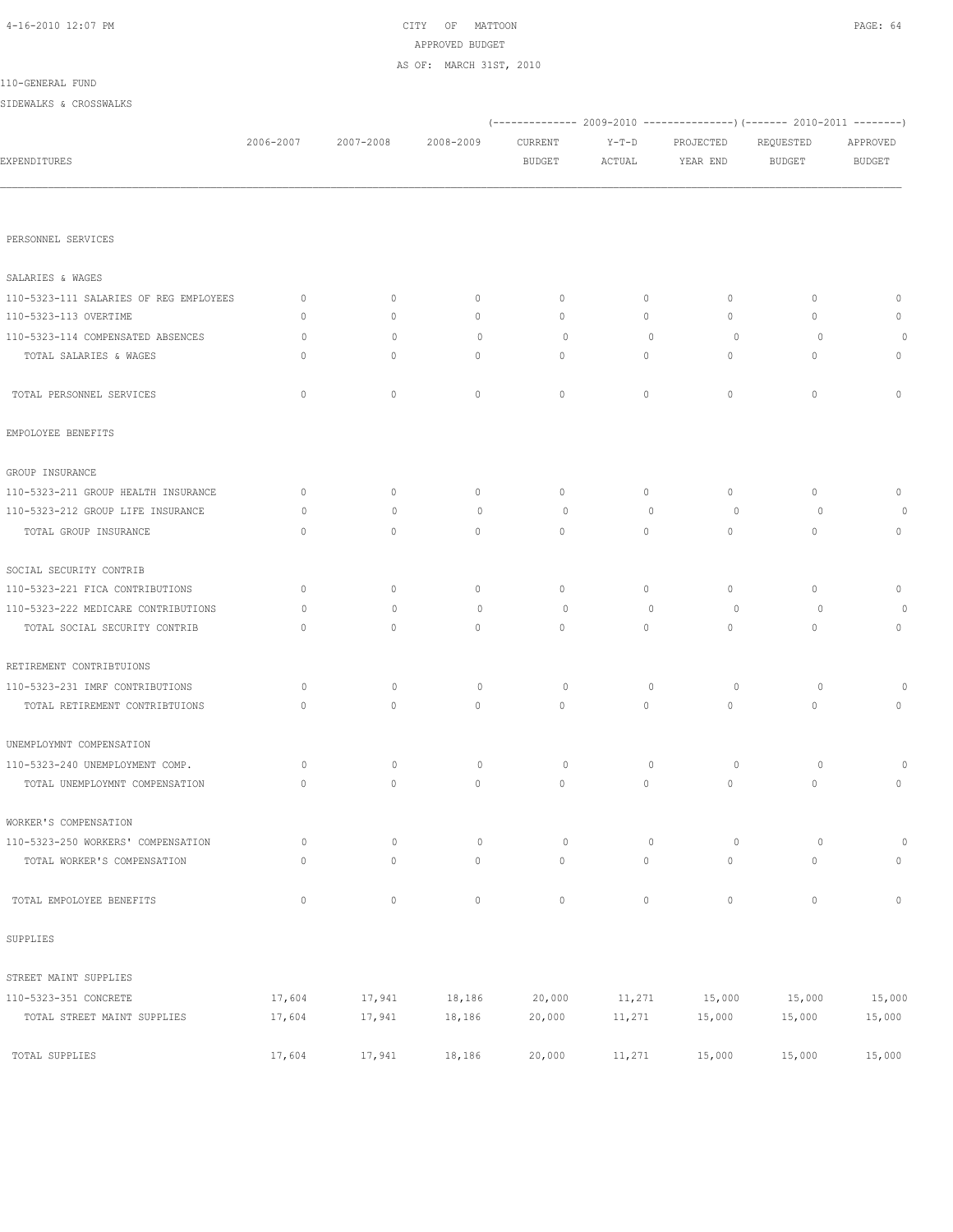CITY OF MATTOON
APPROVED BUDGET
AS OF: MARCH 31ST, 2010

110-GENERAL FUND

SIDEWALKS & CROSSWALKS

| EXPENDITURES | 2006-2007 | 2007-2008 | 2008-2009 | 2009-2010 CURRENT BUDGET | 2009-2010 Y-T-D ACTUAL | 2009-2010 PROJECTED YEAR END | 2010-2011 REQUESTED BUDGET | 2010-2011 APPROVED BUDGET |
|---|---|---|---|---|---|---|---|---|
| PERSONNEL SERVICES | | | | | | | | |
| SALARIES & WAGES | | | | | | | | |
| 110-5323-111 SALARIES OF REG EMPLOYEES | 0 | 0 | 0 | 0 | 0 | 0 | 0 | 0 |
| 110-5323-113 OVERTIME | 0 | 0 | 0 | 0 | 0 | 0 | 0 | 0 |
| 110-5323-114 COMPENSATED ABSENCES | 0 | 0 | 0 | 0 | 0 | 0 | 0 | 0 |
| TOTAL SALARIES & WAGES | 0 | 0 | 0 | 0 | 0 | 0 | 0 | 0 |
| TOTAL PERSONNEL SERVICES | 0 | 0 | 0 | 0 | 0 | 0 | 0 | 0 |
| EMPOLOYEE BENEFITS | | | | | | | | |
| GROUP INSURANCE | | | | | | | | |
| 110-5323-211 GROUP HEALTH INSURANCE | 0 | 0 | 0 | 0 | 0 | 0 | 0 | 0 |
| 110-5323-212 GROUP LIFE INSURANCE | 0 | 0 | 0 | 0 | 0 | 0 | 0 | 0 |
| TOTAL GROUP INSURANCE | 0 | 0 | 0 | 0 | 0 | 0 | 0 | 0 |
| SOCIAL SECURITY CONTRIB | | | | | | | | |
| 110-5323-221 FICA CONTRIBUTIONS | 0 | 0 | 0 | 0 | 0 | 0 | 0 | 0 |
| 110-5323-222 MEDICARE CONTRIBUTIONS | 0 | 0 | 0 | 0 | 0 | 0 | 0 | 0 |
| TOTAL SOCIAL SECURITY CONTRIB | 0 | 0 | 0 | 0 | 0 | 0 | 0 | 0 |
| RETIREMENT CONTRIBTUIONS | | | | | | | | |
| 110-5323-231 IMRF CONTRIBUTIONS | 0 | 0 | 0 | 0 | 0 | 0 | 0 | 0 |
| TOTAL RETIREMENT CONTRIBTUIONS | 0 | 0 | 0 | 0 | 0 | 0 | 0 | 0 |
| UNEMPLOYMNT COMPENSATION | | | | | | | | |
| 110-5323-240 UNEMPLOYMENT COMP. | 0 | 0 | 0 | 0 | 0 | 0 | 0 | 0 |
| TOTAL UNEMPLOYMNT COMPENSATION | 0 | 0 | 0 | 0 | 0 | 0 | 0 | 0 |
| WORKER'S COMPENSATION | | | | | | | | |
| 110-5323-250 WORKERS' COMPENSATION | 0 | 0 | 0 | 0 | 0 | 0 | 0 | 0 |
| TOTAL WORKER'S COMPENSATION | 0 | 0 | 0 | 0 | 0 | 0 | 0 | 0 |
| TOTAL EMPOLOYEE BENEFITS | 0 | 0 | 0 | 0 | 0 | 0 | 0 | 0 |
| SUPPLIES | | | | | | | | |
| STREET MAINT SUPPLIES | | | | | | | | |
| 110-5323-351 CONCRETE | 17,604 | 17,941 | 18,186 | 20,000 | 11,271 | 15,000 | 15,000 | 15,000 |
| TOTAL STREET MAINT SUPPLIES | 17,604 | 17,941 | 18,186 | 20,000 | 11,271 | 15,000 | 15,000 | 15,000 |
| TOTAL SUPPLIES | 17,604 | 17,941 | 18,186 | 20,000 | 11,271 | 15,000 | 15,000 | 15,000 |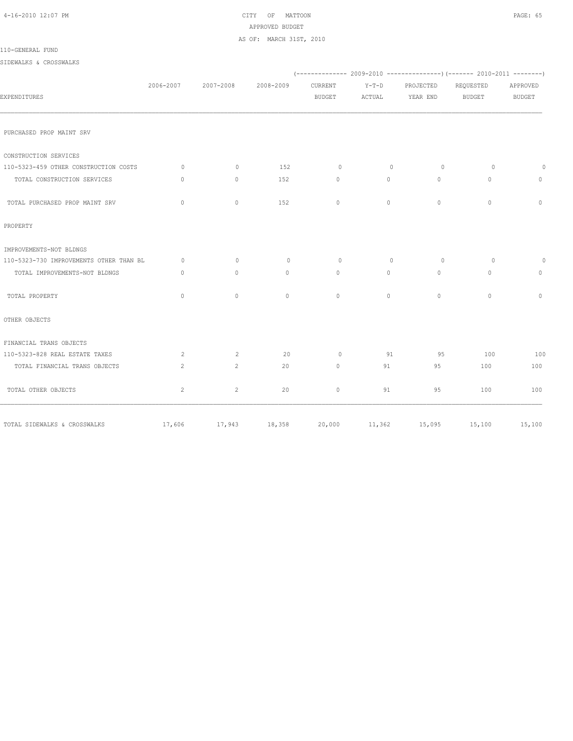CITY OF MATTOON
APPROVED BUDGET
AS OF: MARCH 31ST, 2010

110-GENERAL FUND

SIDEWALKS & CROSSWALKS

| EXPENDITURES | 2006-2007 | 2007-2008 | 2008-2009 | 2009-2010 CURRENT BUDGET | 2009-2010 Y-T-D ACTUAL | 2009-2010 PROJECTED YEAR END | 2010-2011 REQUESTED BUDGET | 2010-2011 APPROVED BUDGET |
|---|---|---|---|---|---|---|---|---|
| PURCHASED PROP MAINT SRV | | | | | | | | |
| CONSTRUCTION SERVICES | | | | | | | | |
| 110-5323-459 OTHER CONSTRUCTION COSTS | 0 | 0 | 152 | 0 | 0 | 0 | 0 | 0 |
| TOTAL CONSTRUCTION SERVICES | 0 | 0 | 152 | 0 | 0 | 0 | 0 | 0 |
| TOTAL PURCHASED PROP MAINT SRV | 0 | 0 | 152 | 0 | 0 | 0 | 0 | 0 |
| PROPERTY | | | | | | | | |
| IMPROVEMENTS-NOT BLDNGS | | | | | | | | |
| 110-5323-730 IMPROVEMENTS OTHER THAN BL | 0 | 0 | 0 | 0 | 0 | 0 | 0 | 0 |
| TOTAL IMPROVEMENTS-NOT BLDNGS | 0 | 0 | 0 | 0 | 0 | 0 | 0 | 0 |
| TOTAL PROPERTY | 0 | 0 | 0 | 0 | 0 | 0 | 0 | 0 |
| OTHER OBJECTS | | | | | | | | |
| FINANCIAL TRANS OBJECTS | | | | | | | | |
| 110-5323-828 REAL ESTATE TAXES | 2 | 2 | 20 | 0 | 91 | 95 | 100 | 100 |
| TOTAL FINANCIAL TRANS OBJECTS | 2 | 2 | 20 | 0 | 91 | 95 | 100 | 100 |
| TOTAL OTHER OBJECTS | 2 | 2 | 20 | 0 | 91 | 95 | 100 | 100 |
| TOTAL SIDEWALKS & CROSSWALKS | 17,606 | 17,943 | 18,358 | 20,000 | 11,362 | 15,095 | 15,100 | 15,100 |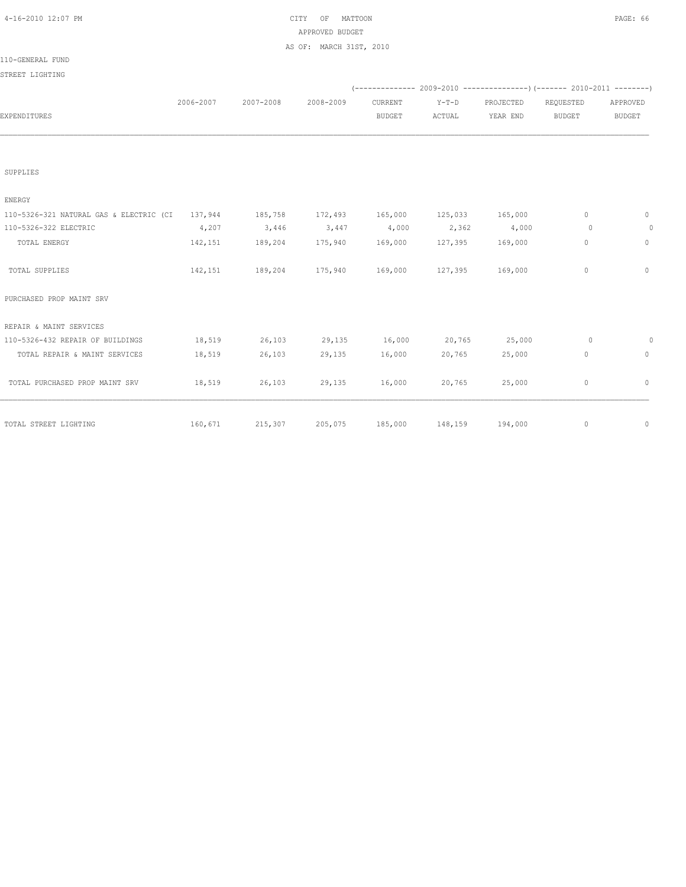CITY OF MATTOON
APPROVED BUDGET
AS OF: MARCH 31ST, 2010

110-GENERAL FUND

STREET LIGHTING

| EXPENDITURES | 2006-2007 | 2007-2008 | 2008-2009 | 2009-2010 CURRENT BUDGET | 2009-2010 Y-T-D ACTUAL | 2009-2010 PROJECTED YEAR END | 2010-2011 REQUESTED BUDGET | 2010-2011 APPROVED BUDGET |
|---|---|---|---|---|---|---|---|---|
| SUPPLIES | | | | | | | | |
| ENERGY | | | | | | | | |
| 110-5326-321 NATURAL GAS & ELECTRIC (CI | 137,944 | 185,758 | 172,493 | 165,000 | 125,033 | 165,000 | 0 | 0 |
| 110-5326-322 ELECTRIC | 4,207 | 3,446 | 3,447 | 4,000 | 2,362 | 4,000 | 0 | 0 |
| TOTAL ENERGY | 142,151 | 189,204 | 175,940 | 169,000 | 127,395 | 169,000 | 0 | 0 |
| TOTAL SUPPLIES | 142,151 | 189,204 | 175,940 | 169,000 | 127,395 | 169,000 | 0 | 0 |
| PURCHASED PROP MAINT SRV | | | | | | | | |
| REPAIR & MAINT SERVICES | | | | | | | | |
| 110-5326-432 REPAIR OF BUILDINGS | 18,519 | 26,103 | 29,135 | 16,000 | 20,765 | 25,000 | 0 | 0 |
| TOTAL REPAIR & MAINT SERVICES | 18,519 | 26,103 | 29,135 | 16,000 | 20,765 | 25,000 | 0 | 0 |
| TOTAL PURCHASED PROP MAINT SRV | 18,519 | 26,103 | 29,135 | 16,000 | 20,765 | 25,000 | 0 | 0 |
| TOTAL STREET LIGHTING | 160,671 | 215,307 | 205,075 | 185,000 | 148,159 | 194,000 | 0 | 0 |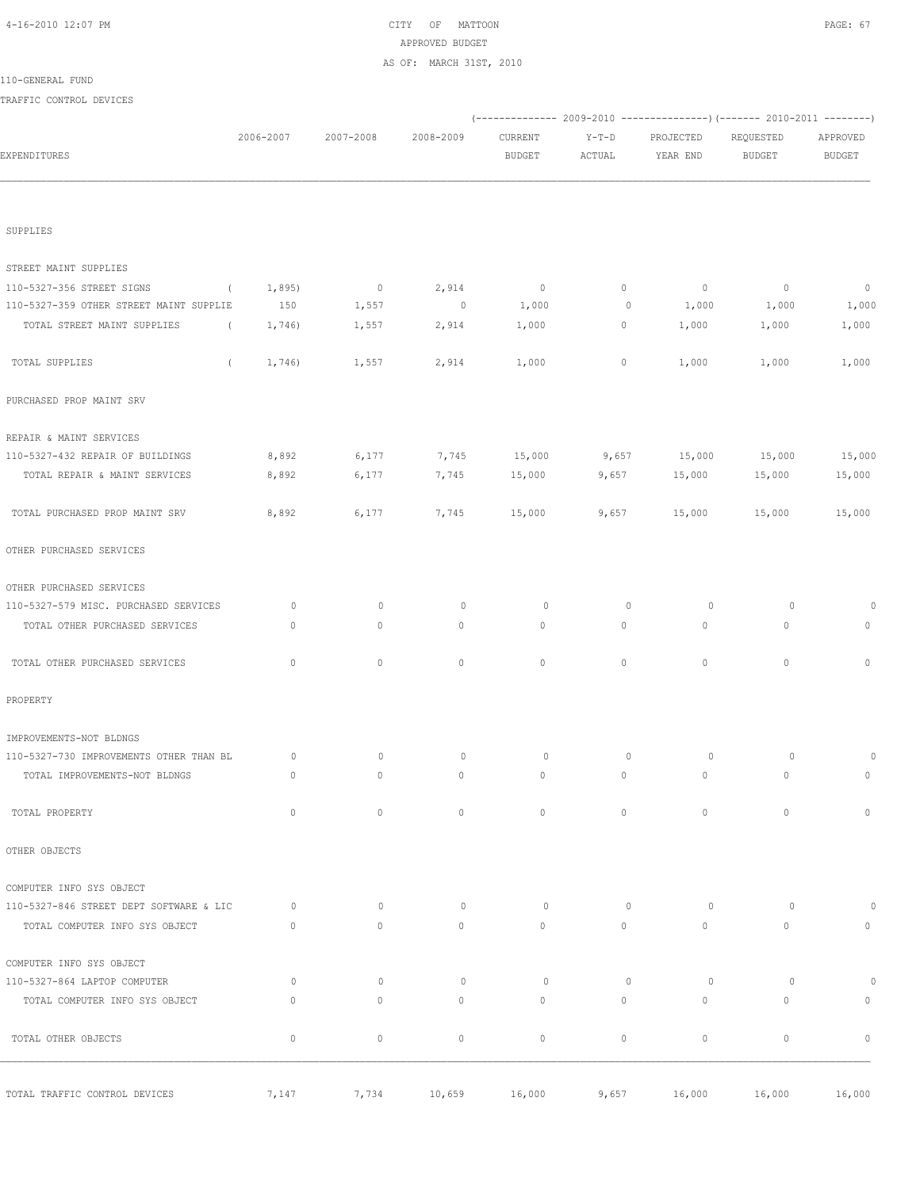CITY OF MATTOON
APPROVED BUDGET
AS OF: MARCH 31ST, 2010

110-GENERAL FUND

TRAFFIC CONTROL DEVICES

| EXPENDITURES | 2006-2007 | 2007-2008 | 2008-2009 | 2009-2010 CURRENT BUDGET | 2009-2010 Y-T-D ACTUAL | 2009-2010 PROJECTED YEAR END | 2010-2011 REQUESTED BUDGET | 2010-2011 APPROVED BUDGET |
|---|---|---|---|---|---|---|---|---|
| SUPPLIES | | | | | | | | |
| STREET MAINT SUPPLIES | | | | | | | | |
| 110-5327-356 STREET SIGNS | ( 1,895) | 0 | 2,914 | 0 | 0 | 0 | 0 | 0 |
| 110-5327-359 OTHER STREET MAINT SUPPLIE | 150 | 1,557 | 0 | 1,000 | 0 | 1,000 | 1,000 | 1,000 |
| TOTAL STREET MAINT SUPPLIES | ( 1,746) | 1,557 | 2,914 | 1,000 | 0 | 1,000 | 1,000 | 1,000 |
| TOTAL SUPPLIES | ( 1,746) | 1,557 | 2,914 | 1,000 | 0 | 1,000 | 1,000 | 1,000 |
| PURCHASED PROP MAINT SRV | | | | | | | | |
| REPAIR & MAINT SERVICES | | | | | | | | |
| 110-5327-432 REPAIR OF BUILDINGS | 8,892 | 6,177 | 7,745 | 15,000 | 9,657 | 15,000 | 15,000 | 15,000 |
| TOTAL REPAIR & MAINT SERVICES | 8,892 | 6,177 | 7,745 | 15,000 | 9,657 | 15,000 | 15,000 | 15,000 |
| TOTAL PURCHASED PROP MAINT SRV | 8,892 | 6,177 | 7,745 | 15,000 | 9,657 | 15,000 | 15,000 | 15,000 |
| OTHER PURCHASED SERVICES | | | | | | | | |
| OTHER PURCHASED SERVICES | | | | | | | | |
| 110-5327-579 MISC. PURCHASED SERVICES | 0 | 0 | 0 | 0 | 0 | 0 | 0 | 0 |
| TOTAL OTHER PURCHASED SERVICES | 0 | 0 | 0 | 0 | 0 | 0 | 0 | 0 |
| TOTAL OTHER PURCHASED SERVICES | 0 | 0 | 0 | 0 | 0 | 0 | 0 | 0 |
| PROPERTY | | | | | | | | |
| IMPROVEMENTS-NOT BLDNGS | | | | | | | | |
| 110-5327-730 IMPROVEMENTS OTHER THAN BL | 0 | 0 | 0 | 0 | 0 | 0 | 0 | 0 |
| TOTAL IMPROVEMENTS-NOT BLDNGS | 0 | 0 | 0 | 0 | 0 | 0 | 0 | 0 |
| TOTAL PROPERTY | 0 | 0 | 0 | 0 | 0 | 0 | 0 | 0 |
| OTHER OBJECTS | | | | | | | | |
| COMPUTER INFO SYS OBJECT | | | | | | | | |
| 110-5327-846 STREET DEPT SOFTWARE & LIC | 0 | 0 | 0 | 0 | 0 | 0 | 0 | 0 |
| TOTAL COMPUTER INFO SYS OBJECT | 0 | 0 | 0 | 0 | 0 | 0 | 0 | 0 |
| COMPUTER INFO SYS OBJECT | | | | | | | | |
| 110-5327-864 LAPTOP COMPUTER | 0 | 0 | 0 | 0 | 0 | 0 | 0 | 0 |
| TOTAL COMPUTER INFO SYS OBJECT | 0 | 0 | 0 | 0 | 0 | 0 | 0 | 0 |
| TOTAL OTHER OBJECTS | 0 | 0 | 0 | 0 | 0 | 0 | 0 | 0 |
| TOTAL TRAFFIC CONTROL DEVICES | 7,147 | 7,734 | 10,659 | 16,000 | 9,657 | 16,000 | 16,000 | 16,000 |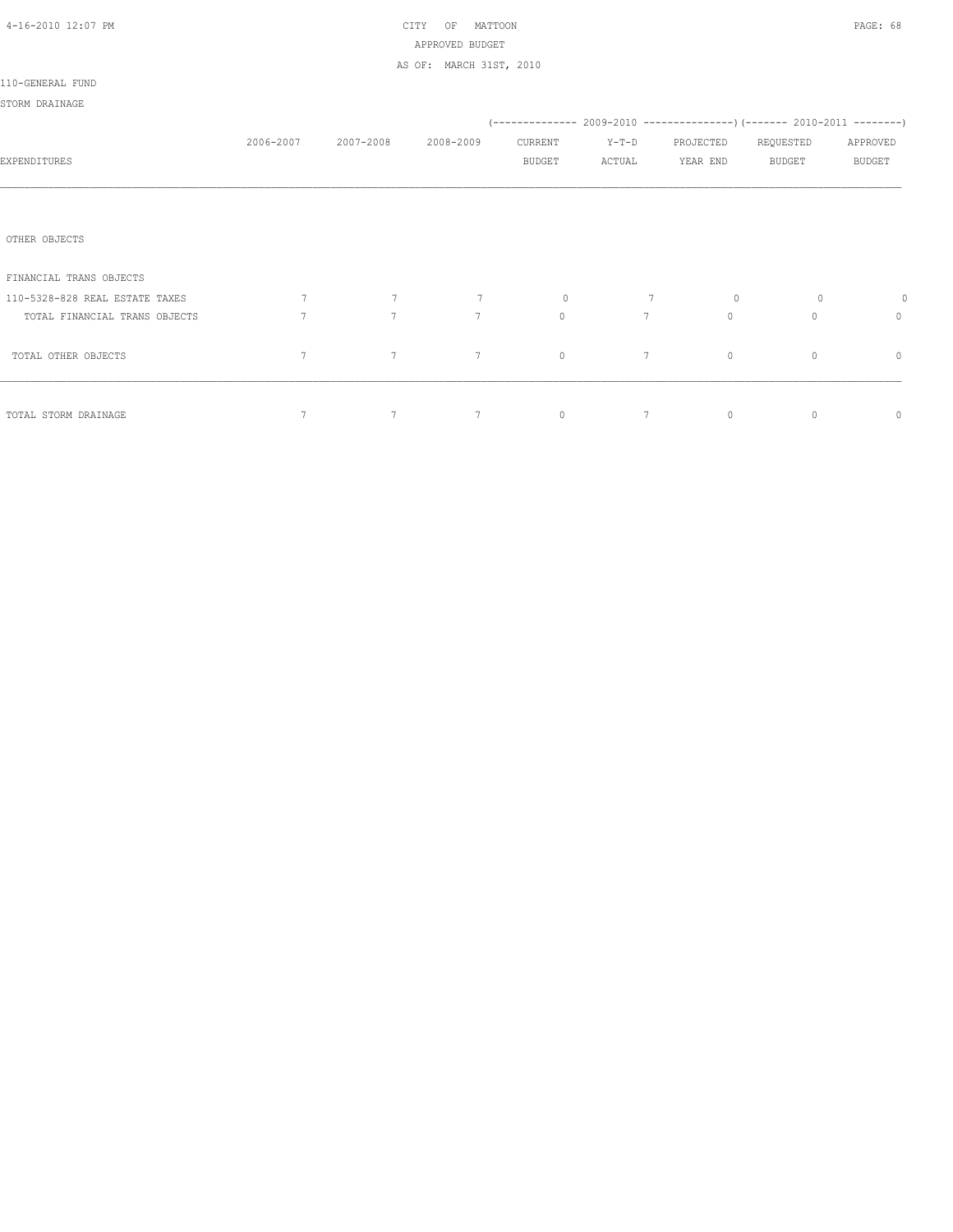CITY OF MATTOON

APPROVED BUDGET

AS OF: MARCH 31ST, 2010

110-GENERAL FUND

STORM DRAINAGE

| EXPENDITURES | 2006-2007 | 2007-2008 | 2008-2009 | 2009-2010 CURRENT BUDGET | 2009-2010 Y-T-D ACTUAL | 2009-2010 PROJECTED YEAR END | 2010-2011 REQUESTED BUDGET | 2010-2011 APPROVED BUDGET |
|---|---|---|---|---|---|---|---|---|
| OTHER OBJECTS | | | | | | | | |
| FINANCIAL TRANS OBJECTS | | | | | | | | |
| 110-5328-828 REAL ESTATE TAXES | 7 | 7 | 7 | 0 | 7 | 0 | 0 | 0 |
| TOTAL FINANCIAL TRANS OBJECTS | 7 | 7 | 7 | 0 | 7 | 0 | 0 | 0 |
| TOTAL OTHER OBJECTS | 7 | 7 | 7 | 0 | 7 | 0 | 0 | 0 |
| TOTAL STORM DRAINAGE | 7 | 7 | 7 | 0 | 7 | 0 | 0 | 0 |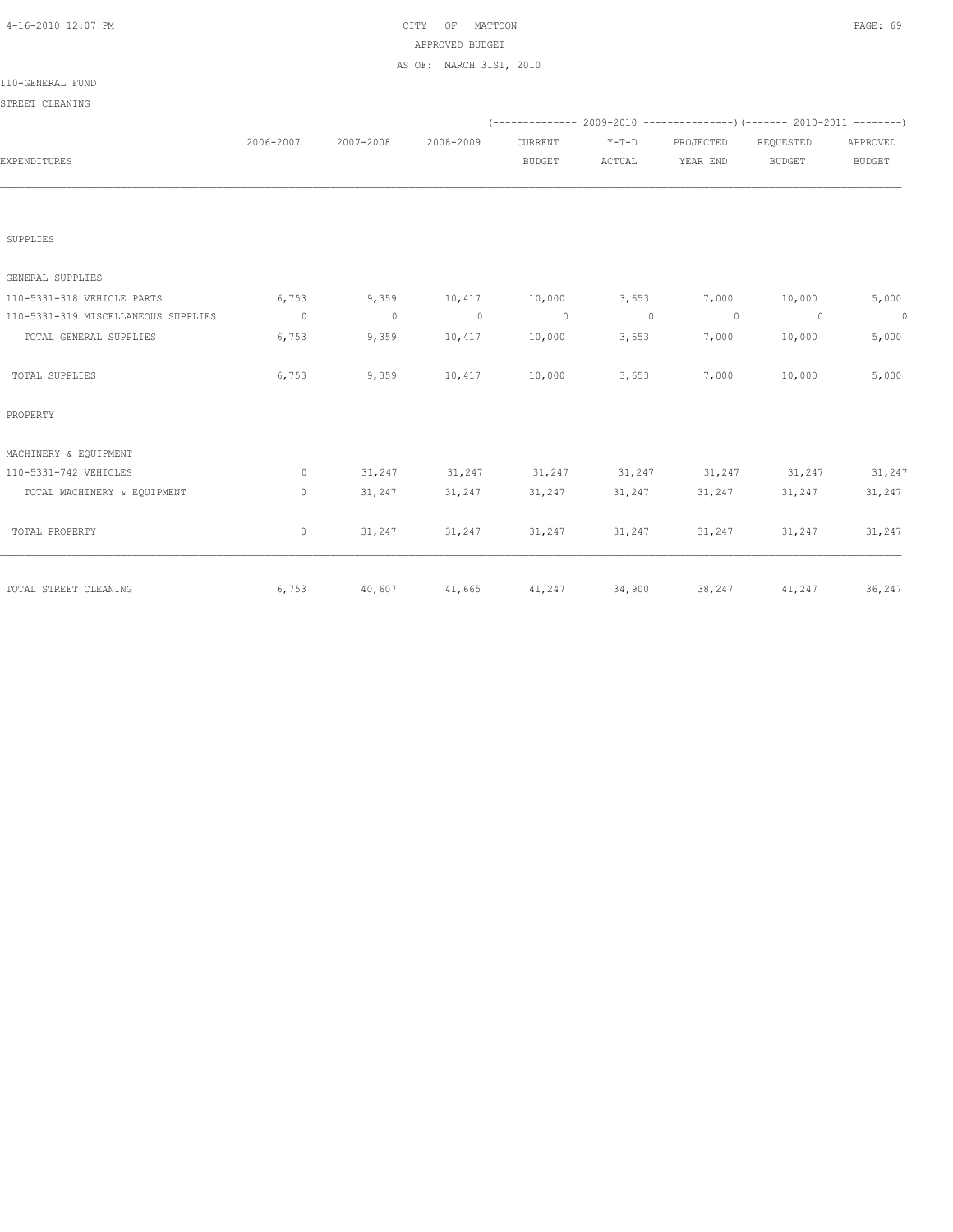CITY OF MATTOON
APPROVED BUDGET
AS OF: MARCH 31ST, 2010

110-GENERAL FUND

STREET CLEANING

| EXPENDITURES | 2006-2007 | 2007-2008 | 2008-2009 | (2009-2010) CURRENT BUDGET | Y-T-D ACTUAL | PROJECTED YEAR END | (2010-2011) REQUESTED BUDGET | APPROVED BUDGET |
|---|---|---|---|---|---|---|---|---|
| SUPPLIES | | | | | | | | |
| GENERAL SUPPLIES | | | | | | | | |
| 110-5331-318 VEHICLE PARTS | 6,753 | 9,359 | 10,417 | 10,000 | 3,653 | 7,000 | 10,000 | 5,000 |
| 110-5331-319 MISCELLANEOUS SUPPLIES | 0 | 0 | 0 | 0 | 0 | 0 | 0 | 0 |
| TOTAL GENERAL SUPPLIES | 6,753 | 9,359 | 10,417 | 10,000 | 3,653 | 7,000 | 10,000 | 5,000 |
| TOTAL SUPPLIES | 6,753 | 9,359 | 10,417 | 10,000 | 3,653 | 7,000 | 10,000 | 5,000 |
| PROPERTY | | | | | | | | |
| MACHINERY & EQUIPMENT | | | | | | | | |
| 110-5331-742 VEHICLES | 0 | 31,247 | 31,247 | 31,247 | 31,247 | 31,247 | 31,247 | 31,247 |
| TOTAL MACHINERY & EQUIPMENT | 0 | 31,247 | 31,247 | 31,247 | 31,247 | 31,247 | 31,247 | 31,247 |
| TOTAL PROPERTY | 0 | 31,247 | 31,247 | 31,247 | 31,247 | 31,247 | 31,247 | 31,247 |
| TOTAL STREET CLEANING | 6,753 | 40,607 | 41,665 | 41,247 | 34,900 | 38,247 | 41,247 | 36,247 |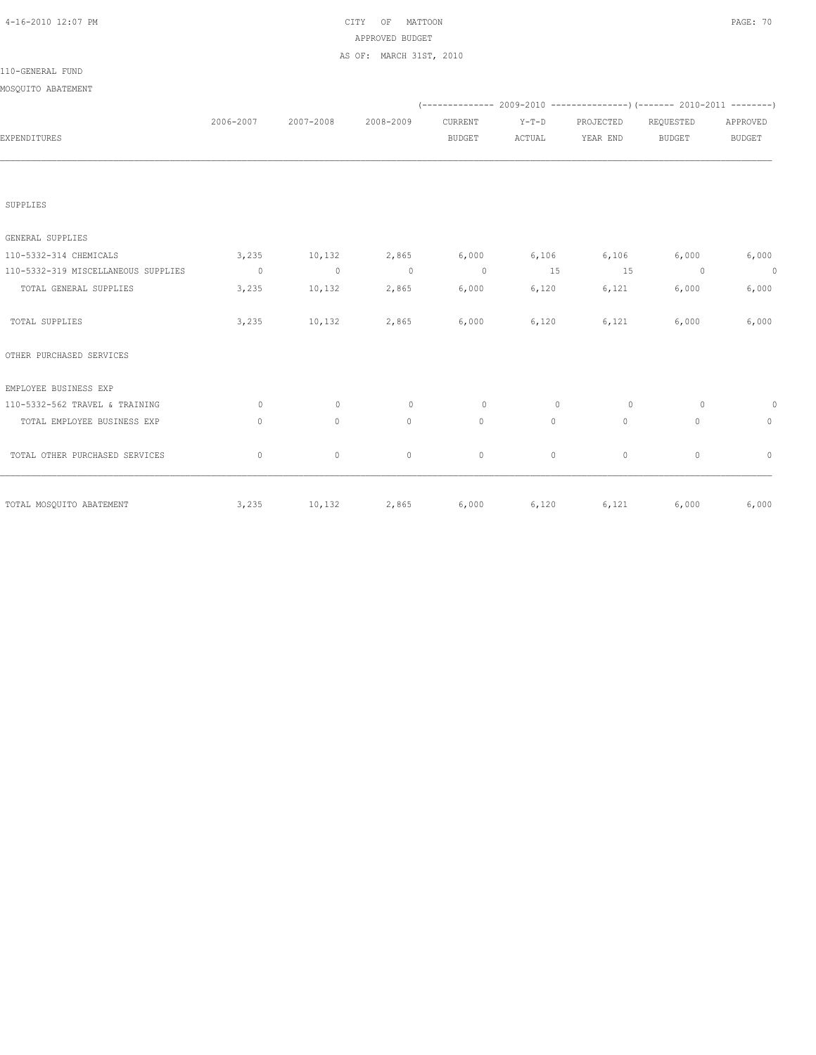CITY OF MATTOON
APPROVED BUDGET
AS OF: MARCH 31ST, 2010

110-GENERAL FUND

MOSQUITO ABATEMENT

| EXPENDITURES | 2006-2007 | 2007-2008 | 2008-2009 | 2009-2010 CURRENT BUDGET | 2009-2010 Y-T-D ACTUAL | 2009-2010 PROJECTED YEAR END | 2010-2011 REQUESTED BUDGET | 2010-2011 APPROVED BUDGET |
|---|---|---|---|---|---|---|---|---|
| SUPPLIES | | | | | | | | |
| GENERAL SUPPLIES | | | | | | | | |
| 110-5332-314 CHEMICALS | 3,235 | 10,132 | 2,865 | 6,000 | 6,106 | 6,106 | 6,000 | 6,000 |
| 110-5332-319 MISCELLANEOUS SUPPLIES | 0 | 0 | 0 | 0 | 15 | 15 | 0 | 0 |
| TOTAL GENERAL SUPPLIES | 3,235 | 10,132 | 2,865 | 6,000 | 6,120 | 6,121 | 6,000 | 6,000 |
| TOTAL SUPPLIES | 3,235 | 10,132 | 2,865 | 6,000 | 6,120 | 6,121 | 6,000 | 6,000 |
| OTHER PURCHASED SERVICES | | | | | | | | |
| EMPLOYEE BUSINESS EXP | | | | | | | | |
| 110-5332-562 TRAVEL & TRAINING | 0 | 0 | 0 | 0 | 0 | 0 | 0 | 0 |
| TOTAL EMPLOYEE BUSINESS EXP | 0 | 0 | 0 | 0 | 0 | 0 | 0 | 0 |
| TOTAL OTHER PURCHASED SERVICES | 0 | 0 | 0 | 0 | 0 | 0 | 0 | 0 |
| TOTAL MOSQUITO ABATEMENT | 3,235 | 10,132 | 2,865 | 6,000 | 6,120 | 6,121 | 6,000 | 6,000 |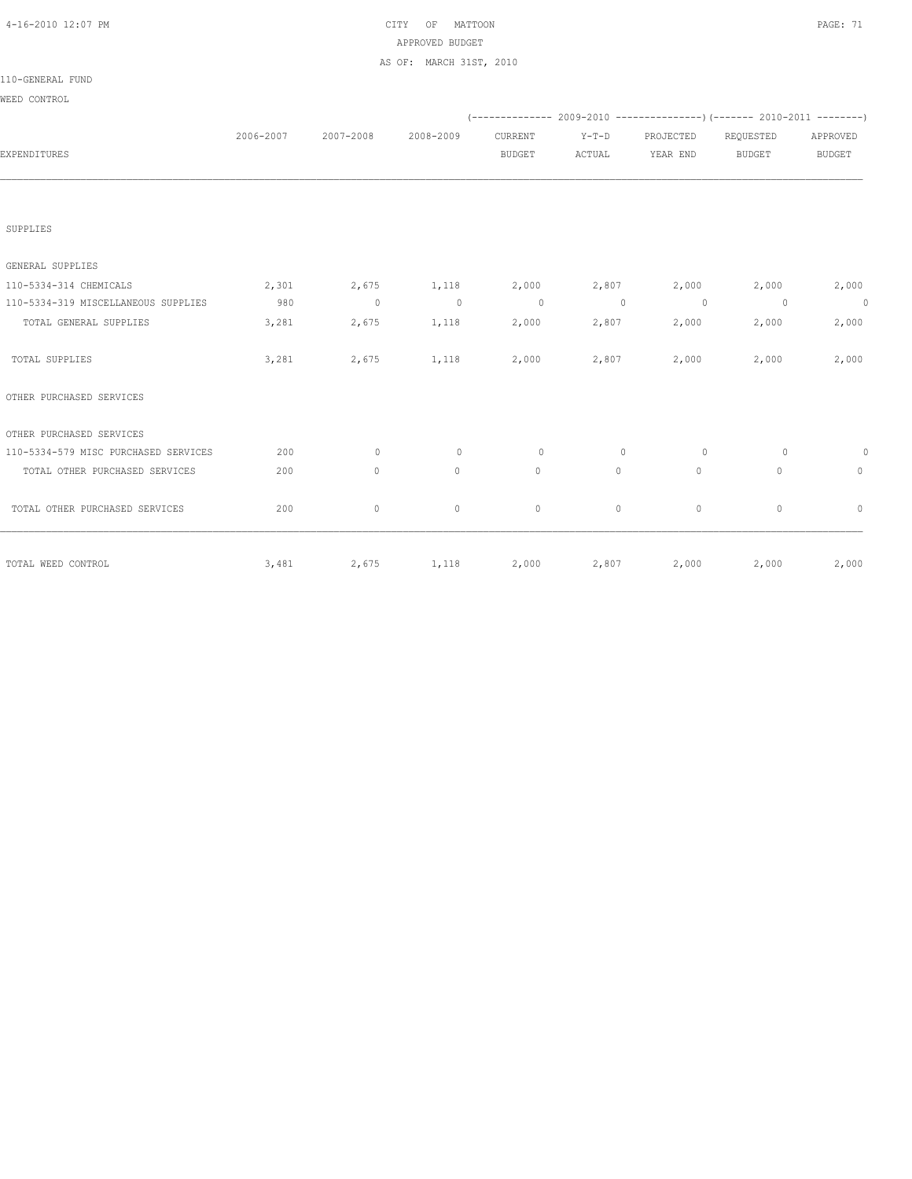CITY OF MATTOON
APPROVED BUDGET
AS OF: MARCH 31ST, 2010

110-GENERAL FUND

WEED CONTROL

| EXPENDITURES | 2006-2007 | 2007-2008 | 2008-2009 | 2009-2010 CURRENT BUDGET | 2009-2010 Y-T-D ACTUAL | 2009-2010 PROJECTED YEAR END | 2010-2011 REQUESTED BUDGET | 2010-2011 APPROVED BUDGET |
|---|---|---|---|---|---|---|---|---|
| SUPPLIES | | | | | | | | |
| GENERAL SUPPLIES | | | | | | | | |
| 110-5334-314 CHEMICALS | 2,301 | 2,675 | 1,118 | 2,000 | 2,807 | 2,000 | 2,000 | 2,000 |
| 110-5334-319 MISCELLANEOUS SUPPLIES | 980 | 0 | 0 | 0 | 0 | 0 | 0 | 0 |
| TOTAL GENERAL SUPPLIES | 3,281 | 2,675 | 1,118 | 2,000 | 2,807 | 2,000 | 2,000 | 2,000 |
| TOTAL SUPPLIES | 3,281 | 2,675 | 1,118 | 2,000 | 2,807 | 2,000 | 2,000 | 2,000 |
| OTHER PURCHASED SERVICES | | | | | | | | |
| OTHER PURCHASED SERVICES | | | | | | | | |
| 110-5334-579 MISC PURCHASED SERVICES | 200 | 0 | 0 | 0 | 0 | 0 | 0 | 0 |
| TOTAL OTHER PURCHASED SERVICES | 200 | 0 | 0 | 0 | 0 | 0 | 0 | 0 |
| TOTAL OTHER PURCHASED SERVICES | 200 | 0 | 0 | 0 | 0 | 0 | 0 | 0 |
| TOTAL WEED CONTROL | 3,481 | 2,675 | 1,118 | 2,000 | 2,807 | 2,000 | 2,000 | 2,000 |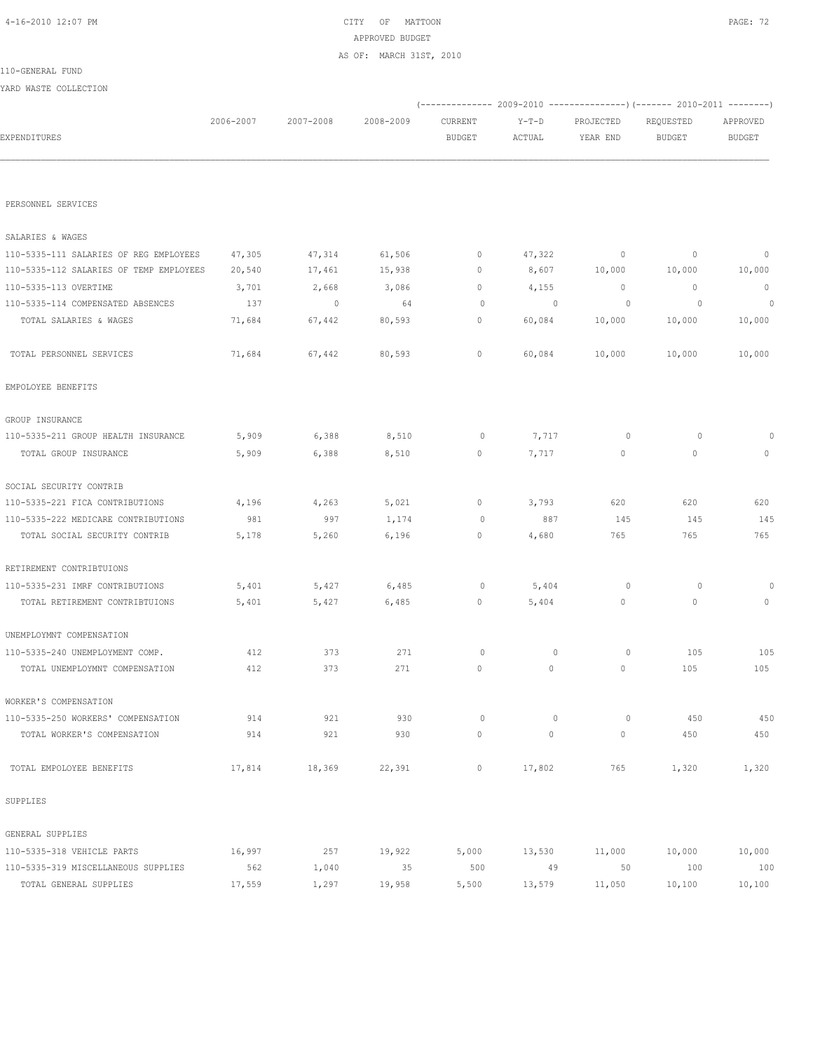CITY OF MATTOON

APPROVED BUDGET

AS OF: MARCH 31ST, 2010

110-GENERAL FUND

YARD WASTE COLLECTION

| EXPENDITURES | 2006-2007 | 2007-2008 | 2008-2009 | 2009-2010 CURRENT BUDGET | 2009-2010 Y-T-D ACTUAL | 2009-2010 PROJECTED YEAR END | 2010-2011 REQUESTED BUDGET | 2010-2011 APPROVED BUDGET |
|---|---|---|---|---|---|---|---|---|
| PERSONNEL SERVICES | | | | | | | | |
| SALARIES & WAGES | | | | | | | | |
| 110-5335-111 SALARIES OF REG EMPLOYEES | 47,305 | 47,314 | 61,506 | 0 | 47,322 | 0 | 0 | 0 |
| 110-5335-112 SALARIES OF TEMP EMPLOYEES | 20,540 | 17,461 | 15,938 | 0 | 8,607 | 10,000 | 10,000 | 10,000 |
| 110-5335-113 OVERTIME | 3,701 | 2,668 | 3,086 | 0 | 4,155 | 0 | 0 | 0 |
| 110-5335-114 COMPENSATED ABSENCES | 137 | 0 | 64 | 0 | 0 | 0 | 0 | 0 |
| TOTAL SALARIES & WAGES | 71,684 | 67,442 | 80,593 | 0 | 60,084 | 10,000 | 10,000 | 10,000 |
| TOTAL PERSONNEL SERVICES | 71,684 | 67,442 | 80,593 | 0 | 60,084 | 10,000 | 10,000 | 10,000 |
| EMPOLOYEE BENEFITS | | | | | | | | |
| GROUP INSURANCE | | | | | | | | |
| 110-5335-211 GROUP HEALTH INSURANCE | 5,909 | 6,388 | 8,510 | 0 | 7,717 | 0 | 0 | 0 |
| TOTAL GROUP INSURANCE | 5,909 | 6,388 | 8,510 | 0 | 7,717 | 0 | 0 | 0 |
| SOCIAL SECURITY CONTRIB | | | | | | | | |
| 110-5335-221 FICA CONTRIBUTIONS | 4,196 | 4,263 | 5,021 | 0 | 3,793 | 620 | 620 | 620 |
| 110-5335-222 MEDICARE CONTRIBUTIONS | 981 | 997 | 1,174 | 0 | 887 | 145 | 145 | 145 |
| TOTAL SOCIAL SECURITY CONTRIB | 5,178 | 5,260 | 6,196 | 0 | 4,680 | 765 | 765 | 765 |
| RETIREMENT CONTRIBTUIONS | | | | | | | | |
| 110-5335-231 IMRF CONTRIBUTIONS | 5,401 | 5,427 | 6,485 | 0 | 5,404 | 0 | 0 | 0 |
| TOTAL RETIREMENT CONTRIBTUIONS | 5,401 | 5,427 | 6,485 | 0 | 5,404 | 0 | 0 | 0 |
| UNEMPLOYMNT COMPENSATION | | | | | | | | |
| 110-5335-240 UNEMPLOYMENT COMP. | 412 | 373 | 271 | 0 | 0 | 0 | 105 | 105 |
| TOTAL UNEMPLOYMNT COMPENSATION | 412 | 373 | 271 | 0 | 0 | 0 | 105 | 105 |
| WORKER'S COMPENSATION | | | | | | | | |
| 110-5335-250 WORKERS' COMPENSATION | 914 | 921 | 930 | 0 | 0 | 0 | 450 | 450 |
| TOTAL WORKER'S COMPENSATION | 914 | 921 | 930 | 0 | 0 | 0 | 450 | 450 |
| TOTAL EMPOLOYEE BENEFITS | 17,814 | 18,369 | 22,391 | 0 | 17,802 | 765 | 1,320 | 1,320 |
| SUPPLIES | | | | | | | | |
| GENERAL SUPPLIES | | | | | | | | |
| 110-5335-318 VEHICLE PARTS | 16,997 | 257 | 19,922 | 5,000 | 13,530 | 11,000 | 10,000 | 10,000 |
| 110-5335-319 MISCELLANEOUS SUPPLIES | 562 | 1,040 | 35 | 500 | 49 | 50 | 100 | 100 |
| TOTAL GENERAL SUPPLIES | 17,559 | 1,297 | 19,958 | 5,500 | 13,579 | 11,050 | 10,100 | 10,100 |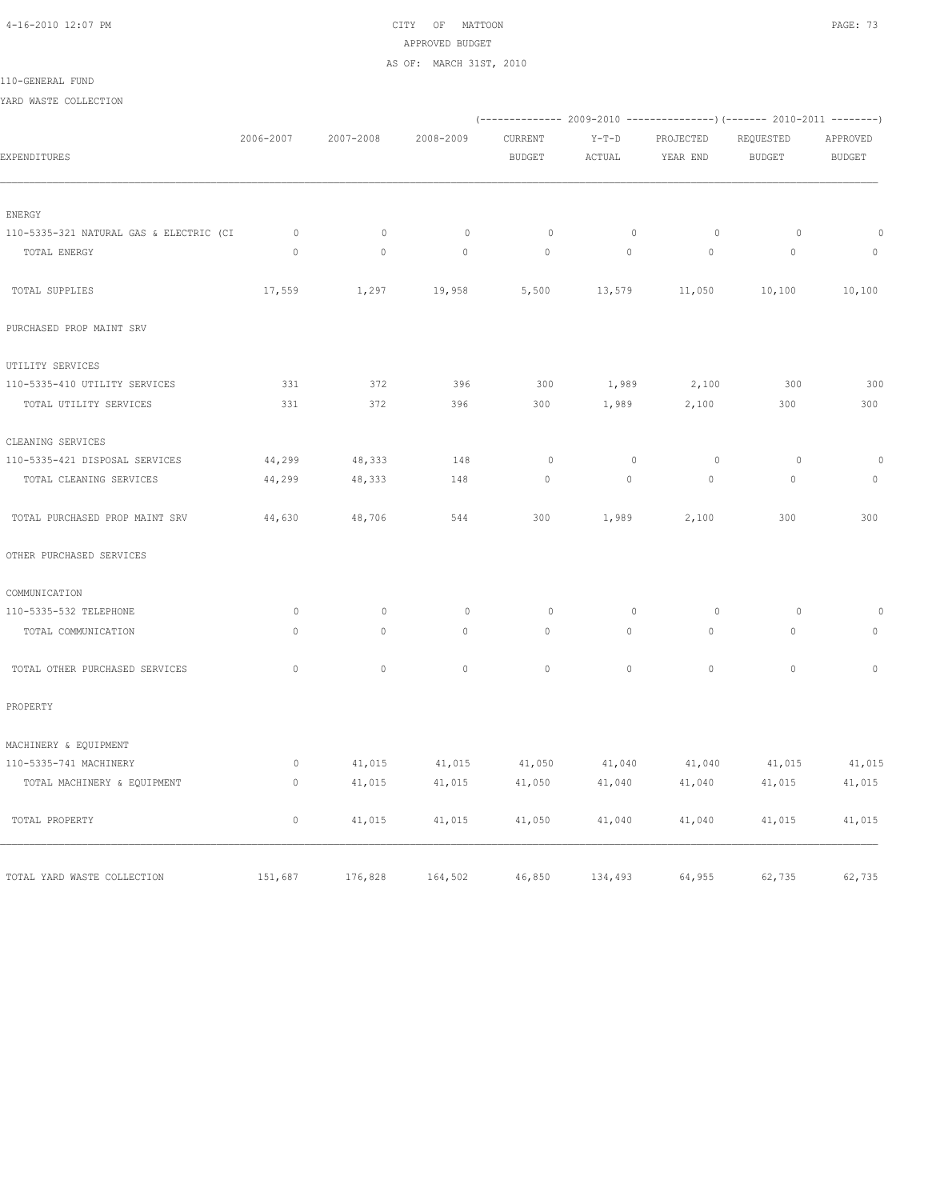CITY OF MATTOON
APPROVED BUDGET
AS OF: MARCH 31ST, 2010

110-GENERAL FUND

YARD WASTE COLLECTION

| EXPENDITURES | 2006-2007 | 2007-2008 | 2008-2009 | 2009-2010 CURRENT BUDGET | 2009-2010 Y-T-D ACTUAL | 2009-2010 PROJECTED YEAR END | 2010-2011 REQUESTED BUDGET | 2010-2011 APPROVED BUDGET |
|---|---|---|---|---|---|---|---|---|
| ENERGY | | | | | | | | |
| 110-5335-321 NATURAL GAS & ELECTRIC (CI | 0 | 0 | 0 | 0 | 0 | 0 | 0 | 0 |
| TOTAL ENERGY | 0 | 0 | 0 | 0 | 0 | 0 | 0 | 0 |
| TOTAL SUPPLIES | 17,559 | 1,297 | 19,958 | 5,500 | 13,579 | 11,050 | 10,100 | 10,100 |
| PURCHASED PROP MAINT SRV | | | | | | | | |
| UTILITY SERVICES | | | | | | | | |
| 110-5335-410 UTILITY SERVICES | 331 | 372 | 396 | 300 | 1,989 | 2,100 | 300 | 300 |
| TOTAL UTILITY SERVICES | 331 | 372 | 396 | 300 | 1,989 | 2,100 | 300 | 300 |
| CLEANING SERVICES | | | | | | | | |
| 110-5335-421 DISPOSAL SERVICES | 44,299 | 48,333 | 148 | 0 | 0 | 0 | 0 | 0 |
| TOTAL CLEANING SERVICES | 44,299 | 48,333 | 148 | 0 | 0 | 0 | 0 | 0 |
| TOTAL PURCHASED PROP MAINT SRV | 44,630 | 48,706 | 544 | 300 | 1,989 | 2,100 | 300 | 300 |
| OTHER PURCHASED SERVICES | | | | | | | | |
| COMMUNICATION | | | | | | | | |
| 110-5335-532 TELEPHONE | 0 | 0 | 0 | 0 | 0 | 0 | 0 | 0 |
| TOTAL COMMUNICATION | 0 | 0 | 0 | 0 | 0 | 0 | 0 | 0 |
| TOTAL OTHER PURCHASED SERVICES | 0 | 0 | 0 | 0 | 0 | 0 | 0 | 0 |
| PROPERTY | | | | | | | | |
| MACHINERY & EQUIPMENT | | | | | | | | |
| 110-5335-741 MACHINERY | 0 | 41,015 | 41,015 | 41,050 | 41,040 | 41,040 | 41,015 | 41,015 |
| TOTAL MACHINERY & EQUIPMENT | 0 | 41,015 | 41,015 | 41,050 | 41,040 | 41,040 | 41,015 | 41,015 |
| TOTAL PROPERTY | 0 | 41,015 | 41,015 | 41,050 | 41,040 | 41,040 | 41,015 | 41,015 |
| TOTAL YARD WASTE COLLECTION | 151,687 | 176,828 | 164,502 | 46,850 | 134,493 | 64,955 | 62,735 | 62,735 |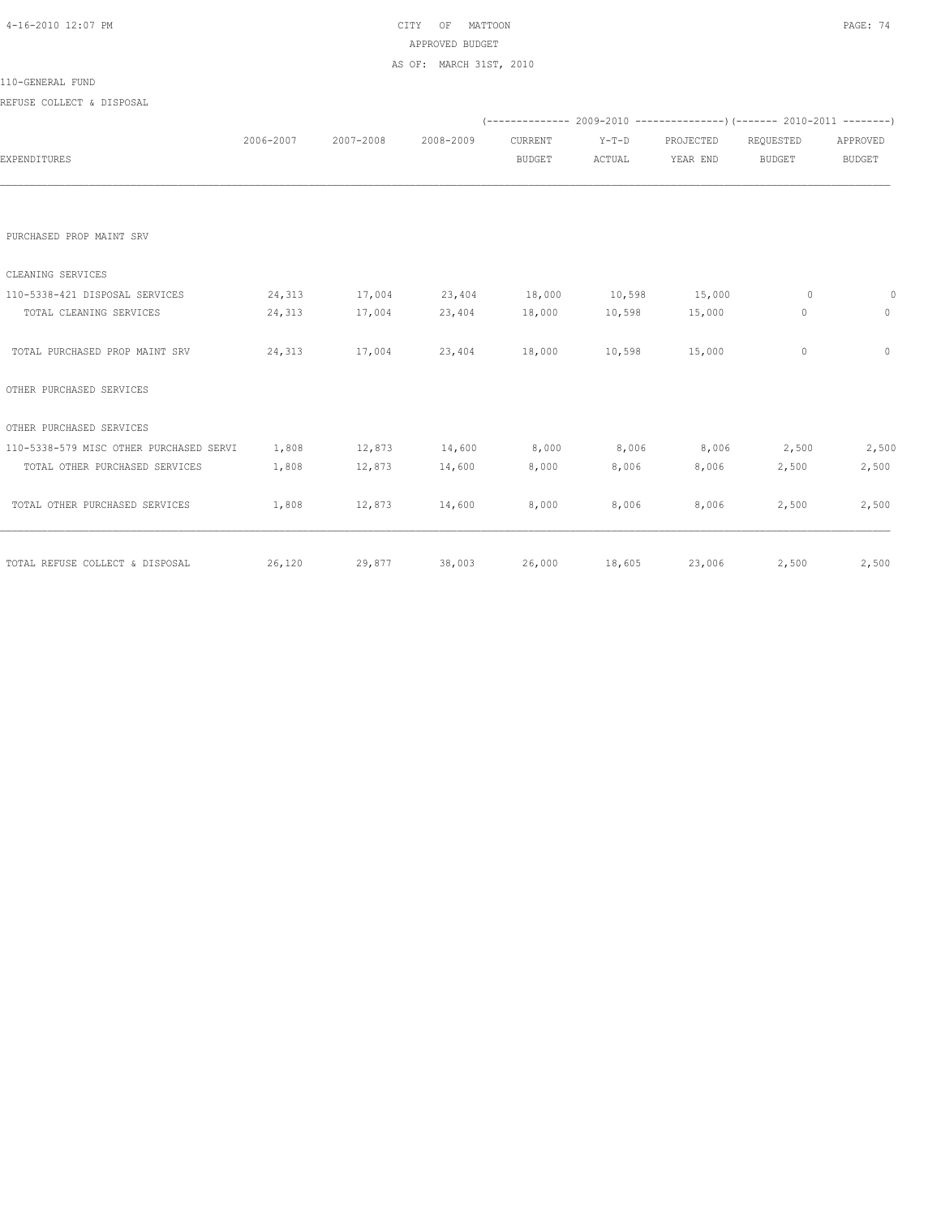CITY OF MATTOON
APPROVED BUDGET
AS OF: MARCH 31ST, 2010

110-GENERAL FUND

REFUSE COLLECT & DISPOSAL

| EXPENDITURES | 2006-2007 | 2007-2008 | 2008-2009 | 2009-2010 CURRENT BUDGET | 2009-2010 Y-T-D ACTUAL | 2009-2010 PROJECTED YEAR END | 2010-2011 REQUESTED BUDGET | 2010-2011 APPROVED BUDGET |
|---|---|---|---|---|---|---|---|---|
| PURCHASED PROP MAINT SRV | | | | | | | | |
| CLEANING SERVICES | | | | | | | | |
| 110-5338-421 DISPOSAL SERVICES | 24,313 | 17,004 | 23,404 | 18,000 | 10,598 | 15,000 | 0 | 0 |
| TOTAL CLEANING SERVICES | 24,313 | 17,004 | 23,404 | 18,000 | 10,598 | 15,000 | 0 | 0 |
| TOTAL PURCHASED PROP MAINT SRV | 24,313 | 17,004 | 23,404 | 18,000 | 10,598 | 15,000 | 0 | 0 |
| OTHER PURCHASED SERVICES | | | | | | | | |
| OTHER PURCHASED SERVICES | | | | | | | | |
| 110-5338-579 MISC OTHER PURCHASED SERVI | 1,808 | 12,873 | 14,600 | 8,000 | 8,006 | 8,006 | 2,500 | 2,500 |
| TOTAL OTHER PURCHASED SERVICES | 1,808 | 12,873 | 14,600 | 8,000 | 8,006 | 8,006 | 2,500 | 2,500 |
| TOTAL OTHER PURCHASED SERVICES | 1,808 | 12,873 | 14,600 | 8,000 | 8,006 | 8,006 | 2,500 | 2,500 |
| TOTAL REFUSE COLLECT & DISPOSAL | 26,120 | 29,877 | 38,003 | 26,000 | 18,605 | 23,006 | 2,500 | 2,500 |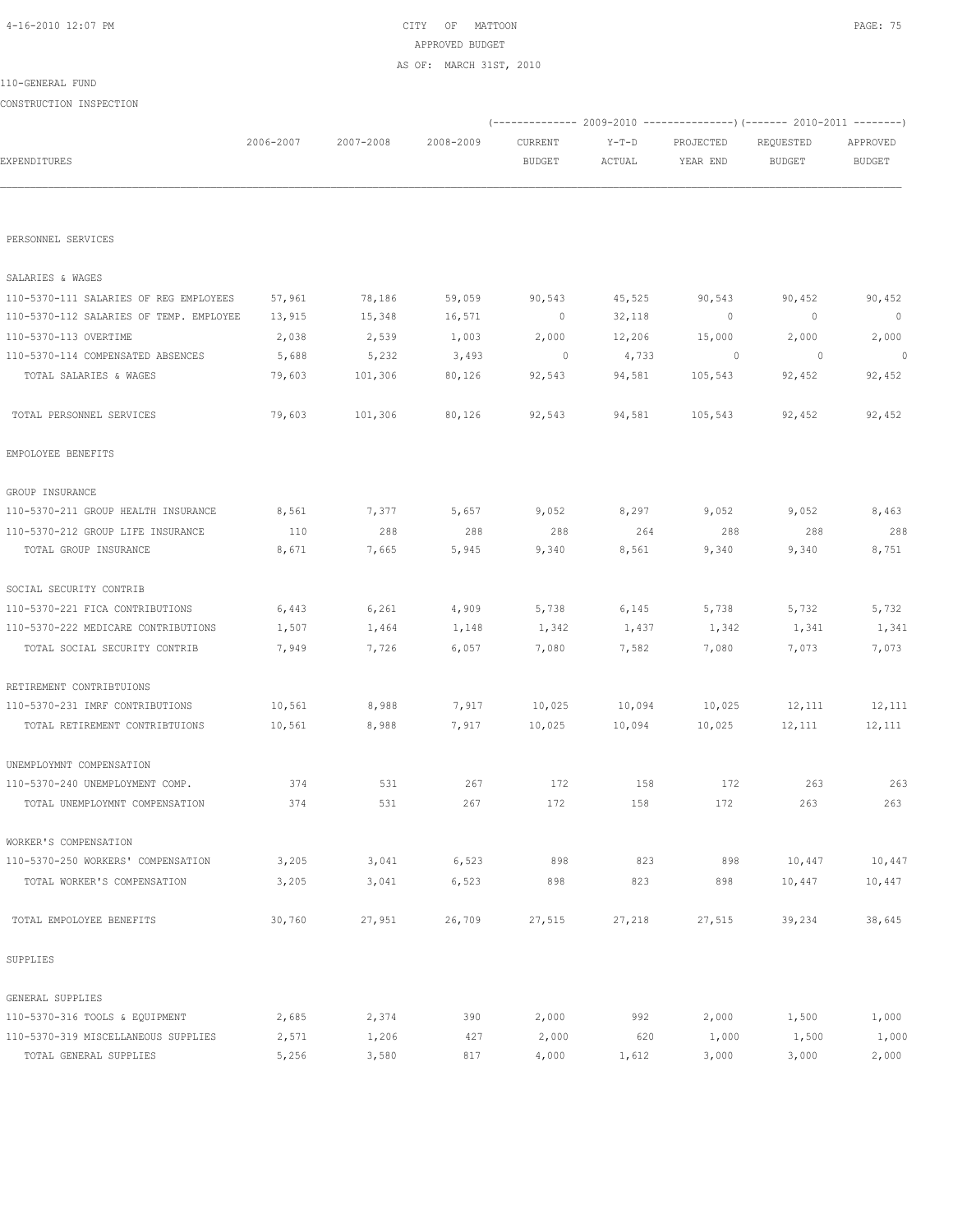# CITY OF MATTOON

APPROVED BUDGET

AS OF: MARCH 31ST, 2010

110-GENERAL FUND

CONSTRUCTION INSPECTION

| EXPENDITURES | 2006-2007 | 2007-2008 | 2008-2009 | 2009-2010 CURRENT BUDGET | 2009-2010 Y-T-D ACTUAL | 2009-2010 PROJECTED YEAR END | 2010-2011 REQUESTED BUDGET | 2010-2011 APPROVED BUDGET |
|---|---|---|---|---|---|---|---|---|
| PERSONNEL SERVICES | | | | | | | | |
| SALARIES & WAGES | | | | | | | | |
| 110-5370-111 SALARIES OF REG EMPLOYEES | 57,961 | 78,186 | 59,059 | 90,543 | 45,525 | 90,543 | 90,452 | 90,452 |
| 110-5370-112 SALARIES OF TEMP. EMPLOYEE | 13,915 | 15,348 | 16,571 | 0 | 32,118 | 0 | 0 | 0 |
| 110-5370-113 OVERTIME | 2,038 | 2,539 | 1,003 | 2,000 | 12,206 | 15,000 | 2,000 | 2,000 |
| 110-5370-114 COMPENSATED ABSENCES | 5,688 | 5,232 | 3,493 | 0 | 4,733 | 0 | 0 | 0 |
| TOTAL SALARIES & WAGES | 79,603 | 101,306 | 80,126 | 92,543 | 94,581 | 105,543 | 92,452 | 92,452 |
| TOTAL PERSONNEL SERVICES | 79,603 | 101,306 | 80,126 | 92,543 | 94,581 | 105,543 | 92,452 | 92,452 |
| EMPOLOYEE BENEFITS | | | | | | | | |
| GROUP INSURANCE | | | | | | | | |
| 110-5370-211 GROUP HEALTH INSURANCE | 8,561 | 7,377 | 5,657 | 9,052 | 8,297 | 9,052 | 9,052 | 8,463 |
| 110-5370-212 GROUP LIFE INSURANCE | 110 | 288 | 288 | 288 | 264 | 288 | 288 | 288 |
| TOTAL GROUP INSURANCE | 8,671 | 7,665 | 5,945 | 9,340 | 8,561 | 9,340 | 9,340 | 8,751 |
| SOCIAL SECURITY CONTRIB | | | | | | | | |
| 110-5370-221 FICA CONTRIBUTIONS | 6,443 | 6,261 | 4,909 | 5,738 | 6,145 | 5,738 | 5,732 | 5,732 |
| 110-5370-222 MEDICARE CONTRIBUTIONS | 1,507 | 1,464 | 1,148 | 1,342 | 1,437 | 1,342 | 1,341 | 1,341 |
| TOTAL SOCIAL SECURITY CONTRIB | 7,949 | 7,726 | 6,057 | 7,080 | 7,582 | 7,080 | 7,073 | 7,073 |
| RETIREMENT CONTRIBTUIONS | | | | | | | | |
| 110-5370-231 IMRF CONTRIBUTIONS | 10,561 | 8,988 | 7,917 | 10,025 | 10,094 | 10,025 | 12,111 | 12,111 |
| TOTAL RETIREMENT CONTRIBTUIONS | 10,561 | 8,988 | 7,917 | 10,025 | 10,094 | 10,025 | 12,111 | 12,111 |
| UNEMPLOYMNT COMPENSATION | | | | | | | | |
| 110-5370-240 UNEMPLOYMENT COMP. | 374 | 531 | 267 | 172 | 158 | 172 | 263 | 263 |
| TOTAL UNEMPLOYMNT COMPENSATION | 374 | 531 | 267 | 172 | 158 | 172 | 263 | 263 |
| WORKER'S COMPENSATION | | | | | | | | |
| 110-5370-250 WORKERS' COMPENSATION | 3,205 | 3,041 | 6,523 | 898 | 823 | 898 | 10,447 | 10,447 |
| TOTAL WORKER'S COMPENSATION | 3,205 | 3,041 | 6,523 | 898 | 823 | 898 | 10,447 | 10,447 |
| TOTAL EMPOLOYEE BENEFITS | 30,760 | 27,951 | 26,709 | 27,515 | 27,218 | 27,515 | 39,234 | 38,645 |
| SUPPLIES | | | | | | | | |
| GENERAL SUPPLIES | | | | | | | | |
| 110-5370-316 TOOLS & EQUIPMENT | 2,685 | 2,374 | 390 | 2,000 | 992 | 2,000 | 1,500 | 1,000 |
| 110-5370-319 MISCELLANEOUS SUPPLIES | 2,571 | 1,206 | 427 | 2,000 | 620 | 1,000 | 1,500 | 1,000 |
| TOTAL GENERAL SUPPLIES | 5,256 | 3,580 | 817 | 4,000 | 1,612 | 3,000 | 3,000 | 2,000 |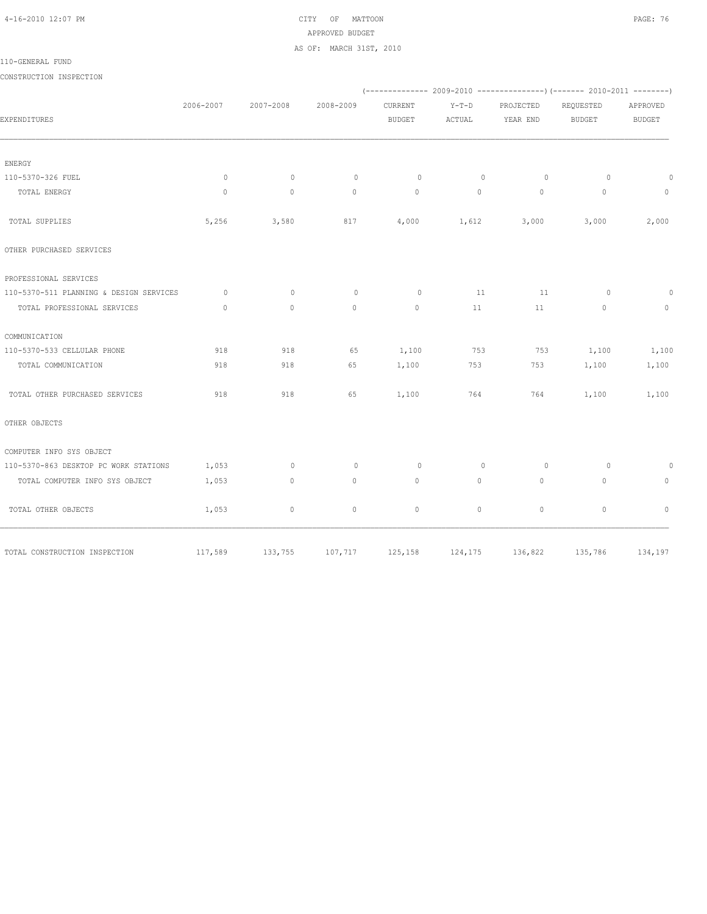CITY OF MATTOON
APPROVED BUDGET
AS OF: MARCH 31ST, 2010

110-GENERAL FUND

CONSTRUCTION INSPECTION

| EXPENDITURES | 2006-2007 | 2007-2008 | 2008-2009 | 2009-2010 CURRENT BUDGET | 2009-2010 Y-T-D ACTUAL | 2009-2010 PROJECTED YEAR END | 2010-2011 REQUESTED BUDGET | 2010-2011 APPROVED BUDGET |
|---|---|---|---|---|---|---|---|---|
| ENERGY | | | | | | | | |
| 110-5370-326 FUEL | 0 | 0 | 0 | 0 | 0 | 0 | 0 | 0 |
| TOTAL ENERGY | 0 | 0 | 0 | 0 | 0 | 0 | 0 | 0 |
| TOTAL SUPPLIES | 5,256 | 3,580 | 817 | 4,000 | 1,612 | 3,000 | 3,000 | 2,000 |
| OTHER PURCHASED SERVICES | | | | | | | | |
| PROFESSIONAL SERVICES | | | | | | | | |
| 110-5370-511 PLANNING & DESIGN SERVICES | 0 | 0 | 0 | 0 | 11 | 11 | 0 | 0 |
| TOTAL PROFESSIONAL SERVICES | 0 | 0 | 0 | 0 | 11 | 11 | 0 | 0 |
| COMMUNICATION | | | | | | | | |
| 110-5370-533 CELLULAR PHONE | 918 | 918 | 65 | 1,100 | 753 | 753 | 1,100 | 1,100 |
| TOTAL COMMUNICATION | 918 | 918 | 65 | 1,100 | 753 | 753 | 1,100 | 1,100 |
| TOTAL OTHER PURCHASED SERVICES | 918 | 918 | 65 | 1,100 | 764 | 764 | 1,100 | 1,100 |
| OTHER OBJECTS | | | | | | | | |
| COMPUTER INFO SYS OBJECT | | | | | | | | |
| 110-5370-863 DESKTOP PC WORK STATIONS | 1,053 | 0 | 0 | 0 | 0 | 0 | 0 | 0 |
| TOTAL COMPUTER INFO SYS OBJECT | 1,053 | 0 | 0 | 0 | 0 | 0 | 0 | 0 |
| TOTAL OTHER OBJECTS | 1,053 | 0 | 0 | 0 | 0 | 0 | 0 | 0 |
| TOTAL CONSTRUCTION INSPECTION | 117,589 | 133,755 | 107,717 | 125,158 | 124,175 | 136,822 | 135,786 | 134,197 |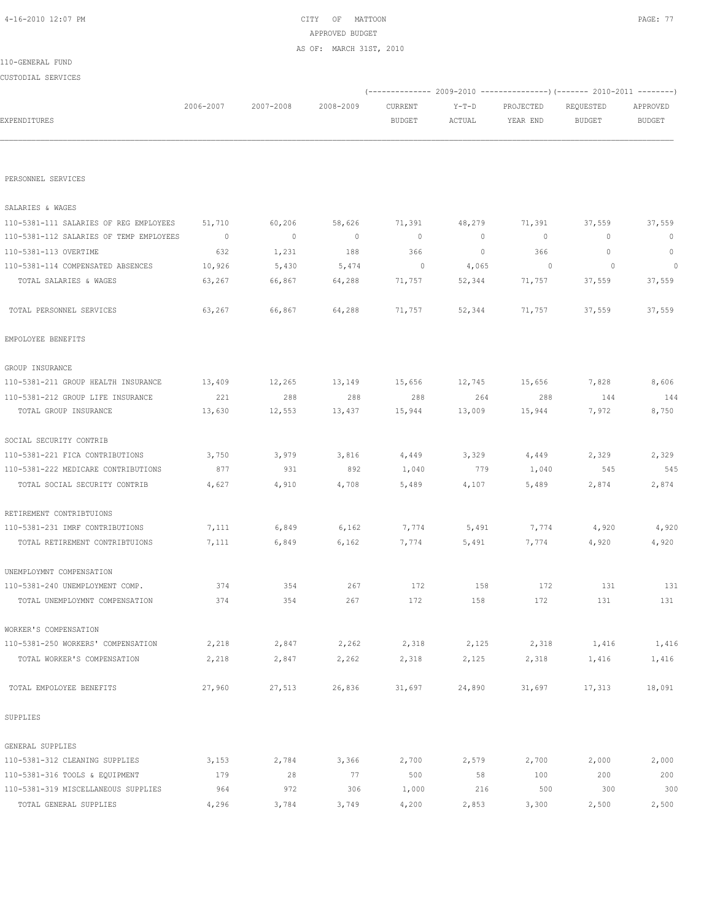CITY OF MATTOON
APPROVED BUDGET
AS OF: MARCH 31ST, 2010

110-GENERAL FUND

CUSTODIAL SERVICES

| EXPENDITURES | 2006-2007 | 2007-2008 | 2008-2009 | 2009-2010 CURRENT BUDGET | 2009-2010 Y-T-D ACTUAL | 2009-2010 PROJECTED YEAR END | 2010-2011 REQUESTED BUDGET | 2010-2011 APPROVED BUDGET |
|---|---|---|---|---|---|---|---|---|
| PERSONNEL SERVICES | | | | | | | | |
| SALARIES & WAGES | | | | | | | | |
| 110-5381-111 SALARIES OF REG EMPLOYEES | 51,710 | 60,206 | 58,626 | 71,391 | 48,279 | 71,391 | 37,559 | 37,559 |
| 110-5381-112 SALARIES OF TEMP EMPLOYEES | 0 | 0 | 0 | 0 | 0 | 0 | 0 | 0 |
| 110-5381-113 OVERTIME | 632 | 1,231 | 188 | 366 | 0 | 366 | 0 | 0 |
| 110-5381-114 COMPENSATED ABSENCES | 10,926 | 5,430 | 5,474 | 0 | 4,065 | 0 | 0 | 0 |
| TOTAL SALARIES & WAGES | 63,267 | 66,867 | 64,288 | 71,757 | 52,344 | 71,757 | 37,559 | 37,559 |
| TOTAL PERSONNEL SERVICES | 63,267 | 66,867 | 64,288 | 71,757 | 52,344 | 71,757 | 37,559 | 37,559 |
| EMPOLOYEE BENEFITS | | | | | | | | |
| GROUP INSURANCE | | | | | | | | |
| 110-5381-211 GROUP HEALTH INSURANCE | 13,409 | 12,265 | 13,149 | 15,656 | 12,745 | 15,656 | 7,828 | 8,606 |
| 110-5381-212 GROUP LIFE INSURANCE | 221 | 288 | 288 | 288 | 264 | 288 | 144 | 144 |
| TOTAL GROUP INSURANCE | 13,630 | 12,553 | 13,437 | 15,944 | 13,009 | 15,944 | 7,972 | 8,750 |
| SOCIAL SECURITY CONTRIB | | | | | | | | |
| 110-5381-221 FICA CONTRIBUTIONS | 3,750 | 3,979 | 3,816 | 4,449 | 3,329 | 4,449 | 2,329 | 2,329 |
| 110-5381-222 MEDICARE CONTRIBUTIONS | 877 | 931 | 892 | 1,040 | 779 | 1,040 | 545 | 545 |
| TOTAL SOCIAL SECURITY CONTRIB | 4,627 | 4,910 | 4,708 | 5,489 | 4,107 | 5,489 | 2,874 | 2,874 |
| RETIREMENT CONTRIBTUIONS | | | | | | | | |
| 110-5381-231 IMRF CONTRIBUTIONS | 7,111 | 6,849 | 6,162 | 7,774 | 5,491 | 7,774 | 4,920 | 4,920 |
| TOTAL RETIREMENT CONTRIBTUIONS | 7,111 | 6,849 | 6,162 | 7,774 | 5,491 | 7,774 | 4,920 | 4,920 |
| UNEMPLOYMNT COMPENSATION | | | | | | | | |
| 110-5381-240 UNEMPLOYMENT COMP. | 374 | 354 | 267 | 172 | 158 | 172 | 131 | 131 |
| TOTAL UNEMPLOYMNT COMPENSATION | 374 | 354 | 267 | 172 | 158 | 172 | 131 | 131 |
| WORKER'S COMPENSATION | | | | | | | | |
| 110-5381-250 WORKERS' COMPENSATION | 2,218 | 2,847 | 2,262 | 2,318 | 2,125 | 2,318 | 1,416 | 1,416 |
| TOTAL WORKER'S COMPENSATION | 2,218 | 2,847 | 2,262 | 2,318 | 2,125 | 2,318 | 1,416 | 1,416 |
| TOTAL EMPOLOYEE BENEFITS | 27,960 | 27,513 | 26,836 | 31,697 | 24,890 | 31,697 | 17,313 | 18,091 |
| SUPPLIES | | | | | | | | |
| GENERAL SUPPLIES | | | | | | | | |
| 110-5381-312 CLEANING SUPPLIES | 3,153 | 2,784 | 3,366 | 2,700 | 2,579 | 2,700 | 2,000 | 2,000 |
| 110-5381-316 TOOLS & EQUIPMENT | 179 | 28 | 77 | 500 | 58 | 100 | 200 | 200 |
| 110-5381-319 MISCELLANEOUS SUPPLIES | 964 | 972 | 306 | 1,000 | 216 | 500 | 300 | 300 |
| TOTAL GENERAL SUPPLIES | 4,296 | 3,784 | 3,749 | 4,200 | 2,853 | 3,300 | 2,500 | 2,500 |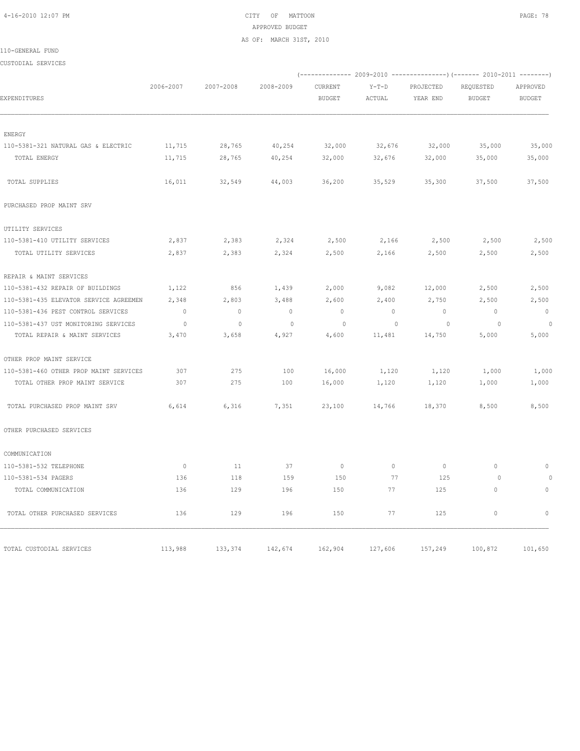CITY OF MATTOON
APPROVED BUDGET
AS OF: MARCH 31ST, 2010

110-GENERAL FUND

CUSTODIAL SERVICES

| EXPENDITURES | 2006-2007 | 2007-2008 | 2008-2009 | 2009-2010 CURRENT BUDGET | 2009-2010 Y-T-D ACTUAL | 2009-2010 PROJECTED YEAR END | 2010-2011 REQUESTED BUDGET | 2010-2011 APPROVED BUDGET |
|---|---|---|---|---|---|---|---|---|
| ENERGY | | | | | | | | |
| 110-5381-321 NATURAL GAS & ELECTRIC | 11,715 | 28,765 | 40,254 | 32,000 | 32,676 | 32,000 | 35,000 | 35,000 |
| TOTAL ENERGY | 11,715 | 28,765 | 40,254 | 32,000 | 32,676 | 32,000 | 35,000 | 35,000 |
| TOTAL SUPPLIES | 16,011 | 32,549 | 44,003 | 36,200 | 35,529 | 35,300 | 37,500 | 37,500 |
| PURCHASED PROP MAINT SRV | | | | | | | | |
| UTILITY SERVICES | | | | | | | | |
| 110-5381-410 UTILITY SERVICES | 2,837 | 2,383 | 2,324 | 2,500 | 2,166 | 2,500 | 2,500 | 2,500 |
| TOTAL UTILITY SERVICES | 2,837 | 2,383 | 2,324 | 2,500 | 2,166 | 2,500 | 2,500 | 2,500 |
| REPAIR & MAINT SERVICES | | | | | | | | |
| 110-5381-432 REPAIR OF BUILDINGS | 1,122 | 856 | 1,439 | 2,000 | 9,082 | 12,000 | 2,500 | 2,500 |
| 110-5381-435 ELEVATOR SERVICE AGREEMEN | 2,348 | 2,803 | 3,488 | 2,600 | 2,400 | 2,750 | 2,500 | 2,500 |
| 110-5381-436 PEST CONTROL SERVICES | 0 | 0 | 0 | 0 | 0 | 0 | 0 | 0 |
| 110-5381-437 UST MONITORING SERVICES | 0 | 0 | 0 | 0 | 0 | 0 | 0 | 0 |
| TOTAL REPAIR & MAINT SERVICES | 3,470 | 3,658 | 4,927 | 4,600 | 11,481 | 14,750 | 5,000 | 5,000 |
| OTHER PROP MAINT SERVICE | | | | | | | | |
| 110-5381-460 OTHER PROP MAINT SERVICES | 307 | 275 | 100 | 16,000 | 1,120 | 1,120 | 1,000 | 1,000 |
| TOTAL OTHER PROP MAINT SERVICE | 307 | 275 | 100 | 16,000 | 1,120 | 1,120 | 1,000 | 1,000 |
| TOTAL PURCHASED PROP MAINT SRV | 6,614 | 6,316 | 7,351 | 23,100 | 14,766 | 18,370 | 8,500 | 8,500 |
| OTHER PURCHASED SERVICES | | | | | | | | |
| COMMUNICATION | | | | | | | | |
| 110-5381-532 TELEPHONE | 0 | 11 | 37 | 0 | 0 | 0 | 0 | 0 |
| 110-5381-534 PAGERS | 136 | 118 | 159 | 150 | 77 | 125 | 0 | 0 |
| TOTAL COMMUNICATION | 136 | 129 | 196 | 150 | 77 | 125 | 0 | 0 |
| TOTAL OTHER PURCHASED SERVICES | 136 | 129 | 196 | 150 | 77 | 125 | 0 | 0 |
| TOTAL CUSTODIAL SERVICES | 113,988 | 133,374 | 142,674 | 162,904 | 127,606 | 157,249 | 100,872 | 101,650 |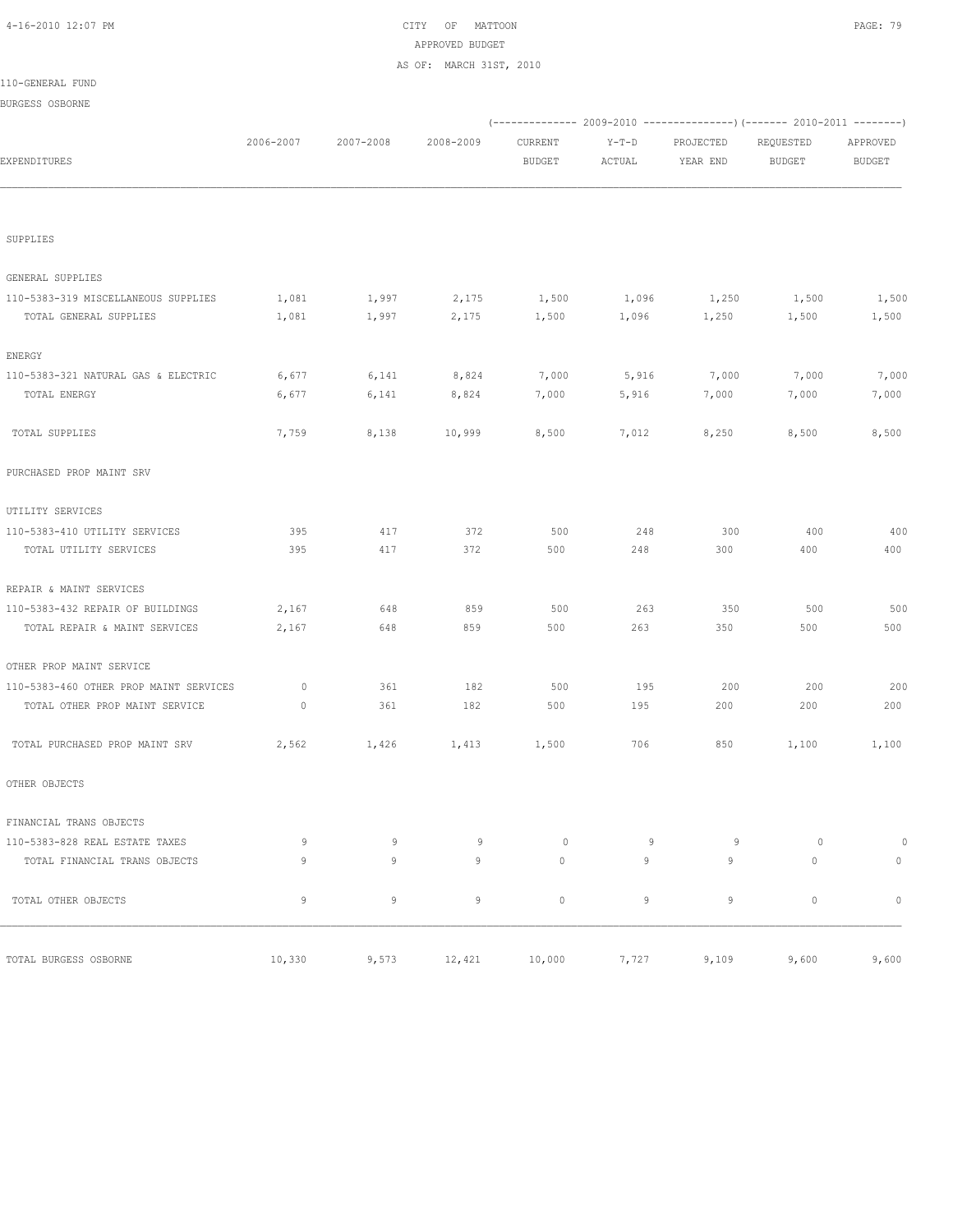CITY OF MATTOON
APPROVED BUDGET
AS OF: MARCH 31ST, 2010

110-GENERAL FUND

BURGESS OSBORNE

| EXPENDITURES | 2006-2007 | 2007-2008 | 2008-2009 | 2009-2010 CURRENT BUDGET | 2009-2010 Y-T-D ACTUAL | 2009-2010 PROJECTED YEAR END | 2010-2011 REQUESTED BUDGET | 2010-2011 APPROVED BUDGET |
|---|---|---|---|---|---|---|---|---|
| SUPPLIES | | | | | | | | |
| GENERAL SUPPLIES | | | | | | | | |
| 110-5383-319 MISCELLANEOUS SUPPLIES | 1,081 | 1,997 | 2,175 | 1,500 | 1,096 | 1,250 | 1,500 | 1,500 |
| TOTAL GENERAL SUPPLIES | 1,081 | 1,997 | 2,175 | 1,500 | 1,096 | 1,250 | 1,500 | 1,500 |
| ENERGY | | | | | | | | |
| 110-5383-321 NATURAL GAS & ELECTRIC | 6,677 | 6,141 | 8,824 | 7,000 | 5,916 | 7,000 | 7,000 | 7,000 |
| TOTAL ENERGY | 6,677 | 6,141 | 8,824 | 7,000 | 5,916 | 7,000 | 7,000 | 7,000 |
| TOTAL SUPPLIES | 7,759 | 8,138 | 10,999 | 8,500 | 7,012 | 8,250 | 8,500 | 8,500 |
| PURCHASED PROP MAINT SRV | | | | | | | | |
| UTILITY SERVICES | | | | | | | | |
| 110-5383-410 UTILITY SERVICES | 395 | 417 | 372 | 500 | 248 | 300 | 400 | 400 |
| TOTAL UTILITY SERVICES | 395 | 417 | 372 | 500 | 248 | 300 | 400 | 400 |
| REPAIR & MAINT SERVICES | | | | | | | | |
| 110-5383-432 REPAIR OF BUILDINGS | 2,167 | 648 | 859 | 500 | 263 | 350 | 500 | 500 |
| TOTAL REPAIR & MAINT SERVICES | 2,167 | 648 | 859 | 500 | 263 | 350 | 500 | 500 |
| OTHER PROP MAINT SERVICE | | | | | | | | |
| 110-5383-460 OTHER PROP MAINT SERVICES | 0 | 361 | 182 | 500 | 195 | 200 | 200 | 200 |
| TOTAL OTHER PROP MAINT SERVICE | 0 | 361 | 182 | 500 | 195 | 200 | 200 | 200 |
| TOTAL PURCHASED PROP MAINT SRV | 2,562 | 1,426 | 1,413 | 1,500 | 706 | 850 | 1,100 | 1,100 |
| OTHER OBJECTS | | | | | | | | |
| FINANCIAL TRANS OBJECTS | | | | | | | | |
| 110-5383-828 REAL ESTATE TAXES | 9 | 9 | 9 | 0 | 9 | 9 | 0 | 0 |
| TOTAL FINANCIAL TRANS OBJECTS | 9 | 9 | 9 | 0 | 9 | 9 | 0 | 0 |
| TOTAL OTHER OBJECTS | 9 | 9 | 9 | 0 | 9 | 9 | 0 | 0 |
| TOTAL BURGESS OSBORNE | 10,330 | 9,573 | 12,421 | 10,000 | 7,727 | 9,109 | 9,600 | 9,600 |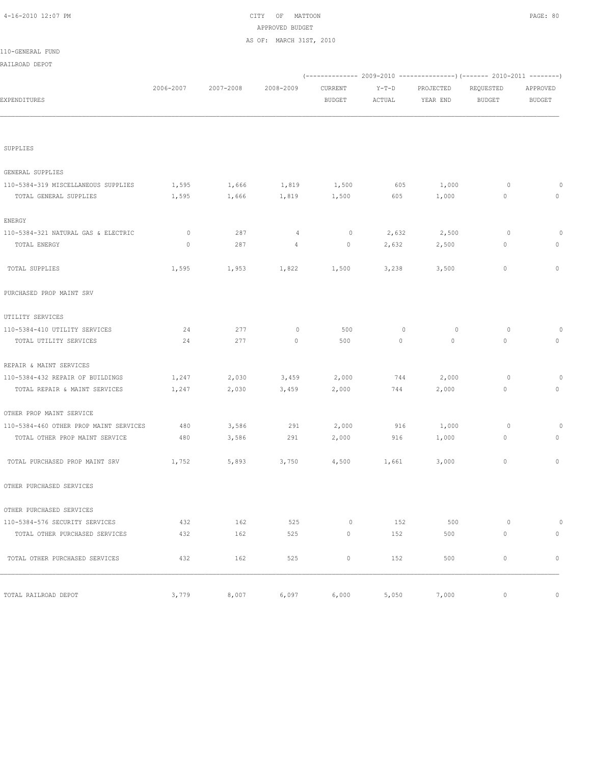CITY OF MATTOON

APPROVED BUDGET

AS OF: MARCH 31ST, 2010

110-GENERAL FUND

RAILROAD DEPOT

| EXPENDITURES | 2006-2007 | 2007-2008 | 2008-2009 | 2009-2010 CURRENT BUDGET | 2009-2010 Y-T-D ACTUAL | 2009-2010 PROJECTED YEAR END | 2010-2011 REQUESTED BUDGET | 2010-2011 APPROVED BUDGET |
|---|---|---|---|---|---|---|---|---|
| SUPPLIES | | | | | | | | |
| GENERAL SUPPLIES | | | | | | | | |
| 110-5384-319 MISCELLANEOUS SUPPLIES | 1,595 | 1,666 | 1,819 | 1,500 | 605 | 1,000 | 0 | 0 |
| TOTAL GENERAL SUPPLIES | 1,595 | 1,666 | 1,819 | 1,500 | 605 | 1,000 | 0 | 0 |
| ENERGY | | | | | | | | |
| 110-5384-321 NATURAL GAS & ELECTRIC | 0 | 287 | 4 | 0 | 2,632 | 2,500 | 0 | 0 |
| TOTAL ENERGY | 0 | 287 | 4 | 0 | 2,632 | 2,500 | 0 | 0 |
| TOTAL SUPPLIES | 1,595 | 1,953 | 1,822 | 1,500 | 3,238 | 3,500 | 0 | 0 |
| PURCHASED PROP MAINT SRV | | | | | | | | |
| UTILITY SERVICES | | | | | | | | |
| 110-5384-410 UTILITY SERVICES | 24 | 277 | 0 | 500 | 0 | 0 | 0 | 0 |
| TOTAL UTILITY SERVICES | 24 | 277 | 0 | 500 | 0 | 0 | 0 | 0 |
| REPAIR & MAINT SERVICES | | | | | | | | |
| 110-5384-432 REPAIR OF BUILDINGS | 1,247 | 2,030 | 3,459 | 2,000 | 744 | 2,000 | 0 | 0 |
| TOTAL REPAIR & MAINT SERVICES | 1,247 | 2,030 | 3,459 | 2,000 | 744 | 2,000 | 0 | 0 |
| OTHER PROP MAINT SERVICE | | | | | | | | |
| 110-5384-460 OTHER PROP MAINT SERVICES | 480 | 3,586 | 291 | 2,000 | 916 | 1,000 | 0 | 0 |
| TOTAL OTHER PROP MAINT SERVICE | 480 | 3,586 | 291 | 2,000 | 916 | 1,000 | 0 | 0 |
| TOTAL PURCHASED PROP MAINT SRV | 1,752 | 5,893 | 3,750 | 4,500 | 1,661 | 3,000 | 0 | 0 |
| OTHER PURCHASED SERVICES | | | | | | | | |
| OTHER PURCHASED SERVICES | | | | | | | | |
| 110-5384-576 SECURITY SERVICES | 432 | 162 | 525 | 0 | 152 | 500 | 0 | 0 |
| TOTAL OTHER PURCHASED SERVICES | 432 | 162 | 525 | 0 | 152 | 500 | 0 | 0 |
| TOTAL OTHER PURCHASED SERVICES | 432 | 162 | 525 | 0 | 152 | 500 | 0 | 0 |
| TOTAL RAILROAD DEPOT | 3,779 | 8,007 | 6,097 | 6,000 | 5,050 | 7,000 | 0 | 0 |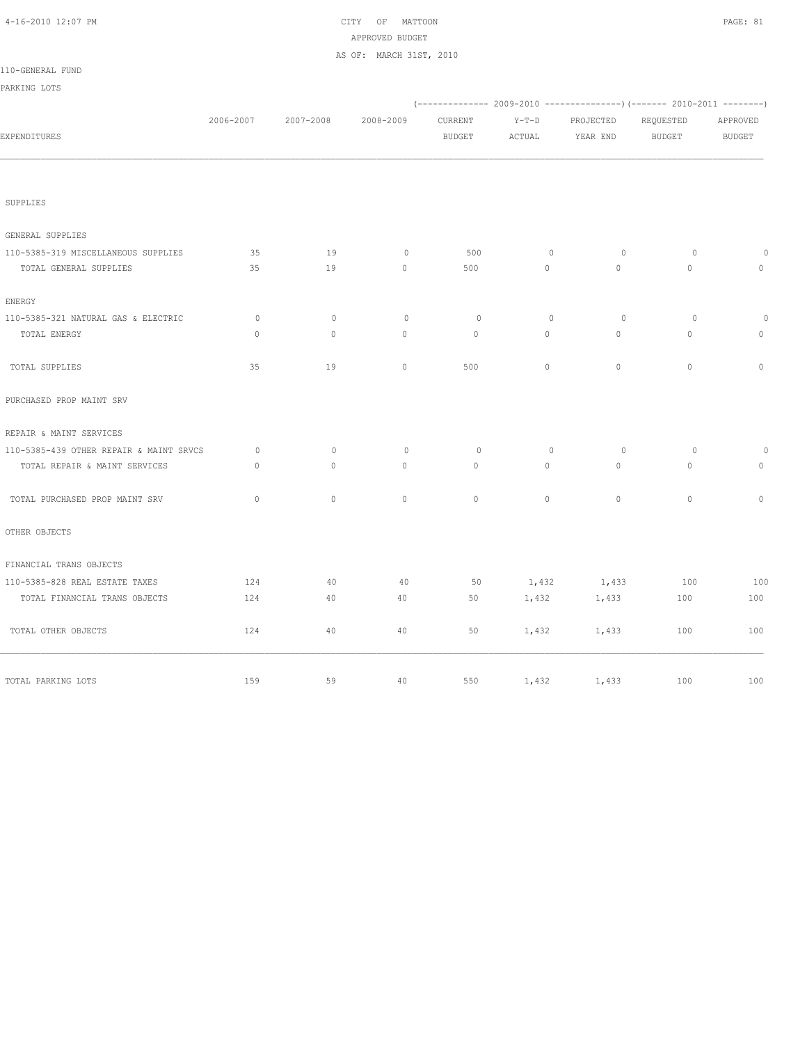CITY OF MATTOON
APPROVED BUDGET
AS OF: MARCH 31ST, 2010

110-GENERAL FUND

PARKING LOTS

| EXPENDITURES | 2006-2007 | 2007-2008 | 2008-2009 | (-------------- 2009-2010 CURRENT BUDGET | Y-T-D ACTUAL | PROJECTED YEAR END --------------) | (------- 2010-2011 REQUESTED BUDGET | APPROVED BUDGET --------) |
|---|---|---|---|---|---|---|---|---|
| SUPPLIES | | | | | | | | |
| GENERAL SUPPLIES | | | | | | | | |
| 110-5385-319 MISCELLANEOUS SUPPLIES | 35 | 19 | 0 | 500 | 0 | 0 | 0 | 0 |
| TOTAL GENERAL SUPPLIES | 35 | 19 | 0 | 500 | 0 | 0 | 0 | 0 |
| ENERGY | | | | | | | | |
| 110-5385-321 NATURAL GAS & ELECTRIC | 0 | 0 | 0 | 0 | 0 | 0 | 0 | 0 |
| TOTAL ENERGY | 0 | 0 | 0 | 0 | 0 | 0 | 0 | 0 |
| TOTAL SUPPLIES | 35 | 19 | 0 | 500 | 0 | 0 | 0 | 0 |
| PURCHASED PROP MAINT SRV | | | | | | | | |
| REPAIR & MAINT SERVICES | | | | | | | | |
| 110-5385-439 OTHER REPAIR & MAINT SRVCS | 0 | 0 | 0 | 0 | 0 | 0 | 0 | 0 |
| TOTAL REPAIR & MAINT SERVICES | 0 | 0 | 0 | 0 | 0 | 0 | 0 | 0 |
| TOTAL PURCHASED PROP MAINT SRV | 0 | 0 | 0 | 0 | 0 | 0 | 0 | 0 |
| OTHER OBJECTS | | | | | | | | |
| FINANCIAL TRANS OBJECTS | | | | | | | | |
| 110-5385-828 REAL ESTATE TAXES | 124 | 40 | 40 | 50 | 1,432 | 1,433 | 100 | 100 |
| TOTAL FINANCIAL TRANS OBJECTS | 124 | 40 | 40 | 50 | 1,432 | 1,433 | 100 | 100 |
| TOTAL OTHER OBJECTS | 124 | 40 | 40 | 50 | 1,432 | 1,433 | 100 | 100 |
| TOTAL PARKING LOTS | 159 | 59 | 40 | 550 | 1,432 | 1,433 | 100 | 100 |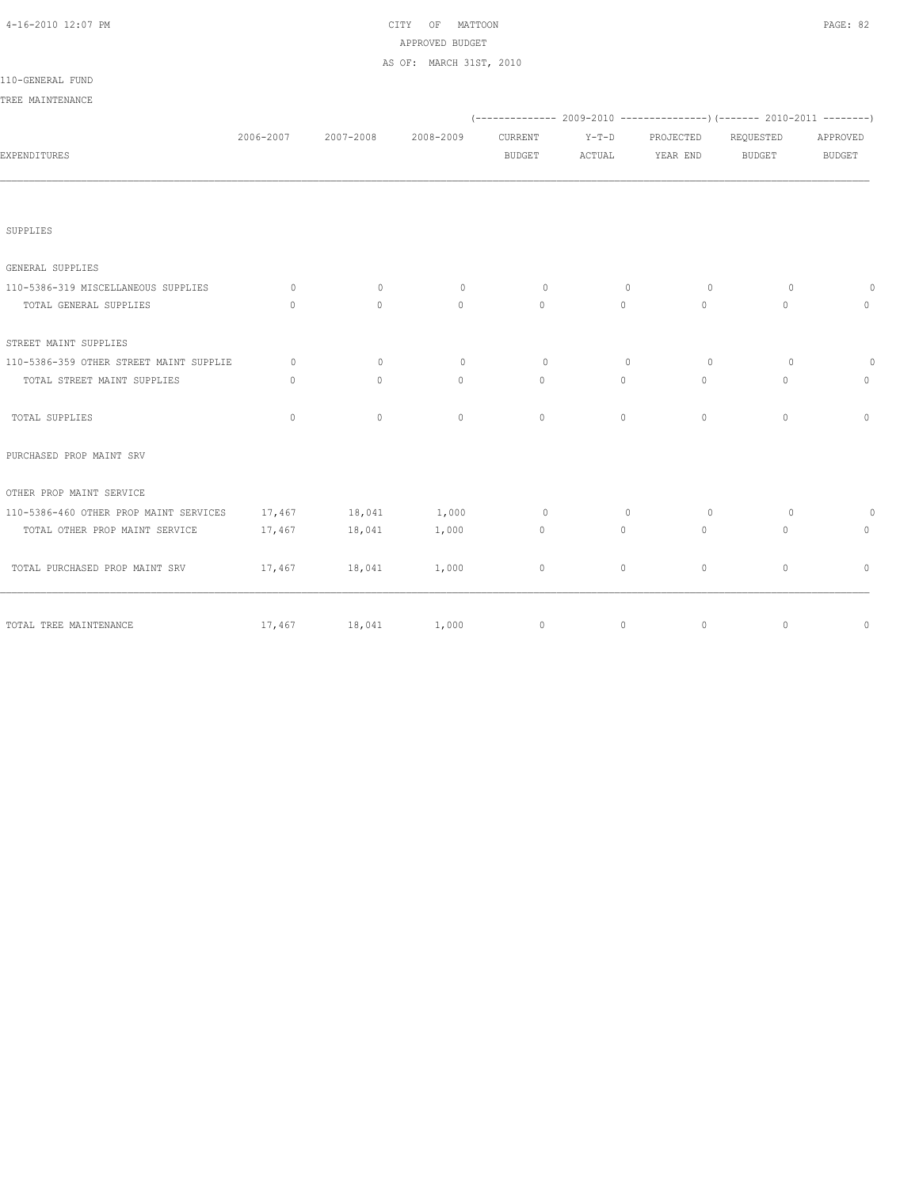CITY OF MATTOON
APPROVED BUDGET
AS OF: MARCH 31ST, 2010

110-GENERAL FUND

TREE MAINTENANCE

| EXPENDITURES | 2006-2007 | 2007-2008 | 2008-2009 | (---- 2009-2010 ----) CURRENT BUDGET | Y-T-D ACTUAL | PROJECTED YEAR END | (---- 2010-2011 ----) REQUESTED BUDGET | APPROVED BUDGET |
|---|---|---|---|---|---|---|---|---|
| SUPPLIES | | | | | | | | |
| GENERAL SUPPLIES | | | | | | | | |
| 110-5386-319 MISCELLANEOUS SUPPLIES | 0 | 0 | 0 | 0 | 0 | 0 | 0 | 0 |
| TOTAL GENERAL SUPPLIES | 0 | 0 | 0 | 0 | 0 | 0 | 0 | 0 |
| STREET MAINT SUPPLIES | | | | | | | | |
| 110-5386-359 OTHER STREET MAINT SUPPLIE | 0 | 0 | 0 | 0 | 0 | 0 | 0 | 0 |
| TOTAL STREET MAINT SUPPLIES | 0 | 0 | 0 | 0 | 0 | 0 | 0 | 0 |
| TOTAL SUPPLIES | 0 | 0 | 0 | 0 | 0 | 0 | 0 | 0 |
| PURCHASED PROP MAINT SRV | | | | | | | | |
| OTHER PROP MAINT SERVICE | | | | | | | | |
| 110-5386-460 OTHER PROP MAINT SERVICES | 17,467 | 18,041 | 1,000 | 0 | 0 | 0 | 0 | 0 |
| TOTAL OTHER PROP MAINT SERVICE | 17,467 | 18,041 | 1,000 | 0 | 0 | 0 | 0 | 0 |
| TOTAL PURCHASED PROP MAINT SRV | 17,467 | 18,041 | 1,000 | 0 | 0 | 0 | 0 | 0 |
| TOTAL TREE MAINTENANCE | 17,467 | 18,041 | 1,000 | 0 | 0 | 0 | 0 | 0 |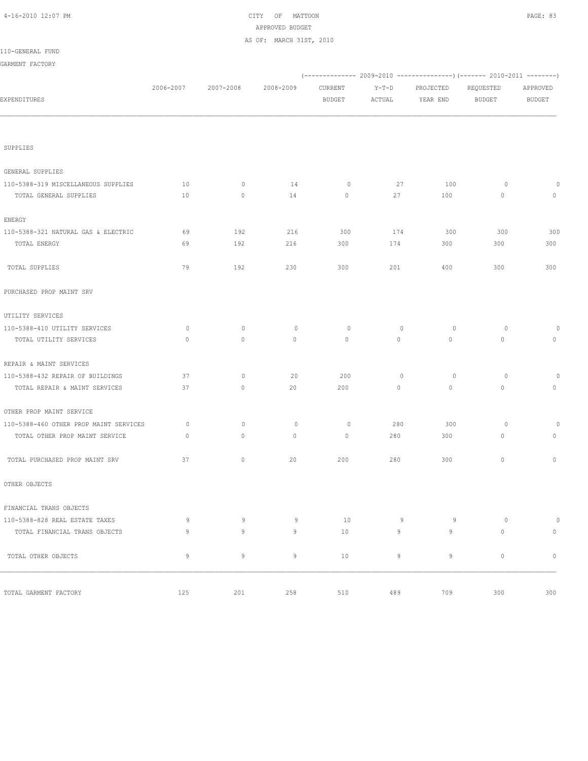CITY OF MATTOON
APPROVED BUDGET
AS OF: MARCH 31ST, 2010

110-GENERAL FUND

GARMENT FACTORY

| EXPENDITURES | 2006-2007 | 2007-2008 | 2008-2009 | 2009-2010 CURRENT BUDGET | 2009-2010 Y-T-D ACTUAL | 2009-2010 PROJECTED YEAR END | 2010-2011 REQUESTED BUDGET | 2010-2011 APPROVED BUDGET |
|---|---|---|---|---|---|---|---|---|
| SUPPLIES | | | | | | | | |
| GENERAL SUPPLIES | | | | | | | | |
| 110-5388-319 MISCELLANEOUS SUPPLIES | 10 | 0 | 14 | 0 | 27 | 100 | 0 | 0 |
| TOTAL GENERAL SUPPLIES | 10 | 0 | 14 | 0 | 27 | 100 | 0 | 0 |
| ENERGY | | | | | | | | |
| 110-5388-321 NATURAL GAS & ELECTRIC | 69 | 192 | 216 | 300 | 174 | 300 | 300 | 300 |
| TOTAL ENERGY | 69 | 192 | 216 | 300 | 174 | 300 | 300 | 300 |
| TOTAL SUPPLIES | 79 | 192 | 230 | 300 | 201 | 400 | 300 | 300 |
| PURCHASED PROP MAINT SRV | | | | | | | | |
| UTILITY SERVICES | | | | | | | | |
| 110-5388-410 UTILITY SERVICES | 0 | 0 | 0 | 0 | 0 | 0 | 0 | 0 |
| TOTAL UTILITY SERVICES | 0 | 0 | 0 | 0 | 0 | 0 | 0 | 0 |
| REPAIR & MAINT SERVICES | | | | | | | | |
| 110-5388-432 REPAIR OF BUILDINGS | 37 | 0 | 20 | 200 | 0 | 0 | 0 | 0 |
| TOTAL REPAIR & MAINT SERVICES | 37 | 0 | 20 | 200 | 0 | 0 | 0 | 0 |
| OTHER PROP MAINT SERVICE | | | | | | | | |
| 110-5388-460 OTHER PROP MAINT SERVICES | 0 | 0 | 0 | 0 | 280 | 300 | 0 | 0 |
| TOTAL OTHER PROP MAINT SERVICE | 0 | 0 | 0 | 0 | 280 | 300 | 0 | 0 |
| TOTAL PURCHASED PROP MAINT SRV | 37 | 0 | 20 | 200 | 280 | 300 | 0 | 0 |
| OTHER OBJECTS | | | | | | | | |
| FINANCIAL TRANS OBJECTS | | | | | | | | |
| 110-5388-828 REAL ESTATE TAXES | 9 | 9 | 9 | 10 | 9 | 9 | 0 | 0 |
| TOTAL FINANCIAL TRANS OBJECTS | 9 | 9 | 9 | 10 | 9 | 9 | 0 | 0 |
| TOTAL OTHER OBJECTS | 9 | 9 | 9 | 10 | 9 | 9 | 0 | 0 |
| TOTAL GARMENT FACTORY | 125 | 201 | 258 | 510 | 489 | 709 | 300 | 300 |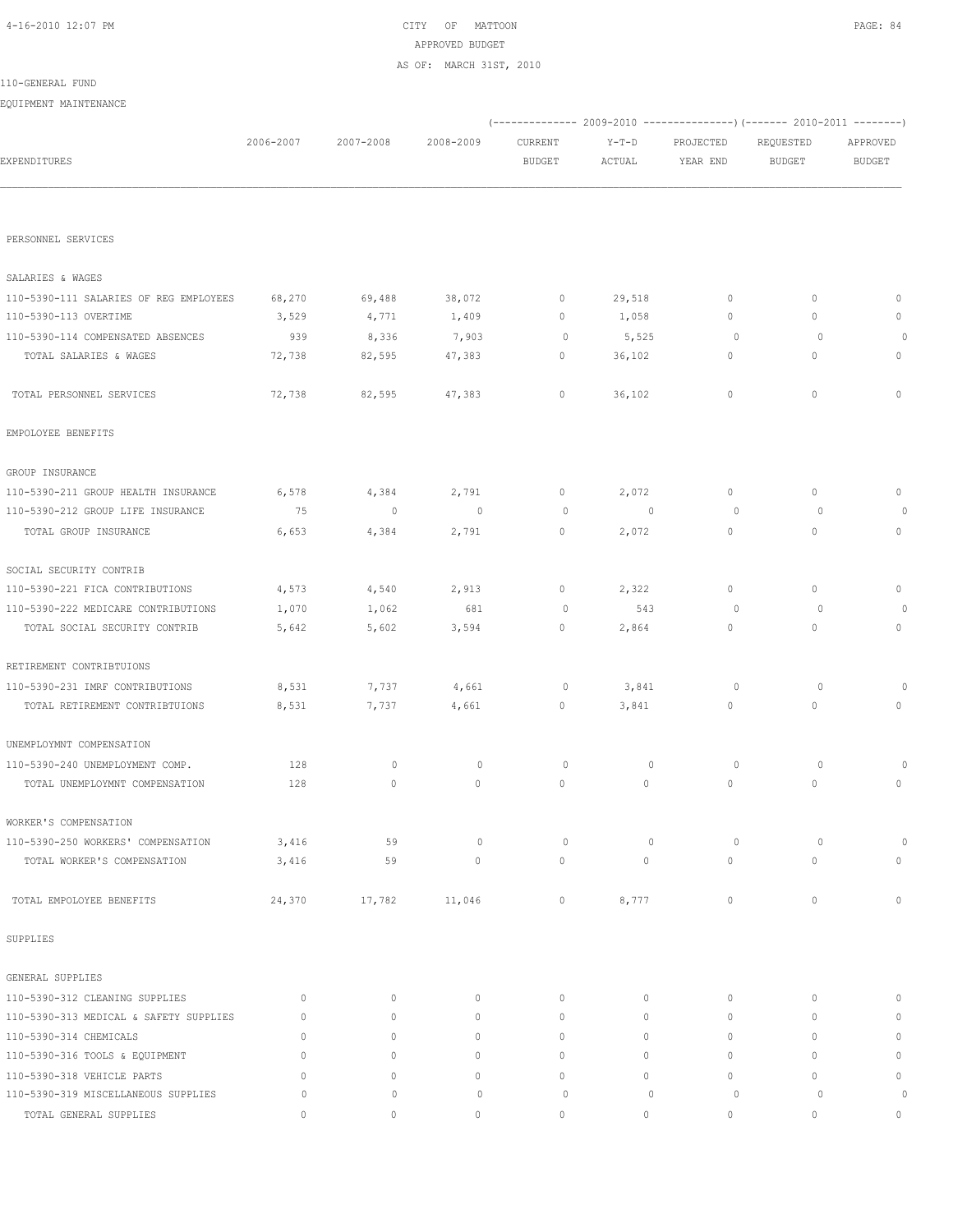CITY OF MATTOON
APPROVED BUDGET
AS OF: MARCH 31ST, 2010

110-GENERAL FUND

EQUIPMENT MAINTENANCE

| EXPENDITURES | 2006-2007 | 2007-2008 | 2008-2009 | 2009-2010 CURRENT BUDGET | 2009-2010 Y-T-D ACTUAL | 2009-2010 PROJECTED YEAR END | 2010-2011 REQUESTED BUDGET | 2010-2011 APPROVED BUDGET |
|---|---|---|---|---|---|---|---|---|
| PERSONNEL SERVICES | | | | | | | | |
| SALARIES & WAGES | | | | | | | | |
| 110-5390-111 SALARIES OF REG EMPLOYEES | 68,270 | 69,488 | 38,072 | 0 | 29,518 | 0 | 0 | 0 |
| 110-5390-113 OVERTIME | 3,529 | 4,771 | 1,409 | 0 | 1,058 | 0 | 0 | 0 |
| 110-5390-114 COMPENSATED ABSENCES | 939 | 8,336 | 7,903 | 0 | 5,525 | 0 | 0 | 0 |
| TOTAL SALARIES & WAGES | 72,738 | 82,595 | 47,383 | 0 | 36,102 | 0 | 0 | 0 |
| TOTAL PERSONNEL SERVICES | 72,738 | 82,595 | 47,383 | 0 | 36,102 | 0 | 0 | 0 |
| EMPOLOYEE BENEFITS | | | | | | | | |
| GROUP INSURANCE | | | | | | | | |
| 110-5390-211 GROUP HEALTH INSURANCE | 6,578 | 4,384 | 2,791 | 0 | 2,072 | 0 | 0 | 0 |
| 110-5390-212 GROUP LIFE INSURANCE | 75 | 0 | 0 | 0 | 0 | 0 | 0 | 0 |
| TOTAL GROUP INSURANCE | 6,653 | 4,384 | 2,791 | 0 | 2,072 | 0 | 0 | 0 |
| SOCIAL SECURITY CONTRIB | | | | | | | | |
| 110-5390-221 FICA CONTRIBUTIONS | 4,573 | 4,540 | 2,913 | 0 | 2,322 | 0 | 0 | 0 |
| 110-5390-222 MEDICARE CONTRIBUTIONS | 1,070 | 1,062 | 681 | 0 | 543 | 0 | 0 | 0 |
| TOTAL SOCIAL SECURITY CONTRIB | 5,642 | 5,602 | 3,594 | 0 | 2,864 | 0 | 0 | 0 |
| RETIREMENT CONTRIBTUIONS | | | | | | | | |
| 110-5390-231 IMRF CONTRIBUTIONS | 8,531 | 7,737 | 4,661 | 0 | 3,841 | 0 | 0 | 0 |
| TOTAL RETIREMENT CONTRIBTUIONS | 8,531 | 7,737 | 4,661 | 0 | 3,841 | 0 | 0 | 0 |
| UNEMPLOYMNT COMPENSATION | | | | | | | | |
| 110-5390-240 UNEMPLOYMENT COMP. | 128 | 0 | 0 | 0 | 0 | 0 | 0 | 0 |
| TOTAL UNEMPLOYMNT COMPENSATION | 128 | 0 | 0 | 0 | 0 | 0 | 0 | 0 |
| WORKER'S COMPENSATION | | | | | | | | |
| 110-5390-250 WORKERS' COMPENSATION | 3,416 | 59 | 0 | 0 | 0 | 0 | 0 | 0 |
| TOTAL WORKER'S COMPENSATION | 3,416 | 59 | 0 | 0 | 0 | 0 | 0 | 0 |
| TOTAL EMPOLOYEE BENEFITS | 24,370 | 17,782 | 11,046 | 0 | 8,777 | 0 | 0 | 0 |
| SUPPLIES | | | | | | | | |
| GENERAL SUPPLIES | | | | | | | | |
| 110-5390-312 CLEANING SUPPLIES | 0 | 0 | 0 | 0 | 0 | 0 | 0 | 0 |
| 110-5390-313 MEDICAL & SAFETY SUPPLIES | 0 | 0 | 0 | 0 | 0 | 0 | 0 | 0 |
| 110-5390-314 CHEMICALS | 0 | 0 | 0 | 0 | 0 | 0 | 0 | 0 |
| 110-5390-316 TOOLS & EQUIPMENT | 0 | 0 | 0 | 0 | 0 | 0 | 0 | 0 |
| 110-5390-318 VEHICLE PARTS | 0 | 0 | 0 | 0 | 0 | 0 | 0 | 0 |
| 110-5390-319 MISCELLANEOUS SUPPLIES | 0 | 0 | 0 | 0 | 0 | 0 | 0 | 0 |
| TOTAL GENERAL SUPPLIES | 0 | 0 | 0 | 0 | 0 | 0 | 0 | 0 |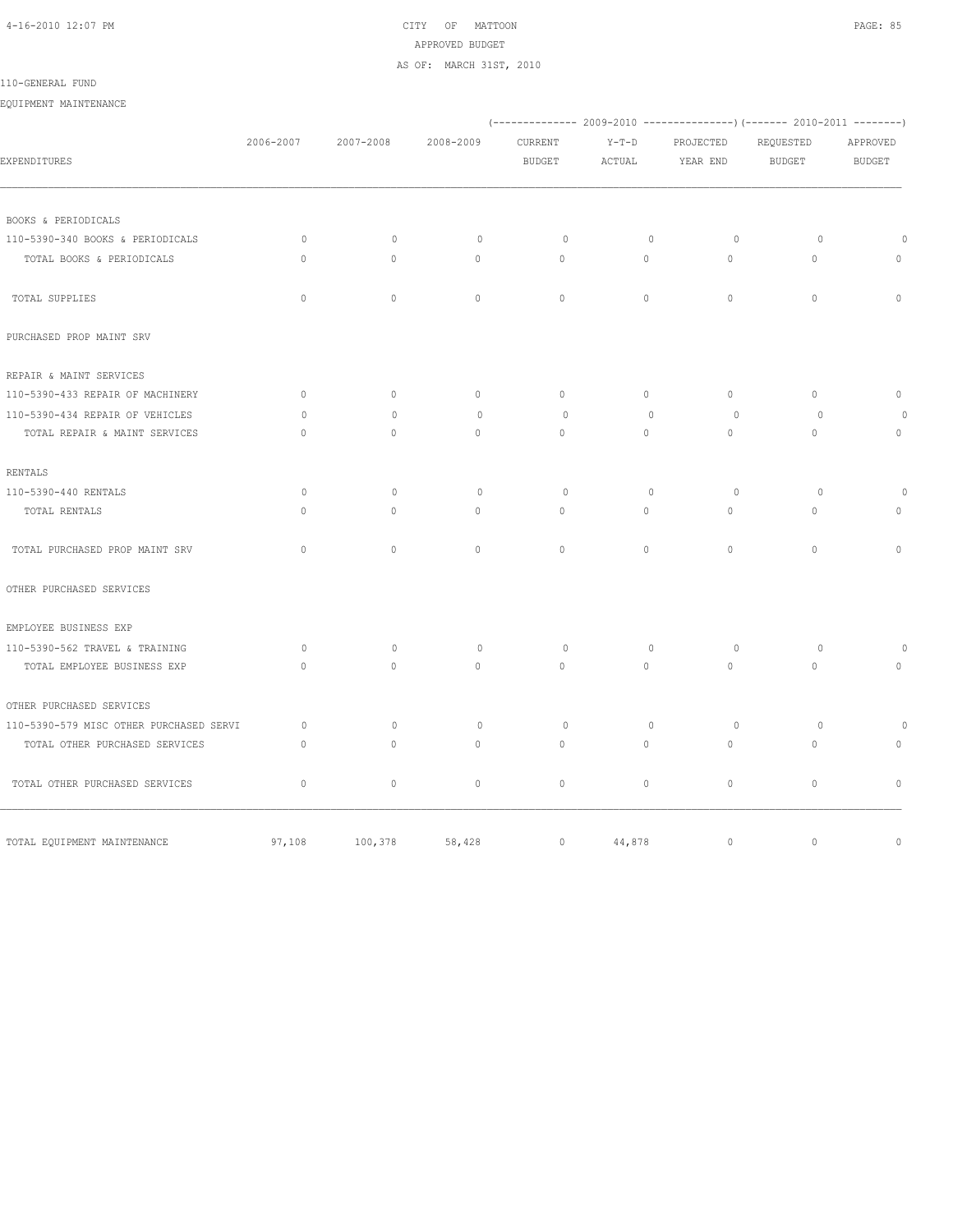CITY OF MATTOON
APPROVED BUDGET
AS OF: MARCH 31ST, 2010

110-GENERAL FUND

EQUIPMENT MAINTENANCE

| EXPENDITURES | 2006-2007 | 2007-2008 | 2008-2009 | (-------------- 2009-2010 CURRENT BUDGET | Y-T-D ACTUAL | ---------------) PROJECTED YEAR END | (------- 2010-2011 REQUESTED BUDGET | --------) APPROVED BUDGET |
|---|---|---|---|---|---|---|---|---|
| BOOKS & PERIODICALS | | | | | | | | |
| 110-5390-340 BOOKS & PERIODICALS | 0 | 0 | 0 | 0 | 0 | 0 | 0 | 0 |
| TOTAL BOOKS & PERIODICALS | 0 | 0 | 0 | 0 | 0 | 0 | 0 | 0 |
| TOTAL SUPPLIES | 0 | 0 | 0 | 0 | 0 | 0 | 0 | 0 |
| PURCHASED PROP MAINT SRV | | | | | | | | |
| REPAIR & MAINT SERVICES | | | | | | | | |
| 110-5390-433 REPAIR OF MACHINERY | 0 | 0 | 0 | 0 | 0 | 0 | 0 | 0 |
| 110-5390-434 REPAIR OF VEHICLES | 0 | 0 | 0 | 0 | 0 | 0 | 0 | 0 |
| TOTAL REPAIR & MAINT SERVICES | 0 | 0 | 0 | 0 | 0 | 0 | 0 | 0 |
| RENTALS | | | | | | | | |
| 110-5390-440 RENTALS | 0 | 0 | 0 | 0 | 0 | 0 | 0 | 0 |
| TOTAL RENTALS | 0 | 0 | 0 | 0 | 0 | 0 | 0 | 0 |
| TOTAL PURCHASED PROP MAINT SRV | 0 | 0 | 0 | 0 | 0 | 0 | 0 | 0 |
| OTHER PURCHASED SERVICES | | | | | | | | |
| EMPLOYEE BUSINESS EXP | | | | | | | | |
| 110-5390-562 TRAVEL & TRAINING | 0 | 0 | 0 | 0 | 0 | 0 | 0 | 0 |
| TOTAL EMPLOYEE BUSINESS EXP | 0 | 0 | 0 | 0 | 0 | 0 | 0 | 0 |
| OTHER PURCHASED SERVICES | | | | | | | | |
| 110-5390-579 MISC OTHER PURCHASED SERVI | 0 | 0 | 0 | 0 | 0 | 0 | 0 | 0 |
| TOTAL OTHER PURCHASED SERVICES | 0 | 0 | 0 | 0 | 0 | 0 | 0 | 0 |
| TOTAL OTHER PURCHASED SERVICES | 0 | 0 | 0 | 0 | 0 | 0 | 0 | 0 |
| TOTAL EQUIPMENT MAINTENANCE | 97,108 | 100,378 | 58,428 | 0 | 44,878 | 0 | 0 | 0 |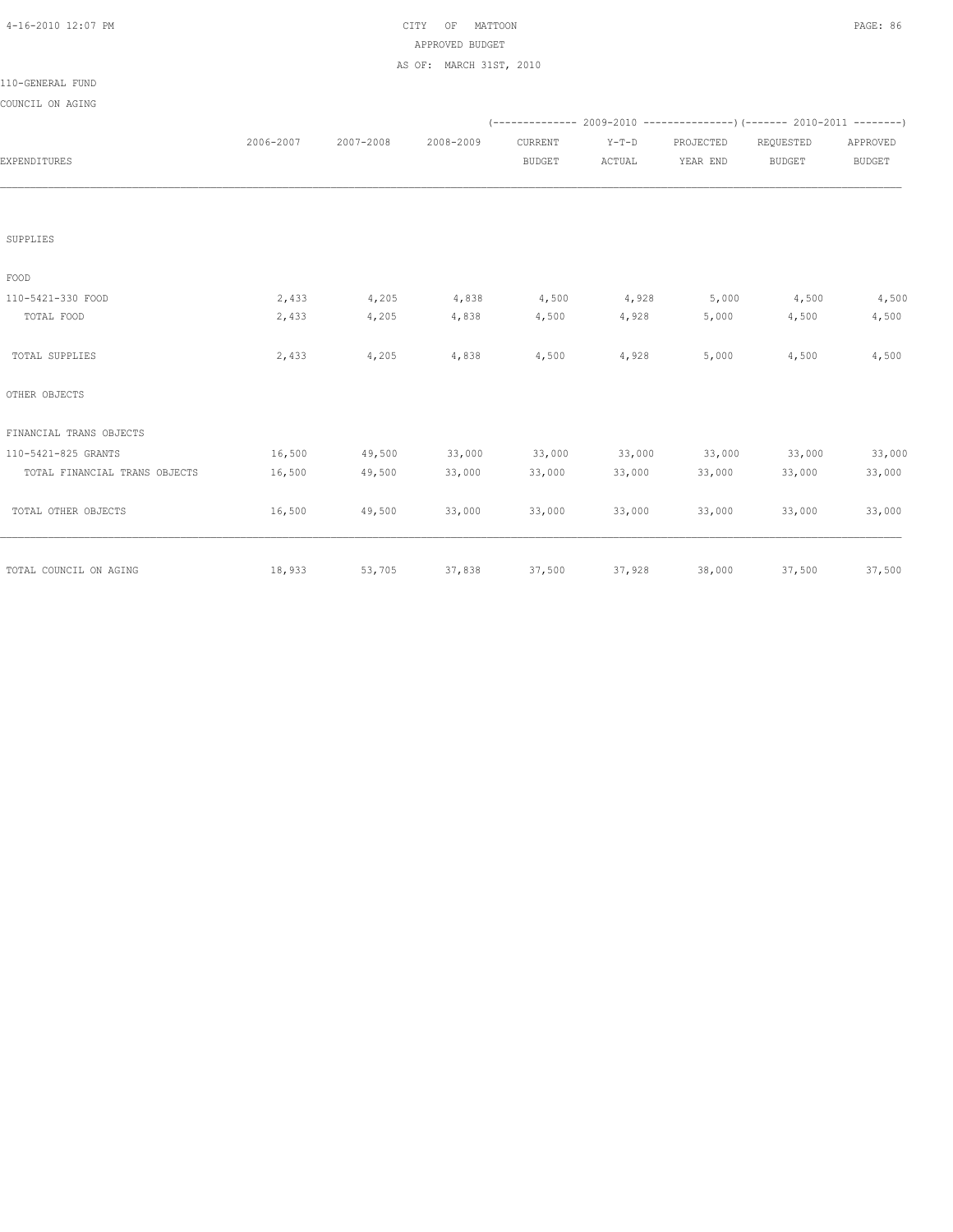CITY OF MATTOON
APPROVED BUDGET
AS OF: MARCH 31ST, 2010

110-GENERAL FUND

COUNCIL ON AGING

| EXPENDITURES | 2006-2007 | 2007-2008 | 2008-2009 | 2009-2010 CURRENT BUDGET | 2009-2010 Y-T-D ACTUAL | 2009-2010 PROJECTED YEAR END | 2010-2011 REQUESTED BUDGET | 2010-2011 APPROVED BUDGET |
|---|---|---|---|---|---|---|---|---|
| SUPPLIES | | | | | | | | |
| FOOD | | | | | | | | |
| 110-5421-330 FOOD | 2,433 | 4,205 | 4,838 | 4,500 | 4,928 | 5,000 | 4,500 | 4,500 |
| TOTAL FOOD | 2,433 | 4,205 | 4,838 | 4,500 | 4,928 | 5,000 | 4,500 | 4,500 |
| TOTAL SUPPLIES | 2,433 | 4,205 | 4,838 | 4,500 | 4,928 | 5,000 | 4,500 | 4,500 |
| OTHER OBJECTS | | | | | | | | |
| FINANCIAL TRANS OBJECTS | | | | | | | | |
| 110-5421-825 GRANTS | 16,500 | 49,500 | 33,000 | 33,000 | 33,000 | 33,000 | 33,000 | 33,000 |
| TOTAL FINANCIAL TRANS OBJECTS | 16,500 | 49,500 | 33,000 | 33,000 | 33,000 | 33,000 | 33,000 | 33,000 |
| TOTAL OTHER OBJECTS | 16,500 | 49,500 | 33,000 | 33,000 | 33,000 | 33,000 | 33,000 | 33,000 |
| TOTAL COUNCIL ON AGING | 18,933 | 53,705 | 37,838 | 37,500 | 37,928 | 38,000 | 37,500 | 37,500 |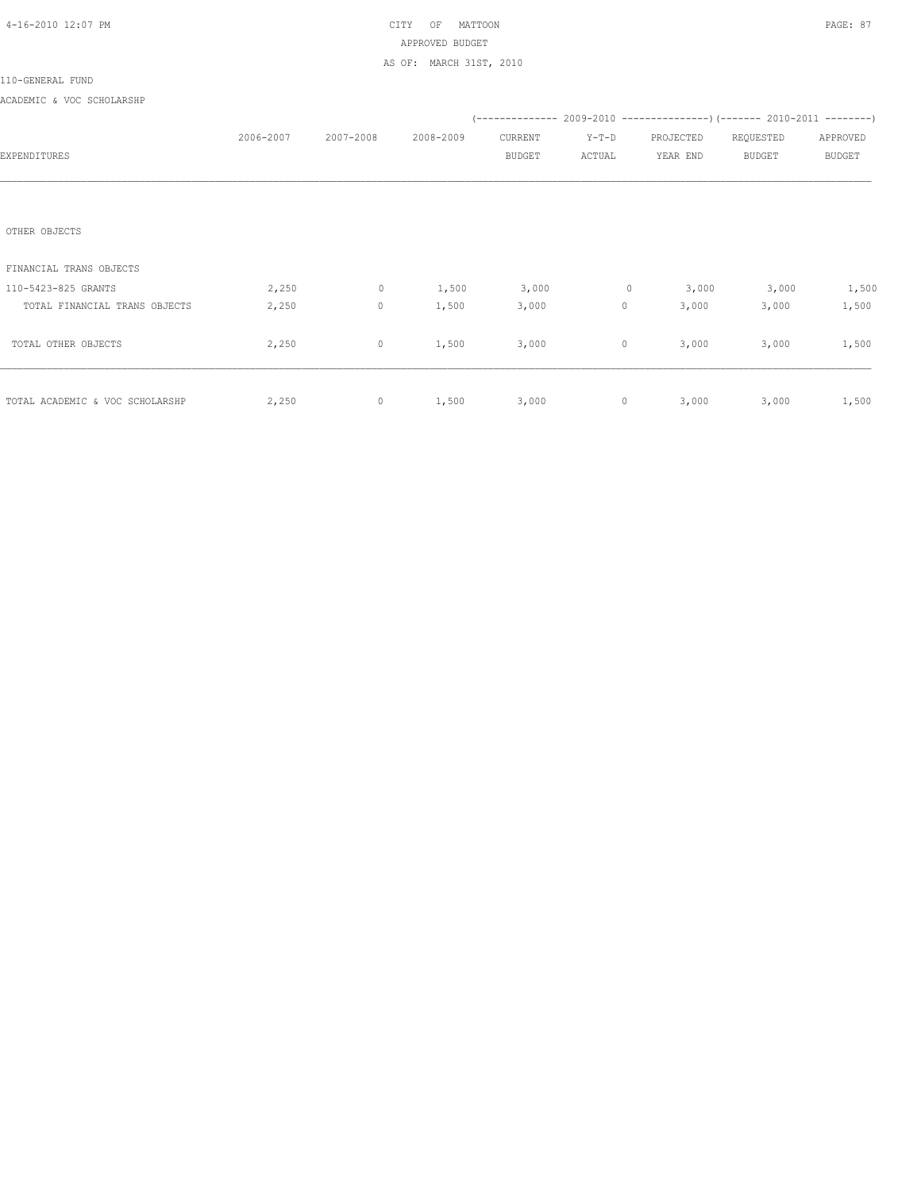CITY OF MATTOON
APPROVED BUDGET
AS OF: MARCH 31ST, 2010

110-GENERAL FUND

ACADEMIC & VOC SCHOLARSHP

| EXPENDITURES | 2006-2007 | 2007-2008 | 2008-2009 | 2009-2010 CURRENT BUDGET | 2009-2010 Y-T-D ACTUAL | 2009-2010 PROJECTED YEAR END | 2010-2011 REQUESTED BUDGET | 2010-2011 APPROVED BUDGET |
|---|---|---|---|---|---|---|---|---|
| OTHER OBJECTS | | | | | | | | |
| FINANCIAL TRANS OBJECTS | | | | | | | | |
| 110-5423-825 GRANTS | 2,250 | 0 | 1,500 | 3,000 | 0 | 3,000 | 3,000 | 1,500 |
| TOTAL FINANCIAL TRANS OBJECTS | 2,250 | 0 | 1,500 | 3,000 | 0 | 3,000 | 3,000 | 1,500 |
| TOTAL OTHER OBJECTS | 2,250 | 0 | 1,500 | 3,000 | 0 | 3,000 | 3,000 | 1,500 |
| TOTAL ACADEMIC & VOC SCHOLARSHP | 2,250 | 0 | 1,500 | 3,000 | 0 | 3,000 | 3,000 | 1,500 |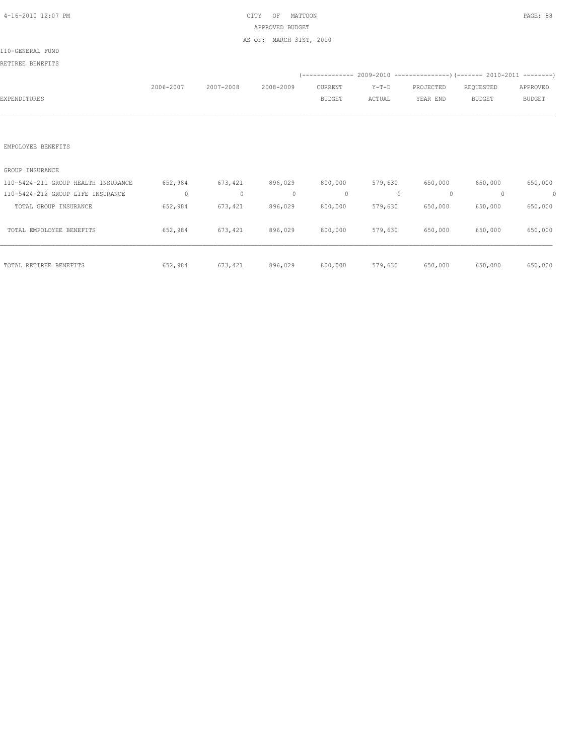CITY OF MATTOON
APPROVED BUDGET
AS OF: MARCH 31ST, 2010

110-GENERAL FUND

RETIREE BENEFITS

| EXPENDITURES | 2006-2007 | 2007-2008 | 2008-2009 | 2009-2010 CURRENT BUDGET | 2009-2010 Y-T-D ACTUAL | 2009-2010 PROJECTED YEAR END | 2010-2011 REQUESTED BUDGET | 2010-2011 APPROVED BUDGET |
|---|---|---|---|---|---|---|---|---|
| EMPOLOYEE BENEFITS | | | | | | | | |
| GROUP INSURANCE | | | | | | | | |
| 110-5424-211 GROUP HEALTH INSURANCE | 652,984 | 673,421 | 896,029 | 800,000 | 579,630 | 650,000 | 650,000 | 650,000 |
| 110-5424-212 GROUP LIFE INSURANCE | 0 | 0 | 0 | 0 | 0 | 0 | 0 | 0 |
| TOTAL GROUP INSURANCE | 652,984 | 673,421 | 896,029 | 800,000 | 579,630 | 650,000 | 650,000 | 650,000 |
| TOTAL EMPOLOYEE BENEFITS | 652,984 | 673,421 | 896,029 | 800,000 | 579,630 | 650,000 | 650,000 | 650,000 |
| TOTAL RETIREE BENEFITS | 652,984 | 673,421 | 896,029 | 800,000 | 579,630 | 650,000 | 650,000 | 650,000 |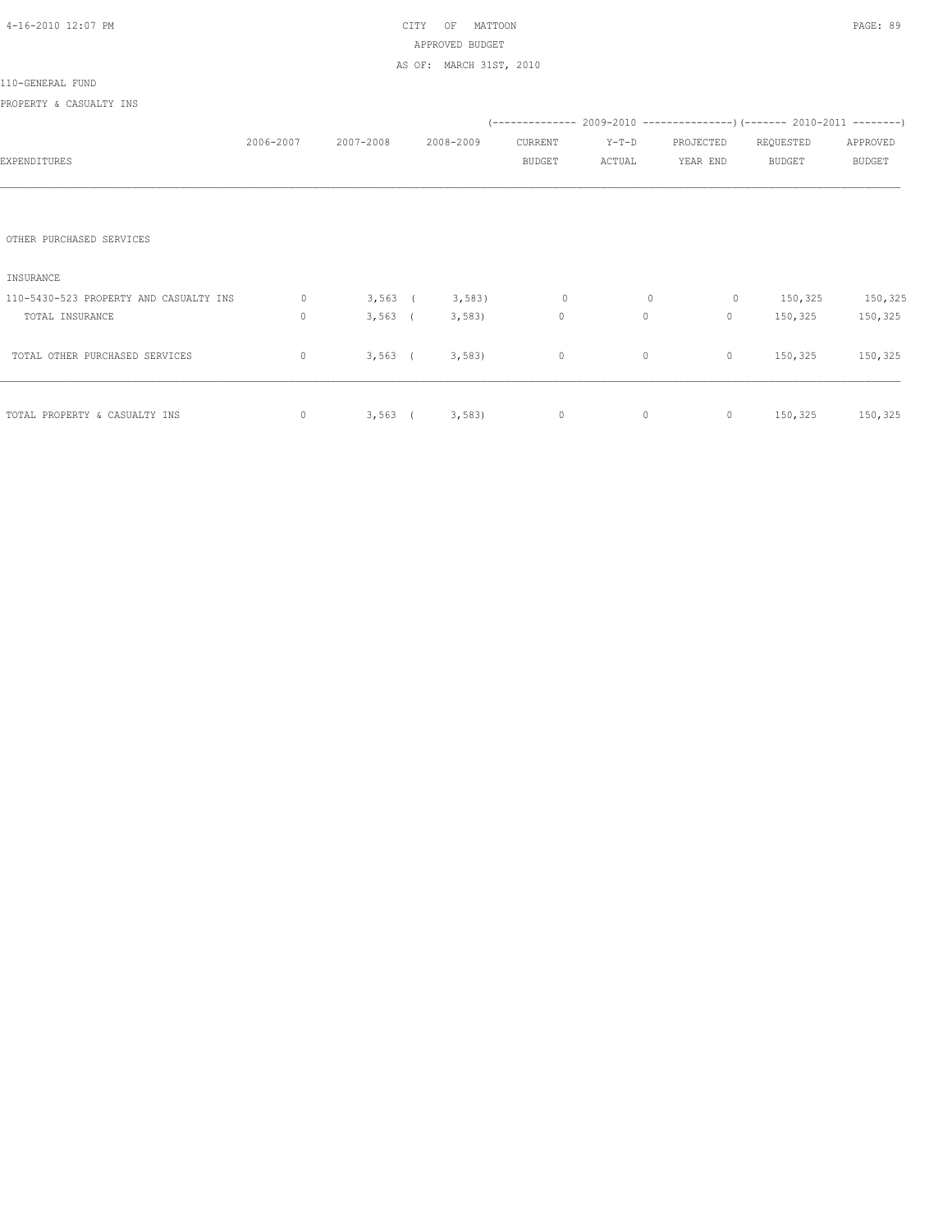CITY OF MATTOON

APPROVED BUDGET

AS OF: MARCH 31ST, 2010

110-GENERAL FUND

PROPERTY & CASUALTY INS

| EXPENDITURES | 2006-2007 | 2007-2008 | 2008-2009 | 2009-2010 CURRENT BUDGET | 2009-2010 Y-T-D ACTUAL | 2009-2010 PROJECTED YEAR END | 2010-2011 REQUESTED BUDGET | 2010-2011 APPROVED BUDGET |
|---|---|---|---|---|---|---|---|---|
| OTHER PURCHASED SERVICES | | | | | | | | |
| INSURANCE | | | | | | | | |
| 110-5430-523 PROPERTY AND CASUALTY INS | 0 | 3,563 | (3,583) | 0 | 0 | 0 | 150,325 | 150,325 |
| TOTAL INSURANCE | 0 | 3,563 | (3,583) | 0 | 0 | 0 | 150,325 | 150,325 |
| TOTAL OTHER PURCHASED SERVICES | 0 | 3,563 | (3,583) | 0 | 0 | 0 | 150,325 | 150,325 |
| TOTAL PROPERTY & CASUALTY INS | 0 | 3,563 | (3,583) | 0 | 0 | 0 | 150,325 | 150,325 |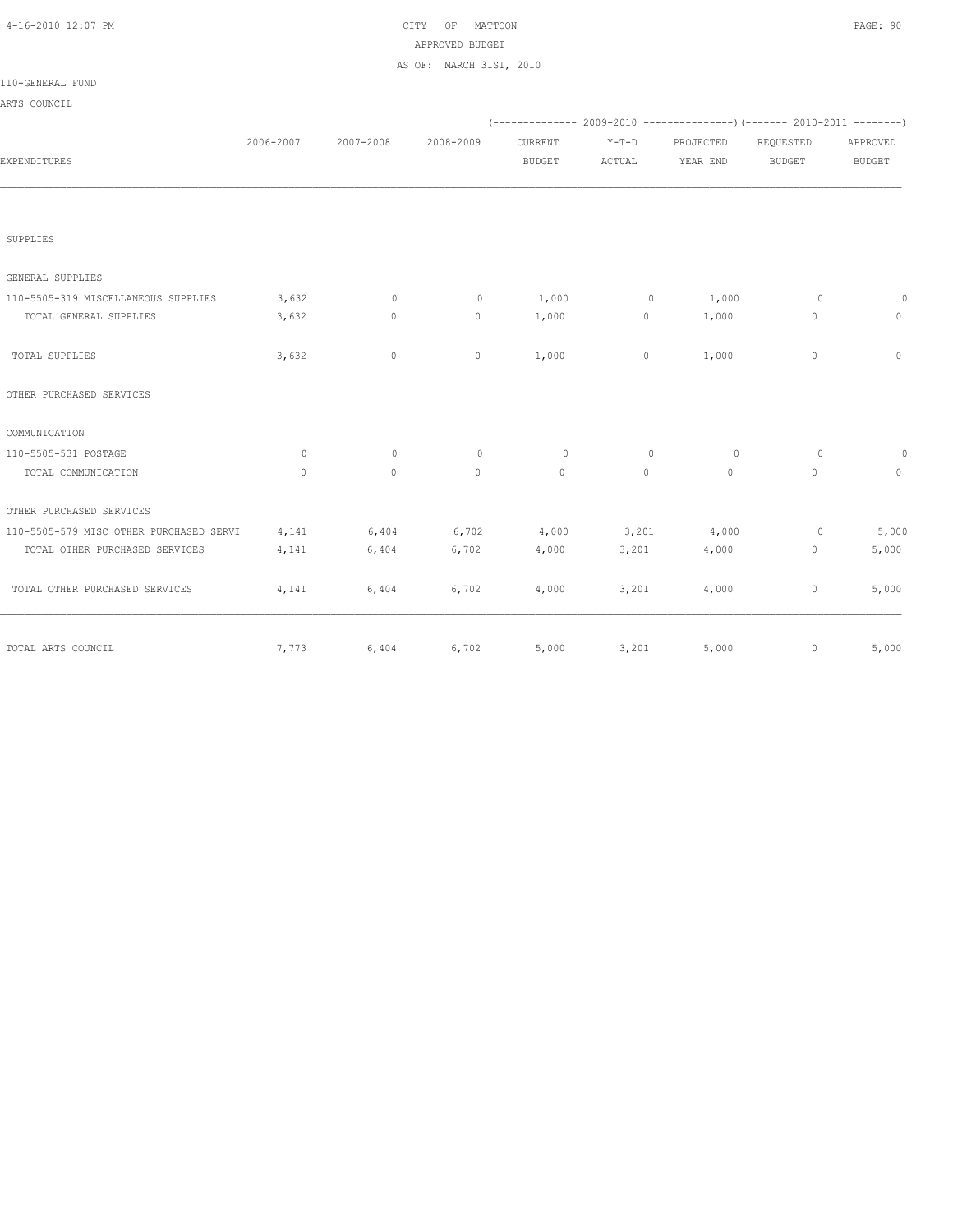CITY OF MATTOON
APPROVED BUDGET
AS OF: MARCH 31ST, 2010

110-GENERAL FUND

ARTS COUNCIL

| EXPENDITURES | 2006-2007 | 2007-2008 | 2008-2009 | 2009-2010 CURRENT BUDGET | 2009-2010 Y-T-D ACTUAL | 2009-2010 PROJECTED YEAR END | 2010-2011 REQUESTED BUDGET | 2010-2011 APPROVED BUDGET |
|---|---|---|---|---|---|---|---|---|
| SUPPLIES | | | | | | | | |
| GENERAL SUPPLIES | | | | | | | | |
| 110-5505-319 MISCELLANEOUS SUPPLIES | 3,632 | 0 | 0 | 1,000 | 0 | 1,000 | 0 | 0 |
| TOTAL GENERAL SUPPLIES | 3,632 | 0 | 0 | 1,000 | 0 | 1,000 | 0 | 0 |
| TOTAL SUPPLIES | 3,632 | 0 | 0 | 1,000 | 0 | 1,000 | 0 | 0 |
| OTHER PURCHASED SERVICES | | | | | | | | |
| COMMUNICATION | | | | | | | | |
| 110-5505-531 POSTAGE | 0 | 0 | 0 | 0 | 0 | 0 | 0 | 0 |
| TOTAL COMMUNICATION | 0 | 0 | 0 | 0 | 0 | 0 | 0 | 0 |
| OTHER PURCHASED SERVICES | | | | | | | | |
| 110-5505-579 MISC OTHER PURCHASED SERVI | 4,141 | 6,404 | 6,702 | 4,000 | 3,201 | 4,000 | 0 | 5,000 |
| TOTAL OTHER PURCHASED SERVICES | 4,141 | 6,404 | 6,702 | 4,000 | 3,201 | 4,000 | 0 | 5,000 |
| TOTAL OTHER PURCHASED SERVICES | 4,141 | 6,404 | 6,702 | 4,000 | 3,201 | 4,000 | 0 | 5,000 |
| TOTAL ARTS COUNCIL | 7,773 | 6,404 | 6,702 | 5,000 | 3,201 | 5,000 | 0 | 5,000 |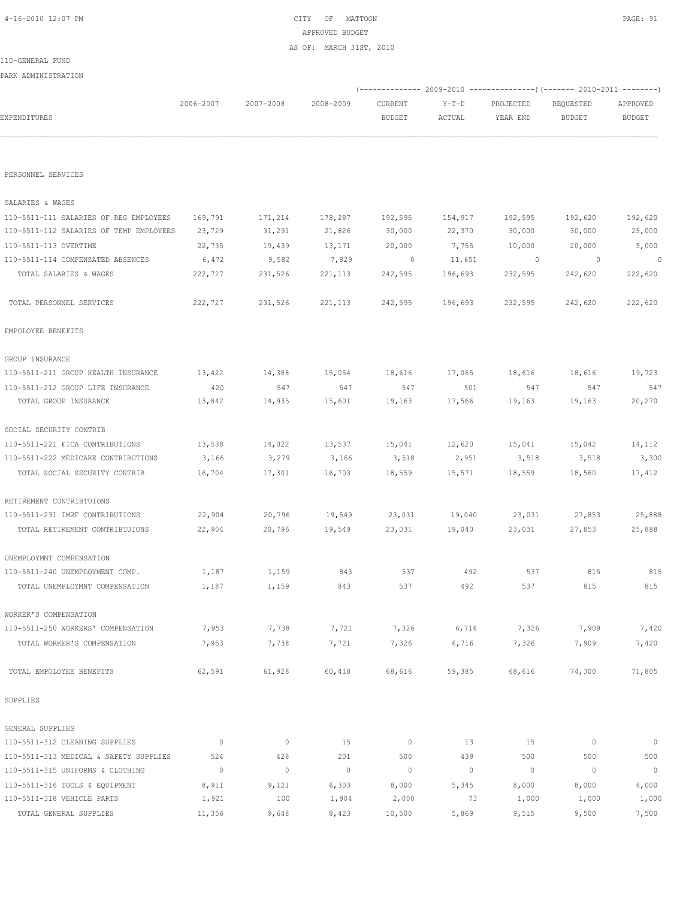CITY OF MATTOON
APPROVED BUDGET
AS OF: MARCH 31ST, 2010

110-GENERAL FUND

PARK ADMINISTRATION

| EXPENDITURES | 2006-2007 | 2007-2008 | 2008-2009 | 2009-2010 CURRENT BUDGET | 2009-2010 Y-T-D ACTUAL | 2009-2010 PROJECTED YEAR END | 2010-2011 REQUESTED BUDGET | 2010-2011 APPROVED BUDGET |
|---|---|---|---|---|---|---|---|---|
| PERSONNEL SERVICES | | | | | | | | |
| SALARIES & WAGES | | | | | | | | |
| 110-5511-111 SALARIES OF REG EMPLOYEES | 169,791 | 171,214 | 178,287 | 192,595 | 154,917 | 192,595 | 192,620 | 192,620 |
| 110-5511-112 SALARIES OF TEMP EMPLOYEES | 23,729 | 31,291 | 21,826 | 30,000 | 22,370 | 30,000 | 30,000 | 25,000 |
| 110-5511-113 OVERTIME | 22,735 | 19,439 | 13,171 | 20,000 | 7,755 | 10,000 | 20,000 | 5,000 |
| 110-5511-114 COMPENSATED ABSENCES | 6,472 | 9,582 | 7,829 | 0 | 11,651 | 0 | 0 | 0 |
| TOTAL SALARIES & WAGES | 222,727 | 231,526 | 221,113 | 242,595 | 196,693 | 232,595 | 242,620 | 222,620 |
| TOTAL PERSONNEL SERVICES | 222,727 | 231,526 | 221,113 | 242,595 | 196,693 | 232,595 | 242,620 | 222,620 |
| EMPOLOYEE BENEFITS | | | | | | | | |
| GROUP INSURANCE | | | | | | | | |
| 110-5511-211 GROUP HEALTH INSURANCE | 13,422 | 14,388 | 15,054 | 18,616 | 17,065 | 18,616 | 18,616 | 19,723 |
| 110-5511-212 GROUP LIFE INSURANCE | 420 | 547 | 547 | 547 | 501 | 547 | 547 | 547 |
| TOTAL GROUP INSURANCE | 13,842 | 14,935 | 15,601 | 19,163 | 17,566 | 19,163 | 19,163 | 20,270 |
| SOCIAL SECURITY CONTRIB | | | | | | | | |
| 110-5511-221 FICA CONTRIBUTIONS | 13,538 | 14,022 | 13,537 | 15,041 | 12,620 | 15,041 | 15,042 | 14,112 |
| 110-5511-222 MEDICARE CONTRIBUTIONS | 3,166 | 3,279 | 3,166 | 3,518 | 2,951 | 3,518 | 3,518 | 3,300 |
| TOTAL SOCIAL SECURITY CONTRIB | 16,704 | 17,301 | 16,703 | 18,559 | 15,571 | 18,559 | 18,560 | 17,412 |
| RETIREMENT CONTRIBTUIONS | | | | | | | | |
| 110-5511-231 IMRF CONTRIBUTIONS | 22,904 | 20,796 | 19,549 | 23,031 | 19,040 | 23,031 | 27,853 | 25,888 |
| TOTAL RETIREMENT CONTRIBTUIONS | 22,904 | 20,796 | 19,549 | 23,031 | 19,040 | 23,031 | 27,853 | 25,888 |
| UNEMPLOYMNT COMPENSATION | | | | | | | | |
| 110-5511-240 UNEMPLOYMENT COMP. | 1,187 | 1,159 | 843 | 537 | 492 | 537 | 815 | 815 |
| TOTAL UNEMPLOYMNT COMPENSATION | 1,187 | 1,159 | 843 | 537 | 492 | 537 | 815 | 815 |
| WORKER'S COMPENSATION | | | | | | | | |
| 110-5511-250 WORKERS' COMPENSATION | 7,953 | 7,738 | 7,721 | 7,326 | 6,716 | 7,326 | 7,909 | 7,420 |
| TOTAL WORKER'S COMPENSATION | 7,953 | 7,738 | 7,721 | 7,326 | 6,716 | 7,326 | 7,909 | 7,420 |
| TOTAL EMPOLOYEE BENEFITS | 62,591 | 61,928 | 60,418 | 68,616 | 59,385 | 68,616 | 74,300 | 71,805 |
| SUPPLIES | | | | | | | | |
| GENERAL SUPPLIES | | | | | | | | |
| 110-5511-312 CLEANING SUPPLIES | 0 | 0 | 15 | 0 | 13 | 15 | 0 | 0 |
| 110-5511-313 MEDICAL & SAFETY SUPPLIES | 524 | 428 | 201 | 500 | 439 | 500 | 500 | 500 |
| 110-5511-315 UNIFORMS & CLOTHING | 0 | 0 | 0 | 0 | 0 | 0 | 0 | 0 |
| 110-5511-316 TOOLS & EQUIPMENT | 8,911 | 9,121 | 6,303 | 8,000 | 5,345 | 8,000 | 8,000 | 6,000 |
| 110-5511-318 VEHICLE PARTS | 1,921 | 100 | 1,904 | 2,000 | 73 | 1,000 | 1,000 | 1,000 |
| TOTAL GENERAL SUPPLIES | 11,356 | 9,648 | 8,423 | 10,500 | 5,869 | 9,515 | 9,500 | 7,500 |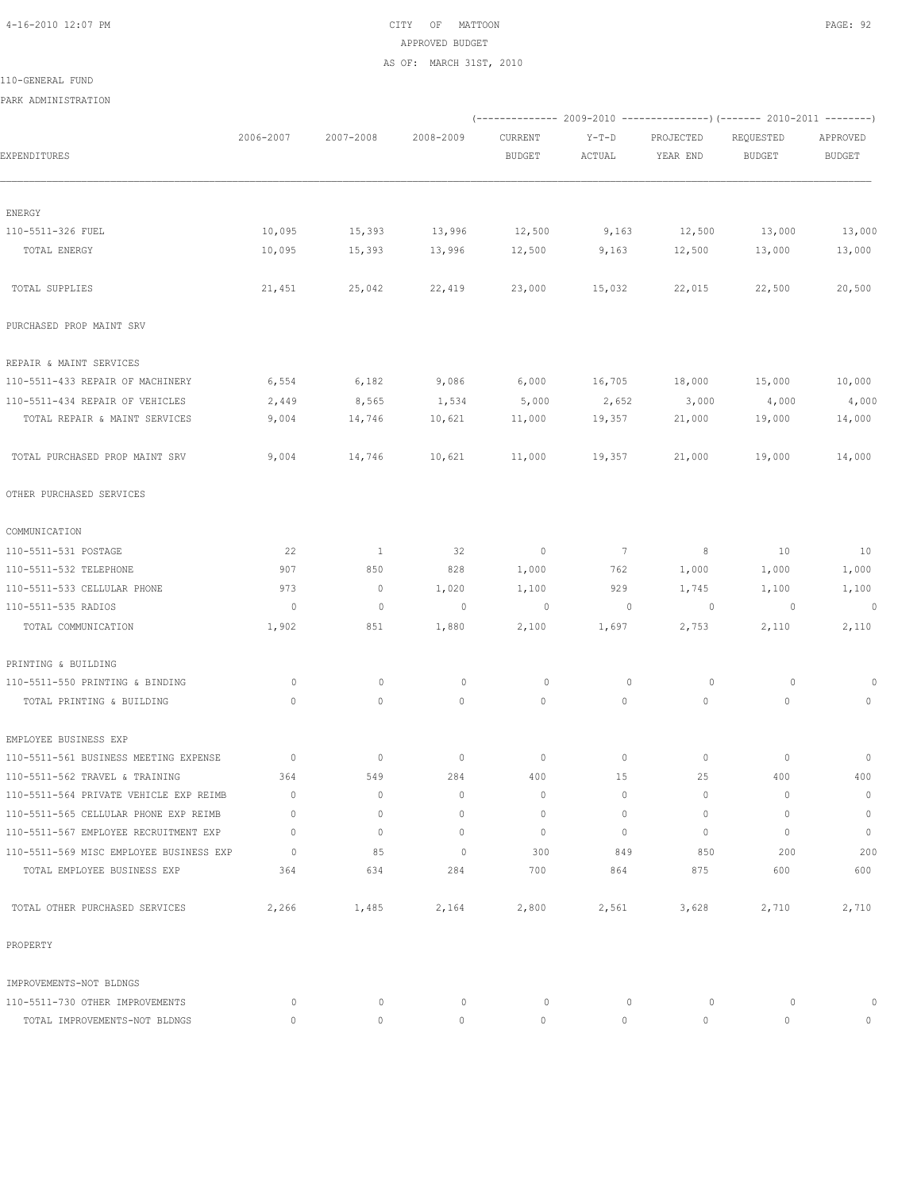CITY OF MATTOON
APPROVED BUDGET
AS OF: MARCH 31ST, 2010

110-GENERAL FUND

PARK ADMINISTRATION

| EXPENDITURES | 2006-2007 | 2007-2008 | 2008-2009 | 2009-2010 CURRENT BUDGET | 2009-2010 Y-T-D ACTUAL | 2009-2010 PROJECTED YEAR END | 2010-2011 REQUESTED BUDGET | 2010-2011 APPROVED BUDGET |
|---|---|---|---|---|---|---|---|---|
| ENERGY | | | | | | | | |
| 110-5511-326 FUEL | 10,095 | 15,393 | 13,996 | 12,500 | 9,163 | 12,500 | 13,000 | 13,000 |
| TOTAL ENERGY | 10,095 | 15,393 | 13,996 | 12,500 | 9,163 | 12,500 | 13,000 | 13,000 |
| TOTAL SUPPLIES | 21,451 | 25,042 | 22,419 | 23,000 | 15,032 | 22,015 | 22,500 | 20,500 |
| PURCHASED PROP MAINT SRV | | | | | | | | |
| REPAIR & MAINT SERVICES | | | | | | | | |
| 110-5511-433 REPAIR OF MACHINERY | 6,554 | 6,182 | 9,086 | 6,000 | 16,705 | 18,000 | 15,000 | 10,000 |
| 110-5511-434 REPAIR OF VEHICLES | 2,449 | 8,565 | 1,534 | 5,000 | 2,652 | 3,000 | 4,000 | 4,000 |
| TOTAL REPAIR & MAINT SERVICES | 9,004 | 14,746 | 10,621 | 11,000 | 19,357 | 21,000 | 19,000 | 14,000 |
| TOTAL PURCHASED PROP MAINT SRV | 9,004 | 14,746 | 10,621 | 11,000 | 19,357 | 21,000 | 19,000 | 14,000 |
| OTHER PURCHASED SERVICES | | | | | | | | |
| COMMUNICATION | | | | | | | | |
| 110-5511-531 POSTAGE | 22 | 1 | 32 | 0 | 7 | 8 | 10 | 10 |
| 110-5511-532 TELEPHONE | 907 | 850 | 828 | 1,000 | 762 | 1,000 | 1,000 | 1,000 |
| 110-5511-533 CELLULAR PHONE | 973 | 0 | 1,020 | 1,100 | 929 | 1,745 | 1,100 | 1,100 |
| 110-5511-535 RADIOS | 0 | 0 | 0 | 0 | 0 | 0 | 0 | 0 |
| TOTAL COMMUNICATION | 1,902 | 851 | 1,880 | 2,100 | 1,697 | 2,753 | 2,110 | 2,110 |
| PRINTING & BUILDING | | | | | | | | |
| 110-5511-550 PRINTING & BINDING | 0 | 0 | 0 | 0 | 0 | 0 | 0 | 0 |
| TOTAL PRINTING & BUILDING | 0 | 0 | 0 | 0 | 0 | 0 | 0 | 0 |
| EMPLOYEE BUSINESS EXP | | | | | | | | |
| 110-5511-561 BUSINESS MEETING EXPENSE | 0 | 0 | 0 | 0 | 0 | 0 | 0 | 0 |
| 110-5511-562 TRAVEL & TRAINING | 364 | 549 | 284 | 400 | 15 | 25 | 400 | 400 |
| 110-5511-564 PRIVATE VEHICLE EXP REIMB | 0 | 0 | 0 | 0 | 0 | 0 | 0 | 0 |
| 110-5511-565 CELLULAR PHONE EXP REIMB | 0 | 0 | 0 | 0 | 0 | 0 | 0 | 0 |
| 110-5511-567 EMPLOYEE RECRUITMENT EXP | 0 | 0 | 0 | 0 | 0 | 0 | 0 | 0 |
| 110-5511-569 MISC EMPLOYEE BUSINESS EXP | 0 | 85 | 0 | 300 | 849 | 850 | 200 | 200 |
| TOTAL EMPLOYEE BUSINESS EXP | 364 | 634 | 284 | 700 | 864 | 875 | 600 | 600 |
| TOTAL OTHER PURCHASED SERVICES | 2,266 | 1,485 | 2,164 | 2,800 | 2,561 | 3,628 | 2,710 | 2,710 |
| PROPERTY | | | | | | | | |
| IMPROVEMENTS-NOT BLDNGS | | | | | | | | |
| 110-5511-730 OTHER IMPROVEMENTS | 0 | 0 | 0 | 0 | 0 | 0 | 0 | 0 |
| TOTAL IMPROVEMENTS-NOT BLDNGS | 0 | 0 | 0 | 0 | 0 | 0 | 0 | 0 |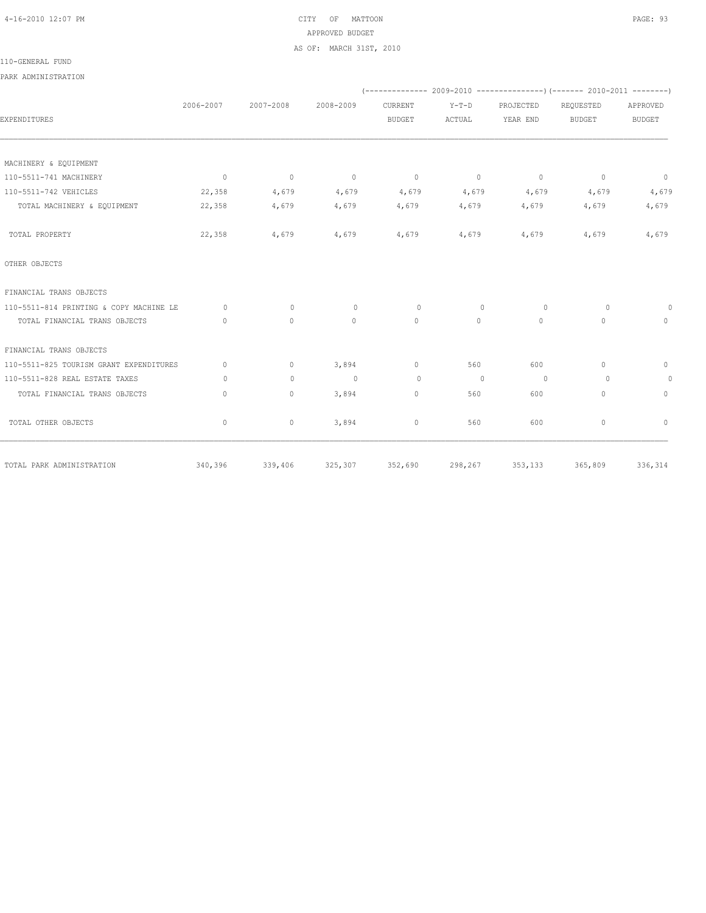CITY OF MATTOON
APPROVED BUDGET
AS OF: MARCH 31ST, 2010

110-GENERAL FUND

PARK ADMINISTRATION

| EXPENDITURES | 2006-2007 | 2007-2008 | 2008-2009 | (2009-2010) CURRENT BUDGET | Y-T-D ACTUAL | PROJECTED YEAR END | (2010-2011) REQUESTED BUDGET | APPROVED BUDGET |
|---|---|---|---|---|---|---|---|---|
| MACHINERY & EQUIPMENT | | | | | | | | |
| 110-5511-741 MACHINERY | 0 | 0 | 0 | 0 | 0 | 0 | 0 | 0 |
| 110-5511-742 VEHICLES | 22,358 | 4,679 | 4,679 | 4,679 | 4,679 | 4,679 | 4,679 | 4,679 |
| TOTAL MACHINERY & EQUIPMENT | 22,358 | 4,679 | 4,679 | 4,679 | 4,679 | 4,679 | 4,679 | 4,679 |
| TOTAL PROPERTY | 22,358 | 4,679 | 4,679 | 4,679 | 4,679 | 4,679 | 4,679 | 4,679 |
| OTHER OBJECTS | | | | | | | | |
| FINANCIAL TRANS OBJECTS | | | | | | | | |
| 110-5511-814 PRINTING & COPY MACHINE LE | 0 | 0 | 0 | 0 | 0 | 0 | 0 | 0 |
| TOTAL FINANCIAL TRANS OBJECTS | 0 | 0 | 0 | 0 | 0 | 0 | 0 | 0 |
| FINANCIAL TRANS OBJECTS | | | | | | | | |
| 110-5511-825 TOURISM GRANT EXPENDITURES | 0 | 0 | 3,894 | 0 | 560 | 600 | 0 | 0 |
| 110-5511-828 REAL ESTATE TAXES | 0 | 0 | 0 | 0 | 0 | 0 | 0 | 0 |
| TOTAL FINANCIAL TRANS OBJECTS | 0 | 0 | 3,894 | 0 | 560 | 600 | 0 | 0 |
| TOTAL OTHER OBJECTS | 0 | 0 | 3,894 | 0 | 560 | 600 | 0 | 0 |
| TOTAL PARK ADMINISTRATION | 340,396 | 339,406 | 325,307 | 352,690 | 298,267 | 353,133 | 365,809 | 336,314 |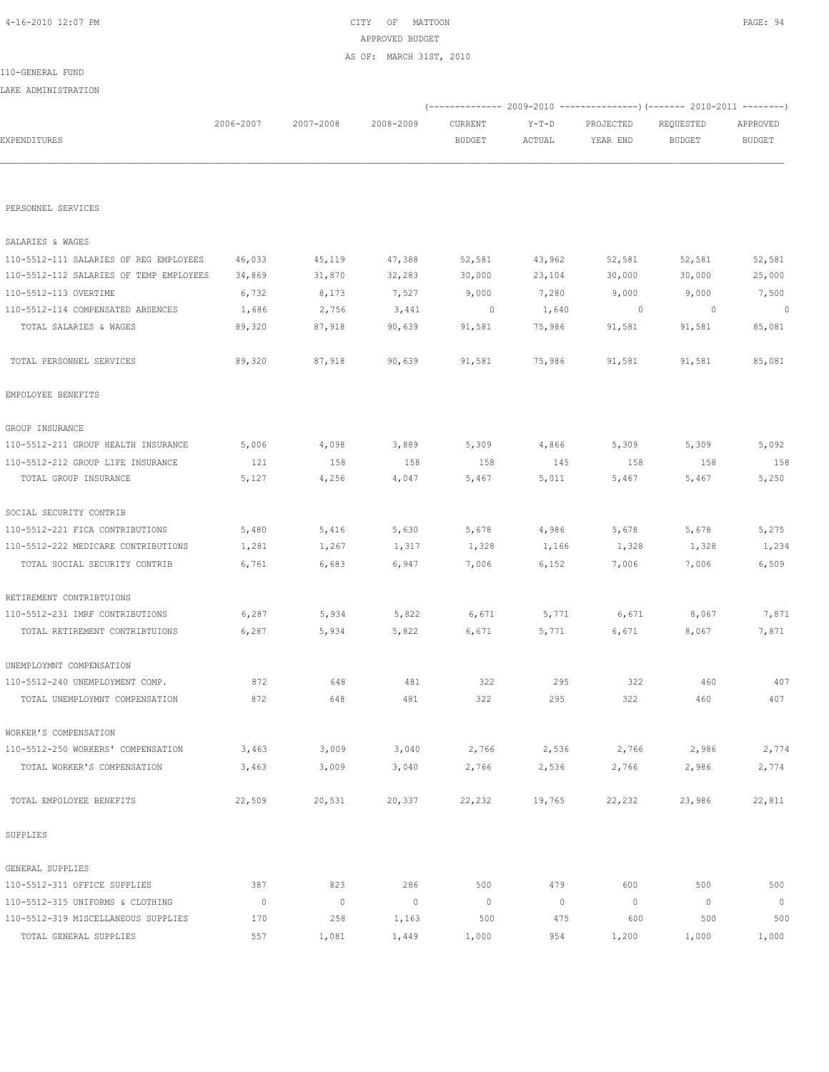CITY OF MATTOON
APPROVED BUDGET
AS OF: MARCH 31ST, 2010

110-GENERAL FUND

LAKE ADMINISTRATION

| EXPENDITURES | 2006-2007 | 2007-2008 | 2008-2009 | 2009-2010 CURRENT BUDGET | 2009-2010 Y-T-D ACTUAL | 2009-2010 PROJECTED YEAR END | 2010-2011 REQUESTED BUDGET | 2010-2011 APPROVED BUDGET |
|---|---|---|---|---|---|---|---|---|
| PERSONNEL SERVICES | | | | | | | | |
| SALARIES & WAGES | | | | | | | | |
| 110-5512-111 SALARIES OF REG EMPLOYEES | 46,033 | 45,119 | 47,388 | 52,581 | 43,962 | 52,581 | 52,581 | 52,581 |
| 110-5512-112 SALARIES OF TEMP EMPLOYEES | 34,869 | 31,870 | 32,283 | 30,000 | 23,104 | 30,000 | 30,000 | 25,000 |
| 110-5512-113 OVERTIME | 6,732 | 8,173 | 7,527 | 9,000 | 7,280 | 9,000 | 9,000 | 7,500 |
| 110-5512-114 COMPENSATED ABSENCES | 1,686 | 2,756 | 3,441 | 0 | 1,640 | 0 | 0 | 0 |
| TOTAL SALARIES & WAGES | 89,320 | 87,918 | 90,639 | 91,581 | 75,986 | 91,581 | 91,581 | 85,081 |
| TOTAL PERSONNEL SERVICES | 89,320 | 87,918 | 90,639 | 91,581 | 75,986 | 91,581 | 91,581 | 85,081 |
| EMPOLOYEE BENEFITS | | | | | | | | |
| GROUP INSURANCE | | | | | | | | |
| 110-5512-211 GROUP HEALTH INSURANCE | 5,006 | 4,098 | 3,889 | 5,309 | 4,866 | 5,309 | 5,309 | 5,092 |
| 110-5512-212 GROUP LIFE INSURANCE | 121 | 158 | 158 | 158 | 145 | 158 | 158 | 158 |
| TOTAL GROUP INSURANCE | 5,127 | 4,256 | 4,047 | 5,467 | 5,011 | 5,467 | 5,467 | 5,250 |
| SOCIAL SECURITY CONTRIB | | | | | | | | |
| 110-5512-221 FICA CONTRIBUTIONS | 5,480 | 5,416 | 5,630 | 5,678 | 4,986 | 5,678 | 5,678 | 5,275 |
| 110-5512-222 MEDICARE CONTRIBUTIONS | 1,281 | 1,267 | 1,317 | 1,328 | 1,166 | 1,328 | 1,328 | 1,234 |
| TOTAL SOCIAL SECURITY CONTRIB | 6,761 | 6,683 | 6,947 | 7,006 | 6,152 | 7,006 | 7,006 | 6,509 |
| RETIREMENT CONTRIBTUIONS | | | | | | | | |
| 110-5512-231 IMRF CONTRIBUTIONS | 6,287 | 5,934 | 5,822 | 6,671 | 5,771 | 6,671 | 8,067 | 7,871 |
| TOTAL RETIREMENT CONTRIBTUIONS | 6,287 | 5,934 | 5,822 | 6,671 | 5,771 | 6,671 | 8,067 | 7,871 |
| UNEMPLOYMNT COMPENSATION | | | | | | | | |
| 110-5512-240 UNEMPLOYMENT COMP. | 872 | 648 | 481 | 322 | 295 | 322 | 460 | 407 |
| TOTAL UNEMPLOYMNT COMPENSATION | 872 | 648 | 481 | 322 | 295 | 322 | 460 | 407 |
| WORKER'S COMPENSATION | | | | | | | | |
| 110-5512-250 WORKERS' COMPENSATION | 3,463 | 3,009 | 3,040 | 2,766 | 2,536 | 2,766 | 2,986 | 2,774 |
| TOTAL WORKER'S COMPENSATION | 3,463 | 3,009 | 3,040 | 2,766 | 2,536 | 2,766 | 2,986 | 2,774 |
| TOTAL EMPOLOYEE BENEFITS | 22,509 | 20,531 | 20,337 | 22,232 | 19,765 | 22,232 | 23,986 | 22,811 |
| SUPPLIES | | | | | | | | |
| GENERAL SUPPLIES | | | | | | | | |
| 110-5512-311 OFFICE SUPPLIES | 387 | 823 | 286 | 500 | 479 | 600 | 500 | 500 |
| 110-5512-315 UNIFORMS & CLOTHING | 0 | 0 | 0 | 0 | 0 | 0 | 0 | 0 |
| 110-5512-319 MISCELLANEOUS SUPPLIES | 170 | 258 | 1,163 | 500 | 475 | 600 | 500 | 500 |
| TOTAL GENERAL SUPPLIES | 557 | 1,081 | 1,449 | 1,000 | 954 | 1,200 | 1,000 | 1,000 |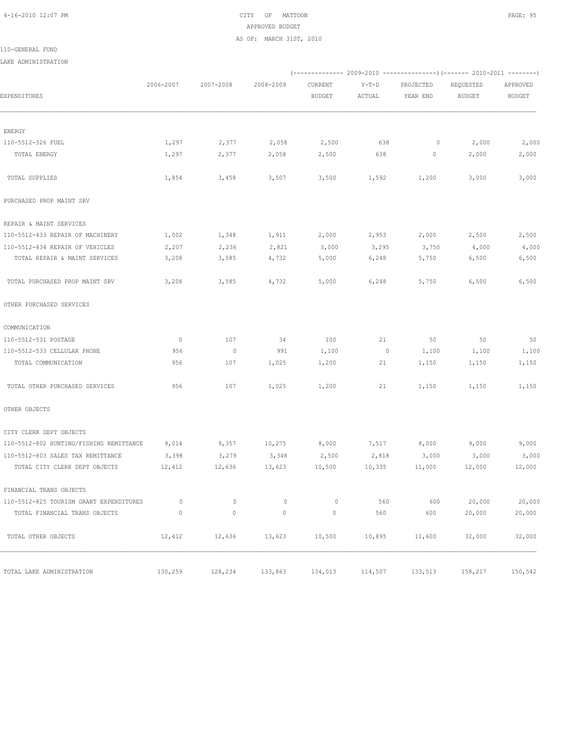CITY OF MATTOON
APPROVED BUDGET
AS OF: MARCH 31ST, 2010

110-GENERAL FUND

LAKE ADMINISTRATION

| EXPENDITURES | 2006-2007 | 2007-2008 | 2008-2009 | 2009-2010 CURRENT BUDGET | 2009-2010 Y-T-D ACTUAL | 2009-2010 PROJECTED YEAR END | 2010-2011 REQUESTED BUDGET | 2010-2011 APPROVED BUDGET |
|---|---|---|---|---|---|---|---|---|
| ENERGY | | | | | | | | |
| 110-5512-326 FUEL | 1,297 | 2,377 | 2,058 | 2,500 | 638 | 0 | 2,000 | 2,000 |
| TOTAL ENERGY | 1,297 | 2,377 | 2,058 | 2,500 | 638 | 0 | 2,000 | 2,000 |
| TOTAL SUPPLIES | 1,854 | 3,458 | 3,507 | 3,500 | 1,592 | 1,200 | 3,000 | 3,000 |
| PURCHASED PROP MAINT SRV | | | | | | | | |
| REPAIR & MAINT SERVICES | | | | | | | | |
| 110-5512-433 REPAIR OF MACHINERY | 1,002 | 1,348 | 1,911 | 2,000 | 2,953 | 2,000 | 2,500 | 2,500 |
| 110-5512-434 REPAIR OF VEHICLES | 2,207 | 2,236 | 2,821 | 3,000 | 3,295 | 3,750 | 4,000 | 4,000 |
| TOTAL REPAIR & MAINT SERVICES | 3,208 | 3,585 | 4,732 | 5,000 | 6,248 | 5,750 | 6,500 | 6,500 |
| TOTAL PURCHASED PROP MAINT SRV | 3,208 | 3,585 | 4,732 | 5,000 | 6,248 | 5,750 | 6,500 | 6,500 |
| OTHER PURCHASED SERVICES | | | | | | | | |
| COMMUNICATION | | | | | | | | |
| 110-5512-531 POSTAGE | 0 | 107 | 34 | 100 | 21 | 50 | 50 | 50 |
| 110-5512-533 CELLULAR PHONE | 956 | 0 | 991 | 1,100 | 0 | 1,100 | 1,100 | 1,100 |
| TOTAL COMMUNICATION | 956 | 107 | 1,025 | 1,200 | 21 | 1,150 | 1,150 | 1,150 |
| TOTAL OTHER PURCHASED SERVICES | 956 | 107 | 1,025 | 1,200 | 21 | 1,150 | 1,150 | 1,150 |
| OTHER OBJECTS | | | | | | | | |
| CITY CLERK DEPT OBJECTS | | | | | | | | |
| 110-5512-802 HUNTING/FISHING REMITTANCE | 9,014 | 9,357 | 10,275 | 8,000 | 7,517 | 8,000 | 9,000 | 9,000 |
| 110-5512-803 SALES TAX REMITTANCE | 3,398 | 3,279 | 3,348 | 2,500 | 2,818 | 3,000 | 3,000 | 3,000 |
| TOTAL CITY CLERK DEPT OBJECTS | 12,412 | 12,636 | 13,623 | 10,500 | 10,335 | 11,000 | 12,000 | 12,000 |
| FINANCIAL TRANS OBJECTS | | | | | | | | |
| 110-5512-825 TOURISM GRANT EXPENDITURES | 0 | 0 | 0 | 0 | 560 | 600 | 20,000 | 20,000 |
| TOTAL FINANCIAL TRANS OBJECTS | 0 | 0 | 0 | 0 | 560 | 600 | 20,000 | 20,000 |
| TOTAL OTHER OBJECTS | 12,412 | 12,636 | 13,623 | 10,500 | 10,895 | 11,600 | 32,000 | 32,000 |
| TOTAL LAKE ADMINISTRATION | 130,259 | 128,234 | 133,863 | 134,013 | 114,507 | 133,513 | 158,217 | 150,542 |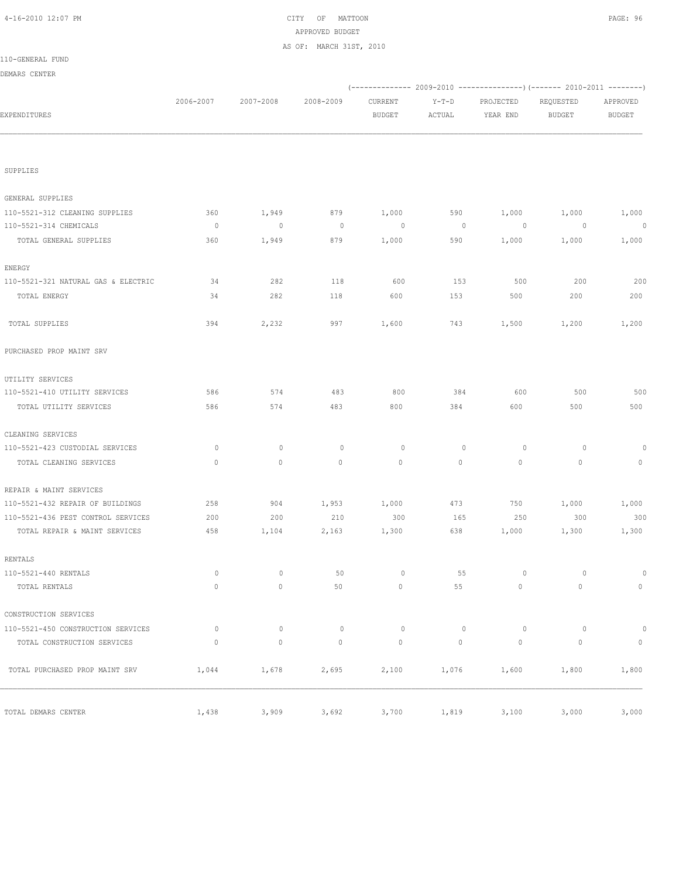# CITY OF MATTOON
## APPROVED BUDGET
### AS OF: MARCH 31ST, 2010

110-GENERAL FUND

DEMARS CENTER

| EXPENDITURES | 2006-2007 | 2007-2008 | 2008-2009 | 2009-2010 CURRENT BUDGET | 2009-2010 Y-T-D ACTUAL | 2009-2010 PROJECTED YEAR END | 2010-2011 REQUESTED BUDGET | 2010-2011 APPROVED BUDGET |
|---|---|---|---|---|---|---|---|---|
| SUPPLIES | | | | | | | | |
| GENERAL SUPPLIES | | | | | | | | |
| 110-5521-312 CLEANING SUPPLIES | 360 | 1,949 | 879 | 1,000 | 590 | 1,000 | 1,000 | 1,000 |
| 110-5521-314 CHEMICALS | 0 | 0 | 0 | 0 | 0 | 0 | 0 | 0 |
| TOTAL GENERAL SUPPLIES | 360 | 1,949 | 879 | 1,000 | 590 | 1,000 | 1,000 | 1,000 |
| ENERGY | | | | | | | | |
| 110-5521-321 NATURAL GAS & ELECTRIC | 34 | 282 | 118 | 600 | 153 | 500 | 200 | 200 |
| TOTAL ENERGY | 34 | 282 | 118 | 600 | 153 | 500 | 200 | 200 |
| TOTAL SUPPLIES | 394 | 2,232 | 997 | 1,600 | 743 | 1,500 | 1,200 | 1,200 |
| PURCHASED PROP MAINT SRV | | | | | | | | |
| UTILITY SERVICES | | | | | | | | |
| 110-5521-410 UTILITY SERVICES | 586 | 574 | 483 | 800 | 384 | 600 | 500 | 500 |
| TOTAL UTILITY SERVICES | 586 | 574 | 483 | 800 | 384 | 600 | 500 | 500 |
| CLEANING SERVICES | | | | | | | | |
| 110-5521-423 CUSTODIAL SERVICES | 0 | 0 | 0 | 0 | 0 | 0 | 0 | 0 |
| TOTAL CLEANING SERVICES | 0 | 0 | 0 | 0 | 0 | 0 | 0 | 0 |
| REPAIR & MAINT SERVICES | | | | | | | | |
| 110-5521-432 REPAIR OF BUILDINGS | 258 | 904 | 1,953 | 1,000 | 473 | 750 | 1,000 | 1,000 |
| 110-5521-436 PEST CONTROL SERVICES | 200 | 200 | 210 | 300 | 165 | 250 | 300 | 300 |
| TOTAL REPAIR & MAINT SERVICES | 458 | 1,104 | 2,163 | 1,300 | 638 | 1,000 | 1,300 | 1,300 |
| RENTALS | | | | | | | | |
| 110-5521-440 RENTALS | 0 | 0 | 50 | 0 | 55 | 0 | 0 | 0 |
| TOTAL RENTALS | 0 | 0 | 50 | 0 | 55 | 0 | 0 | 0 |
| CONSTRUCTION SERVICES | | | | | | | | |
| 110-5521-450 CONSTRUCTION SERVICES | 0 | 0 | 0 | 0 | 0 | 0 | 0 | 0 |
| TOTAL CONSTRUCTION SERVICES | 0 | 0 | 0 | 0 | 0 | 0 | 0 | 0 |
| TOTAL PURCHASED PROP MAINT SRV | 1,044 | 1,678 | 2,695 | 2,100 | 1,076 | 1,600 | 1,800 | 1,800 |
| TOTAL DEMARS CENTER | 1,438 | 3,909 | 3,692 | 3,700 | 1,819 | 3,100 | 3,000 | 3,000 |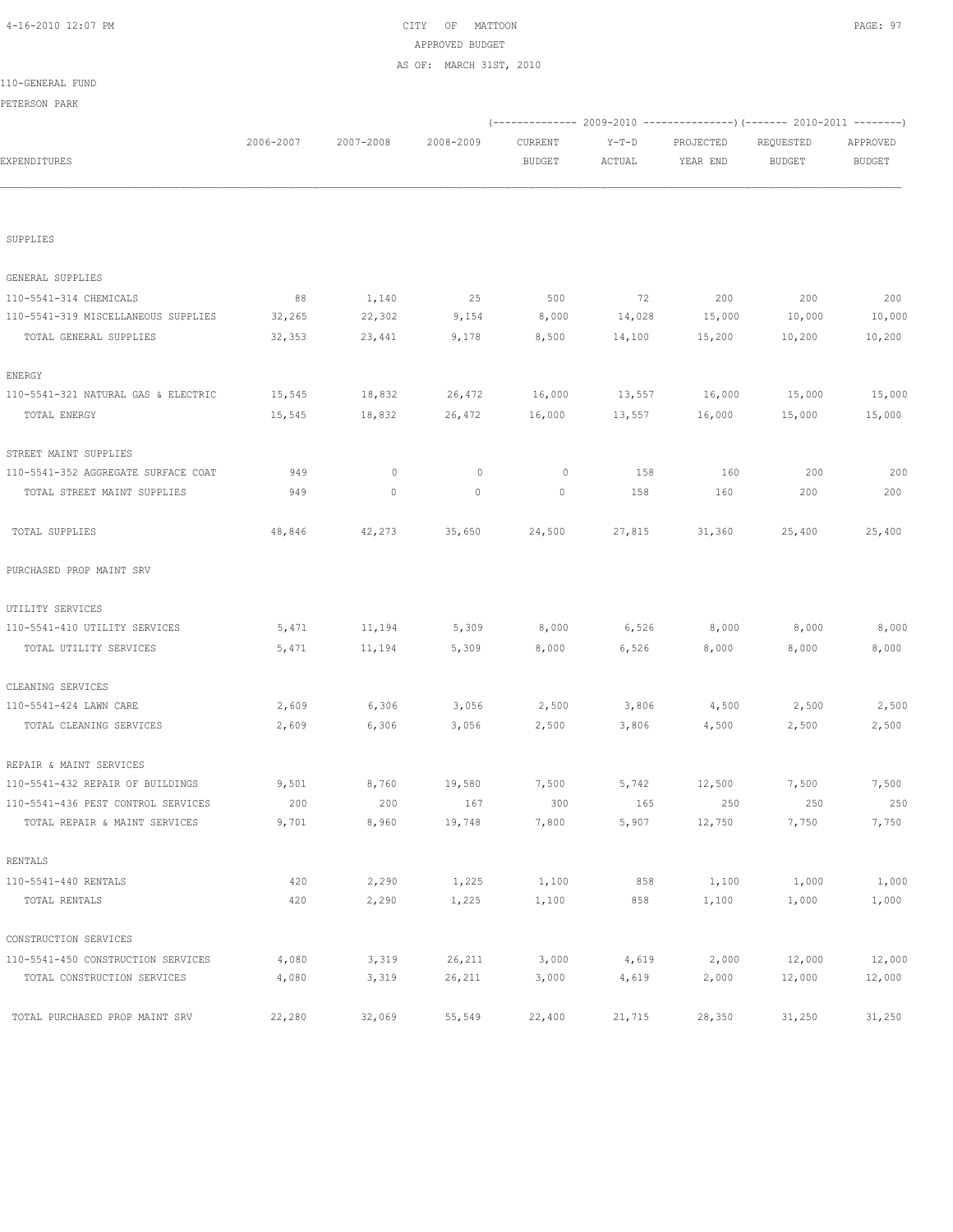CITY OF MATTOON
APPROVED BUDGET
AS OF: MARCH 31ST, 2010

110-GENERAL FUND

PETERSON PARK

| EXPENDITURES | 2006-2007 | 2007-2008 | 2008-2009 | 2009-2010 CURRENT BUDGET | 2009-2010 Y-T-D ACTUAL | 2009-2010 PROJECTED YEAR END | 2010-2011 REQUESTED BUDGET | 2010-2011 APPROVED BUDGET |
|---|---|---|---|---|---|---|---|---|
| SUPPLIES | | | | | | | | |
| GENERAL SUPPLIES | | | | | | | | |
| 110-5541-314 CHEMICALS | 88 | 1,140 | 25 | 500 | 72 | 200 | 200 | 200 |
| 110-5541-319 MISCELLANEOUS SUPPLIES | 32,265 | 22,302 | 9,154 | 8,000 | 14,028 | 15,000 | 10,000 | 10,000 |
| TOTAL GENERAL SUPPLIES | 32,353 | 23,441 | 9,178 | 8,500 | 14,100 | 15,200 | 10,200 | 10,200 |
| ENERGY | | | | | | | | |
| 110-5541-321 NATURAL GAS & ELECTRIC | 15,545 | 18,832 | 26,472 | 16,000 | 13,557 | 16,000 | 15,000 | 15,000 |
| TOTAL ENERGY | 15,545 | 18,832 | 26,472 | 16,000 | 13,557 | 16,000 | 15,000 | 15,000 |
| STREET MAINT SUPPLIES | | | | | | | | |
| 110-5541-352 AGGREGATE SURFACE COAT | 949 | 0 | 0 | 0 | 158 | 160 | 200 | 200 |
| TOTAL STREET MAINT SUPPLIES | 949 | 0 | 0 | 0 | 158 | 160 | 200 | 200 |
| TOTAL SUPPLIES | 48,846 | 42,273 | 35,650 | 24,500 | 27,815 | 31,360 | 25,400 | 25,400 |
| PURCHASED PROP MAINT SRV | | | | | | | | |
| UTILITY SERVICES | | | | | | | | |
| 110-5541-410 UTILITY SERVICES | 5,471 | 11,194 | 5,309 | 8,000 | 6,526 | 8,000 | 8,000 | 8,000 |
| TOTAL UTILITY SERVICES | 5,471 | 11,194 | 5,309 | 8,000 | 6,526 | 8,000 | 8,000 | 8,000 |
| CLEANING SERVICES | | | | | | | | |
| 110-5541-424 LAWN CARE | 2,609 | 6,306 | 3,056 | 2,500 | 3,806 | 4,500 | 2,500 | 2,500 |
| TOTAL CLEANING SERVICES | 2,609 | 6,306 | 3,056 | 2,500 | 3,806 | 4,500 | 2,500 | 2,500 |
| REPAIR & MAINT SERVICES | | | | | | | | |
| 110-5541-432 REPAIR OF BUILDINGS | 9,501 | 8,760 | 19,580 | 7,500 | 5,742 | 12,500 | 7,500 | 7,500 |
| 110-5541-436 PEST CONTROL SERVICES | 200 | 200 | 167 | 300 | 165 | 250 | 250 | 250 |
| TOTAL REPAIR & MAINT SERVICES | 9,701 | 8,960 | 19,748 | 7,800 | 5,907 | 12,750 | 7,750 | 7,750 |
| RENTALS | | | | | | | | |
| 110-5541-440 RENTALS | 420 | 2,290 | 1,225 | 1,100 | 858 | 1,100 | 1,000 | 1,000 |
| TOTAL RENTALS | 420 | 2,290 | 1,225 | 1,100 | 858 | 1,100 | 1,000 | 1,000 |
| CONSTRUCTION SERVICES | | | | | | | | |
| 110-5541-450 CONSTRUCTION SERVICES | 4,080 | 3,319 | 26,211 | 3,000 | 4,619 | 2,000 | 12,000 | 12,000 |
| TOTAL CONSTRUCTION SERVICES | 4,080 | 3,319 | 26,211 | 3,000 | 4,619 | 2,000 | 12,000 | 12,000 |
| TOTAL PURCHASED PROP MAINT SRV | 22,280 | 32,069 | 55,549 | 22,400 | 21,715 | 28,350 | 31,250 | 31,250 |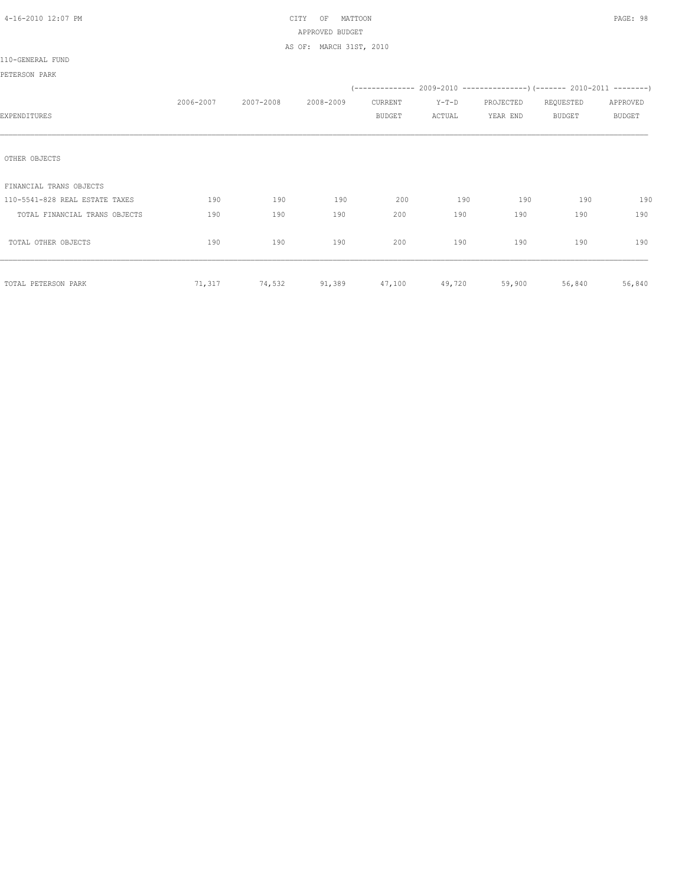CITY OF MATTOON
APPROVED BUDGET
AS OF: MARCH 31ST, 2010

110-GENERAL FUND

PETERSON PARK

| | | | | 2009-2010 | | | 2010-2011 | |
|---|---|---|---|---|---|---|---|---|
| EXPENDITURES | 2006-2007 | 2007-2008 | 2008-2009 | CURRENT BUDGET | Y-T-D ACTUAL | PROJECTED YEAR END | REQUESTED BUDGET | APPROVED BUDGET |
| OTHER OBJECTS | | | | | | | | |
| FINANCIAL TRANS OBJECTS | | | | | | | | |
| 110-5541-828 REAL ESTATE TAXES | 190 | 190 | 190 | 200 | 190 | 190 | 190 | 190 |
| TOTAL FINANCIAL TRANS OBJECTS | 190 | 190 | 190 | 200 | 190 | 190 | 190 | 190 |
| TOTAL OTHER OBJECTS | 190 | 190 | 190 | 200 | 190 | 190 | 190 | 190 |
| TOTAL PETERSON PARK | 71,317 | 74,532 | 91,389 | 47,100 | 49,720 | 59,900 | 56,840 | 56,840 |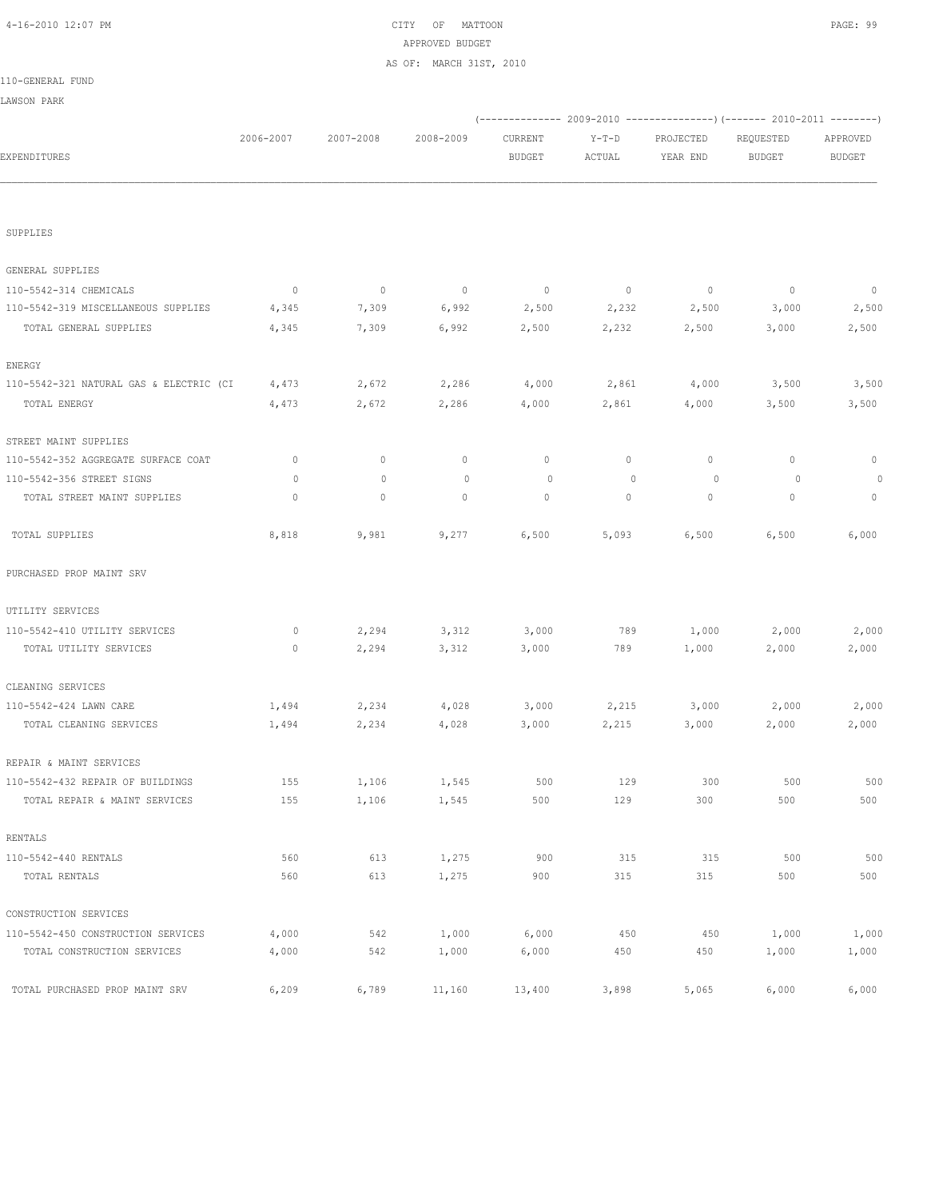CITY OF MATTOON
APPROVED BUDGET
AS OF: MARCH 31ST, 2010

110-GENERAL FUND

LAWSON PARK

| EXPENDITURES | 2006-2007 | 2007-2008 | 2008-2009 | 2009-2010 CURRENT BUDGET | 2009-2010 Y-T-D ACTUAL | 2009-2010 PROJECTED YEAR END | 2010-2011 REQUESTED BUDGET | 2010-2011 APPROVED BUDGET |
|---|---|---|---|---|---|---|---|---|
| SUPPLIES | | | | | | | | |
| GENERAL SUPPLIES | | | | | | | | |
| 110-5542-314 CHEMICALS | 0 | 0 | 0 | 0 | 0 | 0 | 0 | 0 |
| 110-5542-319 MISCELLANEOUS SUPPLIES | 4,345 | 7,309 | 6,992 | 2,500 | 2,232 | 2,500 | 3,000 | 2,500 |
| TOTAL GENERAL SUPPLIES | 4,345 | 7,309 | 6,992 | 2,500 | 2,232 | 2,500 | 3,000 | 2,500 |
| ENERGY | | | | | | | | |
| 110-5542-321 NATURAL GAS & ELECTRIC (CI | 4,473 | 2,672 | 2,286 | 4,000 | 2,861 | 4,000 | 3,500 | 3,500 |
| TOTAL ENERGY | 4,473 | 2,672 | 2,286 | 4,000 | 2,861 | 4,000 | 3,500 | 3,500 |
| STREET MAINT SUPPLIES | | | | | | | | |
| 110-5542-352 AGGREGATE SURFACE COAT | 0 | 0 | 0 | 0 | 0 | 0 | 0 | 0 |
| 110-5542-356 STREET SIGNS | 0 | 0 | 0 | 0 | 0 | 0 | 0 | 0 |
| TOTAL STREET MAINT SUPPLIES | 0 | 0 | 0 | 0 | 0 | 0 | 0 | 0 |
| TOTAL SUPPLIES | 8,818 | 9,981 | 9,277 | 6,500 | 5,093 | 6,500 | 6,500 | 6,000 |
| PURCHASED PROP MAINT SRV | | | | | | | | |
| UTILITY SERVICES | | | | | | | | |
| 110-5542-410 UTILITY SERVICES | 0 | 2,294 | 3,312 | 3,000 | 789 | 1,000 | 2,000 | 2,000 |
| TOTAL UTILITY SERVICES | 0 | 2,294 | 3,312 | 3,000 | 789 | 1,000 | 2,000 | 2,000 |
| CLEANING SERVICES | | | | | | | | |
| 110-5542-424 LAWN CARE | 1,494 | 2,234 | 4,028 | 3,000 | 2,215 | 3,000 | 2,000 | 2,000 |
| TOTAL CLEANING SERVICES | 1,494 | 2,234 | 4,028 | 3,000 | 2,215 | 3,000 | 2,000 | 2,000 |
| REPAIR & MAINT SERVICES | | | | | | | | |
| 110-5542-432 REPAIR OF BUILDINGS | 155 | 1,106 | 1,545 | 500 | 129 | 300 | 500 | 500 |
| TOTAL REPAIR & MAINT SERVICES | 155 | 1,106 | 1,545 | 500 | 129 | 300 | 500 | 500 |
| RENTALS | | | | | | | | |
| 110-5542-440 RENTALS | 560 | 613 | 1,275 | 900 | 315 | 315 | 500 | 500 |
| TOTAL RENTALS | 560 | 613 | 1,275 | 900 | 315 | 315 | 500 | 500 |
| CONSTRUCTION SERVICES | | | | | | | | |
| 110-5542-450 CONSTRUCTION SERVICES | 4,000 | 542 | 1,000 | 6,000 | 450 | 450 | 1,000 | 1,000 |
| TOTAL CONSTRUCTION SERVICES | 4,000 | 542 | 1,000 | 6,000 | 450 | 450 | 1,000 | 1,000 |
| TOTAL PURCHASED PROP MAINT SRV | 6,209 | 6,789 | 11,160 | 13,400 | 3,898 | 5,065 | 6,000 | 6,000 |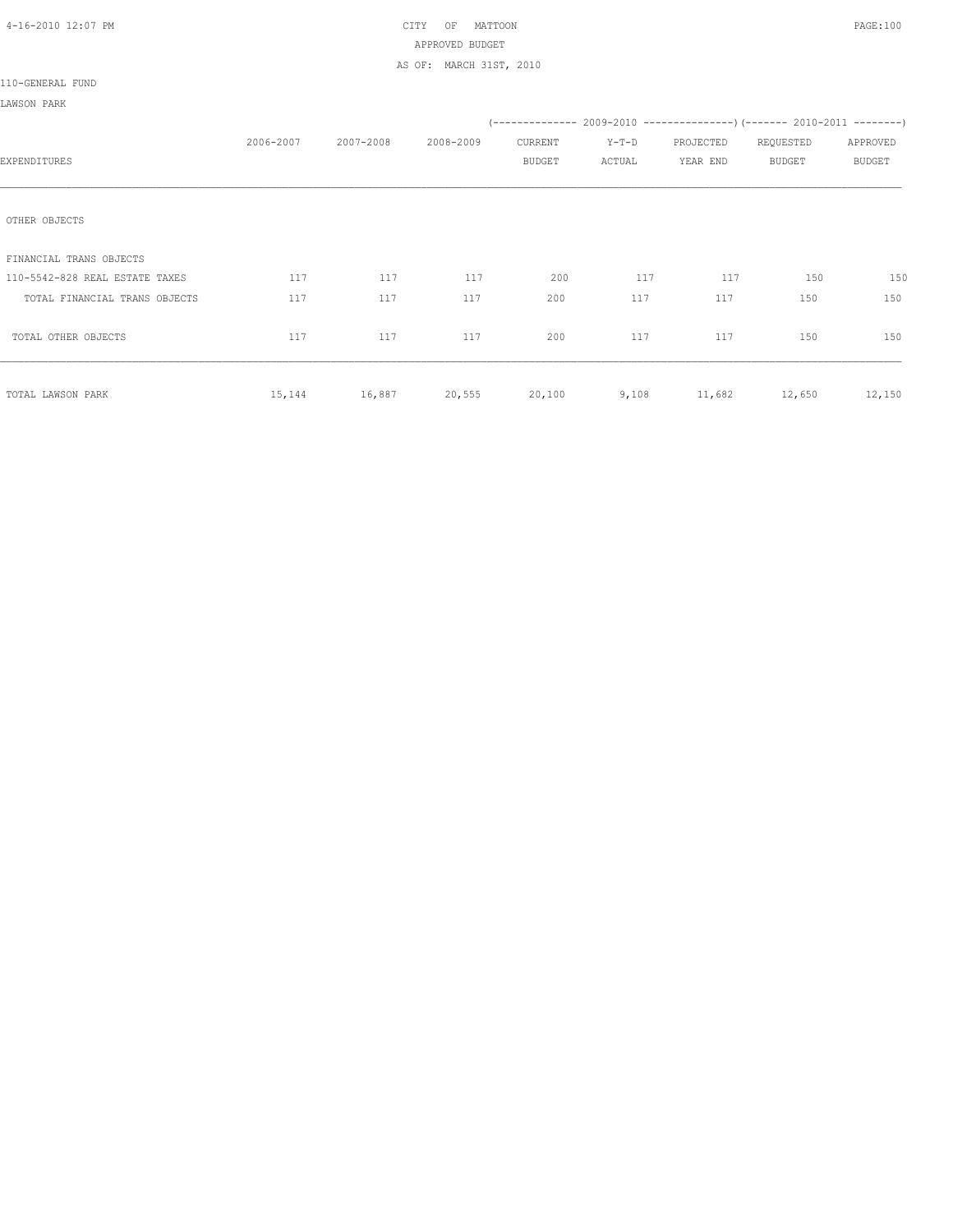CITY OF MATTOON
APPROVED BUDGET
AS OF: MARCH 31ST, 2010

110-GENERAL FUND

LAWSON PARK

| EXPENDITURES | 2006-2007 | 2007-2008 | 2008-2009 | 2009-2010 CURRENT BUDGET | 2009-2010 Y-T-D ACTUAL | 2009-2010 PROJECTED YEAR END | 2010-2011 REQUESTED BUDGET | 2010-2011 APPROVED BUDGET |
|---|---|---|---|---|---|---|---|---|
| OTHER OBJECTS | | | | | | | | |
| FINANCIAL TRANS OBJECTS | | | | | | | | |
| 110-5542-828 REAL ESTATE TAXES | 117 | 117 | 117 | 200 | 117 | 117 | 150 | 150 |
| TOTAL FINANCIAL TRANS OBJECTS | 117 | 117 | 117 | 200 | 117 | 117 | 150 | 150 |
| TOTAL OTHER OBJECTS | 117 | 117 | 117 | 200 | 117 | 117 | 150 | 150 |
| TOTAL LAWSON PARK | 15,144 | 16,887 | 20,555 | 20,100 | 9,108 | 11,682 | 12,650 | 12,150 |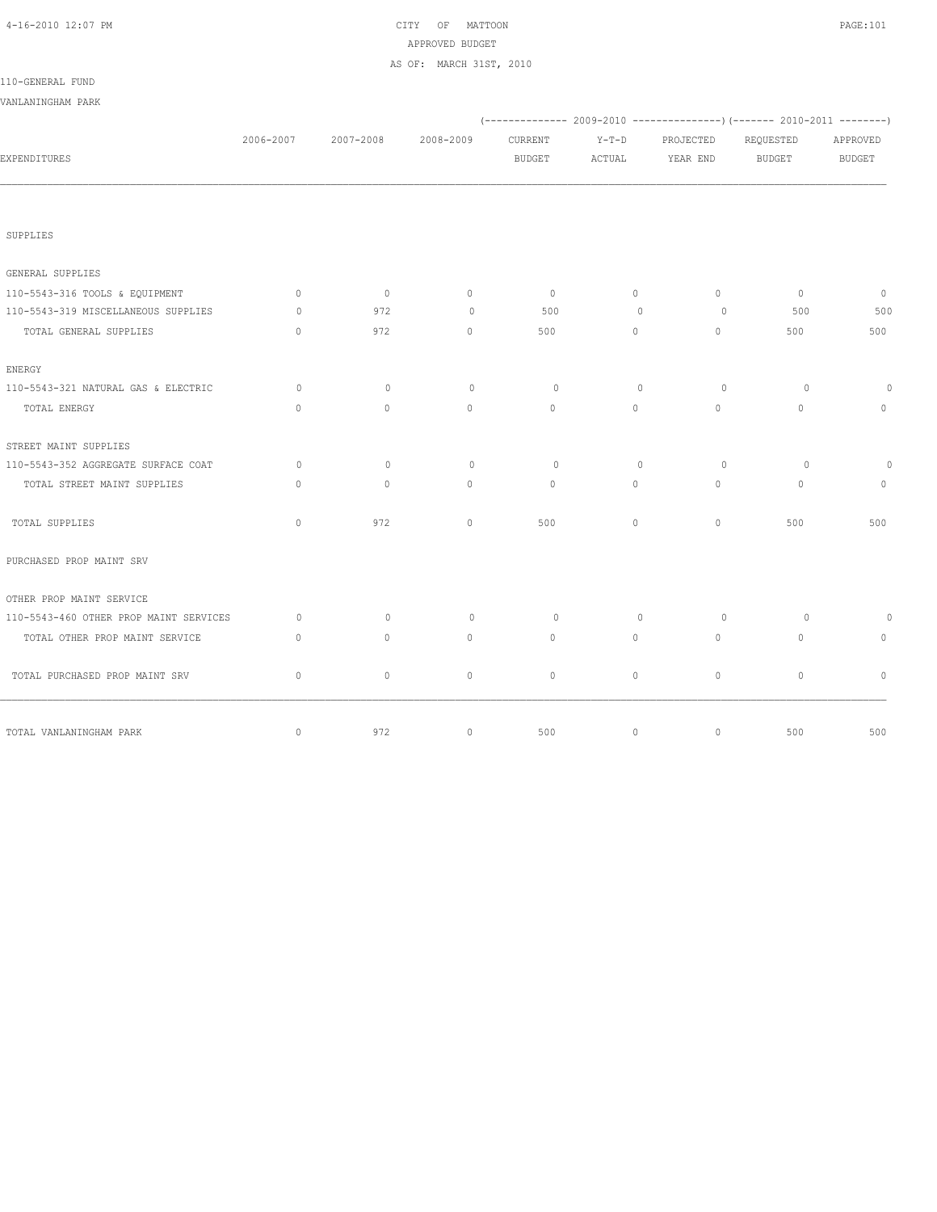CITY OF MATTOON
APPROVED BUDGET
AS OF: MARCH 31ST, 2010

110-GENERAL FUND

VANLANINGHAM PARK

| EXPENDITURES | 2006-2007 | 2007-2008 | 2008-2009 | 2009-2010 CURRENT BUDGET | 2009-2010 Y-T-D ACTUAL | 2009-2010 PROJECTED YEAR END | 2010-2011 REQUESTED BUDGET | 2010-2011 APPROVED BUDGET |
|---|---|---|---|---|---|---|---|---|
| SUPPLIES | | | | | | | | |
| GENERAL SUPPLIES | | | | | | | | |
| 110-5543-316 TOOLS & EQUIPMENT | 0 | 0 | 0 | 0 | 0 | 0 | 0 | 0 |
| 110-5543-319 MISCELLANEOUS SUPPLIES | 0 | 972 | 0 | 500 | 0 | 0 | 500 | 500 |
| TOTAL GENERAL SUPPLIES | 0 | 972 | 0 | 500 | 0 | 0 | 500 | 500 |
| ENERGY | | | | | | | | |
| 110-5543-321 NATURAL GAS & ELECTRIC | 0 | 0 | 0 | 0 | 0 | 0 | 0 | 0 |
| TOTAL ENERGY | 0 | 0 | 0 | 0 | 0 | 0 | 0 | 0 |
| STREET MAINT SUPPLIES | | | | | | | | |
| 110-5543-352 AGGREGATE SURFACE COAT | 0 | 0 | 0 | 0 | 0 | 0 | 0 | 0 |
| TOTAL STREET MAINT SUPPLIES | 0 | 0 | 0 | 0 | 0 | 0 | 0 | 0 |
| TOTAL SUPPLIES | 0 | 972 | 0 | 500 | 0 | 0 | 500 | 500 |
| PURCHASED PROP MAINT SRV | | | | | | | | |
| OTHER PROP MAINT SERVICE | | | | | | | | |
| 110-5543-460 OTHER PROP MAINT SERVICES | 0 | 0 | 0 | 0 | 0 | 0 | 0 | 0 |
| TOTAL OTHER PROP MAINT SERVICE | 0 | 0 | 0 | 0 | 0 | 0 | 0 | 0 |
| TOTAL PURCHASED PROP MAINT SRV | 0 | 0 | 0 | 0 | 0 | 0 | 0 | 0 |
| TOTAL VANLANINGHAM PARK | 0 | 972 | 0 | 500 | 0 | 0 | 500 | 500 |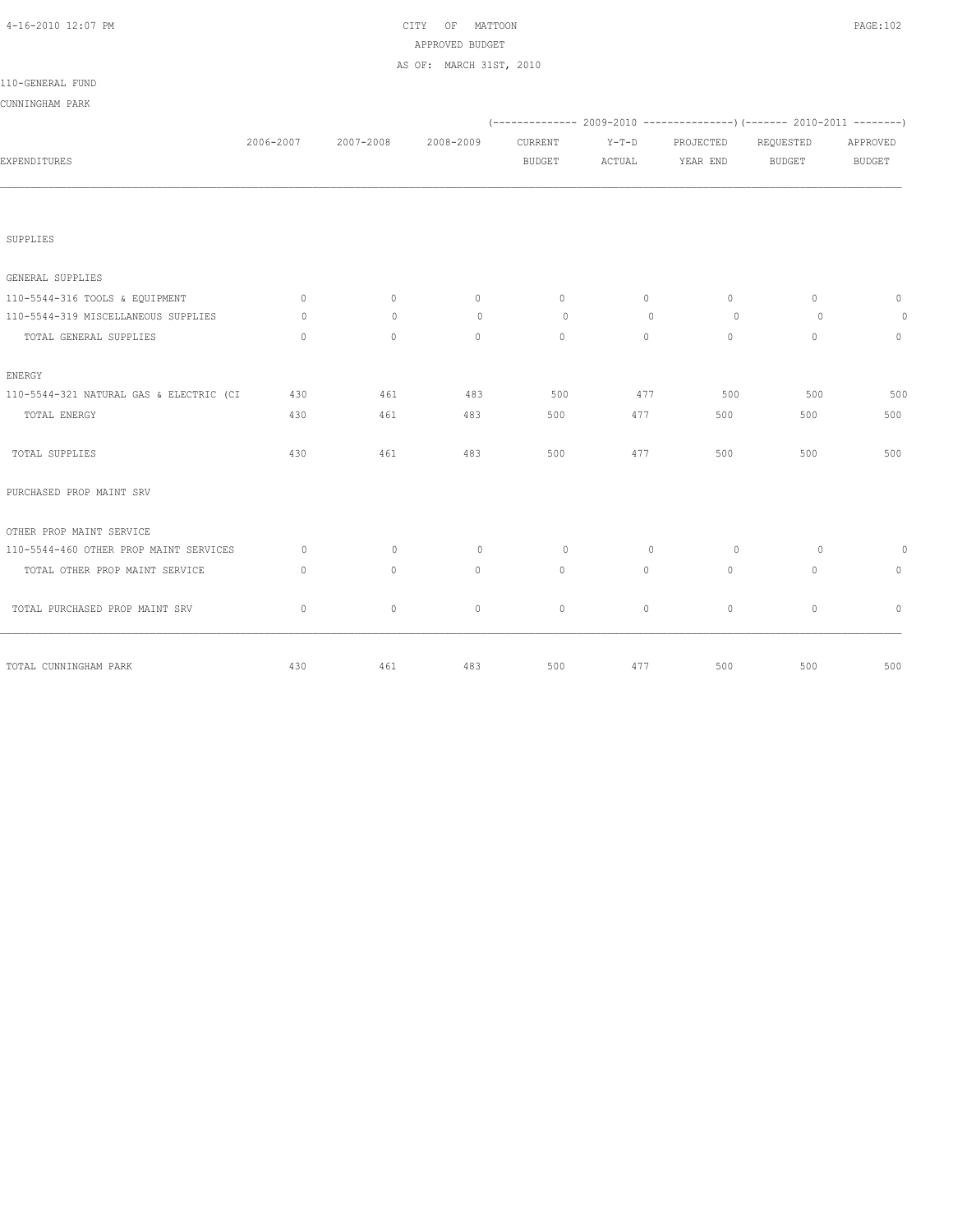CITY OF MATTOON
APPROVED BUDGET
AS OF: MARCH 31ST, 2010

110-GENERAL FUND

CUNNINGHAM PARK

| EXPENDITURES | 2006-2007 | 2007-2008 | 2008-2009 | 2009-2010 CURRENT BUDGET | 2009-2010 Y-T-D ACTUAL | 2009-2010 PROJECTED YEAR END | 2010-2011 REQUESTED BUDGET | 2010-2011 APPROVED BUDGET |
|---|---|---|---|---|---|---|---|---|
| SUPPLIES | | | | | | | | |
| GENERAL SUPPLIES | | | | | | | | |
| 110-5544-316 TOOLS & EQUIPMENT | 0 | 0 | 0 | 0 | 0 | 0 | 0 | 0 |
| 110-5544-319 MISCELLANEOUS SUPPLIES | 0 | 0 | 0 | 0 | 0 | 0 | 0 | 0 |
| TOTAL GENERAL SUPPLIES | 0 | 0 | 0 | 0 | 0 | 0 | 0 | 0 |
| ENERGY | | | | | | | | |
| 110-5544-321 NATURAL GAS & ELECTRIC (CI | 430 | 461 | 483 | 500 | 477 | 500 | 500 | 500 |
| TOTAL ENERGY | 430 | 461 | 483 | 500 | 477 | 500 | 500 | 500 |
| TOTAL SUPPLIES | 430 | 461 | 483 | 500 | 477 | 500 | 500 | 500 |
| PURCHASED PROP MAINT SRV | | | | | | | | |
| OTHER PROP MAINT SERVICE | | | | | | | | |
| 110-5544-460 OTHER PROP MAINT SERVICES | 0 | 0 | 0 | 0 | 0 | 0 | 0 | 0 |
| TOTAL OTHER PROP MAINT SERVICE | 0 | 0 | 0 | 0 | 0 | 0 | 0 | 0 |
| TOTAL PURCHASED PROP MAINT SRV | 0 | 0 | 0 | 0 | 0 | 0 | 0 | 0 |
| TOTAL CUNNINGHAM PARK | 430 | 461 | 483 | 500 | 477 | 500 | 500 | 500 |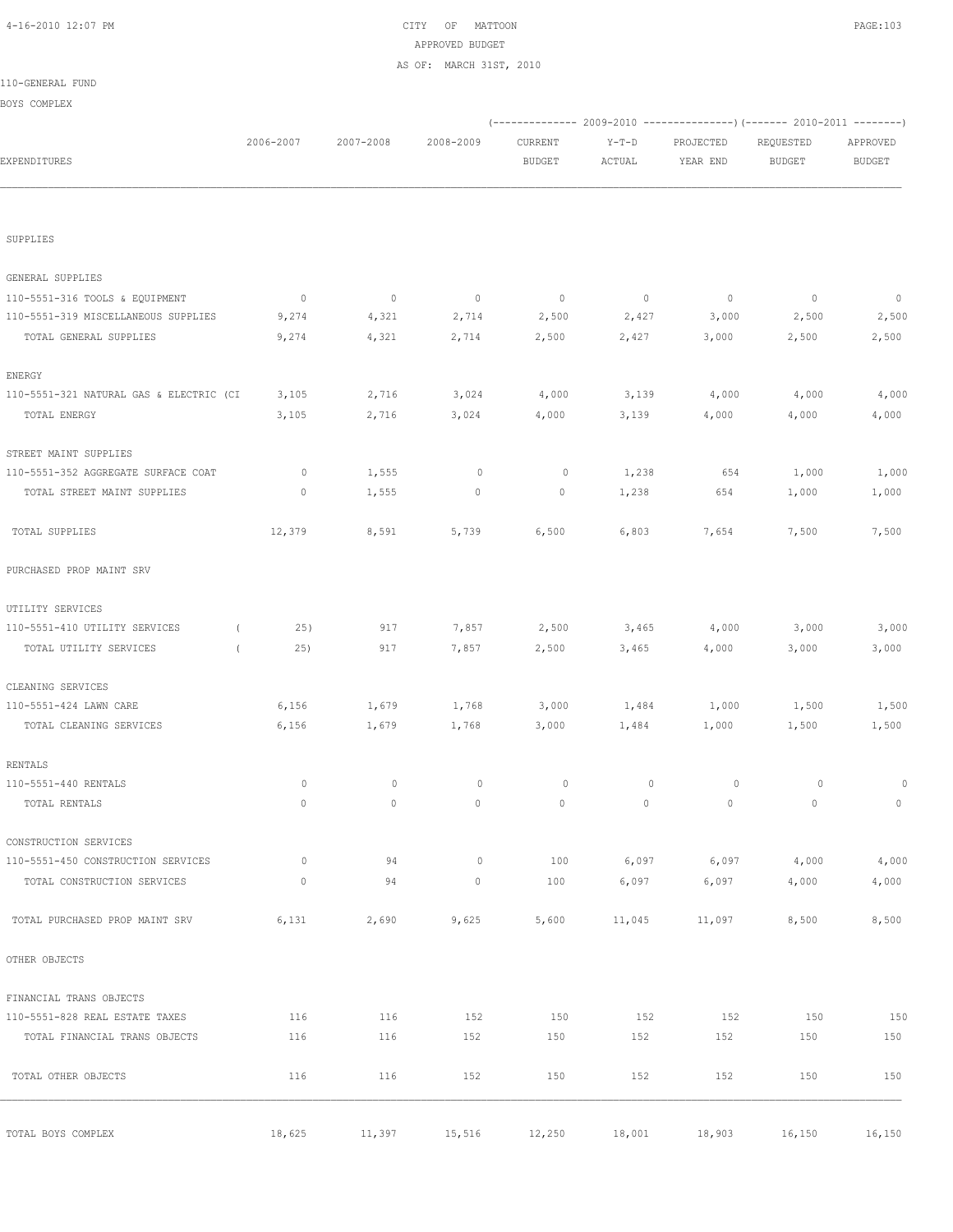CITY OF MATTOON
APPROVED BUDGET
AS OF: MARCH 31ST, 2010

110-GENERAL FUND

BOYS COMPLEX

| EXPENDITURES | 2006-2007 | 2007-2008 | 2008-2009 | (------- 2009-2010 CURRENT BUDGET | Y-T-D ACTUAL | PROJECTED YEAR END -------) | (------- 2010-2011 REQUESTED BUDGET | APPROVED BUDGET -------) |
|---|---|---|---|---|---|---|---|---|
| SUPPLIES | | | | | | | | |
| GENERAL SUPPLIES | | | | | | | | |
| 110-5551-316 TOOLS & EQUIPMENT | 0 | 0 | 0 | 0 | 0 | 0 | 0 | 0 |
| 110-5551-319 MISCELLANEOUS SUPPLIES | 9,274 | 4,321 | 2,714 | 2,500 | 2,427 | 3,000 | 2,500 | 2,500 |
| TOTAL GENERAL SUPPLIES | 9,274 | 4,321 | 2,714 | 2,500 | 2,427 | 3,000 | 2,500 | 2,500 |
| ENERGY | | | | | | | | |
| 110-5551-321 NATURAL GAS & ELECTRIC (CI | 3,105 | 2,716 | 3,024 | 4,000 | 3,139 | 4,000 | 4,000 | 4,000 |
| TOTAL ENERGY | 3,105 | 2,716 | 3,024 | 4,000 | 3,139 | 4,000 | 4,000 | 4,000 |
| STREET MAINT SUPPLIES | | | | | | | | |
| 110-5551-352 AGGREGATE SURFACE COAT | 0 | 1,555 | 0 | 0 | 1,238 | 654 | 1,000 | 1,000 |
| TOTAL STREET MAINT SUPPLIES | 0 | 1,555 | 0 | 0 | 1,238 | 654 | 1,000 | 1,000 |
| TOTAL SUPPLIES | 12,379 | 8,591 | 5,739 | 6,500 | 6,803 | 7,654 | 7,500 | 7,500 |
| PURCHASED PROP MAINT SRV | | | | | | | | |
| UTILITY SERVICES | | | | | | | | |
| 110-5551-410 UTILITY SERVICES | ( 25) | 917 | 7,857 | 2,500 | 3,465 | 4,000 | 3,000 | 3,000 |
| TOTAL UTILITY SERVICES | ( 25) | 917 | 7,857 | 2,500 | 3,465 | 4,000 | 3,000 | 3,000 |
| CLEANING SERVICES | | | | | | | | |
| 110-5551-424 LAWN CARE | 6,156 | 1,679 | 1,768 | 3,000 | 1,484 | 1,000 | 1,500 | 1,500 |
| TOTAL CLEANING SERVICES | 6,156 | 1,679 | 1,768 | 3,000 | 1,484 | 1,000 | 1,500 | 1,500 |
| RENTALS | | | | | | | | |
| 110-5551-440 RENTALS | 0 | 0 | 0 | 0 | 0 | 0 | 0 | 0 |
| TOTAL RENTALS | 0 | 0 | 0 | 0 | 0 | 0 | 0 | 0 |
| CONSTRUCTION SERVICES | | | | | | | | |
| 110-5551-450 CONSTRUCTION SERVICES | 0 | 94 | 0 | 100 | 6,097 | 6,097 | 4,000 | 4,000 |
| TOTAL CONSTRUCTION SERVICES | 0 | 94 | 0 | 100 | 6,097 | 6,097 | 4,000 | 4,000 |
| TOTAL PURCHASED PROP MAINT SRV | 6,131 | 2,690 | 9,625 | 5,600 | 11,045 | 11,097 | 8,500 | 8,500 |
| OTHER OBJECTS | | | | | | | | |
| FINANCIAL TRANS OBJECTS | | | | | | | | |
| 110-5551-828 REAL ESTATE TAXES | 116 | 116 | 152 | 150 | 152 | 152 | 150 | 150 |
| TOTAL FINANCIAL TRANS OBJECTS | 116 | 116 | 152 | 150 | 152 | 152 | 150 | 150 |
| TOTAL OTHER OBJECTS | 116 | 116 | 152 | 150 | 152 | 152 | 150 | 150 |
| TOTAL BOYS COMPLEX | 18,625 | 11,397 | 15,516 | 12,250 | 18,001 | 18,903 | 16,150 | 16,150 |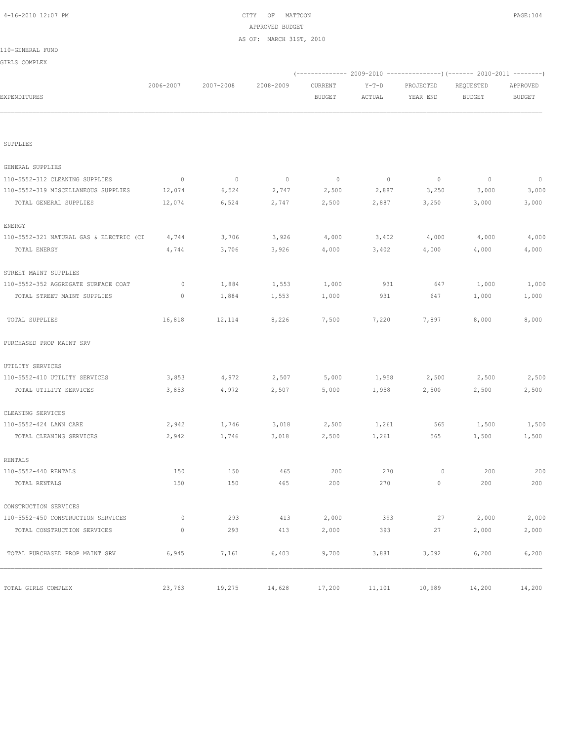CITY OF MATTOON
APPROVED BUDGET
AS OF: MARCH 31ST, 2010

110-GENERAL FUND

GIRLS COMPLEX

| EXPENDITURES | 2006-2007 | 2007-2008 | 2008-2009 | 2009-2010 CURRENT BUDGET | 2009-2010 Y-T-D ACTUAL | 2009-2010 PROJECTED YEAR END | 2010-2011 REQUESTED BUDGET | 2010-2011 APPROVED BUDGET |
|---|---|---|---|---|---|---|---|---|
| SUPPLIES | | | | | | | | |
| GENERAL SUPPLIES | | | | | | | | |
| 110-5552-312 CLEANING SUPPLIES | 0 | 0 | 0 | 0 | 0 | 0 | 0 | 0 |
| 110-5552-319 MISCELLANEOUS SUPPLIES | 12,074 | 6,524 | 2,747 | 2,500 | 2,887 | 3,250 | 3,000 | 3,000 |
| TOTAL GENERAL SUPPLIES | 12,074 | 6,524 | 2,747 | 2,500 | 2,887 | 3,250 | 3,000 | 3,000 |
| ENERGY | | | | | | | | |
| 110-5552-321 NATURAL GAS & ELECTRIC (CI | 4,744 | 3,706 | 3,926 | 4,000 | 3,402 | 4,000 | 4,000 | 4,000 |
| TOTAL ENERGY | 4,744 | 3,706 | 3,926 | 4,000 | 3,402 | 4,000 | 4,000 | 4,000 |
| STREET MAINT SUPPLIES | | | | | | | | |
| 110-5552-352 AGGREGATE SURFACE COAT | 0 | 1,884 | 1,553 | 1,000 | 931 | 647 | 1,000 | 1,000 |
| TOTAL STREET MAINT SUPPLIES | 0 | 1,884 | 1,553 | 1,000 | 931 | 647 | 1,000 | 1,000 |
| TOTAL SUPPLIES | 16,818 | 12,114 | 8,226 | 7,500 | 7,220 | 7,897 | 8,000 | 8,000 |
| PURCHASED PROP MAINT SRV | | | | | | | | |
| UTILITY SERVICES | | | | | | | | |
| 110-5552-410 UTILITY SERVICES | 3,853 | 4,972 | 2,507 | 5,000 | 1,958 | 2,500 | 2,500 | 2,500 |
| TOTAL UTILITY SERVICES | 3,853 | 4,972 | 2,507 | 5,000 | 1,958 | 2,500 | 2,500 | 2,500 |
| CLEANING SERVICES | | | | | | | | |
| 110-5552-424 LAWN CARE | 2,942 | 1,746 | 3,018 | 2,500 | 1,261 | 565 | 1,500 | 1,500 |
| TOTAL CLEANING SERVICES | 2,942 | 1,746 | 3,018 | 2,500 | 1,261 | 565 | 1,500 | 1,500 |
| RENTALS | | | | | | | | |
| 110-5552-440 RENTALS | 150 | 150 | 465 | 200 | 270 | 0 | 200 | 200 |
| TOTAL RENTALS | 150 | 150 | 465 | 200 | 270 | 0 | 200 | 200 |
| CONSTRUCTION SERVICES | | | | | | | | |
| 110-5552-450 CONSTRUCTION SERVICES | 0 | 293 | 413 | 2,000 | 393 | 27 | 2,000 | 2,000 |
| TOTAL CONSTRUCTION SERVICES | 0 | 293 | 413 | 2,000 | 393 | 27 | 2,000 | 2,000 |
| TOTAL PURCHASED PROP MAINT SRV | 6,945 | 7,161 | 6,403 | 9,700 | 3,881 | 3,092 | 6,200 | 6,200 |
| TOTAL GIRLS COMPLEX | 23,763 | 19,275 | 14,628 | 17,200 | 11,101 | 10,989 | 14,200 | 14,200 |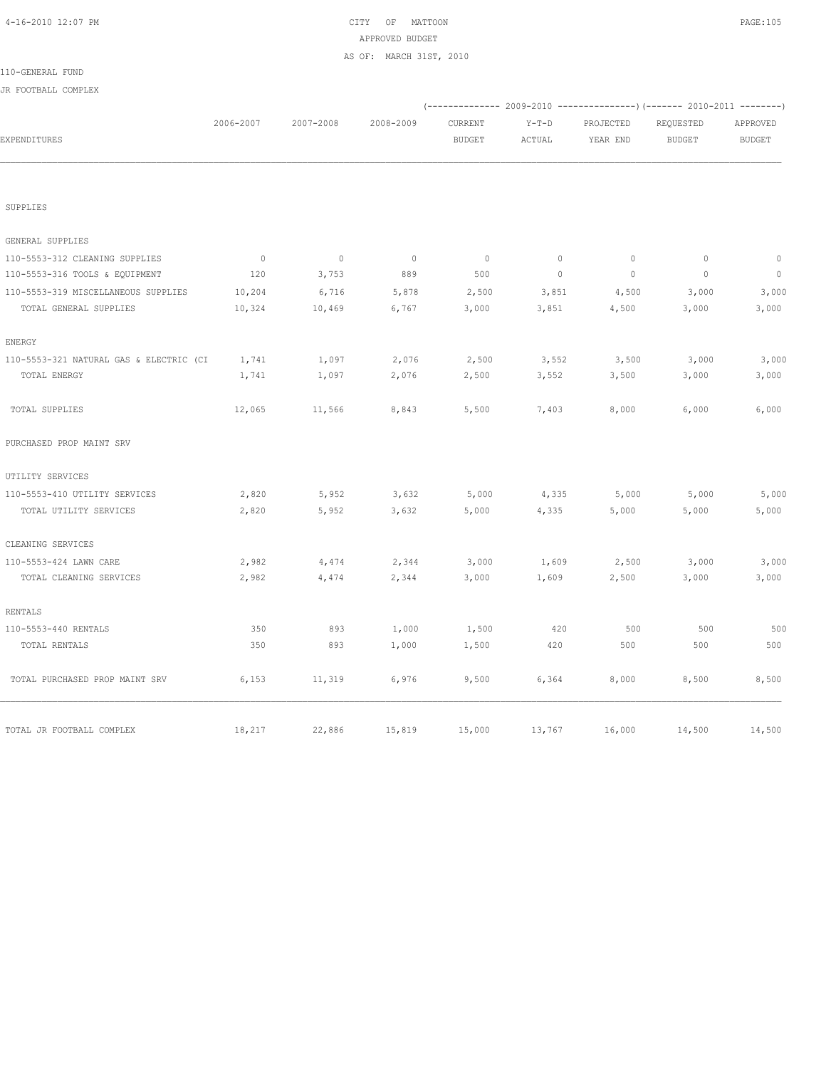CITY OF MATTOON
APPROVED BUDGET
AS OF: MARCH 31ST, 2010

110-GENERAL FUND

JR FOOTBALL COMPLEX

| EXPENDITURES | 2006-2007 | 2007-2008 | 2008-2009 | 2009-2010 CURRENT BUDGET | 2009-2010 Y-T-D ACTUAL | 2009-2010 PROJECTED YEAR END | 2010-2011 REQUESTED BUDGET | 2010-2011 APPROVED BUDGET |
|---|---|---|---|---|---|---|---|---|
| SUPPLIES | | | | | | | | |
| GENERAL SUPPLIES | | | | | | | | |
| 110-5553-312 CLEANING SUPPLIES | 0 | 0 | 0 | 0 | 0 | 0 | 0 | 0 |
| 110-5553-316 TOOLS & EQUIPMENT | 120 | 3,753 | 889 | 500 | 0 | 0 | 0 | 0 |
| 110-5553-319 MISCELLANEOUS SUPPLIES | 10,204 | 6,716 | 5,878 | 2,500 | 3,851 | 4,500 | 3,000 | 3,000 |
| TOTAL GENERAL SUPPLIES | 10,324 | 10,469 | 6,767 | 3,000 | 3,851 | 4,500 | 3,000 | 3,000 |
| ENERGY | | | | | | | | |
| 110-5553-321 NATURAL GAS & ELECTRIC (CI | 1,741 | 1,097 | 2,076 | 2,500 | 3,552 | 3,500 | 3,000 | 3,000 |
| TOTAL ENERGY | 1,741 | 1,097 | 2,076 | 2,500 | 3,552 | 3,500 | 3,000 | 3,000 |
| TOTAL SUPPLIES | 12,065 | 11,566 | 8,843 | 5,500 | 7,403 | 8,000 | 6,000 | 6,000 |
| PURCHASED PROP MAINT SRV | | | | | | | | |
| UTILITY SERVICES | | | | | | | | |
| 110-5553-410 UTILITY SERVICES | 2,820 | 5,952 | 3,632 | 5,000 | 4,335 | 5,000 | 5,000 | 5,000 |
| TOTAL UTILITY SERVICES | 2,820 | 5,952 | 3,632 | 5,000 | 4,335 | 5,000 | 5,000 | 5,000 |
| CLEANING SERVICES | | | | | | | | |
| 110-5553-424 LAWN CARE | 2,982 | 4,474 | 2,344 | 3,000 | 1,609 | 2,500 | 3,000 | 3,000 |
| TOTAL CLEANING SERVICES | 2,982 | 4,474 | 2,344 | 3,000 | 1,609 | 2,500 | 3,000 | 3,000 |
| RENTALS | | | | | | | | |
| 110-5553-440 RENTALS | 350 | 893 | 1,000 | 1,500 | 420 | 500 | 500 | 500 |
| TOTAL RENTALS | 350 | 893 | 1,000 | 1,500 | 420 | 500 | 500 | 500 |
| TOTAL PURCHASED PROP MAINT SRV | 6,153 | 11,319 | 6,976 | 9,500 | 6,364 | 8,000 | 8,500 | 8,500 |
| TOTAL JR FOOTBALL COMPLEX | 18,217 | 22,886 | 15,819 | 15,000 | 13,767 | 16,000 | 14,500 | 14,500 |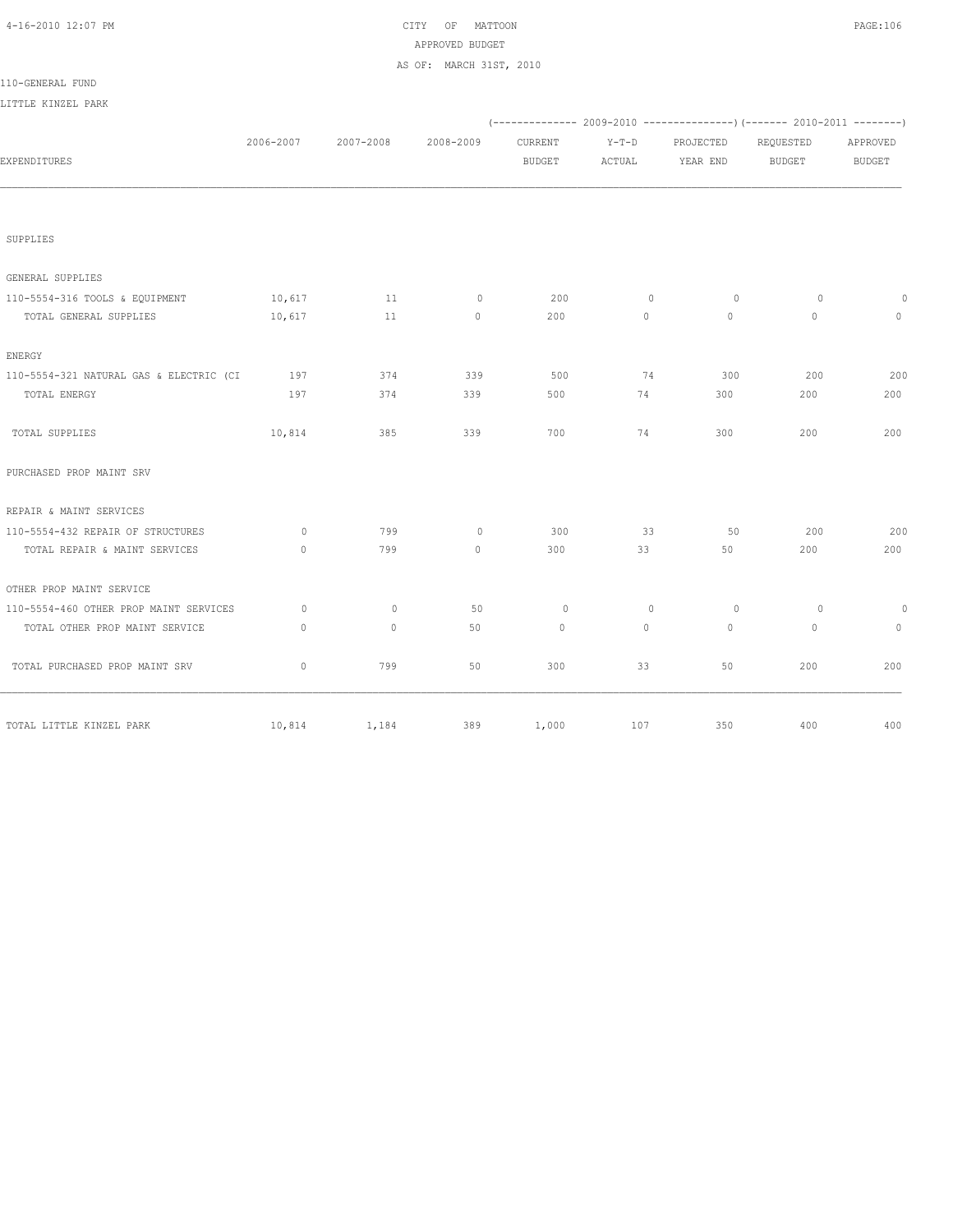CITY OF MATTOON
APPROVED BUDGET
AS OF: MARCH 31ST, 2010

110-GENERAL FUND

LITTLE KINZEL PARK

| EXPENDITURES | 2006-2007 | 2007-2008 | 2008-2009 | 2009-2010 CURRENT BUDGET | 2009-2010 Y-T-D ACTUAL | 2009-2010 PROJECTED YEAR END | 2010-2011 REQUESTED BUDGET | 2010-2011 APPROVED BUDGET |
|---|---|---|---|---|---|---|---|---|
| SUPPLIES | | | | | | | | |
| GENERAL SUPPLIES | | | | | | | | |
| 110-5554-316 TOOLS & EQUIPMENT | 10,617 | 11 | 0 | 200 | 0 | 0 | 0 | 0 |
| TOTAL GENERAL SUPPLIES | 10,617 | 11 | 0 | 200 | 0 | 0 | 0 | 0 |
| ENERGY | | | | | | | | |
| 110-5554-321 NATURAL GAS & ELECTRIC (CI | 197 | 374 | 339 | 500 | 74 | 300 | 200 | 200 |
| TOTAL ENERGY | 197 | 374 | 339 | 500 | 74 | 300 | 200 | 200 |
| TOTAL SUPPLIES | 10,814 | 385 | 339 | 700 | 74 | 300 | 200 | 200 |
| PURCHASED PROP MAINT SRV | | | | | | | | |
| REPAIR & MAINT SERVICES | | | | | | | | |
| 110-5554-432 REPAIR OF STRUCTURES | 0 | 799 | 0 | 300 | 33 | 50 | 200 | 200 |
| TOTAL REPAIR & MAINT SERVICES | 0 | 799 | 0 | 300 | 33 | 50 | 200 | 200 |
| OTHER PROP MAINT SERVICE | | | | | | | | |
| 110-5554-460 OTHER PROP MAINT SERVICES | 0 | 0 | 50 | 0 | 0 | 0 | 0 | 0 |
| TOTAL OTHER PROP MAINT SERVICE | 0 | 0 | 50 | 0 | 0 | 0 | 0 | 0 |
| TOTAL PURCHASED PROP MAINT SRV | 0 | 799 | 50 | 300 | 33 | 50 | 200 | 200 |
| TOTAL LITTLE KINZEL PARK | 10,814 | 1,184 | 389 | 1,000 | 107 | 350 | 400 | 400 |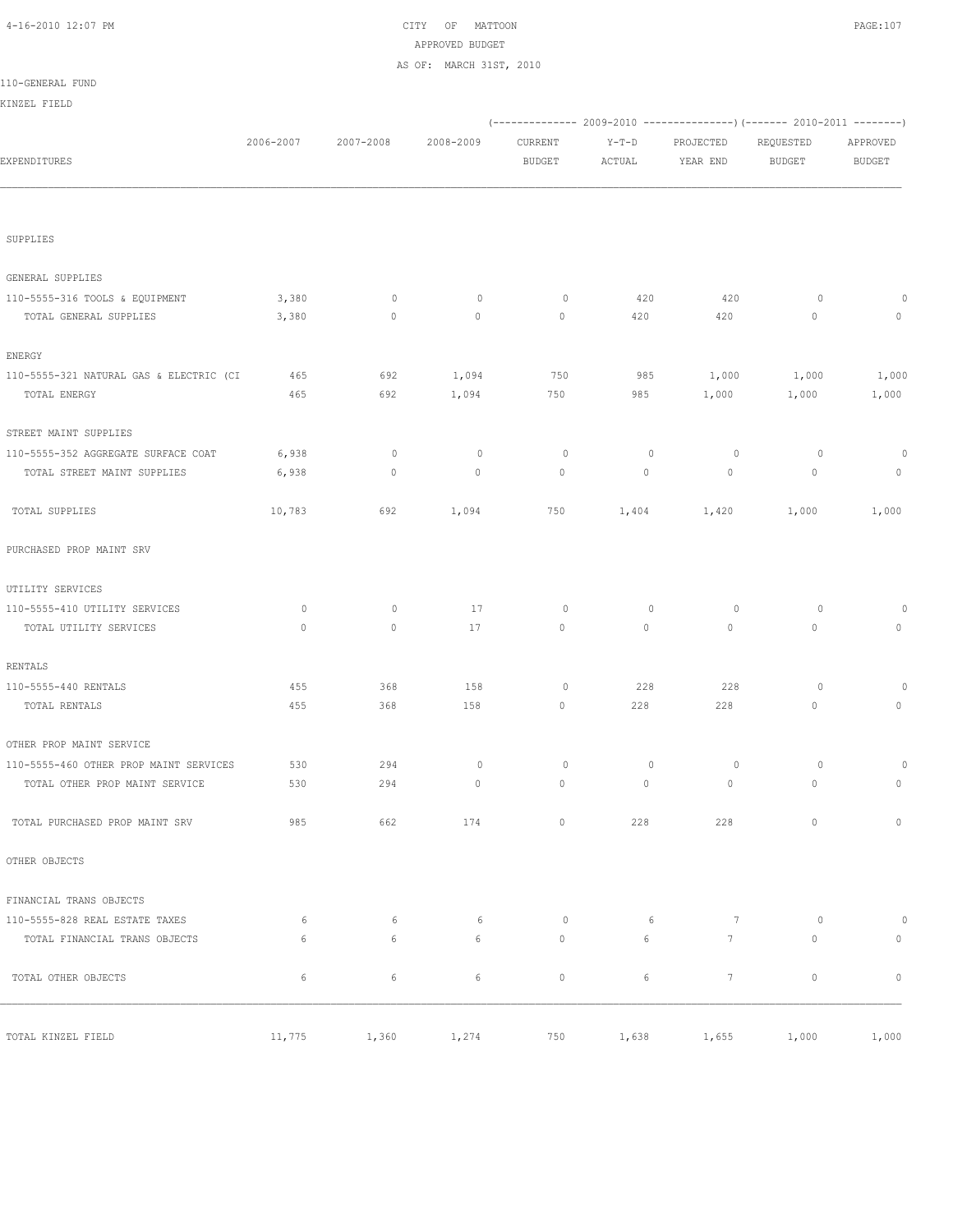CITY OF MATTOON
APPROVED BUDGET
AS OF: MARCH 31ST, 2010

110-GENERAL FUND
KINZEL FIELD

| EXPENDITURES | 2006-2007 | 2007-2008 | 2008-2009 | (2009-2010) CURRENT BUDGET | (2009-2010) Y-T-D ACTUAL | (2009-2010) PROJECTED YEAR END | (2010-2011) REQUESTED BUDGET | (2010-2011) APPROVED BUDGET |
|---|---|---|---|---|---|---|---|---|
| SUPPLIES | | | | | | | | |
| GENERAL SUPPLIES | | | | | | | | |
| 110-5555-316 TOOLS & EQUIPMENT | 3,380 | 0 | 0 | 0 | 420 | 420 | 0 | 0 |
| TOTAL GENERAL SUPPLIES | 3,380 | 0 | 0 | 0 | 420 | 420 | 0 | 0 |
| ENERGY | | | | | | | | |
| 110-5555-321 NATURAL GAS & ELECTRIC (CI | 465 | 692 | 1,094 | 750 | 985 | 1,000 | 1,000 | 1,000 |
| TOTAL ENERGY | 465 | 692 | 1,094 | 750 | 985 | 1,000 | 1,000 | 1,000 |
| STREET MAINT SUPPLIES | | | | | | | | |
| 110-5555-352 AGGREGATE SURFACE COAT | 6,938 | 0 | 0 | 0 | 0 | 0 | 0 | 0 |
| TOTAL STREET MAINT SUPPLIES | 6,938 | 0 | 0 | 0 | 0 | 0 | 0 | 0 |
| TOTAL SUPPLIES | 10,783 | 692 | 1,094 | 750 | 1,404 | 1,420 | 1,000 | 1,000 |
| PURCHASED PROP MAINT SRV | | | | | | | | |
| UTILITY SERVICES | | | | | | | | |
| 110-5555-410 UTILITY SERVICES | 0 | 0 | 17 | 0 | 0 | 0 | 0 | 0 |
| TOTAL UTILITY SERVICES | 0 | 0 | 17 | 0 | 0 | 0 | 0 | 0 |
| RENTALS | | | | | | | | |
| 110-5555-440 RENTALS | 455 | 368 | 158 | 0 | 228 | 228 | 0 | 0 |
| TOTAL RENTALS | 455 | 368 | 158 | 0 | 228 | 228 | 0 | 0 |
| OTHER PROP MAINT SERVICE | | | | | | | | |
| 110-5555-460 OTHER PROP MAINT SERVICES | 530 | 294 | 0 | 0 | 0 | 0 | 0 | 0 |
| TOTAL OTHER PROP MAINT SERVICE | 530 | 294 | 0 | 0 | 0 | 0 | 0 | 0 |
| TOTAL PURCHASED PROP MAINT SRV | 985 | 662 | 174 | 0 | 228 | 228 | 0 | 0 |
| OTHER OBJECTS | | | | | | | | |
| FINANCIAL TRANS OBJECTS | | | | | | | | |
| 110-5555-828 REAL ESTATE TAXES | 6 | 6 | 6 | 0 | 6 | 7 | 0 | 0 |
| TOTAL FINANCIAL TRANS OBJECTS | 6 | 6 | 6 | 0 | 6 | 7 | 0 | 0 |
| TOTAL OTHER OBJECTS | 6 | 6 | 6 | 0 | 6 | 7 | 0 | 0 |
| TOTAL KINZEL FIELD | 11,775 | 1,360 | 1,274 | 750 | 1,638 | 1,655 | 1,000 | 1,000 |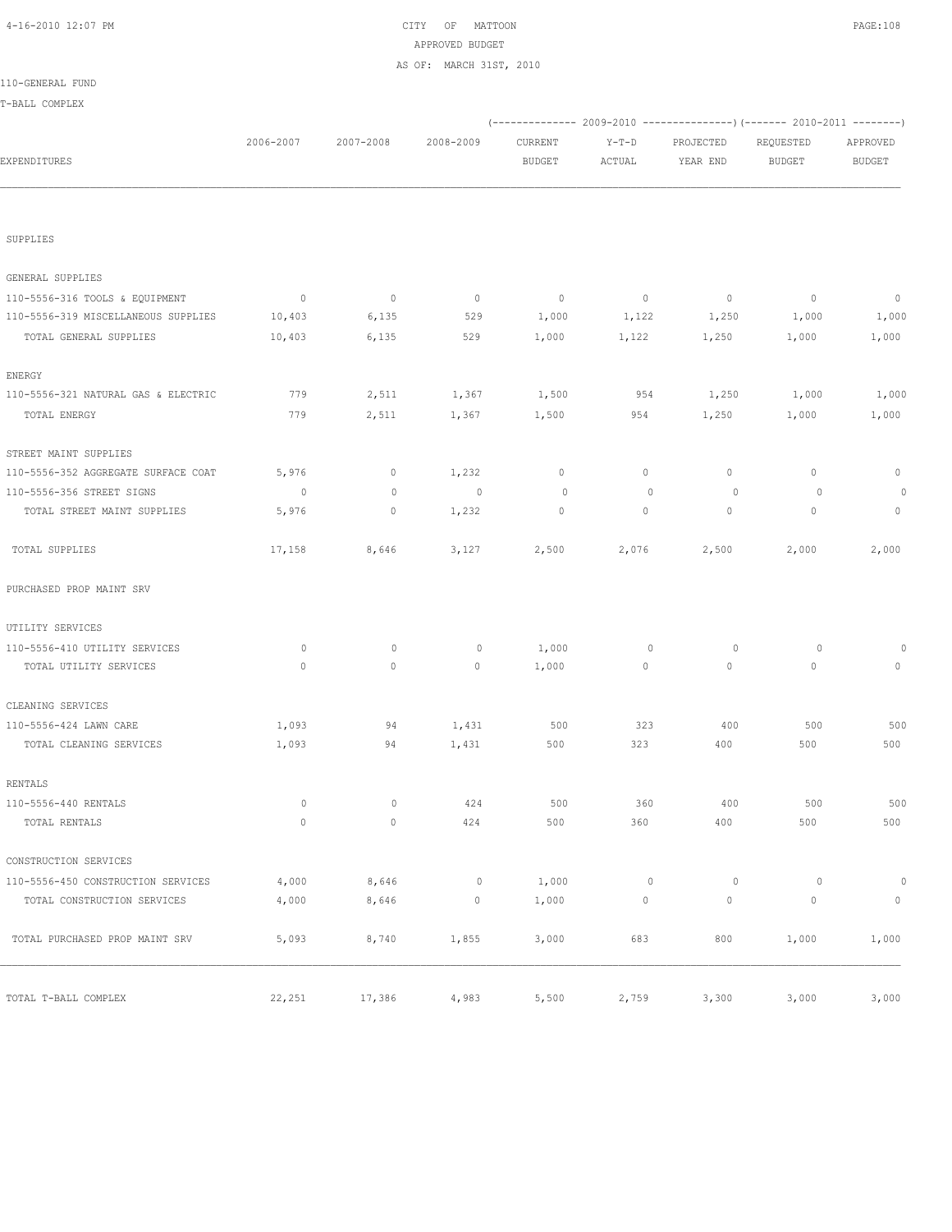CITY OF MATTOON
APPROVED BUDGET
AS OF: MARCH 31ST, 2010

110-GENERAL FUND

T-BALL COMPLEX

| EXPENDITURES | 2006-2007 | 2007-2008 | 2008-2009 | 2009-2010 CURRENT BUDGET | 2009-2010 Y-T-D ACTUAL | 2009-2010 PROJECTED YEAR END | 2010-2011 REQUESTED BUDGET | 2010-2011 APPROVED BUDGET |
|---|---|---|---|---|---|---|---|---|
| SUPPLIES | | | | | | | | |
| GENERAL SUPPLIES | | | | | | | | |
| 110-5556-316 TOOLS & EQUIPMENT | 0 | 0 | 0 | 0 | 0 | 0 | 0 | 0 |
| 110-5556-319 MISCELLANEOUS SUPPLIES | 10,403 | 6,135 | 529 | 1,000 | 1,122 | 1,250 | 1,000 | 1,000 |
| TOTAL GENERAL SUPPLIES | 10,403 | 6,135 | 529 | 1,000 | 1,122 | 1,250 | 1,000 | 1,000 |
| ENERGY | | | | | | | | |
| 110-5556-321 NATURAL GAS & ELECTRIC | 779 | 2,511 | 1,367 | 1,500 | 954 | 1,250 | 1,000 | 1,000 |
| TOTAL ENERGY | 779 | 2,511 | 1,367 | 1,500 | 954 | 1,250 | 1,000 | 1,000 |
| STREET MAINT SUPPLIES | | | | | | | | |
| 110-5556-352 AGGREGATE SURFACE COAT | 5,976 | 0 | 1,232 | 0 | 0 | 0 | 0 | 0 |
| 110-5556-356 STREET SIGNS | 0 | 0 | 0 | 0 | 0 | 0 | 0 | 0 |
| TOTAL STREET MAINT SUPPLIES | 5,976 | 0 | 1,232 | 0 | 0 | 0 | 0 | 0 |
| TOTAL SUPPLIES | 17,158 | 8,646 | 3,127 | 2,500 | 2,076 | 2,500 | 2,000 | 2,000 |
| PURCHASED PROP MAINT SRV | | | | | | | | |
| UTILITY SERVICES | | | | | | | | |
| 110-5556-410 UTILITY SERVICES | 0 | 0 | 0 | 1,000 | 0 | 0 | 0 | 0 |
| TOTAL UTILITY SERVICES | 0 | 0 | 0 | 1,000 | 0 | 0 | 0 | 0 |
| CLEANING SERVICES | | | | | | | | |
| 110-5556-424 LAWN CARE | 1,093 | 94 | 1,431 | 500 | 323 | 400 | 500 | 500 |
| TOTAL CLEANING SERVICES | 1,093 | 94 | 1,431 | 500 | 323 | 400 | 500 | 500 |
| RENTALS | | | | | | | | |
| 110-5556-440 RENTALS | 0 | 0 | 424 | 500 | 360 | 400 | 500 | 500 |
| TOTAL RENTALS | 0 | 0 | 424 | 500 | 360 | 400 | 500 | 500 |
| CONSTRUCTION SERVICES | | | | | | | | |
| 110-5556-450 CONSTRUCTION SERVICES | 4,000 | 8,646 | 0 | 1,000 | 0 | 0 | 0 | 0 |
| TOTAL CONSTRUCTION SERVICES | 4,000 | 8,646 | 0 | 1,000 | 0 | 0 | 0 | 0 |
| TOTAL PURCHASED PROP MAINT SRV | 5,093 | 8,740 | 1,855 | 3,000 | 683 | 800 | 1,000 | 1,000 |
| TOTAL T-BALL COMPLEX | 22,251 | 17,386 | 4,983 | 5,500 | 2,759 | 3,300 | 3,000 | 3,000 |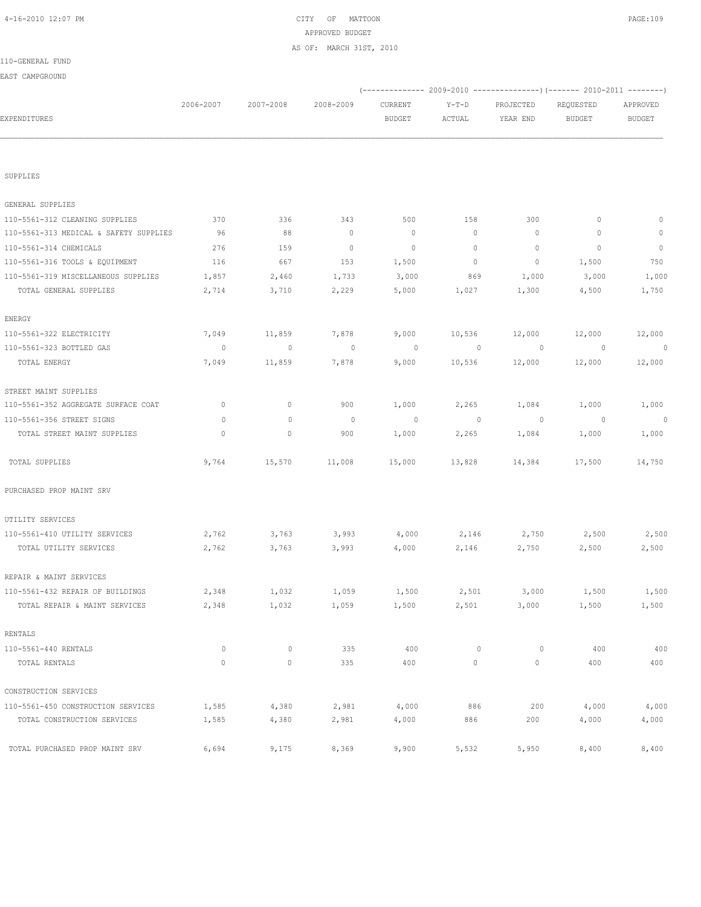CITY OF MATTOON
APPROVED BUDGET
AS OF: MARCH 31ST, 2010

110-GENERAL FUND

EAST CAMPGROUND

| EXPENDITURES | 2006-2007 | 2007-2008 | 2008-2009 | 2009-2010 CURRENT BUDGET | 2009-2010 Y-T-D ACTUAL | 2009-2010 PROJECTED YEAR END | 2010-2011 REQUESTED BUDGET | 2010-2011 APPROVED BUDGET |
|---|---|---|---|---|---|---|---|---|
| SUPPLIES | | | | | | | | |
| GENERAL SUPPLIES | | | | | | | | |
| 110-5561-312 CLEANING SUPPLIES | 370 | 336 | 343 | 500 | 158 | 300 | 0 | 0 |
| 110-5561-313 MEDICAL & SAFETY SUPPLIES | 96 | 88 | 0 | 0 | 0 | 0 | 0 | 0 |
| 110-5561-314 CHEMICALS | 276 | 159 | 0 | 0 | 0 | 0 | 0 | 0 |
| 110-5561-316 TOOLS & EQUIPMENT | 116 | 667 | 153 | 1,500 | 0 | 0 | 1,500 | 750 |
| 110-5561-319 MISCELLANEOUS SUPPLIES | 1,857 | 2,460 | 1,733 | 3,000 | 869 | 1,000 | 3,000 | 1,000 |
| TOTAL GENERAL SUPPLIES | 2,714 | 3,710 | 2,229 | 5,000 | 1,027 | 1,300 | 4,500 | 1,750 |
| ENERGY | | | | | | | | |
| 110-5561-322 ELECTRICITY | 7,049 | 11,859 | 7,878 | 9,000 | 10,536 | 12,000 | 12,000 | 12,000 |
| 110-5561-323 BOTTLED GAS | 0 | 0 | 0 | 0 | 0 | 0 | 0 | 0 |
| TOTAL ENERGY | 7,049 | 11,859 | 7,878 | 9,000 | 10,536 | 12,000 | 12,000 | 12,000 |
| STREET MAINT SUPPLIES | | | | | | | | |
| 110-5561-352 AGGREGATE SURFACE COAT | 0 | 0 | 900 | 1,000 | 2,265 | 1,084 | 1,000 | 1,000 |
| 110-5561-356 STREET SIGNS | 0 | 0 | 0 | 0 | 0 | 0 | 0 | 0 |
| TOTAL STREET MAINT SUPPLIES | 0 | 0 | 900 | 1,000 | 2,265 | 1,084 | 1,000 | 1,000 |
| TOTAL SUPPLIES | 9,764 | 15,570 | 11,008 | 15,000 | 13,828 | 14,384 | 17,500 | 14,750 |
| PURCHASED PROP MAINT SRV | | | | | | | | |
| UTILITY SERVICES | | | | | | | | |
| 110-5561-410 UTILITY SERVICES | 2,762 | 3,763 | 3,993 | 4,000 | 2,146 | 2,750 | 2,500 | 2,500 |
| TOTAL UTILITY SERVICES | 2,762 | 3,763 | 3,993 | 4,000 | 2,146 | 2,750 | 2,500 | 2,500 |
| REPAIR & MAINT SERVICES | | | | | | | | |
| 110-5561-432 REPAIR OF BUILDINGS | 2,348 | 1,032 | 1,059 | 1,500 | 2,501 | 3,000 | 1,500 | 1,500 |
| TOTAL REPAIR & MAINT SERVICES | 2,348 | 1,032 | 1,059 | 1,500 | 2,501 | 3,000 | 1,500 | 1,500 |
| RENTALS | | | | | | | | |
| 110-5561-440 RENTALS | 0 | 0 | 335 | 400 | 0 | 0 | 400 | 400 |
| TOTAL RENTALS | 0 | 0 | 335 | 400 | 0 | 0 | 400 | 400 |
| CONSTRUCTION SERVICES | | | | | | | | |
| 110-5561-450 CONSTRUCTION SERVICES | 1,585 | 4,380 | 2,981 | 4,000 | 886 | 200 | 4,000 | 4,000 |
| TOTAL CONSTRUCTION SERVICES | 1,585 | 4,380 | 2,981 | 4,000 | 886 | 200 | 4,000 | 4,000 |
| TOTAL PURCHASED PROP MAINT SRV | 6,694 | 9,175 | 8,369 | 9,900 | 5,532 | 5,950 | 8,400 | 8,400 |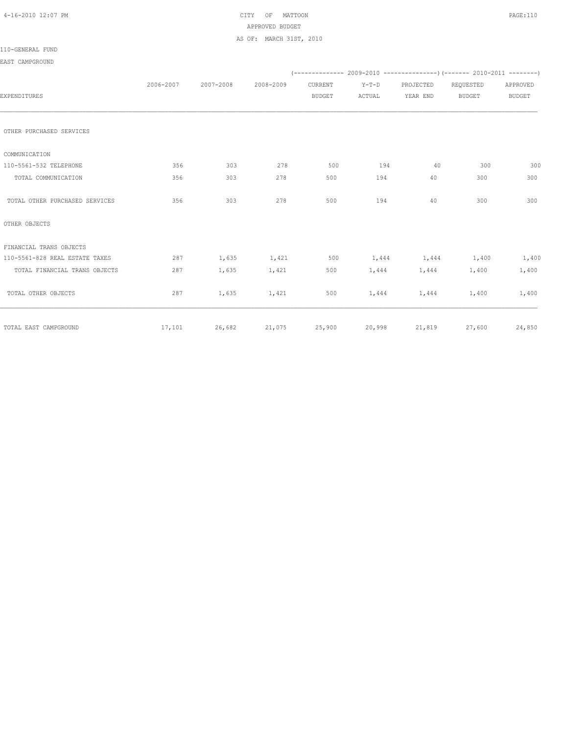CITY OF MATTOON
APPROVED BUDGET
AS OF: MARCH 31ST, 2010

110-GENERAL FUND

EAST CAMPGROUND

| EXPENDITURES | 2006-2007 | 2007-2008 | 2008-2009 | 2009-2010 CURRENT BUDGET | 2009-2010 Y-T-D ACTUAL | 2009-2010 PROJECTED YEAR END | 2010-2011 REQUESTED BUDGET | 2010-2011 APPROVED BUDGET |
|---|---|---|---|---|---|---|---|---|
| OTHER PURCHASED SERVICES | | | | | | | | |
| COMMUNICATION | | | | | | | | |
| 110-5561-532 TELEPHONE | 356 | 303 | 278 | 500 | 194 | 40 | 300 | 300 |
| TOTAL COMMUNICATION | 356 | 303 | 278 | 500 | 194 | 40 | 300 | 300 |
| TOTAL OTHER PURCHASED SERVICES | 356 | 303 | 278 | 500 | 194 | 40 | 300 | 300 |
| OTHER OBJECTS | | | | | | | | |
| FINANCIAL TRANS OBJECTS | | | | | | | | |
| 110-5561-828 REAL ESTATE TAXES | 287 | 1,635 | 1,421 | 500 | 1,444 | 1,444 | 1,400 | 1,400 |
| TOTAL FINANCIAL TRANS OBJECTS | 287 | 1,635 | 1,421 | 500 | 1,444 | 1,444 | 1,400 | 1,400 |
| TOTAL OTHER OBJECTS | 287 | 1,635 | 1,421 | 500 | 1,444 | 1,444 | 1,400 | 1,400 |
| TOTAL EAST CAMPGROUND | 17,101 | 26,682 | 21,075 | 25,900 | 20,998 | 21,819 | 27,600 | 24,850 |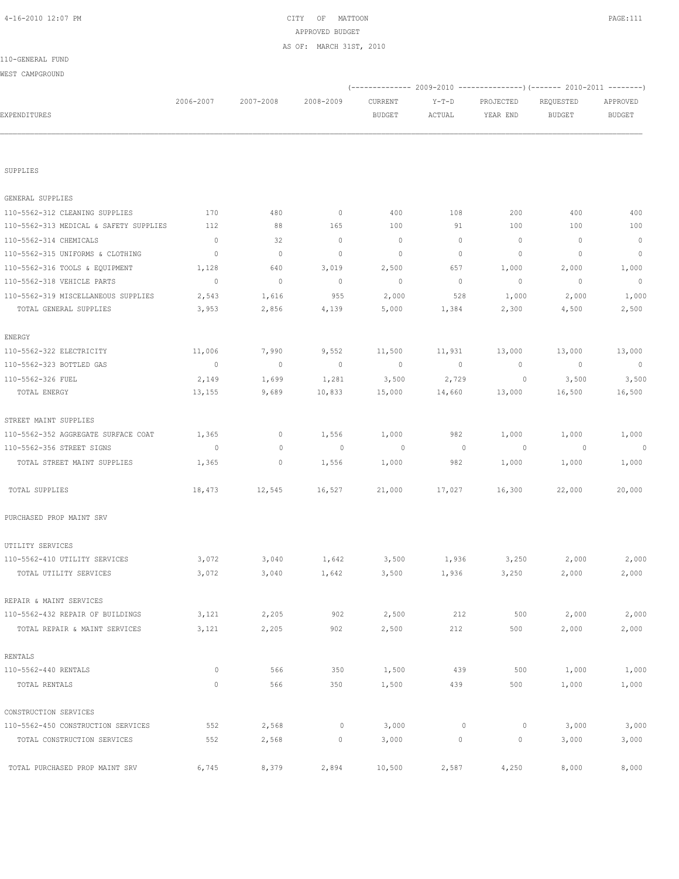CITY OF MATTOON
APPROVED BUDGET
AS OF: MARCH 31ST, 2010

110-GENERAL FUND
WEST CAMPGROUND

| EXPENDITURES | 2006-2007 | 2007-2008 | 2008-2009 | 2009-2010 CURRENT BUDGET | 2009-2010 Y-T-D ACTUAL | 2009-2010 PROJECTED YEAR END | 2010-2011 REQUESTED BUDGET | 2010-2011 APPROVED BUDGET |
|---|---|---|---|---|---|---|---|---|
| SUPPLIES | | | | | | | | |
| GENERAL SUPPLIES | | | | | | | | |
| 110-5562-312 CLEANING SUPPLIES | 170 | 480 | 0 | 400 | 108 | 200 | 400 | 400 |
| 110-5562-313 MEDICAL & SAFETY SUPPLIES | 112 | 88 | 165 | 100 | 91 | 100 | 100 | 100 |
| 110-5562-314 CHEMICALS | 0 | 32 | 0 | 0 | 0 | 0 | 0 | 0 |
| 110-5562-315 UNIFORMS & CLOTHING | 0 | 0 | 0 | 0 | 0 | 0 | 0 | 0 |
| 110-5562-316 TOOLS & EQUIPMENT | 1,128 | 640 | 3,019 | 2,500 | 657 | 1,000 | 2,000 | 1,000 |
| 110-5562-318 VEHICLE PARTS | 0 | 0 | 0 | 0 | 0 | 0 | 0 | 0 |
| 110-5562-319 MISCELLANEOUS SUPPLIES | 2,543 | 1,616 | 955 | 2,000 | 528 | 1,000 | 2,000 | 1,000 |
| TOTAL GENERAL SUPPLIES | 3,953 | 2,856 | 4,139 | 5,000 | 1,384 | 2,300 | 4,500 | 2,500 |
| ENERGY | | | | | | | | |
| 110-5562-322 ELECTRICITY | 11,006 | 7,990 | 9,552 | 11,500 | 11,931 | 13,000 | 13,000 | 13,000 |
| 110-5562-323 BOTTLED GAS | 0 | 0 | 0 | 0 | 0 | 0 | 0 | 0 |
| 110-5562-326 FUEL | 2,149 | 1,699 | 1,281 | 3,500 | 2,729 | 0 | 3,500 | 3,500 |
| TOTAL ENERGY | 13,155 | 9,689 | 10,833 | 15,000 | 14,660 | 13,000 | 16,500 | 16,500 |
| STREET MAINT SUPPLIES | | | | | | | | |
| 110-5562-352 AGGREGATE SURFACE COAT | 1,365 | 0 | 1,556 | 1,000 | 982 | 1,000 | 1,000 | 1,000 |
| 110-5562-356 STREET SIGNS | 0 | 0 | 0 | 0 | 0 | 0 | 0 | 0 |
| TOTAL STREET MAINT SUPPLIES | 1,365 | 0 | 1,556 | 1,000 | 982 | 1,000 | 1,000 | 1,000 |
| TOTAL SUPPLIES | 18,473 | 12,545 | 16,527 | 21,000 | 17,027 | 16,300 | 22,000 | 20,000 |
| PURCHASED PROP MAINT SRV | | | | | | | | |
| UTILITY SERVICES | | | | | | | | |
| 110-5562-410 UTILITY SERVICES | 3,072 | 3,040 | 1,642 | 3,500 | 1,936 | 3,250 | 2,000 | 2,000 |
| TOTAL UTILITY SERVICES | 3,072 | 3,040 | 1,642 | 3,500 | 1,936 | 3,250 | 2,000 | 2,000 |
| REPAIR & MAINT SERVICES | | | | | | | | |
| 110-5562-432 REPAIR OF BUILDINGS | 3,121 | 2,205 | 902 | 2,500 | 212 | 500 | 2,000 | 2,000 |
| TOTAL REPAIR & MAINT SERVICES | 3,121 | 2,205 | 902 | 2,500 | 212 | 500 | 2,000 | 2,000 |
| RENTALS | | | | | | | | |
| 110-5562-440 RENTALS | 0 | 566 | 350 | 1,500 | 439 | 500 | 1,000 | 1,000 |
| TOTAL RENTALS | 0 | 566 | 350 | 1,500 | 439 | 500 | 1,000 | 1,000 |
| CONSTRUCTION SERVICES | | | | | | | | |
| 110-5562-450 CONSTRUCTION SERVICES | 552 | 2,568 | 0 | 3,000 | 0 | 0 | 3,000 | 3,000 |
| TOTAL CONSTRUCTION SERVICES | 552 | 2,568 | 0 | 3,000 | 0 | 0 | 3,000 | 3,000 |
| TOTAL PURCHASED PROP MAINT SRV | 6,745 | 8,379 | 2,894 | 10,500 | 2,587 | 4,250 | 8,000 | 8,000 |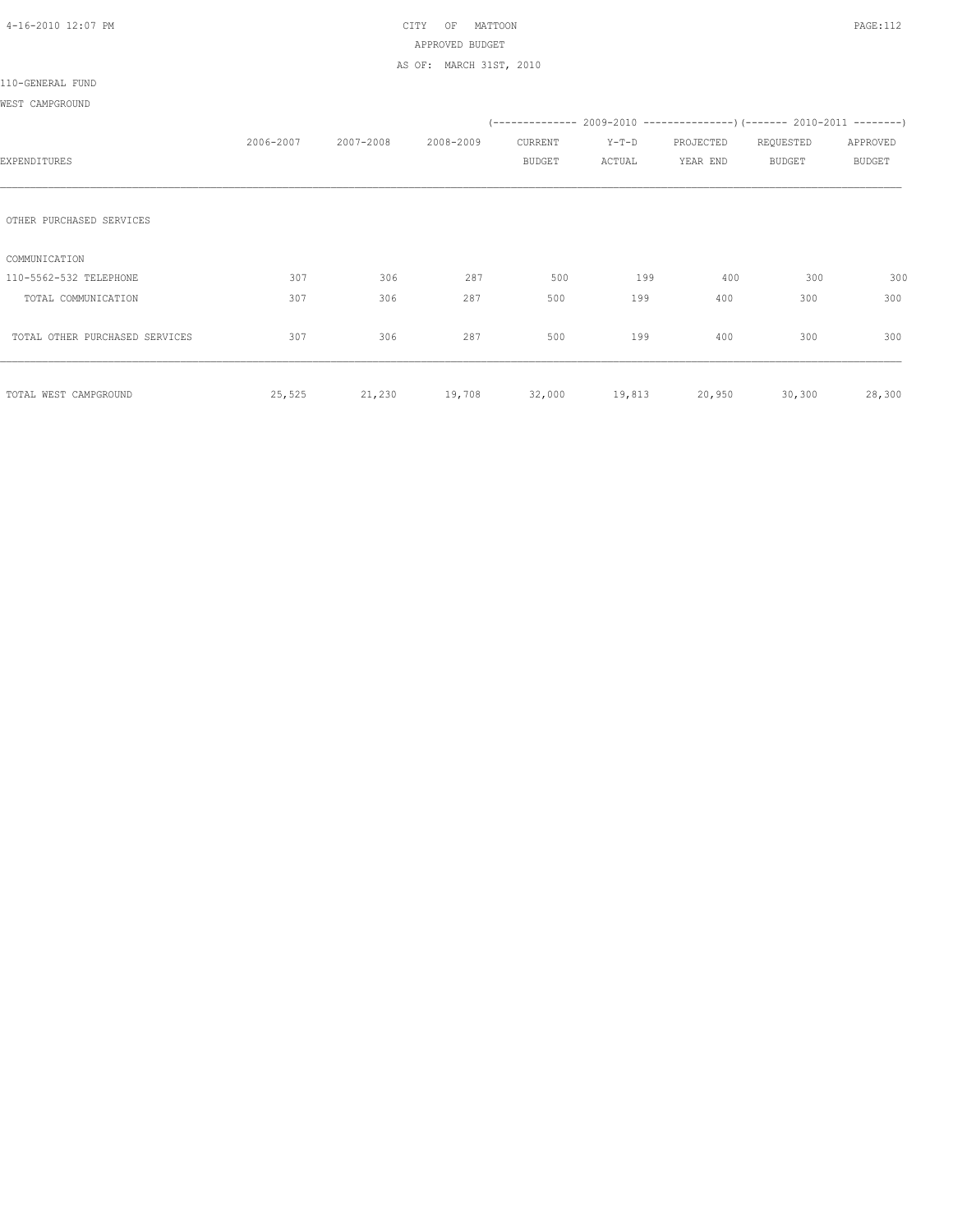CITY OF MATTOON
APPROVED BUDGET
AS OF: MARCH 31ST, 2010

110-GENERAL FUND

WEST CAMPGROUND

| EXPENDITURES | 2006-2007 | 2007-2008 | 2008-2009 | 2009-2010 CURRENT BUDGET | 2009-2010 Y-T-D ACTUAL | 2009-2010 PROJECTED YEAR END | 2010-2011 REQUESTED BUDGET | 2010-2011 APPROVED BUDGET |
|---|---|---|---|---|---|---|---|---|
| OTHER PURCHASED SERVICES | | | | | | | | |
| COMMUNICATION | | | | | | | | |
| 110-5562-532 TELEPHONE | 307 | 306 | 287 | 500 | 199 | 400 | 300 | 300 |
| TOTAL COMMUNICATION | 307 | 306 | 287 | 500 | 199 | 400 | 300 | 300 |
| TOTAL OTHER PURCHASED SERVICES | 307 | 306 | 287 | 500 | 199 | 400 | 300 | 300 |
| TOTAL WEST CAMPGROUND | 25,525 | 21,230 | 19,708 | 32,000 | 19,813 | 20,950 | 30,300 | 28,300 |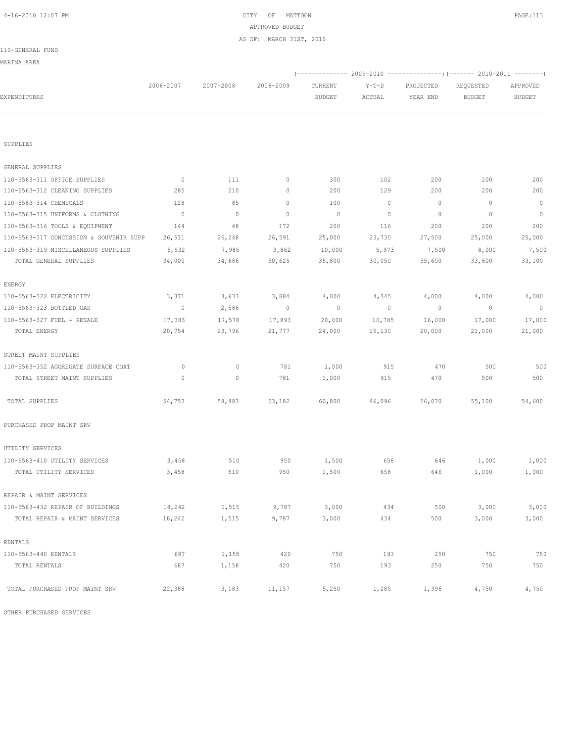CITY OF MATTOON
APPROVED BUDGET
AS OF: MARCH 31ST, 2010

110-GENERAL FUND

MARINA AREA

| EXPENDITURES | 2006-2007 | 2007-2008 | 2008-2009 | 2009-2010 CURRENT BUDGET | 2009-2010 Y-T-D ACTUAL | 2009-2010 PROJECTED YEAR END | 2010-2011 REQUESTED BUDGET | 2010-2011 APPROVED BUDGET |
|---|---|---|---|---|---|---|---|---|
| SUPPLIES | | | | | | | | |
| GENERAL SUPPLIES | | | | | | | | |
| 110-5563-311 OFFICE SUPPLIES | 0 | 111 | 0 | 300 | 102 | 200 | 200 | 200 |
| 110-5563-312 CLEANING SUPPLIES | 285 | 210 | 0 | 200 | 129 | 200 | 200 | 200 |
| 110-5563-314 CHEMICALS | 128 | 85 | 0 | 100 | 0 | 0 | 0 | 0 |
| 110-5563-315 UNIFORMS & CLOTHING | 0 | 0 | 0 | 0 | 0 | 0 | 0 | 0 |
| 110-5563-316 TOOLS & EQUIPMENT | 144 | 48 | 172 | 200 | 116 | 200 | 200 | 200 |
| 110-5563-317 CONCESSION & SOUVENIR SUPP | 26,511 | 26,248 | 26,591 | 25,000 | 23,730 | 27,500 | 25,000 | 25,000 |
| 110-5563-319 MISCELLANEOUS SUPPLIES | 6,932 | 7,985 | 3,862 | 10,000 | 5,973 | 7,500 | 8,000 | 7,500 |
| TOTAL GENERAL SUPPLIES | 34,000 | 34,686 | 30,625 | 35,800 | 30,050 | 35,600 | 33,600 | 33,100 |
| ENERGY | | | | | | | | |
| 110-5563-322 ELECTRICITY | 3,371 | 3,633 | 3,884 | 4,000 | 4,345 | 4,000 | 4,000 | 4,000 |
| 110-5563-323 BOTTLED GAS | 0 | 2,586 | 0 | 0 | 0 | 0 | 0 | 0 |
| 110-5563-327 FUEL - RESALE | 17,383 | 17,578 | 17,893 | 20,000 | 10,785 | 16,000 | 17,000 | 17,000 |
| TOTAL ENERGY | 20,754 | 23,796 | 21,777 | 24,000 | 15,130 | 20,000 | 21,000 | 21,000 |
| STREET MAINT SUPPLIES | | | | | | | | |
| 110-5563-352 AGGREGATE SURFACE COAT | 0 | 0 | 781 | 1,000 | 915 | 470 | 500 | 500 |
| TOTAL STREET MAINT SUPPLIES | 0 | 0 | 781 | 1,000 | 915 | 470 | 500 | 500 |
| TOTAL SUPPLIES | 54,753 | 58,483 | 53,182 | 60,800 | 46,096 | 56,070 | 55,100 | 54,600 |
| PURCHASED PROP MAINT SRV | | | | | | | | |
| UTILITY SERVICES | | | | | | | | |
| 110-5563-410 UTILITY SERVICES | 3,458 | 510 | 950 | 1,500 | 658 | 646 | 1,000 | 1,000 |
| TOTAL UTILITY SERVICES | 3,458 | 510 | 950 | 1,500 | 658 | 646 | 1,000 | 1,000 |
| REPAIR & MAINT SERVICES | | | | | | | | |
| 110-5563-432 REPAIR OF BUILDINGS | 18,242 | 1,515 | 9,787 | 3,000 | 434 | 500 | 3,000 | 3,000 |
| TOTAL REPAIR & MAINT SERVICES | 18,242 | 1,515 | 9,787 | 3,000 | 434 | 500 | 3,000 | 3,000 |
| RENTALS | | | | | | | | |
| 110-5563-440 RENTALS | 687 | 1,158 | 420 | 750 | 193 | 250 | 750 | 750 |
| TOTAL RENTALS | 687 | 1,158 | 420 | 750 | 193 | 250 | 750 | 750 |
| TOTAL PURCHASED PROP MAINT SRV | 22,388 | 3,183 | 11,157 | 5,250 | 1,285 | 1,396 | 4,750 | 4,750 |

OTHER PURCHASED SERVICES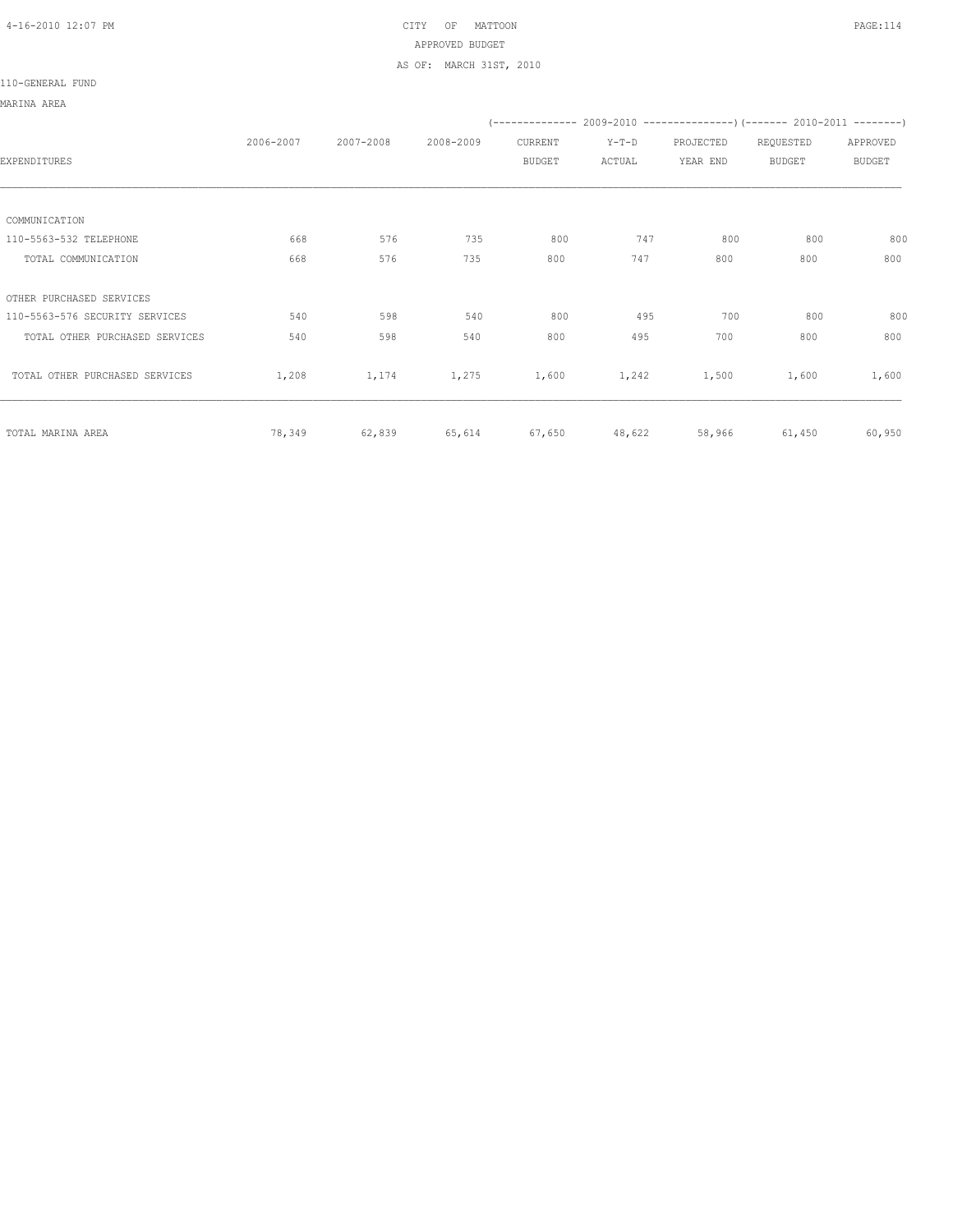CITY OF MATTOON
APPROVED BUDGET
AS OF: MARCH 31ST, 2010

110-GENERAL FUND

MARINA AREA

| EXPENDITURES | 2006-2007 | 2007-2008 | 2008-2009 | (-------------- 2009-2010 CURRENT BUDGET | Y-T-D ACTUAL | PROJECTED YEAR END ---------------) | (------- 2010-2011 REQUESTED BUDGET | APPROVED BUDGET --------) |
|---|---|---|---|---|---|---|---|---|
| COMMUNICATION | | | | | | | | |
| 110-5563-532 TELEPHONE | 668 | 576 | 735 | 800 | 747 | 800 | 800 | 800 |
| TOTAL COMMUNICATION | 668 | 576 | 735 | 800 | 747 | 800 | 800 | 800 |
| OTHER PURCHASED SERVICES | | | | | | | | |
| 110-5563-576 SECURITY SERVICES | 540 | 598 | 540 | 800 | 495 | 700 | 800 | 800 |
| TOTAL OTHER PURCHASED SERVICES | 540 | 598 | 540 | 800 | 495 | 700 | 800 | 800 |
| TOTAL OTHER PURCHASED SERVICES | 1,208 | 1,174 | 1,275 | 1,600 | 1,242 | 1,500 | 1,600 | 1,600 |
| TOTAL MARINA AREA | 78,349 | 62,839 | 65,614 | 67,650 | 48,622 | 58,966 | 61,450 | 60,950 |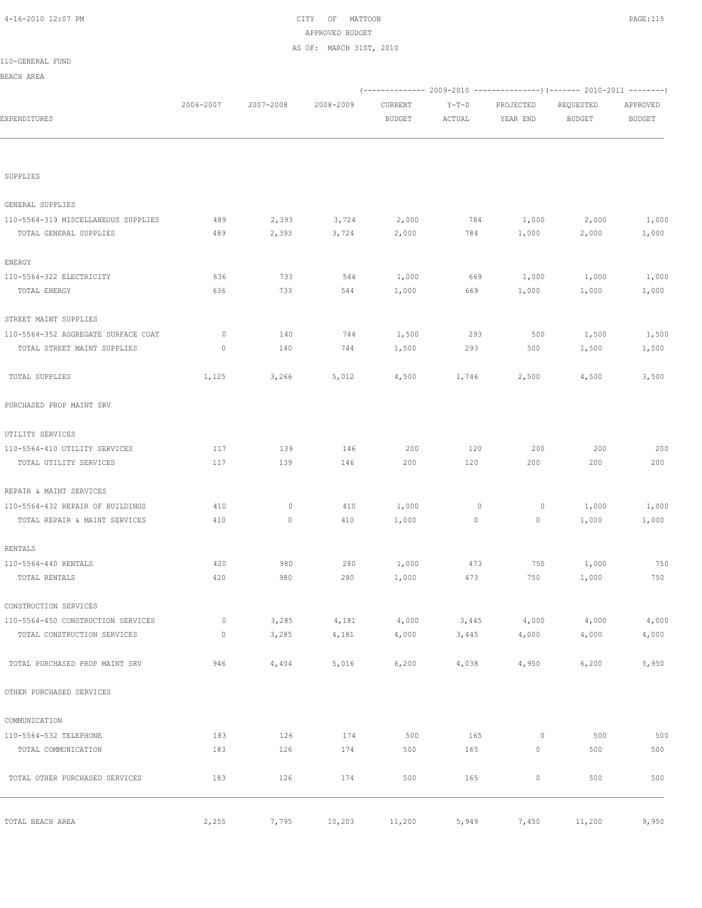CITY OF MATTOON
APPROVED BUDGET
AS OF: MARCH 31ST, 2010

110-GENERAL FUND

BEACH AREA

| EXPENDITURES | 2006-2007 | 2007-2008 | 2008-2009 | 2009-2010 CURRENT BUDGET | 2009-2010 Y-T-D ACTUAL | 2009-2010 PROJECTED YEAR END | 2010-2011 REQUESTED BUDGET | 2010-2011 APPROVED BUDGET |
|---|---|---|---|---|---|---|---|---|
| SUPPLIES | | | | | | | | |
| GENERAL SUPPLIES | | | | | | | | |
| 110-5564-319 MISCELLANEOUS SUPPLIES | 489 | 2,393 | 3,724 | 2,000 | 784 | 1,000 | 2,000 | 1,000 |
| TOTAL GENERAL SUPPLIES | 489 | 2,393 | 3,724 | 2,000 | 784 | 1,000 | 2,000 | 1,000 |
| ENERGY | | | | | | | | |
| 110-5564-322 ELECTRICITY | 636 | 733 | 544 | 1,000 | 669 | 1,000 | 1,000 | 1,000 |
| TOTAL ENERGY | 636 | 733 | 544 | 1,000 | 669 | 1,000 | 1,000 | 1,000 |
| STREET MAINT SUPPLIES | | | | | | | | |
| 110-5564-352 AGGREGATE SURFACE COAT | 0 | 140 | 744 | 1,500 | 293 | 500 | 1,500 | 1,500 |
| TOTAL STREET MAINT SUPPLIES | 0 | 140 | 744 | 1,500 | 293 | 500 | 1,500 | 1,500 |
| TOTAL SUPPLIES | 1,125 | 3,266 | 5,012 | 4,500 | 1,746 | 2,500 | 4,500 | 3,500 |
| PURCHASED PROP MAINT SRV | | | | | | | | |
| UTILITY SERVICES | | | | | | | | |
| 110-5564-410 UTILITY SERVICES | 117 | 139 | 146 | 200 | 120 | 200 | 200 | 200 |
| TOTAL UTILITY SERVICES | 117 | 139 | 146 | 200 | 120 | 200 | 200 | 200 |
| REPAIR & MAINT SERVICES | | | | | | | | |
| 110-5564-432 REPAIR OF BUILDINGS | 410 | 0 | 410 | 1,000 | 0 | 0 | 1,000 | 1,000 |
| TOTAL REPAIR & MAINT SERVICES | 410 | 0 | 410 | 1,000 | 0 | 0 | 1,000 | 1,000 |
| RENTALS | | | | | | | | |
| 110-5564-440 RENTALS | 420 | 980 | 280 | 1,000 | 473 | 750 | 1,000 | 750 |
| TOTAL RENTALS | 420 | 980 | 280 | 1,000 | 473 | 750 | 1,000 | 750 |
| CONSTRUCTION SERVICES | | | | | | | | |
| 110-5564-450 CONSTRUCTION SERVICES | 0 | 3,285 | 4,181 | 4,000 | 3,445 | 4,000 | 4,000 | 4,000 |
| TOTAL CONSTRUCTION SERVICES | 0 | 3,285 | 4,181 | 4,000 | 3,445 | 4,000 | 4,000 | 4,000 |
| TOTAL PURCHASED PROP MAINT SRV | 946 | 4,404 | 5,016 | 6,200 | 4,038 | 4,950 | 6,200 | 5,950 |
| OTHER PURCHASED SERVICES | | | | | | | | |
| COMMUNICATION | | | | | | | | |
| 110-5564-532 TELEPHONE | 183 | 126 | 174 | 500 | 165 | 0 | 500 | 500 |
| TOTAL COMMUNICATION | 183 | 126 | 174 | 500 | 165 | 0 | 500 | 500 |
| TOTAL OTHER PURCHASED SERVICES | 183 | 126 | 174 | 500 | 165 | 0 | 500 | 500 |
| TOTAL BEACH AREA | 2,255 | 7,795 | 10,203 | 11,200 | 5,949 | 7,450 | 11,200 | 9,950 |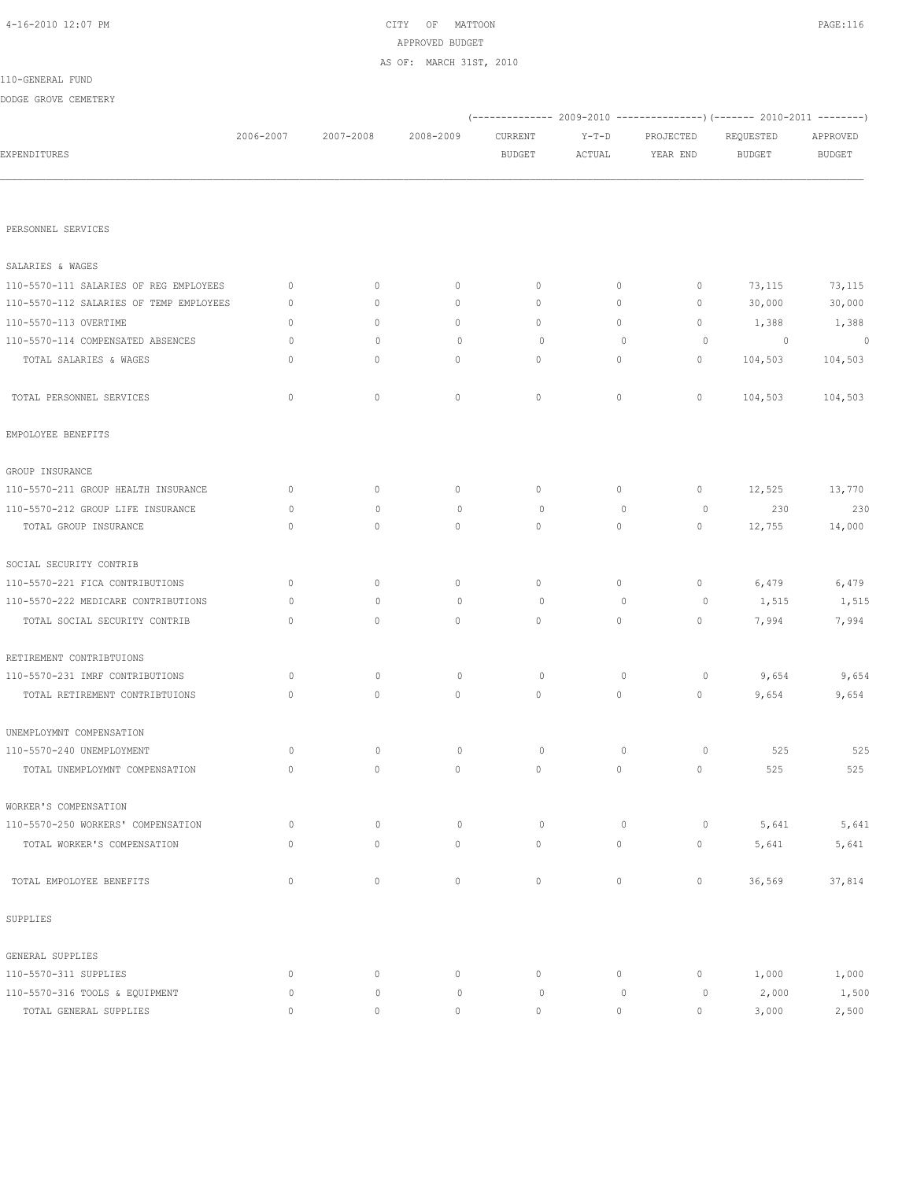CITY OF MATTOON
APPROVED BUDGET
AS OF: MARCH 31ST, 2010

110-GENERAL FUND

DODGE GROVE CEMETERY

| EXPENDITURES | 2006-2007 | 2007-2008 | 2008-2009 | (-------------- 2009-2010 CURRENT BUDGET | Y-T-D ACTUAL | PROJECTED YEAR END ---------------) | (------- 2010-2011 REQUESTED BUDGET | APPROVED BUDGET --------) |
|---|---|---|---|---|---|---|---|---|
| PERSONNEL SERVICES | | | | | | | | |
| SALARIES & WAGES | | | | | | | | |
| 110-5570-111 SALARIES OF REG EMPLOYEES | 0 | 0 | 0 | 0 | 0 | 0 | 73,115 | 73,115 |
| 110-5570-112 SALARIES OF TEMP EMPLOYEES | 0 | 0 | 0 | 0 | 0 | 0 | 30,000 | 30,000 |
| 110-5570-113 OVERTIME | 0 | 0 | 0 | 0 | 0 | 0 | 1,388 | 1,388 |
| 110-5570-114 COMPENSATED ABSENCES | 0 | 0 | 0 | 0 | 0 | 0 | 0 | 0 |
| TOTAL SALARIES & WAGES | 0 | 0 | 0 | 0 | 0 | 0 | 104,503 | 104,503 |
| TOTAL PERSONNEL SERVICES | 0 | 0 | 0 | 0 | 0 | 0 | 104,503 | 104,503 |
| EMPOLOYEE BENEFITS | | | | | | | | |
| GROUP INSURANCE | | | | | | | | |
| 110-5570-211 GROUP HEALTH INSURANCE | 0 | 0 | 0 | 0 | 0 | 0 | 12,525 | 13,770 |
| 110-5570-212 GROUP LIFE INSURANCE | 0 | 0 | 0 | 0 | 0 | 0 | 230 | 230 |
| TOTAL GROUP INSURANCE | 0 | 0 | 0 | 0 | 0 | 0 | 12,755 | 14,000 |
| SOCIAL SECURITY CONTRIB | | | | | | | | |
| 110-5570-221 FICA CONTRIBUTIONS | 0 | 0 | 0 | 0 | 0 | 0 | 6,479 | 6,479 |
| 110-5570-222 MEDICARE CONTRIBUTIONS | 0 | 0 | 0 | 0 | 0 | 0 | 1,515 | 1,515 |
| TOTAL SOCIAL SECURITY CONTRIB | 0 | 0 | 0 | 0 | 0 | 0 | 7,994 | 7,994 |
| RETIREMENT CONTRIBTUIONS | | | | | | | | |
| 110-5570-231 IMRF CONTRIBUTIONS | 0 | 0 | 0 | 0 | 0 | 0 | 9,654 | 9,654 |
| TOTAL RETIREMENT CONTRIBTUIONS | 0 | 0 | 0 | 0 | 0 | 0 | 9,654 | 9,654 |
| UNEMPLOYMNT COMPENSATION | | | | | | | | |
| 110-5570-240 UNEMPLOYMENT | 0 | 0 | 0 | 0 | 0 | 0 | 525 | 525 |
| TOTAL UNEMPLOYMNT COMPENSATION | 0 | 0 | 0 | 0 | 0 | 0 | 525 | 525 |
| WORKER'S COMPENSATION | | | | | | | | |
| 110-5570-250 WORKERS' COMPENSATION | 0 | 0 | 0 | 0 | 0 | 0 | 5,641 | 5,641 |
| TOTAL WORKER'S COMPENSATION | 0 | 0 | 0 | 0 | 0 | 0 | 5,641 | 5,641 |
| TOTAL EMPOLOYEE BENEFITS | 0 | 0 | 0 | 0 | 0 | 0 | 36,569 | 37,814 |
| SUPPLIES | | | | | | | | |
| GENERAL SUPPLIES | | | | | | | | |
| 110-5570-311 SUPPLIES | 0 | 0 | 0 | 0 | 0 | 0 | 1,000 | 1,000 |
| 110-5570-316 TOOLS & EQUIPMENT | 0 | 0 | 0 | 0 | 0 | 0 | 2,000 | 1,500 |
| TOTAL GENERAL SUPPLIES | 0 | 0 | 0 | 0 | 0 | 0 | 3,000 | 2,500 |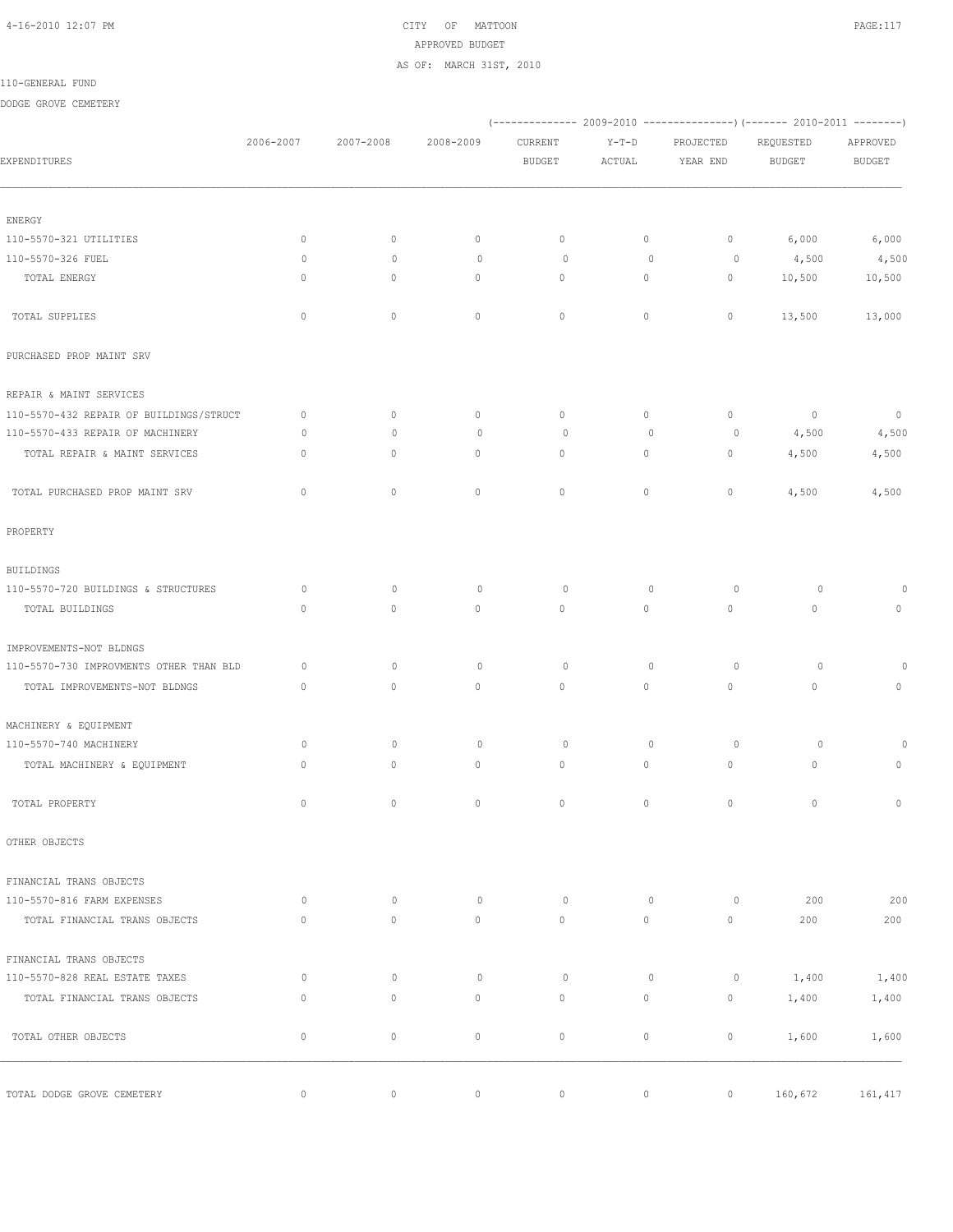CITY OF MATTOON
APPROVED BUDGET
AS OF: MARCH 31ST, 2010

110-GENERAL FUND

DODGE GROVE CEMETERY

| EXPENDITURES | 2006-2007 | 2007-2008 | 2008-2009 | 2009-2010 CURRENT BUDGET | 2009-2010 Y-T-D ACTUAL | 2009-2010 PROJECTED YEAR END | 2010-2011 REQUESTED BUDGET | 2010-2011 APPROVED BUDGET |
|---|---|---|---|---|---|---|---|---|
| ENERGY | | | | | | | | |
| 110-5570-321 UTILITIES | 0 | 0 | 0 | 0 | 0 | 0 | 6,000 | 6,000 |
| 110-5570-326 FUEL | 0 | 0 | 0 | 0 | 0 | 0 | 4,500 | 4,500 |
| TOTAL ENERGY | 0 | 0 | 0 | 0 | 0 | 0 | 10,500 | 10,500 |
| TOTAL SUPPLIES | 0 | 0 | 0 | 0 | 0 | 0 | 13,500 | 13,000 |
| PURCHASED PROP MAINT SRV | | | | | | | | |
| REPAIR & MAINT SERVICES | | | | | | | | |
| 110-5570-432 REPAIR OF BUILDINGS/STRUCT | 0 | 0 | 0 | 0 | 0 | 0 | 0 | 0 |
| 110-5570-433 REPAIR OF MACHINERY | 0 | 0 | 0 | 0 | 0 | 0 | 4,500 | 4,500 |
| TOTAL REPAIR & MAINT SERVICES | 0 | 0 | 0 | 0 | 0 | 0 | 4,500 | 4,500 |
| TOTAL PURCHASED PROP MAINT SRV | 0 | 0 | 0 | 0 | 0 | 0 | 4,500 | 4,500 |
| PROPERTY | | | | | | | | |
| BUILDINGS | | | | | | | | |
| 110-5570-720 BUILDINGS & STRUCTURES | 0 | 0 | 0 | 0 | 0 | 0 | 0 | 0 |
| TOTAL BUILDINGS | 0 | 0 | 0 | 0 | 0 | 0 | 0 | 0 |
| IMPROVEMENTS-NOT BLDNGS | | | | | | | | |
| 110-5570-730 IMPROVMENTS OTHER THAN BLD | 0 | 0 | 0 | 0 | 0 | 0 | 0 | 0 |
| TOTAL IMPROVEMENTS-NOT BLDNGS | 0 | 0 | 0 | 0 | 0 | 0 | 0 | 0 |
| MACHINERY & EQUIPMENT | | | | | | | | |
| 110-5570-740 MACHINERY | 0 | 0 | 0 | 0 | 0 | 0 | 0 | 0 |
| TOTAL MACHINERY & EQUIPMENT | 0 | 0 | 0 | 0 | 0 | 0 | 0 | 0 |
| TOTAL PROPERTY | 0 | 0 | 0 | 0 | 0 | 0 | 0 | 0 |
| OTHER OBJECTS | | | | | | | | |
| FINANCIAL TRANS OBJECTS | | | | | | | | |
| 110-5570-816 FARM EXPENSES | 0 | 0 | 0 | 0 | 0 | 0 | 200 | 200 |
| TOTAL FINANCIAL TRANS OBJECTS | 0 | 0 | 0 | 0 | 0 | 0 | 200 | 200 |
| FINANCIAL TRANS OBJECTS | | | | | | | | |
| 110-5570-828 REAL ESTATE TAXES | 0 | 0 | 0 | 0 | 0 | 0 | 1,400 | 1,400 |
| TOTAL FINANCIAL TRANS OBJECTS | 0 | 0 | 0 | 0 | 0 | 0 | 1,400 | 1,400 |
| TOTAL OTHER OBJECTS | 0 | 0 | 0 | 0 | 0 | 0 | 1,600 | 1,600 |
| TOTAL DODGE GROVE CEMETERY | 0 | 0 | 0 | 0 | 0 | 0 | 160,672 | 161,417 |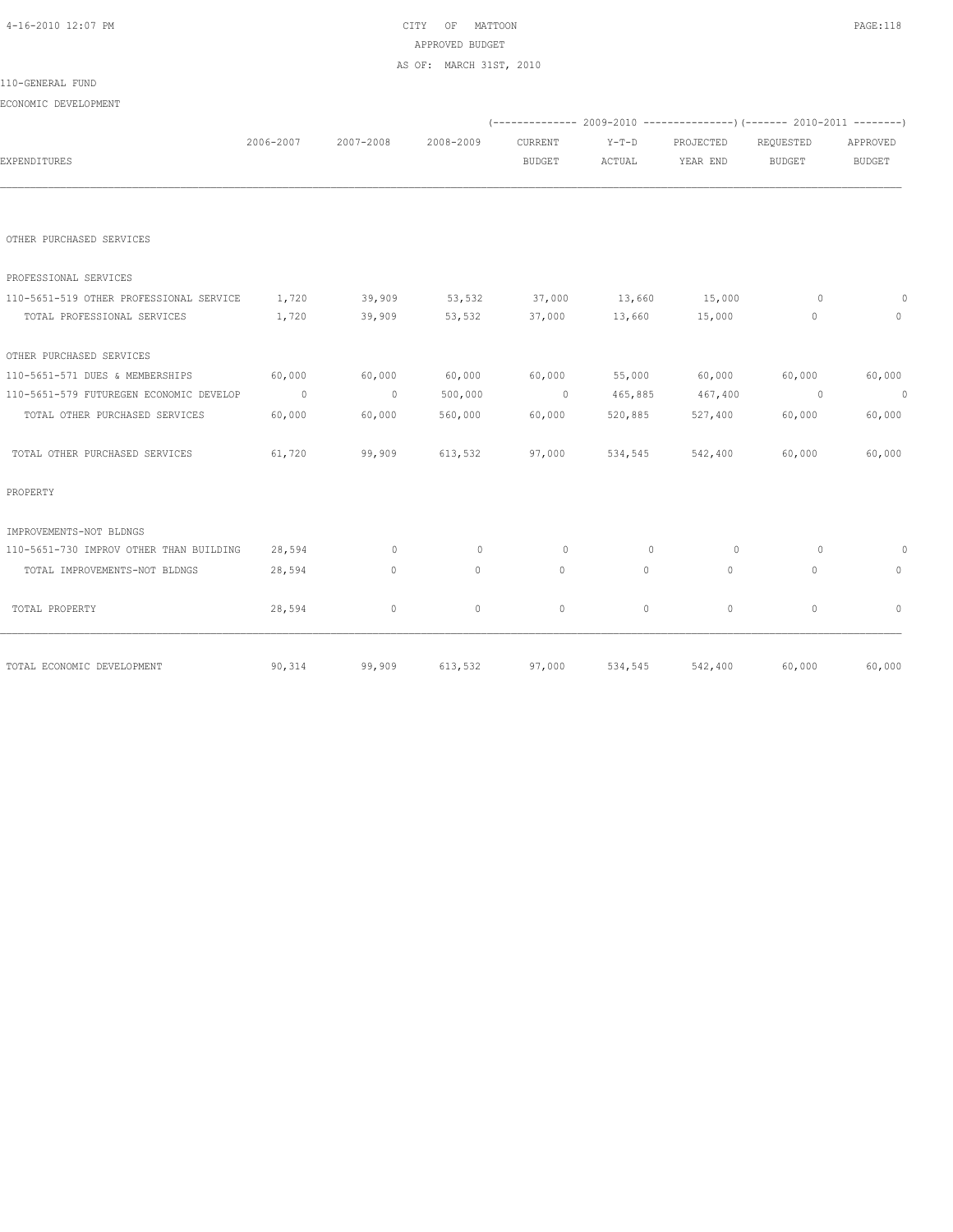CITY OF MATTOON
APPROVED BUDGET
AS OF: MARCH 31ST, 2010

110-GENERAL FUND

ECONOMIC DEVELOPMENT

| EXPENDITURES | 2006-2007 | 2007-2008 | 2008-2009 | (---- 2009-2010 CURRENT BUDGET | Y-T-D ACTUAL | PROJECTED YEAR END ----) | (---- 2010-2011 REQUESTED BUDGET | APPROVED BUDGET ----) |
|---|---|---|---|---|---|---|---|---|
| OTHER PURCHASED SERVICES | | | | | | | | |
| PROFESSIONAL SERVICES | | | | | | | | |
| 110-5651-519 OTHER PROFESSIONAL SERVICE | 1,720 | 39,909 | 53,532 | 37,000 | 13,660 | 15,000 | 0 | 0 |
| TOTAL PROFESSIONAL SERVICES | 1,720 | 39,909 | 53,532 | 37,000 | 13,660 | 15,000 | 0 | 0 |
| OTHER PURCHASED SERVICES | | | | | | | | |
| 110-5651-571 DUES & MEMBERSHIPS | 60,000 | 60,000 | 60,000 | 60,000 | 55,000 | 60,000 | 60,000 | 60,000 |
| 110-5651-579 FUTUREGEN ECONOMIC DEVELOP | 0 | 0 | 500,000 | 0 | 465,885 | 467,400 | 0 | 0 |
| TOTAL OTHER PURCHASED SERVICES | 60,000 | 60,000 | 560,000 | 60,000 | 520,885 | 527,400 | 60,000 | 60,000 |
| TOTAL OTHER PURCHASED SERVICES | 61,720 | 99,909 | 613,532 | 97,000 | 534,545 | 542,400 | 60,000 | 60,000 |
| PROPERTY | | | | | | | | |
| IMPROVEMENTS-NOT BLDNGS | | | | | | | | |
| 110-5651-730 IMPROV OTHER THAN BUILDING | 28,594 | 0 | 0 | 0 | 0 | 0 | 0 | 0 |
| TOTAL IMPROVEMENTS-NOT BLDNGS | 28,594 | 0 | 0 | 0 | 0 | 0 | 0 | 0 |
| TOTAL PROPERTY | 28,594 | 0 | 0 | 0 | 0 | 0 | 0 | 0 |
| TOTAL ECONOMIC DEVELOPMENT | 90,314 | 99,909 | 613,532 | 97,000 | 534,545 | 542,400 | 60,000 | 60,000 |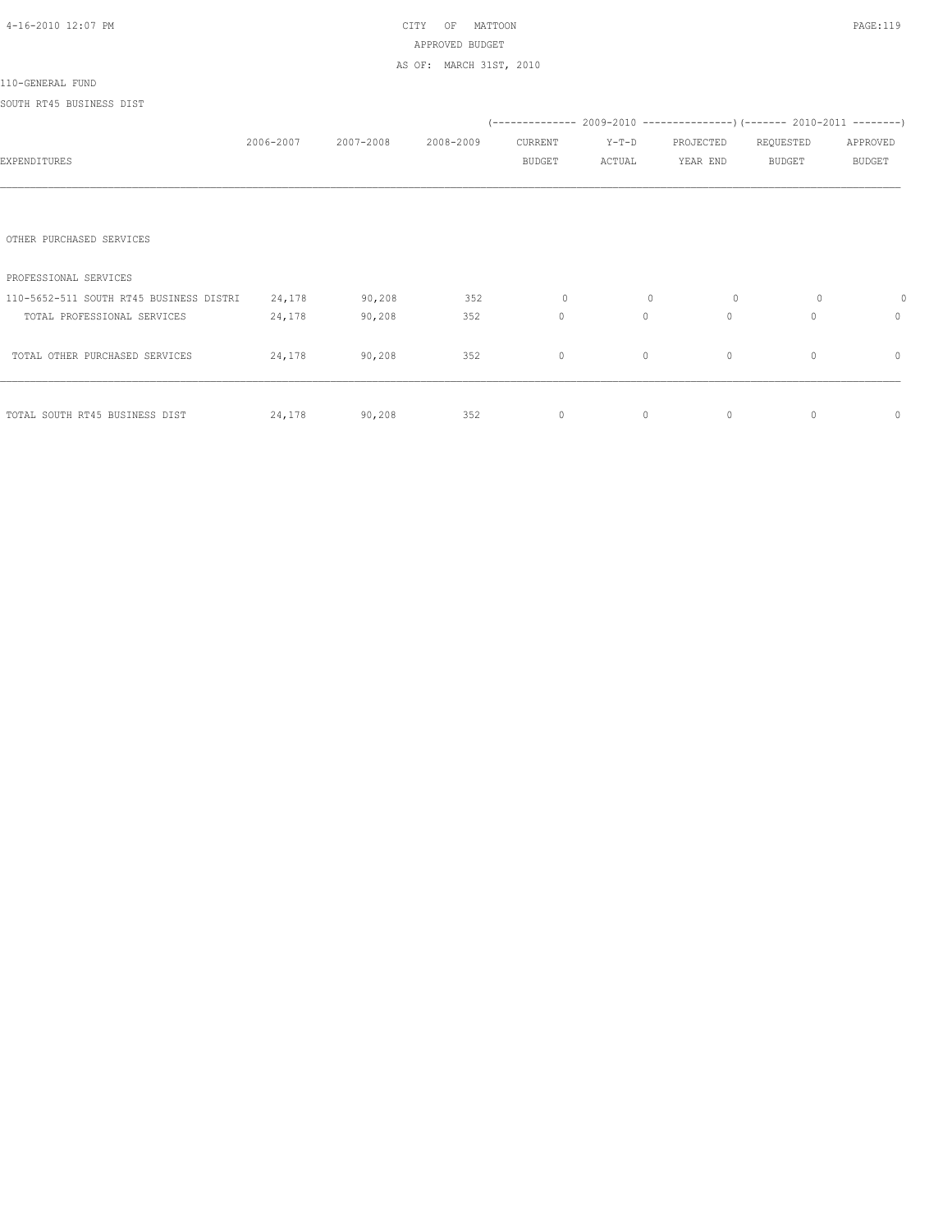CITY OF MATTOON
APPROVED BUDGET
AS OF: MARCH 31ST, 2010

110-GENERAL FUND

SOUTH RT45 BUSINESS DIST

| EXPENDITURES | 2006-2007 | 2007-2008 | 2008-2009 | 2009-2010 CURRENT BUDGET | 2009-2010 Y-T-D ACTUAL | 2009-2010 PROJECTED YEAR END | 2010-2011 REQUESTED BUDGET | 2010-2011 APPROVED BUDGET |
|---|---|---|---|---|---|---|---|---|
| OTHER PURCHASED SERVICES | | | | | | | | |
| PROFESSIONAL SERVICES | | | | | | | | |
| 110-5652-511 SOUTH RT45 BUSINESS DISTRI | 24,178 | 90,208 | 352 | 0 | 0 | 0 | 0 | 0 |
| TOTAL PROFESSIONAL SERVICES | 24,178 | 90,208 | 352 | 0 | 0 | 0 | 0 | 0 |
| TOTAL OTHER PURCHASED SERVICES | 24,178 | 90,208 | 352 | 0 | 0 | 0 | 0 | 0 |
| TOTAL SOUTH RT45 BUSINESS DIST | 24,178 | 90,208 | 352 | 0 | 0 | 0 | 0 | 0 |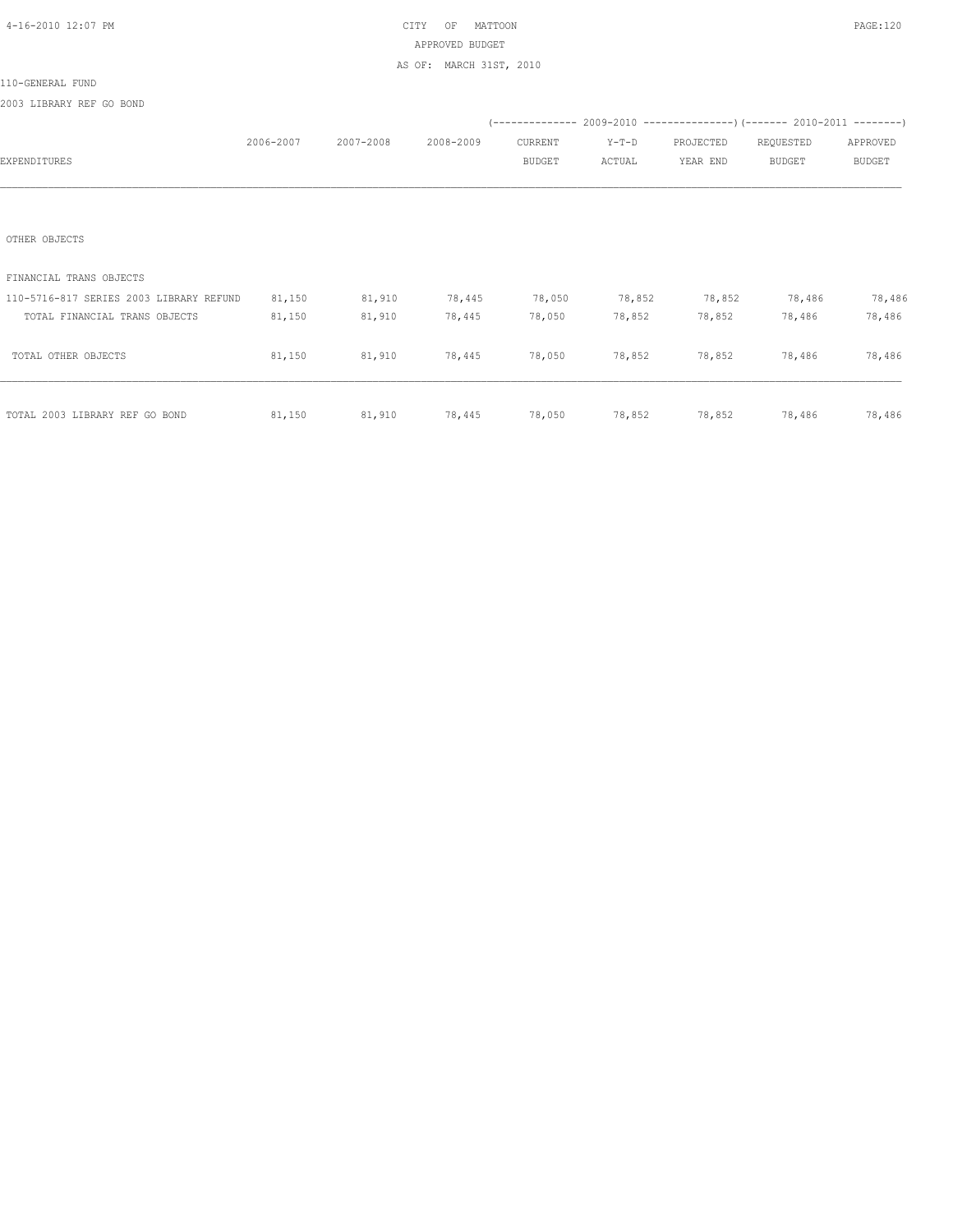CITY OF MATTOON
APPROVED BUDGET
AS OF: MARCH 31ST, 2010

110-GENERAL FUND

2003 LIBRARY REF GO BOND

| EXPENDITURES | 2006-2007 | 2007-2008 | 2008-2009 | 2009-2010 CURRENT BUDGET | 2009-2010 Y-T-D ACTUAL | 2009-2010 PROJECTED YEAR END | 2010-2011 REQUESTED BUDGET | 2010-2011 APPROVED BUDGET |
|---|---|---|---|---|---|---|---|---|
| OTHER OBJECTS | | | | | | | | |
| FINANCIAL TRANS OBJECTS | | | | | | | | |
| 110-5716-817 SERIES 2003 LIBRARY REFUND | 81,150 | 81,910 | 78,445 | 78,050 | 78,852 | 78,852 | 78,486 | 78,486 |
| TOTAL FINANCIAL TRANS OBJECTS | 81,150 | 81,910 | 78,445 | 78,050 | 78,852 | 78,852 | 78,486 | 78,486 |
| TOTAL OTHER OBJECTS | 81,150 | 81,910 | 78,445 | 78,050 | 78,852 | 78,852 | 78,486 | 78,486 |
| TOTAL 2003 LIBRARY REF GO BOND | 81,150 | 81,910 | 78,445 | 78,050 | 78,852 | 78,852 | 78,486 | 78,486 |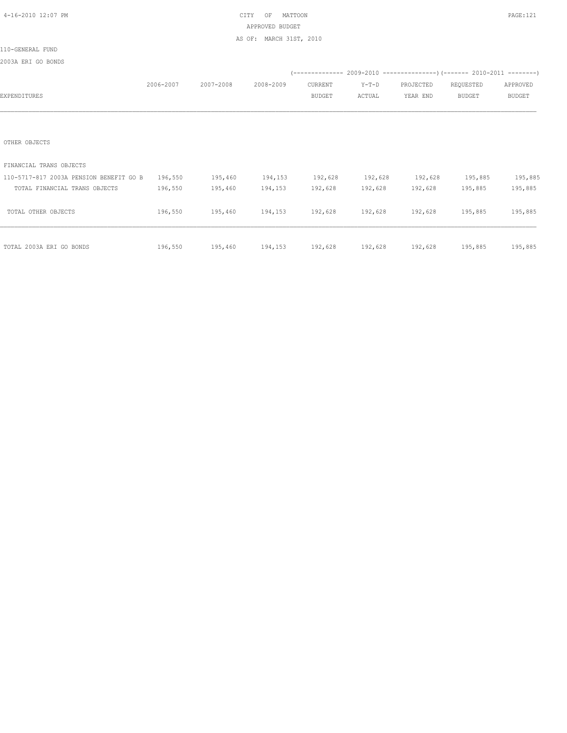CITY OF MATTOON
APPROVED BUDGET
AS OF: MARCH 31ST, 2010

110-GENERAL FUND

2003A ERI GO BONDS

| EXPENDITURES | 2006-2007 | 2007-2008 | 2008-2009 | 2009-2010 CURRENT BUDGET | 2009-2010 Y-T-D ACTUAL | 2009-2010 PROJECTED YEAR END | 2010-2011 REQUESTED BUDGET | 2010-2011 APPROVED BUDGET |
|---|---|---|---|---|---|---|---|---|
| OTHER OBJECTS | | | | | | | | |
| FINANCIAL TRANS OBJECTS | | | | | | | | |
| 110-5717-817 2003A PENSION BENEFIT GO B | 196,550 | 195,460 | 194,153 | 192,628 | 192,628 | 192,628 | 195,885 | 195,885 |
| TOTAL FINANCIAL TRANS OBJECTS | 196,550 | 195,460 | 194,153 | 192,628 | 192,628 | 192,628 | 195,885 | 195,885 |
| TOTAL OTHER OBJECTS | 196,550 | 195,460 | 194,153 | 192,628 | 192,628 | 192,628 | 195,885 | 195,885 |
| TOTAL 2003A ERI GO BONDS | 196,550 | 195,460 | 194,153 | 192,628 | 192,628 | 192,628 | 195,885 | 195,885 |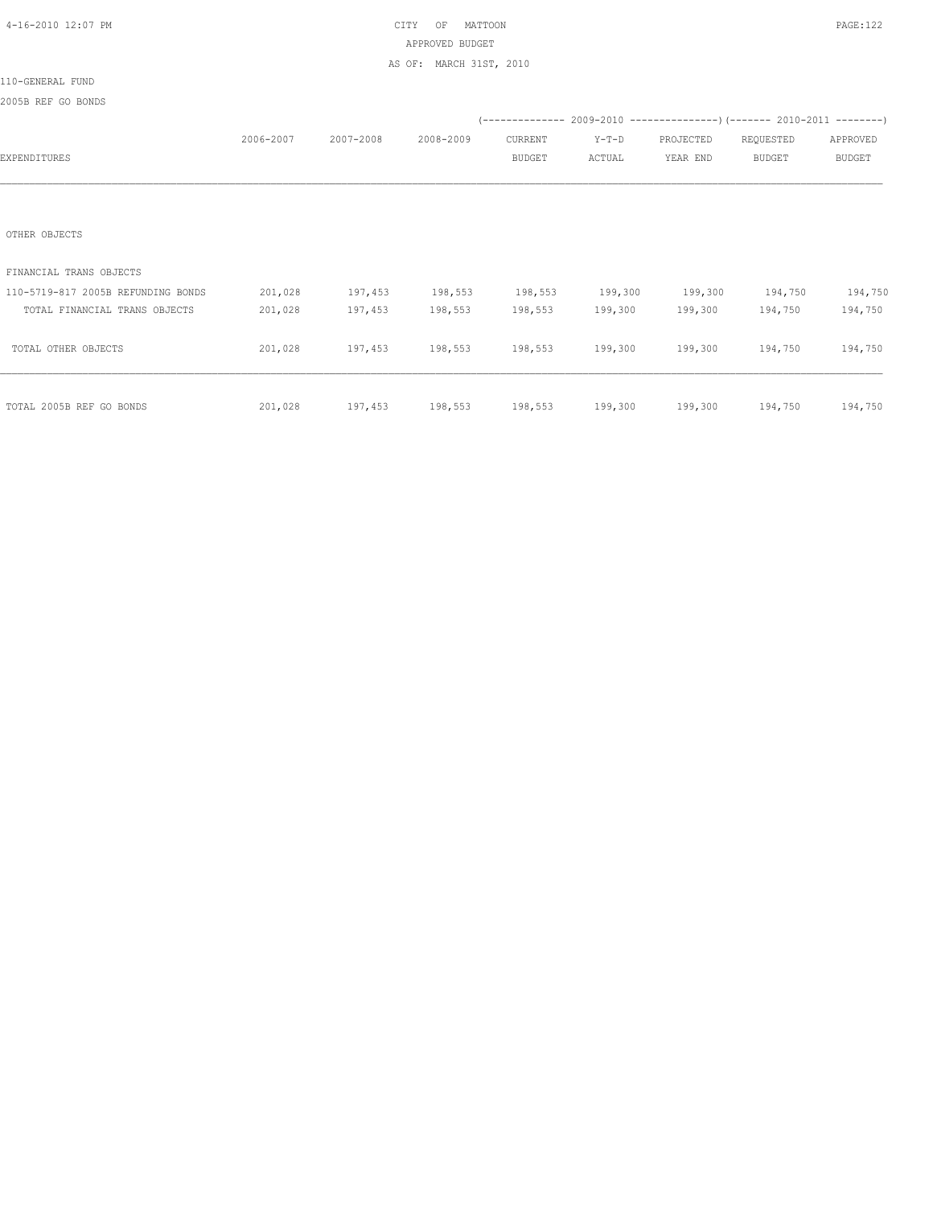CITY OF MATTOON
APPROVED BUDGET
AS OF: MARCH 31ST, 2010

110-GENERAL FUND

2005B REF GO BONDS

| EXPENDITURES | 2006-2007 | 2007-2008 | 2008-2009 | 2009-2010 CURRENT BUDGET | 2009-2010 Y-T-D ACTUAL | 2009-2010 PROJECTED YEAR END | 2010-2011 REQUESTED BUDGET | 2010-2011 APPROVED BUDGET |
|---|---|---|---|---|---|---|---|---|
| OTHER OBJECTS | | | | | | | | |
| FINANCIAL TRANS OBJECTS | | | | | | | | |
| 110-5719-817 2005B REFUNDING BONDS | 201,028 | 197,453 | 198,553 | 198,553 | 199,300 | 199,300 | 194,750 | 194,750 |
| TOTAL FINANCIAL TRANS OBJECTS | 201,028 | 197,453 | 198,553 | 198,553 | 199,300 | 199,300 | 194,750 | 194,750 |
| TOTAL OTHER OBJECTS | 201,028 | 197,453 | 198,553 | 198,553 | 199,300 | 199,300 | 194,750 | 194,750 |
| TOTAL 2005B REF GO BONDS | 201,028 | 197,453 | 198,553 | 198,553 | 199,300 | 199,300 | 194,750 | 194,750 |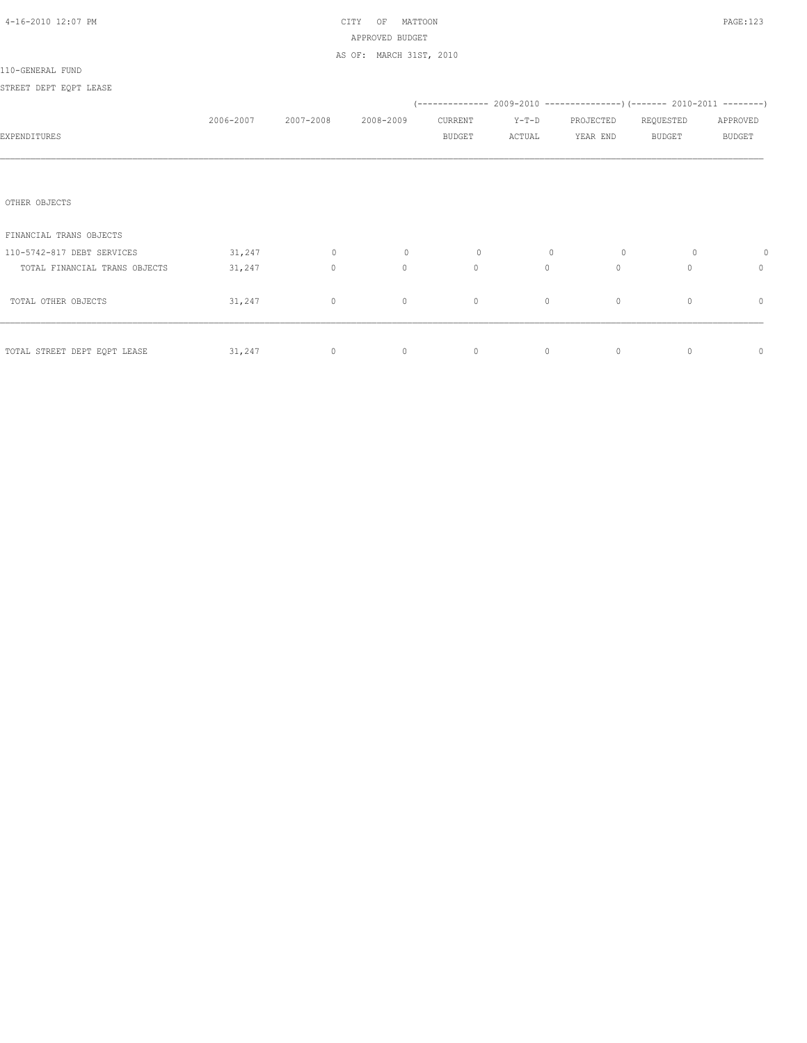CITY OF MATTOON

APPROVED BUDGET

AS OF: MARCH 31ST, 2010

110-GENERAL FUND

STREET DEPT EQPT LEASE

| EXPENDITURES | 2006-2007 | 2007-2008 | 2008-2009 | 2009-2010 CURRENT BUDGET | 2009-2010 Y-T-D ACTUAL | 2009-2010 PROJECTED YEAR END | 2010-2011 REQUESTED BUDGET | 2010-2011 APPROVED BUDGET |
|---|---|---|---|---|---|---|---|---|
| OTHER OBJECTS | | | | | | | | |
| FINANCIAL TRANS OBJECTS | | | | | | | | |
| 110-5742-817 DEBT SERVICES | 31,247 | 0 | 0 | 0 | 0 | 0 | 0 | 0 |
| TOTAL FINANCIAL TRANS OBJECTS | 31,247 | 0 | 0 | 0 | 0 | 0 | 0 | 0 |
| TOTAL OTHER OBJECTS | 31,247 | 0 | 0 | 0 | 0 | 0 | 0 | 0 |
| TOTAL STREET DEPT EQPT LEASE | 31,247 | 0 | 0 | 0 | 0 | 0 | 0 | 0 |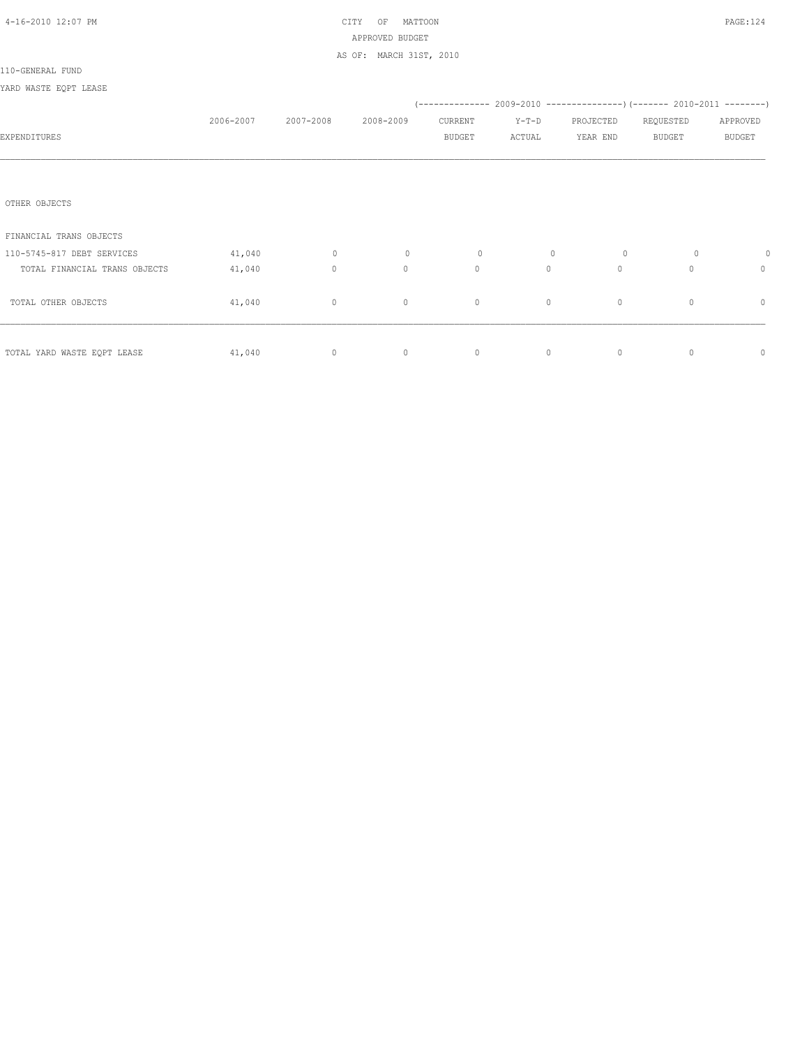CITY OF MATTOON
APPROVED BUDGET
AS OF: MARCH 31ST, 2010

110-GENERAL FUND

YARD WASTE EQPT LEASE

| EXPENDITURES | 2006-2007 | 2007-2008 | 2008-2009 | 2009-2010 CURRENT BUDGET | 2009-2010 Y-T-D ACTUAL | 2009-2010 PROJECTED YEAR END | 2010-2011 REQUESTED BUDGET | 2010-2011 APPROVED BUDGET |
|---|---|---|---|---|---|---|---|---|
| OTHER OBJECTS | | | | | | | | |
| FINANCIAL TRANS OBJECTS | | | | | | | | |
| 110-5745-817 DEBT SERVICES | 41,040 | 0 | 0 | 0 | 0 | 0 | 0 | 0 |
| TOTAL FINANCIAL TRANS OBJECTS | 41,040 | 0 | 0 | 0 | 0 | 0 | 0 | 0 |
| TOTAL OTHER OBJECTS | 41,040 | 0 | 0 | 0 | 0 | 0 | 0 | 0 |
| TOTAL YARD WASTE EQPT LEASE | 41,040 | 0 | 0 | 0 | 0 | 0 | 0 | 0 |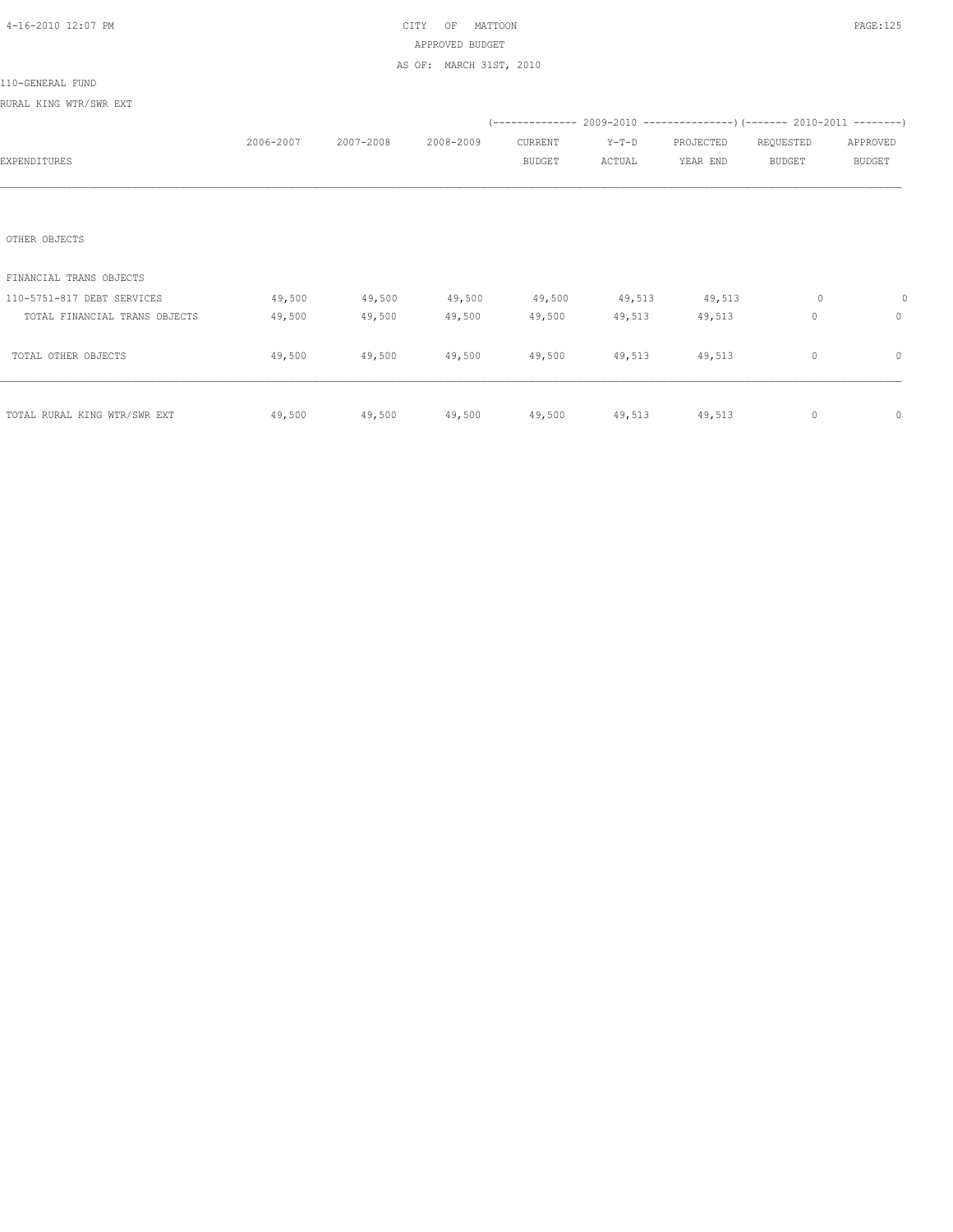CITY OF MATTOON
APPROVED BUDGET
AS OF: MARCH 31ST, 2010

110-GENERAL FUND

RURAL KING WTR/SWR EXT

| EXPENDITURES | 2006-2007 | 2007-2008 | 2008-2009 | 2009-2010 CURRENT BUDGET | 2009-2010 Y-T-D ACTUAL | 2009-2010 PROJECTED YEAR END | 2010-2011 REQUESTED BUDGET | 2010-2011 APPROVED BUDGET |
|---|---|---|---|---|---|---|---|---|
| OTHER OBJECTS | | | | | | | | |
| FINANCIAL TRANS OBJECTS | | | | | | | | |
| 110-5751-817 DEBT SERVICES | 49,500 | 49,500 | 49,500 | 49,500 | 49,513 | 49,513 | 0 | 0 |
| TOTAL FINANCIAL TRANS OBJECTS | 49,500 | 49,500 | 49,500 | 49,500 | 49,513 | 49,513 | 0 | 0 |
| TOTAL OTHER OBJECTS | 49,500 | 49,500 | 49,500 | 49,500 | 49,513 | 49,513 | 0 | 0 |
| TOTAL RURAL KING WTR/SWR EXT | 49,500 | 49,500 | 49,500 | 49,500 | 49,513 | 49,513 | 0 | 0 |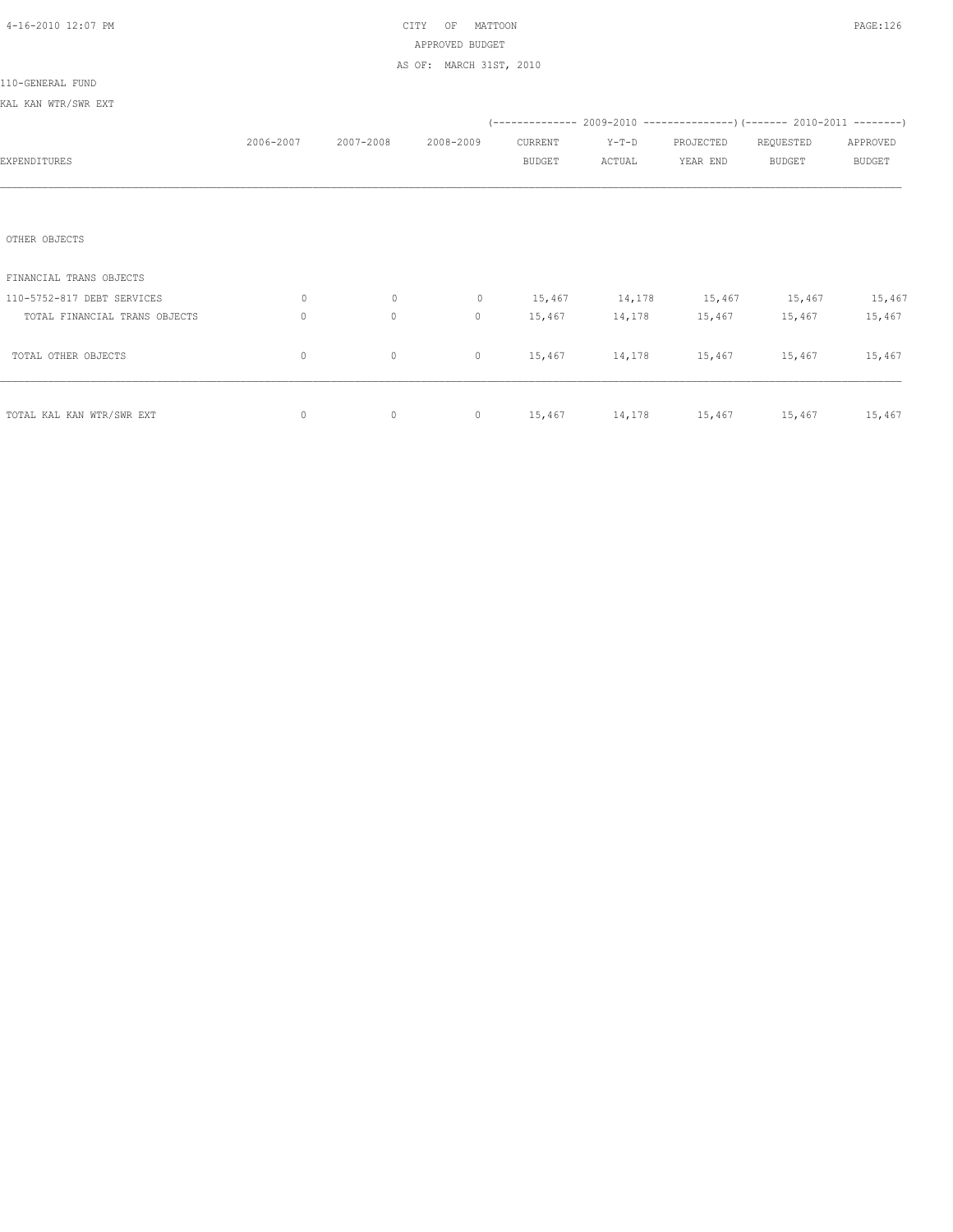CITY OF MATTOON
APPROVED BUDGET
AS OF: MARCH 31ST, 2010

110-GENERAL FUND

KAL KAN WTR/SWR EXT

| EXPENDITURES | 2006-2007 | 2007-2008 | 2008-2009 | 2009-2010 CURRENT BUDGET | 2009-2010 Y-T-D ACTUAL | 2009-2010 PROJECTED YEAR END | 2010-2011 REQUESTED BUDGET | 2010-2011 APPROVED BUDGET |
|---|---|---|---|---|---|---|---|---|
| OTHER OBJECTS | | | | | | | | |
| FINANCIAL TRANS OBJECTS | | | | | | | | |
| 110-5752-817 DEBT SERVICES | 0 | 0 | 0 | 15,467 | 14,178 | 15,467 | 15,467 | 15,467 |
| TOTAL FINANCIAL TRANS OBJECTS | 0 | 0 | 0 | 15,467 | 14,178 | 15,467 | 15,467 | 15,467 |
| TOTAL OTHER OBJECTS | 0 | 0 | 0 | 15,467 | 14,178 | 15,467 | 15,467 | 15,467 |
| TOTAL KAL KAN WTR/SWR EXT | 0 | 0 | 0 | 15,467 | 14,178 | 15,467 | 15,467 | 15,467 |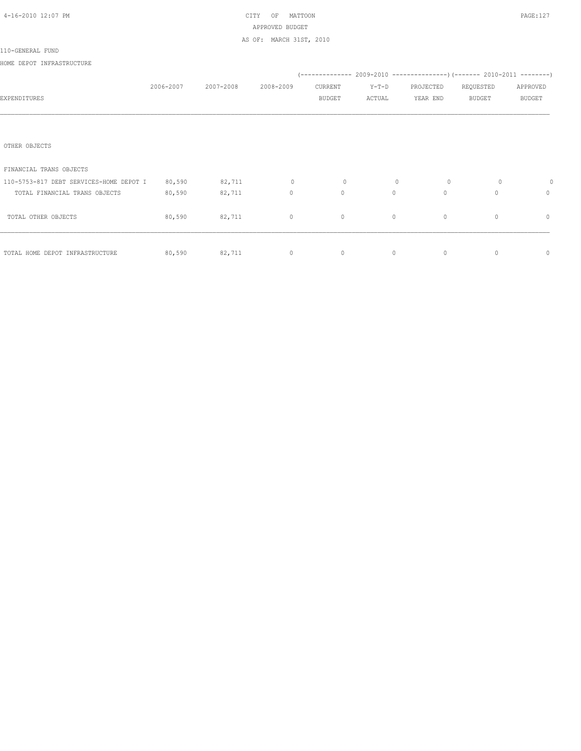CITY OF MATTOON
APPROVED BUDGET
AS OF: MARCH 31ST, 2010

110-GENERAL FUND

HOME DEPOT INFRASTRUCTURE

| EXPENDITURES | 2006-2007 | 2007-2008 | 2008-2009 | 2009-2010 CURRENT BUDGET | 2009-2010 Y-T-D ACTUAL | 2009-2010 PROJECTED YEAR END | 2010-2011 REQUESTED BUDGET | 2010-2011 APPROVED BUDGET |
|---|---|---|---|---|---|---|---|---|
| OTHER OBJECTS | | | | | | | | |
| FINANCIAL TRANS OBJECTS | | | | | | | | |
| 110-5753-817 DEBT SERVICES-HOME DEPOT I | 80,590 | 82,711 | 0 | 0 | 0 | 0 | 0 | 0 |
| TOTAL FINANCIAL TRANS OBJECTS | 80,590 | 82,711 | 0 | 0 | 0 | 0 | 0 | 0 |
| TOTAL OTHER OBJECTS | 80,590 | 82,711 | 0 | 0 | 0 | 0 | 0 | 0 |
| TOTAL HOME DEPOT INFRASTRUCTURE | 80,590 | 82,711 | 0 | 0 | 0 | 0 | 0 | 0 |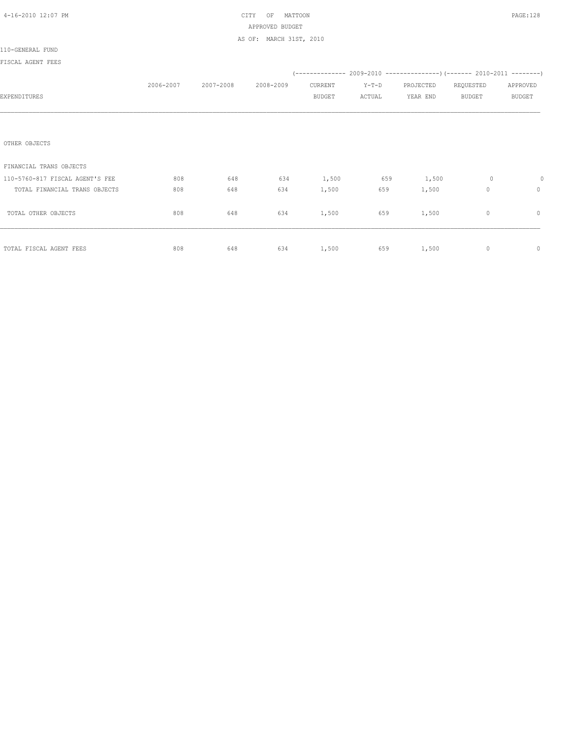CITY OF MATTOON
APPROVED BUDGET
AS OF: MARCH 31ST, 2010

110-GENERAL FUND

FISCAL AGENT FEES

| EXPENDITURES | 2006-2007 | 2007-2008 | 2008-2009 | 2009-2010 CURRENT BUDGET | 2009-2010 Y-T-D ACTUAL | 2009-2010 PROJECTED YEAR END | 2010-2011 REQUESTED BUDGET | 2010-2011 APPROVED BUDGET |
|---|---|---|---|---|---|---|---|---|
| OTHER OBJECTS | | | | | | | | |
| FINANCIAL TRANS OBJECTS | | | | | | | | |
| 110-5760-817 FISCAL AGENT'S FEE | 808 | 648 | 634 | 1,500 | 659 | 1,500 | 0 | 0 |
| TOTAL FINANCIAL TRANS OBJECTS | 808 | 648 | 634 | 1,500 | 659 | 1,500 | 0 | 0 |
| TOTAL OTHER OBJECTS | 808 | 648 | 634 | 1,500 | 659 | 1,500 | 0 | 0 |
| TOTAL FISCAL AGENT FEES | 808 | 648 | 634 | 1,500 | 659 | 1,500 | 0 | 0 |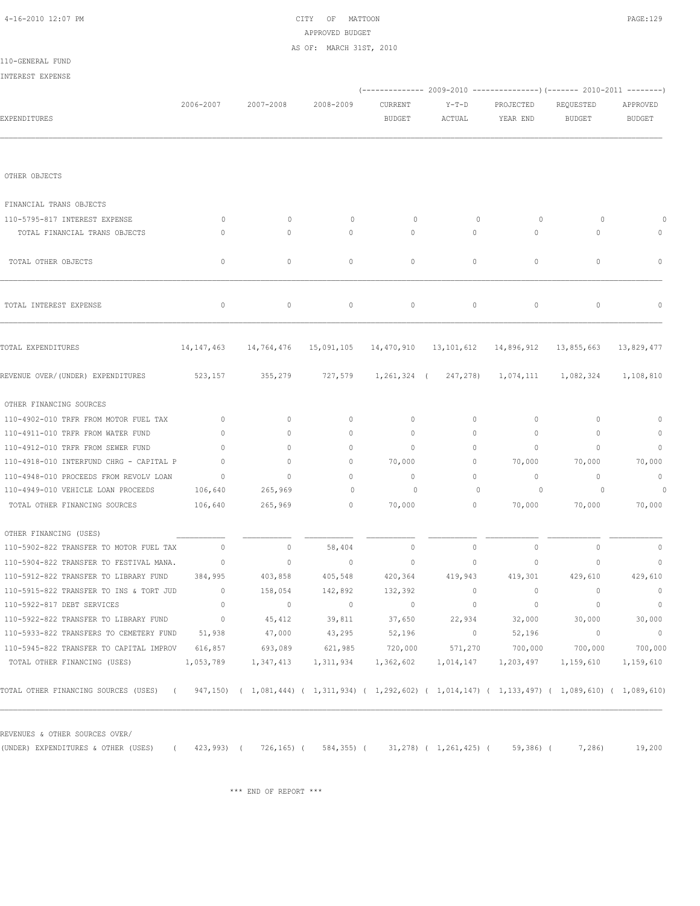CITY OF MATTOON
APPROVED BUDGET
AS OF: MARCH 31ST, 2010

110-GENERAL FUND

INTEREST EXPENSE

| EXPENDITURES | 2006-2007 | 2007-2008 | 2008-2009 | 2009-2010 CURRENT BUDGET | 2009-2010 Y-T-D ACTUAL | 2009-2010 PROJECTED YEAR END | 2010-2011 REQUESTED BUDGET | 2010-2011 APPROVED BUDGET |
|---|---|---|---|---|---|---|---|---|
| OTHER OBJECTS | | | | | | | | |
| FINANCIAL TRANS OBJECTS | | | | | | | | |
| 110-5795-817 INTEREST EXPENSE | 0 | 0 | 0 | 0 | 0 | 0 | 0 | 0 |
| TOTAL FINANCIAL TRANS OBJECTS | 0 | 0 | 0 | 0 | 0 | 0 | 0 | 0 |
| TOTAL OTHER OBJECTS | 0 | 0 | 0 | 0 | 0 | 0 | 0 | 0 |
| TOTAL INTEREST EXPENSE | 0 | 0 | 0 | 0 | 0 | 0 | 0 | 0 |
| TOTAL EXPENDITURES | 14,147,463 | 14,764,476 | 15,091,105 | 14,470,910 | 13,101,612 | 14,896,912 | 13,855,663 | 13,829,477 |
| REVENUE OVER/(UNDER) EXPENDITURES | 523,157 | 355,279 | 727,579 | 1,261,324 | ( 247,278) | 1,074,111 | 1,082,324 | 1,108,810 |
| OTHER FINANCING SOURCES | | | | | | | | |
| 110-4902-010 TRFR FROM MOTOR FUEL TAX | 0 | 0 | 0 | 0 | 0 | 0 | 0 | 0 |
| 110-4911-010 TRFR FROM WATER FUND | 0 | 0 | 0 | 0 | 0 | 0 | 0 | 0 |
| 110-4912-010 TRFR FROM SEWER FUND | 0 | 0 | 0 | 0 | 0 | 0 | 0 | 0 |
| 110-4918-010 INTERFUND CHRG - CAPITAL P | 0 | 0 | 0 | 70,000 | 0 | 70,000 | 70,000 | 70,000 |
| 110-4948-010 PROCEEDS FROM REVOLV LOAN | 0 | 0 | 0 | 0 | 0 | 0 | 0 | 0 |
| 110-4949-010 VEHICLE LOAN PROCEEDS | 106,640 | 265,969 | 0 | 0 | 0 | 0 | 0 | 0 |
| TOTAL OTHER FINANCING SOURCES | 106,640 | 265,969 | 0 | 70,000 | 0 | 70,000 | 70,000 | 70,000 |
| OTHER FINANCING (USES) | | | | | | | | |
| 110-5902-822 TRANSFER TO MOTOR FUEL TAX | 0 | 0 | 58,404 | 0 | 0 | 0 | 0 | 0 |
| 110-5904-822 TRANSFER TO FESTIVAL MANA. | 0 | 0 | 0 | 0 | 0 | 0 | 0 | 0 |
| 110-5912-822 TRANSFER TO LIBRARY FUND | 384,995 | 403,858 | 405,548 | 420,364 | 419,943 | 419,301 | 429,610 | 429,610 |
| 110-5915-822 TRANSFER TO INS & TORT JUD | 0 | 158,054 | 142,892 | 132,392 | 0 | 0 | 0 | 0 |
| 110-5922-817 DEBT SERVICES | 0 | 0 | 0 | 0 | 0 | 0 | 0 | 0 |
| 110-5922-822 TRANSFER TO LIBRARY FUND | 0 | 45,412 | 39,811 | 37,650 | 22,934 | 32,000 | 30,000 | 30,000 |
| 110-5933-822 TRANSFERS TO CEMETERY FUND | 51,938 | 47,000 | 43,295 | 52,196 | 0 | 52,196 | 0 | 0 |
| 110-5945-822 TRANSFER TO CAPITAL IMPROV | 616,857 | 693,089 | 621,985 | 720,000 | 571,270 | 700,000 | 700,000 | 700,000 |
| TOTAL OTHER FINANCING (USES) | 1,053,789 | 1,347,413 | 1,311,934 | 1,362,602 | 1,014,147 | 1,203,497 | 1,159,610 | 1,159,610 |
| TOTAL OTHER FINANCING SOURCES (USES) | ( 947,150) | ( 1,081,444) | ( 1,311,934) | ( 1,292,602) | ( 1,014,147) | ( 1,133,497) | ( 1,089,610) | ( 1,089,610) |
| REVENUES & OTHER SOURCES OVER/ (UNDER) EXPENDITURES & OTHER (USES) | ( 423,993) | ( 726,165) | ( 584,355) | ( 31,278) | ( 1,261,425) | ( 59,386) | ( 7,286) | 19,200 |

\*\*\* END OF REPORT \*\*\*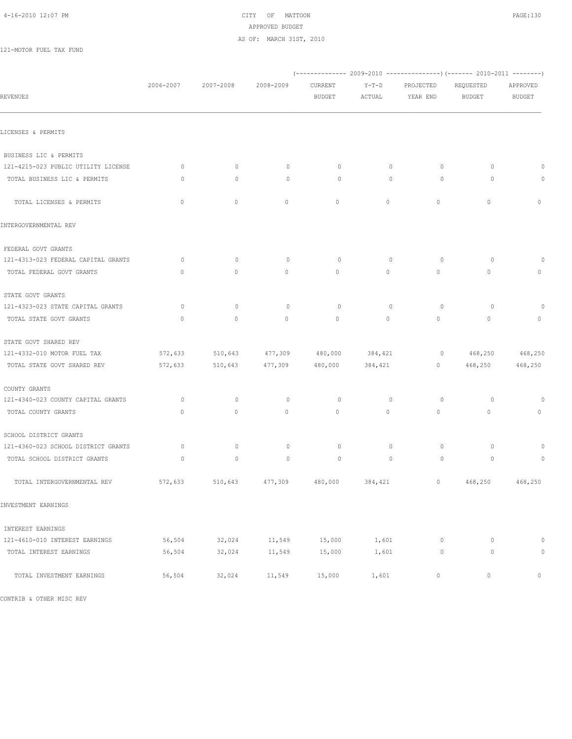CITY OF MATTOON
APPROVED BUDGET
AS OF: MARCH 31ST, 2010

121-MOTOR FUEL TAX FUND

| REVENUES | 2006-2007 | 2007-2008 | 2008-2009 | (2009-2010) CURRENT BUDGET | (2009-2010) Y-T-D ACTUAL | (2009-2010) PROJECTED YEAR END | (2010-2011) REQUESTED BUDGET | (2010-2011) APPROVED BUDGET |
|---|---|---|---|---|---|---|---|---|
| LICENSES & PERMITS | | | | | | | | |
| BUSINESS LIC & PERMITS | | | | | | | | |
| 121-4215-023 PUBLIC UTILITY LICENSE | 0 | 0 | 0 | 0 | 0 | 0 | 0 | 0 |
| TOTAL BUSINESS LIC & PERMITS | 0 | 0 | 0 | 0 | 0 | 0 | 0 | 0 |
| TOTAL LICENSES & PERMITS | 0 | 0 | 0 | 0 | 0 | 0 | 0 | 0 |
| INTERGOVERNMENTAL REV | | | | | | | | |
| FEDERAL GOVT GRANTS | | | | | | | | |
| 121-4313-023 FEDERAL CAPITAL GRANTS | 0 | 0 | 0 | 0 | 0 | 0 | 0 | 0 |
| TOTAL FEDERAL GOVT GRANTS | 0 | 0 | 0 | 0 | 0 | 0 | 0 | 0 |
| STATE GOVT GRANTS | | | | | | | | |
| 121-4323-023 STATE CAPITAL GRANTS | 0 | 0 | 0 | 0 | 0 | 0 | 0 | 0 |
| TOTAL STATE GOVT GRANTS | 0 | 0 | 0 | 0 | 0 | 0 | 0 | 0 |
| STATE GOVT SHARED REV | | | | | | | | |
| 121-4332-010 MOTOR FUEL TAX | 572,633 | 510,643 | 477,309 | 480,000 | 384,421 | 0 | 468,250 | 468,250 |
| TOTAL STATE GOVT SHARED REV | 572,633 | 510,643 | 477,309 | 480,000 | 384,421 | 0 | 468,250 | 468,250 |
| COUNTY GRANTS | | | | | | | | |
| 121-4340-023 COUNTY CAPITAL GRANTS | 0 | 0 | 0 | 0 | 0 | 0 | 0 | 0 |
| TOTAL COUNTY GRANTS | 0 | 0 | 0 | 0 | 0 | 0 | 0 | 0 |
| SCHOOL DISTRICT GRANTS | | | | | | | | |
| 121-4360-023 SCHOOL DISTRICT GRANTS | 0 | 0 | 0 | 0 | 0 | 0 | 0 | 0 |
| TOTAL SCHOOL DISTRICT GRANTS | 0 | 0 | 0 | 0 | 0 | 0 | 0 | 0 |
| TOTAL INTERGOVERNMENTAL REV | 572,633 | 510,643 | 477,309 | 480,000 | 384,421 | 0 | 468,250 | 468,250 |
| INVESTMENT EARNINGS | | | | | | | | |
| INTEREST EARNINGS | | | | | | | | |
| 121-4610-010 INTEREST EARNINGS | 56,504 | 32,024 | 11,549 | 15,000 | 1,601 | 0 | 0 | 0 |
| TOTAL INTEREST EARNINGS | 56,504 | 32,024 | 11,549 | 15,000 | 1,601 | 0 | 0 | 0 |
| TOTAL INVESTMENT EARNINGS | 56,504 | 32,024 | 11,549 | 15,000 | 1,601 | 0 | 0 | 0 |

CONTRIB & OTHER MISC REV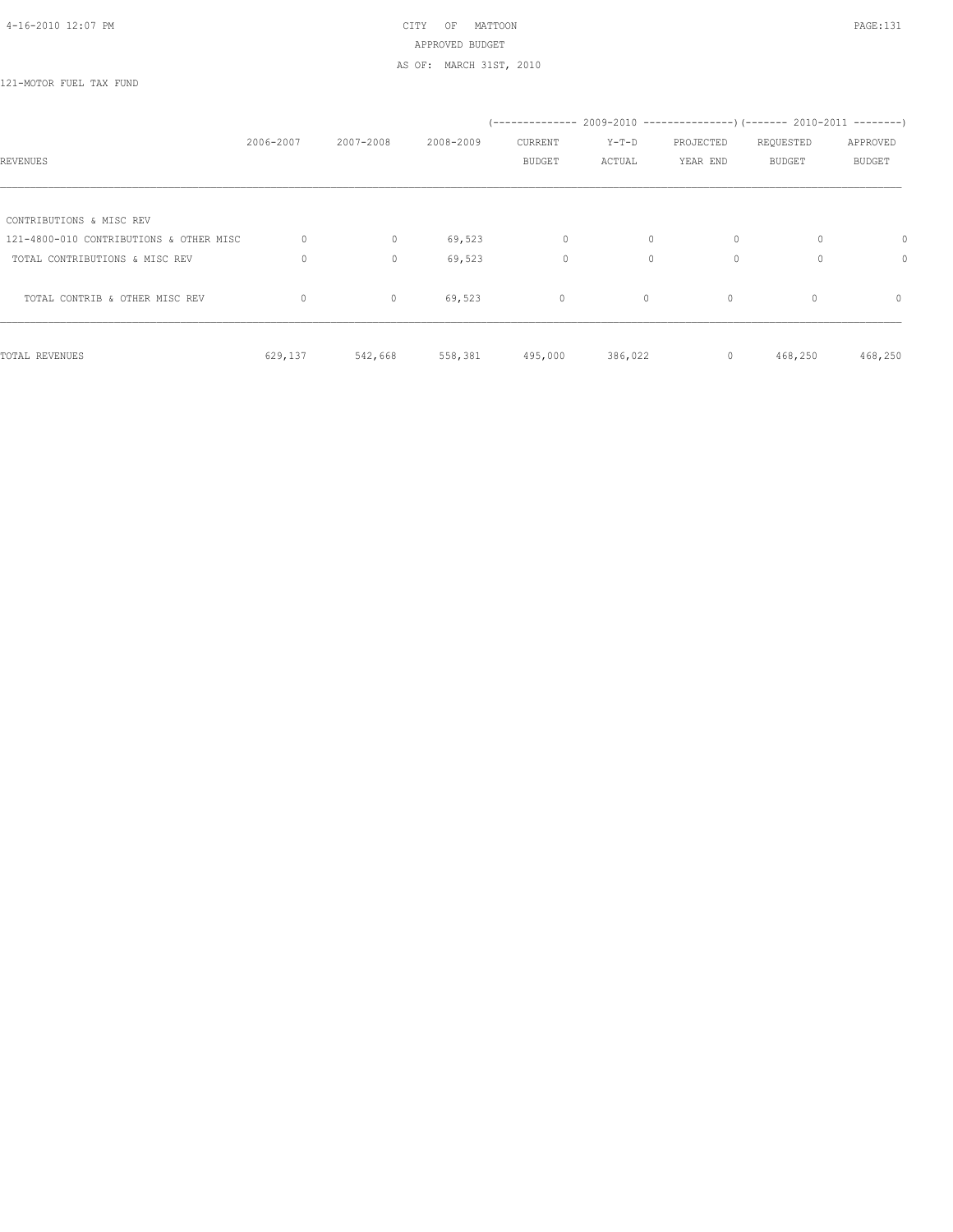CITY OF MATTOON
APPROVED BUDGET
AS OF: MARCH 31ST, 2010

121-MOTOR FUEL TAX FUND

| REVENUES | 2006-2007 | 2007-2008 | 2008-2009 | 2009-2010 CURRENT BUDGET | 2009-2010 Y-T-D ACTUAL | 2009-2010 PROJECTED YEAR END | 2010-2011 REQUESTED BUDGET | 2010-2011 APPROVED BUDGET |
|---|---|---|---|---|---|---|---|---|
| CONTRIBUTIONS & MISC REV | | | | | | | | |
| 121-4800-010 CONTRIBUTIONS & OTHER MISC | 0 | 0 | 69,523 | 0 | 0 | 0 | 0 | 0 |
| TOTAL CONTRIBUTIONS & MISC REV | 0 | 0 | 69,523 | 0 | 0 | 0 | 0 | 0 |
| TOTAL CONTRIB & OTHER MISC REV | 0 | 0 | 69,523 | 0 | 0 | 0 | 0 | 0 |
| TOTAL REVENUES | 629,137 | 542,668 | 558,381 | 495,000 | 386,022 | 0 | 468,250 | 468,250 |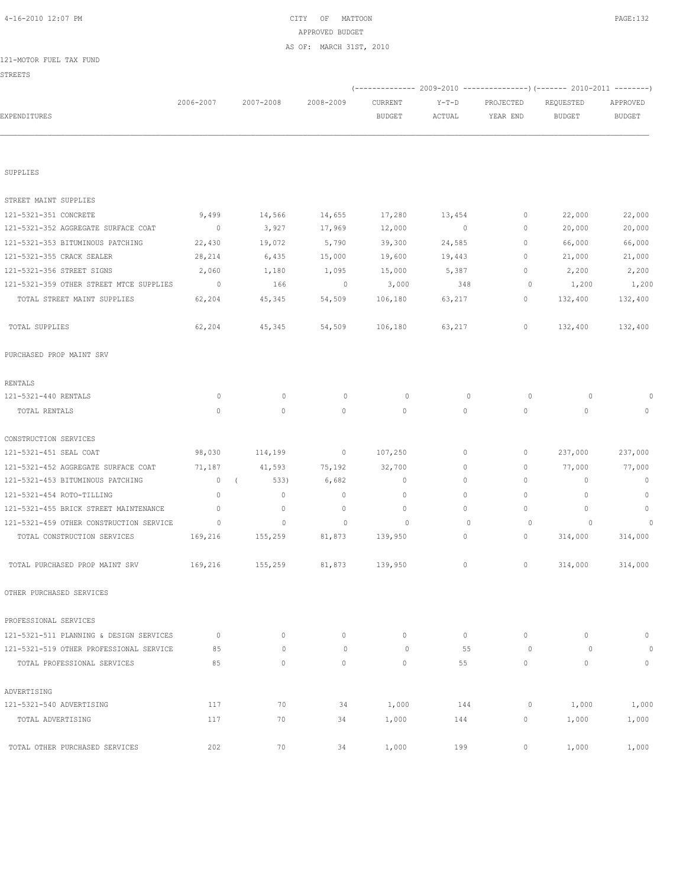CITY OF MATTOON
APPROVED BUDGET
AS OF: MARCH 31ST, 2010

121-MOTOR FUEL TAX FUND

STREETS

| EXPENDITURES | 2006-2007 | 2007-2008 | 2008-2009 | (------------- 2009-2010 CURRENT BUDGET | Y-T-D ACTUAL | PROJECTED YEAR END ---------------) | (------- 2010-2011 REQUESTED BUDGET | APPROVED BUDGET --------) |
|---|---|---|---|---|---|---|---|---|
| SUPPLIES | | | | | | | | |
| STREET MAINT SUPPLIES | | | | | | | | |
| 121-5321-351 CONCRETE | 9,499 | 14,566 | 14,655 | 17,280 | 13,454 | 0 | 22,000 | 22,000 |
| 121-5321-352 AGGREGATE SURFACE COAT | 0 | 3,927 | 17,969 | 12,000 | 0 | 0 | 20,000 | 20,000 |
| 121-5321-353 BITUMINOUS PATCHING | 22,430 | 19,072 | 5,790 | 39,300 | 24,585 | 0 | 66,000 | 66,000 |
| 121-5321-355 CRACK SEALER | 28,214 | 6,435 | 15,000 | 19,600 | 19,443 | 0 | 21,000 | 21,000 |
| 121-5321-356 STREET SIGNS | 2,060 | 1,180 | 1,095 | 15,000 | 5,387 | 0 | 2,200 | 2,200 |
| 121-5321-359 OTHER STREET MTCE SUPPLIES | 0 | 166 | 0 | 3,000 | 348 | 0 | 1,200 | 1,200 |
| TOTAL STREET MAINT SUPPLIES | 62,204 | 45,345 | 54,509 | 106,180 | 63,217 | 0 | 132,400 | 132,400 |
| TOTAL SUPPLIES | 62,204 | 45,345 | 54,509 | 106,180 | 63,217 | 0 | 132,400 | 132,400 |
| PURCHASED PROP MAINT SRV | | | | | | | | |
| RENTALS | | | | | | | | |
| 121-5321-440 RENTALS | 0 | 0 | 0 | 0 | 0 | 0 | 0 | 0 |
| TOTAL RENTALS | 0 | 0 | 0 | 0 | 0 | 0 | 0 | 0 |
| CONSTRUCTION SERVICES | | | | | | | | |
| 121-5321-451 SEAL COAT | 98,030 | 114,199 | 0 | 107,250 | 0 | 0 | 237,000 | 237,000 |
| 121-5321-452 AGGREGATE SURFACE COAT | 71,187 | 41,593 | 75,192 | 32,700 | 0 | 0 | 77,000 | 77,000 |
| 121-5321-453 BITUMINOUS PATCHING | 0 | ( 533) | 6,682 | 0 | 0 | 0 | 0 | 0 |
| 121-5321-454 ROTO-TILLING | 0 | 0 | 0 | 0 | 0 | 0 | 0 | 0 |
| 121-5321-455 BRICK STREET MAINTENANCE | 0 | 0 | 0 | 0 | 0 | 0 | 0 | 0 |
| 121-5321-459 OTHER CONSTRUCTION SERVICE | 0 | 0 | 0 | 0 | 0 | 0 | 0 | 0 |
| TOTAL CONSTRUCTION SERVICES | 169,216 | 155,259 | 81,873 | 139,950 | 0 | 0 | 314,000 | 314,000 |
| TOTAL PURCHASED PROP MAINT SRV | 169,216 | 155,259 | 81,873 | 139,950 | 0 | 0 | 314,000 | 314,000 |
| OTHER PURCHASED SERVICES | | | | | | | | |
| PROFESSIONAL SERVICES | | | | | | | | |
| 121-5321-511 PLANNING & DESIGN SERVICES | 0 | 0 | 0 | 0 | 0 | 0 | 0 | 0 |
| 121-5321-519 OTHER PROFESSIONAL SERVICE | 85 | 0 | 0 | 0 | 55 | 0 | 0 | 0 |
| TOTAL PROFESSIONAL SERVICES | 85 | 0 | 0 | 0 | 55 | 0 | 0 | 0 |
| ADVERTISING | | | | | | | | |
| 121-5321-540 ADVERTISING | 117 | 70 | 34 | 1,000 | 144 | 0 | 1,000 | 1,000 |
| TOTAL ADVERTISING | 117 | 70 | 34 | 1,000 | 144 | 0 | 1,000 | 1,000 |
| TOTAL OTHER PURCHASED SERVICES | 202 | 70 | 34 | 1,000 | 199 | 0 | 1,000 | 1,000 |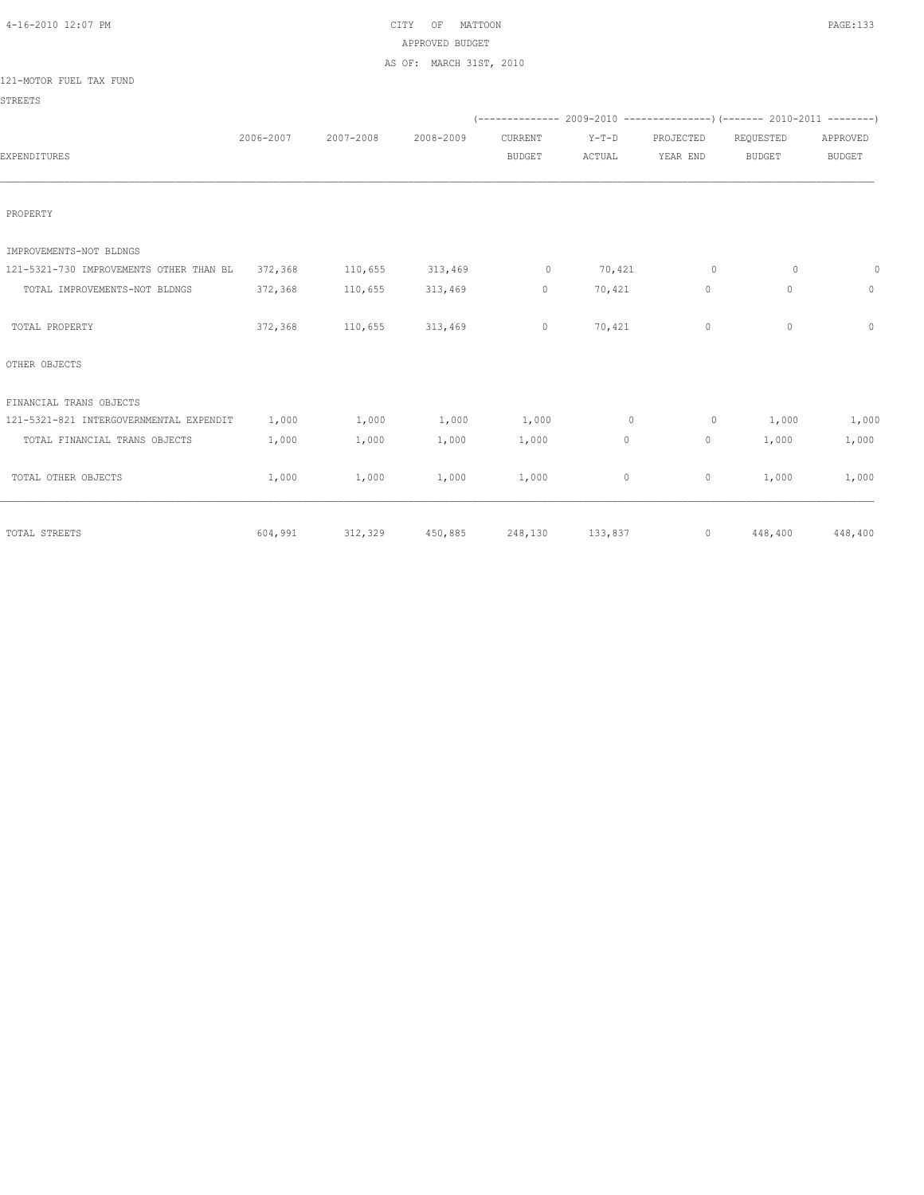CITY OF MATTOON

APPROVED BUDGET

AS OF: MARCH 31ST, 2010

121-MOTOR FUEL TAX FUND

STREETS

| EXPENDITURES | 2006-2007 | 2007-2008 | 2008-2009 | 2009-2010 CURRENT BUDGET | 2009-2010 Y-T-D ACTUAL | 2009-2010 PROJECTED YEAR END | 2010-2011 REQUESTED BUDGET | 2010-2011 APPROVED BUDGET |
|---|---|---|---|---|---|---|---|---|
| PROPERTY | | | | | | | | |
| IMPROVEMENTS-NOT BLDNGS | | | | | | | | |
| 121-5321-730 IMPROVEMENTS OTHER THAN BL | 372,368 | 110,655 | 313,469 | 0 | 70,421 | 0 | 0 | 0 |
| TOTAL IMPROVEMENTS-NOT BLDNGS | 372,368 | 110,655 | 313,469 | 0 | 70,421 | 0 | 0 | 0 |
| TOTAL PROPERTY | 372,368 | 110,655 | 313,469 | 0 | 70,421 | 0 | 0 | 0 |
| OTHER OBJECTS | | | | | | | | |
| FINANCIAL TRANS OBJECTS | | | | | | | | |
| 121-5321-821 INTERGOVERNMENTAL EXPENDIT | 1,000 | 1,000 | 1,000 | 1,000 | 0 | 0 | 1,000 | 1,000 |
| TOTAL FINANCIAL TRANS OBJECTS | 1,000 | 1,000 | 1,000 | 1,000 | 0 | 0 | 1,000 | 1,000 |
| TOTAL OTHER OBJECTS | 1,000 | 1,000 | 1,000 | 1,000 | 0 | 0 | 1,000 | 1,000 |
| TOTAL STREETS | 604,991 | 312,329 | 450,885 | 248,130 | 133,837 | 0 | 448,400 | 448,400 |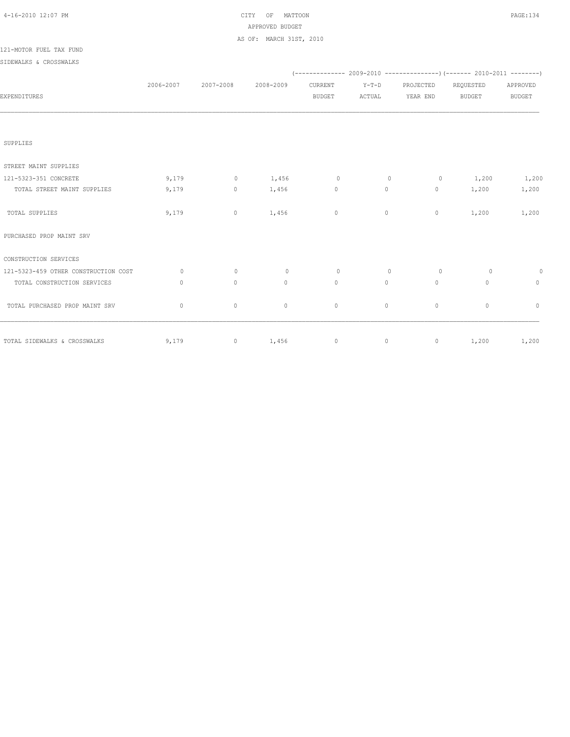CITY OF MATTOON
APPROVED BUDGET
AS OF: MARCH 31ST, 2010

121-MOTOR FUEL TAX FUND
SIDEWALKS & CROSSWALKS

| EXPENDITURES | 2006-2007 | 2007-2008 | 2008-2009 | 2009-2010 CURRENT BUDGET | 2009-2010 Y-T-D ACTUAL | 2009-2010 PROJECTED YEAR END | 2010-2011 REQUESTED BUDGET | 2010-2011 APPROVED BUDGET |
|---|---|---|---|---|---|---|---|---|
| SUPPLIES | | | | | | | | |
| STREET MAINT SUPPLIES | | | | | | | | |
| 121-5323-351 CONCRETE | 9,179 | 0 | 1,456 | 0 | 0 | 0 | 1,200 | 1,200 |
| TOTAL STREET MAINT SUPPLIES | 9,179 | 0 | 1,456 | 0 | 0 | 0 | 1,200 | 1,200 |
| TOTAL SUPPLIES | 9,179 | 0 | 1,456 | 0 | 0 | 0 | 1,200 | 1,200 |
| PURCHASED PROP MAINT SRV | | | | | | | | |
| CONSTRUCTION SERVICES | | | | | | | | |
| 121-5323-459 OTHER CONSTRUCTION COST | 0 | 0 | 0 | 0 | 0 | 0 | 0 | 0 |
| TOTAL CONSTRUCTION SERVICES | 0 | 0 | 0 | 0 | 0 | 0 | 0 | 0 |
| TOTAL PURCHASED PROP MAINT SRV | 0 | 0 | 0 | 0 | 0 | 0 | 0 | 0 |
| TOTAL SIDEWALKS & CROSSWALKS | 9,179 | 0 | 1,456 | 0 | 0 | 0 | 1,200 | 1,200 |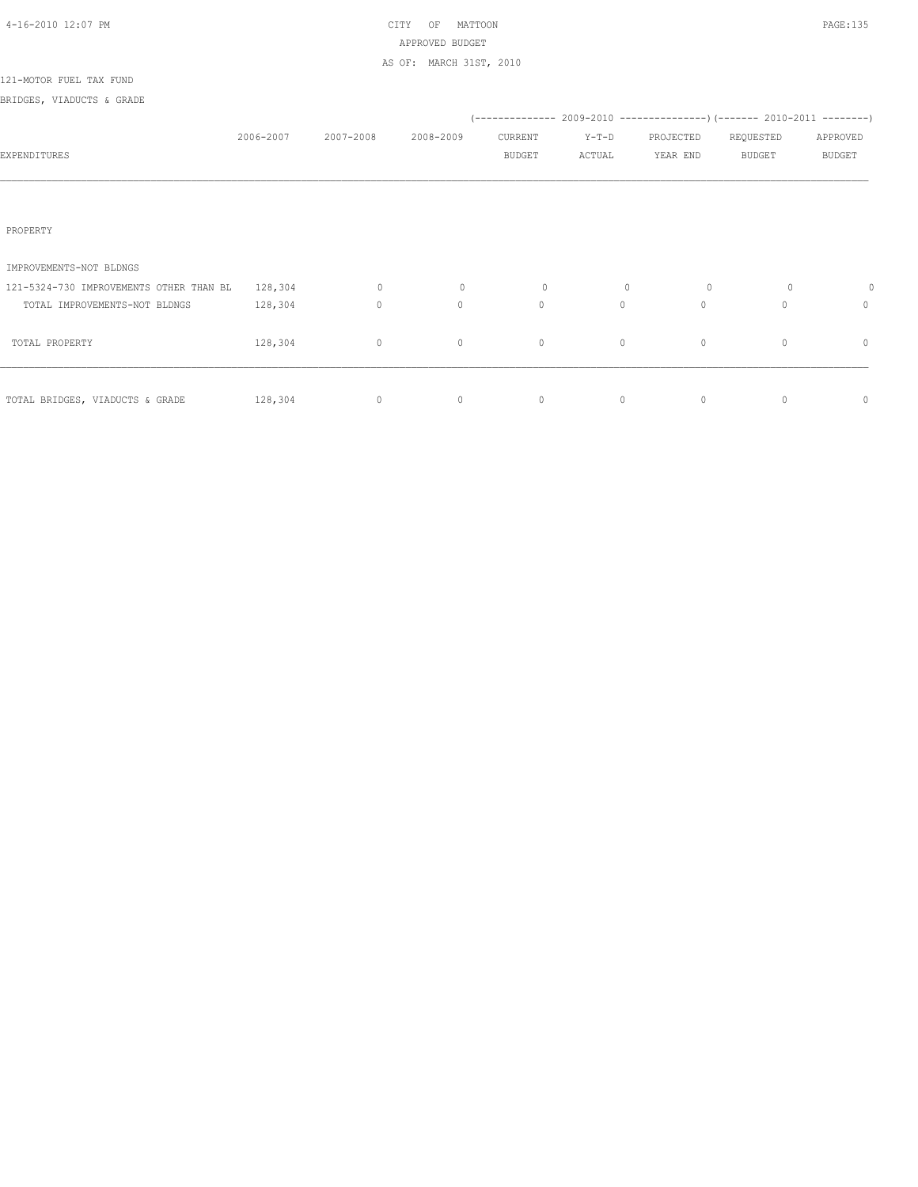CITY OF MATTOON
APPROVED BUDGET
AS OF: MARCH 31ST, 2010

121-MOTOR FUEL TAX FUND

BRIDGES, VIADUCTS & GRADE

| EXPENDITURES | 2006-2007 | 2007-2008 | 2008-2009 | 2009-2010 CURRENT BUDGET | 2009-2010 Y-T-D ACTUAL | 2009-2010 PROJECTED YEAR END | 2010-2011 REQUESTED BUDGET | 2010-2011 APPROVED BUDGET |
|---|---|---|---|---|---|---|---|---|
| PROPERTY | | | | | | | | |
| IMPROVEMENTS-NOT BLDNGS | | | | | | | | |
| 121-5324-730 IMPROVEMENTS OTHER THAN BL | 128,304 | 0 | 0 | 0 | 0 | 0 | 0 | 0 |
| TOTAL IMPROVEMENTS-NOT BLDNGS | 128,304 | 0 | 0 | 0 | 0 | 0 | 0 | 0 |
| TOTAL PROPERTY | 128,304 | 0 | 0 | 0 | 0 | 0 | 0 | 0 |
| TOTAL BRIDGES, VIADUCTS & GRADE | 128,304 | 0 | 0 | 0 | 0 | 0 | 0 | 0 |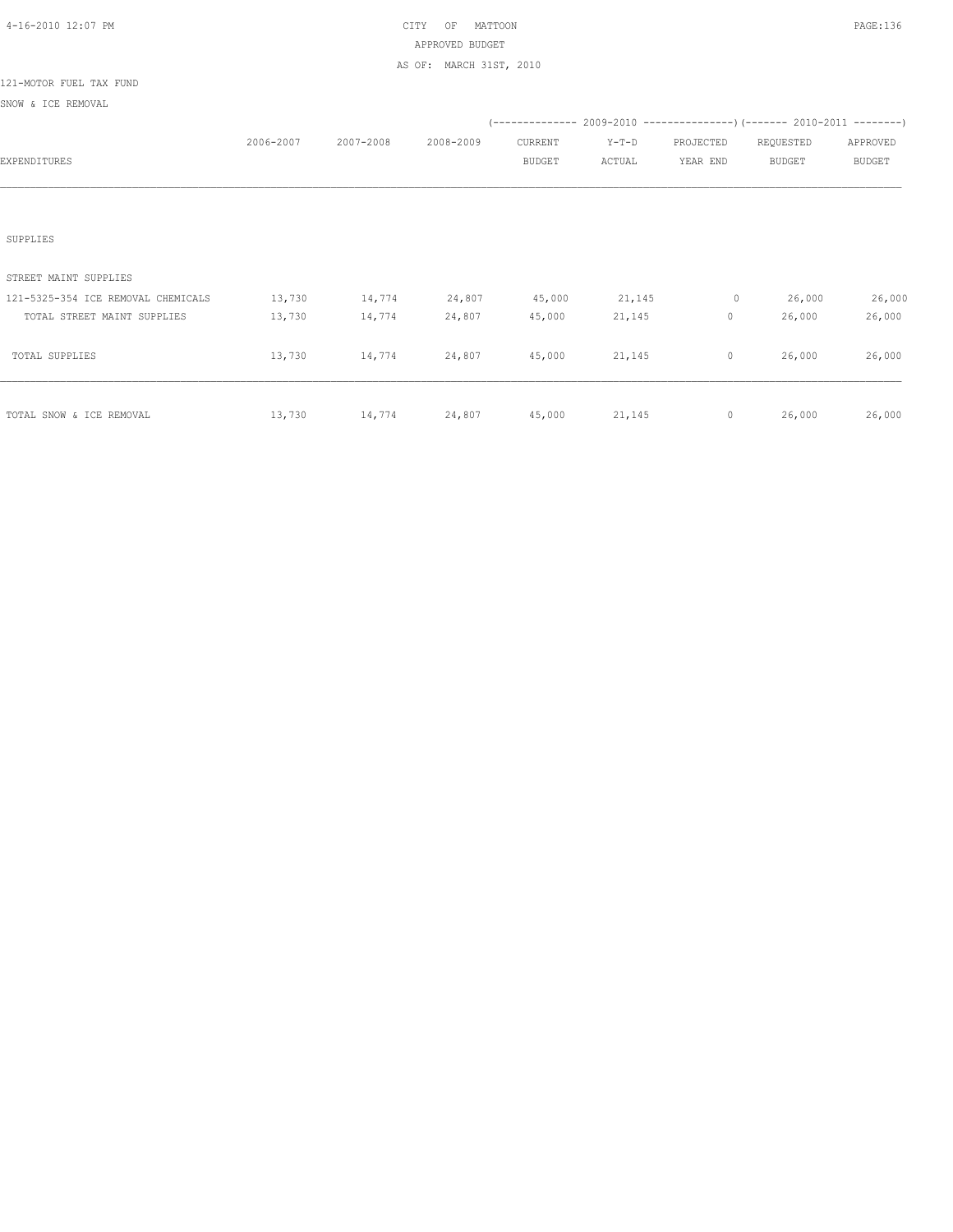CITY OF MATTOON
APPROVED BUDGET
AS OF: MARCH 31ST, 2010

121-MOTOR FUEL TAX FUND

SNOW & ICE REMOVAL

| EXPENDITURES | 2006-2007 | 2007-2008 | 2008-2009 | 2009-2010 CURRENT BUDGET | 2009-2010 Y-T-D ACTUAL | 2009-2010 PROJECTED YEAR END | 2010-2011 REQUESTED BUDGET | 2010-2011 APPROVED BUDGET |
|---|---|---|---|---|---|---|---|---|
| SUPPLIES | | | | | | | | |
| STREET MAINT SUPPLIES | | | | | | | | |
| 121-5325-354 ICE REMOVAL CHEMICALS | 13,730 | 14,774 | 24,807 | 45,000 | 21,145 | 0 | 26,000 | 26,000 |
| TOTAL STREET MAINT SUPPLIES | 13,730 | 14,774 | 24,807 | 45,000 | 21,145 | 0 | 26,000 | 26,000 |
| TOTAL SUPPLIES | 13,730 | 14,774 | 24,807 | 45,000 | 21,145 | 0 | 26,000 | 26,000 |
| TOTAL SNOW & ICE REMOVAL | 13,730 | 14,774 | 24,807 | 45,000 | 21,145 | 0 | 26,000 | 26,000 |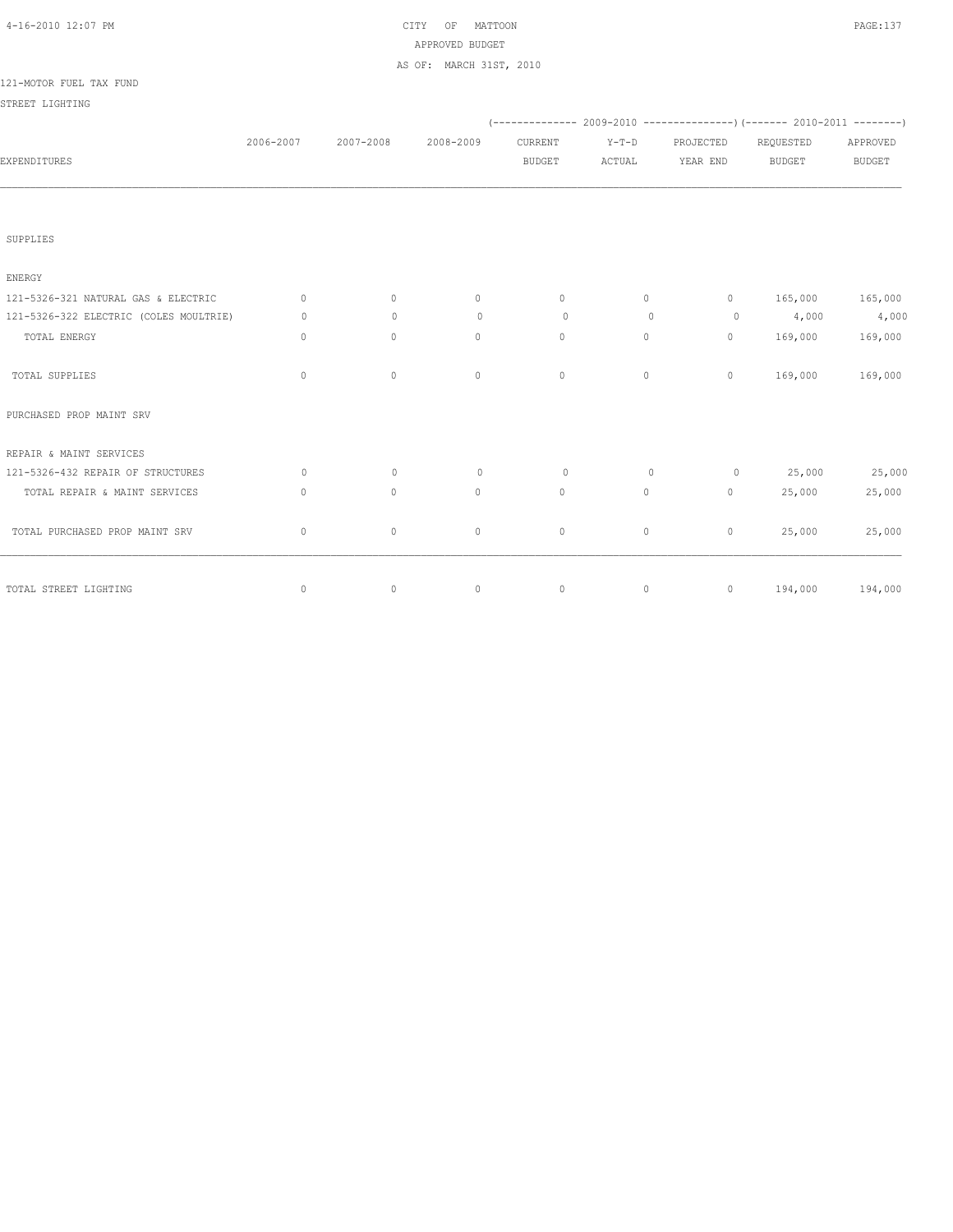CITY OF MATTOON
APPROVED BUDGET
AS OF: MARCH 31ST, 2010

121-MOTOR FUEL TAX FUND

STREET LIGHTING

| EXPENDITURES | 2006-2007 | 2007-2008 | 2008-2009 | (2009-2010) CURRENT BUDGET | (2009-2010) Y-T-D ACTUAL | (2009-2010) PROJECTED YEAR END | (2010-2011) REQUESTED BUDGET | (2010-2011) APPROVED BUDGET |
|---|---|---|---|---|---|---|---|---|
| SUPPLIES | | | | | | | | |
| ENERGY | | | | | | | | |
| 121-5326-321 NATURAL GAS & ELECTRIC | 0 | 0 | 0 | 0 | 0 | 0 | 165,000 | 165,000 |
| 121-5326-322 ELECTRIC (COLES MOULTRIE) | 0 | 0 | 0 | 0 | 0 | 0 | 4,000 | 4,000 |
| TOTAL ENERGY | 0 | 0 | 0 | 0 | 0 | 0 | 169,000 | 169,000 |
| TOTAL SUPPLIES | 0 | 0 | 0 | 0 | 0 | 0 | 169,000 | 169,000 |
| PURCHASED PROP MAINT SRV | | | | | | | | |
| REPAIR & MAINT SERVICES | | | | | | | | |
| 121-5326-432 REPAIR OF STRUCTURES | 0 | 0 | 0 | 0 | 0 | 0 | 25,000 | 25,000 |
| TOTAL REPAIR & MAINT SERVICES | 0 | 0 | 0 | 0 | 0 | 0 | 25,000 | 25,000 |
| TOTAL PURCHASED PROP MAINT SRV | 0 | 0 | 0 | 0 | 0 | 0 | 25,000 | 25,000 |
| TOTAL STREET LIGHTING | 0 | 0 | 0 | 0 | 0 | 0 | 194,000 | 194,000 |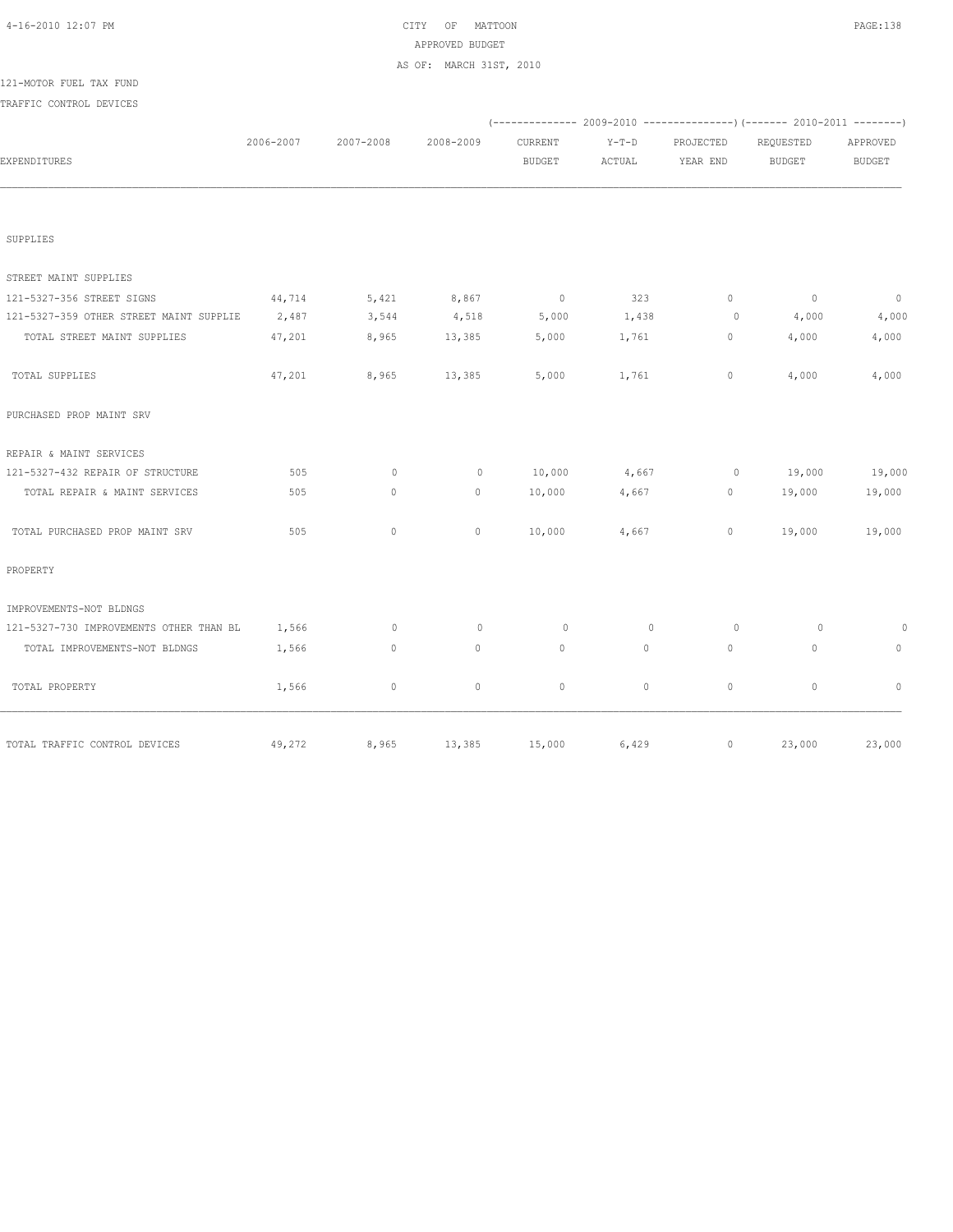CITY OF MATTOON
APPROVED BUDGET
AS OF: MARCH 31ST, 2010

121-MOTOR FUEL TAX FUND
TRAFFIC CONTROL DEVICES

| EXPENDITURES | 2006-2007 | 2007-2008 | 2008-2009 | 2009-2010 CURRENT BUDGET | 2009-2010 Y-T-D ACTUAL | 2009-2010 PROJECTED YEAR END | 2010-2011 REQUESTED BUDGET | 2010-2011 APPROVED BUDGET |
|---|---|---|---|---|---|---|---|---|
| SUPPLIES | | | | | | | | |
| STREET MAINT SUPPLIES | | | | | | | | |
| 121-5327-356 STREET SIGNS | 44,714 | 5,421 | 8,867 | 0 | 323 | 0 | 0 | 0 |
| 121-5327-359 OTHER STREET MAINT SUPPLIE | 2,487 | 3,544 | 4,518 | 5,000 | 1,438 | 0 | 4,000 | 4,000 |
| TOTAL STREET MAINT SUPPLIES | 47,201 | 8,965 | 13,385 | 5,000 | 1,761 | 0 | 4,000 | 4,000 |
| TOTAL SUPPLIES | 47,201 | 8,965 | 13,385 | 5,000 | 1,761 | 0 | 4,000 | 4,000 |
| PURCHASED PROP MAINT SRV | | | | | | | | |
| REPAIR & MAINT SERVICES | | | | | | | | |
| 121-5327-432 REPAIR OF STRUCTURE | 505 | 0 | 0 | 10,000 | 4,667 | 0 | 19,000 | 19,000 |
| TOTAL REPAIR & MAINT SERVICES | 505 | 0 | 0 | 10,000 | 4,667 | 0 | 19,000 | 19,000 |
| TOTAL PURCHASED PROP MAINT SRV | 505 | 0 | 0 | 10,000 | 4,667 | 0 | 19,000 | 19,000 |
| PROPERTY | | | | | | | | |
| IMPROVEMENTS-NOT BLDNGS | | | | | | | | |
| 121-5327-730 IMPROVEMENTS OTHER THAN BL | 1,566 | 0 | 0 | 0 | 0 | 0 | 0 | 0 |
| TOTAL IMPROVEMENTS-NOT BLDNGS | 1,566 | 0 | 0 | 0 | 0 | 0 | 0 | 0 |
| TOTAL PROPERTY | 1,566 | 0 | 0 | 0 | 0 | 0 | 0 | 0 |
| TOTAL TRAFFIC CONTROL DEVICES | 49,272 | 8,965 | 13,385 | 15,000 | 6,429 | 0 | 23,000 | 23,000 |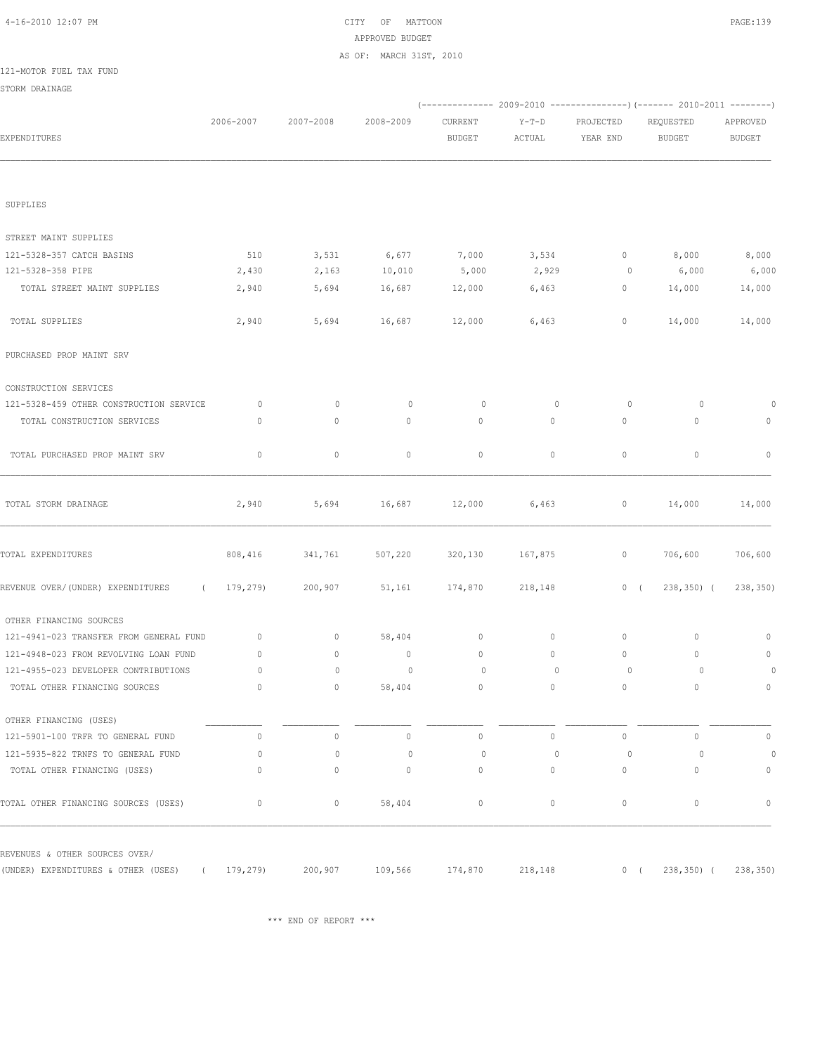CITY OF MATTOON
APPROVED BUDGET
AS OF: MARCH 31ST, 2010

121-MOTOR FUEL TAX FUND

STORM DRAINAGE

| EXPENDITURES | 2006-2007 | 2007-2008 | 2008-2009 | 2009-2010 CURRENT BUDGET | 2009-2010 Y-T-D ACTUAL | 2009-2010 PROJECTED YEAR END | 2010-2011 REQUESTED BUDGET | 2010-2011 APPROVED BUDGET |
|---|---|---|---|---|---|---|---|---|
| SUPPLIES | | | | | | | | |
| STREET MAINT SUPPLIES | | | | | | | | |
| 121-5328-357 CATCH BASINS | 510 | 3,531 | 6,677 | 7,000 | 3,534 | 0 | 8,000 | 8,000 |
| 121-5328-358 PIPE | 2,430 | 2,163 | 10,010 | 5,000 | 2,929 | 0 | 6,000 | 6,000 |
| TOTAL STREET MAINT SUPPLIES | 2,940 | 5,694 | 16,687 | 12,000 | 6,463 | 0 | 14,000 | 14,000 |
| TOTAL SUPPLIES | 2,940 | 5,694 | 16,687 | 12,000 | 6,463 | 0 | 14,000 | 14,000 |
| PURCHASED PROP MAINT SRV | | | | | | | | |
| CONSTRUCTION SERVICES | | | | | | | | |
| 121-5328-459 OTHER CONSTRUCTION SERVICE | 0 | 0 | 0 | 0 | 0 | 0 | 0 | 0 |
| TOTAL CONSTRUCTION SERVICES | 0 | 0 | 0 | 0 | 0 | 0 | 0 | 0 |
| TOTAL PURCHASED PROP MAINT SRV | 0 | 0 | 0 | 0 | 0 | 0 | 0 | 0 |
| TOTAL STORM DRAINAGE | 2,940 | 5,694 | 16,687 | 12,000 | 6,463 | 0 | 14,000 | 14,000 |
| TOTAL EXPENDITURES | 808,416 | 341,761 | 507,220 | 320,130 | 167,875 | 0 | 706,600 | 706,600 |
| REVENUE OVER/(UNDER) EXPENDITURES | (179,279) | 200,907 | 51,161 | 174,870 | 218,148 | 0 | (238,350) | (238,350) |
| OTHER FINANCING SOURCES | | | | | | | | |
| 121-4941-023 TRANSFER FROM GENERAL FUND | 0 | 0 | 58,404 | 0 | 0 | 0 | 0 | 0 |
| 121-4948-023 FROM REVOLVING LOAN FUND | 0 | 0 | 0 | 0 | 0 | 0 | 0 | 0 |
| 121-4955-023 DEVELOPER CONTRIBUTIONS | 0 | 0 | 0 | 0 | 0 | 0 | 0 | 0 |
| TOTAL OTHER FINANCING SOURCES | 0 | 0 | 58,404 | 0 | 0 | 0 | 0 | 0 |
| OTHER FINANCING (USES) | | | | | | | | |
| 121-5901-100 TRFR TO GENERAL FUND | 0 | 0 | 0 | 0 | 0 | 0 | 0 | 0 |
| 121-5935-822 TRNFS TO GENERAL FUND | 0 | 0 | 0 | 0 | 0 | 0 | 0 | 0 |
| TOTAL OTHER FINANCING (USES) | 0 | 0 | 0 | 0 | 0 | 0 | 0 | 0 |
| TOTAL OTHER FINANCING SOURCES (USES) | 0 | 0 | 58,404 | 0 | 0 | 0 | 0 | 0 |
| REVENUES & OTHER SOURCES OVER/ (UNDER) EXPENDITURES & OTHER (USES) | (179,279) | 200,907 | 109,566 | 174,870 | 218,148 | 0 | (238,350) | (238,350) |

\*\*\* END OF REPORT \*\*\*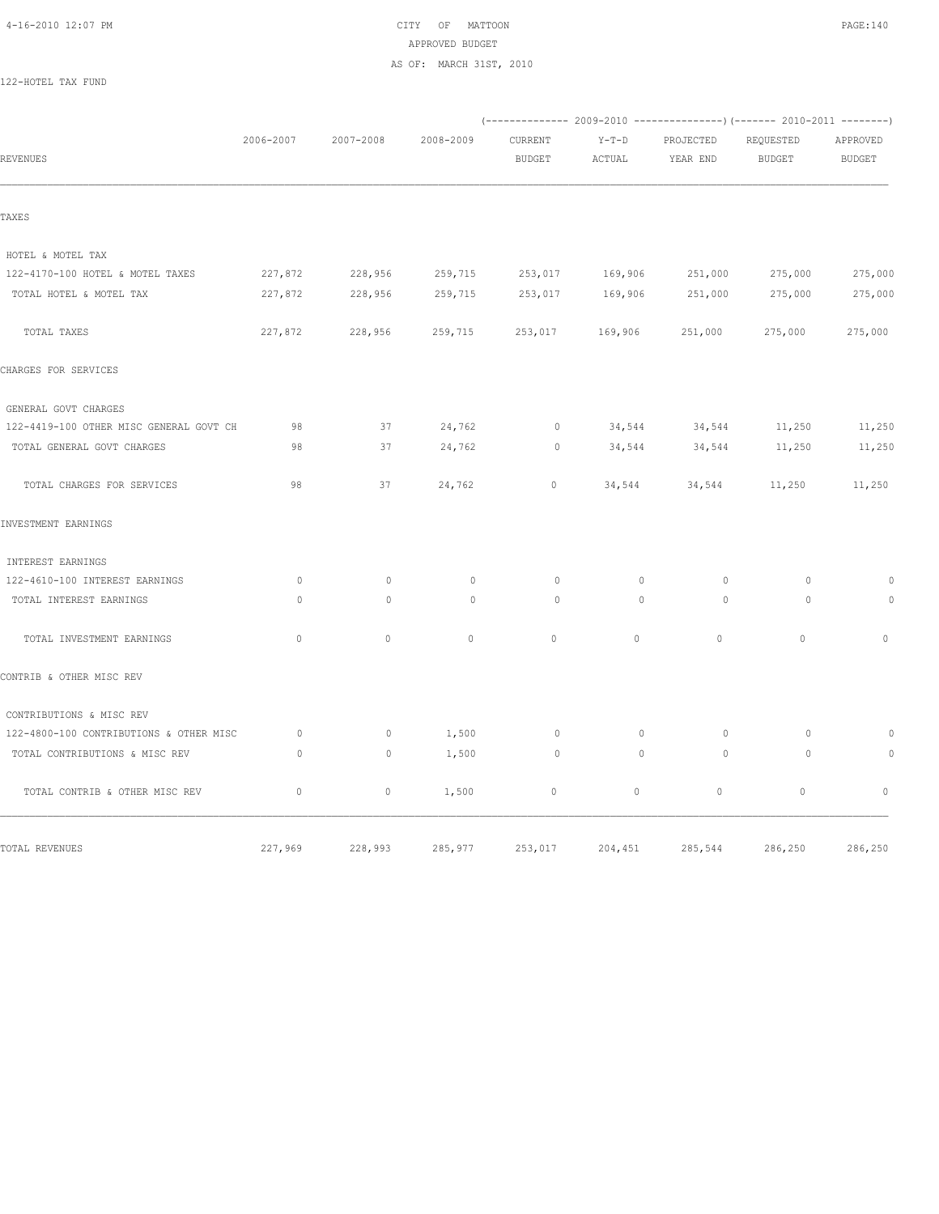CITY OF MATTOON
APPROVED BUDGET
AS OF: MARCH 31ST, 2010

122-HOTEL TAX FUND

| REVENUES | 2006-2007 | 2007-2008 | 2008-2009 | (-------------- 2009-2010 CURRENT BUDGET | Y-T-D ACTUAL | PROJECTED YEAR END ---------------) | (------- 2010-2011 REQUESTED BUDGET | APPROVED BUDGET --------) |
|---|---|---|---|---|---|---|---|---|
| TAXES | | | | | | | | |
| HOTEL & MOTEL TAX | | | | | | | | |
| 122-4170-100 HOTEL & MOTEL TAXES | 227,872 | 228,956 | 259,715 | 253,017 | 169,906 | 251,000 | 275,000 | 275,000 |
| TOTAL HOTEL & MOTEL TAX | 227,872 | 228,956 | 259,715 | 253,017 | 169,906 | 251,000 | 275,000 | 275,000 |
| TOTAL TAXES | 227,872 | 228,956 | 259,715 | 253,017 | 169,906 | 251,000 | 275,000 | 275,000 |
| CHARGES FOR SERVICES | | | | | | | | |
| GENERAL GOVT CHARGES | | | | | | | | |
| 122-4419-100 OTHER MISC GENERAL GOVT CH | 98 | 37 | 24,762 | 0 | 34,544 | 34,544 | 11,250 | 11,250 |
| TOTAL GENERAL GOVT CHARGES | 98 | 37 | 24,762 | 0 | 34,544 | 34,544 | 11,250 | 11,250 |
| TOTAL CHARGES FOR SERVICES | 98 | 37 | 24,762 | 0 | 34,544 | 34,544 | 11,250 | 11,250 |
| INVESTMENT EARNINGS | | | | | | | | |
| INTEREST EARNINGS | | | | | | | | |
| 122-4610-100 INTEREST EARNINGS | 0 | 0 | 0 | 0 | 0 | 0 | 0 | 0 |
| TOTAL INTEREST EARNINGS | 0 | 0 | 0 | 0 | 0 | 0 | 0 | 0 |
| TOTAL INVESTMENT EARNINGS | 0 | 0 | 0 | 0 | 0 | 0 | 0 | 0 |
| CONTRIB & OTHER MISC REV | | | | | | | | |
| CONTRIBUTIONS & MISC REV | | | | | | | | |
| 122-4800-100 CONTRIBUTIONS & OTHER MISC | 0 | 0 | 1,500 | 0 | 0 | 0 | 0 | 0 |
| TOTAL CONTRIBUTIONS & MISC REV | 0 | 0 | 1,500 | 0 | 0 | 0 | 0 | 0 |
| TOTAL CONTRIB & OTHER MISC REV | 0 | 0 | 1,500 | 0 | 0 | 0 | 0 | 0 |
| TOTAL REVENUES | 227,969 | 228,993 | 285,977 | 253,017 | 204,451 | 285,544 | 286,250 | 286,250 |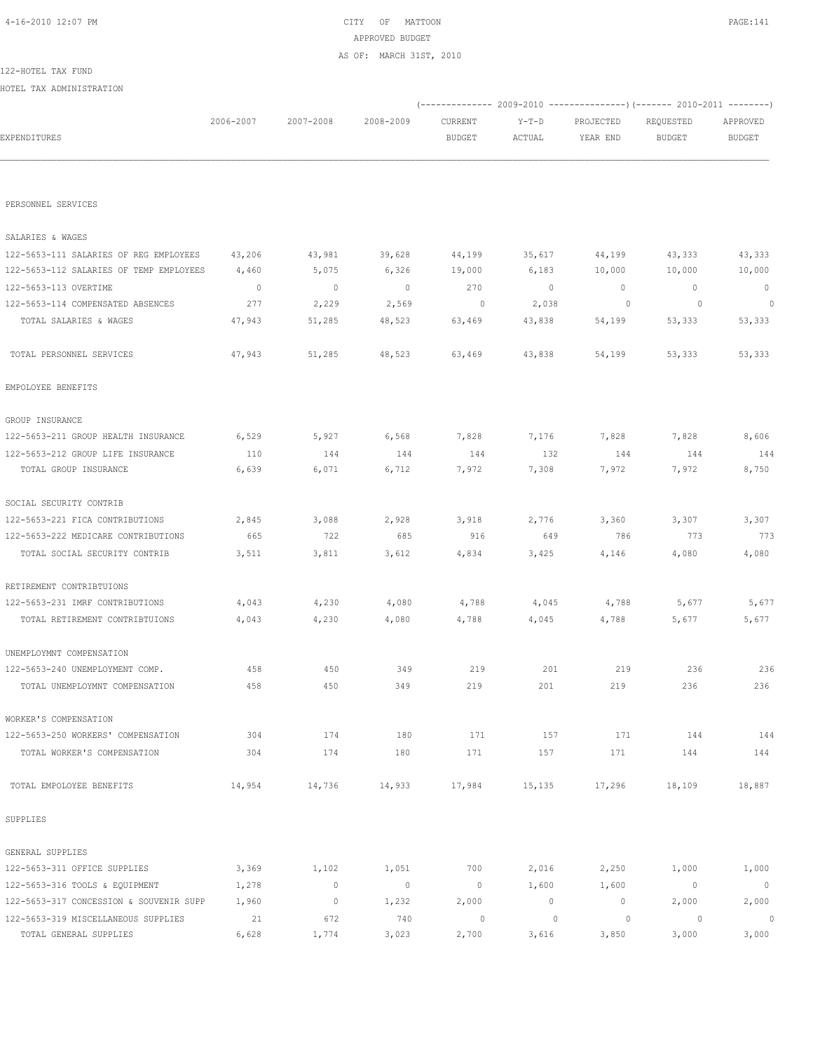CITY OF MATTOON
APPROVED BUDGET
AS OF: MARCH 31ST, 2010

122-HOTEL TAX FUND

HOTEL TAX ADMINISTRATION

| EXPENDITURES | 2006-2007 | 2007-2008 | 2008-2009 | 2009-2010 CURRENT BUDGET | 2009-2010 Y-T-D ACTUAL | 2009-2010 PROJECTED YEAR END | 2010-2011 REQUESTED BUDGET | 2010-2011 APPROVED BUDGET |
|---|---|---|---|---|---|---|---|---|
| PERSONNEL SERVICES | | | | | | | | |
| SALARIES & WAGES | | | | | | | | |
| 122-5653-111 SALARIES OF REG EMPLOYEES | 43,206 | 43,981 | 39,628 | 44,199 | 35,617 | 44,199 | 43,333 | 43,333 |
| 122-5653-112 SALARIES OF TEMP EMPLOYEES | 4,460 | 5,075 | 6,326 | 19,000 | 6,183 | 10,000 | 10,000 | 10,000 |
| 122-5653-113 OVERTIME | 0 | 0 | 0 | 270 | 0 | 0 | 0 | 0 |
| 122-5653-114 COMPENSATED ABSENCES | 277 | 2,229 | 2,569 | 0 | 2,038 | 0 | 0 | 0 |
| TOTAL SALARIES & WAGES | 47,943 | 51,285 | 48,523 | 63,469 | 43,838 | 54,199 | 53,333 | 53,333 |
| TOTAL PERSONNEL SERVICES | 47,943 | 51,285 | 48,523 | 63,469 | 43,838 | 54,199 | 53,333 | 53,333 |
| EMPOLOYEE BENEFITS | | | | | | | | |
| GROUP INSURANCE | | | | | | | | |
| 122-5653-211 GROUP HEALTH INSURANCE | 6,529 | 5,927 | 6,568 | 7,828 | 7,176 | 7,828 | 7,828 | 8,606 |
| 122-5653-212 GROUP LIFE INSURANCE | 110 | 144 | 144 | 144 | 132 | 144 | 144 | 144 |
| TOTAL GROUP INSURANCE | 6,639 | 6,071 | 6,712 | 7,972 | 7,308 | 7,972 | 7,972 | 8,750 |
| SOCIAL SECURITY CONTRIB | | | | | | | | |
| 122-5653-221 FICA CONTRIBUTIONS | 2,845 | 3,088 | 2,928 | 3,918 | 2,776 | 3,360 | 3,307 | 3,307 |
| 122-5653-222 MEDICARE CONTRIBUTIONS | 665 | 722 | 685 | 916 | 649 | 786 | 773 | 773 |
| TOTAL SOCIAL SECURITY CONTRIB | 3,511 | 3,811 | 3,612 | 4,834 | 3,425 | 4,146 | 4,080 | 4,080 |
| RETIREMENT CONTRIBTUIONS | | | | | | | | |
| 122-5653-231 IMRF CONTRIBUTIONS | 4,043 | 4,230 | 4,080 | 4,788 | 4,045 | 4,788 | 5,677 | 5,677 |
| TOTAL RETIREMENT CONTRIBTUIONS | 4,043 | 4,230 | 4,080 | 4,788 | 4,045 | 4,788 | 5,677 | 5,677 |
| UNEMPLOYMNT COMPENSATION | | | | | | | | |
| 122-5653-240 UNEMPLOYMENT COMP. | 458 | 450 | 349 | 219 | 201 | 219 | 236 | 236 |
| TOTAL UNEMPLOYMNT COMPENSATION | 458 | 450 | 349 | 219 | 201 | 219 | 236 | 236 |
| WORKER'S COMPENSATION | | | | | | | | |
| 122-5653-250 WORKERS' COMPENSATION | 304 | 174 | 180 | 171 | 157 | 171 | 144 | 144 |
| TOTAL WORKER'S COMPENSATION | 304 | 174 | 180 | 171 | 157 | 171 | 144 | 144 |
| TOTAL EMPOLOYEE BENEFITS | 14,954 | 14,736 | 14,933 | 17,984 | 15,135 | 17,296 | 18,109 | 18,887 |
| SUPPLIES | | | | | | | | |
| GENERAL SUPPLIES | | | | | | | | |
| 122-5653-311 OFFICE SUPPLIES | 3,369 | 1,102 | 1,051 | 700 | 2,016 | 2,250 | 1,000 | 1,000 |
| 122-5653-316 TOOLS & EQUIPMENT | 1,278 | 0 | 0 | 0 | 1,600 | 1,600 | 0 | 0 |
| 122-5653-317 CONCESSION & SOUVENIR SUPP | 1,960 | 0 | 1,232 | 2,000 | 0 | 0 | 2,000 | 2,000 |
| 122-5653-319 MISCELLANEOUS SUPPLIES | 21 | 672 | 740 | 0 | 0 | 0 | 0 | 0 |
| TOTAL GENERAL SUPPLIES | 6,628 | 1,774 | 3,023 | 2,700 | 3,616 | 3,850 | 3,000 | 3,000 |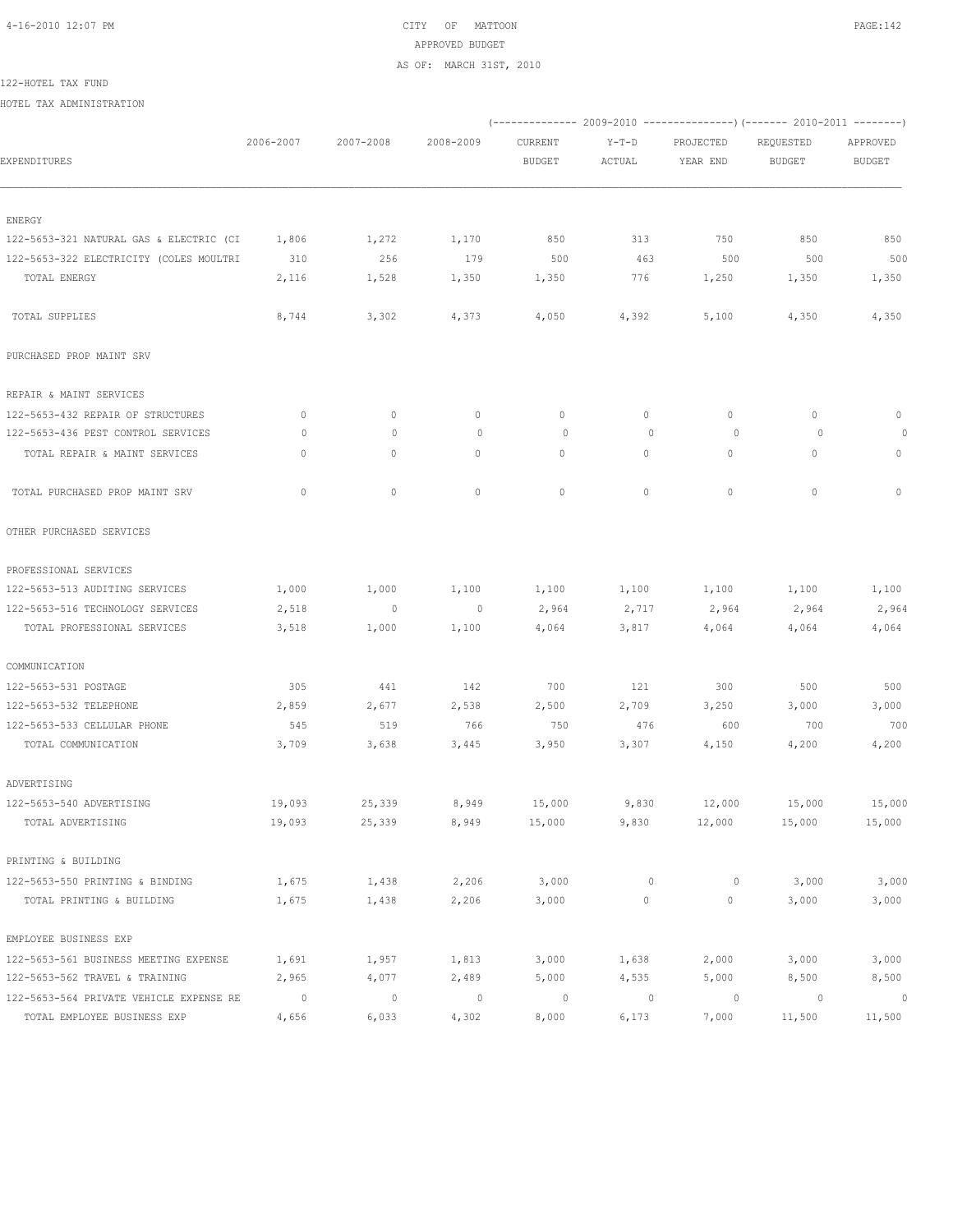CITY OF MATTOON
APPROVED BUDGET
AS OF: MARCH 31ST, 2010

122-HOTEL TAX FUND

HOTEL TAX ADMINISTRATION

| EXPENDITURES | 2006-2007 | 2007-2008 | 2008-2009 | 2009-2010 CURRENT BUDGET | 2009-2010 Y-T-D ACTUAL | 2009-2010 PROJECTED YEAR END | 2010-2011 REQUESTED BUDGET | 2010-2011 APPROVED BUDGET |
|---|---|---|---|---|---|---|---|---|
| ENERGY | | | | | | | | |
| 122-5653-321 NATURAL GAS & ELECTRIC (CI | 1,806 | 1,272 | 1,170 | 850 | 313 | 750 | 850 | 850 |
| 122-5653-322 ELECTRICITY (COLES MOULTRI | 310 | 256 | 179 | 500 | 463 | 500 | 500 | 500 |
| TOTAL ENERGY | 2,116 | 1,528 | 1,350 | 1,350 | 776 | 1,250 | 1,350 | 1,350 |
| TOTAL SUPPLIES | 8,744 | 3,302 | 4,373 | 4,050 | 4,392 | 5,100 | 4,350 | 4,350 |
| PURCHASED PROP MAINT SRV | | | | | | | | |
| REPAIR & MAINT SERVICES | | | | | | | | |
| 122-5653-432 REPAIR OF STRUCTURES | 0 | 0 | 0 | 0 | 0 | 0 | 0 | 0 |
| 122-5653-436 PEST CONTROL SERVICES | 0 | 0 | 0 | 0 | 0 | 0 | 0 | 0 |
| TOTAL REPAIR & MAINT SERVICES | 0 | 0 | 0 | 0 | 0 | 0 | 0 | 0 |
| TOTAL PURCHASED PROP MAINT SRV | 0 | 0 | 0 | 0 | 0 | 0 | 0 | 0 |
| OTHER PURCHASED SERVICES | | | | | | | | |
| PROFESSIONAL SERVICES | | | | | | | | |
| 122-5653-513 AUDITING SERVICES | 1,000 | 1,000 | 1,100 | 1,100 | 1,100 | 1,100 | 1,100 | 1,100 |
| 122-5653-516 TECHNOLOGY SERVICES | 2,518 | 0 | 0 | 2,964 | 2,717 | 2,964 | 2,964 | 2,964 |
| TOTAL PROFESSIONAL SERVICES | 3,518 | 1,000 | 1,100 | 4,064 | 3,817 | 4,064 | 4,064 | 4,064 |
| COMMUNICATION | | | | | | | | |
| 122-5653-531 POSTAGE | 305 | 441 | 142 | 700 | 121 | 300 | 500 | 500 |
| 122-5653-532 TELEPHONE | 2,859 | 2,677 | 2,538 | 2,500 | 2,709 | 3,250 | 3,000 | 3,000 |
| 122-5653-533 CELLULAR PHONE | 545 | 519 | 766 | 750 | 476 | 600 | 700 | 700 |
| TOTAL COMMUNICATION | 3,709 | 3,638 | 3,445 | 3,950 | 3,307 | 4,150 | 4,200 | 4,200 |
| ADVERTISING | | | | | | | | |
| 122-5653-540 ADVERTISING | 19,093 | 25,339 | 8,949 | 15,000 | 9,830 | 12,000 | 15,000 | 15,000 |
| TOTAL ADVERTISING | 19,093 | 25,339 | 8,949 | 15,000 | 9,830 | 12,000 | 15,000 | 15,000 |
| PRINTING & BUILDING | | | | | | | | |
| 122-5653-550 PRINTING & BINDING | 1,675 | 1,438 | 2,206 | 3,000 | 0 | 0 | 3,000 | 3,000 |
| TOTAL PRINTING & BUILDING | 1,675 | 1,438 | 2,206 | 3,000 | 0 | 0 | 3,000 | 3,000 |
| EMPLOYEE BUSINESS EXP | | | | | | | | |
| 122-5653-561 BUSINESS MEETING EXPENSE | 1,691 | 1,957 | 1,813 | 3,000 | 1,638 | 2,000 | 3,000 | 3,000 |
| 122-5653-562 TRAVEL & TRAINING | 2,965 | 4,077 | 2,489 | 5,000 | 4,535 | 5,000 | 8,500 | 8,500 |
| 122-5653-564 PRIVATE VEHICLE EXPENSE RE | 0 | 0 | 0 | 0 | 0 | 0 | 0 | 0 |
| TOTAL EMPLOYEE BUSINESS EXP | 4,656 | 6,033 | 4,302 | 8,000 | 6,173 | 7,000 | 11,500 | 11,500 |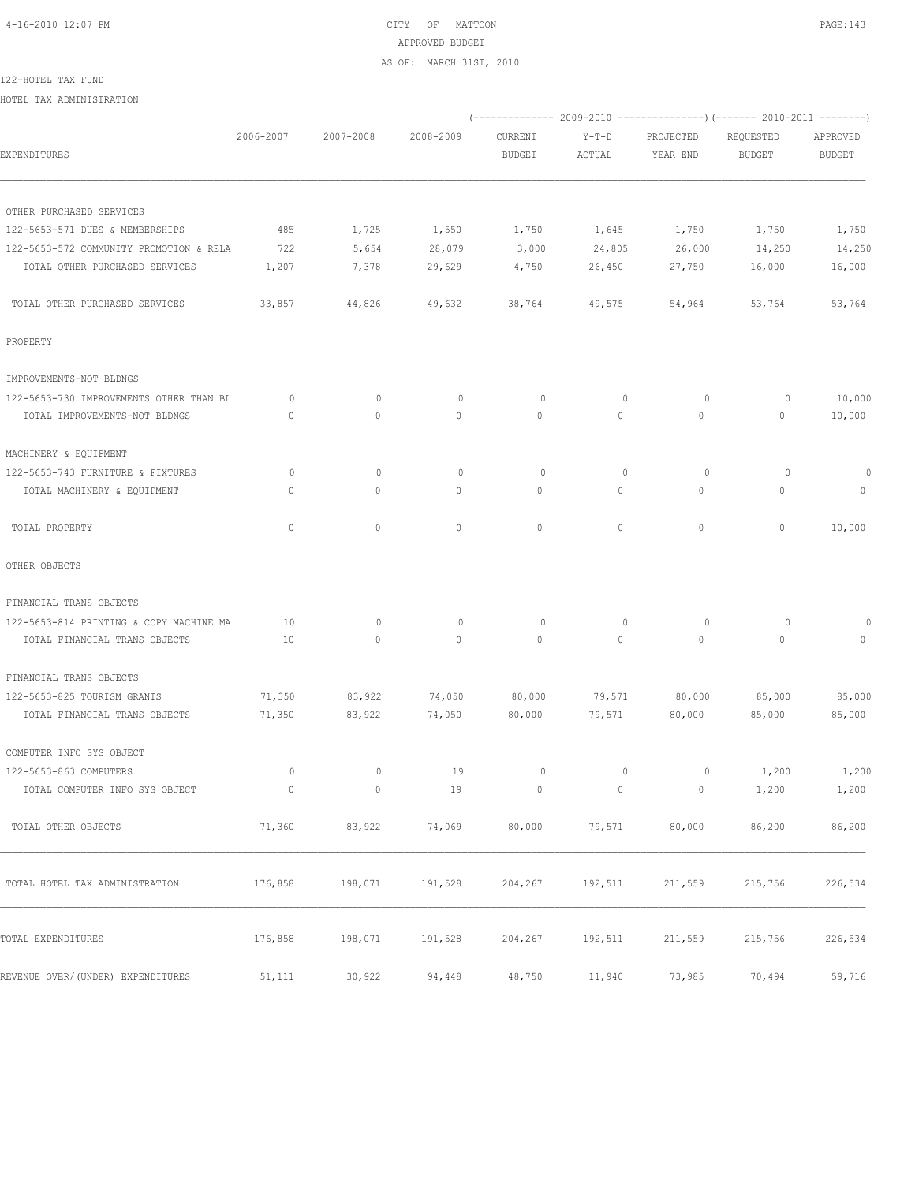CITY OF MATTOON
APPROVED BUDGET
AS OF: MARCH 31ST, 2010

122-HOTEL TAX FUND

HOTEL TAX ADMINISTRATION

| EXPENDITURES | 2006-2007 | 2007-2008 | 2008-2009 | 2009-2010 CURRENT BUDGET | 2009-2010 Y-T-D ACTUAL | 2009-2010 PROJECTED YEAR END | 2010-2011 REQUESTED BUDGET | 2010-2011 APPROVED BUDGET |
|---|---|---|---|---|---|---|---|---|
| OTHER PURCHASED SERVICES | | | | | | | | |
| 122-5653-571 DUES & MEMBERSHIPS | 485 | 1,725 | 1,550 | 1,750 | 1,645 | 1,750 | 1,750 | 1,750 |
| 122-5653-572 COMMUNITY PROMOTION & RELA | 722 | 5,654 | 28,079 | 3,000 | 24,805 | 26,000 | 14,250 | 14,250 |
| TOTAL OTHER PURCHASED SERVICES | 1,207 | 7,378 | 29,629 | 4,750 | 26,450 | 27,750 | 16,000 | 16,000 |
| TOTAL OTHER PURCHASED SERVICES | 33,857 | 44,826 | 49,632 | 38,764 | 49,575 | 54,964 | 53,764 | 53,764 |
| PROPERTY | | | | | | | | |
| IMPROVEMENTS-NOT BLDNGS | | | | | | | | |
| 122-5653-730 IMPROVEMENTS OTHER THAN BL | 0 | 0 | 0 | 0 | 0 | 0 | 0 | 10,000 |
| TOTAL IMPROVEMENTS-NOT BLDNGS | 0 | 0 | 0 | 0 | 0 | 0 | 0 | 10,000 |
| MACHINERY & EQUIPMENT | | | | | | | | |
| 122-5653-743 FURNITURE & FIXTURES | 0 | 0 | 0 | 0 | 0 | 0 | 0 | 0 |
| TOTAL MACHINERY & EQUIPMENT | 0 | 0 | 0 | 0 | 0 | 0 | 0 | 0 |
| TOTAL PROPERTY | 0 | 0 | 0 | 0 | 0 | 0 | 0 | 10,000 |
| OTHER OBJECTS | | | | | | | | |
| FINANCIAL TRANS OBJECTS | | | | | | | | |
| 122-5653-814 PRINTING & COPY MACHINE MA | 10 | 0 | 0 | 0 | 0 | 0 | 0 | 0 |
| TOTAL FINANCIAL TRANS OBJECTS | 10 | 0 | 0 | 0 | 0 | 0 | 0 | 0 |
| FINANCIAL TRANS OBJECTS | | | | | | | | |
| 122-5653-825 TOURISM GRANTS | 71,350 | 83,922 | 74,050 | 80,000 | 79,571 | 80,000 | 85,000 | 85,000 |
| TOTAL FINANCIAL TRANS OBJECTS | 71,350 | 83,922 | 74,050 | 80,000 | 79,571 | 80,000 | 85,000 | 85,000 |
| COMPUTER INFO SYS OBJECT | | | | | | | | |
| 122-5653-863 COMPUTERS | 0 | 0 | 19 | 0 | 0 | 0 | 1,200 | 1,200 |
| TOTAL COMPUTER INFO SYS OBJECT | 0 | 0 | 19 | 0 | 0 | 0 | 1,200 | 1,200 |
| TOTAL OTHER OBJECTS | 71,360 | 83,922 | 74,069 | 80,000 | 79,571 | 80,000 | 86,200 | 86,200 |
| TOTAL HOTEL TAX ADMINISTRATION | 176,858 | 198,071 | 191,528 | 204,267 | 192,511 | 211,559 | 215,756 | 226,534 |
| TOTAL EXPENDITURES | 176,858 | 198,071 | 191,528 | 204,267 | 192,511 | 211,559 | 215,756 | 226,534 |
| REVENUE OVER/(UNDER) EXPENDITURES | 51,111 | 30,922 | 94,448 | 48,750 | 11,940 | 73,985 | 70,494 | 59,716 |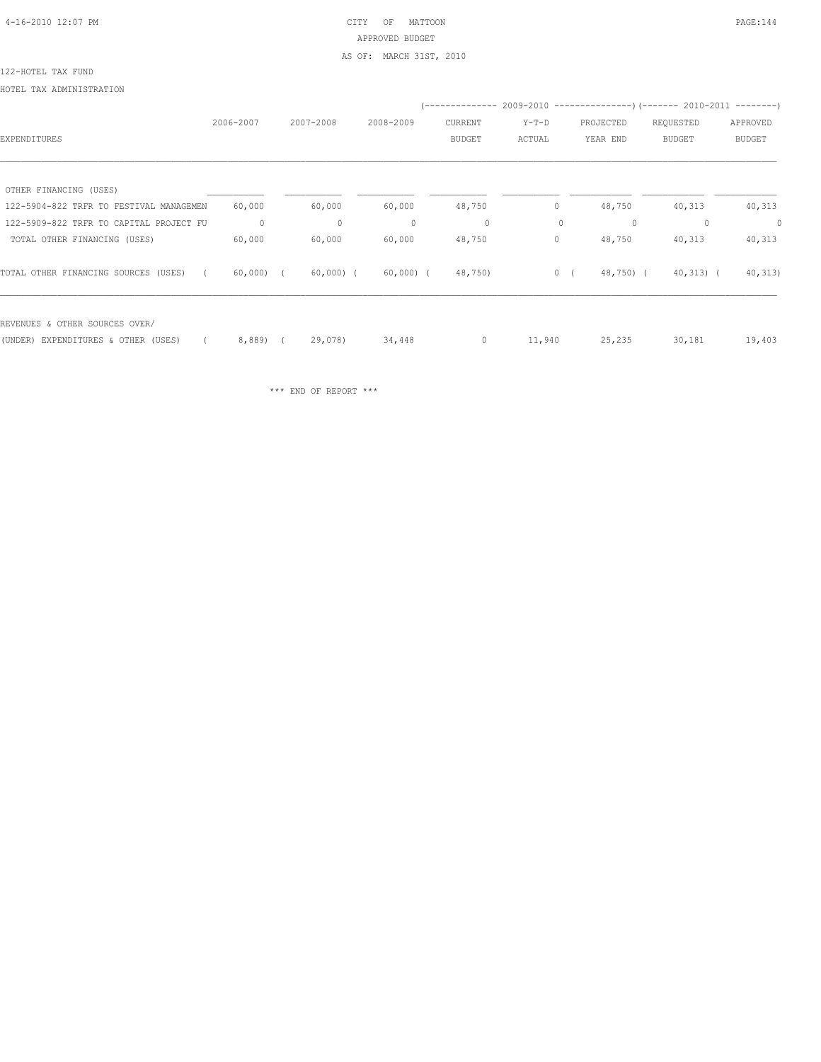CITY OF MATTOON
APPROVED BUDGET
AS OF: MARCH 31ST, 2010

122-HOTEL TAX FUND

HOTEL TAX ADMINISTRATION

| EXPENDITURES | 2006-2007 | 2007-2008 | 2008-2009 | 2009-2010 CURRENT BUDGET | 2009-2010 Y-T-D ACTUAL | 2009-2010 PROJECTED YEAR END | 2010-2011 REQUESTED BUDGET | 2010-2011 APPROVED BUDGET |
|---|---|---|---|---|---|---|---|---|
| OTHER FINANCING (USES) | | | | | | | | |
| 122-5904-822 TRFR TO FESTIVAL MANAGEMEN | 60,000 | 60,000 | 60,000 | 48,750 | 0 | 48,750 | 40,313 | 40,313 |
| 122-5909-822 TRFR TO CAPITAL PROJECT FU | 0 | 0 | 0 | 0 | 0 | 0 | 0 | 0 |
| TOTAL OTHER FINANCING (USES) | 60,000 | 60,000 | 60,000 | 48,750 | 0 | 48,750 | 40,313 | 40,313 |
| TOTAL OTHER FINANCING SOURCES (USES) | ( 60,000) | ( 60,000) | ( 60,000) | ( 48,750) | 0 | ( 48,750) | ( 40,313) | ( 40,313) |
| REVENUES & OTHER SOURCES OVER/ (UNDER) EXPENDITURES & OTHER (USES) | ( 8,889) | ( 29,078) | 34,448 | 0 | 11,940 | 25,235 | 30,181 | 19,403 |

\*\*\* END OF REPORT \*\*\*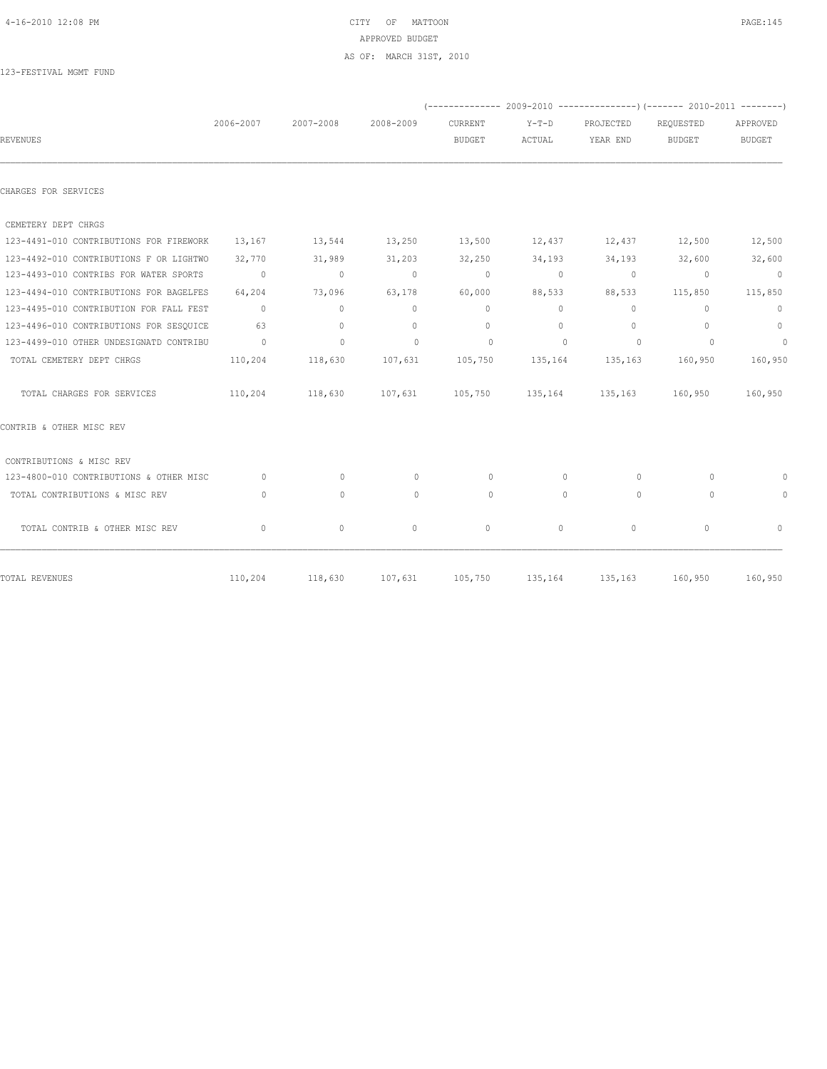CITY OF MATTOON
APPROVED BUDGET
AS OF: MARCH 31ST, 2010

123-FESTIVAL MGMT FUND

| REVENUES | 2006-2007 | 2007-2008 | 2008-2009 | 2009-2010 CURRENT BUDGET | 2009-2010 Y-T-D ACTUAL | 2009-2010 PROJECTED YEAR END | 2010-2011 REQUESTED BUDGET | 2010-2011 APPROVED BUDGET |
|---|---|---|---|---|---|---|---|---|
| CHARGES FOR SERVICES | | | | | | | | |
| CEMETERY DEPT CHRGS | | | | | | | | |
| 123-4491-010 CONTRIBUTIONS FOR FIREWORK | 13,167 | 13,544 | 13,250 | 13,500 | 12,437 | 12,437 | 12,500 | 12,500 |
| 123-4492-010 CONTRIBUTIONS F OR LIGHTWO | 32,770 | 31,989 | 31,203 | 32,250 | 34,193 | 34,193 | 32,600 | 32,600 |
| 123-4493-010 CONTRIBS FOR WATER SPORTS | 0 | 0 | 0 | 0 | 0 | 0 | 0 | 0 |
| 123-4494-010 CONTRIBUTIONS FOR BAGELFES | 64,204 | 73,096 | 63,178 | 60,000 | 88,533 | 88,533 | 115,850 | 115,850 |
| 123-4495-010 CONTRIBUTION FOR FALL FEST | 0 | 0 | 0 | 0 | 0 | 0 | 0 | 0 |
| 123-4496-010 CONTRIBUTIONS FOR SESQUICE | 63 | 0 | 0 | 0 | 0 | 0 | 0 | 0 |
| 123-4499-010 OTHER UNDESIGNATD CONTRIBU | 0 | 0 | 0 | 0 | 0 | 0 | 0 | 0 |
| TOTAL CEMETERY DEPT CHRGS | 110,204 | 118,630 | 107,631 | 105,750 | 135,164 | 135,163 | 160,950 | 160,950 |
| TOTAL CHARGES FOR SERVICES | 110,204 | 118,630 | 107,631 | 105,750 | 135,164 | 135,163 | 160,950 | 160,950 |
| CONTRIB & OTHER MISC REV | | | | | | | | |
| CONTRIBUTIONS & MISC REV | | | | | | | | |
| 123-4800-010 CONTRIBUTIONS & OTHER MISC | 0 | 0 | 0 | 0 | 0 | 0 | 0 | 0 |
| TOTAL CONTRIBUTIONS & MISC REV | 0 | 0 | 0 | 0 | 0 | 0 | 0 | 0 |
| TOTAL CONTRIB & OTHER MISC REV | 0 | 0 | 0 | 0 | 0 | 0 | 0 | 0 |
| TOTAL REVENUES | 110,204 | 118,630 | 107,631 | 105,750 | 135,164 | 135,163 | 160,950 | 160,950 |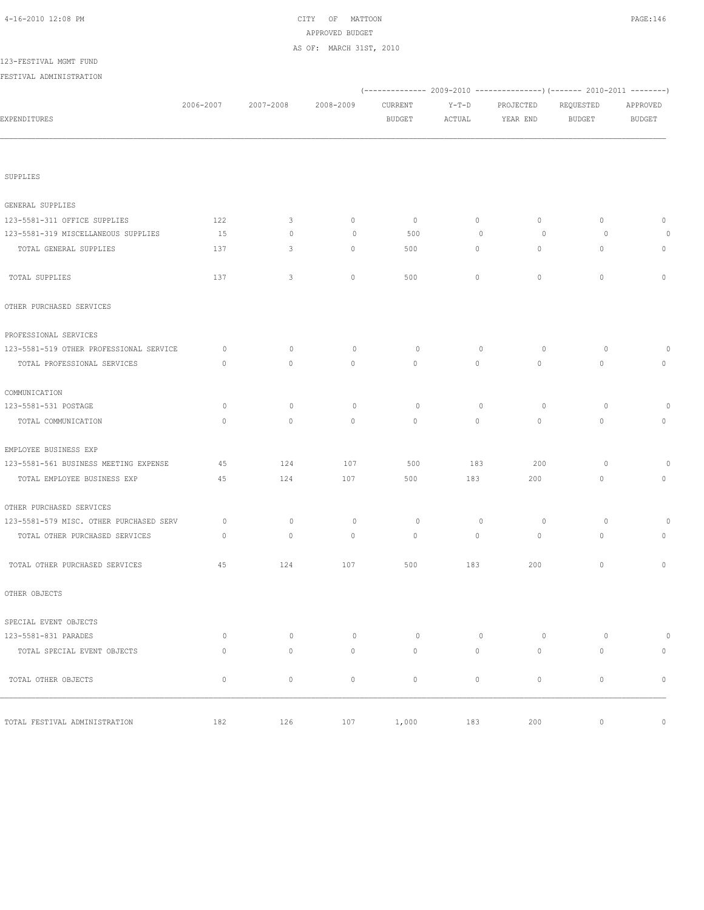CITY OF MATTOON
APPROVED BUDGET
AS OF: MARCH 31ST, 2010

123-FESTIVAL MGMT FUND

FESTIVAL ADMINISTRATION

| EXPENDITURES | 2006-2007 | 2007-2008 | 2008-2009 | 2009-2010 CURRENT BUDGET | 2009-2010 Y-T-D ACTUAL | 2009-2010 PROJECTED YEAR END | 2010-2011 REQUESTED BUDGET | 2010-2011 APPROVED BUDGET |
|---|---|---|---|---|---|---|---|---|
| SUPPLIES | | | | | | | | |
| GENERAL SUPPLIES | | | | | | | | |
| 123-5581-311 OFFICE SUPPLIES | 122 | 3 | 0 | 0 | 0 | 0 | 0 | 0 |
| 123-5581-319 MISCELLANEOUS SUPPLIES | 15 | 0 | 0 | 500 | 0 | 0 | 0 | 0 |
| TOTAL GENERAL SUPPLIES | 137 | 3 | 0 | 500 | 0 | 0 | 0 | 0 |
| TOTAL SUPPLIES | 137 | 3 | 0 | 500 | 0 | 0 | 0 | 0 |
| OTHER PURCHASED SERVICES | | | | | | | | |
| PROFESSIONAL SERVICES | | | | | | | | |
| 123-5581-519 OTHER PROFESSIONAL SERVICE | 0 | 0 | 0 | 0 | 0 | 0 | 0 | 0 |
| TOTAL PROFESSIONAL SERVICES | 0 | 0 | 0 | 0 | 0 | 0 | 0 | 0 |
| COMMUNICATION | | | | | | | | |
| 123-5581-531 POSTAGE | 0 | 0 | 0 | 0 | 0 | 0 | 0 | 0 |
| TOTAL COMMUNICATION | 0 | 0 | 0 | 0 | 0 | 0 | 0 | 0 |
| EMPLOYEE BUSINESS EXP | | | | | | | | |
| 123-5581-561 BUSINESS MEETING EXPENSE | 45 | 124 | 107 | 500 | 183 | 200 | 0 | 0 |
| TOTAL EMPLOYEE BUSINESS EXP | 45 | 124 | 107 | 500 | 183 | 200 | 0 | 0 |
| OTHER PURCHASED SERVICES | | | | | | | | |
| 123-5581-579 MISC. OTHER PURCHASED SERV | 0 | 0 | 0 | 0 | 0 | 0 | 0 | 0 |
| TOTAL OTHER PURCHASED SERVICES | 0 | 0 | 0 | 0 | 0 | 0 | 0 | 0 |
| TOTAL OTHER PURCHASED SERVICES | 45 | 124 | 107 | 500 | 183 | 200 | 0 | 0 |
| OTHER OBJECTS | | | | | | | | |
| SPECIAL EVENT OBJECTS | | | | | | | | |
| 123-5581-831 PARADES | 0 | 0 | 0 | 0 | 0 | 0 | 0 | 0 |
| TOTAL SPECIAL EVENT OBJECTS | 0 | 0 | 0 | 0 | 0 | 0 | 0 | 0 |
| TOTAL OTHER OBJECTS | 0 | 0 | 0 | 0 | 0 | 0 | 0 | 0 |
| TOTAL FESTIVAL ADMINISTRATION | 182 | 126 | 107 | 1,000 | 183 | 200 | 0 | 0 |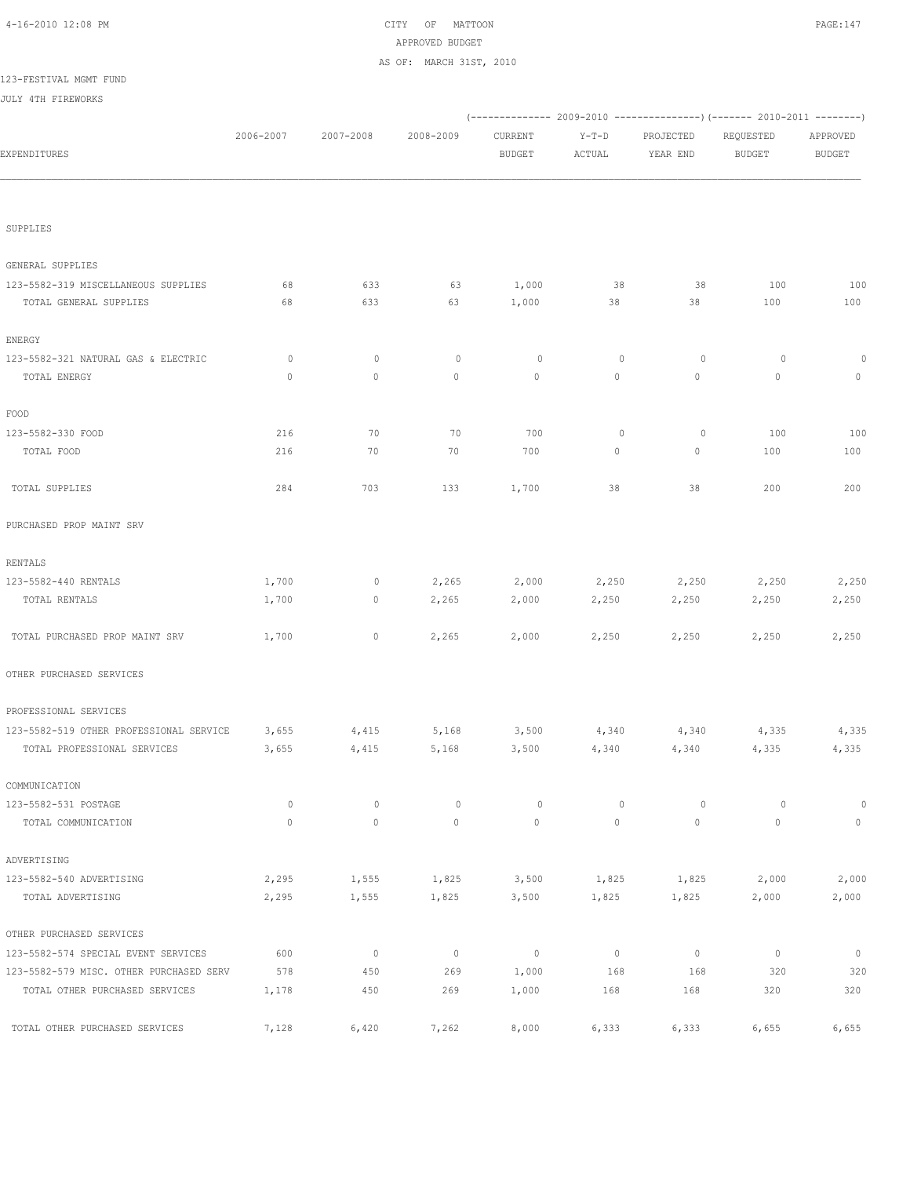CITY OF MATTOON
APPROVED BUDGET
AS OF: MARCH 31ST, 2010

123-FESTIVAL MGMT FUND

JULY 4TH FIREWORKS

| EXPENDITURES | 2006-2007 | 2007-2008 | 2008-2009 | 2009-2010 CURRENT BUDGET | 2009-2010 Y-T-D ACTUAL | 2009-2010 PROJECTED YEAR END | 2010-2011 REQUESTED BUDGET | 2010-2011 APPROVED BUDGET |
|---|---|---|---|---|---|---|---|---|
| SUPPLIES | | | | | | | | |
| GENERAL SUPPLIES | | | | | | | | |
| 123-5582-319 MISCELLANEOUS SUPPLIES | 68 | 633 | 63 | 1,000 | 38 | 38 | 100 | 100 |
| TOTAL GENERAL SUPPLIES | 68 | 633 | 63 | 1,000 | 38 | 38 | 100 | 100 |
| ENERGY | | | | | | | | |
| 123-5582-321 NATURAL GAS & ELECTRIC | 0 | 0 | 0 | 0 | 0 | 0 | 0 | 0 |
| TOTAL ENERGY | 0 | 0 | 0 | 0 | 0 | 0 | 0 | 0 |
| FOOD | | | | | | | | |
| 123-5582-330 FOOD | 216 | 70 | 70 | 700 | 0 | 0 | 100 | 100 |
| TOTAL FOOD | 216 | 70 | 70 | 700 | 0 | 0 | 100 | 100 |
| TOTAL SUPPLIES | 284 | 703 | 133 | 1,700 | 38 | 38 | 200 | 200 |
| PURCHASED PROP MAINT SRV | | | | | | | | |
| RENTALS | | | | | | | | |
| 123-5582-440 RENTALS | 1,700 | 0 | 2,265 | 2,000 | 2,250 | 2,250 | 2,250 | 2,250 |
| TOTAL RENTALS | 1,700 | 0 | 2,265 | 2,000 | 2,250 | 2,250 | 2,250 | 2,250 |
| TOTAL PURCHASED PROP MAINT SRV | 1,700 | 0 | 2,265 | 2,000 | 2,250 | 2,250 | 2,250 | 2,250 |
| OTHER PURCHASED SERVICES | | | | | | | | |
| PROFESSIONAL SERVICES | | | | | | | | |
| 123-5582-519 OTHER PROFESSIONAL SERVICE | 3,655 | 4,415 | 5,168 | 3,500 | 4,340 | 4,340 | 4,335 | 4,335 |
| TOTAL PROFESSIONAL SERVICES | 3,655 | 4,415 | 5,168 | 3,500 | 4,340 | 4,340 | 4,335 | 4,335 |
| COMMUNICATION | | | | | | | | |
| 123-5582-531 POSTAGE | 0 | 0 | 0 | 0 | 0 | 0 | 0 | 0 |
| TOTAL COMMUNICATION | 0 | 0 | 0 | 0 | 0 | 0 | 0 | 0 |
| ADVERTISING | | | | | | | | |
| 123-5582-540 ADVERTISING | 2,295 | 1,555 | 1,825 | 3,500 | 1,825 | 1,825 | 2,000 | 2,000 |
| TOTAL ADVERTISING | 2,295 | 1,555 | 1,825 | 3,500 | 1,825 | 1,825 | 2,000 | 2,000 |
| OTHER PURCHASED SERVICES | | | | | | | | |
| 123-5582-574 SPECIAL EVENT SERVICES | 600 | 0 | 0 | 0 | 0 | 0 | 0 | 0 |
| 123-5582-579 MISC. OTHER PURCHASED SERV | 578 | 450 | 269 | 1,000 | 168 | 168 | 320 | 320 |
| TOTAL OTHER PURCHASED SERVICES | 1,178 | 450 | 269 | 1,000 | 168 | 168 | 320 | 320 |
| TOTAL OTHER PURCHASED SERVICES | 7,128 | 6,420 | 7,262 | 8,000 | 6,333 | 6,333 | 6,655 | 6,655 |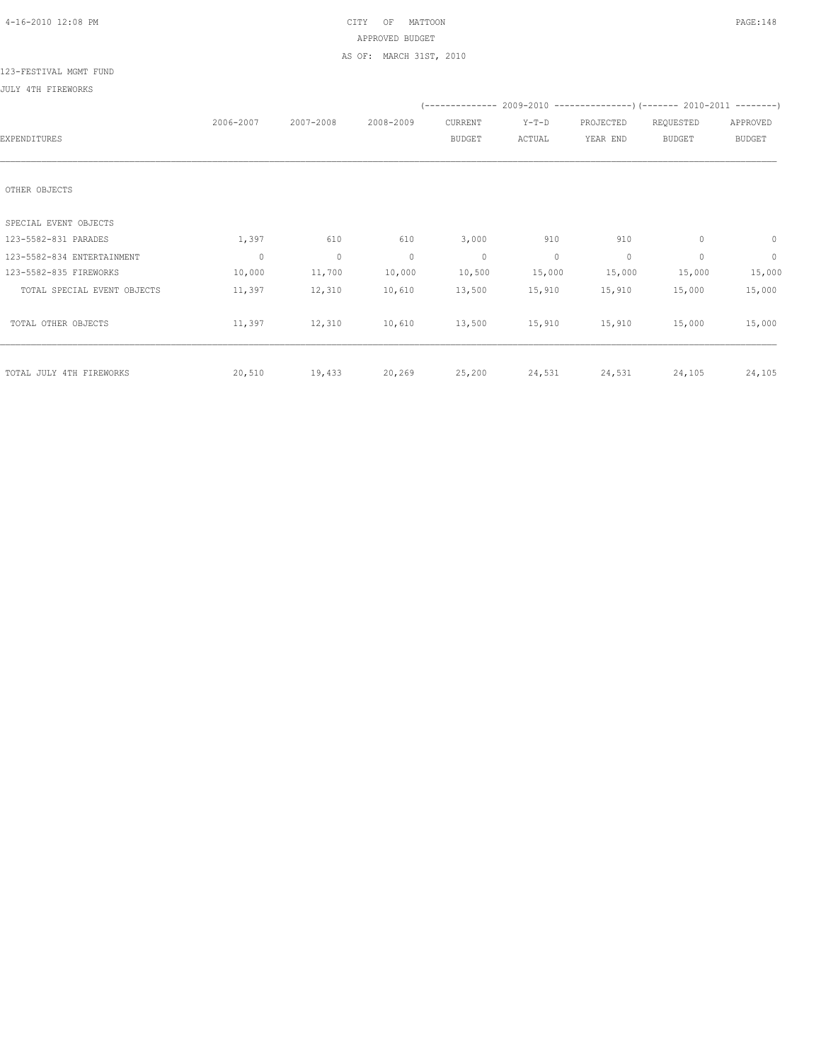CITY OF MATTOON

APPROVED BUDGET

AS OF: MARCH 31ST, 2010

123-FESTIVAL MGMT FUND

JULY 4TH FIREWORKS

| EXPENDITURES | 2006-2007 | 2007-2008 | 2008-2009 | 2009-2010 CURRENT BUDGET | 2009-2010 Y-T-D ACTUAL | 2009-2010 PROJECTED YEAR END | 2010-2011 REQUESTED BUDGET | 2010-2011 APPROVED BUDGET |
|---|---|---|---|---|---|---|---|---|
| OTHER OBJECTS | | | | | | | | |
| SPECIAL EVENT OBJECTS | | | | | | | | |
| 123-5582-831 PARADES | 1,397 | 610 | 610 | 3,000 | 910 | 910 | 0 | 0 |
| 123-5582-834 ENTERTAINMENT | 0 | 0 | 0 | 0 | 0 | 0 | 0 | 0 |
| 123-5582-835 FIREWORKS | 10,000 | 11,700 | 10,000 | 10,500 | 15,000 | 15,000 | 15,000 | 15,000 |
| TOTAL SPECIAL EVENT OBJECTS | 11,397 | 12,310 | 10,610 | 13,500 | 15,910 | 15,910 | 15,000 | 15,000 |
| TOTAL OTHER OBJECTS | 11,397 | 12,310 | 10,610 | 13,500 | 15,910 | 15,910 | 15,000 | 15,000 |
| TOTAL JULY 4TH FIREWORKS | 20,510 | 19,433 | 20,269 | 25,200 | 24,531 | 24,531 | 24,105 | 24,105 |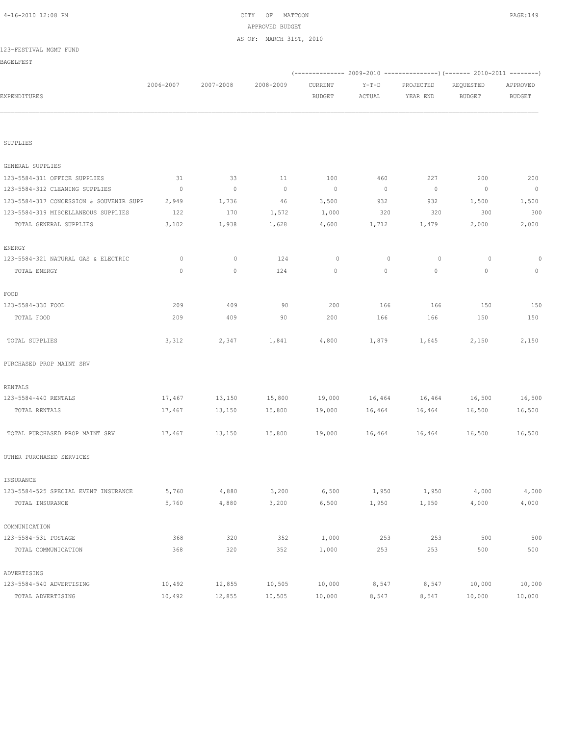CITY OF MATTOON
APPROVED BUDGET
AS OF: MARCH 31ST, 2010

123-FESTIVAL MGMT FUND

BAGELFEST

| EXPENDITURES | 2006-2007 | 2007-2008 | 2008-2009 | (------------- 2009-2010 CURRENT BUDGET | Y-T-D ACTUAL | PROJECTED YEAR END ---------------) | (------- 2010-2011 REQUESTED BUDGET | APPROVED BUDGET --------) |
|---|---|---|---|---|---|---|---|---|
| SUPPLIES | | | | | | | | |
| GENERAL SUPPLIES | | | | | | | | |
| 123-5584-311 OFFICE SUPPLIES | 31 | 33 | 11 | 100 | 460 | 227 | 200 | 200 |
| 123-5584-312 CLEANING SUPPLIES | 0 | 0 | 0 | 0 | 0 | 0 | 0 | 0 |
| 123-5584-317 CONCESSION & SOUVENIR SUPP | 2,949 | 1,736 | 46 | 3,500 | 932 | 932 | 1,500 | 1,500 |
| 123-5584-319 MISCELLANEOUS SUPPLIES | 122 | 170 | 1,572 | 1,000 | 320 | 320 | 300 | 300 |
| TOTAL GENERAL SUPPLIES | 3,102 | 1,938 | 1,628 | 4,600 | 1,712 | 1,479 | 2,000 | 2,000 |
| ENERGY | | | | | | | | |
| 123-5584-321 NATURAL GAS & ELECTRIC | 0 | 0 | 124 | 0 | 0 | 0 | 0 | 0 |
| TOTAL ENERGY | 0 | 0 | 124 | 0 | 0 | 0 | 0 | 0 |
| FOOD | | | | | | | | |
| 123-5584-330 FOOD | 209 | 409 | 90 | 200 | 166 | 166 | 150 | 150 |
| TOTAL FOOD | 209 | 409 | 90 | 200 | 166 | 166 | 150 | 150 |
| TOTAL SUPPLIES | 3,312 | 2,347 | 1,841 | 4,800 | 1,879 | 1,645 | 2,150 | 2,150 |
| PURCHASED PROP MAINT SRV | | | | | | | | |
| RENTALS | | | | | | | | |
| 123-5584-440 RENTALS | 17,467 | 13,150 | 15,800 | 19,000 | 16,464 | 16,464 | 16,500 | 16,500 |
| TOTAL RENTALS | 17,467 | 13,150 | 15,800 | 19,000 | 16,464 | 16,464 | 16,500 | 16,500 |
| TOTAL PURCHASED PROP MAINT SRV | 17,467 | 13,150 | 15,800 | 19,000 | 16,464 | 16,464 | 16,500 | 16,500 |
| OTHER PURCHASED SERVICES | | | | | | | | |
| INSURANCE | | | | | | | | |
| 123-5584-525 SPECIAL EVENT INSURANCE | 5,760 | 4,880 | 3,200 | 6,500 | 1,950 | 1,950 | 4,000 | 4,000 |
| TOTAL INSURANCE | 5,760 | 4,880 | 3,200 | 6,500 | 1,950 | 1,950 | 4,000 | 4,000 |
| COMMUNICATION | | | | | | | | |
| 123-5584-531 POSTAGE | 368 | 320 | 352 | 1,000 | 253 | 253 | 500 | 500 |
| TOTAL COMMUNICATION | 368 | 320 | 352 | 1,000 | 253 | 253 | 500 | 500 |
| ADVERTISING | | | | | | | | |
| 123-5584-540 ADVERTISING | 10,492 | 12,855 | 10,505 | 10,000 | 8,547 | 8,547 | 10,000 | 10,000 |
| TOTAL ADVERTISING | 10,492 | 12,855 | 10,505 | 10,000 | 8,547 | 8,547 | 10,000 | 10,000 |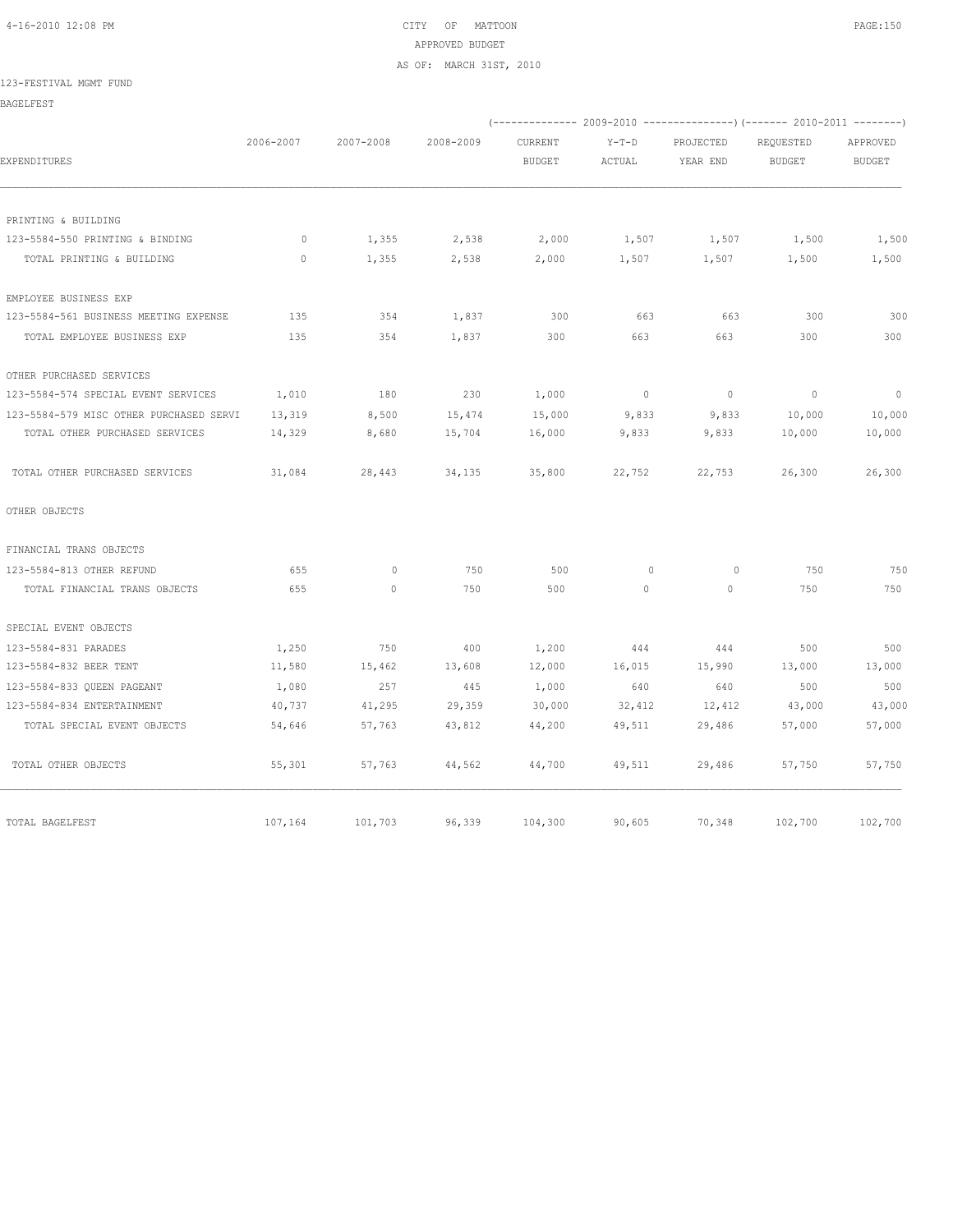CITY OF MATTOON

APPROVED BUDGET

AS OF: MARCH 31ST, 2010

123-FESTIVAL MGMT FUND

BAGELFEST

| EXPENDITURES | 2006-2007 | 2007-2008 | 2008-2009 | (2009-2010) CURRENT BUDGET | Y-T-D ACTUAL | PROJECTED YEAR END | (2010-2011) REQUESTED BUDGET | APPROVED BUDGET |
|---|---|---|---|---|---|---|---|---|
| PRINTING & BUILDING | | | | | | | | |
| 123-5584-550 PRINTING & BINDING | 0 | 1,355 | 2,538 | 2,000 | 1,507 | 1,507 | 1,500 | 1,500 |
| TOTAL PRINTING & BUILDING | 0 | 1,355 | 2,538 | 2,000 | 1,507 | 1,507 | 1,500 | 1,500 |
| EMPLOYEE BUSINESS EXP | | | | | | | | |
| 123-5584-561 BUSINESS MEETING EXPENSE | 135 | 354 | 1,837 | 300 | 663 | 663 | 300 | 300 |
| TOTAL EMPLOYEE BUSINESS EXP | 135 | 354 | 1,837 | 300 | 663 | 663 | 300 | 300 |
| OTHER PURCHASED SERVICES | | | | | | | | |
| 123-5584-574 SPECIAL EVENT SERVICES | 1,010 | 180 | 230 | 1,000 | 0 | 0 | 0 | 0 |
| 123-5584-579 MISC OTHER PURCHASED SERVI | 13,319 | 8,500 | 15,474 | 15,000 | 9,833 | 9,833 | 10,000 | 10,000 |
| TOTAL OTHER PURCHASED SERVICES | 14,329 | 8,680 | 15,704 | 16,000 | 9,833 | 9,833 | 10,000 | 10,000 |
| TOTAL OTHER PURCHASED SERVICES | 31,084 | 28,443 | 34,135 | 35,800 | 22,752 | 22,753 | 26,300 | 26,300 |
| OTHER OBJECTS | | | | | | | | |
| FINANCIAL TRANS OBJECTS | | | | | | | | |
| 123-5584-813 OTHER REFUND | 655 | 0 | 750 | 500 | 0 | 0 | 750 | 750 |
| TOTAL FINANCIAL TRANS OBJECTS | 655 | 0 | 750 | 500 | 0 | 0 | 750 | 750 |
| SPECIAL EVENT OBJECTS | | | | | | | | |
| 123-5584-831 PARADES | 1,250 | 750 | 400 | 1,200 | 444 | 444 | 500 | 500 |
| 123-5584-832 BEER TENT | 11,580 | 15,462 | 13,608 | 12,000 | 16,015 | 15,990 | 13,000 | 13,000 |
| 123-5584-833 QUEEN PAGEANT | 1,080 | 257 | 445 | 1,000 | 640 | 640 | 500 | 500 |
| 123-5584-834 ENTERTAINMENT | 40,737 | 41,295 | 29,359 | 30,000 | 32,412 | 12,412 | 43,000 | 43,000 |
| TOTAL SPECIAL EVENT OBJECTS | 54,646 | 57,763 | 43,812 | 44,200 | 49,511 | 29,486 | 57,000 | 57,000 |
| TOTAL OTHER OBJECTS | 55,301 | 57,763 | 44,562 | 44,700 | 49,511 | 29,486 | 57,750 | 57,750 |
| TOTAL BAGELFEST | 107,164 | 101,703 | 96,339 | 104,300 | 90,605 | 70,348 | 102,700 | 102,700 |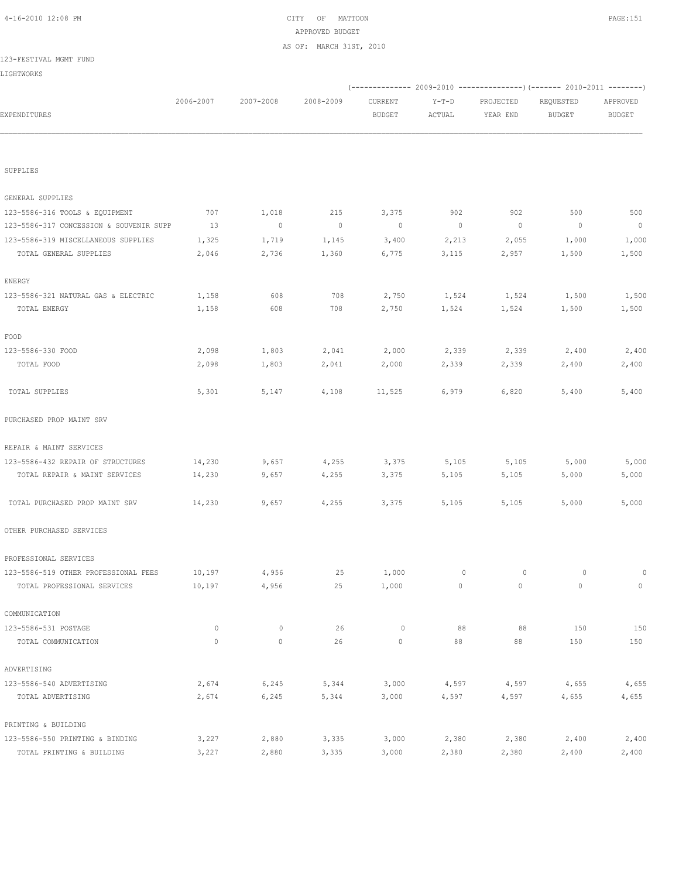CITY OF MATTOON
APPROVED BUDGET
AS OF: MARCH 31ST, 2010

123-FESTIVAL MGMT FUND

LIGHTWORKS

| EXPENDITURES | 2006-2007 | 2007-2008 | 2008-2009 | 2009-2010 CURRENT BUDGET | 2009-2010 Y-T-D ACTUAL | 2009-2010 PROJECTED YEAR END | 2010-2011 REQUESTED BUDGET | 2010-2011 APPROVED BUDGET |
|---|---|---|---|---|---|---|---|---|
| SUPPLIES | | | | | | | | |
| GENERAL SUPPLIES | | | | | | | | |
| 123-5586-316 TOOLS & EQUIPMENT | 707 | 1,018 | 215 | 3,375 | 902 | 902 | 500 | 500 |
| 123-5586-317 CONCESSION & SOUVENIR SUPP | 13 | 0 | 0 | 0 | 0 | 0 | 0 | 0 |
| 123-5586-319 MISCELLANEOUS SUPPLIES | 1,325 | 1,719 | 1,145 | 3,400 | 2,213 | 2,055 | 1,000 | 1,000 |
| TOTAL GENERAL SUPPLIES | 2,046 | 2,736 | 1,360 | 6,775 | 3,115 | 2,957 | 1,500 | 1,500 |
| ENERGY | | | | | | | | |
| 123-5586-321 NATURAL GAS & ELECTRIC | 1,158 | 608 | 708 | 2,750 | 1,524 | 1,524 | 1,500 | 1,500 |
| TOTAL ENERGY | 1,158 | 608 | 708 | 2,750 | 1,524 | 1,524 | 1,500 | 1,500 |
| FOOD | | | | | | | | |
| 123-5586-330 FOOD | 2,098 | 1,803 | 2,041 | 2,000 | 2,339 | 2,339 | 2,400 | 2,400 |
| TOTAL FOOD | 2,098 | 1,803 | 2,041 | 2,000 | 2,339 | 2,339 | 2,400 | 2,400 |
| TOTAL SUPPLIES | 5,301 | 5,147 | 4,108 | 11,525 | 6,979 | 6,820 | 5,400 | 5,400 |
| PURCHASED PROP MAINT SRV | | | | | | | | |
| REPAIR & MAINT SERVICES | | | | | | | | |
| 123-5586-432 REPAIR OF STRUCTURES | 14,230 | 9,657 | 4,255 | 3,375 | 5,105 | 5,105 | 5,000 | 5,000 |
| TOTAL REPAIR & MAINT SERVICES | 14,230 | 9,657 | 4,255 | 3,375 | 5,105 | 5,105 | 5,000 | 5,000 |
| TOTAL PURCHASED PROP MAINT SRV | 14,230 | 9,657 | 4,255 | 3,375 | 5,105 | 5,105 | 5,000 | 5,000 |
| OTHER PURCHASED SERVICES | | | | | | | | |
| PROFESSIONAL SERVICES | | | | | | | | |
| 123-5586-519 OTHER PROFESSIONAL FEES | 10,197 | 4,956 | 25 | 1,000 | 0 | 0 | 0 | 0 |
| TOTAL PROFESSIONAL SERVICES | 10,197 | 4,956 | 25 | 1,000 | 0 | 0 | 0 | 0 |
| COMMUNICATION | | | | | | | | |
| 123-5586-531 POSTAGE | 0 | 0 | 26 | 0 | 88 | 88 | 150 | 150 |
| TOTAL COMMUNICATION | 0 | 0 | 26 | 0 | 88 | 88 | 150 | 150 |
| ADVERTISING | | | | | | | | |
| 123-5586-540 ADVERTISING | 2,674 | 6,245 | 5,344 | 3,000 | 4,597 | 4,597 | 4,655 | 4,655 |
| TOTAL ADVERTISING | 2,674 | 6,245 | 5,344 | 3,000 | 4,597 | 4,597 | 4,655 | 4,655 |
| PRINTING & BUILDING | | | | | | | | |
| 123-5586-550 PRINTING & BINDING | 3,227 | 2,880 | 3,335 | 3,000 | 2,380 | 2,380 | 2,400 | 2,400 |
| TOTAL PRINTING & BUILDING | 3,227 | 2,880 | 3,335 | 3,000 | 2,380 | 2,380 | 2,400 | 2,400 |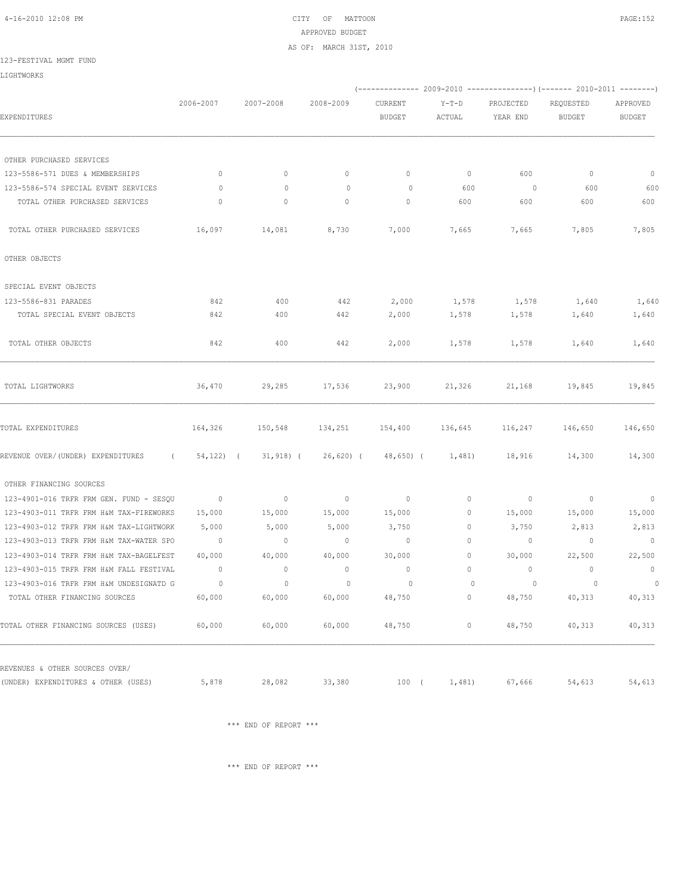CITY OF MATTOON
APPROVED BUDGET
AS OF: MARCH 31ST, 2010

123-FESTIVAL MGMT FUND

LIGHTWORKS

| EXPENDITURES | 2006-2007 | 2007-2008 | 2008-2009 | 2009-2010 CURRENT BUDGET | 2009-2010 Y-T-D ACTUAL | 2009-2010 PROJECTED YEAR END | 2010-2011 REQUESTED BUDGET | 2010-2011 APPROVED BUDGET |
|---|---|---|---|---|---|---|---|---|
| OTHER PURCHASED SERVICES | | | | | | | | |
| 123-5586-571 DUES & MEMBERSHIPS | 0 | 0 | 0 | 0 | 0 | 600 | 0 | 0 |
| 123-5586-574 SPECIAL EVENT SERVICES | 0 | 0 | 0 | 0 | 600 | 0 | 600 | 600 |
| TOTAL OTHER PURCHASED SERVICES | 0 | 0 | 0 | 0 | 600 | 600 | 600 | 600 |
| TOTAL OTHER PURCHASED SERVICES | 16,097 | 14,081 | 8,730 | 7,000 | 7,665 | 7,665 | 7,805 | 7,805 |
| OTHER OBJECTS | | | | | | | | |
| SPECIAL EVENT OBJECTS | | | | | | | | |
| 123-5586-831 PARADES | 842 | 400 | 442 | 2,000 | 1,578 | 1,578 | 1,640 | 1,640 |
| TOTAL SPECIAL EVENT OBJECTS | 842 | 400 | 442 | 2,000 | 1,578 | 1,578 | 1,640 | 1,640 |
| TOTAL OTHER OBJECTS | 842 | 400 | 442 | 2,000 | 1,578 | 1,578 | 1,640 | 1,640 |
| TOTAL LIGHTWORKS | 36,470 | 29,285 | 17,536 | 23,900 | 21,326 | 21,168 | 19,845 | 19,845 |
| TOTAL EXPENDITURES | 164,326 | 150,548 | 134,251 | 154,400 | 136,645 | 116,247 | 146,650 | 146,650 |
| REVENUE OVER/(UNDER) EXPENDITURES | (54,122) | (31,918) | (26,620) | (48,650) | (1,481) | 18,916 | 14,300 | 14,300 |
| OTHER FINANCING SOURCES | | | | | | | | |
| 123-4901-016 TRFR FRM GEN. FUND - SESQU | 0 | 0 | 0 | 0 | 0 | 0 | 0 | 0 |
| 123-4903-011 TRFR FRM H&M TAX-FIREWORKS | 15,000 | 15,000 | 15,000 | 15,000 | 0 | 15,000 | 15,000 | 15,000 |
| 123-4903-012 TRFR FRM H&M TAX-LIGHTWORK | 5,000 | 5,000 | 5,000 | 3,750 | 0 | 3,750 | 2,813 | 2,813 |
| 123-4903-013 TRFR FRM H&M TAX-WATER SPO | 0 | 0 | 0 | 0 | 0 | 0 | 0 | 0 |
| 123-4903-014 TRFR FRM H&M TAX-BAGELFEST | 40,000 | 40,000 | 40,000 | 30,000 | 0 | 30,000 | 22,500 | 22,500 |
| 123-4903-015 TRFR FRM H&M FALL FESTIVAL | 0 | 0 | 0 | 0 | 0 | 0 | 0 | 0 |
| 123-4903-016 TRFR FRM H&M UNDESIGNATD G | 0 | 0 | 0 | 0 | 0 | 0 | 0 | 0 |
| TOTAL OTHER FINANCING SOURCES | 60,000 | 60,000 | 60,000 | 48,750 | 0 | 48,750 | 40,313 | 40,313 |
| TOTAL OTHER FINANCING SOURCES (USES) | 60,000 | 60,000 | 60,000 | 48,750 | 0 | 48,750 | 40,313 | 40,313 |
| REVENUES & OTHER SOURCES OVER/ (UNDER) EXPENDITURES & OTHER (USES) | 5,878 | 28,082 | 33,380 | 100 | (1,481) | 67,666 | 54,613 | 54,613 |

\*\*\* END OF REPORT \*\*\*

\*\*\* END OF REPORT \*\*\*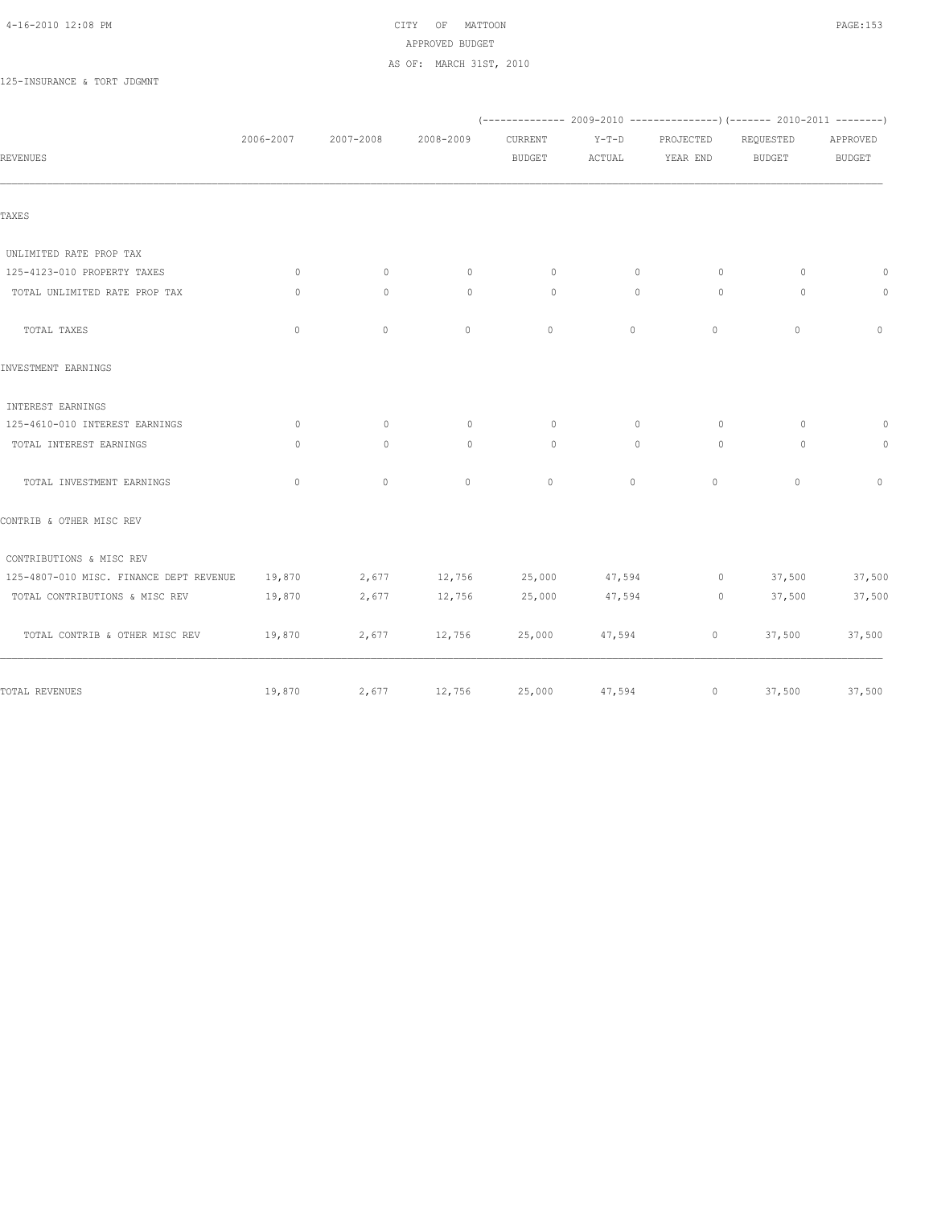CITY OF MATTOON
APPROVED BUDGET
AS OF: MARCH 31ST, 2010

125-INSURANCE & TORT JDGMNT

| REVENUES | 2006-2007 | 2007-2008 | 2008-2009 | (-------------- 2009-2010 CURRENT BUDGET | Y-T-D ACTUAL | PROJECTED YEAR END ---------------) | (------- 2010-2011 REQUESTED BUDGET | APPROVED BUDGET --------) |
|---|---|---|---|---|---|---|---|---|
| TAXES | | | | | | | | |
| UNLIMITED RATE PROP TAX | | | | | | | | |
| 125-4123-010 PROPERTY TAXES | 0 | 0 | 0 | 0 | 0 | 0 | 0 | 0 |
| TOTAL UNLIMITED RATE PROP TAX | 0 | 0 | 0 | 0 | 0 | 0 | 0 | 0 |
| TOTAL TAXES | 0 | 0 | 0 | 0 | 0 | 0 | 0 | 0 |
| INVESTMENT EARNINGS | | | | | | | | |
| INTEREST EARNINGS | | | | | | | | |
| 125-4610-010 INTEREST EARNINGS | 0 | 0 | 0 | 0 | 0 | 0 | 0 | 0 |
| TOTAL INTEREST EARNINGS | 0 | 0 | 0 | 0 | 0 | 0 | 0 | 0 |
| TOTAL INVESTMENT EARNINGS | 0 | 0 | 0 | 0 | 0 | 0 | 0 | 0 |
| CONTRIB & OTHER MISC REV | | | | | | | | |
| CONTRIBUTIONS & MISC REV | | | | | | | | |
| 125-4807-010 MISC. FINANCE DEPT REVENUE | 19,870 | 2,677 | 12,756 | 25,000 | 47,594 | 0 | 37,500 | 37,500 |
| TOTAL CONTRIBUTIONS & MISC REV | 19,870 | 2,677 | 12,756 | 25,000 | 47,594 | 0 | 37,500 | 37,500 |
| TOTAL CONTRIB & OTHER MISC REV | 19,870 | 2,677 | 12,756 | 25,000 | 47,594 | 0 | 37,500 | 37,500 |
| TOTAL REVENUES | 19,870 | 2,677 | 12,756 | 25,000 | 47,594 | 0 | 37,500 | 37,500 |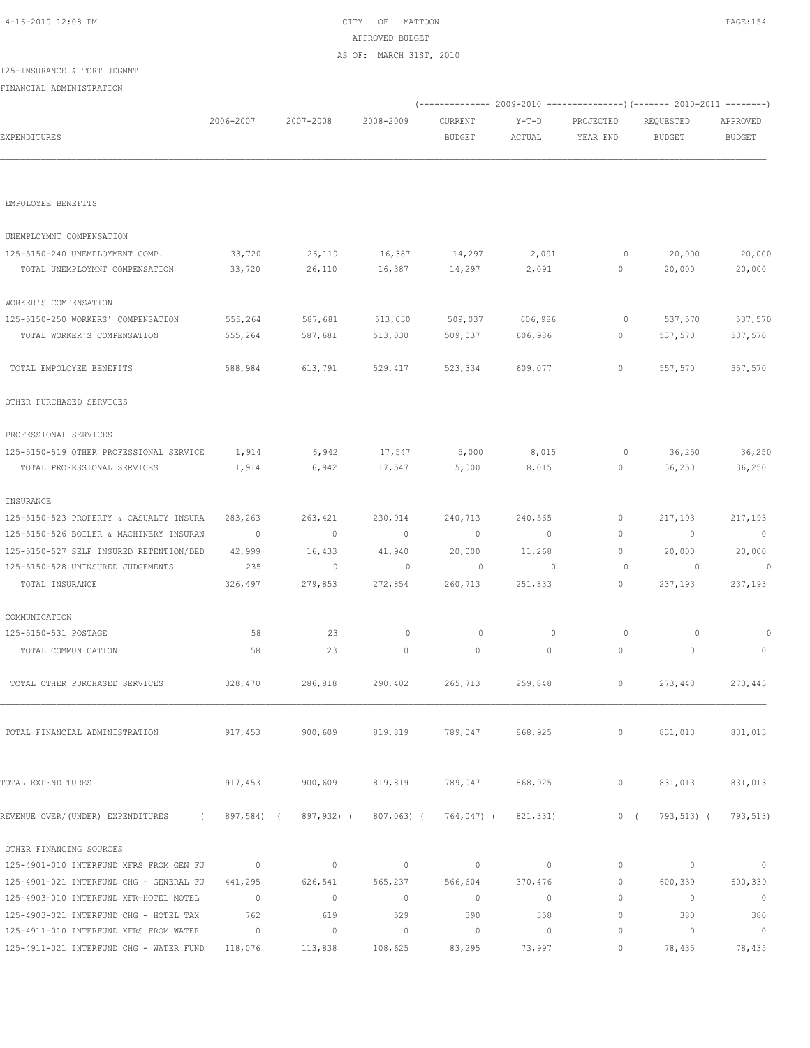CITY OF MATTOON
APPROVED BUDGET
AS OF: MARCH 31ST, 2010

125-INSURANCE & TORT JDGMNT
FINANCIAL ADMINISTRATION

| EXPENDITURES | 2006-2007 | 2007-2008 | 2008-2009 | 2009-2010 CURRENT BUDGET | 2009-2010 Y-T-D ACTUAL | 2009-2010 PROJECTED YEAR END | 2010-2011 REQUESTED BUDGET | 2010-2011 APPROVED BUDGET |
|---|---|---|---|---|---|---|---|---|
| EMPOLOYEE BENEFITS | | | | | | | | |
| UNEMPLOYMNT COMPENSATION | | | | | | | | |
| 125-5150-240 UNEMPLOYMENT COMP. | 33,720 | 26,110 | 16,387 | 14,297 | 2,091 | 0 | 20,000 | 20,000 |
| TOTAL UNEMPLOYMNT COMPENSATION | 33,720 | 26,110 | 16,387 | 14,297 | 2,091 | 0 | 20,000 | 20,000 |
| WORKER'S COMPENSATION | | | | | | | | |
| 125-5150-250 WORKERS' COMPENSATION | 555,264 | 587,681 | 513,030 | 509,037 | 606,986 | 0 | 537,570 | 537,570 |
| TOTAL WORKER'S COMPENSATION | 555,264 | 587,681 | 513,030 | 509,037 | 606,986 | 0 | 537,570 | 537,570 |
| TOTAL EMPOLOYEE BENEFITS | 588,984 | 613,791 | 529,417 | 523,334 | 609,077 | 0 | 557,570 | 557,570 |
| OTHER PURCHASED SERVICES | | | | | | | | |
| PROFESSIONAL SERVICES | | | | | | | | |
| 125-5150-519 OTHER PROFESSIONAL SERVICE | 1,914 | 6,942 | 17,547 | 5,000 | 8,015 | 0 | 36,250 | 36,250 |
| TOTAL PROFESSIONAL SERVICES | 1,914 | 6,942 | 17,547 | 5,000 | 8,015 | 0 | 36,250 | 36,250 |
| INSURANCE | | | | | | | | |
| 125-5150-523 PROPERTY & CASUALTY INSURA | 283,263 | 263,421 | 230,914 | 240,713 | 240,565 | 0 | 217,193 | 217,193 |
| 125-5150-526 BOILER & MACHINERY INSURAN | 0 | 0 | 0 | 0 | 0 | 0 | 0 | 0 |
| 125-5150-527 SELF INSURED RETENTION/DED | 42,999 | 16,433 | 41,940 | 20,000 | 11,268 | 0 | 20,000 | 20,000 |
| 125-5150-528 UNINSURED JUDGEMENTS | 235 | 0 | 0 | 0 | 0 | 0 | 0 | 0 |
| TOTAL INSURANCE | 326,497 | 279,853 | 272,854 | 260,713 | 251,833 | 0 | 237,193 | 237,193 |
| COMMUNICATION | | | | | | | | |
| 125-5150-531 POSTAGE | 58 | 23 | 0 | 0 | 0 | 0 | 0 | 0 |
| TOTAL COMMUNICATION | 58 | 23 | 0 | 0 | 0 | 0 | 0 | 0 |
| TOTAL OTHER PURCHASED SERVICES | 328,470 | 286,818 | 290,402 | 265,713 | 259,848 | 0 | 273,443 | 273,443 |
| TOTAL FINANCIAL ADMINISTRATION | 917,453 | 900,609 | 819,819 | 789,047 | 868,925 | 0 | 831,013 | 831,013 |
| TOTAL EXPENDITURES | 917,453 | 900,609 | 819,819 | 789,047 | 868,925 | 0 | 831,013 | 831,013 |
| REVENUE OVER/(UNDER) EXPENDITURES | ( 897,584) | ( 897,932) | ( 807,063) | ( 764,047) | ( 821,331) | 0 | ( 793,513) | ( 793,513) |
| OTHER FINANCING SOURCES | | | | | | | | |
| 125-4901-010 INTERFUND XFRS FROM GEN FU | 0 | 0 | 0 | 0 | 0 | 0 | 0 | 0 |
| 125-4901-021 INTERFUND CHG - GENERAL FU | 441,295 | 626,541 | 565,237 | 566,604 | 370,476 | 0 | 600,339 | 600,339 |
| 125-4903-010 INTERFUND XFR-HOTEL MOTEL | 0 | 0 | 0 | 0 | 0 | 0 | 0 | 0 |
| 125-4903-021 INTERFUND CHG - HOTEL TAX | 762 | 619 | 529 | 390 | 358 | 0 | 380 | 380 |
| 125-4911-010 INTERFUND XFRS FROM WATER | 0 | 0 | 0 | 0 | 0 | 0 | 0 | 0 |
| 125-4911-021 INTERFUND CHG - WATER FUND | 118,076 | 113,838 | 108,625 | 83,295 | 73,997 | 0 | 78,435 | 78,435 |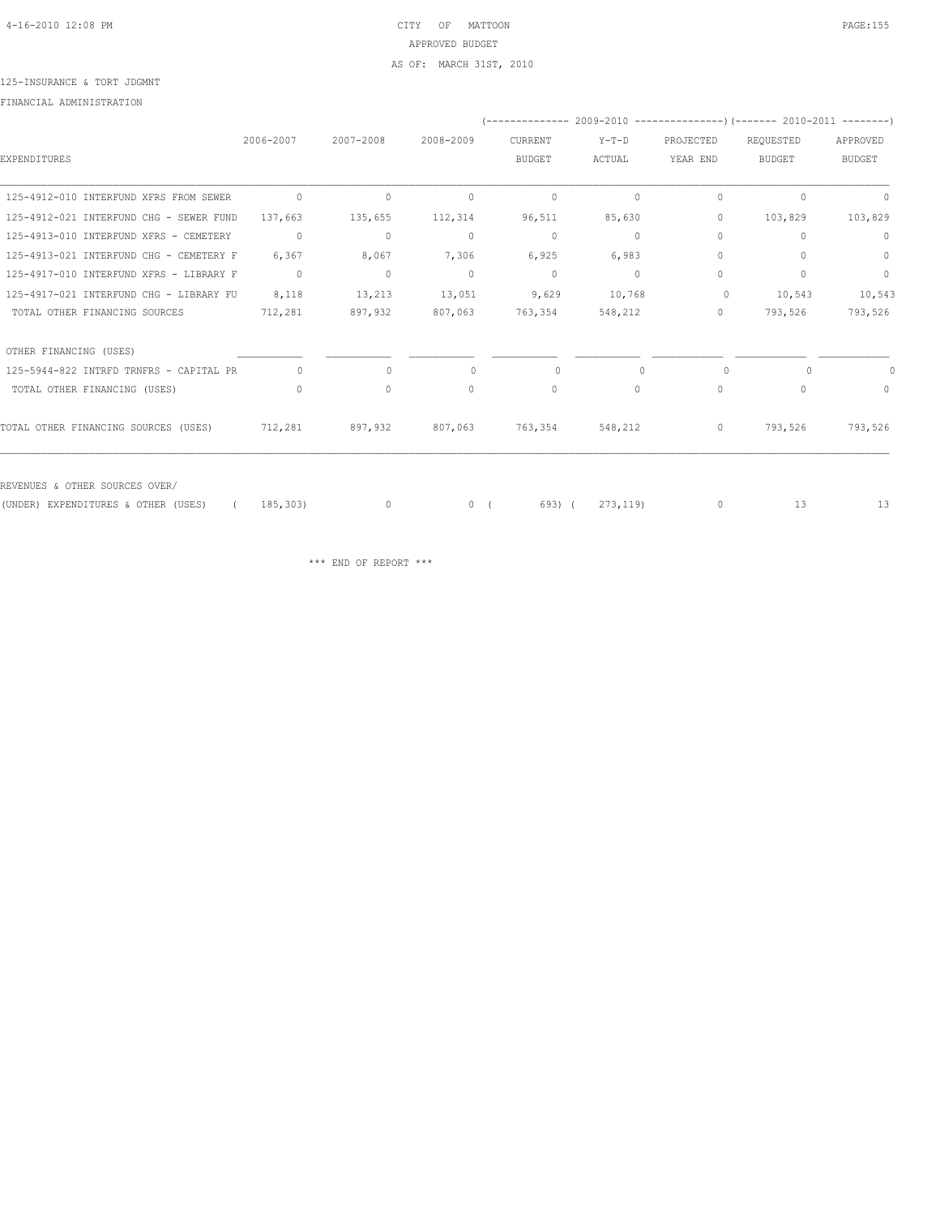CITY OF MATTOON
APPROVED BUDGET
AS OF: MARCH 31ST, 2010

125-INSURANCE & TORT JDGMNT

FINANCIAL ADMINISTRATION

| EXPENDITURES | 2006-2007 | 2007-2008 | 2008-2009 | 2009-2010 CURRENT BUDGET | 2009-2010 Y-T-D ACTUAL | 2009-2010 PROJECTED YEAR END | 2010-2011 REQUESTED BUDGET | 2010-2011 APPROVED BUDGET |
|---|---|---|---|---|---|---|---|---|
| 125-4912-010 INTERFUND XFRS FROM SEWER | 0 | 0 | 0 | 0 | 0 | 0 | 0 | 0 |
| 125-4912-021 INTERFUND CHG - SEWER FUND | 137,663 | 135,655 | 112,314 | 96,511 | 85,630 | 0 | 103,829 | 103,829 |
| 125-4913-010 INTERFUND XFRS - CEMETERY | 0 | 0 | 0 | 0 | 0 | 0 | 0 | 0 |
| 125-4913-021 INTERFUND CHG - CEMETERY F | 6,367 | 8,067 | 7,306 | 6,925 | 6,983 | 0 | 0 | 0 |
| 125-4917-010 INTERFUND XFRS - LIBRARY F | 0 | 0 | 0 | 0 | 0 | 0 | 0 | 0 |
| 125-4917-021 INTERFUND CHG - LIBRARY FU | 8,118 | 13,213 | 13,051 | 9,629 | 10,768 | 0 | 10,543 | 10,543 |
| TOTAL OTHER FINANCING SOURCES | 712,281 | 897,932 | 807,063 | 763,354 | 548,212 | 0 | 793,526 | 793,526 |
| OTHER FINANCING (USES) | | | | | | | | |
| 125-5944-822 INTRFD TRNFRS - CAPITAL PR | 0 | 0 | 0 | 0 | 0 | 0 | 0 | 0 |
| TOTAL OTHER FINANCING (USES) | 0 | 0 | 0 | 0 | 0 | 0 | 0 | 0 |
| TOTAL OTHER FINANCING SOURCES (USES) | 712,281 | 897,932 | 807,063 | 763,354 | 548,212 | 0 | 793,526 | 793,526 |
| REVENUES & OTHER SOURCES OVER/ (UNDER) EXPENDITURES & OTHER (USES) | (185,303) | 0 | 0 | (693) | (273,119) | 0 | 13 | 13 |

\*\*\* END OF REPORT \*\*\*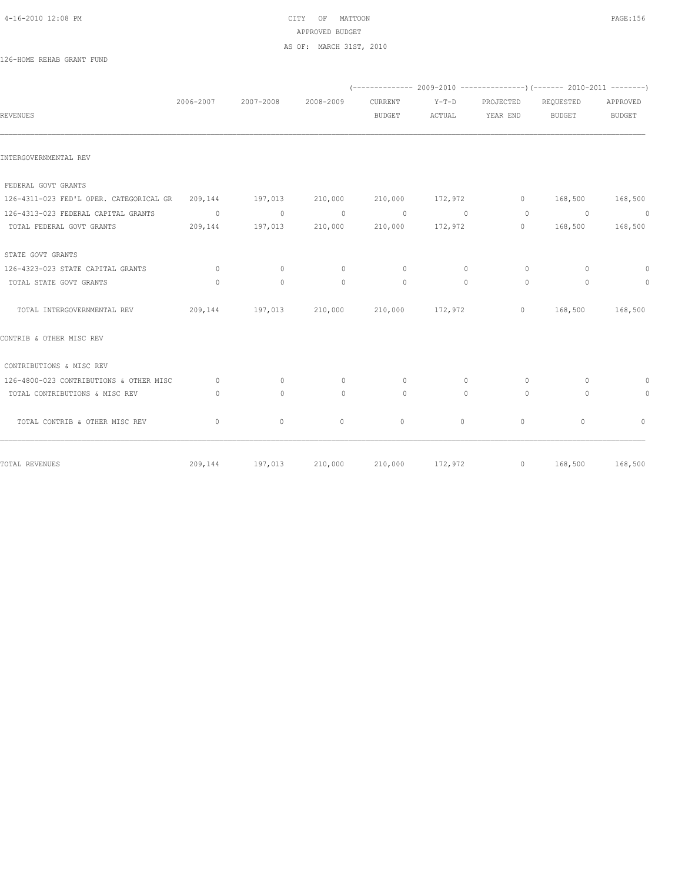CITY OF MATTOON
APPROVED BUDGET
AS OF: MARCH 31ST, 2010

126-HOME REHAB GRANT FUND

| REVENUES | 2006-2007 | 2007-2008 | 2008-2009 | 2009-2010 CURRENT BUDGET | 2009-2010 Y-T-D ACTUAL | 2009-2010 PROJECTED YEAR END | 2010-2011 REQUESTED BUDGET | 2010-2011 APPROVED BUDGET |
|---|---|---|---|---|---|---|---|---|
| INTERGOVERNMENTAL REV | | | | | | | | |
| FEDERAL GOVT GRANTS | | | | | | | | |
| 126-4311-023 FED'L OPER. CATEGORICAL GR | 209,144 | 197,013 | 210,000 | 210,000 | 172,972 | 0 | 168,500 | 168,500 |
| 126-4313-023 FEDERAL CAPITAL GRANTS | 0 | 0 | 0 | 0 | 0 | 0 | 0 | 0 |
| TOTAL FEDERAL GOVT GRANTS | 209,144 | 197,013 | 210,000 | 210,000 | 172,972 | 0 | 168,500 | 168,500 |
| STATE GOVT GRANTS | | | | | | | | |
| 126-4323-023 STATE CAPITAL GRANTS | 0 | 0 | 0 | 0 | 0 | 0 | 0 | 0 |
| TOTAL STATE GOVT GRANTS | 0 | 0 | 0 | 0 | 0 | 0 | 0 | 0 |
| TOTAL INTERGOVERNMENTAL REV | 209,144 | 197,013 | 210,000 | 210,000 | 172,972 | 0 | 168,500 | 168,500 |
| CONTRIB & OTHER MISC REV | | | | | | | | |
| CONTRIBUTIONS & MISC REV | | | | | | | | |
| 126-4800-023 CONTRIBUTIONS & OTHER MISC | 0 | 0 | 0 | 0 | 0 | 0 | 0 | 0 |
| TOTAL CONTRIBUTIONS & MISC REV | 0 | 0 | 0 | 0 | 0 | 0 | 0 | 0 |
| TOTAL CONTRIB & OTHER MISC REV | 0 | 0 | 0 | 0 | 0 | 0 | 0 | 0 |
| TOTAL REVENUES | 209,144 | 197,013 | 210,000 | 210,000 | 172,972 | 0 | 168,500 | 168,500 |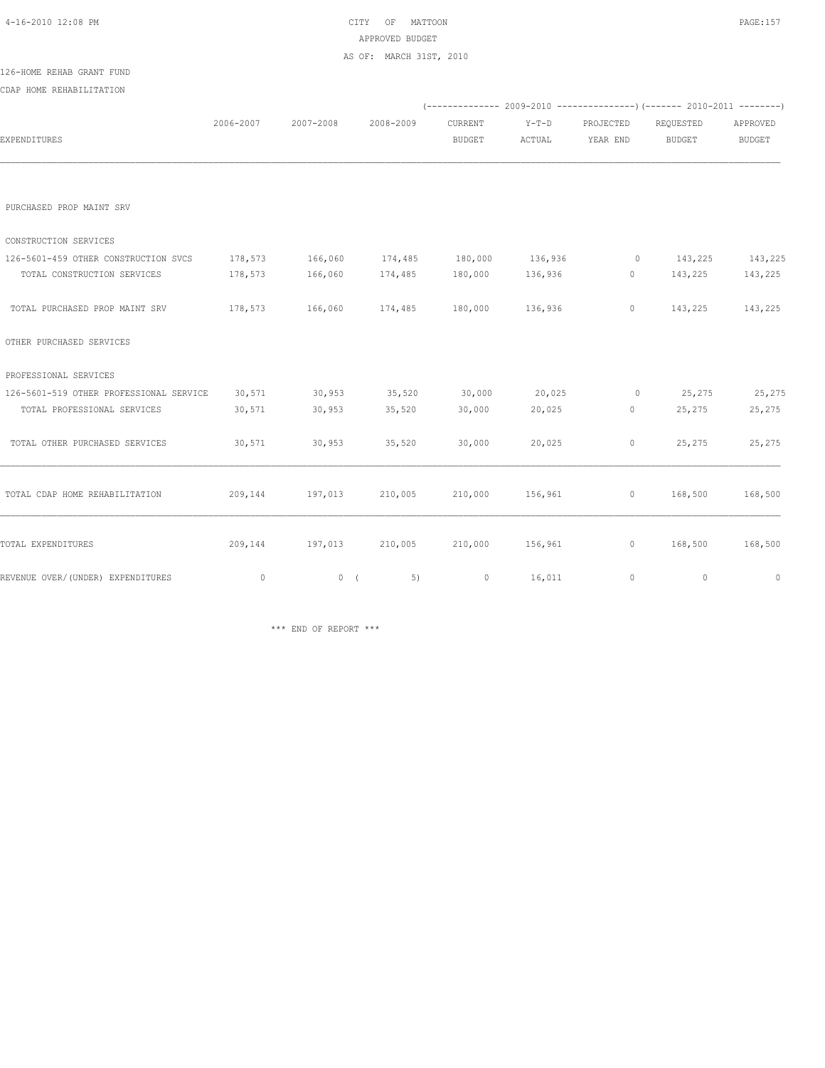CITY OF MATTOON
APPROVED BUDGET
AS OF: MARCH 31ST, 2010

126-HOME REHAB GRANT FUND
CDAP HOME REHABILITATION

| EXPENDITURES | 2006-2007 | 2007-2008 | 2008-2009 | (2009-2010) CURRENT BUDGET | Y-T-D ACTUAL | PROJECTED YEAR END | (2010-2011) REQUESTED BUDGET | APPROVED BUDGET |
|---|---|---|---|---|---|---|---|---|
| PURCHASED PROP MAINT SRV | | | | | | | | |
| CONSTRUCTION SERVICES | | | | | | | | |
| 126-5601-459 OTHER CONSTRUCTION SVCS | 178,573 | 166,060 | 174,485 | 180,000 | 136,936 | 0 | 143,225 | 143,225 |
| TOTAL CONSTRUCTION SERVICES | 178,573 | 166,060 | 174,485 | 180,000 | 136,936 | 0 | 143,225 | 143,225 |
| TOTAL PURCHASED PROP MAINT SRV | 178,573 | 166,060 | 174,485 | 180,000 | 136,936 | 0 | 143,225 | 143,225 |
| OTHER PURCHASED SERVICES | | | | | | | | |
| PROFESSIONAL SERVICES | | | | | | | | |
| 126-5601-519 OTHER PROFESSIONAL SERVICE | 30,571 | 30,953 | 35,520 | 30,000 | 20,025 | 0 | 25,275 | 25,275 |
| TOTAL PROFESSIONAL SERVICES | 30,571 | 30,953 | 35,520 | 30,000 | 20,025 | 0 | 25,275 | 25,275 |
| TOTAL OTHER PURCHASED SERVICES | 30,571 | 30,953 | 35,520 | 30,000 | 20,025 | 0 | 25,275 | 25,275 |
| TOTAL CDAP HOME REHABILITATION | 209,144 | 197,013 | 210,005 | 210,000 | 156,961 | 0 | 168,500 | 168,500 |
| TOTAL EXPENDITURES | 209,144 | 197,013 | 210,005 | 210,000 | 156,961 | 0 | 168,500 | 168,500 |
| REVENUE OVER/(UNDER) EXPENDITURES | 0 | 0 | (5) | 0 | 16,011 | 0 | 0 | 0 |

*** END OF REPORT ***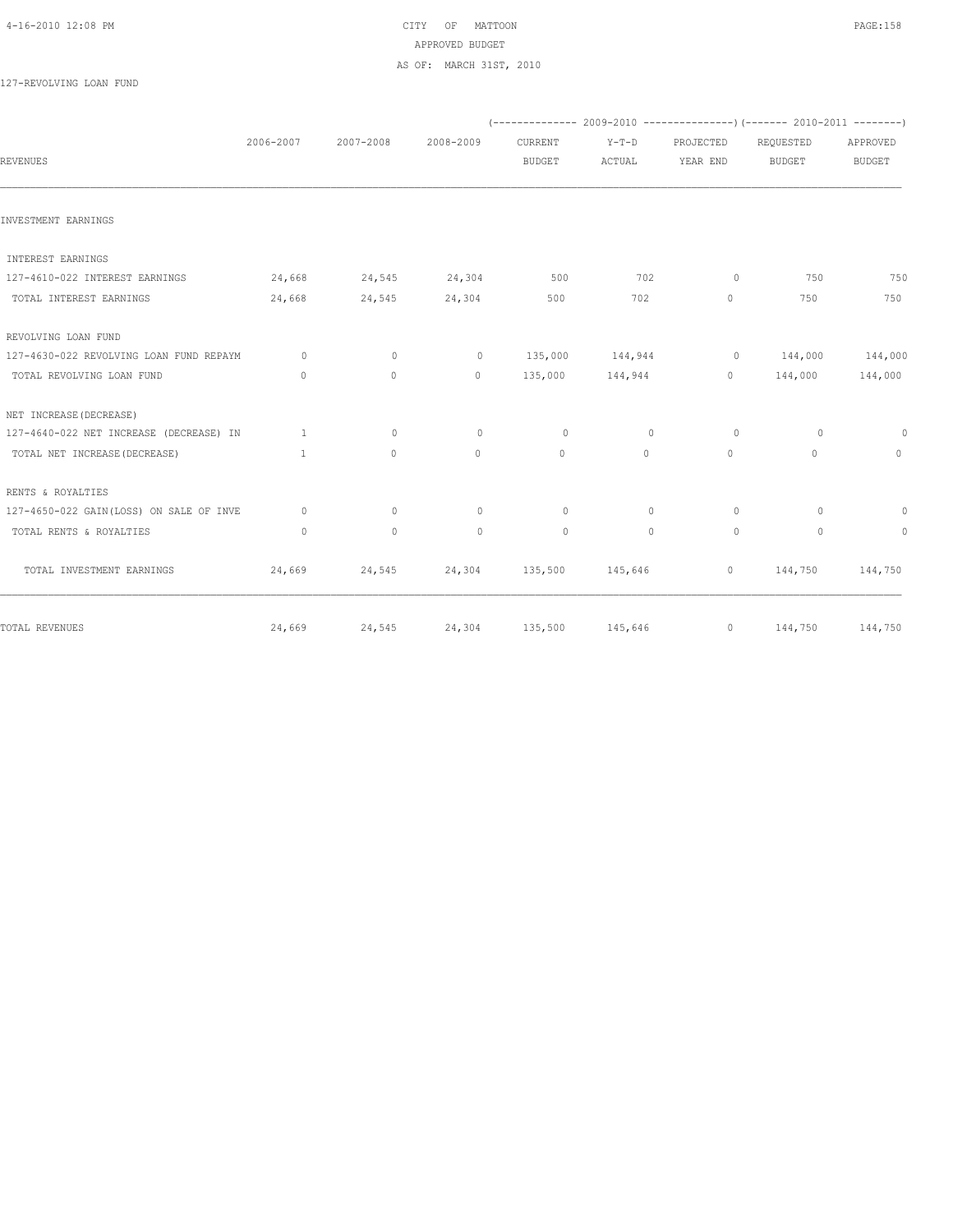CITY OF MATTOON
APPROVED BUDGET
AS OF: MARCH 31ST, 2010

127-REVOLVING LOAN FUND

| REVENUES | 2006-2007 | 2007-2008 | 2008-2009 | (-------------- 2009-2010 CURRENT BUDGET | Y-T-D ACTUAL | PROJECTED YEAR END --------------) | (------- 2010-2011 REQUESTED BUDGET | APPROVED BUDGET --------) |
|---|---|---|---|---|---|---|---|---|
| INVESTMENT EARNINGS | | | | | | | | |
| INTEREST EARNINGS | | | | | | | | |
| 127-4610-022 INTEREST EARNINGS | 24,668 | 24,545 | 24,304 | 500 | 702 | 0 | 750 | 750 |
| TOTAL INTEREST EARNINGS | 24,668 | 24,545 | 24,304 | 500 | 702 | 0 | 750 | 750 |
| REVOLVING LOAN FUND | | | | | | | | |
| 127-4630-022 REVOLVING LOAN FUND REPAYM | 0 | 0 | 0 | 135,000 | 144,944 | 0 | 144,000 | 144,000 |
| TOTAL REVOLVING LOAN FUND | 0 | 0 | 0 | 135,000 | 144,944 | 0 | 144,000 | 144,000 |
| NET INCREASE(DECREASE) | | | | | | | | |
| 127-4640-022 NET INCREASE (DECREASE) IN | 1 | 0 | 0 | 0 | 0 | 0 | 0 | 0 |
| TOTAL NET INCREASE(DECREASE) | 1 | 0 | 0 | 0 | 0 | 0 | 0 | 0 |
| RENTS & ROYALTIES | | | | | | | | |
| 127-4650-022 GAIN(LOSS) ON SALE OF INVE | 0 | 0 | 0 | 0 | 0 | 0 | 0 | 0 |
| TOTAL RENTS & ROYALTIES | 0 | 0 | 0 | 0 | 0 | 0 | 0 | 0 |
| TOTAL INVESTMENT EARNINGS | 24,669 | 24,545 | 24,304 | 135,500 | 145,646 | 0 | 144,750 | 144,750 |
| TOTAL REVENUES | 24,669 | 24,545 | 24,304 | 135,500 | 145,646 | 0 | 144,750 | 144,750 |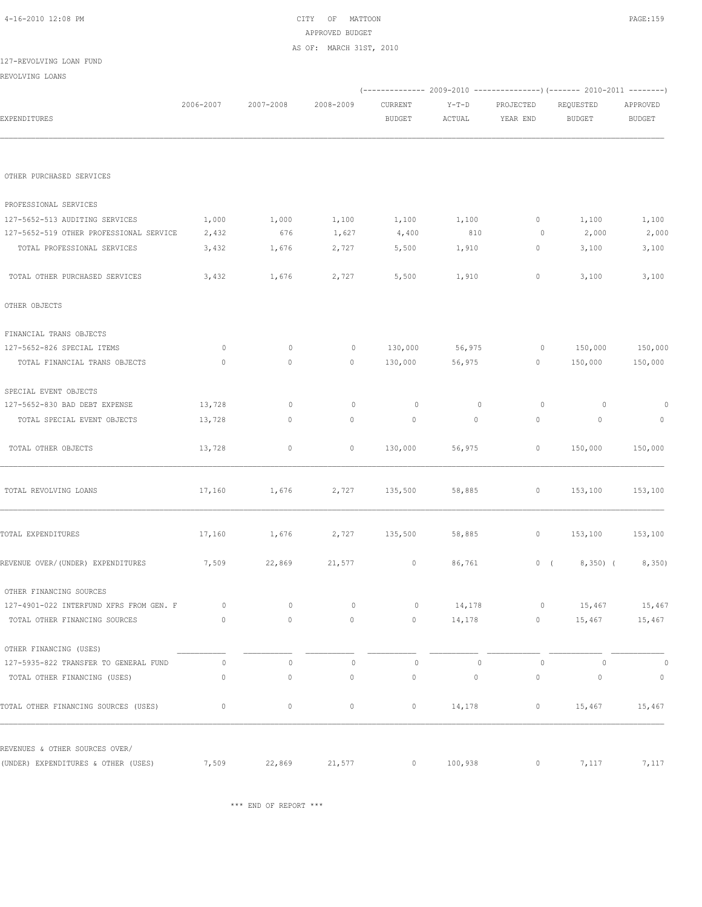CITY OF MATTOON
APPROVED BUDGET
AS OF: MARCH 31ST, 2010

127-REVOLVING LOAN FUND

REVOLVING LOANS

| EXPENDITURES | 2006-2007 | 2007-2008 | 2008-2009 | 2009-2010 CURRENT BUDGET | 2009-2010 Y-T-D ACTUAL | 2009-2010 PROJECTED YEAR END | 2010-2011 REQUESTED BUDGET | 2010-2011 APPROVED BUDGET |
|---|---|---|---|---|---|---|---|---|
| OTHER PURCHASED SERVICES | | | | | | | | |
| PROFESSIONAL SERVICES | | | | | | | | |
| 127-5652-513 AUDITING SERVICES | 1,000 | 1,000 | 1,100 | 1,100 | 1,100 | 0 | 1,100 | 1,100 |
| 127-5652-519 OTHER PROFESSIONAL SERVICE | 2,432 | 676 | 1,627 | 4,400 | 810 | 0 | 2,000 | 2,000 |
| TOTAL PROFESSIONAL SERVICES | 3,432 | 1,676 | 2,727 | 5,500 | 1,910 | 0 | 3,100 | 3,100 |
| TOTAL OTHER PURCHASED SERVICES | 3,432 | 1,676 | 2,727 | 5,500 | 1,910 | 0 | 3,100 | 3,100 |
| OTHER OBJECTS | | | | | | | | |
| FINANCIAL TRANS OBJECTS | | | | | | | | |
| 127-5652-826 SPECIAL ITEMS | 0 | 0 | 0 | 130,000 | 56,975 | 0 | 150,000 | 150,000 |
| TOTAL FINANCIAL TRANS OBJECTS | 0 | 0 | 0 | 130,000 | 56,975 | 0 | 150,000 | 150,000 |
| SPECIAL EVENT OBJECTS | | | | | | | | |
| 127-5652-830 BAD DEBT EXPENSE | 13,728 | 0 | 0 | 0 | 0 | 0 | 0 | 0 |
| TOTAL SPECIAL EVENT OBJECTS | 13,728 | 0 | 0 | 0 | 0 | 0 | 0 | 0 |
| TOTAL OTHER OBJECTS | 13,728 | 0 | 0 | 130,000 | 56,975 | 0 | 150,000 | 150,000 |
| TOTAL REVOLVING LOANS | 17,160 | 1,676 | 2,727 | 135,500 | 58,885 | 0 | 153,100 | 153,100 |
| TOTAL EXPENDITURES | 17,160 | 1,676 | 2,727 | 135,500 | 58,885 | 0 | 153,100 | 153,100 |
| REVENUE OVER/(UNDER) EXPENDITURES | 7,509 | 22,869 | 21,577 | 0 | 86,761 | 0 | ( 8,350) | ( 8,350) |
| OTHER FINANCING SOURCES | | | | | | | | |
| 127-4901-022 INTERFUND XFRS FROM GEN. F | 0 | 0 | 0 | 0 | 14,178 | 0 | 15,467 | 15,467 |
| TOTAL OTHER FINANCING SOURCES | 0 | 0 | 0 | 0 | 14,178 | 0 | 15,467 | 15,467 |
| OTHER FINANCING (USES) | | | | | | | | |
| 127-5935-822 TRANSFER TO GENERAL FUND | 0 | 0 | 0 | 0 | 0 | 0 | 0 | 0 |
| TOTAL OTHER FINANCING (USES) | 0 | 0 | 0 | 0 | 0 | 0 | 0 | 0 |
| TOTAL OTHER FINANCING SOURCES (USES) | 0 | 0 | 0 | 0 | 14,178 | 0 | 15,467 | 15,467 |
| REVENUES & OTHER SOURCES OVER/ (UNDER) EXPENDITURES & OTHER (USES) | 7,509 | 22,869 | 21,577 | 0 | 100,938 | 0 | 7,117 | 7,117 |

*** END OF REPORT ***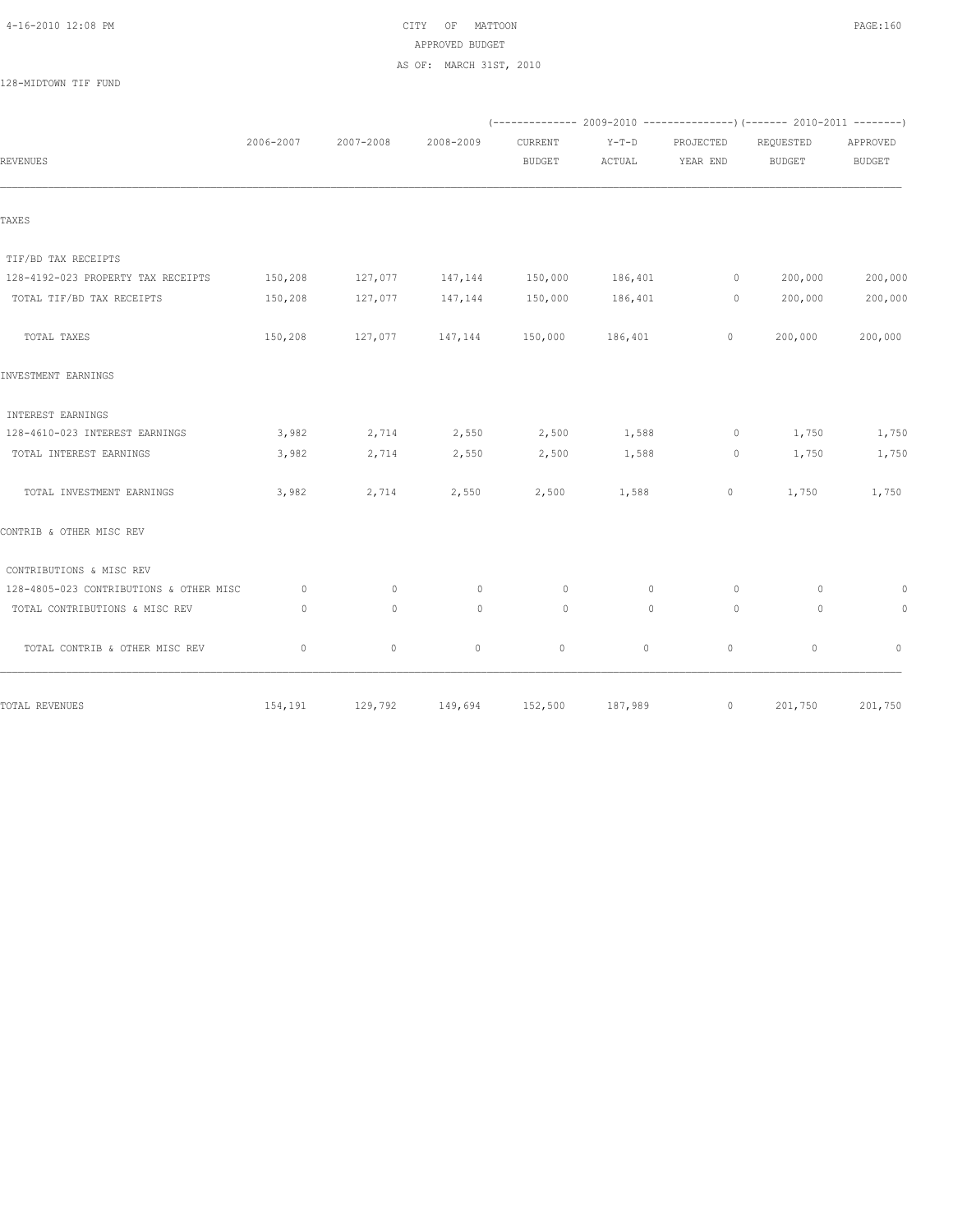CITY OF MATTOON
APPROVED BUDGET
AS OF: MARCH 31ST, 2010

128-MIDTOWN TIF FUND

| REVENUES | 2006-2007 | 2007-2008 | 2008-2009 | 2009-2010 CURRENT BUDGET | 2009-2010 Y-T-D ACTUAL | 2009-2010 PROJECTED YEAR END | 2010-2011 REQUESTED BUDGET | 2010-2011 APPROVED BUDGET |
|---|---|---|---|---|---|---|---|---|
| TAXES | | | | | | | | |
| TIF/BD TAX RECEIPTS | | | | | | | | |
| 128-4192-023 PROPERTY TAX RECEIPTS | 150,208 | 127,077 | 147,144 | 150,000 | 186,401 | 0 | 200,000 | 200,000 |
| TOTAL TIF/BD TAX RECEIPTS | 150,208 | 127,077 | 147,144 | 150,000 | 186,401 | 0 | 200,000 | 200,000 |
| TOTAL TAXES | 150,208 | 127,077 | 147,144 | 150,000 | 186,401 | 0 | 200,000 | 200,000 |
| INVESTMENT EARNINGS | | | | | | | | |
| INTEREST EARNINGS | | | | | | | | |
| 128-4610-023 INTEREST EARNINGS | 3,982 | 2,714 | 2,550 | 2,500 | 1,588 | 0 | 1,750 | 1,750 |
| TOTAL INTEREST EARNINGS | 3,982 | 2,714 | 2,550 | 2,500 | 1,588 | 0 | 1,750 | 1,750 |
| TOTAL INVESTMENT EARNINGS | 3,982 | 2,714 | 2,550 | 2,500 | 1,588 | 0 | 1,750 | 1,750 |
| CONTRIB & OTHER MISC REV | | | | | | | | |
| CONTRIBUTIONS & MISC REV | | | | | | | | |
| 128-4805-023 CONTRIBUTIONS & OTHER MISC | 0 | 0 | 0 | 0 | 0 | 0 | 0 | 0 |
| TOTAL CONTRIBUTIONS & MISC REV | 0 | 0 | 0 | 0 | 0 | 0 | 0 | 0 |
| TOTAL CONTRIB & OTHER MISC REV | 0 | 0 | 0 | 0 | 0 | 0 | 0 | 0 |
| TOTAL REVENUES | 154,191 | 129,792 | 149,694 | 152,500 | 187,989 | 0 | 201,750 | 201,750 |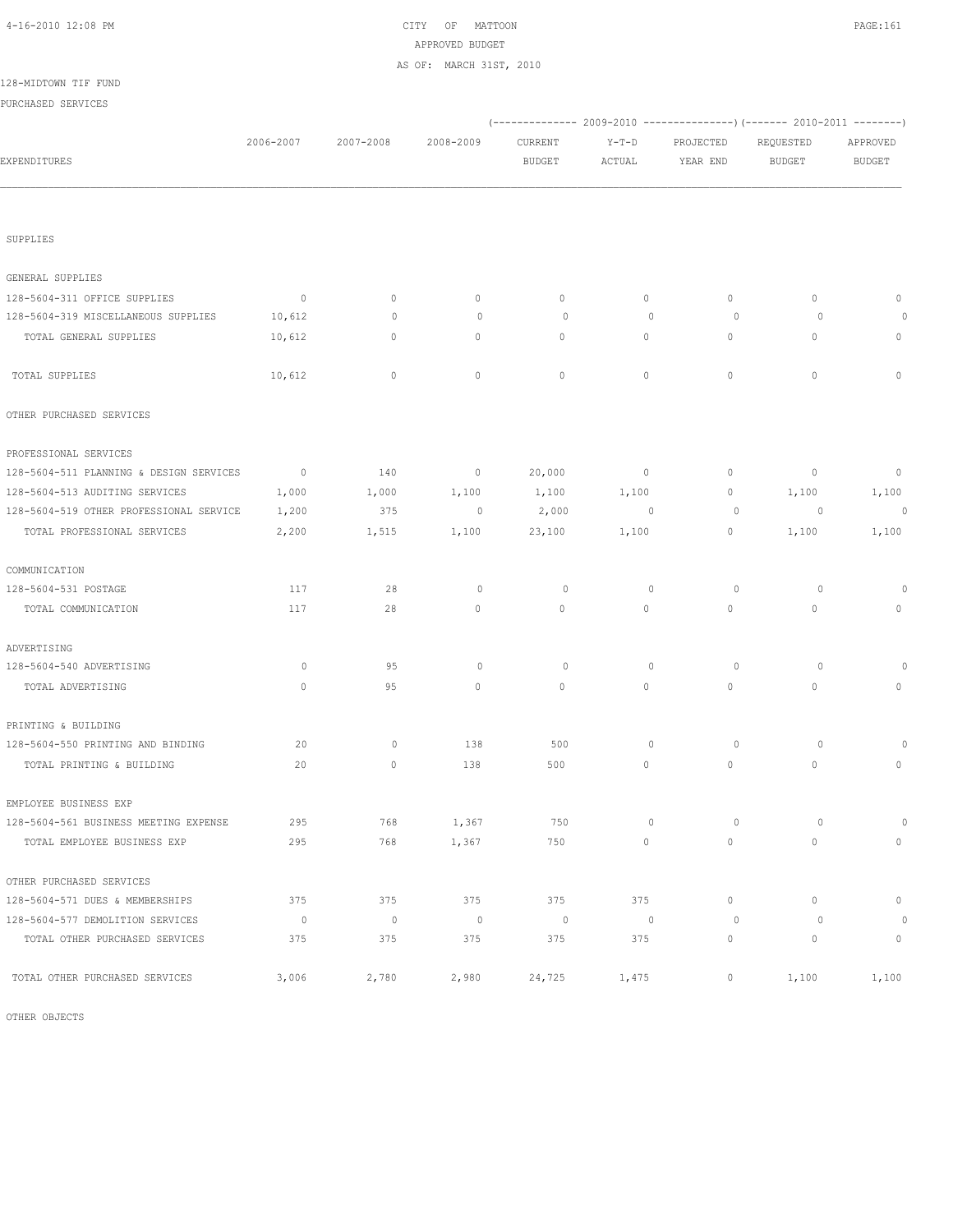CITY OF MATTOON
APPROVED BUDGET
AS OF: MARCH 31ST, 2010

128-MIDTOWN TIF FUND
PURCHASED SERVICES

| EXPENDITURES | 2006-2007 | 2007-2008 | 2008-2009 | 2009-2010 CURRENT BUDGET | 2009-2010 Y-T-D ACTUAL | 2009-2010 PROJECTED YEAR END | 2010-2011 REQUESTED BUDGET | 2010-2011 APPROVED BUDGET |
|---|---|---|---|---|---|---|---|---|
| SUPPLIES | | | | | | | | |
| GENERAL SUPPLIES | | | | | | | | |
| 128-5604-311 OFFICE SUPPLIES | 0 | 0 | 0 | 0 | 0 | 0 | 0 | 0 |
| 128-5604-319 MISCELLANEOUS SUPPLIES | 10,612 | 0 | 0 | 0 | 0 | 0 | 0 | 0 |
| TOTAL GENERAL SUPPLIES | 10,612 | 0 | 0 | 0 | 0 | 0 | 0 | 0 |
| TOTAL SUPPLIES | 10,612 | 0 | 0 | 0 | 0 | 0 | 0 | 0 |
| OTHER PURCHASED SERVICES | | | | | | | | |
| PROFESSIONAL SERVICES | | | | | | | | |
| 128-5604-511 PLANNING & DESIGN SERVICES | 0 | 140 | 0 | 20,000 | 0 | 0 | 0 | 0 |
| 128-5604-513 AUDITING SERVICES | 1,000 | 1,000 | 1,100 | 1,100 | 1,100 | 0 | 1,100 | 1,100 |
| 128-5604-519 OTHER PROFESSIONAL SERVICE | 1,200 | 375 | 0 | 2,000 | 0 | 0 | 0 | 0 |
| TOTAL PROFESSIONAL SERVICES | 2,200 | 1,515 | 1,100 | 23,100 | 1,100 | 0 | 1,100 | 1,100 |
| COMMUNICATION | | | | | | | | |
| 128-5604-531 POSTAGE | 117 | 28 | 0 | 0 | 0 | 0 | 0 | 0 |
| TOTAL COMMUNICATION | 117 | 28 | 0 | 0 | 0 | 0 | 0 | 0 |
| ADVERTISING | | | | | | | | |
| 128-5604-540 ADVERTISING | 0 | 95 | 0 | 0 | 0 | 0 | 0 | 0 |
| TOTAL ADVERTISING | 0 | 95 | 0 | 0 | 0 | 0 | 0 | 0 |
| PRINTING & BUILDING | | | | | | | | |
| 128-5604-550 PRINTING AND BINDING | 20 | 0 | 138 | 500 | 0 | 0 | 0 | 0 |
| TOTAL PRINTING & BUILDING | 20 | 0 | 138 | 500 | 0 | 0 | 0 | 0 |
| EMPLOYEE BUSINESS EXP | | | | | | | | |
| 128-5604-561 BUSINESS MEETING EXPENSE | 295 | 768 | 1,367 | 750 | 0 | 0 | 0 | 0 |
| TOTAL EMPLOYEE BUSINESS EXP | 295 | 768 | 1,367 | 750 | 0 | 0 | 0 | 0 |
| OTHER PURCHASED SERVICES | | | | | | | | |
| 128-5604-571 DUES & MEMBERSHIPS | 375 | 375 | 375 | 375 | 375 | 0 | 0 | 0 |
| 128-5604-577 DEMOLITION SERVICES | 0 | 0 | 0 | 0 | 0 | 0 | 0 | 0 |
| TOTAL OTHER PURCHASED SERVICES | 375 | 375 | 375 | 375 | 375 | 0 | 0 | 0 |
| TOTAL OTHER PURCHASED SERVICES | 3,006 | 2,780 | 2,980 | 24,725 | 1,475 | 0 | 1,100 | 1,100 |

OTHER OBJECTS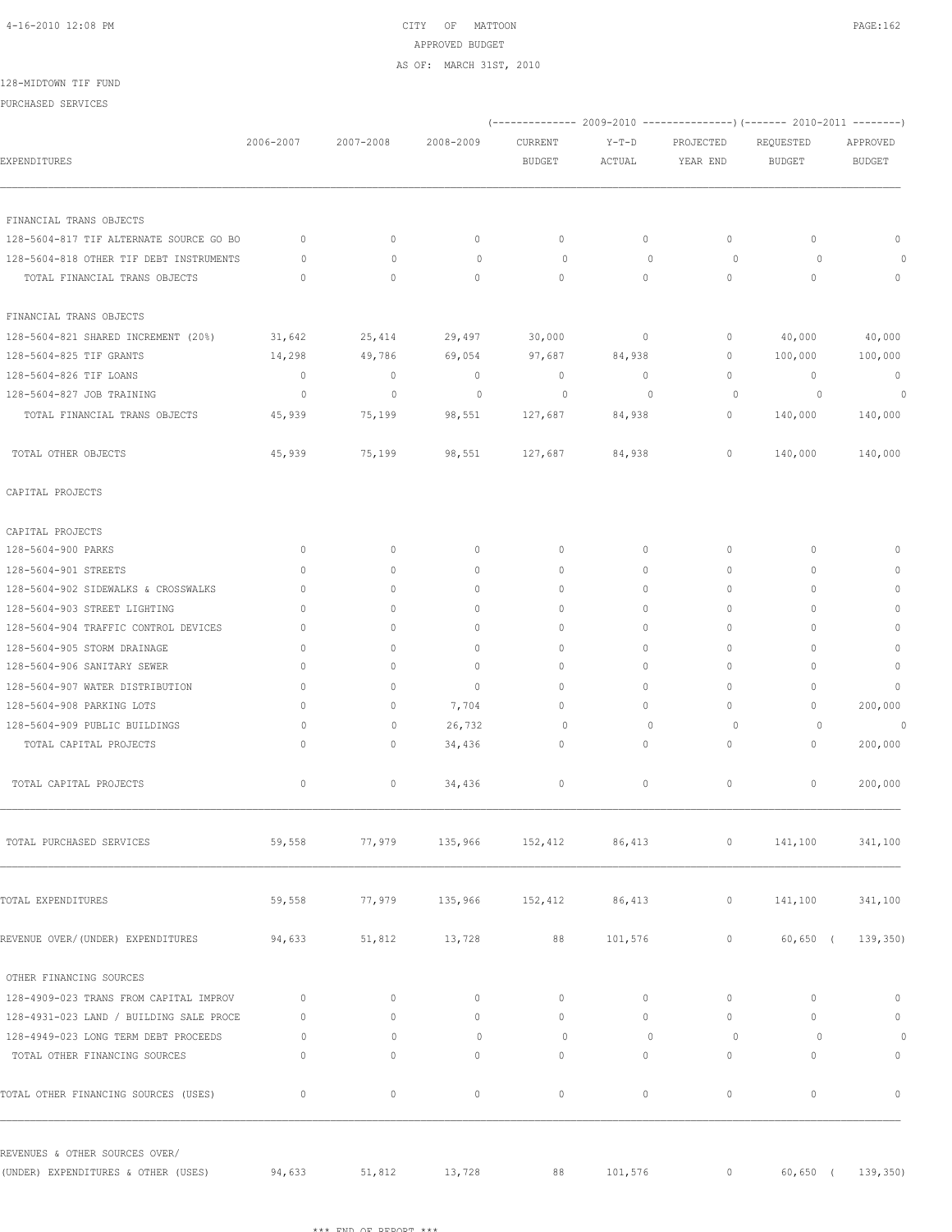CITY OF MATTOON
APPROVED BUDGET
AS OF: MARCH 31ST, 2010

128-MIDTOWN TIF FUND
PURCHASED SERVICES

| EXPENDITURES | 2006-2007 | 2007-2008 | 2008-2009 | 2009-2010 CURRENT BUDGET | 2009-2010 Y-T-D ACTUAL | 2009-2010 PROJECTED YEAR END | 2010-2011 REQUESTED BUDGET | 2010-2011 APPROVED BUDGET |
|---|---|---|---|---|---|---|---|---|
| FINANCIAL TRANS OBJECTS | | | | | | | | |
| 128-5604-817 TIF ALTERNATE SOURCE GO BO | 0 | 0 | 0 | 0 | 0 | 0 | 0 | 0 |
| 128-5604-818 OTHER TIF DEBT INSTRUMENTS | 0 | 0 | 0 | 0 | 0 | 0 | 0 | 0 |
| TOTAL FINANCIAL TRANS OBJECTS | 0 | 0 | 0 | 0 | 0 | 0 | 0 | 0 |
| FINANCIAL TRANS OBJECTS | | | | | | | | |
| 128-5604-821 SHARED INCREMENT (20%) | 31,642 | 25,414 | 29,497 | 30,000 | 0 | 0 | 40,000 | 40,000 |
| 128-5604-825 TIF GRANTS | 14,298 | 49,786 | 69,054 | 97,687 | 84,938 | 0 | 100,000 | 100,000 |
| 128-5604-826 TIF LOANS | 0 | 0 | 0 | 0 | 0 | 0 | 0 | 0 |
| 128-5604-827 JOB TRAINING | 0 | 0 | 0 | 0 | 0 | 0 | 0 | 0 |
| TOTAL FINANCIAL TRANS OBJECTS | 45,939 | 75,199 | 98,551 | 127,687 | 84,938 | 0 | 140,000 | 140,000 |
| TOTAL OTHER OBJECTS | 45,939 | 75,199 | 98,551 | 127,687 | 84,938 | 0 | 140,000 | 140,000 |
| CAPITAL PROJECTS | | | | | | | | |
| CAPITAL PROJECTS | | | | | | | | |
| 128-5604-900 PARKS | 0 | 0 | 0 | 0 | 0 | 0 | 0 | 0 |
| 128-5604-901 STREETS | 0 | 0 | 0 | 0 | 0 | 0 | 0 | 0 |
| 128-5604-902 SIDEWALKS & CROSSWALKS | 0 | 0 | 0 | 0 | 0 | 0 | 0 | 0 |
| 128-5604-903 STREET LIGHTING | 0 | 0 | 0 | 0 | 0 | 0 | 0 | 0 |
| 128-5604-904 TRAFFIC CONTROL DEVICES | 0 | 0 | 0 | 0 | 0 | 0 | 0 | 0 |
| 128-5604-905 STORM DRAINAGE | 0 | 0 | 0 | 0 | 0 | 0 | 0 | 0 |
| 128-5604-906 SANITARY SEWER | 0 | 0 | 0 | 0 | 0 | 0 | 0 | 0 |
| 128-5604-907 WATER DISTRIBUTION | 0 | 0 | 0 | 0 | 0 | 0 | 0 | 0 |
| 128-5604-908 PARKING LOTS | 0 | 0 | 7,704 | 0 | 0 | 0 | 0 | 200,000 |
| 128-5604-909 PUBLIC BUILDINGS | 0 | 0 | 26,732 | 0 | 0 | 0 | 0 | 0 |
| TOTAL CAPITAL PROJECTS | 0 | 0 | 34,436 | 0 | 0 | 0 | 0 | 200,000 |
| TOTAL CAPITAL PROJECTS | 0 | 0 | 34,436 | 0 | 0 | 0 | 0 | 200,000 |
| TOTAL PURCHASED SERVICES | 59,558 | 77,979 | 135,966 | 152,412 | 86,413 | 0 | 141,100 | 341,100 |
| TOTAL EXPENDITURES | 59,558 | 77,979 | 135,966 | 152,412 | 86,413 | 0 | 141,100 | 341,100 |
| REVENUE OVER/(UNDER) EXPENDITURES | 94,633 | 51,812 | 13,728 | 88 | 101,576 | 0 | 60,650 | ( 139,350) |
| OTHER FINANCING SOURCES | | | | | | | | |
| 128-4909-023 TRANS FROM CAPITAL IMPROV | 0 | 0 | 0 | 0 | 0 | 0 | 0 | 0 |
| 128-4931-023 LAND / BUILDING SALE PROCE | 0 | 0 | 0 | 0 | 0 | 0 | 0 | 0 |
| 128-4949-023 LONG TERM DEBT PROCEEDS | 0 | 0 | 0 | 0 | 0 | 0 | 0 | 0 |
| TOTAL OTHER FINANCING SOURCES | 0 | 0 | 0 | 0 | 0 | 0 | 0 | 0 |
| TOTAL OTHER FINANCING SOURCES (USES) | 0 | 0 | 0 | 0 | 0 | 0 | 0 | 0 |
| REVENUES & OTHER SOURCES OVER/ (UNDER) EXPENDITURES & OTHER (USES) | 94,633 | 51,812 | 13,728 | 88 | 101,576 | 0 | 60,650 | ( 139,350) |

*** END OF REPORT ***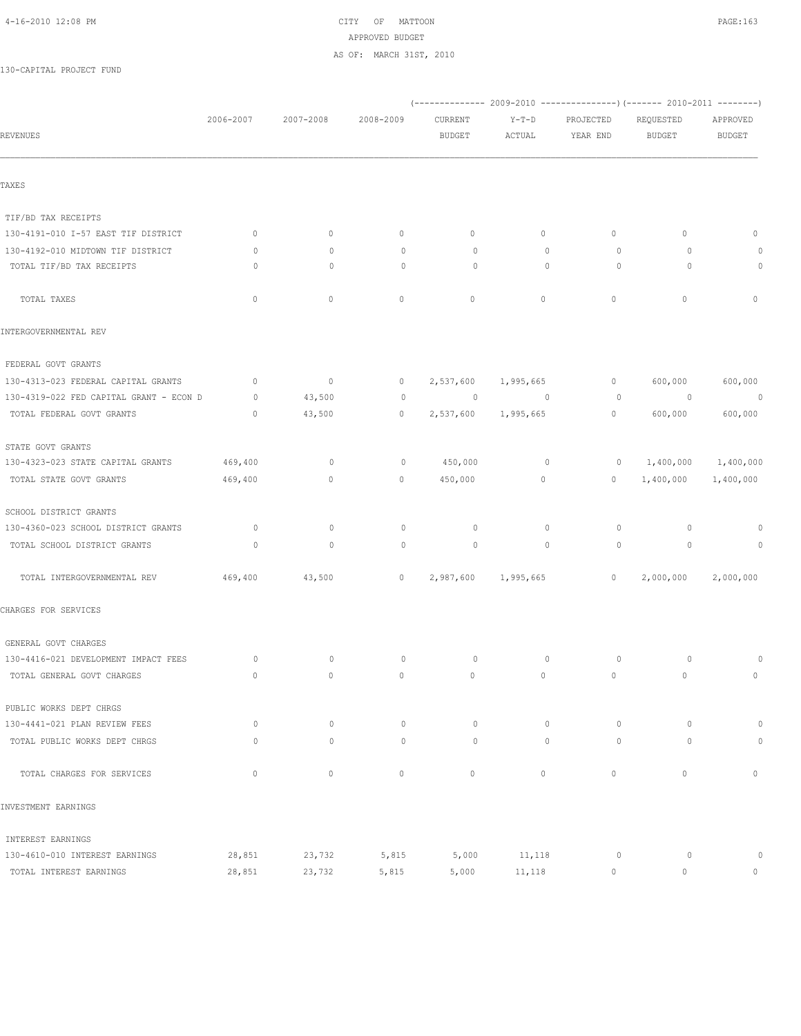CITY OF MATTOON
APPROVED BUDGET
AS OF: MARCH 31ST, 2010

130-CAPITAL PROJECT FUND

| REVENUES | 2006-2007 | 2007-2008 | 2008-2009 | 2009-2010 CURRENT BUDGET | 2009-2010 Y-T-D ACTUAL | 2009-2010 PROJECTED YEAR END | 2010-2011 REQUESTED BUDGET | 2010-2011 APPROVED BUDGET |
|---|---|---|---|---|---|---|---|---|
| TAXES | | | | | | | | |
| TIF/BD TAX RECEIPTS | | | | | | | | |
| 130-4191-010 I-57 EAST TIF DISTRICT | 0 | 0 | 0 | 0 | 0 | 0 | 0 | 0 |
| 130-4192-010 MIDTOWN TIF DISTRICT | 0 | 0 | 0 | 0 | 0 | 0 | 0 | 0 |
| TOTAL TIF/BD TAX RECEIPTS | 0 | 0 | 0 | 0 | 0 | 0 | 0 | 0 |
| TOTAL TAXES | 0 | 0 | 0 | 0 | 0 | 0 | 0 | 0 |
| INTERGOVERNMENTAL REV | | | | | | | | |
| FEDERAL GOVT GRANTS | | | | | | | | |
| 130-4313-023 FEDERAL CAPITAL GRANTS | 0 | 0 | 0 | 2,537,600 | 1,995,665 | 0 | 600,000 | 600,000 |
| 130-4319-022 FED CAPITAL GRANT - ECON D | 0 | 43,500 | 0 | 0 | 0 | 0 | 0 | 0 |
| TOTAL FEDERAL GOVT GRANTS | 0 | 43,500 | 0 | 2,537,600 | 1,995,665 | 0 | 600,000 | 600,000 |
| STATE GOVT GRANTS | | | | | | | | |
| 130-4323-023 STATE CAPITAL GRANTS | 469,400 | 0 | 0 | 450,000 | 0 | 0 | 1,400,000 | 1,400,000 |
| TOTAL STATE GOVT GRANTS | 469,400 | 0 | 0 | 450,000 | 0 | 0 | 1,400,000 | 1,400,000 |
| SCHOOL DISTRICT GRANTS | | | | | | | | |
| 130-4360-023 SCHOOL DISTRICT GRANTS | 0 | 0 | 0 | 0 | 0 | 0 | 0 | 0 |
| TOTAL SCHOOL DISTRICT GRANTS | 0 | 0 | 0 | 0 | 0 | 0 | 0 | 0 |
| TOTAL INTERGOVERNMENTAL REV | 469,400 | 43,500 | 0 | 2,987,600 | 1,995,665 | 0 | 2,000,000 | 2,000,000 |
| CHARGES FOR SERVICES | | | | | | | | |
| GENERAL GOVT CHARGES | | | | | | | | |
| 130-4416-021 DEVELOPMENT IMPACT FEES | 0 | 0 | 0 | 0 | 0 | 0 | 0 | 0 |
| TOTAL GENERAL GOVT CHARGES | 0 | 0 | 0 | 0 | 0 | 0 | 0 | 0 |
| PUBLIC WORKS DEPT CHRGS | | | | | | | | |
| 130-4441-021 PLAN REVIEW FEES | 0 | 0 | 0 | 0 | 0 | 0 | 0 | 0 |
| TOTAL PUBLIC WORKS DEPT CHRGS | 0 | 0 | 0 | 0 | 0 | 0 | 0 | 0 |
| TOTAL CHARGES FOR SERVICES | 0 | 0 | 0 | 0 | 0 | 0 | 0 | 0 |
| INVESTMENT EARNINGS | | | | | | | | |
| INTEREST EARNINGS | | | | | | | | |
| 130-4610-010 INTEREST EARNINGS | 28,851 | 23,732 | 5,815 | 5,000 | 11,118 | 0 | 0 | 0 |
| TOTAL INTEREST EARNINGS | 28,851 | 23,732 | 5,815 | 5,000 | 11,118 | 0 | 0 | 0 |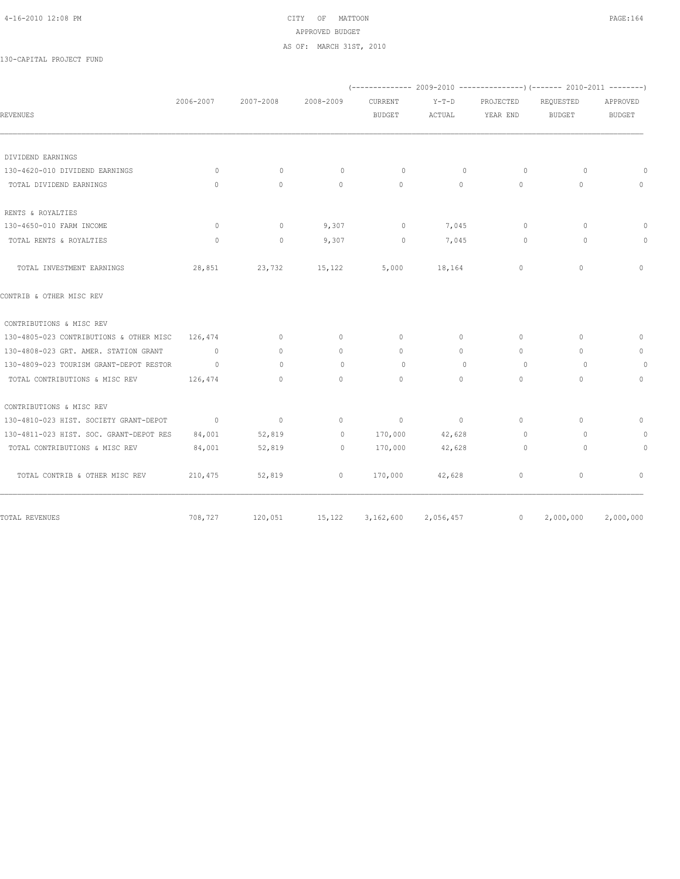CITY OF MATTOON
APPROVED BUDGET
AS OF: MARCH 31ST, 2010

130-CAPITAL PROJECT FUND

| REVENUES | 2006-2007 | 2007-2008 | 2008-2009 | (-------------- 2009-2010 CURRENT BUDGET | Y-T-D ACTUAL | PROJECTED YEAR END ---------------) | (------- 2010-2011 REQUESTED BUDGET | APPROVED BUDGET --------) |
|---|---|---|---|---|---|---|---|---|
| DIVIDEND EARNINGS | | | | | | | | |
| 130-4620-010 DIVIDEND EARNINGS | 0 | 0 | 0 | 0 | 0 | 0 | 0 | 0 |
| TOTAL DIVIDEND EARNINGS | 0 | 0 | 0 | 0 | 0 | 0 | 0 | 0 |
| RENTS & ROYALTIES | | | | | | | | |
| 130-4650-010 FARM INCOME | 0 | 0 | 9,307 | 0 | 7,045 | 0 | 0 | 0 |
| TOTAL RENTS & ROYALTIES | 0 | 0 | 9,307 | 0 | 7,045 | 0 | 0 | 0 |
| TOTAL INVESTMENT EARNINGS | 28,851 | 23,732 | 15,122 | 5,000 | 18,164 | 0 | 0 | 0 |
| CONTRIB & OTHER MISC REV | | | | | | | | |
| CONTRIBUTIONS & MISC REV | | | | | | | | |
| 130-4805-023 CONTRIBUTIONS & OTHER MISC | 126,474 | 0 | 0 | 0 | 0 | 0 | 0 | 0 |
| 130-4808-023 GRT. AMER. STATION GRANT | 0 | 0 | 0 | 0 | 0 | 0 | 0 | 0 |
| 130-4809-023 TOURISM GRANT-DEPOT RESTOR | 0 | 0 | 0 | 0 | 0 | 0 | 0 | 0 |
| TOTAL CONTRIBUTIONS & MISC REV | 126,474 | 0 | 0 | 0 | 0 | 0 | 0 | 0 |
| CONTRIBUTIONS & MISC REV | | | | | | | | |
| 130-4810-023 HIST. SOCIETY GRANT-DEPOT | 0 | 0 | 0 | 0 | 0 | 0 | 0 | 0 |
| 130-4811-023 HIST. SOC. GRANT-DEPOT RES | 84,001 | 52,819 | 0 | 170,000 | 42,628 | 0 | 0 | 0 |
| TOTAL CONTRIBUTIONS & MISC REV | 84,001 | 52,819 | 0 | 170,000 | 42,628 | 0 | 0 | 0 |
| TOTAL CONTRIB & OTHER MISC REV | 210,475 | 52,819 | 0 | 170,000 | 42,628 | 0 | 0 | 0 |
| TOTAL REVENUES | 708,727 | 120,051 | 15,122 | 3,162,600 | 2,056,457 | 0 | 2,000,000 | 2,000,000 |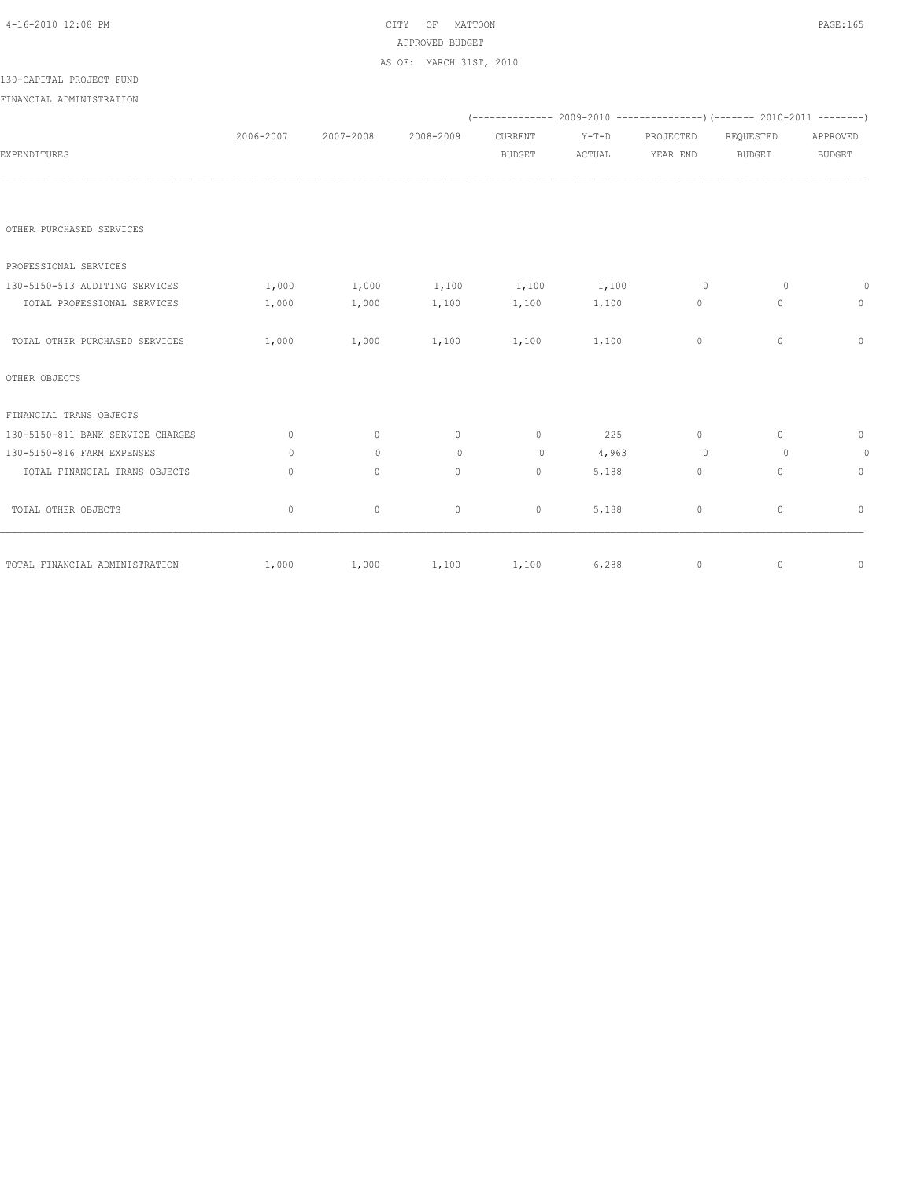CITY OF MATTOON

APPROVED BUDGET

AS OF: MARCH 31ST, 2010

130-CAPITAL PROJECT FUND

FINANCIAL ADMINISTRATION

| EXPENDITURES | 2006-2007 | 2007-2008 | 2008-2009 | 2009-2010 CURRENT BUDGET | 2009-2010 Y-T-D ACTUAL | 2009-2010 PROJECTED YEAR END | 2010-2011 REQUESTED BUDGET | 2010-2011 APPROVED BUDGET |
|---|---|---|---|---|---|---|---|---|
| OTHER PURCHASED SERVICES | | | | | | | | |
| PROFESSIONAL SERVICES | | | | | | | | |
| 130-5150-513 AUDITING SERVICES | 1,000 | 1,000 | 1,100 | 1,100 | 1,100 | 0 | 0 | 0 |
| TOTAL PROFESSIONAL SERVICES | 1,000 | 1,000 | 1,100 | 1,100 | 1,100 | 0 | 0 | 0 |
| TOTAL OTHER PURCHASED SERVICES | 1,000 | 1,000 | 1,100 | 1,100 | 1,100 | 0 | 0 | 0 |
| OTHER OBJECTS | | | | | | | | |
| FINANCIAL TRANS OBJECTS | | | | | | | | |
| 130-5150-811 BANK SERVICE CHARGES | 0 | 0 | 0 | 0 | 225 | 0 | 0 | 0 |
| 130-5150-816 FARM EXPENSES | 0 | 0 | 0 | 0 | 4,963 | 0 | 0 | 0 |
| TOTAL FINANCIAL TRANS OBJECTS | 0 | 0 | 0 | 0 | 5,188 | 0 | 0 | 0 |
| TOTAL OTHER OBJECTS | 0 | 0 | 0 | 0 | 5,188 | 0 | 0 | 0 |
| TOTAL FINANCIAL ADMINISTRATION | 1,000 | 1,000 | 1,100 | 1,100 | 6,288 | 0 | 0 | 0 |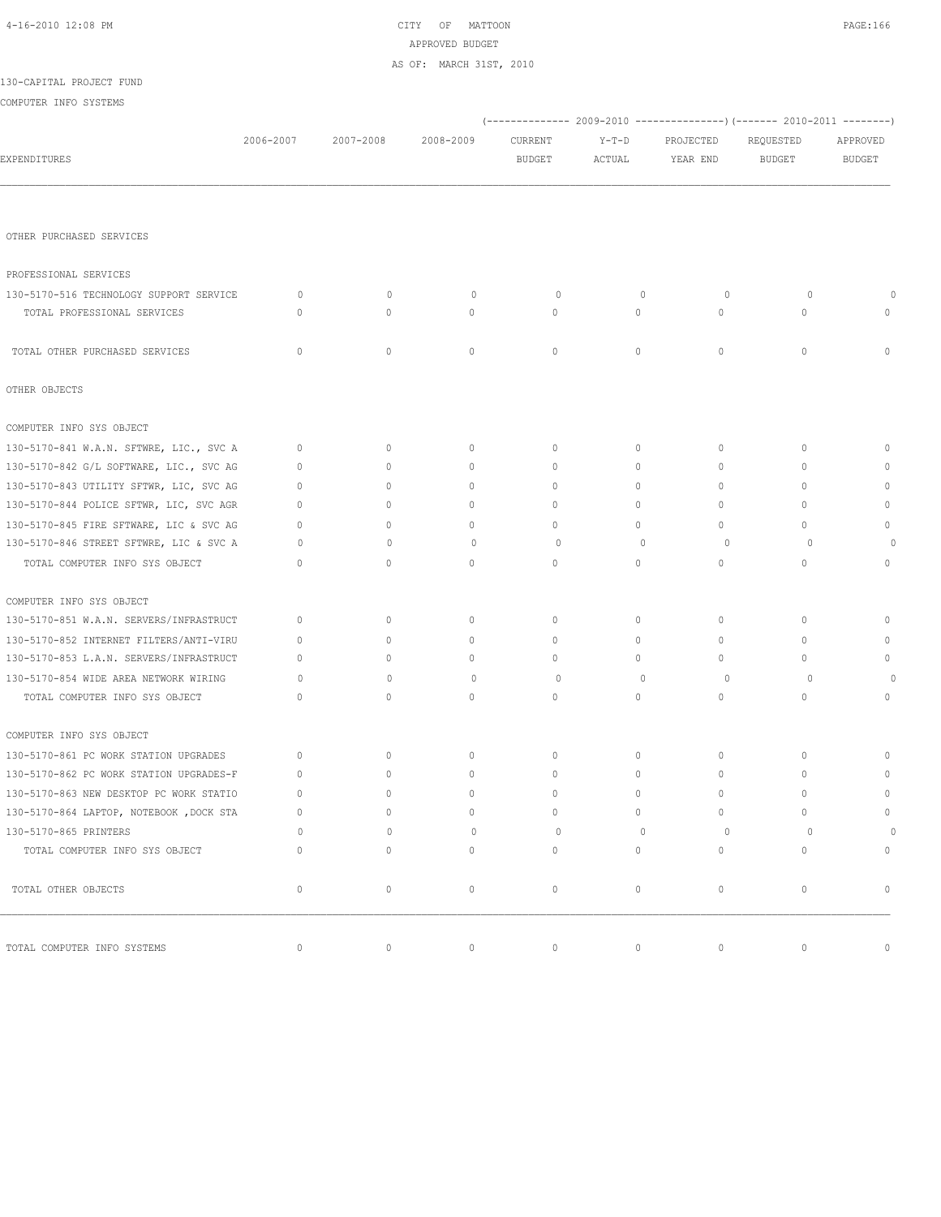CITY OF MATTOON
APPROVED BUDGET
AS OF: MARCH 31ST, 2010

130-CAPITAL PROJECT FUND
COMPUTER INFO SYSTEMS

| EXPENDITURES | 2006-2007 | 2007-2008 | 2008-2009 | 2009-2010 CURRENT BUDGET | 2009-2010 Y-T-D ACTUAL | 2009-2010 PROJECTED YEAR END | 2010-2011 REQUESTED BUDGET | 2010-2011 APPROVED BUDGET |
|---|---|---|---|---|---|---|---|---|
| OTHER PURCHASED SERVICES | | | | | | | | |
| PROFESSIONAL SERVICES | | | | | | | | |
| 130-5170-516 TECHNOLOGY SUPPORT SERVICE | 0 | 0 | 0 | 0 | 0 | 0 | 0 | 0 |
| TOTAL PROFESSIONAL SERVICES | 0 | 0 | 0 | 0 | 0 | 0 | 0 | 0 |
| TOTAL OTHER PURCHASED SERVICES | 0 | 0 | 0 | 0 | 0 | 0 | 0 | 0 |
| OTHER OBJECTS | | | | | | | | |
| COMPUTER INFO SYS OBJECT | | | | | | | | |
| 130-5170-841 W.A.N. SFTWRE, LIC., SVC A | 0 | 0 | 0 | 0 | 0 | 0 | 0 | 0 |
| 130-5170-842 G/L SOFTWARE, LIC., SVC AG | 0 | 0 | 0 | 0 | 0 | 0 | 0 | 0 |
| 130-5170-843 UTILITY SFTWR, LIC, SVC AG | 0 | 0 | 0 | 0 | 0 | 0 | 0 | 0 |
| 130-5170-844 POLICE SFTWR, LIC, SVC AGR | 0 | 0 | 0 | 0 | 0 | 0 | 0 | 0 |
| 130-5170-845 FIRE SFTWARE, LIC & SVC AG | 0 | 0 | 0 | 0 | 0 | 0 | 0 | 0 |
| 130-5170-846 STREET SFTWRE, LIC & SVC A | 0 | 0 | 0 | 0 | 0 | 0 | 0 | 0 |
| TOTAL COMPUTER INFO SYS OBJECT | 0 | 0 | 0 | 0 | 0 | 0 | 0 | 0 |
| COMPUTER INFO SYS OBJECT | | | | | | | | |
| 130-5170-851 W.A.N. SERVERS/INFRASTRUCT | 0 | 0 | 0 | 0 | 0 | 0 | 0 | 0 |
| 130-5170-852 INTERNET FILTERS/ANTI-VIRU | 0 | 0 | 0 | 0 | 0 | 0 | 0 | 0 |
| 130-5170-853 L.A.N. SERVERS/INFRASTRUCT | 0 | 0 | 0 | 0 | 0 | 0 | 0 | 0 |
| 130-5170-854 WIDE AREA NETWORK WIRING | 0 | 0 | 0 | 0 | 0 | 0 | 0 | 0 |
| TOTAL COMPUTER INFO SYS OBJECT | 0 | 0 | 0 | 0 | 0 | 0 | 0 | 0 |
| COMPUTER INFO SYS OBJECT | | | | | | | | |
| 130-5170-861 PC WORK STATION UPGRADES | 0 | 0 | 0 | 0 | 0 | 0 | 0 | 0 |
| 130-5170-862 PC WORK STATION UPGRADES-F | 0 | 0 | 0 | 0 | 0 | 0 | 0 | 0 |
| 130-5170-863 NEW DESKTOP PC WORK STATIO | 0 | 0 | 0 | 0 | 0 | 0 | 0 | 0 |
| 130-5170-864 LAPTOP, NOTEBOOK ,DOCK STA | 0 | 0 | 0 | 0 | 0 | 0 | 0 | 0 |
| 130-5170-865 PRINTERS | 0 | 0 | 0 | 0 | 0 | 0 | 0 | 0 |
| TOTAL COMPUTER INFO SYS OBJECT | 0 | 0 | 0 | 0 | 0 | 0 | 0 | 0 |
| TOTAL OTHER OBJECTS | 0 | 0 | 0 | 0 | 0 | 0 | 0 | 0 |
| TOTAL COMPUTER INFO SYSTEMS | 0 | 0 | 0 | 0 | 0 | 0 | 0 | 0 |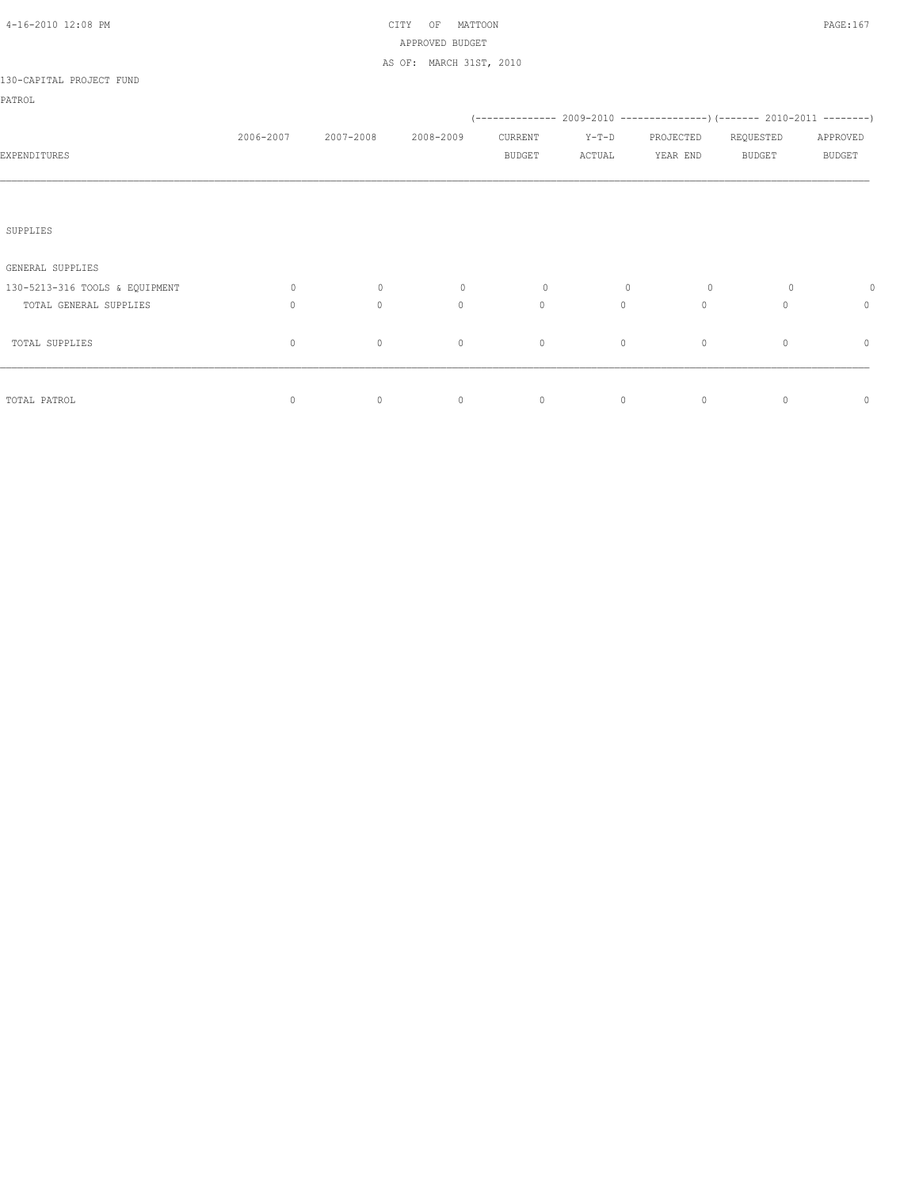CITY OF MATTOON
APPROVED BUDGET
AS OF: MARCH 31ST, 2010

130-CAPITAL PROJECT FUND

PATROL

| EXPENDITURES | 2006-2007 | 2007-2008 | 2008-2009 | (------------- 2009-2010 CURRENT BUDGET | Y-T-D ACTUAL | PROJECTED YEAR END --------------) | (------- 2010-2011 REQUESTED BUDGET | APPROVED BUDGET --------) |
|---|---|---|---|---|---|---|---|---|
| SUPPLIES | | | | | | | | |
| GENERAL SUPPLIES | | | | | | | | |
| 130-5213-316 TOOLS & EQUIPMENT | 0 | 0 | 0 | 0 | 0 | 0 | 0 | 0 |
| TOTAL GENERAL SUPPLIES | 0 | 0 | 0 | 0 | 0 | 0 | 0 | 0 |
| TOTAL SUPPLIES | 0 | 0 | 0 | 0 | 0 | 0 | 0 | 0 |
| TOTAL PATROL | 0 | 0 | 0 | 0 | 0 | 0 | 0 | 0 |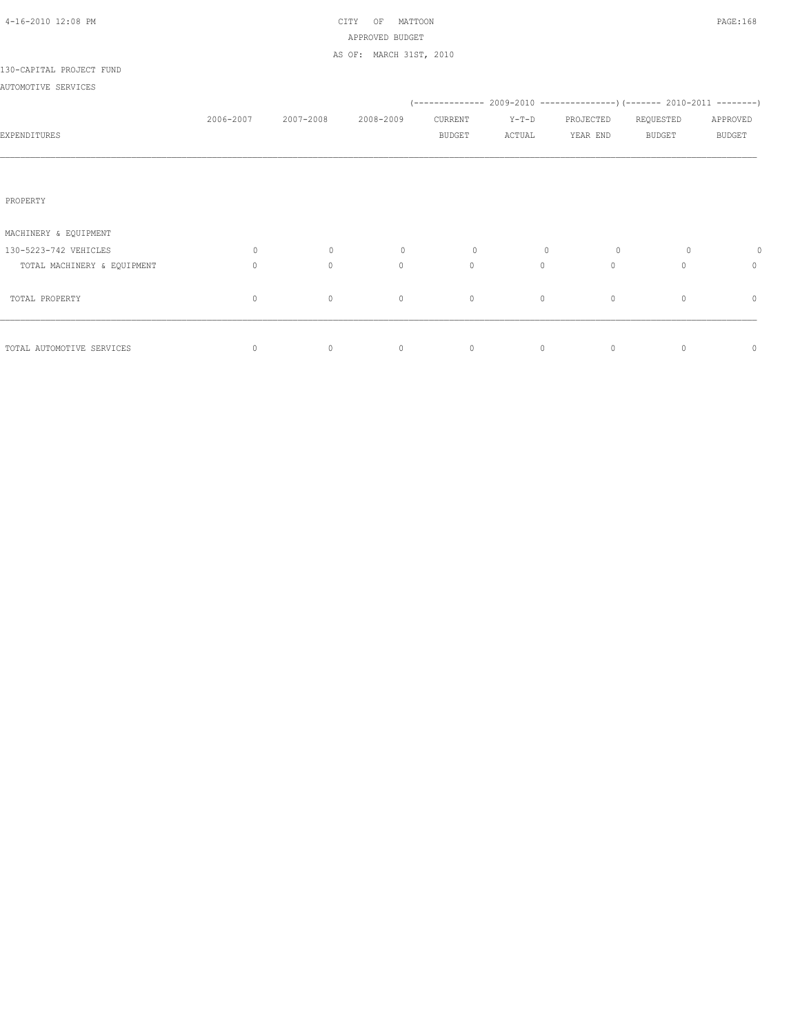CITY OF MATTOON

APPROVED BUDGET

AS OF: MARCH 31ST, 2010

130-CAPITAL PROJECT FUND

AUTOMOTIVE SERVICES

| EXPENDITURES | 2006-2007 | 2007-2008 | 2008-2009 | 2009-2010 CURRENT BUDGET | 2009-2010 Y-T-D ACTUAL | 2009-2010 PROJECTED YEAR END | 2010-2011 REQUESTED BUDGET | 2010-2011 APPROVED BUDGET |
|---|---|---|---|---|---|---|---|---|
| PROPERTY | | | | | | | | |
| MACHINERY & EQUIPMENT | | | | | | | | |
| 130-5223-742 VEHICLES | 0 | 0 | 0 | 0 | 0 | 0 | 0 | 0 |
| TOTAL MACHINERY & EQUIPMENT | 0 | 0 | 0 | 0 | 0 | 0 | 0 | 0 |
| TOTAL PROPERTY | 0 | 0 | 0 | 0 | 0 | 0 | 0 | 0 |
| TOTAL AUTOMOTIVE SERVICES | 0 | 0 | 0 | 0 | 0 | 0 | 0 | 0 |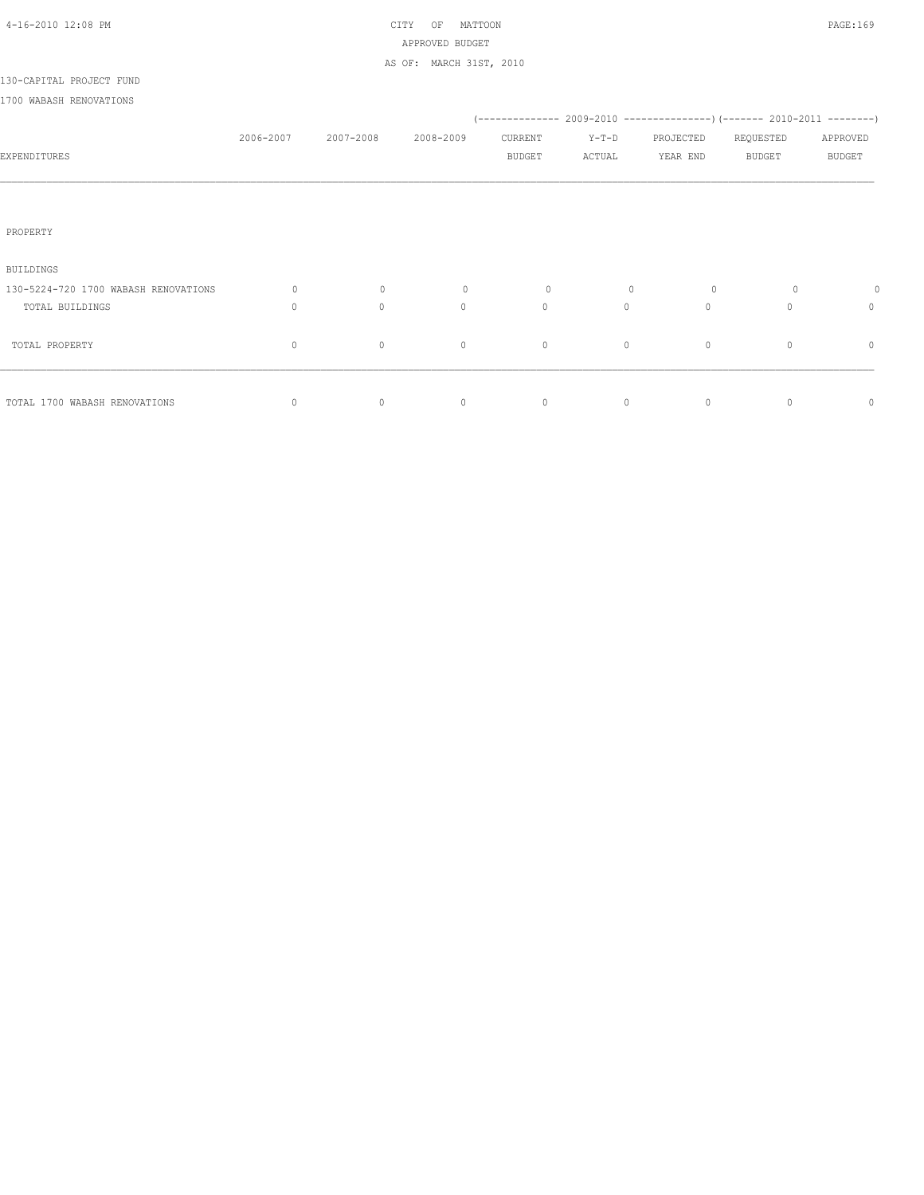CITY OF MATTOON
APPROVED BUDGET
AS OF: MARCH 31ST, 2010

130-CAPITAL PROJECT FUND

1700 WABASH RENOVATIONS

| EXPENDITURES | 2006-2007 | 2007-2008 | 2008-2009 | 2009-2010 CURRENT BUDGET | 2009-2010 Y-T-D ACTUAL | 2009-2010 PROJECTED YEAR END | 2010-2011 REQUESTED BUDGET | 2010-2011 APPROVED BUDGET |
|---|---|---|---|---|---|---|---|---|
| PROPERTY | | | | | | | | |
| BUILDINGS | | | | | | | | |
| 130-5224-720 1700 WABASH RENOVATIONS | 0 | 0 | 0 | 0 | 0 | 0 | 0 | 0 |
| TOTAL BUILDINGS | 0 | 0 | 0 | 0 | 0 | 0 | 0 | 0 |
| TOTAL PROPERTY | 0 | 0 | 0 | 0 | 0 | 0 | 0 | 0 |
| TOTAL 1700 WABASH RENOVATIONS | 0 | 0 | 0 | 0 | 0 | 0 | 0 | 0 |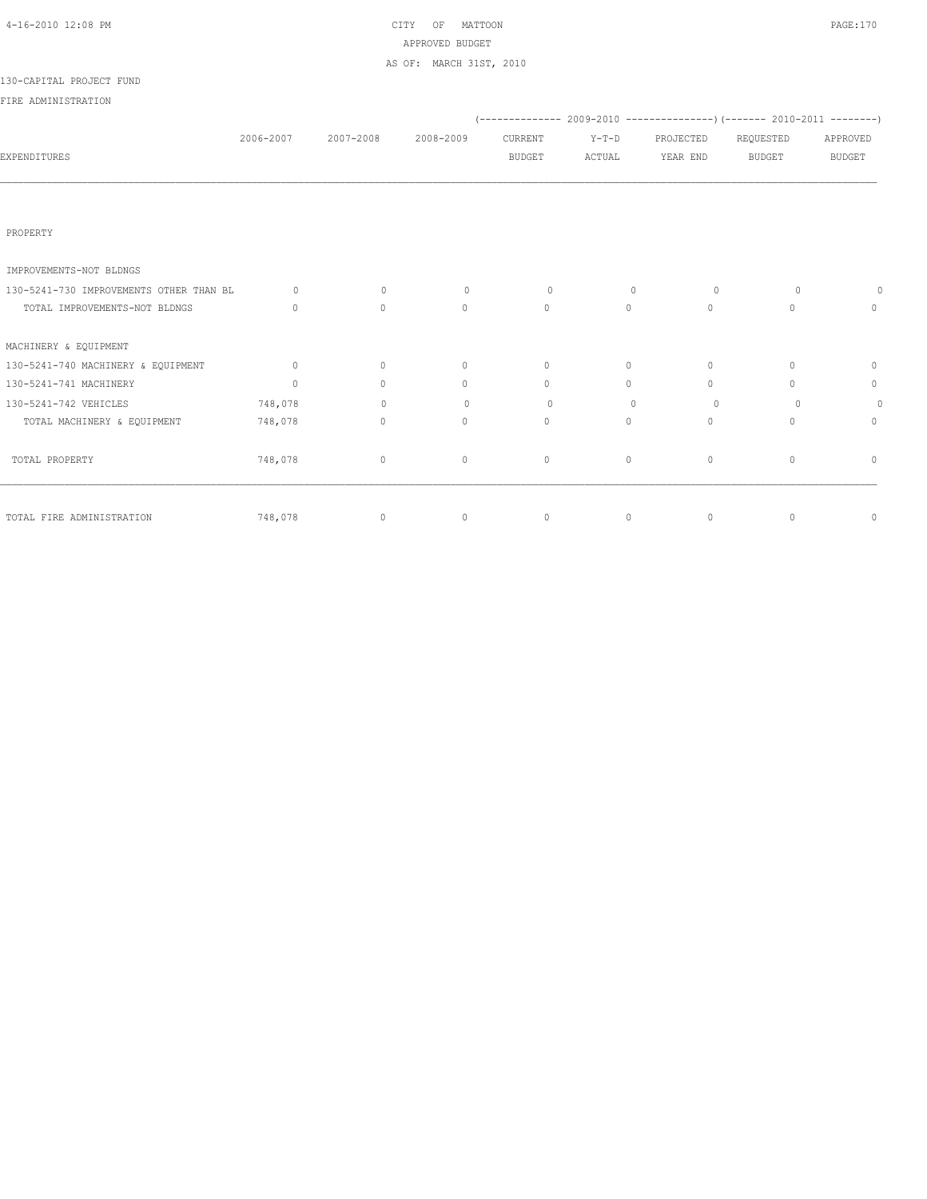4-16-2010 12:08 PM

CITY OF MATTOON
APPROVED BUDGET
AS OF: MARCH 31ST, 2010

130-CAPITAL PROJECT FUND

FIRE ADMINISTRATION

| EXPENDITURES | 2006-2007 | 2007-2008 | 2008-2009 | 2009-2010 CURRENT BUDGET | 2009-2010 Y-T-D ACTUAL | 2009-2010 PROJECTED YEAR END | 2010-2011 REQUESTED BUDGET | 2010-2011 APPROVED BUDGET |
|---|---|---|---|---|---|---|---|---|
| PROPERTY | | | | | | | | |
| IMPROVEMENTS-NOT BLDNGS | | | | | | | | |
| 130-5241-730 IMPROVEMENTS OTHER THAN BL | 0 | 0 | 0 | 0 | 0 | 0 | 0 | 0 |
| TOTAL IMPROVEMENTS-NOT BLDNGS | 0 | 0 | 0 | 0 | 0 | 0 | 0 | 0 |
| MACHINERY & EQUIPMENT | | | | | | | | |
| 130-5241-740 MACHINERY & EQUIPMENT | 0 | 0 | 0 | 0 | 0 | 0 | 0 | 0 |
| 130-5241-741 MACHINERY | 0 | 0 | 0 | 0 | 0 | 0 | 0 | 0 |
| 130-5241-742 VEHICLES | 748,078 | 0 | 0 | 0 | 0 | 0 | 0 | 0 |
| TOTAL MACHINERY & EQUIPMENT | 748,078 | 0 | 0 | 0 | 0 | 0 | 0 | 0 |
| TOTAL PROPERTY | 748,078 | 0 | 0 | 0 | 0 | 0 | 0 | 0 |
| TOTAL FIRE ADMINISTRATION | 748,078 | 0 | 0 | 0 | 0 | 0 | 0 | 0 |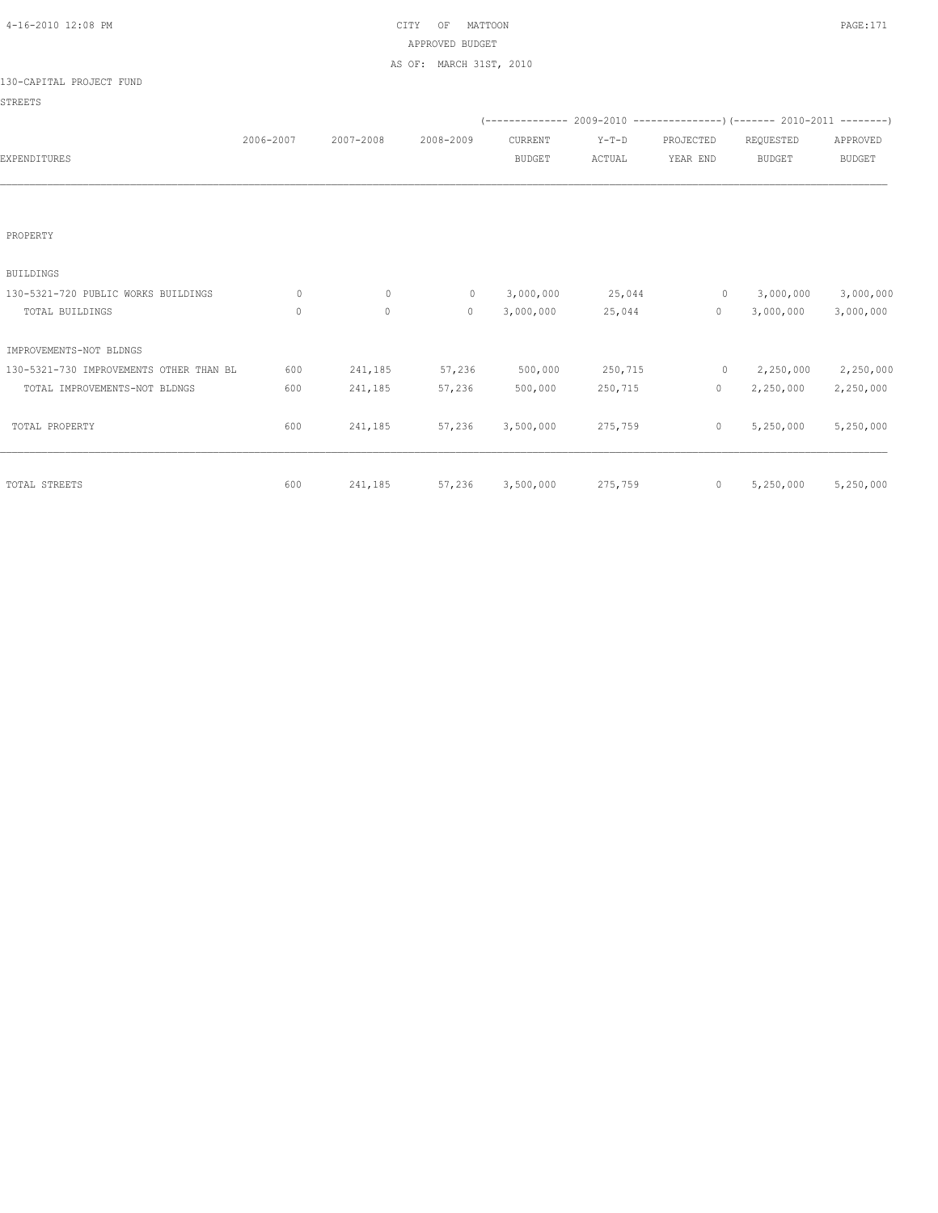CITY OF MATTOON
APPROVED BUDGET
AS OF: MARCH 31ST, 2010

130-CAPITAL PROJECT FUND

STREETS

| EXPENDITURES | 2006-2007 | 2007-2008 | 2008-2009 | 2009-2010 CURRENT BUDGET | 2009-2010 Y-T-D ACTUAL | 2009-2010 PROJECTED YEAR END | 2010-2011 REQUESTED BUDGET | 2010-2011 APPROVED BUDGET |
|---|---|---|---|---|---|---|---|---|
| PROPERTY | | | | | | | | |
| BUILDINGS | | | | | | | | |
| 130-5321-720 PUBLIC WORKS BUILDINGS | 0 | 0 | 0 | 3,000,000 | 25,044 | 0 | 3,000,000 | 3,000,000 |
| TOTAL BUILDINGS | 0 | 0 | 0 | 3,000,000 | 25,044 | 0 | 3,000,000 | 3,000,000 |
| IMPROVEMENTS-NOT BLDNGS | | | | | | | | |
| 130-5321-730 IMPROVEMENTS OTHER THAN BL | 600 | 241,185 | 57,236 | 500,000 | 250,715 | 0 | 2,250,000 | 2,250,000 |
| TOTAL IMPROVEMENTS-NOT BLDNGS | 600 | 241,185 | 57,236 | 500,000 | 250,715 | 0 | 2,250,000 | 2,250,000 |
| TOTAL PROPERTY | 600 | 241,185 | 57,236 | 3,500,000 | 275,759 | 0 | 5,250,000 | 5,250,000 |
| TOTAL STREETS | 600 | 241,185 | 57,236 | 3,500,000 | 275,759 | 0 | 5,250,000 | 5,250,000 |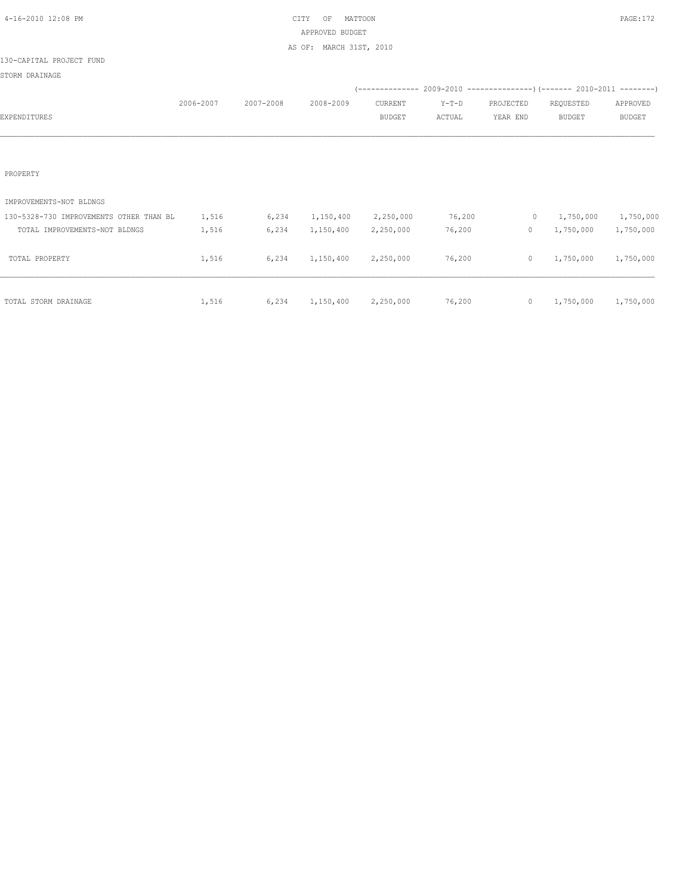CITY OF MATTOON
APPROVED BUDGET
AS OF: MARCH 31ST, 2010

130-CAPITAL PROJECT FUND

STORM DRAINAGE

| EXPENDITURES | 2006-2007 | 2007-2008 | 2008-2009 | 2009-2010 CURRENT BUDGET | 2009-2010 Y-T-D ACTUAL | 2009-2010 PROJECTED YEAR END | 2010-2011 REQUESTED BUDGET | 2010-2011 APPROVED BUDGET |
|---|---|---|---|---|---|---|---|---|
| PROPERTY | | | | | | | | |
| IMPROVEMENTS-NOT BLDNGS | | | | | | | | |
| 130-5328-730 IMPROVEMENTS OTHER THAN BL | 1,516 | 6,234 | 1,150,400 | 2,250,000 | 76,200 | 0 | 1,750,000 | 1,750,000 |
| TOTAL IMPROVEMENTS-NOT BLDNGS | 1,516 | 6,234 | 1,150,400 | 2,250,000 | 76,200 | 0 | 1,750,000 | 1,750,000 |
| TOTAL PROPERTY | 1,516 | 6,234 | 1,150,400 | 2,250,000 | 76,200 | 0 | 1,750,000 | 1,750,000 |
| TOTAL STORM DRAINAGE | 1,516 | 6,234 | 1,150,400 | 2,250,000 | 76,200 | 0 | 1,750,000 | 1,750,000 |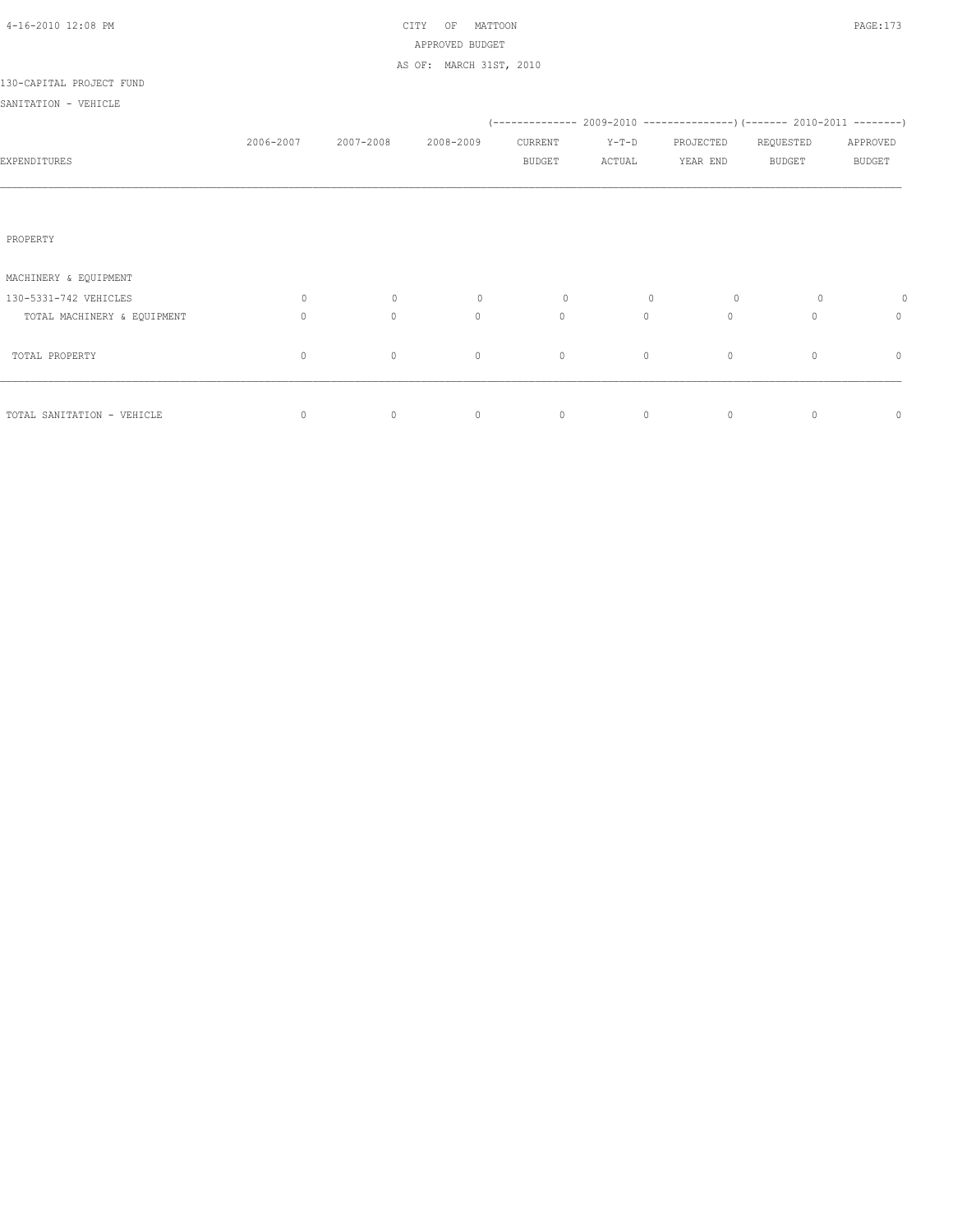CITY OF MATTOON
APPROVED BUDGET
AS OF: MARCH 31ST, 2010

130-CAPITAL PROJECT FUND

SANITATION - VEHICLE

| EXPENDITURES | 2006-2007 | 2007-2008 | 2008-2009 | 2009-2010 CURRENT BUDGET | 2009-2010 Y-T-D ACTUAL | 2009-2010 PROJECTED YEAR END | 2010-2011 REQUESTED BUDGET | 2010-2011 APPROVED BUDGET |
|---|---|---|---|---|---|---|---|---|
| PROPERTY | | | | | | | | |
| MACHINERY & EQUIPMENT | | | | | | | | |
| 130-5331-742 VEHICLES | 0 | 0 | 0 | 0 | 0 | 0 | 0 | 0 |
| TOTAL MACHINERY & EQUIPMENT | 0 | 0 | 0 | 0 | 0 | 0 | 0 | 0 |
| TOTAL PROPERTY | 0 | 0 | 0 | 0 | 0 | 0 | 0 | 0 |
| TOTAL SANITATION - VEHICLE | 0 | 0 | 0 | 0 | 0 | 0 | 0 | 0 |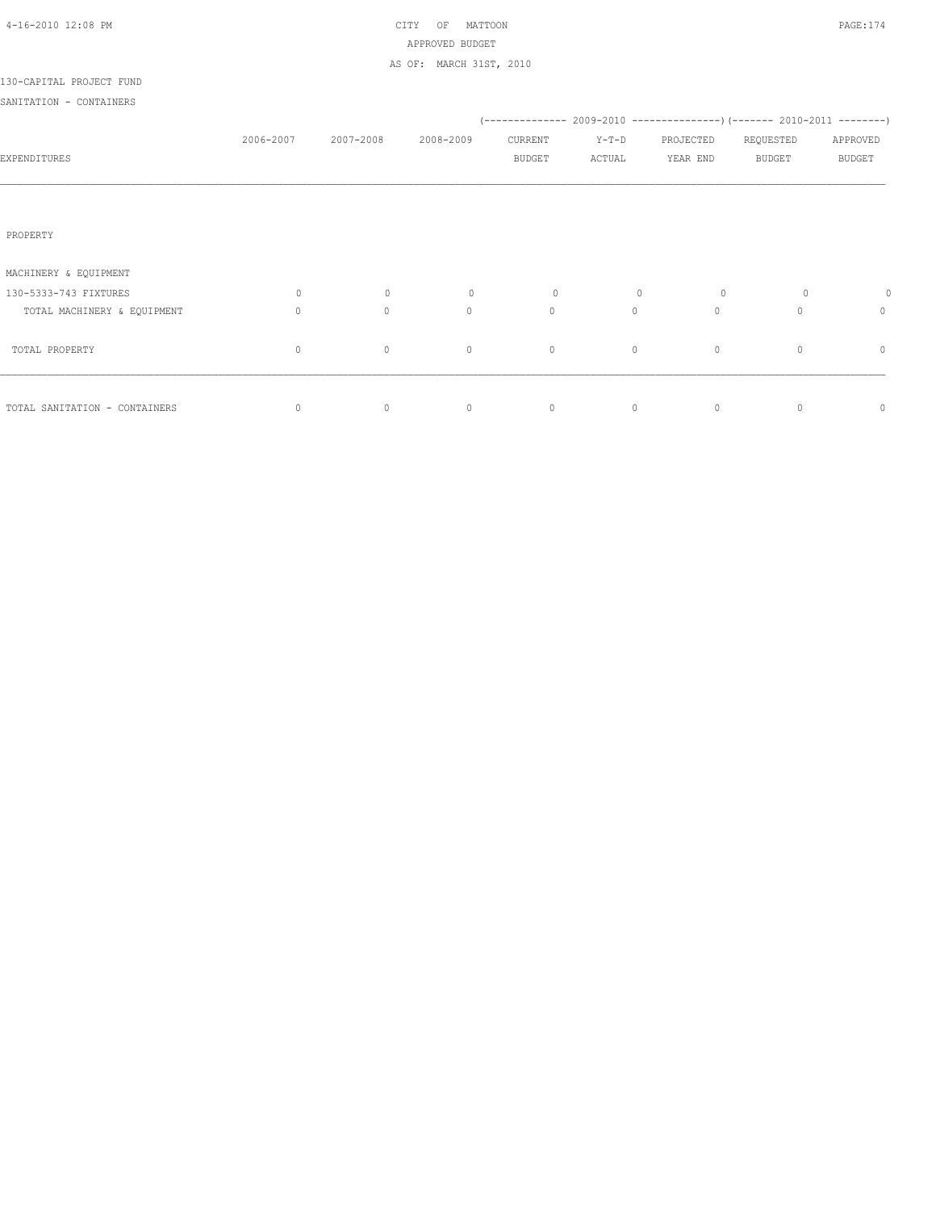CITY OF MATTOON
APPROVED BUDGET
AS OF: MARCH 31ST, 2010

130-CAPITAL PROJECT FUND

SANITATION - CONTAINERS

| EXPENDITURES | 2006-2007 | 2007-2008 | 2008-2009 | 2009-2010 CURRENT BUDGET | 2009-2010 Y-T-D ACTUAL | 2009-2010 PROJECTED YEAR END | 2010-2011 REQUESTED BUDGET | 2010-2011 APPROVED BUDGET |
|---|---|---|---|---|---|---|---|---|
| PROPERTY | | | | | | | | |
| MACHINERY & EQUIPMENT | | | | | | | | |
| 130-5333-743 FIXTURES | 0 | 0 | 0 | 0 | 0 | 0 | 0 | 0 |
| TOTAL MACHINERY & EQUIPMENT | 0 | 0 | 0 | 0 | 0 | 0 | 0 | 0 |
| TOTAL PROPERTY | 0 | 0 | 0 | 0 | 0 | 0 | 0 | 0 |
| TOTAL SANITATION - CONTAINERS | 0 | 0 | 0 | 0 | 0 | 0 | 0 | 0 |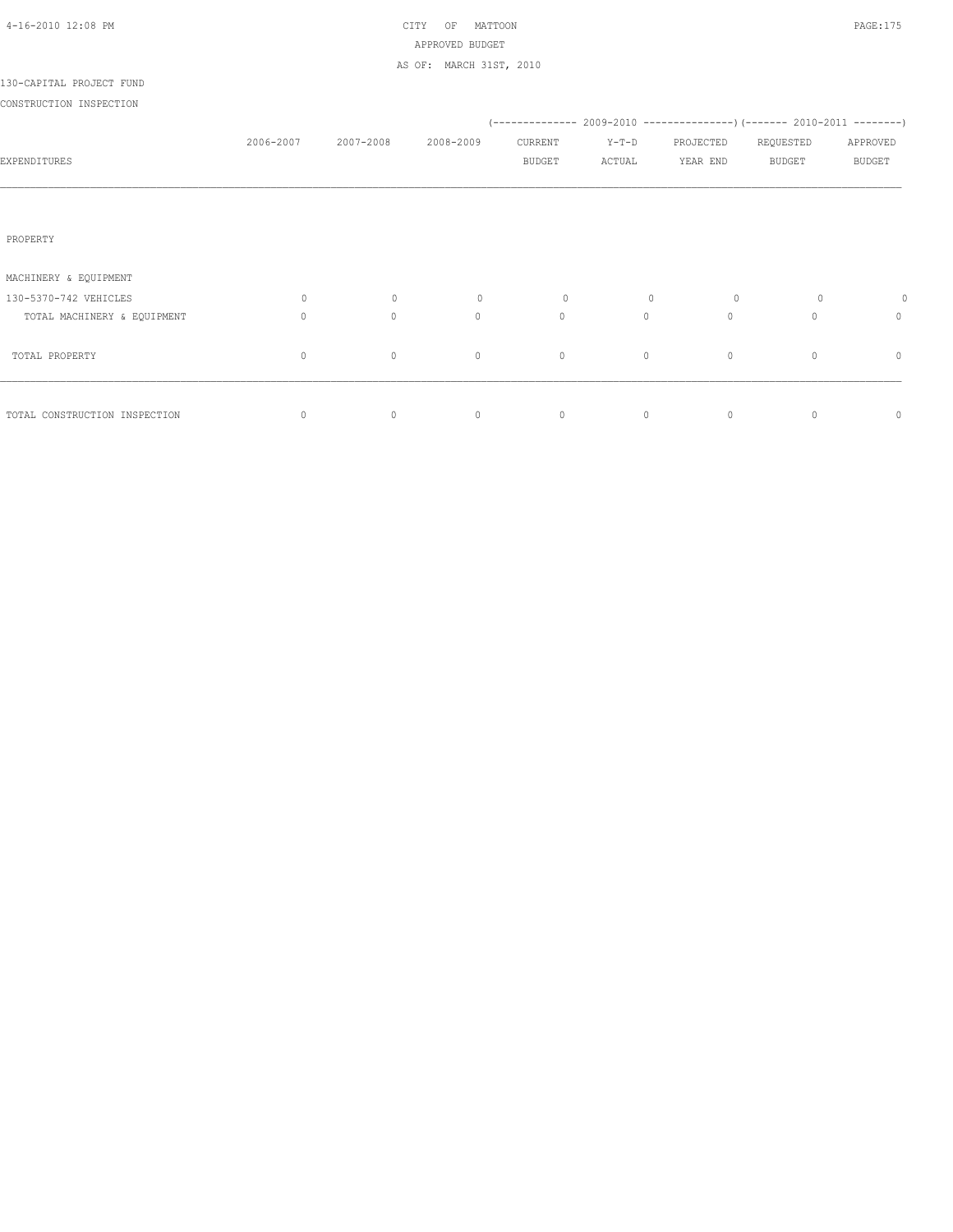CITY OF MATTOON
APPROVED BUDGET
AS OF: MARCH 31ST, 2010

130-CAPITAL PROJECT FUND

CONSTRUCTION INSPECTION

| EXPENDITURES | 2006-2007 | 2007-2008 | 2008-2009 | 2009-2010 CURRENT BUDGET | 2009-2010 Y-T-D ACTUAL | 2009-2010 PROJECTED YEAR END | 2010-2011 REQUESTED BUDGET | 2010-2011 APPROVED BUDGET |
|---|---|---|---|---|---|---|---|---|
| PROPERTY | | | | | | | | |
| MACHINERY & EQUIPMENT | | | | | | | | |
| 130-5370-742 VEHICLES | 0 | 0 | 0 | 0 | 0 | 0 | 0 | 0 |
| TOTAL MACHINERY & EQUIPMENT | 0 | 0 | 0 | 0 | 0 | 0 | 0 | 0 |
| TOTAL PROPERTY | 0 | 0 | 0 | 0 | 0 | 0 | 0 | 0 |
| TOTAL CONSTRUCTION INSPECTION | 0 | 0 | 0 | 0 | 0 | 0 | 0 | 0 |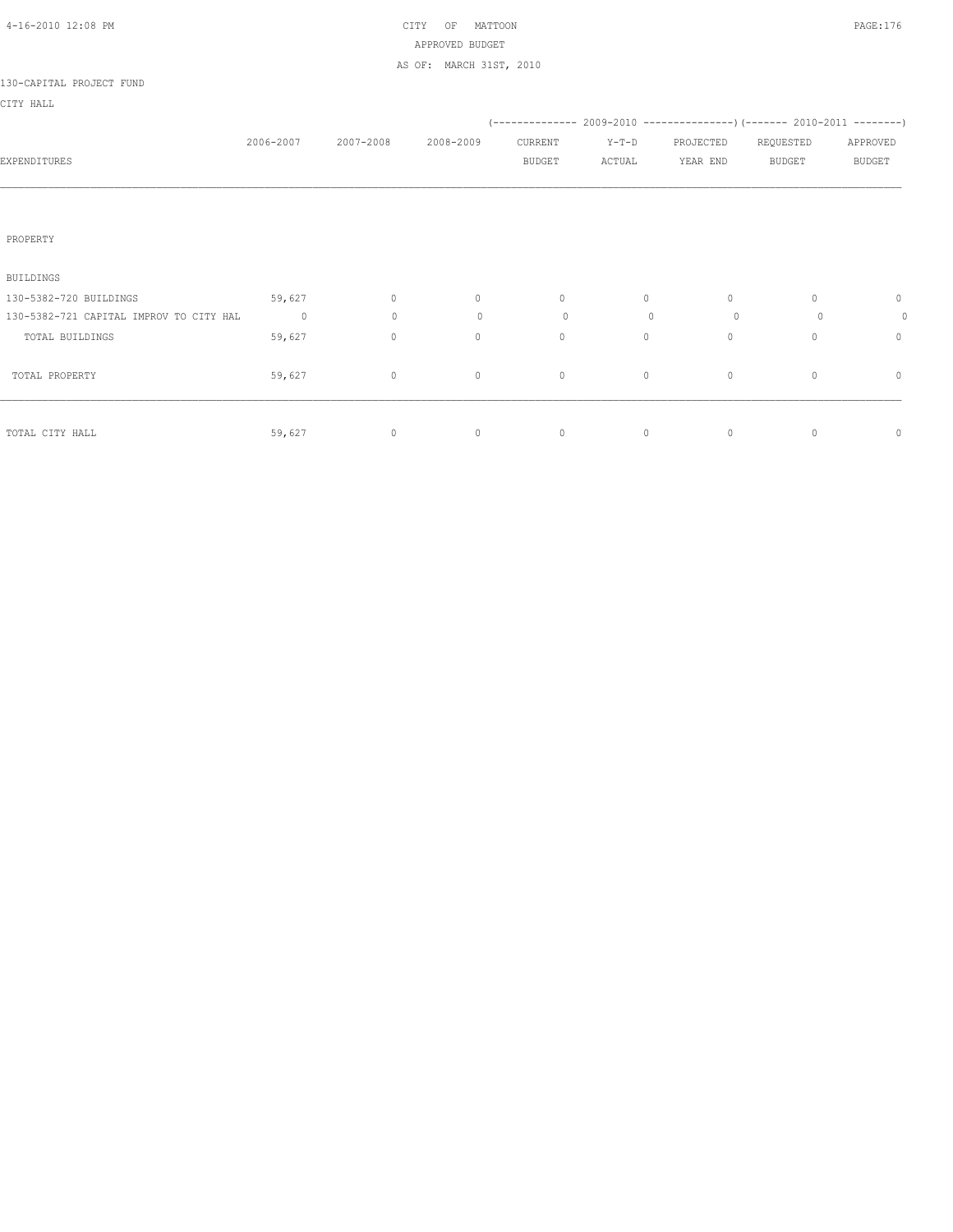CITY OF MATTOON
APPROVED BUDGET
AS OF: MARCH 31ST, 2010

130-CAPITAL PROJECT FUND

CITY HALL

| EXPENDITURES | 2006-2007 | 2007-2008 | 2008-2009 | 2009-2010 CURRENT BUDGET | 2009-2010 Y-T-D ACTUAL | 2009-2010 PROJECTED YEAR END | 2010-2011 REQUESTED BUDGET | 2010-2011 APPROVED BUDGET |
|---|---|---|---|---|---|---|---|---|
| PROPERTY | | | | | | | | |
| BUILDINGS | | | | | | | | |
| 130-5382-720 BUILDINGS | 59,627 | 0 | 0 | 0 | 0 | 0 | 0 | 0 |
| 130-5382-721 CAPITAL IMPROV TO CITY HAL | 0 | 0 | 0 | 0 | 0 | 0 | 0 | 0 |
| TOTAL BUILDINGS | 59,627 | 0 | 0 | 0 | 0 | 0 | 0 | 0 |
| TOTAL PROPERTY | 59,627 | 0 | 0 | 0 | 0 | 0 | 0 | 0 |
| TOTAL CITY HALL | 59,627 | 0 | 0 | 0 | 0 | 0 | 0 | 0 |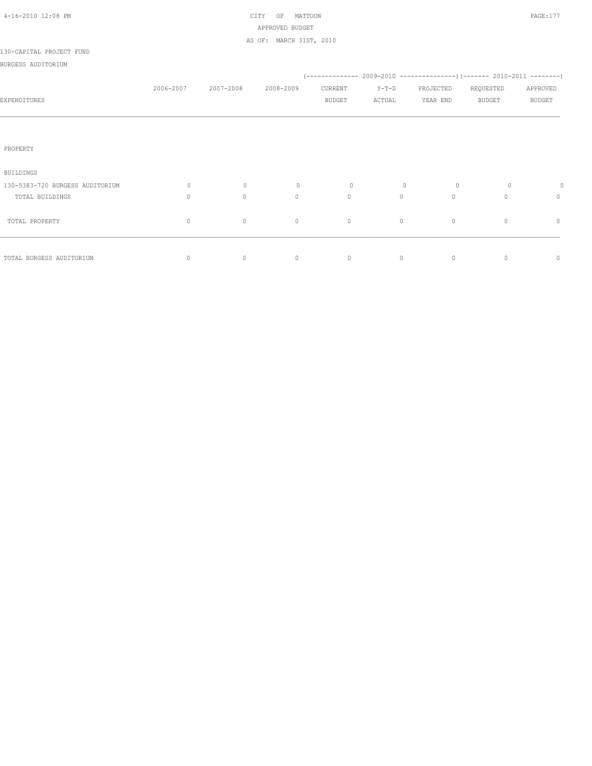CITY OF MATTOON
APPROVED BUDGET
AS OF: MARCH 31ST, 2010

130-CAPITAL PROJECT FUND

BURGESS AUDITORIUM

| EXPENDITURES | 2006-2007 | 2007-2008 | 2008-2009 | 2009-2010 CURRENT BUDGET | 2009-2010 Y-T-D ACTUAL | 2009-2010 PROJECTED YEAR END | 2010-2011 REQUESTED BUDGET | 2010-2011 APPROVED BUDGET |
|---|---|---|---|---|---|---|---|---|
| PROPERTY | | | | | | | | |
| BUILDINGS | | | | | | | | |
| 130-5383-720 BURGESS AUDITORIUM | 0 | 0 | 0 | 0 | 0 | 0 | 0 | 0 |
| TOTAL BUILDINGS | 0 | 0 | 0 | 0 | 0 | 0 | 0 | 0 |
| TOTAL PROPERTY | 0 | 0 | 0 | 0 | 0 | 0 | 0 | 0 |
| TOTAL BURGESS AUDITORIUM | 0 | 0 | 0 | 0 | 0 | 0 | 0 | 0 |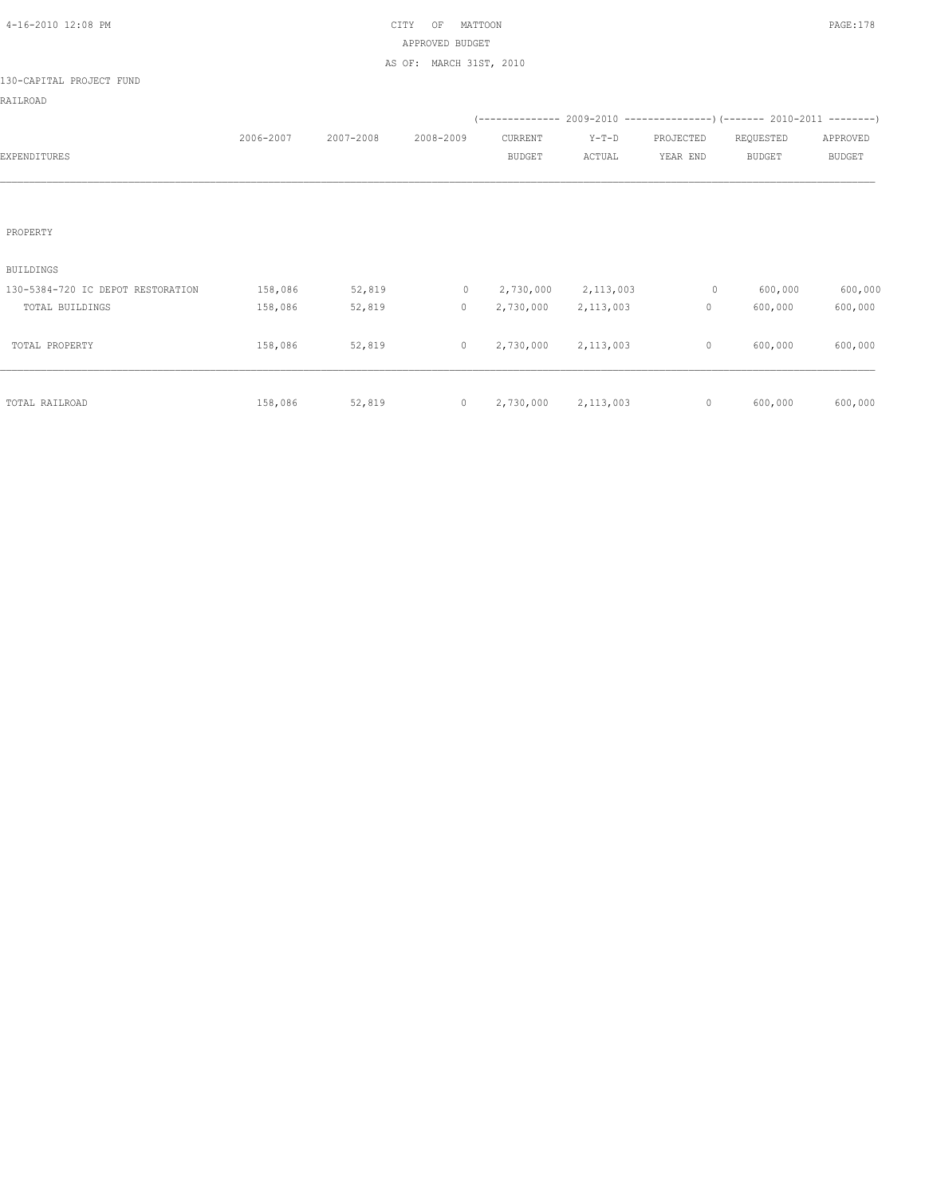CITY OF MATTOON
APPROVED BUDGET
AS OF: MARCH 31ST, 2010

130-CAPITAL PROJECT FUND

RAILROAD

| EXPENDITURES | 2006-2007 | 2007-2008 | 2008-2009 | 2009-2010 CURRENT BUDGET | 2009-2010 Y-T-D ACTUAL | 2009-2010 PROJECTED YEAR END | 2010-2011 REQUESTED BUDGET | 2010-2011 APPROVED BUDGET |
|---|---|---|---|---|---|---|---|---|
| PROPERTY | | | | | | | | |
| BUILDINGS | | | | | | | | |
| 130-5384-720 IC DEPOT RESTORATION | 158,086 | 52,819 | 0 | 2,730,000 | 2,113,003 | 0 | 600,000 | 600,000 |
| TOTAL BUILDINGS | 158,086 | 52,819 | 0 | 2,730,000 | 2,113,003 | 0 | 600,000 | 600,000 |
| TOTAL PROPERTY | 158,086 | 52,819 | 0 | 2,730,000 | 2,113,003 | 0 | 600,000 | 600,000 |
| TOTAL RAILROAD | 158,086 | 52,819 | 0 | 2,730,000 | 2,113,003 | 0 | 600,000 | 600,000 |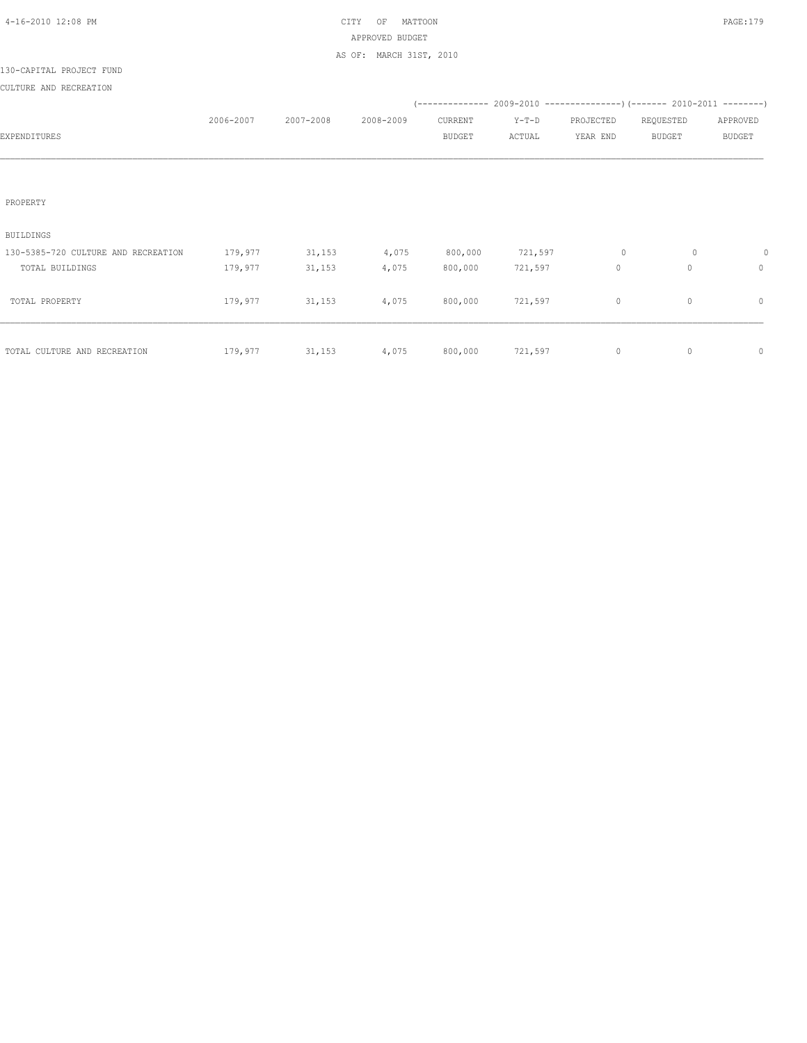CITY OF MATTOON
APPROVED BUDGET
AS OF: MARCH 31ST, 2010

130-CAPITAL PROJECT FUND

CULTURE AND RECREATION

| EXPENDITURES | 2006-2007 | 2007-2008 | 2008-2009 | 2009-2010 CURRENT BUDGET | 2009-2010 Y-T-D ACTUAL | 2009-2010 PROJECTED YEAR END | 2010-2011 REQUESTED BUDGET | 2010-2011 APPROVED BUDGET |
|---|---|---|---|---|---|---|---|---|
| PROPERTY | | | | | | | | |
| BUILDINGS | | | | | | | | |
| 130-5385-720 CULTURE AND RECREATION | 179,977 | 31,153 | 4,075 | 800,000 | 721,597 | 0 | 0 | 0 |
| TOTAL BUILDINGS | 179,977 | 31,153 | 4,075 | 800,000 | 721,597 | 0 | 0 | 0 |
| TOTAL PROPERTY | 179,977 | 31,153 | 4,075 | 800,000 | 721,597 | 0 | 0 | 0 |
| TOTAL CULTURE AND RECREATION | 179,977 | 31,153 | 4,075 | 800,000 | 721,597 | 0 | 0 | 0 |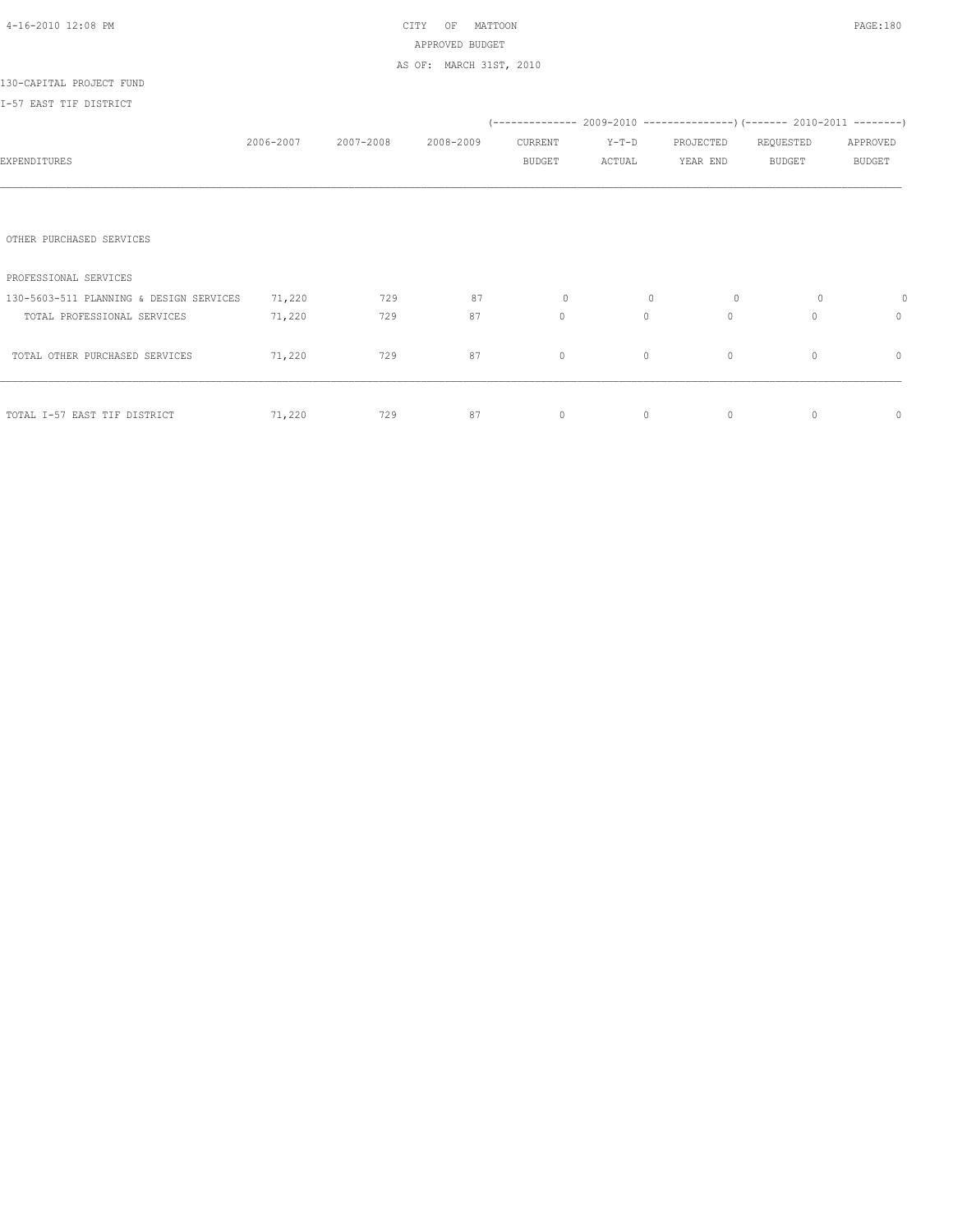CITY OF MATTOON
APPROVED BUDGET
AS OF: MARCH 31ST, 2010

130-CAPITAL PROJECT FUND

I-57 EAST TIF DISTRICT

| EXPENDITURES | 2006-2007 | 2007-2008 | 2008-2009 | 2009-2010 CURRENT BUDGET | 2009-2010 Y-T-D ACTUAL | 2009-2010 PROJECTED YEAR END | 2010-2011 REQUESTED BUDGET | 2010-2011 APPROVED BUDGET |
|---|---|---|---|---|---|---|---|---|
| OTHER PURCHASED SERVICES | | | | | | | | |
| PROFESSIONAL SERVICES | | | | | | | | |
| 130-5603-511 PLANNING & DESIGN SERVICES | 71,220 | 729 | 87 | 0 | 0 | 0 | 0 | 0 |
| TOTAL PROFESSIONAL SERVICES | 71,220 | 729 | 87 | 0 | 0 | 0 | 0 | 0 |
| TOTAL OTHER PURCHASED SERVICES | 71,220 | 729 | 87 | 0 | 0 | 0 | 0 | 0 |
| TOTAL I-57 EAST TIF DISTRICT | 71,220 | 729 | 87 | 0 | 0 | 0 | 0 | 0 |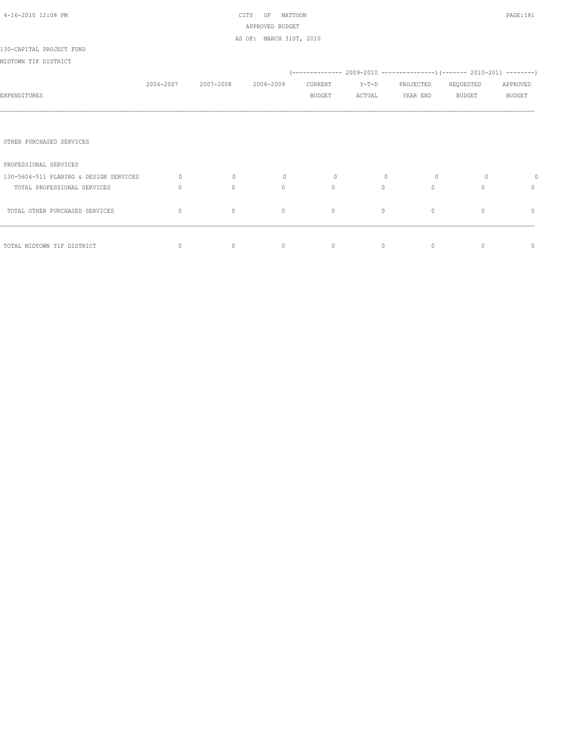CITY OF MATTOON
APPROVED BUDGET
AS OF: MARCH 31ST, 2010

130-CAPITAL PROJECT FUND
MIDTOWN TIF DISTRICT

| EXPENDITURES | 2006-2007 | 2007-2008 | 2008-2009 | 2009-2010 CURRENT BUDGET | 2009-2010 Y-T-D ACTUAL | 2009-2010 PROJECTED YEAR END | 2010-2011 REQUESTED BUDGET | 2010-2011 APPROVED BUDGET |
|---|---|---|---|---|---|---|---|---|
| OTHER PURCHASED SERVICES | | | | | | | | |
| PROFESSIONAL SERVICES | | | | | | | | |
| 130-5604-511 PLANING & DESIGN SERVICES | 0 | 0 | 0 | 0 | 0 | 0 | 0 | 0 |
| TOTAL PROFESSIONAL SERVICES | 0 | 0 | 0 | 0 | 0 | 0 | 0 | 0 |
| TOTAL OTHER PURCHASED SERVICES | 0 | 0 | 0 | 0 | 0 | 0 | 0 | 0 |
| TOTAL MIDTOWN TIF DISTRICT | 0 | 0 | 0 | 0 | 0 | 0 | 0 | 0 |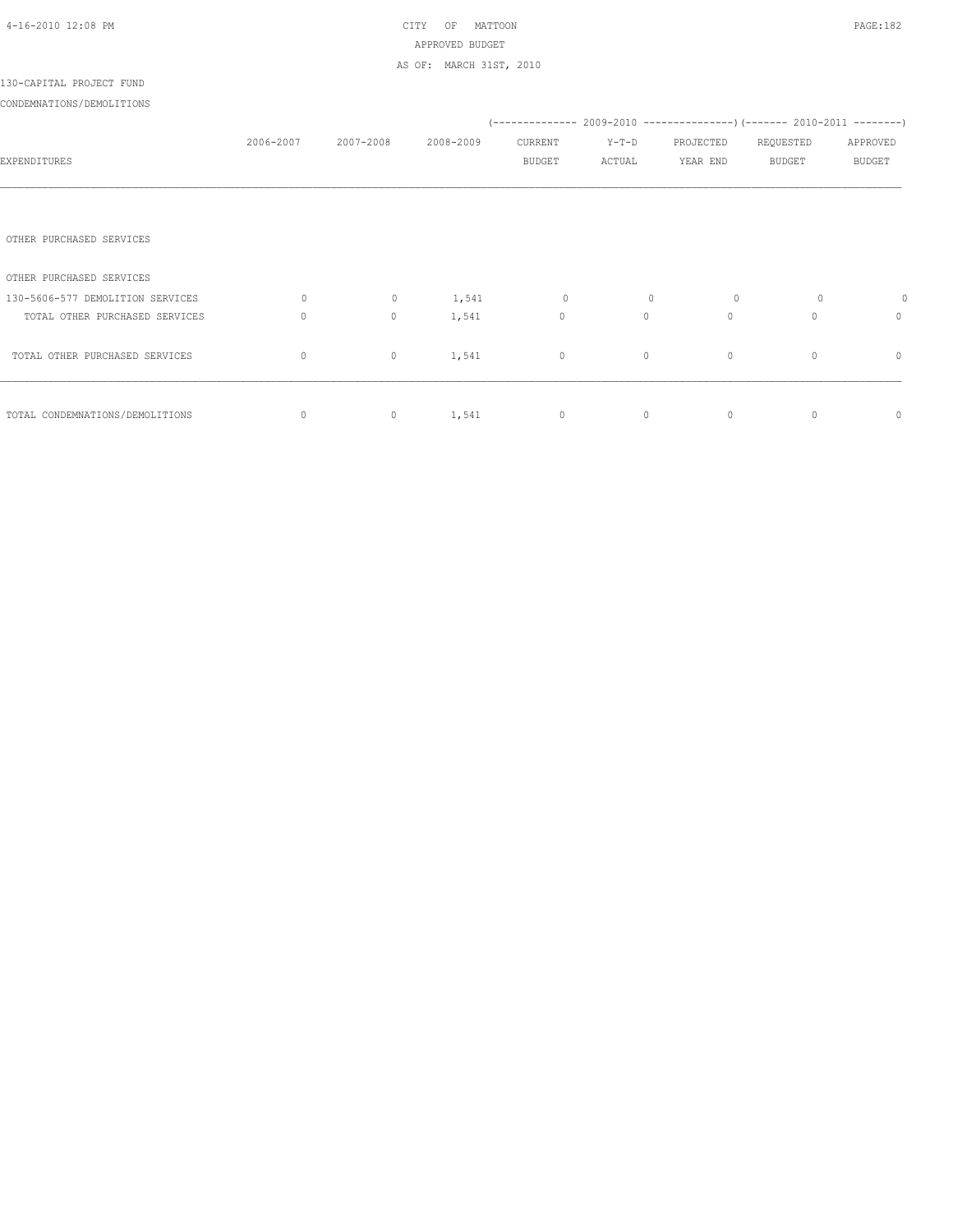CITY OF MATTOON
APPROVED BUDGET
AS OF: MARCH 31ST, 2010

130-CAPITAL PROJECT FUND

CONDEMNATIONS/DEMOLITIONS

| EXPENDITURES | 2006-2007 | 2007-2008 | 2008-2009 | 2009-2010 CURRENT BUDGET | 2009-2010 Y-T-D ACTUAL | 2009-2010 PROJECTED YEAR END | 2010-2011 REQUESTED BUDGET | 2010-2011 APPROVED BUDGET |
|---|---|---|---|---|---|---|---|---|
| OTHER PURCHASED SERVICES | | | | | | | | |
| OTHER PURCHASED SERVICES | | | | | | | | |
| 130-5606-577 DEMOLITION SERVICES | 0 | 0 | 1,541 | 0 | 0 | 0 | 0 | 0 |
| TOTAL OTHER PURCHASED SERVICES | 0 | 0 | 1,541 | 0 | 0 | 0 | 0 | 0 |
| TOTAL OTHER PURCHASED SERVICES | 0 | 0 | 1,541 | 0 | 0 | 0 | 0 | 0 |
| TOTAL CONDEMNATIONS/DEMOLITIONS | 0 | 0 | 1,541 | 0 | 0 | 0 | 0 | 0 |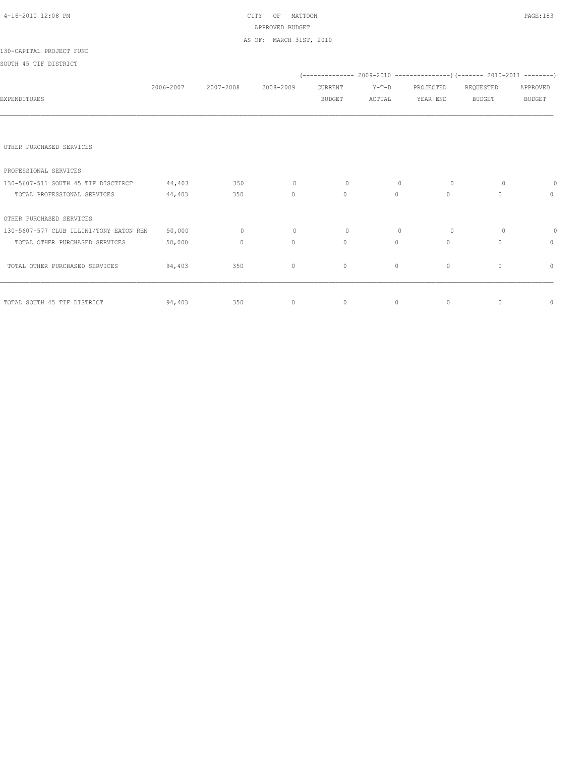CITY OF MATTOON
APPROVED BUDGET
AS OF: MARCH 31ST, 2010

130-CAPITAL PROJECT FUND

SOUTH 45 TIF DISTRICT

| EXPENDITURES | 2006-2007 | 2007-2008 | 2008-2009 | (------ 2009-2010 CURRENT BUDGET | Y-T-D ACTUAL | PROJECTED YEAR END ------) | (------ 2010-2011 REQUESTED BUDGET | APPROVED BUDGET ------) |
|---|---|---|---|---|---|---|---|---|
| OTHER PURCHASED SERVICES | | | | | | | | |
| PROFESSIONAL SERVICES | | | | | | | | |
| 130-5607-511 SOUTH 45 TIF DISCTIRCT | 44,403 | 350 | 0 | 0 | 0 | 0 | 0 | 0 |
| TOTAL PROFESSIONAL SERVICES | 44,403 | 350 | 0 | 0 | 0 | 0 | 0 | 0 |
| OTHER PURCHASED SERVICES | | | | | | | | |
| 130-5607-577 CLUB ILLINI/TONY EATON REN | 50,000 | 0 | 0 | 0 | 0 | 0 | 0 | 0 |
| TOTAL OTHER PURCHASED SERVICES | 50,000 | 0 | 0 | 0 | 0 | 0 | 0 | 0 |
| TOTAL OTHER PURCHASED SERVICES | 94,403 | 350 | 0 | 0 | 0 | 0 | 0 | 0 |
| TOTAL SOUTH 45 TIF DISTRICT | 94,403 | 350 | 0 | 0 | 0 | 0 | 0 | 0 |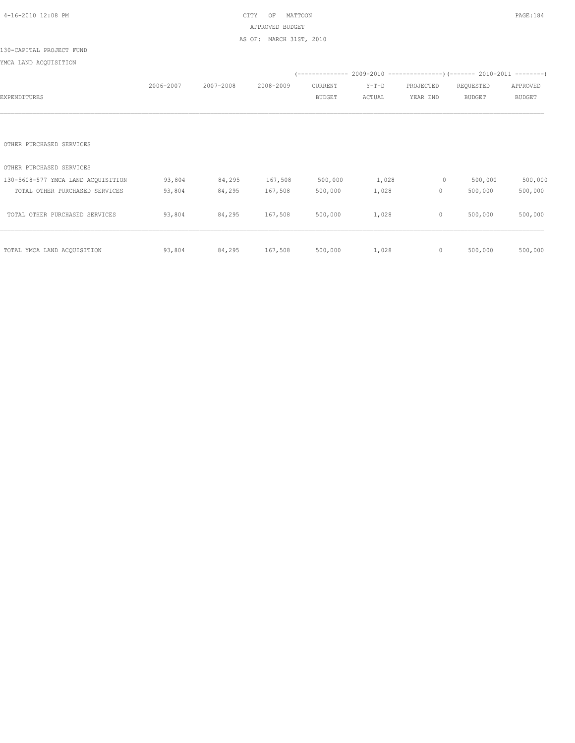CITY OF MATTOON
APPROVED BUDGET
AS OF: MARCH 31ST, 2010

130-CAPITAL PROJECT FUND

YMCA LAND ACQUISITION

| EXPENDITURES | 2006-2007 | 2007-2008 | 2008-2009 | 2009-2010 CURRENT BUDGET | 2009-2010 Y-T-D ACTUAL | 2009-2010 PROJECTED YEAR END | 2010-2011 REQUESTED BUDGET | 2010-2011 APPROVED BUDGET |
|---|---|---|---|---|---|---|---|---|
| OTHER PURCHASED SERVICES | | | | | | | | |
| OTHER PURCHASED SERVICES | | | | | | | | |
| 130-5608-577 YMCA LAND ACQUISITION | 93,804 | 84,295 | 167,508 | 500,000 | 1,028 | 0 | 500,000 | 500,000 |
| TOTAL OTHER PURCHASED SERVICES | 93,804 | 84,295 | 167,508 | 500,000 | 1,028 | 0 | 500,000 | 500,000 |
| TOTAL OTHER PURCHASED SERVICES | 93,804 | 84,295 | 167,508 | 500,000 | 1,028 | 0 | 500,000 | 500,000 |
| TOTAL YMCA LAND ACQUISITION | 93,804 | 84,295 | 167,508 | 500,000 | 1,028 | 0 | 500,000 | 500,000 |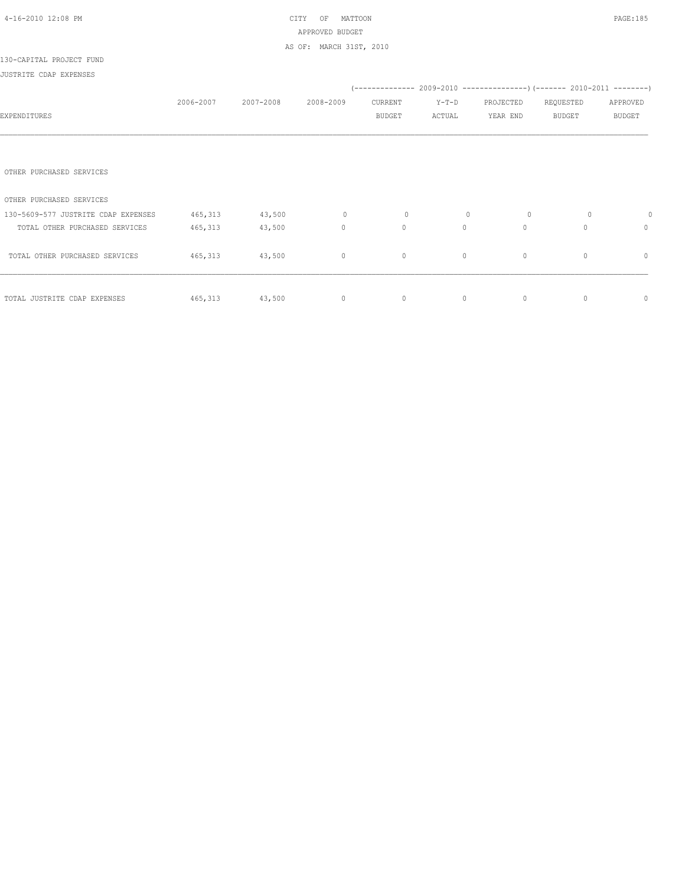CITY OF MATTOON
APPROVED BUDGET
AS OF: MARCH 31ST, 2010

130-CAPITAL PROJECT FUND

JUSTRITE CDAP EXPENSES

| EXPENDITURES | 2006-2007 | 2007-2008 | 2008-2009 | (-------------- 2009-2010 CURRENT BUDGET | Y-T-D ACTUAL | PROJECTED YEAR END ---------------) | (------- 2010-2011 REQUESTED BUDGET | APPROVED BUDGET --------) |
|---|---|---|---|---|---|---|---|---|
| OTHER PURCHASED SERVICES | | | | | | | | |
| OTHER PURCHASED SERVICES | | | | | | | | |
| 130-5609-577 JUSTRITE CDAP EXPENSES | 465,313 | 43,500 | 0 | 0 | 0 | 0 | 0 | 0 |
| TOTAL OTHER PURCHASED SERVICES | 465,313 | 43,500 | 0 | 0 | 0 | 0 | 0 | 0 |
| TOTAL OTHER PURCHASED SERVICES | 465,313 | 43,500 | 0 | 0 | 0 | 0 | 0 | 0 |
| TOTAL JUSTRITE CDAP EXPENSES | 465,313 | 43,500 | 0 | 0 | 0 | 0 | 0 | 0 |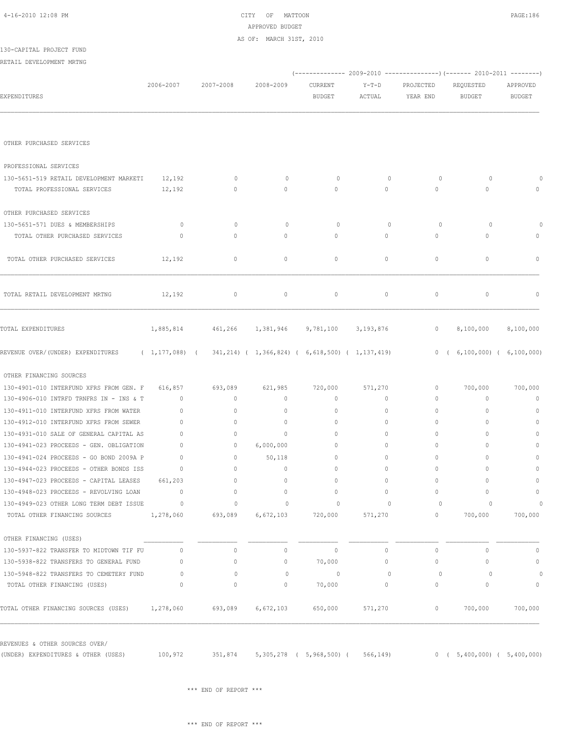CITY OF MATTOON
APPROVED BUDGET
AS OF: MARCH 31ST, 2010

130-CAPITAL PROJECT FUND
RETAIL DEVELOPMENT MRTNG

| EXPENDITURES | 2006-2007 | 2007-2008 | 2008-2009 | 2009-2010 CURRENT BUDGET | 2009-2010 Y-T-D ACTUAL | 2009-2010 PROJECTED YEAR END | 2010-2011 REQUESTED BUDGET | 2010-2011 APPROVED BUDGET |
|---|---|---|---|---|---|---|---|---|
| OTHER PURCHASED SERVICES | | | | | | | | |
| PROFESSIONAL SERVICES | | | | | | | | |
| 130-5651-519 RETAIL DEVELOPMENT MARKETI | 12,192 | 0 | 0 | 0 | 0 | 0 | 0 | 0 |
| TOTAL PROFESSIONAL SERVICES | 12,192 | 0 | 0 | 0 | 0 | 0 | 0 | 0 |
| OTHER PURCHASED SERVICES | | | | | | | | |
| 130-5651-571 DUES & MEMBERSHIPS | 0 | 0 | 0 | 0 | 0 | 0 | 0 | 0 |
| TOTAL OTHER PURCHASED SERVICES | 0 | 0 | 0 | 0 | 0 | 0 | 0 | 0 |
| TOTAL OTHER PURCHASED SERVICES | 12,192 | 0 | 0 | 0 | 0 | 0 | 0 | 0 |
| TOTAL RETAIL DEVELOPMENT MRTNG | 12,192 | 0 | 0 | 0 | 0 | 0 | 0 | 0 |
| TOTAL EXPENDITURES | 1,885,814 | 461,266 | 1,381,946 | 9,781,100 | 3,193,876 | 0 | 8,100,000 | 8,100,000 |
| REVENUE OVER/(UNDER) EXPENDITURES | ( 1,177,088) | ( 341,214) | ( 1,366,824) | ( 6,618,500) | ( 1,137,419) | 0 | ( 6,100,000) | ( 6,100,000) |
| OTHER FINANCING SOURCES | | | | | | | | |
| 130-4901-010 INTERFUND XFRS FROM GEN. F | 616,857 | 693,089 | 621,985 | 720,000 | 571,270 | 0 | 700,000 | 700,000 |
| 130-4906-010 INTRFD TRNFRS IN - INS & T | 0 | 0 | 0 | 0 | 0 | 0 | 0 | 0 |
| 130-4911-010 INTERFUND XFRS FROM WATER | 0 | 0 | 0 | 0 | 0 | 0 | 0 | 0 |
| 130-4912-010 INTERFUND XFRS FROM SEWER | 0 | 0 | 0 | 0 | 0 | 0 | 0 | 0 |
| 130-4931-010 SALE OF GENERAL CAPITAL AS | 0 | 0 | 0 | 0 | 0 | 0 | 0 | 0 |
| 130-4941-023 PROCEEDS - GEN. OBLIGATION | 0 | 0 | 6,000,000 | 0 | 0 | 0 | 0 | 0 |
| 130-4941-024 PROCEEDS - GO BOND 2009A P | 0 | 0 | 50,118 | 0 | 0 | 0 | 0 | 0 |
| 130-4944-023 PROCEEDS - OTHER BONDS ISS | 0 | 0 | 0 | 0 | 0 | 0 | 0 | 0 |
| 130-4947-023 PROCEEDS - CAPITAL LEASES | 661,203 | 0 | 0 | 0 | 0 | 0 | 0 | 0 |
| 130-4948-023 PROCEEDS - REVOLVING LOAN | 0 | 0 | 0 | 0 | 0 | 0 | 0 | 0 |
| 130-4949-023 OTHER LONG TERM DEBT ISSUE | 0 | 0 | 0 | 0 | 0 | 0 | 0 | 0 |
| TOTAL OTHER FINANCING SOURCES | 1,278,060 | 693,089 | 6,672,103 | 720,000 | 571,270 | 0 | 700,000 | 700,000 |
| OTHER FINANCING (USES) | | | | | | | | |
| 130-5937-822 TRANSFER TO MIDTOWN TIF FU | 0 | 0 | 0 | 0 | 0 | 0 | 0 | 0 |
| 130-5938-822 TRANSFERS TO GENERAL FUND | 0 | 0 | 0 | 70,000 | 0 | 0 | 0 | 0 |
| 130-5948-822 TRANSFERS TO CEMETERY FUND | 0 | 0 | 0 | 0 | 0 | 0 | 0 | 0 |
| TOTAL OTHER FINANCING (USES) | 0 | 0 | 0 | 70,000 | 0 | 0 | 0 | 0 |
| TOTAL OTHER FINANCING SOURCES (USES) | 1,278,060 | 693,089 | 6,672,103 | 650,000 | 571,270 | 0 | 700,000 | 700,000 |
| REVENUES & OTHER SOURCES OVER/ (UNDER) EXPENDITURES & OTHER (USES) | 100,972 | 351,874 | 5,305,278 | ( 5,968,500) | ( 566,149) | 0 | ( 5,400,000) | ( 5,400,000) |

\*\*\* END OF REPORT \*\*\*

\*\*\* END OF REPORT \*\*\*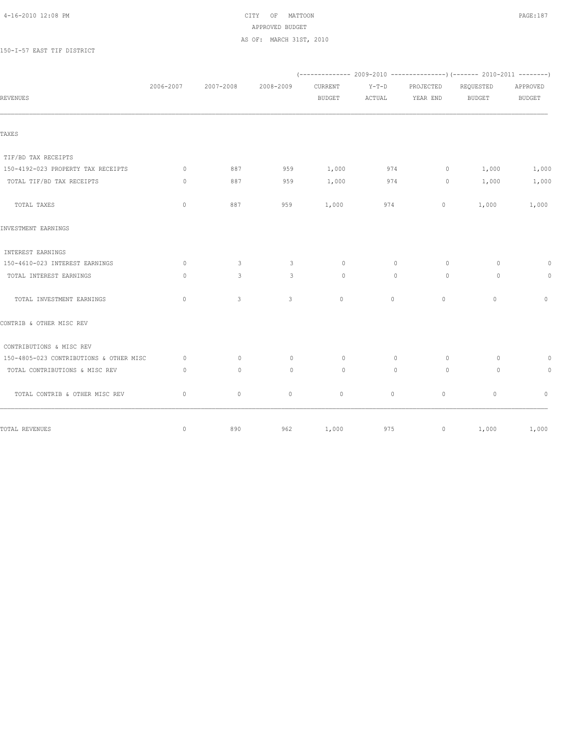CITY OF MATTOON
APPROVED BUDGET
AS OF: MARCH 31ST, 2010

150-I-57 EAST TIF DISTRICT

| REVENUES | 2006-2007 | 2007-2008 | 2008-2009 | 2009-2010 CURRENT BUDGET | 2009-2010 Y-T-D ACTUAL | 2009-2010 PROJECTED YEAR END | 2010-2011 REQUESTED BUDGET | 2010-2011 APPROVED BUDGET |
|---|---|---|---|---|---|---|---|---|
| TAXES | | | | | | | | |
| TIF/BD TAX RECEIPTS | | | | | | | | |
| 150-4192-023 PROPERTY TAX RECEIPTS | 0 | 887 | 959 | 1,000 | 974 | 0 | 1,000 | 1,000 |
| TOTAL TIF/BD TAX RECEIPTS | 0 | 887 | 959 | 1,000 | 974 | 0 | 1,000 | 1,000 |
| TOTAL TAXES | 0 | 887 | 959 | 1,000 | 974 | 0 | 1,000 | 1,000 |
| INVESTMENT EARNINGS | | | | | | | | |
| INTEREST EARNINGS | | | | | | | | |
| 150-4610-023 INTEREST EARNINGS | 0 | 3 | 3 | 0 | 0 | 0 | 0 | 0 |
| TOTAL INTEREST EARNINGS | 0 | 3 | 3 | 0 | 0 | 0 | 0 | 0 |
| TOTAL INVESTMENT EARNINGS | 0 | 3 | 3 | 0 | 0 | 0 | 0 | 0 |
| CONTRIB & OTHER MISC REV | | | | | | | | |
| CONTRIBUTIONS & MISC REV | | | | | | | | |
| 150-4805-023 CONTRIBUTIONS & OTHER MISC | 0 | 0 | 0 | 0 | 0 | 0 | 0 | 0 |
| TOTAL CONTRIBUTIONS & MISC REV | 0 | 0 | 0 | 0 | 0 | 0 | 0 | 0 |
| TOTAL CONTRIB & OTHER MISC REV | 0 | 0 | 0 | 0 | 0 | 0 | 0 | 0 |
| TOTAL REVENUES | 0 | 890 | 962 | 1,000 | 975 | 0 | 1,000 | 1,000 |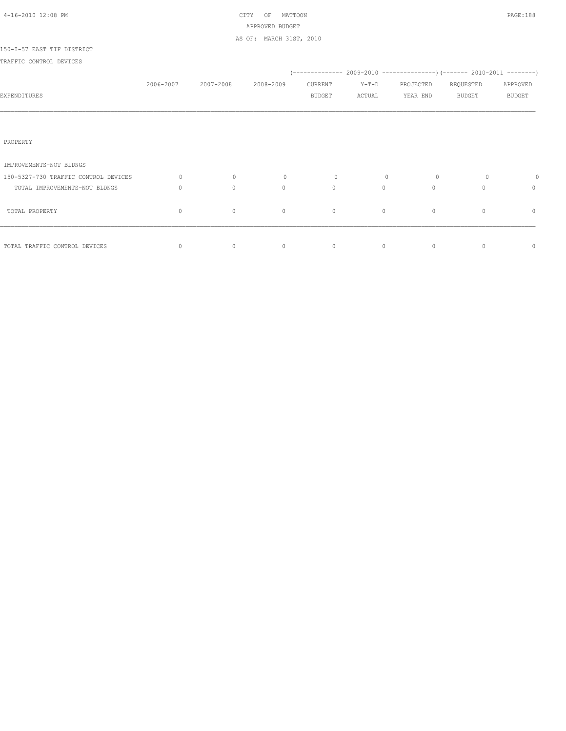CITY OF MATTOON
APPROVED BUDGET
AS OF: MARCH 31ST, 2010

150-I-57 EAST TIF DISTRICT

TRAFFIC CONTROL DEVICES

| EXPENDITURES | 2006-2007 | 2007-2008 | 2008-2009 | 2009-2010 CURRENT BUDGET | 2009-2010 Y-T-D ACTUAL | 2009-2010 PROJECTED YEAR END | 2010-2011 REQUESTED BUDGET | 2010-2011 APPROVED BUDGET |
|---|---|---|---|---|---|---|---|---|
| PROPERTY | | | | | | | | |
| IMPROVEMENTS-NOT BLDNGS | | | | | | | | |
| 150-5327-730 TRAFFIC CONTROL DEVICES | 0 | 0 | 0 | 0 | 0 | 0 | 0 | 0 |
| TOTAL IMPROVEMENTS-NOT BLDNGS | 0 | 0 | 0 | 0 | 0 | 0 | 0 | 0 |
| TOTAL PROPERTY | 0 | 0 | 0 | 0 | 0 | 0 | 0 | 0 |
| TOTAL TRAFFIC CONTROL DEVICES | 0 | 0 | 0 | 0 | 0 | 0 | 0 | 0 |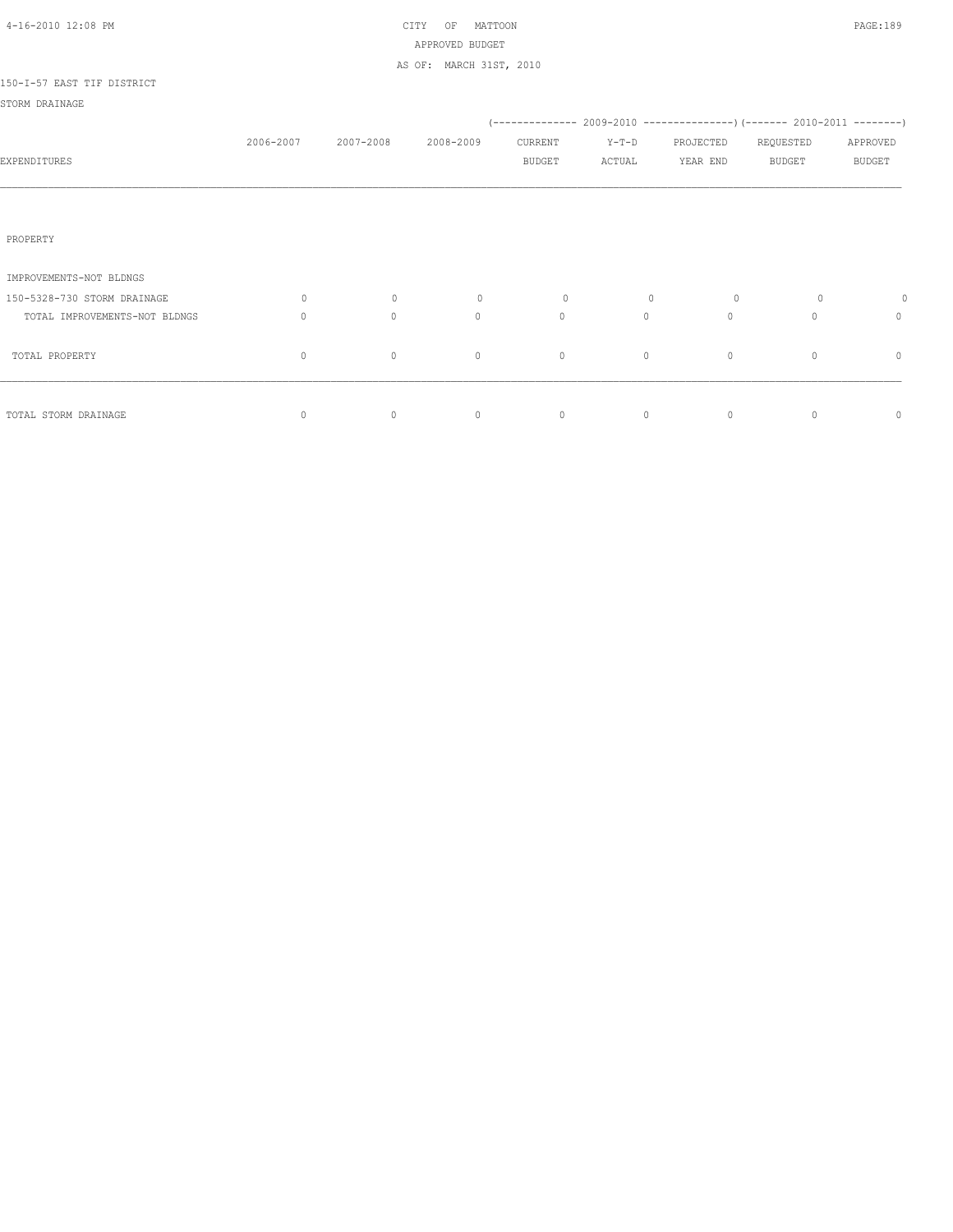CITY OF MATTOON

APPROVED BUDGET

AS OF: MARCH 31ST, 2010

150-I-57 EAST TIF DISTRICT

STORM DRAINAGE

| EXPENDITURES | 2006-2007 | 2007-2008 | 2008-2009 | 2009-2010 CURRENT BUDGET | 2009-2010 Y-T-D ACTUAL | 2009-2010 PROJECTED YEAR END | 2010-2011 REQUESTED BUDGET | 2010-2011 APPROVED BUDGET |
|---|---|---|---|---|---|---|---|---|
| PROPERTY | | | | | | | | |
| IMPROVEMENTS-NOT BLDNGS | | | | | | | | |
| 150-5328-730 STORM DRAINAGE | 0 | 0 | 0 | 0 | 0 | 0 | 0 | 0 |
| TOTAL IMPROVEMENTS-NOT BLDNGS | 0 | 0 | 0 | 0 | 0 | 0 | 0 | 0 |
| TOTAL PROPERTY | 0 | 0 | 0 | 0 | 0 | 0 | 0 | 0 |
| TOTAL STORM DRAINAGE | 0 | 0 | 0 | 0 | 0 | 0 | 0 | 0 |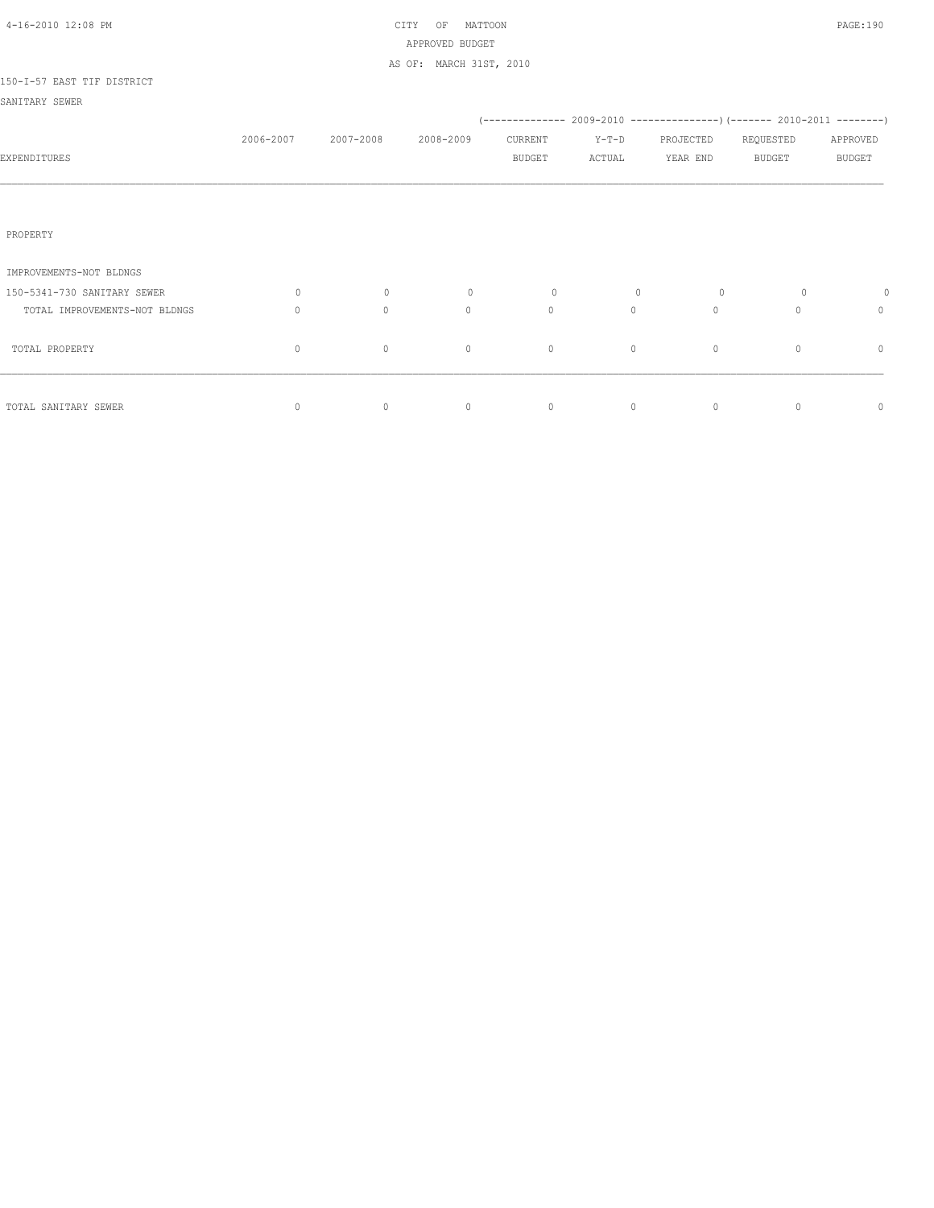CITY OF MATTOON
APPROVED BUDGET
AS OF: MARCH 31ST, 2010

150-I-57 EAST TIF DISTRICT

SANITARY SEWER

| EXPENDITURES | 2006-2007 | 2007-2008 | 2008-2009 | 2009-2010 CURRENT BUDGET | 2009-2010 Y-T-D ACTUAL | 2009-2010 PROJECTED YEAR END | 2010-2011 REQUESTED BUDGET | 2010-2011 APPROVED BUDGET |
|---|---|---|---|---|---|---|---|---|
| PROPERTY | | | | | | | | |
| IMPROVEMENTS-NOT BLDNGS | | | | | | | | |
| 150-5341-730 SANITARY SEWER | 0 | 0 | 0 | 0 | 0 | 0 | 0 | 0 |
| TOTAL IMPROVEMENTS-NOT BLDNGS | 0 | 0 | 0 | 0 | 0 | 0 | 0 | 0 |
| TOTAL PROPERTY | 0 | 0 | 0 | 0 | 0 | 0 | 0 | 0 |
| TOTAL SANITARY SEWER | 0 | 0 | 0 | 0 | 0 | 0 | 0 | 0 |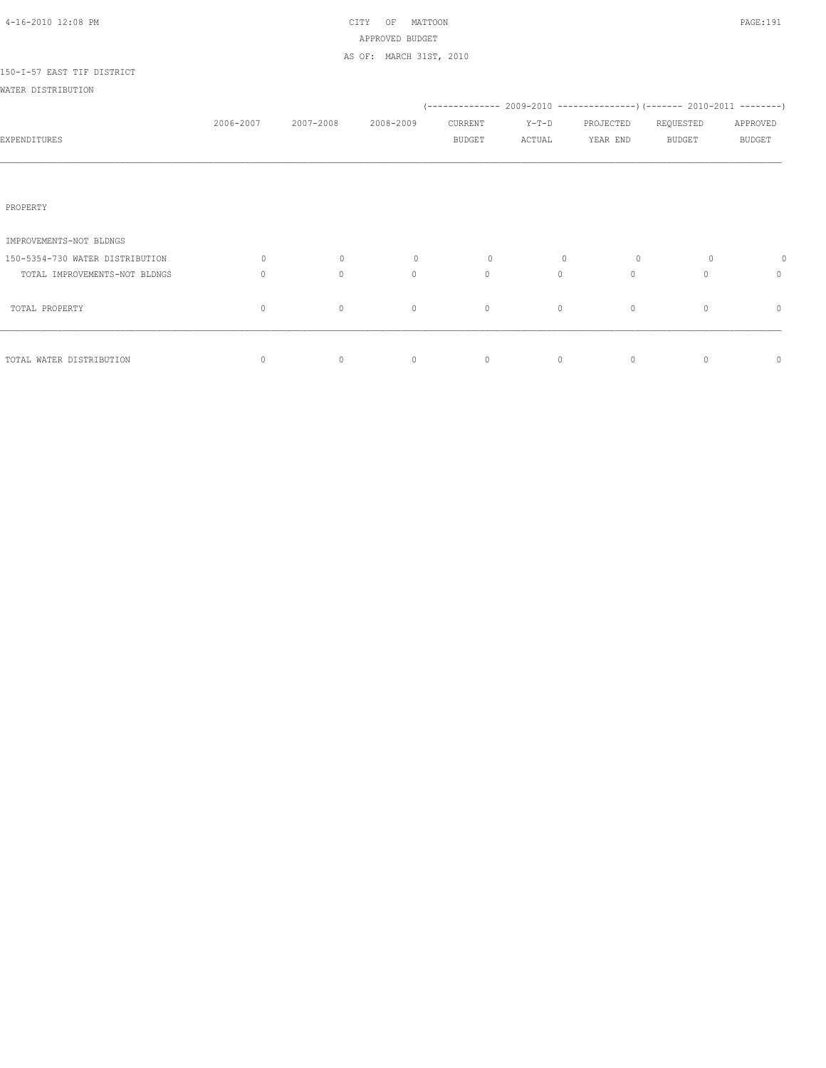CITY OF MATTOON
APPROVED BUDGET
AS OF: MARCH 31ST, 2010

150-I-57 EAST TIF DISTRICT

WATER DISTRIBUTION

| EXPENDITURES | 2006-2007 | 2007-2008 | 2008-2009 | 2009-2010 CURRENT BUDGET | 2009-2010 Y-T-D ACTUAL | 2009-2010 PROJECTED YEAR END | 2010-2011 REQUESTED BUDGET | 2010-2011 APPROVED BUDGET |
|---|---|---|---|---|---|---|---|---|
| PROPERTY | | | | | | | | |
| IMPROVEMENTS-NOT BLDNGS | | | | | | | | |
| 150-5354-730 WATER DISTRIBUTION | 0 | 0 | 0 | 0 | 0 | 0 | 0 | 0 |
| TOTAL IMPROVEMENTS-NOT BLDNGS | 0 | 0 | 0 | 0 | 0 | 0 | 0 | 0 |
| TOTAL PROPERTY | 0 | 0 | 0 | 0 | 0 | 0 | 0 | 0 |
| TOTAL WATER DISTRIBUTION | 0 | 0 | 0 | 0 | 0 | 0 | 0 | 0 |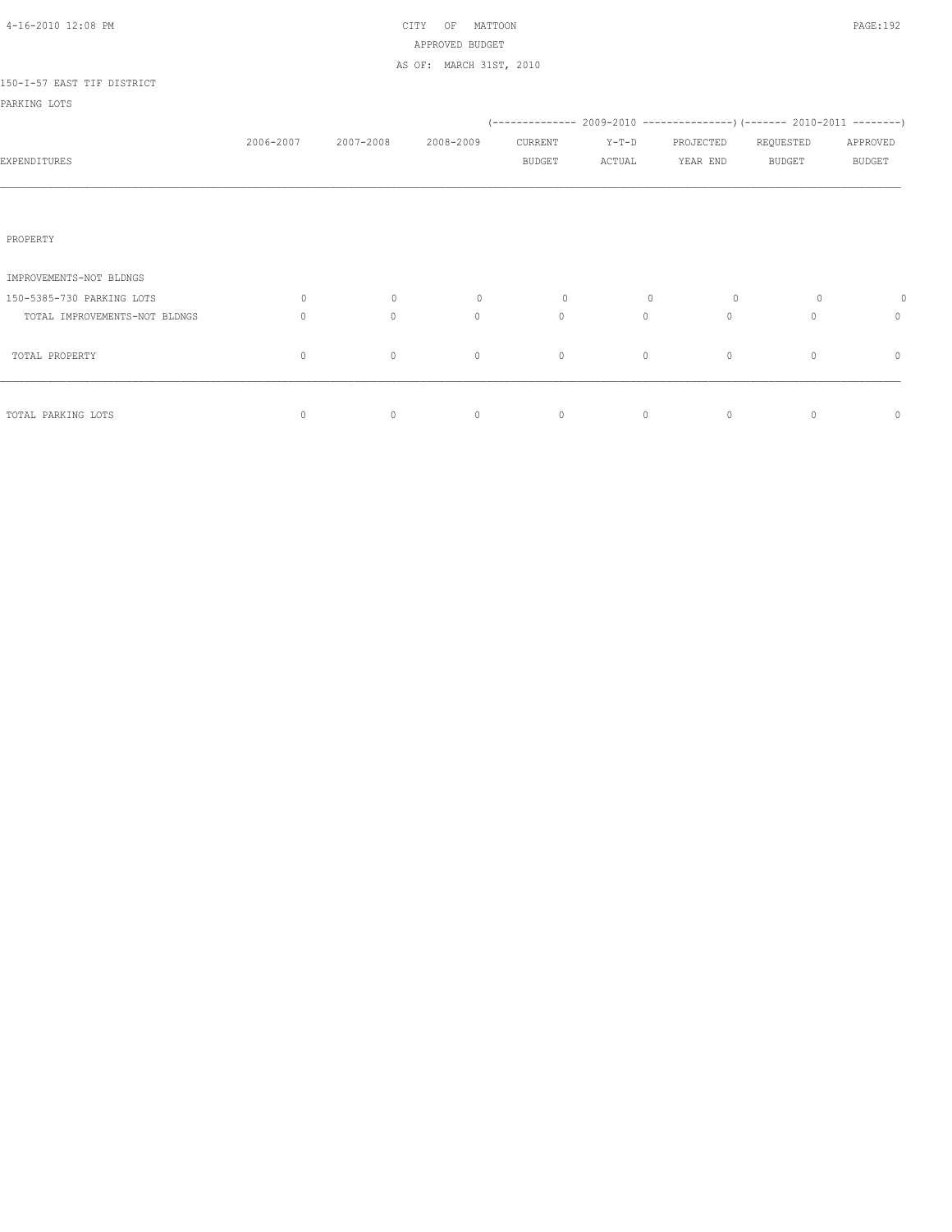CITY OF MATTOON
APPROVED BUDGET
AS OF: MARCH 31ST, 2010

150-I-57 EAST TIF DISTRICT

PARKING LOTS

| EXPENDITURES | 2006-2007 | 2007-2008 | 2008-2009 | 2009-2010 CURRENT BUDGET | 2009-2010 Y-T-D ACTUAL | 2009-2010 PROJECTED YEAR END | 2010-2011 REQUESTED BUDGET | 2010-2011 APPROVED BUDGET |
|---|---|---|---|---|---|---|---|---|
| PROPERTY | | | | | | | | |
| IMPROVEMENTS-NOT BLDNGS | | | | | | | | |
| 150-5385-730 PARKING LOTS | 0 | 0 | 0 | 0 | 0 | 0 | 0 | 0 |
| TOTAL IMPROVEMENTS-NOT BLDNGS | 0 | 0 | 0 | 0 | 0 | 0 | 0 | 0 |
| TOTAL PROPERTY | 0 | 0 | 0 | 0 | 0 | 0 | 0 | 0 |
| TOTAL PARKING LOTS | 0 | 0 | 0 | 0 | 0 | 0 | 0 | 0 |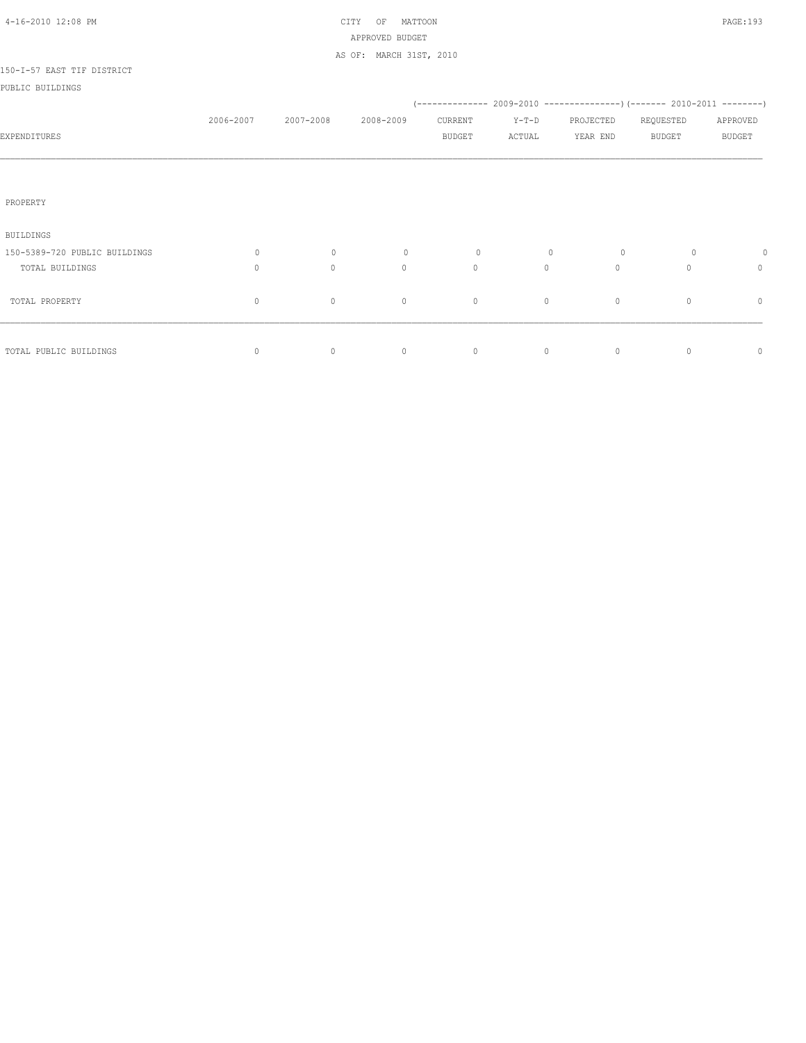CITY OF MATTOON

APPROVED BUDGET

AS OF: MARCH 31ST, 2010

150-I-57 EAST TIF DISTRICT

PUBLIC BUILDINGS

| EXPENDITURES | 2006-2007 | 2007-2008 | 2008-2009 | (-------------- 2009-2010 CURRENT BUDGET | Y-T-D ACTUAL | PROJECTED YEAR END ---------------) | (------- 2010-2011 REQUESTED BUDGET | APPROVED BUDGET --------) |
|---|---|---|---|---|---|---|---|---|
| PROPERTY | | | | | | | | |
| BUILDINGS | | | | | | | | |
| 150-5389-720 PUBLIC BUILDINGS | 0 | 0 | 0 | 0 | 0 | 0 | 0 | 0 |
| TOTAL BUILDINGS | 0 | 0 | 0 | 0 | 0 | 0 | 0 | 0 |
| TOTAL PROPERTY | 0 | 0 | 0 | 0 | 0 | 0 | 0 | 0 |
| TOTAL PUBLIC BUILDINGS | 0 | 0 | 0 | 0 | 0 | 0 | 0 | 0 |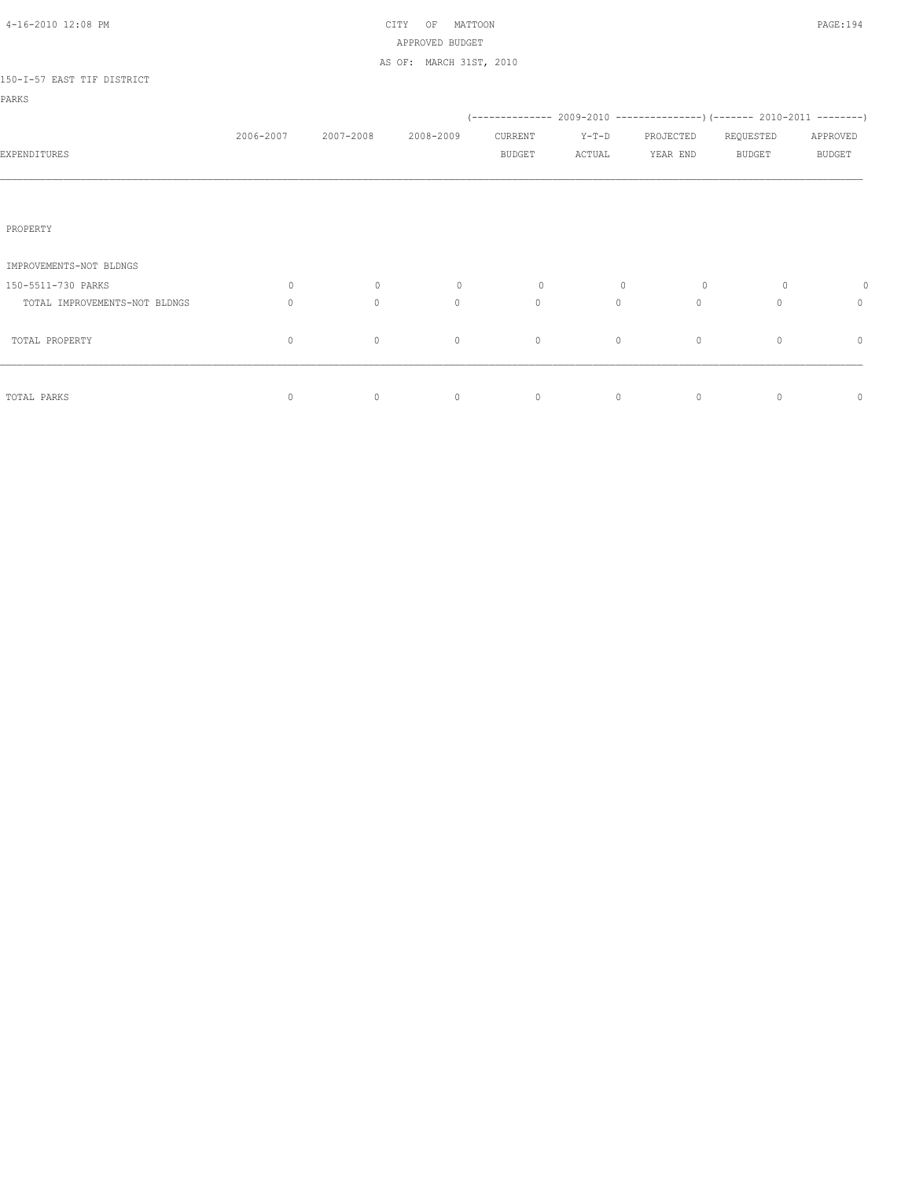CITY OF MATTOON

APPROVED BUDGET

AS OF: MARCH 31ST, 2010

150-I-57 EAST TIF DISTRICT

PARKS

| EXPENDITURES | 2006-2007 | 2007-2008 | 2008-2009 | 2009-2010 CURRENT BUDGET | 2009-2010 Y-T-D ACTUAL | 2009-2010 PROJECTED YEAR END | 2010-2011 REQUESTED BUDGET | 2010-2011 APPROVED BUDGET |
|---|---|---|---|---|---|---|---|---|
| PROPERTY | | | | | | | | |
| IMPROVEMENTS-NOT BLDNGS | | | | | | | | |
| 150-5511-730 PARKS | 0 | 0 | 0 | 0 | 0 | 0 | 0 | 0 |
| TOTAL IMPROVEMENTS-NOT BLDNGS | 0 | 0 | 0 | 0 | 0 | 0 | 0 | 0 |
| TOTAL PROPERTY | 0 | 0 | 0 | 0 | 0 | 0 | 0 | 0 |
| TOTAL PARKS | 0 | 0 | 0 | 0 | 0 | 0 | 0 | 0 |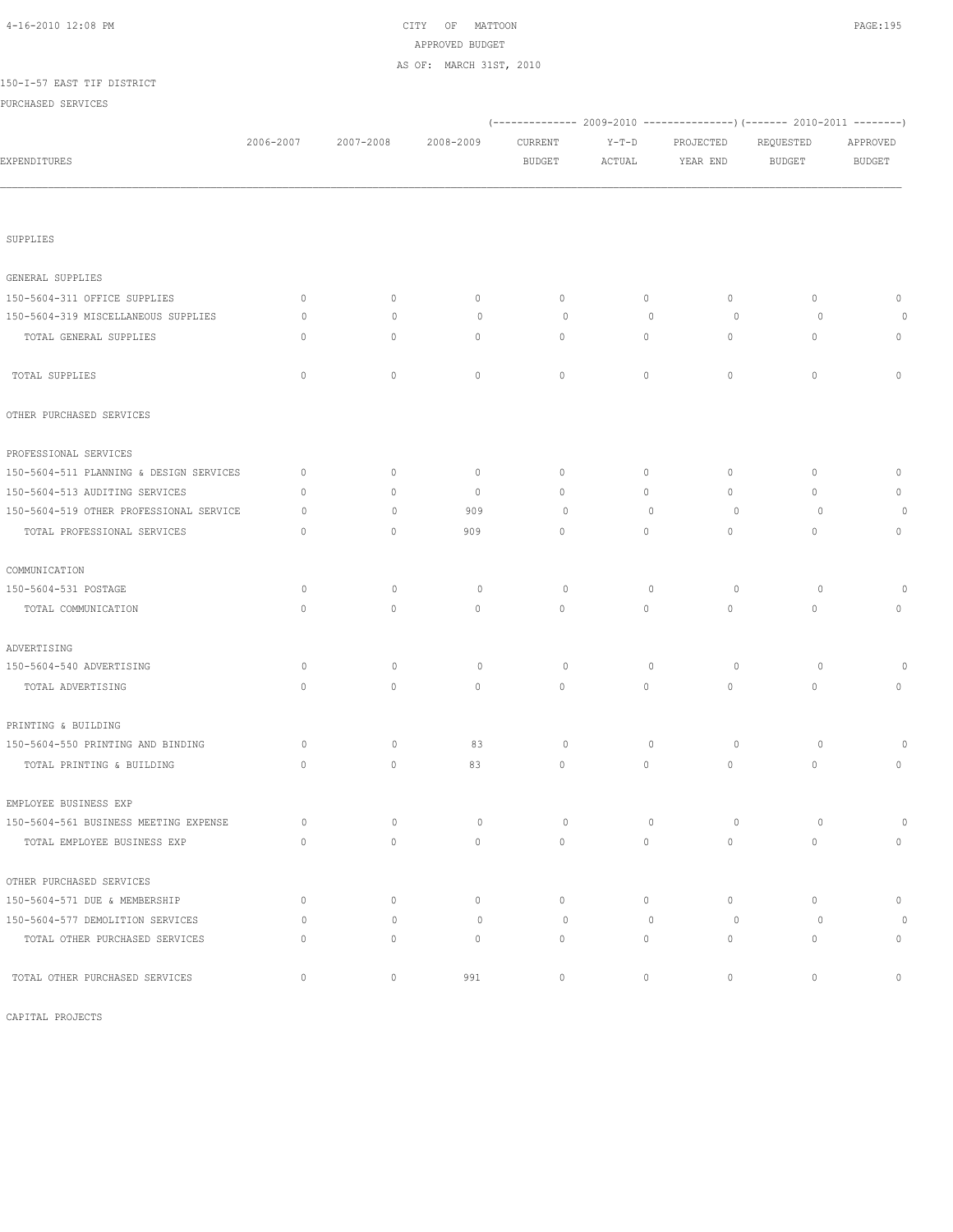CITY OF MATTOON
APPROVED BUDGET
AS OF: MARCH 31ST, 2010

150-I-57 EAST TIF DISTRICT

PURCHASED SERVICES

| EXPENDITURES | 2006-2007 | 2007-2008 | 2008-2009 | 2009-2010 CURRENT BUDGET | 2009-2010 Y-T-D ACTUAL | 2009-2010 PROJECTED YEAR END | 2010-2011 REQUESTED BUDGET | 2010-2011 APPROVED BUDGET |
|---|---|---|---|---|---|---|---|---|
| SUPPLIES | | | | | | | | |
| GENERAL SUPPLIES | | | | | | | | |
| 150-5604-311 OFFICE SUPPLIES | 0 | 0 | 0 | 0 | 0 | 0 | 0 | 0 |
| 150-5604-319 MISCELLANEOUS SUPPLIES | 0 | 0 | 0 | 0 | 0 | 0 | 0 | 0 |
| TOTAL GENERAL SUPPLIES | 0 | 0 | 0 | 0 | 0 | 0 | 0 | 0 |
| TOTAL SUPPLIES | 0 | 0 | 0 | 0 | 0 | 0 | 0 | 0 |
| OTHER PURCHASED SERVICES | | | | | | | | |
| PROFESSIONAL SERVICES | | | | | | | | |
| 150-5604-511 PLANNING & DESIGN SERVICES | 0 | 0 | 0 | 0 | 0 | 0 | 0 | 0 |
| 150-5604-513 AUDITING SERVICES | 0 | 0 | 0 | 0 | 0 | 0 | 0 | 0 |
| 150-5604-519 OTHER PROFESSIONAL SERVICE | 0 | 0 | 909 | 0 | 0 | 0 | 0 | 0 |
| TOTAL PROFESSIONAL SERVICES | 0 | 0 | 909 | 0 | 0 | 0 | 0 | 0 |
| COMMUNICATION | | | | | | | | |
| 150-5604-531 POSTAGE | 0 | 0 | 0 | 0 | 0 | 0 | 0 | 0 |
| TOTAL COMMUNICATION | 0 | 0 | 0 | 0 | 0 | 0 | 0 | 0 |
| ADVERTISING | | | | | | | | |
| 150-5604-540 ADVERTISING | 0 | 0 | 0 | 0 | 0 | 0 | 0 | 0 |
| TOTAL ADVERTISING | 0 | 0 | 0 | 0 | 0 | 0 | 0 | 0 |
| PRINTING & BUILDING | | | | | | | | |
| 150-5604-550 PRINTING AND BINDING | 0 | 0 | 83 | 0 | 0 | 0 | 0 | 0 |
| TOTAL PRINTING & BUILDING | 0 | 0 | 83 | 0 | 0 | 0 | 0 | 0 |
| EMPLOYEE BUSINESS EXP | | | | | | | | |
| 150-5604-561 BUSINESS MEETING EXPENSE | 0 | 0 | 0 | 0 | 0 | 0 | 0 | 0 |
| TOTAL EMPLOYEE BUSINESS EXP | 0 | 0 | 0 | 0 | 0 | 0 | 0 | 0 |
| OTHER PURCHASED SERVICES | | | | | | | | |
| 150-5604-571 DUE & MEMBERSHIP | 0 | 0 | 0 | 0 | 0 | 0 | 0 | 0 |
| 150-5604-577 DEMOLITION SERVICES | 0 | 0 | 0 | 0 | 0 | 0 | 0 | 0 |
| TOTAL OTHER PURCHASED SERVICES | 0 | 0 | 0 | 0 | 0 | 0 | 0 | 0 |
| TOTAL OTHER PURCHASED SERVICES | 0 | 0 | 991 | 0 | 0 | 0 | 0 | 0 |

CAPITAL PROJECTS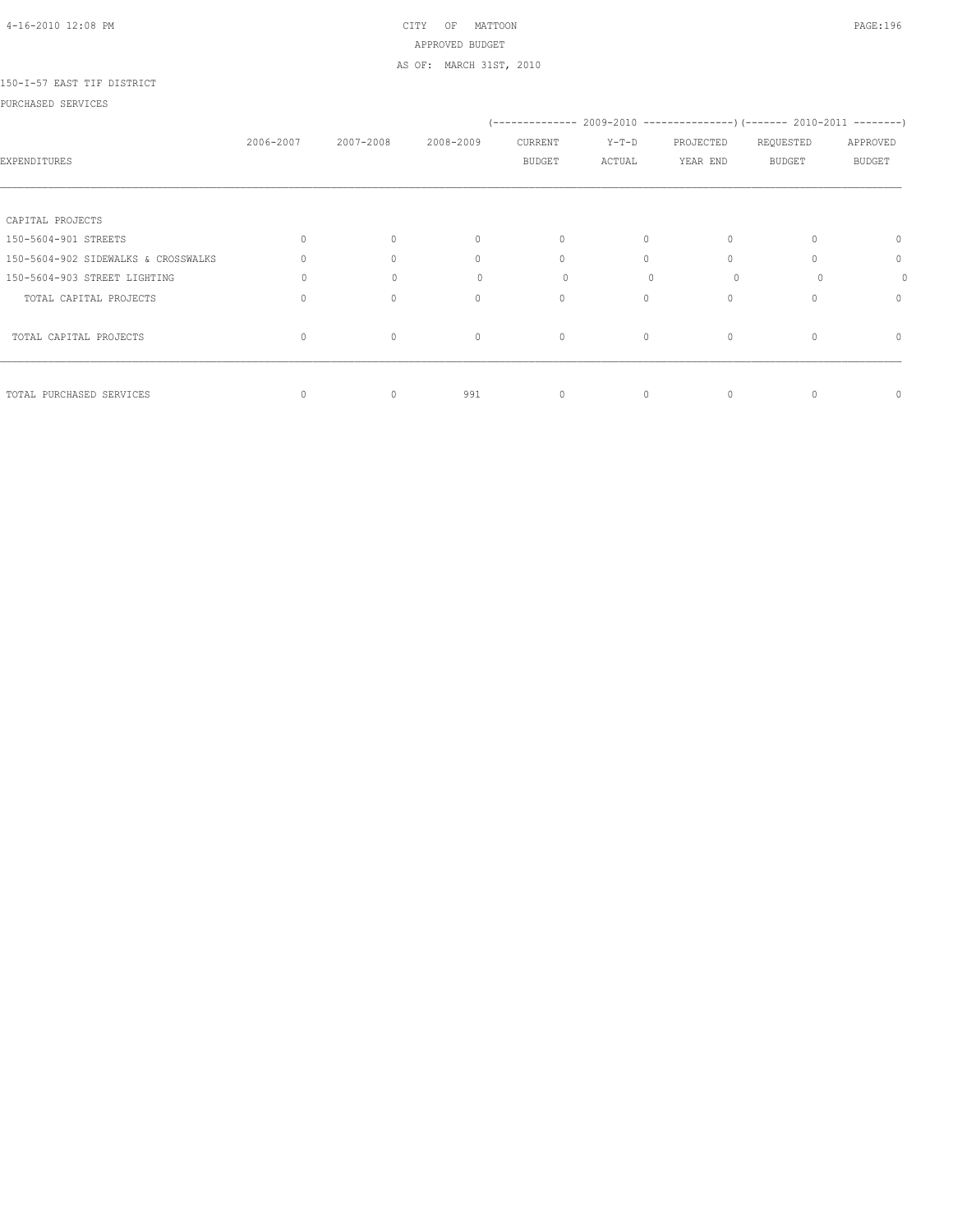CITY OF MATTOON

APPROVED BUDGET

AS OF: MARCH 31ST, 2010

150-I-57 EAST TIF DISTRICT

PURCHASED SERVICES

| EXPENDITURES | 2006-2007 | 2007-2008 | 2008-2009 | 2009-2010 CURRENT BUDGET | 2009-2010 Y-T-D ACTUAL | 2009-2010 PROJECTED YEAR END | 2010-2011 REQUESTED BUDGET | 2010-2011 APPROVED BUDGET |
|---|---|---|---|---|---|---|---|---|
| CAPITAL PROJECTS | | | | | | | | |
| 150-5604-901 STREETS | 0 | 0 | 0 | 0 | 0 | 0 | 0 | 0 |
| 150-5604-902 SIDEWALKS & CROSSWALKS | 0 | 0 | 0 | 0 | 0 | 0 | 0 | 0 |
| 150-5604-903 STREET LIGHTING | 0 | 0 | 0 | 0 | 0 | 0 | 0 | 0 |
| TOTAL CAPITAL PROJECTS | 0 | 0 | 0 | 0 | 0 | 0 | 0 | 0 |
| TOTAL CAPITAL PROJECTS | 0 | 0 | 0 | 0 | 0 | 0 | 0 | 0 |
| TOTAL PURCHASED SERVICES | 0 | 0 | 991 | 0 | 0 | 0 | 0 | 0 |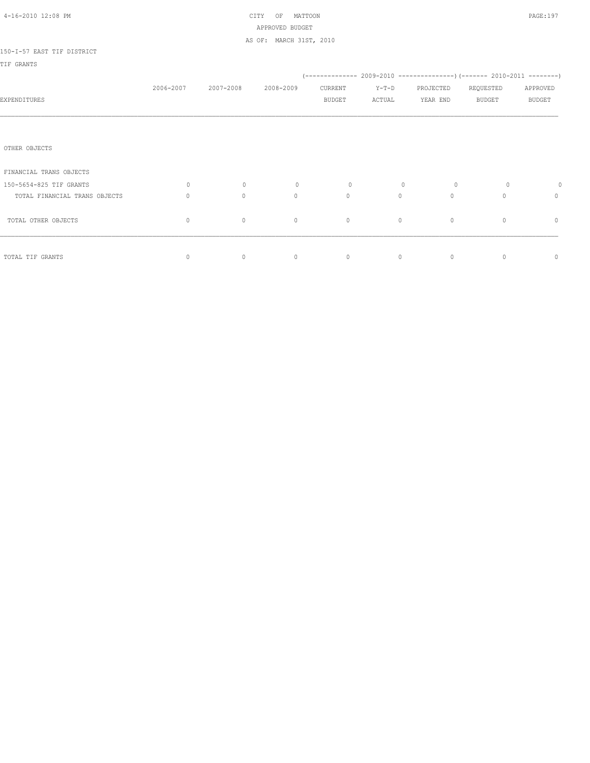CITY OF MATTOON
APPROVED BUDGET
AS OF: MARCH 31ST, 2010

150-I-57 EAST TIF DISTRICT

TIF GRANTS

| EXPENDITURES | 2006-2007 | 2007-2008 | 2008-2009 | 2009-2010 CURRENT BUDGET | 2009-2010 Y-T-D ACTUAL | 2009-2010 PROJECTED YEAR END | 2010-2011 REQUESTED BUDGET | 2010-2011 APPROVED BUDGET |
|---|---|---|---|---|---|---|---|---|
| OTHER OBJECTS | | | | | | | | |
| FINANCIAL TRANS OBJECTS | | | | | | | | |
| 150-5654-825 TIF GRANTS | 0 | 0 | 0 | 0 | 0 | 0 | 0 | 0 |
| TOTAL FINANCIAL TRANS OBJECTS | 0 | 0 | 0 | 0 | 0 | 0 | 0 | 0 |
| TOTAL OTHER OBJECTS | 0 | 0 | 0 | 0 | 0 | 0 | 0 | 0 |
| TOTAL TIF GRANTS | 0 | 0 | 0 | 0 | 0 | 0 | 0 | 0 |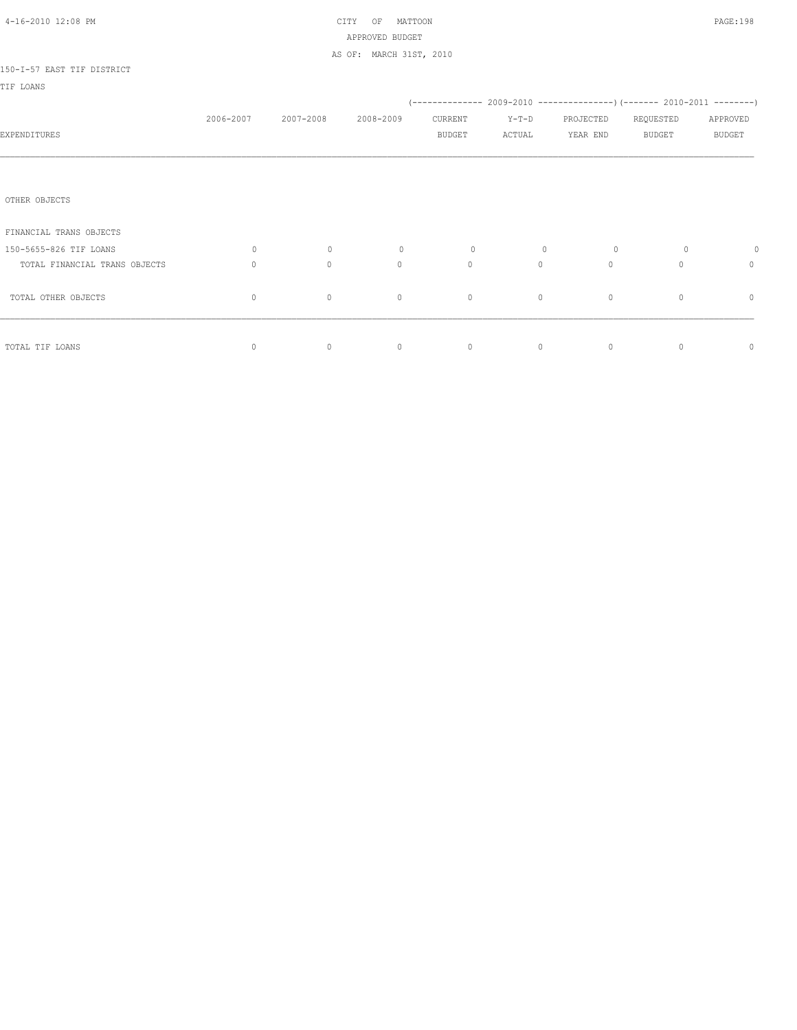CITY OF MATTOON
APPROVED BUDGET
AS OF: MARCH 31ST, 2010

150-I-57 EAST TIF DISTRICT

TIF LOANS

| EXPENDITURES | 2006-2007 | 2007-2008 | 2008-2009 | 2009-2010 CURRENT BUDGET | 2009-2010 Y-T-D ACTUAL | 2009-2010 PROJECTED YEAR END | 2010-2011 REQUESTED BUDGET | 2010-2011 APPROVED BUDGET |
|---|---|---|---|---|---|---|---|---|
| OTHER OBJECTS | | | | | | | | |
| FINANCIAL TRANS OBJECTS | | | | | | | | |
| 150-5655-826 TIF LOANS | 0 | 0 | 0 | 0 | 0 | 0 | 0 | 0 |
| TOTAL FINANCIAL TRANS OBJECTS | 0 | 0 | 0 | 0 | 0 | 0 | 0 | 0 |
| TOTAL OTHER OBJECTS | 0 | 0 | 0 | 0 | 0 | 0 | 0 | 0 |
| TOTAL TIF LOANS | 0 | 0 | 0 | 0 | 0 | 0 | 0 | 0 |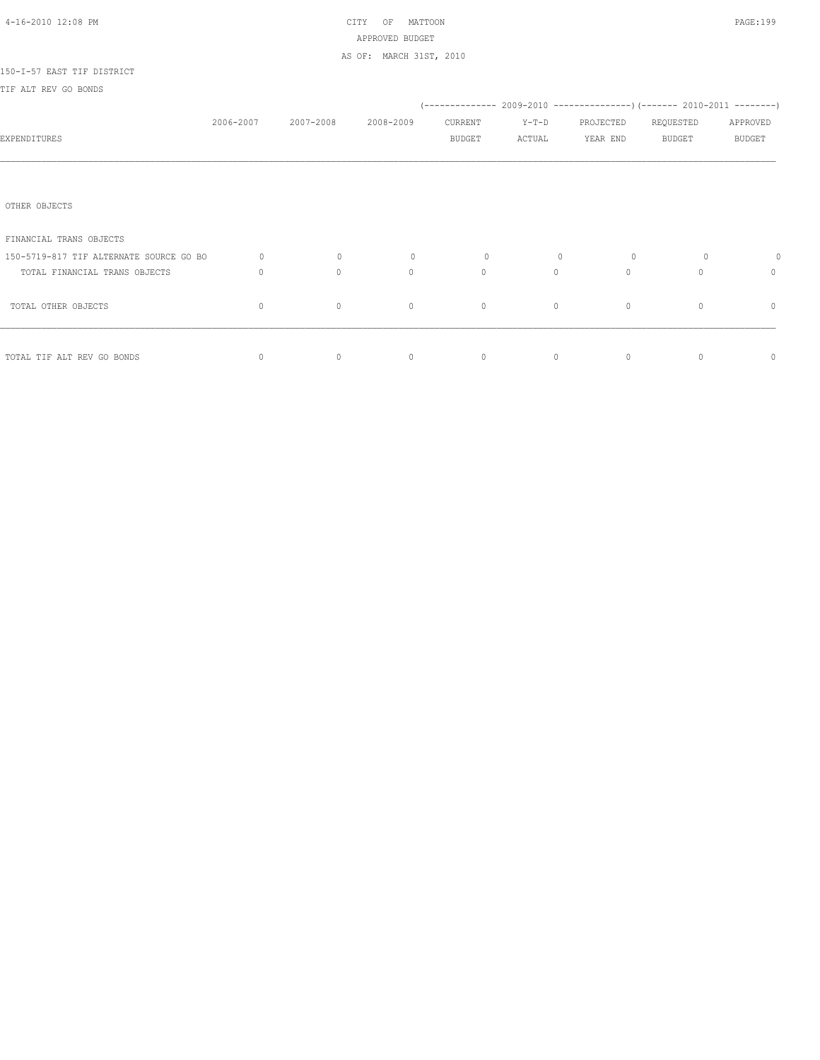CITY OF MATTOON
APPROVED BUDGET
AS OF: MARCH 31ST, 2010

150-I-57 EAST TIF DISTRICT

TIF ALT REV GO BONDS

| EXPENDITURES | 2006-2007 | 2007-2008 | 2008-2009 | 2009-2010 CURRENT BUDGET | 2009-2010 Y-T-D ACTUAL | 2009-2010 PROJECTED YEAR END | 2010-2011 REQUESTED BUDGET | 2010-2011 APPROVED BUDGET |
|---|---|---|---|---|---|---|---|---|
| OTHER OBJECTS | | | | | | | | |
| FINANCIAL TRANS OBJECTS | | | | | | | | |
| 150-5719-817 TIF ALTERNATE SOURCE GO BO | 0 | 0 | 0 | 0 | 0 | 0 | 0 | 0 |
| TOTAL FINANCIAL TRANS OBJECTS | 0 | 0 | 0 | 0 | 0 | 0 | 0 | 0 |
| TOTAL OTHER OBJECTS | 0 | 0 | 0 | 0 | 0 | 0 | 0 | 0 |
| TOTAL TIF ALT REV GO BONDS | 0 | 0 | 0 | 0 | 0 | 0 | 0 | 0 |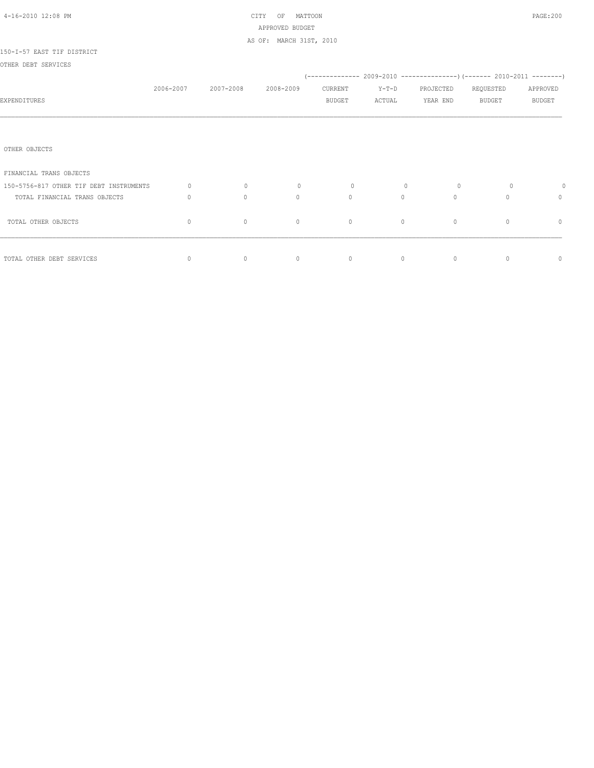CITY OF MATTOON
APPROVED BUDGET
AS OF: MARCH 31ST, 2010

150-I-57 EAST TIF DISTRICT

OTHER DEBT SERVICES

| EXPENDITURES | 2006-2007 | 2007-2008 | 2008-2009 | 2009-2010 CURRENT BUDGET | 2009-2010 Y-T-D ACTUAL | 2009-2010 PROJECTED YEAR END | 2010-2011 REQUESTED BUDGET | 2010-2011 APPROVED BUDGET |
|---|---|---|---|---|---|---|---|---|
| OTHER OBJECTS | | | | | | | | |
| FINANCIAL TRANS OBJECTS | | | | | | | | |
| 150-5756-817 OTHER TIF DEBT INSTRUMENTS | 0 | 0 | 0 | 0 | 0 | 0 | 0 | 0 |
| TOTAL FINANCIAL TRANS OBJECTS | 0 | 0 | 0 | 0 | 0 | 0 | 0 | 0 |
| TOTAL OTHER OBJECTS | 0 | 0 | 0 | 0 | 0 | 0 | 0 | 0 |
| TOTAL OTHER DEBT SERVICES | 0 | 0 | 0 | 0 | 0 | 0 | 0 | 0 |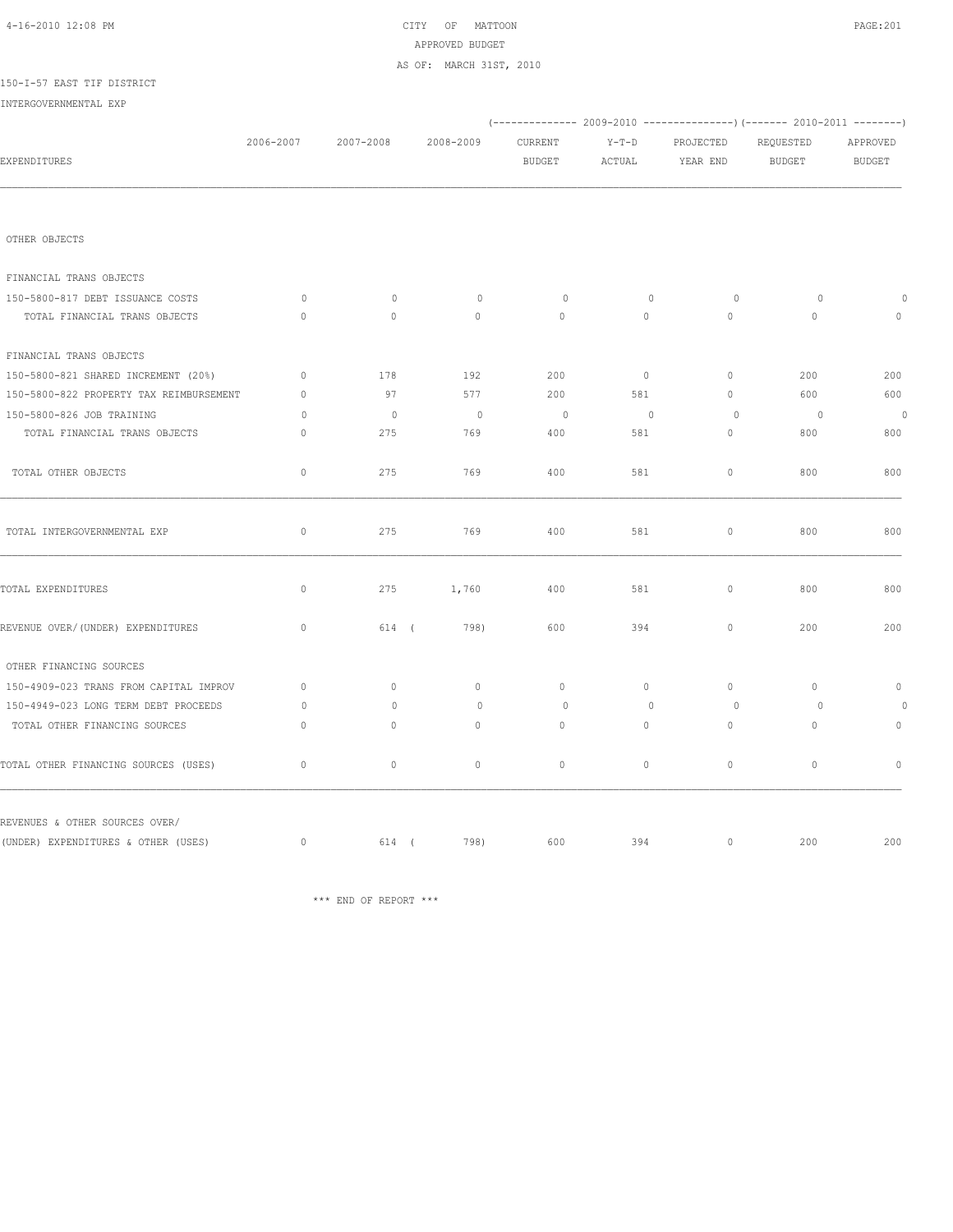CITY OF MATTOON
APPROVED BUDGET
AS OF: MARCH 31ST, 2010

150-I-57 EAST TIF DISTRICT

INTERGOVERNMENTAL EXP

| EXPENDITURES | 2006-2007 | 2007-2008 | 2008-2009 | (---- 2009-2010 ----) CURRENT BUDGET | Y-T-D ACTUAL | PROJECTED YEAR END | (---- 2010-2011 ----) REQUESTED BUDGET | APPROVED BUDGET |
|---|---|---|---|---|---|---|---|---|
| OTHER OBJECTS | | | | | | | | |
| FINANCIAL TRANS OBJECTS | | | | | | | | |
| 150-5800-817 DEBT ISSUANCE COSTS | 0 | 0 | 0 | 0 | 0 | 0 | 0 | 0 |
| TOTAL FINANCIAL TRANS OBJECTS | 0 | 0 | 0 | 0 | 0 | 0 | 0 | 0 |
| FINANCIAL TRANS OBJECTS | | | | | | | | |
| 150-5800-821 SHARED INCREMENT (20%) | 0 | 178 | 192 | 200 | 0 | 0 | 200 | 200 |
| 150-5800-822 PROPERTY TAX REIMBURSEMENT | 0 | 97 | 577 | 200 | 581 | 0 | 600 | 600 |
| 150-5800-826 JOB TRAINING | 0 | 0 | 0 | 0 | 0 | 0 | 0 | 0 |
| TOTAL FINANCIAL TRANS OBJECTS | 0 | 275 | 769 | 400 | 581 | 0 | 800 | 800 |
| TOTAL OTHER OBJECTS | 0 | 275 | 769 | 400 | 581 | 0 | 800 | 800 |
| TOTAL INTERGOVERNMENTAL EXP | 0 | 275 | 769 | 400 | 581 | 0 | 800 | 800 |
| TOTAL EXPENDITURES | 0 | 275 | 1,760 | 400 | 581 | 0 | 800 | 800 |
| REVENUE OVER/(UNDER) EXPENDITURES | 0 | 614 | ( 798) | 600 | 394 | 0 | 200 | 200 |
| OTHER FINANCING SOURCES | | | | | | | | |
| 150-4909-023 TRANS FROM CAPITAL IMPROV | 0 | 0 | 0 | 0 | 0 | 0 | 0 | 0 |
| 150-4949-023 LONG TERM DEBT PROCEEDS | 0 | 0 | 0 | 0 | 0 | 0 | 0 | 0 |
| TOTAL OTHER FINANCING SOURCES | 0 | 0 | 0 | 0 | 0 | 0 | 0 | 0 |
| TOTAL OTHER FINANCING SOURCES (USES) | 0 | 0 | 0 | 0 | 0 | 0 | 0 | 0 |
| REVENUES & OTHER SOURCES OVER/ (UNDER) EXPENDITURES & OTHER (USES) | 0 | 614 | ( 798) | 600 | 394 | 0 | 200 | 200 |

*** END OF REPORT ***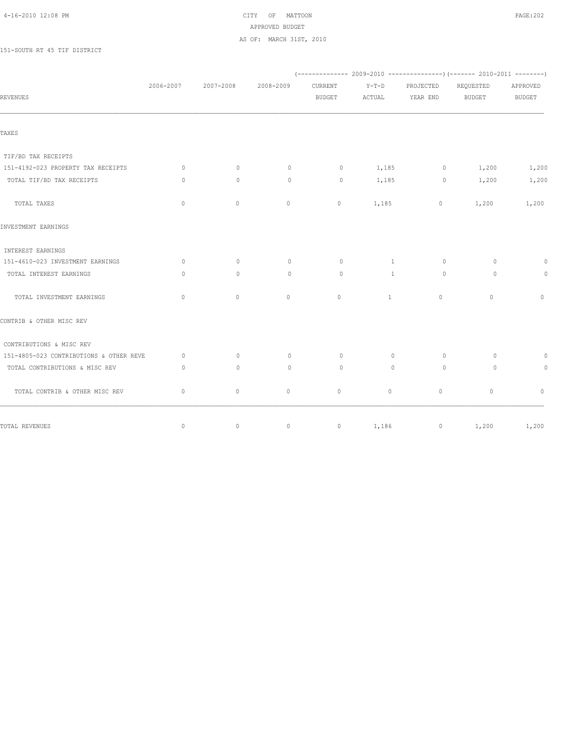CITY OF MATTOON
APPROVED BUDGET
AS OF: MARCH 31ST, 2010

151-SOUTH RT 45 TIF DISTRICT

| REVENUES | 2006-2007 | 2007-2008 | 2008-2009 | 2009-2010 CURRENT BUDGET | 2009-2010 Y-T-D ACTUAL | 2009-2010 PROJECTED YEAR END | 2010-2011 REQUESTED BUDGET | 2010-2011 APPROVED BUDGET |
|---|---|---|---|---|---|---|---|---|
| TAXES | | | | | | | | |
| TIF/BD TAX RECEIPTS | | | | | | | | |
| 151-4192-023 PROPERTY TAX RECEIPTS | 0 | 0 | 0 | 0 | 1,185 | 0 | 1,200 | 1,200 |
| TOTAL TIF/BD TAX RECEIPTS | 0 | 0 | 0 | 0 | 1,185 | 0 | 1,200 | 1,200 |
| TOTAL TAXES | 0 | 0 | 0 | 0 | 1,185 | 0 | 1,200 | 1,200 |
| INVESTMENT EARNINGS | | | | | | | | |
| INTEREST EARNINGS | | | | | | | | |
| 151-4610-023 INVESTMENT EARNINGS | 0 | 0 | 0 | 0 | 1 | 0 | 0 | 0 |
| TOTAL INTEREST EARNINGS | 0 | 0 | 0 | 0 | 1 | 0 | 0 | 0 |
| TOTAL INVESTMENT EARNINGS | 0 | 0 | 0 | 0 | 1 | 0 | 0 | 0 |
| CONTRIB & OTHER MISC REV | | | | | | | | |
| CONTRIBUTIONS & MISC REV | | | | | | | | |
| 151-4805-023 CONTRIBUTIONS & OTHER REVE | 0 | 0 | 0 | 0 | 0 | 0 | 0 | 0 |
| TOTAL CONTRIBUTIONS & MISC REV | 0 | 0 | 0 | 0 | 0 | 0 | 0 | 0 |
| TOTAL CONTRIB & OTHER MISC REV | 0 | 0 | 0 | 0 | 0 | 0 | 0 | 0 |
| TOTAL REVENUES | 0 | 0 | 0 | 0 | 1,186 | 0 | 1,200 | 1,200 |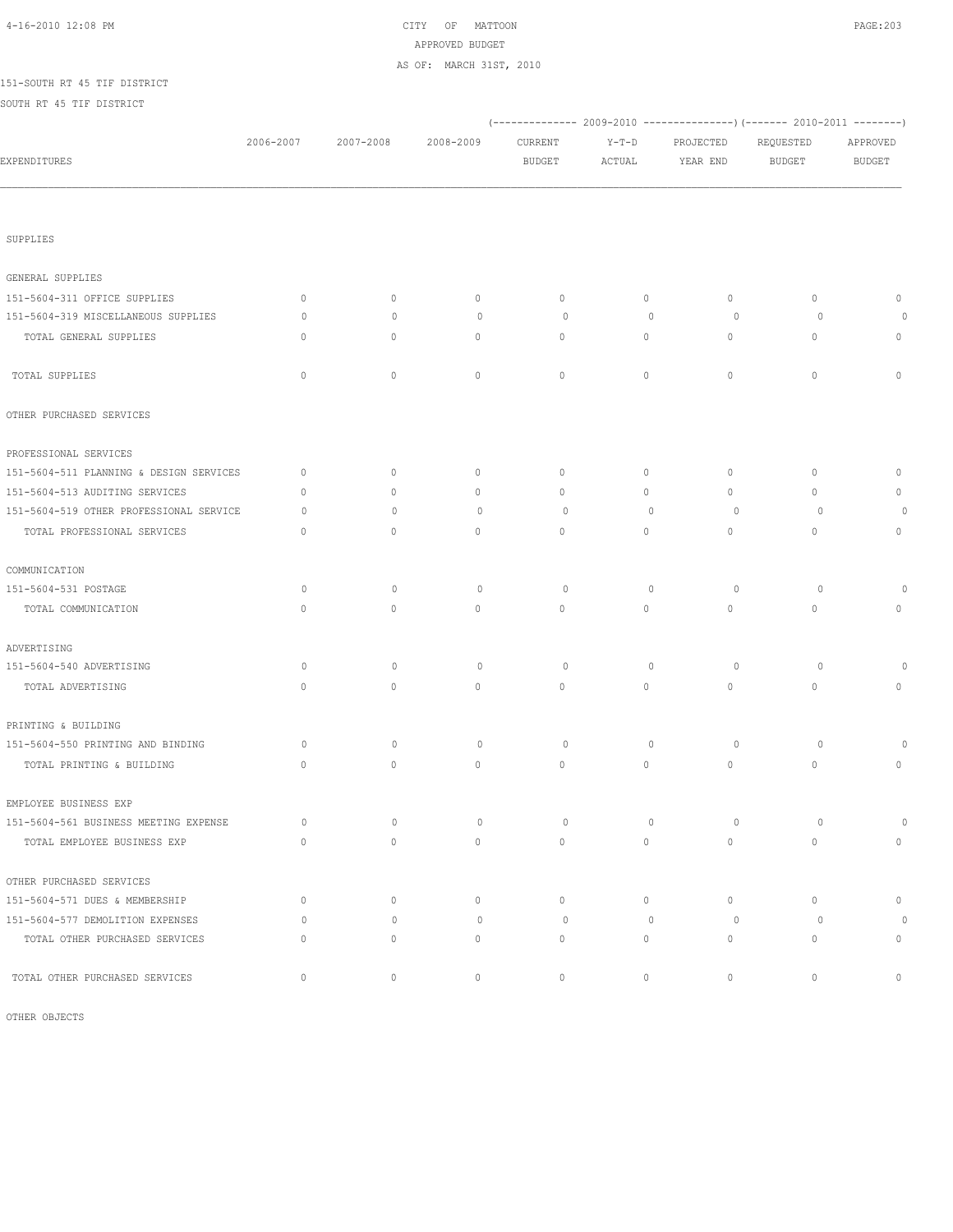CITY OF MATTOON
APPROVED BUDGET
AS OF: MARCH 31ST, 2010

151-SOUTH RT 45 TIF DISTRICT
SOUTH RT 45 TIF DISTRICT

| EXPENDITURES | 2006-2007 | 2007-2008 | 2008-2009 | 2009-2010 CURRENT BUDGET | 2009-2010 Y-T-D ACTUAL | 2009-2010 PROJECTED YEAR END | 2010-2011 REQUESTED BUDGET | 2010-2011 APPROVED BUDGET |
|---|---|---|---|---|---|---|---|---|
| SUPPLIES | | | | | | | | |
| GENERAL SUPPLIES | | | | | | | | |
| 151-5604-311 OFFICE SUPPLIES | 0 | 0 | 0 | 0 | 0 | 0 | 0 | 0 |
| 151-5604-319 MISCELLANEOUS SUPPLIES | 0 | 0 | 0 | 0 | 0 | 0 | 0 | 0 |
| TOTAL GENERAL SUPPLIES | 0 | 0 | 0 | 0 | 0 | 0 | 0 | 0 |
| TOTAL SUPPLIES | 0 | 0 | 0 | 0 | 0 | 0 | 0 | 0 |
| OTHER PURCHASED SERVICES | | | | | | | | |
| PROFESSIONAL SERVICES | | | | | | | | |
| 151-5604-511 PLANNING & DESIGN SERVICES | 0 | 0 | 0 | 0 | 0 | 0 | 0 | 0 |
| 151-5604-513 AUDITING SERVICES | 0 | 0 | 0 | 0 | 0 | 0 | 0 | 0 |
| 151-5604-519 OTHER PROFESSIONAL SERVICE | 0 | 0 | 0 | 0 | 0 | 0 | 0 | 0 |
| TOTAL PROFESSIONAL SERVICES | 0 | 0 | 0 | 0 | 0 | 0 | 0 | 0 |
| COMMUNICATION | | | | | | | | |
| 151-5604-531 POSTAGE | 0 | 0 | 0 | 0 | 0 | 0 | 0 | 0 |
| TOTAL COMMUNICATION | 0 | 0 | 0 | 0 | 0 | 0 | 0 | 0 |
| ADVERTISING | | | | | | | | |
| 151-5604-540 ADVERTISING | 0 | 0 | 0 | 0 | 0 | 0 | 0 | 0 |
| TOTAL ADVERTISING | 0 | 0 | 0 | 0 | 0 | 0 | 0 | 0 |
| PRINTING & BUILDING | | | | | | | | |
| 151-5604-550 PRINTING AND BINDING | 0 | 0 | 0 | 0 | 0 | 0 | 0 | 0 |
| TOTAL PRINTING & BUILDING | 0 | 0 | 0 | 0 | 0 | 0 | 0 | 0 |
| EMPLOYEE BUSINESS EXP | | | | | | | | |
| 151-5604-561 BUSINESS MEETING EXPENSE | 0 | 0 | 0 | 0 | 0 | 0 | 0 | 0 |
| TOTAL EMPLOYEE BUSINESS EXP | 0 | 0 | 0 | 0 | 0 | 0 | 0 | 0 |
| OTHER PURCHASED SERVICES | | | | | | | | |
| 151-5604-571 DUES & MEMBERSHIP | 0 | 0 | 0 | 0 | 0 | 0 | 0 | 0 |
| 151-5604-577 DEMOLITION EXPENSES | 0 | 0 | 0 | 0 | 0 | 0 | 0 | 0 |
| TOTAL OTHER PURCHASED SERVICES | 0 | 0 | 0 | 0 | 0 | 0 | 0 | 0 |
| TOTAL OTHER PURCHASED SERVICES | 0 | 0 | 0 | 0 | 0 | 0 | 0 | 0 |
| OTHER OBJECTS | | | | | | | | |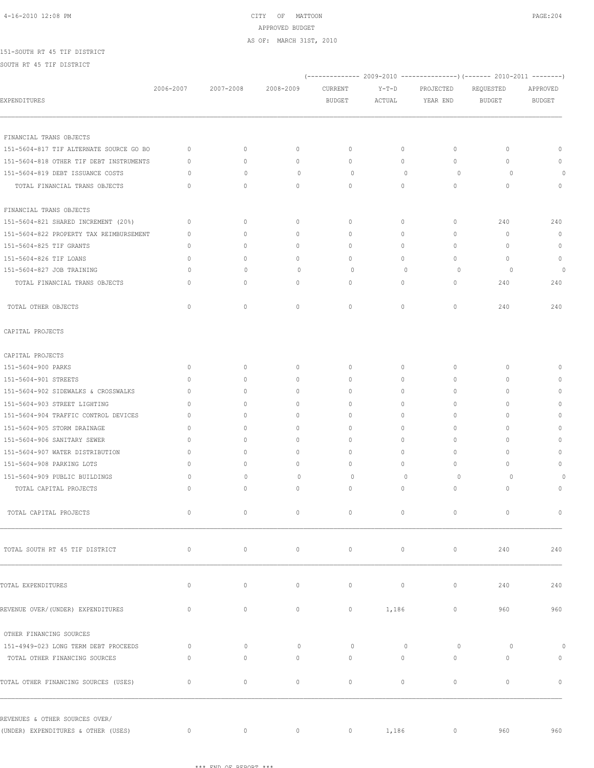CITY OF MATTOON
APPROVED BUDGET
AS OF: MARCH 31ST, 2010

151-SOUTH RT 45 TIF DISTRICT

SOUTH RT 45 TIF DISTRICT

| EXPENDITURES | 2006-2007 | 2007-2008 | 2008-2009 | 2009-2010 CURRENT BUDGET | 2009-2010 Y-T-D ACTUAL | 2009-2010 PROJECTED YEAR END | 2010-2011 REQUESTED BUDGET | 2010-2011 APPROVED BUDGET |
|---|---|---|---|---|---|---|---|---|
| FINANCIAL TRANS OBJECTS | | | | | | | | |
| 151-5604-817 TIF ALTERNATE SOURCE GO BO | 0 | 0 | 0 | 0 | 0 | 0 | 0 | 0 |
| 151-5604-818 OTHER TIF DEBT INSTRUMENTS | 0 | 0 | 0 | 0 | 0 | 0 | 0 | 0 |
| 151-5604-819 DEBT ISSUANCE COSTS | 0 | 0 | 0 | 0 | 0 | 0 | 0 | 0 |
| TOTAL FINANCIAL TRANS OBJECTS | 0 | 0 | 0 | 0 | 0 | 0 | 0 | 0 |
| FINANCIAL TRANS OBJECTS | | | | | | | | |
| 151-5604-821 SHARED INCREMENT (20%) | 0 | 0 | 0 | 0 | 0 | 0 | 240 | 240 |
| 151-5604-822 PROPERTY TAX REIMBURSEMENT | 0 | 0 | 0 | 0 | 0 | 0 | 0 | 0 |
| 151-5604-825 TIF GRANTS | 0 | 0 | 0 | 0 | 0 | 0 | 0 | 0 |
| 151-5604-826 TIF LOANS | 0 | 0 | 0 | 0 | 0 | 0 | 0 | 0 |
| 151-5604-827 JOB TRAINING | 0 | 0 | 0 | 0 | 0 | 0 | 0 | 0 |
| TOTAL FINANCIAL TRANS OBJECTS | 0 | 0 | 0 | 0 | 0 | 0 | 240 | 240 |
| TOTAL OTHER OBJECTS | 0 | 0 | 0 | 0 | 0 | 0 | 240 | 240 |
| CAPITAL PROJECTS | | | | | | | | |
| CAPITAL PROJECTS | | | | | | | | |
| 151-5604-900 PARKS | 0 | 0 | 0 | 0 | 0 | 0 | 0 | 0 |
| 151-5604-901 STREETS | 0 | 0 | 0 | 0 | 0 | 0 | 0 | 0 |
| 151-5604-902 SIDEWALKS & CROSSWALKS | 0 | 0 | 0 | 0 | 0 | 0 | 0 | 0 |
| 151-5604-903 STREET LIGHTING | 0 | 0 | 0 | 0 | 0 | 0 | 0 | 0 |
| 151-5604-904 TRAFFIC CONTROL DEVICES | 0 | 0 | 0 | 0 | 0 | 0 | 0 | 0 |
| 151-5604-905 STORM DRAINAGE | 0 | 0 | 0 | 0 | 0 | 0 | 0 | 0 |
| 151-5604-906 SANITARY SEWER | 0 | 0 | 0 | 0 | 0 | 0 | 0 | 0 |
| 151-5604-907 WATER DISTRIBUTION | 0 | 0 | 0 | 0 | 0 | 0 | 0 | 0 |
| 151-5604-908 PARKING LOTS | 0 | 0 | 0 | 0 | 0 | 0 | 0 | 0 |
| 151-5604-909 PUBLIC BUILDINGS | 0 | 0 | 0 | 0 | 0 | 0 | 0 | 0 |
| TOTAL CAPITAL PROJECTS | 0 | 0 | 0 | 0 | 0 | 0 | 0 | 0 |
| TOTAL CAPITAL PROJECTS | 0 | 0 | 0 | 0 | 0 | 0 | 0 | 0 |
| TOTAL SOUTH RT 45 TIF DISTRICT | 0 | 0 | 0 | 0 | 0 | 0 | 240 | 240 |
| TOTAL EXPENDITURES | 0 | 0 | 0 | 0 | 0 | 0 | 240 | 240 |
| REVENUE OVER/(UNDER) EXPENDITURES | 0 | 0 | 0 | 0 | 1,186 | 0 | 960 | 960 |
| OTHER FINANCING SOURCES | | | | | | | | |
| 151-4949-023 LONG TERM DEBT PROCEEDS | 0 | 0 | 0 | 0 | 0 | 0 | 0 | 0 |
| TOTAL OTHER FINANCING SOURCES | 0 | 0 | 0 | 0 | 0 | 0 | 0 | 0 |
| TOTAL OTHER FINANCING SOURCES (USES) | 0 | 0 | 0 | 0 | 0 | 0 | 0 | 0 |
| REVENUES & OTHER SOURCES OVER/ (UNDER) EXPENDITURES & OTHER (USES) | 0 | 0 | 0 | 0 | 1,186 | 0 | 960 | 960 |

*** END OF REPORT ***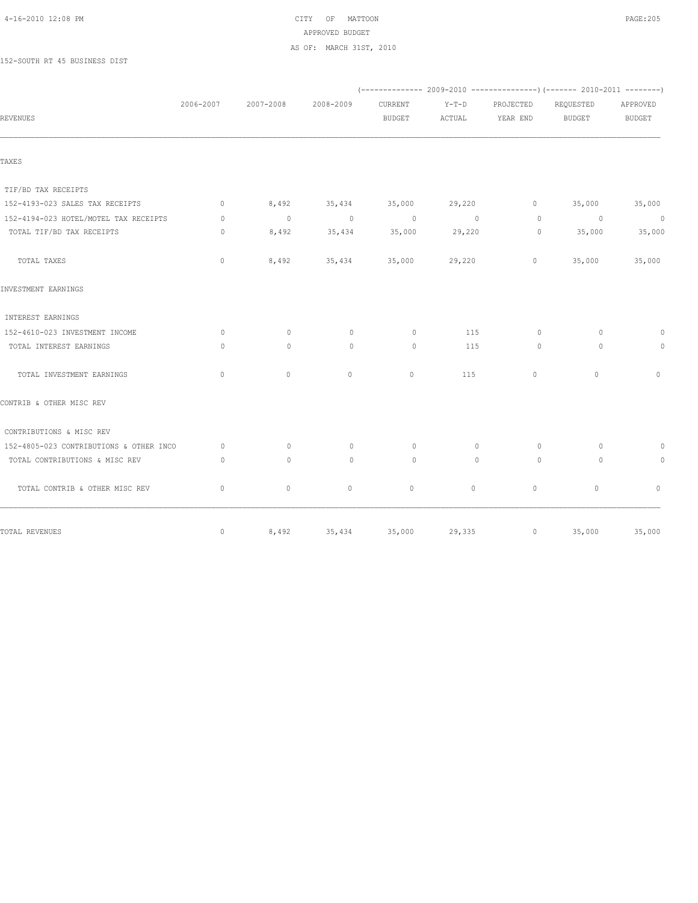# CITY OF MATTOON
## APPROVED BUDGET
### AS OF: MARCH 31ST, 2010

152-SOUTH RT 45 BUSINESS DIST

| REVENUES | 2006-2007 | 2007-2008 | 2008-2009 | 2009-2010 CURRENT BUDGET | 2009-2010 Y-T-D ACTUAL | 2009-2010 PROJECTED YEAR END | 2010-2011 REQUESTED BUDGET | 2010-2011 APPROVED BUDGET |
|---|---|---|---|---|---|---|---|---|
| **TAXES** | | | | | | | | |
| TIF/BD TAX RECEIPTS | | | | | | | | |
| 152-4193-023 SALES TAX RECEIPTS | 0 | 8,492 | 35,434 | 35,000 | 29,220 | 0 | 35,000 | 35,000 |
| 152-4194-023 HOTEL/MOTEL TAX RECEIPTS | 0 | 0 | 0 | 0 | 0 | 0 | 0 | 0 |
| TOTAL TIF/BD TAX RECEIPTS | 0 | 8,492 | 35,434 | 35,000 | 29,220 | 0 | 35,000 | 35,000 |
| TOTAL TAXES | 0 | 8,492 | 35,434 | 35,000 | 29,220 | 0 | 35,000 | 35,000 |
| **INVESTMENT EARNINGS** | | | | | | | | |
| INTEREST EARNINGS | | | | | | | | |
| 152-4610-023 INVESTMENT INCOME | 0 | 0 | 0 | 0 | 115 | 0 | 0 | 0 |
| TOTAL INTEREST EARNINGS | 0 | 0 | 0 | 0 | 115 | 0 | 0 | 0 |
| TOTAL INVESTMENT EARNINGS | 0 | 0 | 0 | 0 | 115 | 0 | 0 | 0 |
| **CONTRIB & OTHER MISC REV** | | | | | | | | |
| CONTRIBUTIONS & MISC REV | | | | | | | | |
| 152-4805-023 CONTRIBUTIONS & OTHER INCO | 0 | 0 | 0 | 0 | 0 | 0 | 0 | 0 |
| TOTAL CONTRIBUTIONS & MISC REV | 0 | 0 | 0 | 0 | 0 | 0 | 0 | 0 |
| TOTAL CONTRIB & OTHER MISC REV | 0 | 0 | 0 | 0 | 0 | 0 | 0 | 0 |
| **TOTAL REVENUES** | 0 | 8,492 | 35,434 | 35,000 | 29,335 | 0 | 35,000 | 35,000 |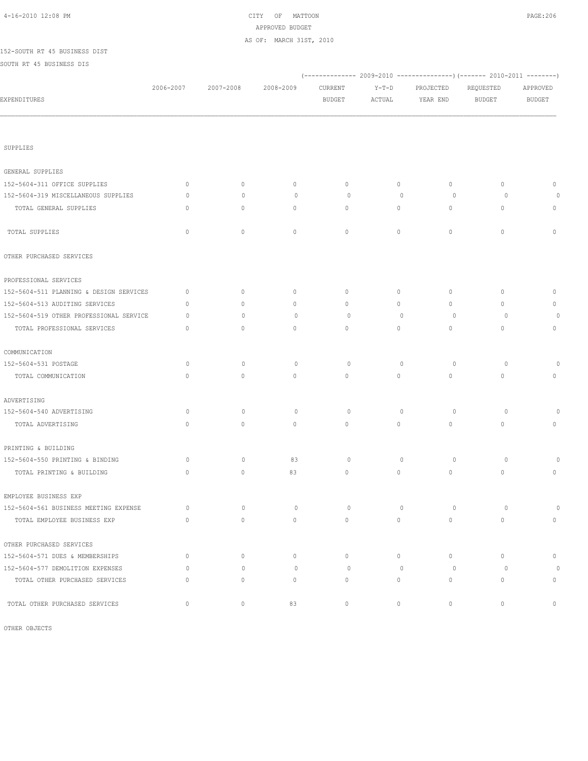CITY OF MATTOON
APPROVED BUDGET
AS OF: MARCH 31ST, 2010

152-SOUTH RT 45 BUSINESS DIST
SOUTH RT 45 BUSINESS DIS

| EXPENDITURES | 2006-2007 | 2007-2008 | 2008-2009 | 2009-2010 CURRENT BUDGET | 2009-2010 Y-T-D ACTUAL | 2009-2010 PROJECTED YEAR END | 2010-2011 REQUESTED BUDGET | 2010-2011 APPROVED BUDGET |
|---|---|---|---|---|---|---|---|---|
| SUPPLIES | | | | | | | | |
| GENERAL SUPPLIES | | | | | | | | |
| 152-5604-311 OFFICE SUPPLIES | 0 | 0 | 0 | 0 | 0 | 0 | 0 | 0 |
| 152-5604-319 MISCELLANEOUS SUPPLIES | 0 | 0 | 0 | 0 | 0 | 0 | 0 | 0 |
| TOTAL GENERAL SUPPLIES | 0 | 0 | 0 | 0 | 0 | 0 | 0 | 0 |
| TOTAL SUPPLIES | 0 | 0 | 0 | 0 | 0 | 0 | 0 | 0 |
| OTHER PURCHASED SERVICES | | | | | | | | |
| PROFESSIONAL SERVICES | | | | | | | | |
| 152-5604-511 PLANNING & DESIGN SERVICES | 0 | 0 | 0 | 0 | 0 | 0 | 0 | 0 |
| 152-5604-513 AUDITING SERVICES | 0 | 0 | 0 | 0 | 0 | 0 | 0 | 0 |
| 152-5604-519 OTHER PROFESSIONAL SERVICE | 0 | 0 | 0 | 0 | 0 | 0 | 0 | 0 |
| TOTAL PROFESSIONAL SERVICES | 0 | 0 | 0 | 0 | 0 | 0 | 0 | 0 |
| COMMUNICATION | | | | | | | | |
| 152-5604-531 POSTAGE | 0 | 0 | 0 | 0 | 0 | 0 | 0 | 0 |
| TOTAL COMMUNICATION | 0 | 0 | 0 | 0 | 0 | 0 | 0 | 0 |
| ADVERTISING | | | | | | | | |
| 152-5604-540 ADVERTISING | 0 | 0 | 0 | 0 | 0 | 0 | 0 | 0 |
| TOTAL ADVERTISING | 0 | 0 | 0 | 0 | 0 | 0 | 0 | 0 |
| PRINTING & BUILDING | | | | | | | | |
| 152-5604-550 PRINTING & BINDING | 0 | 0 | 83 | 0 | 0 | 0 | 0 | 0 |
| TOTAL PRINTING & BUILDING | 0 | 0 | 83 | 0 | 0 | 0 | 0 | 0 |
| EMPLOYEE BUSINESS EXP | | | | | | | | |
| 152-5604-561 BUSINESS MEETING EXPENSE | 0 | 0 | 0 | 0 | 0 | 0 | 0 | 0 |
| TOTAL EMPLOYEE BUSINESS EXP | 0 | 0 | 0 | 0 | 0 | 0 | 0 | 0 |
| OTHER PURCHASED SERVICES | | | | | | | | |
| 152-5604-571 DUES & MEMBERSHIPS | 0 | 0 | 0 | 0 | 0 | 0 | 0 | 0 |
| 152-5604-577 DEMOLITION EXPENSES | 0 | 0 | 0 | 0 | 0 | 0 | 0 | 0 |
| TOTAL OTHER PURCHASED SERVICES | 0 | 0 | 0 | 0 | 0 | 0 | 0 | 0 |
| TOTAL OTHER PURCHASED SERVICES | 0 | 0 | 83 | 0 | 0 | 0 | 0 | 0 |

OTHER OBJECTS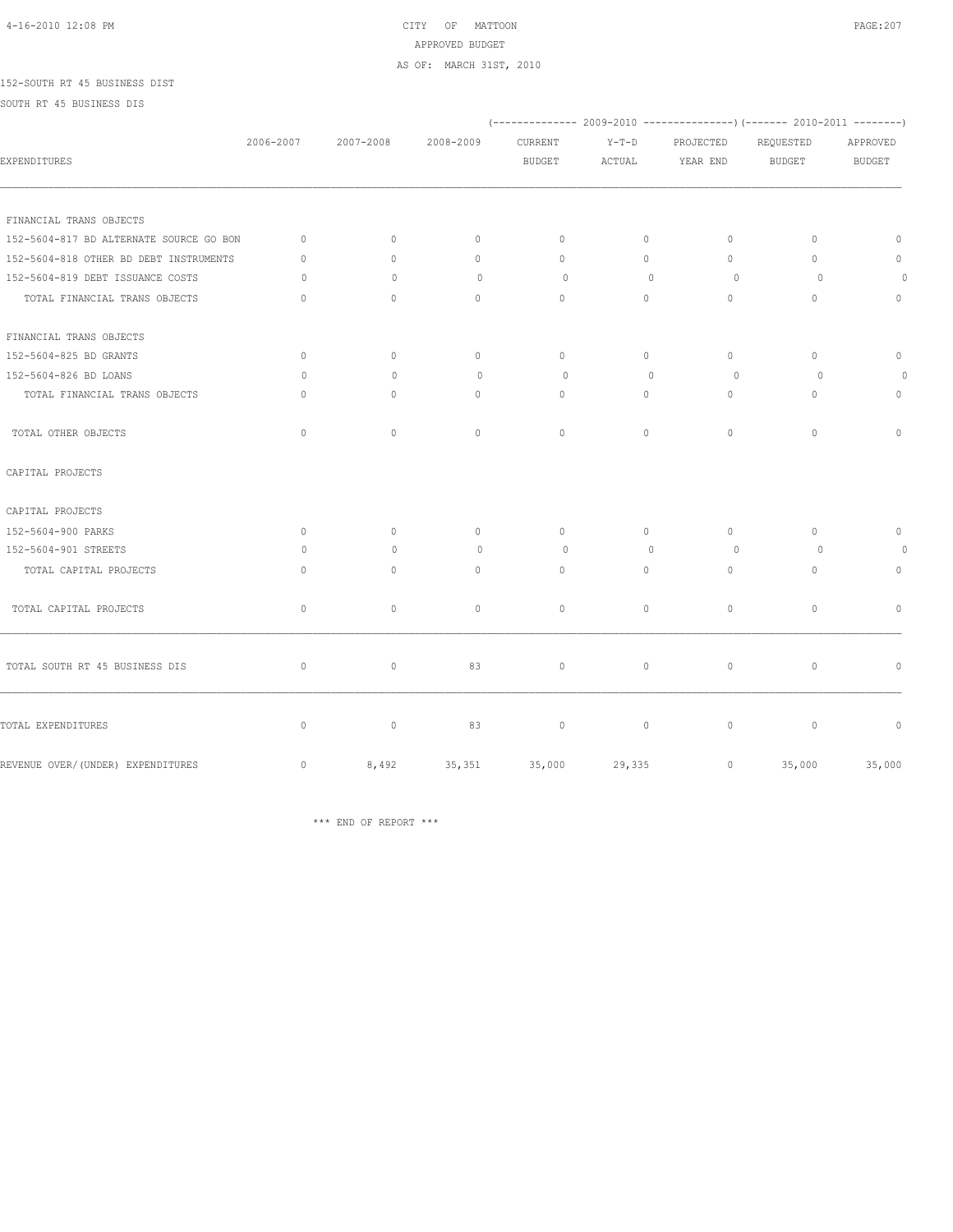CITY OF MATTOON
APPROVED BUDGET
AS OF: MARCH 31ST, 2010

152-SOUTH RT 45 BUSINESS DIST

SOUTH RT 45 BUSINESS DIS

| EXPENDITURES | 2006-2007 | 2007-2008 | 2008-2009 | (------------- 2009-2010 CURRENT BUDGET | Y-T-D ACTUAL | PROJECTED YEAR END ---------------) | (------- 2010-2011 REQUESTED BUDGET | APPROVED BUDGET --------) |
|---|---|---|---|---|---|---|---|---|
| FINANCIAL TRANS OBJECTS | | | | | | | | |
| 152-5604-817 BD ALTERNATE SOURCE GO BON | 0 | 0 | 0 | 0 | 0 | 0 | 0 | 0 |
| 152-5604-818 OTHER BD DEBT INSTRUMENTS | 0 | 0 | 0 | 0 | 0 | 0 | 0 | 0 |
| 152-5604-819 DEBT ISSUANCE COSTS | 0 | 0 | 0 | 0 | 0 | 0 | 0 | 0 |
| TOTAL FINANCIAL TRANS OBJECTS | 0 | 0 | 0 | 0 | 0 | 0 | 0 | 0 |
| FINANCIAL TRANS OBJECTS | | | | | | | | |
| 152-5604-825 BD GRANTS | 0 | 0 | 0 | 0 | 0 | 0 | 0 | 0 |
| 152-5604-826 BD LOANS | 0 | 0 | 0 | 0 | 0 | 0 | 0 | 0 |
| TOTAL FINANCIAL TRANS OBJECTS | 0 | 0 | 0 | 0 | 0 | 0 | 0 | 0 |
| TOTAL OTHER OBJECTS | 0 | 0 | 0 | 0 | 0 | 0 | 0 | 0 |
| CAPITAL PROJECTS | | | | | | | | |
| CAPITAL PROJECTS | | | | | | | | |
| 152-5604-900 PARKS | 0 | 0 | 0 | 0 | 0 | 0 | 0 | 0 |
| 152-5604-901 STREETS | 0 | 0 | 0 | 0 | 0 | 0 | 0 | 0 |
| TOTAL CAPITAL PROJECTS | 0 | 0 | 0 | 0 | 0 | 0 | 0 | 0 |
| TOTAL CAPITAL PROJECTS | 0 | 0 | 0 | 0 | 0 | 0 | 0 | 0 |
| TOTAL SOUTH RT 45 BUSINESS DIS | 0 | 0 | 83 | 0 | 0 | 0 | 0 | 0 |
| TOTAL EXPENDITURES | 0 | 0 | 83 | 0 | 0 | 0 | 0 | 0 |
| REVENUE OVER/(UNDER) EXPENDITURES | 0 | 8,492 | 35,351 | 35,000 | 29,335 | 0 | 35,000 | 35,000 |

\*\*\* END OF REPORT \*\*\*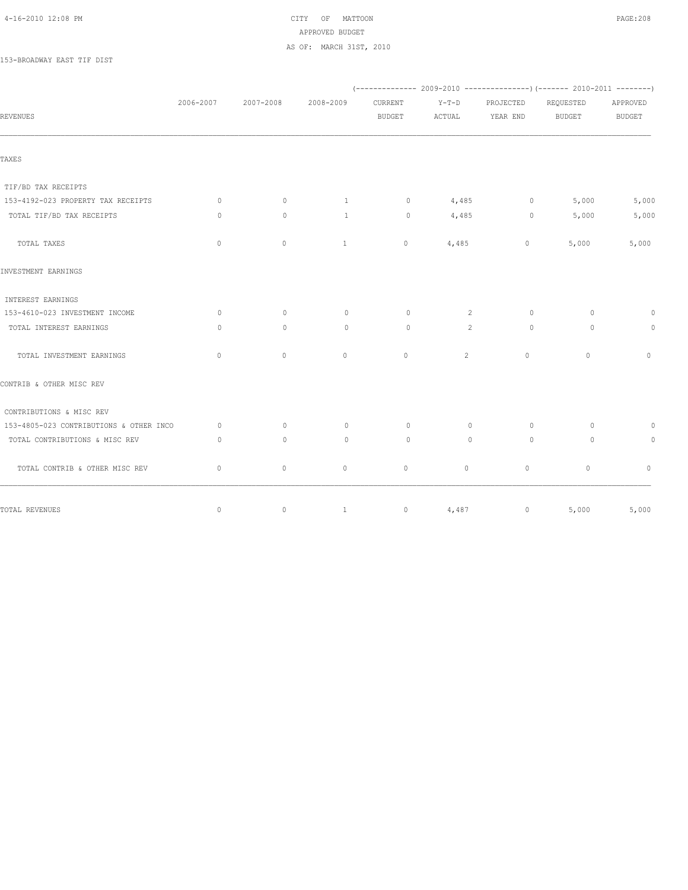CITY OF MATTOON
APPROVED BUDGET
AS OF: MARCH 31ST, 2010

153-BROADWAY EAST TIF DIST

| REVENUES | 2006-2007 | 2007-2008 | 2008-2009 | 2009-2010 CURRENT BUDGET | 2009-2010 Y-T-D ACTUAL | 2009-2010 PROJECTED YEAR END | 2010-2011 REQUESTED BUDGET | 2010-2011 APPROVED BUDGET |
|---|---|---|---|---|---|---|---|---|
| TAXES | | | | | | | | |
| TIF/BD TAX RECEIPTS | | | | | | | | |
| 153-4192-023 PROPERTY TAX RECEIPTS | 0 | 0 | 1 | 0 | 4,485 | 0 | 5,000 | 5,000 |
| TOTAL TIF/BD TAX RECEIPTS | 0 | 0 | 1 | 0 | 4,485 | 0 | 5,000 | 5,000 |
| TOTAL TAXES | 0 | 0 | 1 | 0 | 4,485 | 0 | 5,000 | 5,000 |
| INVESTMENT EARNINGS | | | | | | | | |
| INTEREST EARNINGS | | | | | | | | |
| 153-4610-023 INVESTMENT INCOME | 0 | 0 | 0 | 0 | 2 | 0 | 0 | 0 |
| TOTAL INTEREST EARNINGS | 0 | 0 | 0 | 0 | 2 | 0 | 0 | 0 |
| TOTAL INVESTMENT EARNINGS | 0 | 0 | 0 | 0 | 2 | 0 | 0 | 0 |
| CONTRIB & OTHER MISC REV | | | | | | | | |
| CONTRIBUTIONS & MISC REV | | | | | | | | |
| 153-4805-023 CONTRIBUTIONS & OTHER INCO | 0 | 0 | 0 | 0 | 0 | 0 | 0 | 0 |
| TOTAL CONTRIBUTIONS & MISC REV | 0 | 0 | 0 | 0 | 0 | 0 | 0 | 0 |
| TOTAL CONTRIB & OTHER MISC REV | 0 | 0 | 0 | 0 | 0 | 0 | 0 | 0 |
| TOTAL REVENUES | 0 | 0 | 1 | 0 | 4,487 | 0 | 5,000 | 5,000 |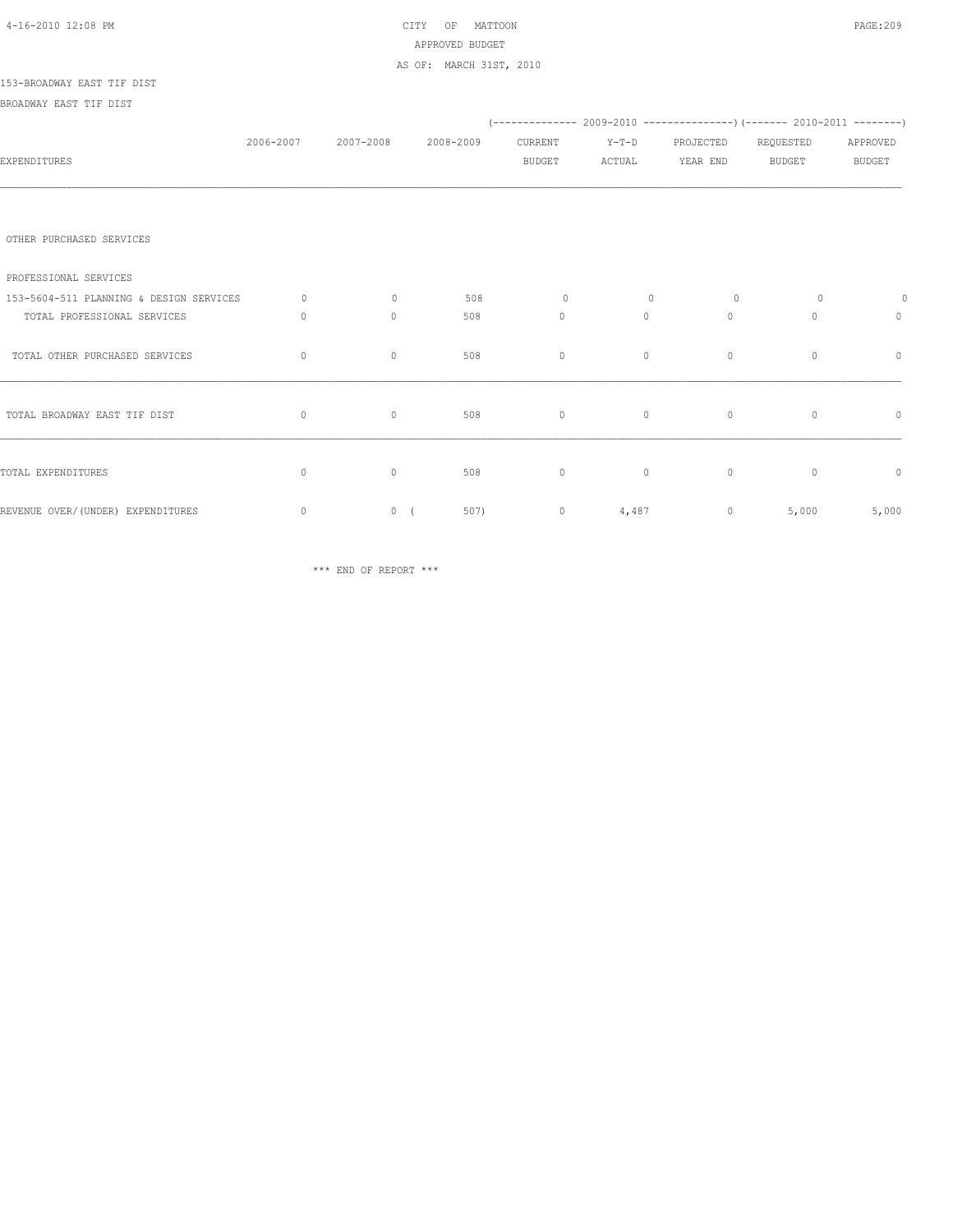CITY OF MATTOON

APPROVED BUDGET

AS OF: MARCH 31ST, 2010

153-BROADWAY EAST TIF DIST

BROADWAY EAST TIF DIST

| EXPENDITURES | 2006-2007 | 2007-2008 | 2008-2009 | 2009-2010 CURRENT BUDGET | 2009-2010 Y-T-D ACTUAL | 2009-2010 PROJECTED YEAR END | 2010-2011 REQUESTED BUDGET | 2010-2011 APPROVED BUDGET |
|---|---|---|---|---|---|---|---|---|
| OTHER PURCHASED SERVICES | | | | | | | | |
| PROFESSIONAL SERVICES | | | | | | | | |
| 153-5604-511 PLANNING & DESIGN SERVICES | 0 | 0 | 508 | 0 | 0 | 0 | 0 | 0 |
| TOTAL PROFESSIONAL SERVICES | 0 | 0 | 508 | 0 | 0 | 0 | 0 | 0 |
| TOTAL OTHER PURCHASED SERVICES | 0 | 0 | 508 | 0 | 0 | 0 | 0 | 0 |
| TOTAL BROADWAY EAST TIF DIST | 0 | 0 | 508 | 0 | 0 | 0 | 0 | 0 |
| TOTAL EXPENDITURES | 0 | 0 | 508 | 0 | 0 | 0 | 0 | 0 |
| REVENUE OVER/(UNDER) EXPENDITURES | 0 | 0 | ( 507) | 0 | 4,487 | 0 | 5,000 | 5,000 |

*** END OF REPORT ***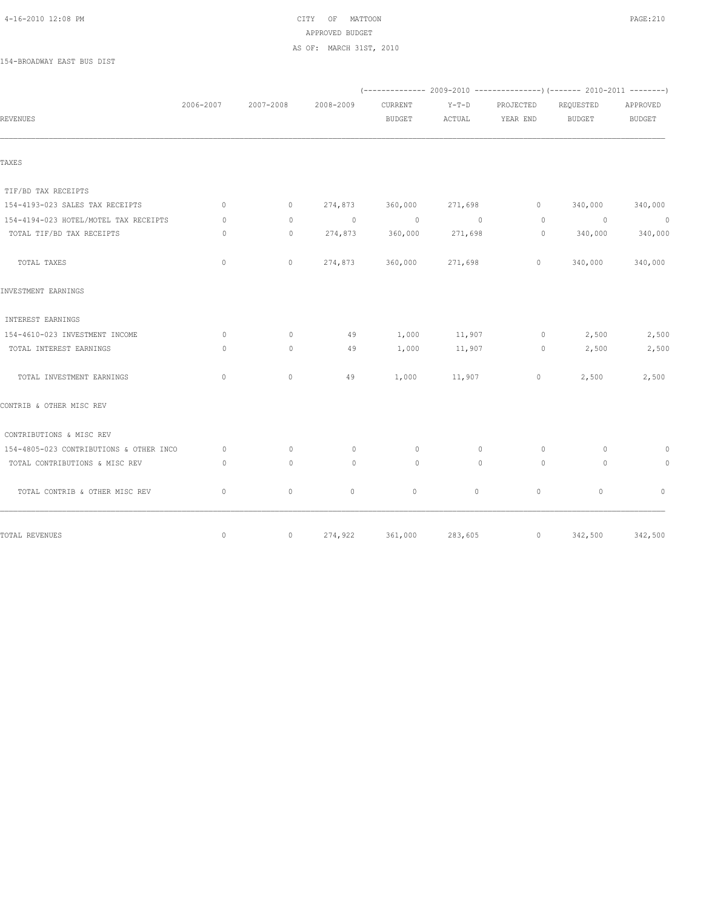CITY OF MATTOON
APPROVED BUDGET
AS OF: MARCH 31ST, 2010

154-BROADWAY EAST BUS DIST

| REVENUES | 2006-2007 | 2007-2008 | 2008-2009 | 2009-2010 CURRENT BUDGET | 2009-2010 Y-T-D ACTUAL | 2009-2010 PROJECTED YEAR END | 2010-2011 REQUESTED BUDGET | 2010-2011 APPROVED BUDGET |
|---|---|---|---|---|---|---|---|---|
| TAXES | | | | | | | | |
| TIF/BD TAX RECEIPTS | | | | | | | | |
| 154-4193-023 SALES TAX RECEIPTS | 0 | 0 | 274,873 | 360,000 | 271,698 | 0 | 340,000 | 340,000 |
| 154-4194-023 HOTEL/MOTEL TAX RECEIPTS | 0 | 0 | 0 | 0 | 0 | 0 | 0 | 0 |
| TOTAL TIF/BD TAX RECEIPTS | 0 | 0 | 274,873 | 360,000 | 271,698 | 0 | 340,000 | 340,000 |
| TOTAL TAXES | 0 | 0 | 274,873 | 360,000 | 271,698 | 0 | 340,000 | 340,000 |
| INVESTMENT EARNINGS | | | | | | | | |
| INTEREST EARNINGS | | | | | | | | |
| 154-4610-023 INVESTMENT INCOME | 0 | 0 | 49 | 1,000 | 11,907 | 0 | 2,500 | 2,500 |
| TOTAL INTEREST EARNINGS | 0 | 0 | 49 | 1,000 | 11,907 | 0 | 2,500 | 2,500 |
| TOTAL INVESTMENT EARNINGS | 0 | 0 | 49 | 1,000 | 11,907 | 0 | 2,500 | 2,500 |
| CONTRIB & OTHER MISC REV | | | | | | | | |
| CONTRIBUTIONS & MISC REV | | | | | | | | |
| 154-4805-023 CONTRIBUTIONS & OTHER INCO | 0 | 0 | 0 | 0 | 0 | 0 | 0 | 0 |
| TOTAL CONTRIBUTIONS & MISC REV | 0 | 0 | 0 | 0 | 0 | 0 | 0 | 0 |
| TOTAL CONTRIB & OTHER MISC REV | 0 | 0 | 0 | 0 | 0 | 0 | 0 | 0 |
| TOTAL REVENUES | 0 | 0 | 274,922 | 361,000 | 283,605 | 0 | 342,500 | 342,500 |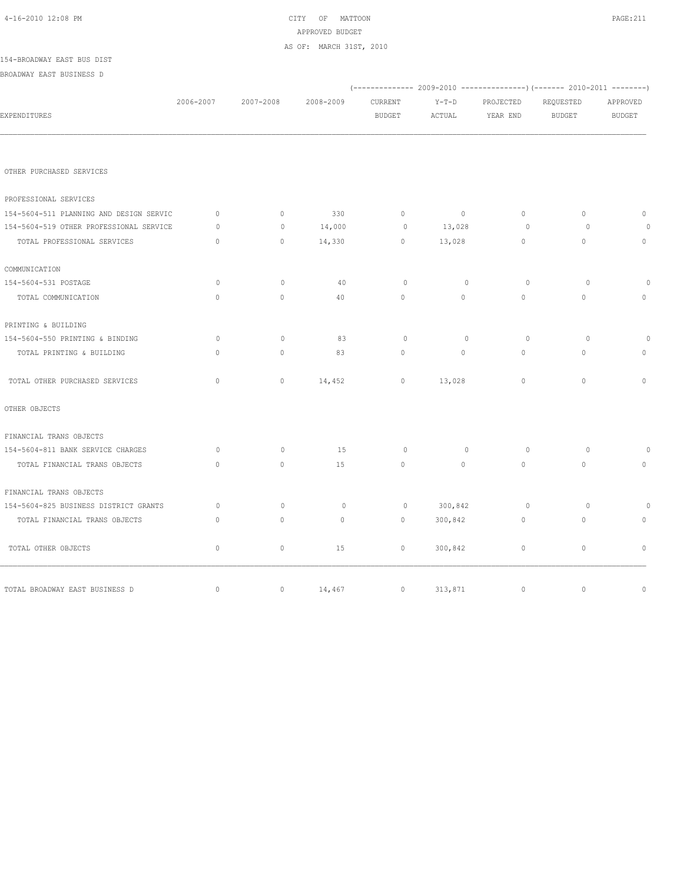CITY OF MATTOON

APPROVED BUDGET

AS OF: MARCH 31ST, 2010

154-BROADWAY EAST BUS DIST

BROADWAY EAST BUSINESS D

| EXPENDITURES | 2006-2007 | 2007-2008 | 2008-2009 | 2009-2010 CURRENT BUDGET | 2009-2010 Y-T-D ACTUAL | 2009-2010 PROJECTED YEAR END | 2010-2011 REQUESTED BUDGET | 2010-2011 APPROVED BUDGET |
|---|---|---|---|---|---|---|---|---|
| OTHER PURCHASED SERVICES | | | | | | | | |
| PROFESSIONAL SERVICES | | | | | | | | |
| 154-5604-511 PLANNING AND DESIGN SERVIC | 0 | 0 | 330 | 0 | 0 | 0 | 0 | 0 |
| 154-5604-519 OTHER PROFESSIONAL SERVICE | 0 | 0 | 14,000 | 0 | 13,028 | 0 | 0 | 0 |
| TOTAL PROFESSIONAL SERVICES | 0 | 0 | 14,330 | 0 | 13,028 | 0 | 0 | 0 |
| COMMUNICATION | | | | | | | | |
| 154-5604-531 POSTAGE | 0 | 0 | 40 | 0 | 0 | 0 | 0 | 0 |
| TOTAL COMMUNICATION | 0 | 0 | 40 | 0 | 0 | 0 | 0 | 0 |
| PRINTING & BUILDING | | | | | | | | |
| 154-5604-550 PRINTING & BINDING | 0 | 0 | 83 | 0 | 0 | 0 | 0 | 0 |
| TOTAL PRINTING & BUILDING | 0 | 0 | 83 | 0 | 0 | 0 | 0 | 0 |
| TOTAL OTHER PURCHASED SERVICES | 0 | 0 | 14,452 | 0 | 13,028 | 0 | 0 | 0 |
| OTHER OBJECTS | | | | | | | | |
| FINANCIAL TRANS OBJECTS | | | | | | | | |
| 154-5604-811 BANK SERVICE CHARGES | 0 | 0 | 15 | 0 | 0 | 0 | 0 | 0 |
| TOTAL FINANCIAL TRANS OBJECTS | 0 | 0 | 15 | 0 | 0 | 0 | 0 | 0 |
| FINANCIAL TRANS OBJECTS | | | | | | | | |
| 154-5604-825 BUSINESS DISTRICT GRANTS | 0 | 0 | 0 | 0 | 300,842 | 0 | 0 | 0 |
| TOTAL FINANCIAL TRANS OBJECTS | 0 | 0 | 0 | 0 | 300,842 | 0 | 0 | 0 |
| TOTAL OTHER OBJECTS | 0 | 0 | 15 | 0 | 300,842 | 0 | 0 | 0 |
| TOTAL BROADWAY EAST BUSINESS D | 0 | 0 | 14,467 | 0 | 313,871 | 0 | 0 | 0 |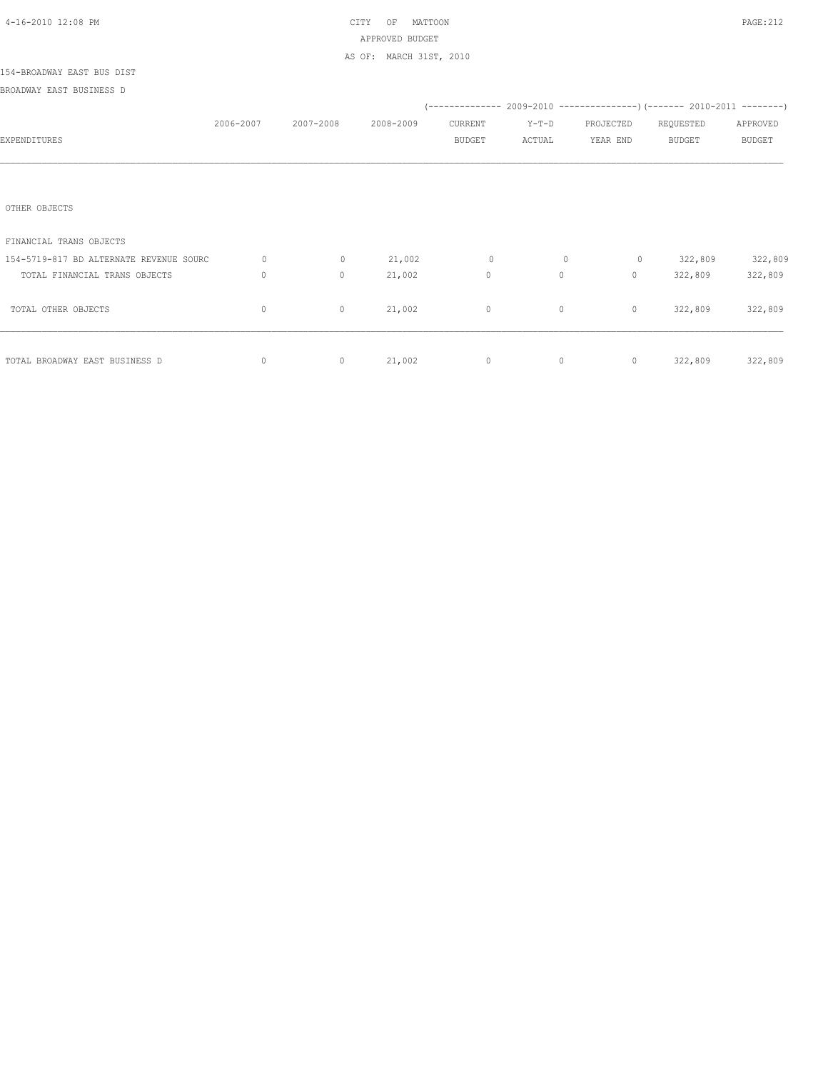CITY OF MATTOON
APPROVED BUDGET
AS OF: MARCH 31ST, 2010

154-BROADWAY EAST BUS DIST

BROADWAY EAST BUSINESS D

| EXPENDITURES | 2006-2007 | 2007-2008 | 2008-2009 | 2009-2010 CURRENT BUDGET | 2009-2010 Y-T-D ACTUAL | 2009-2010 PROJECTED YEAR END | 2010-2011 REQUESTED BUDGET | 2010-2011 APPROVED BUDGET |
|---|---|---|---|---|---|---|---|---|
| OTHER OBJECTS | | | | | | | | |
| FINANCIAL TRANS OBJECTS | | | | | | | | |
| 154-5719-817 BD ALTERNATE REVENUE SOURC | 0 | 0 | 21,002 | 0 | 0 | 0 | 322,809 | 322,809 |
| TOTAL FINANCIAL TRANS OBJECTS | 0 | 0 | 21,002 | 0 | 0 | 0 | 322,809 | 322,809 |
| TOTAL OTHER OBJECTS | 0 | 0 | 21,002 | 0 | 0 | 0 | 322,809 | 322,809 |
| TOTAL BROADWAY EAST BUSINESS D | 0 | 0 | 21,002 | 0 | 0 | 0 | 322,809 | 322,809 |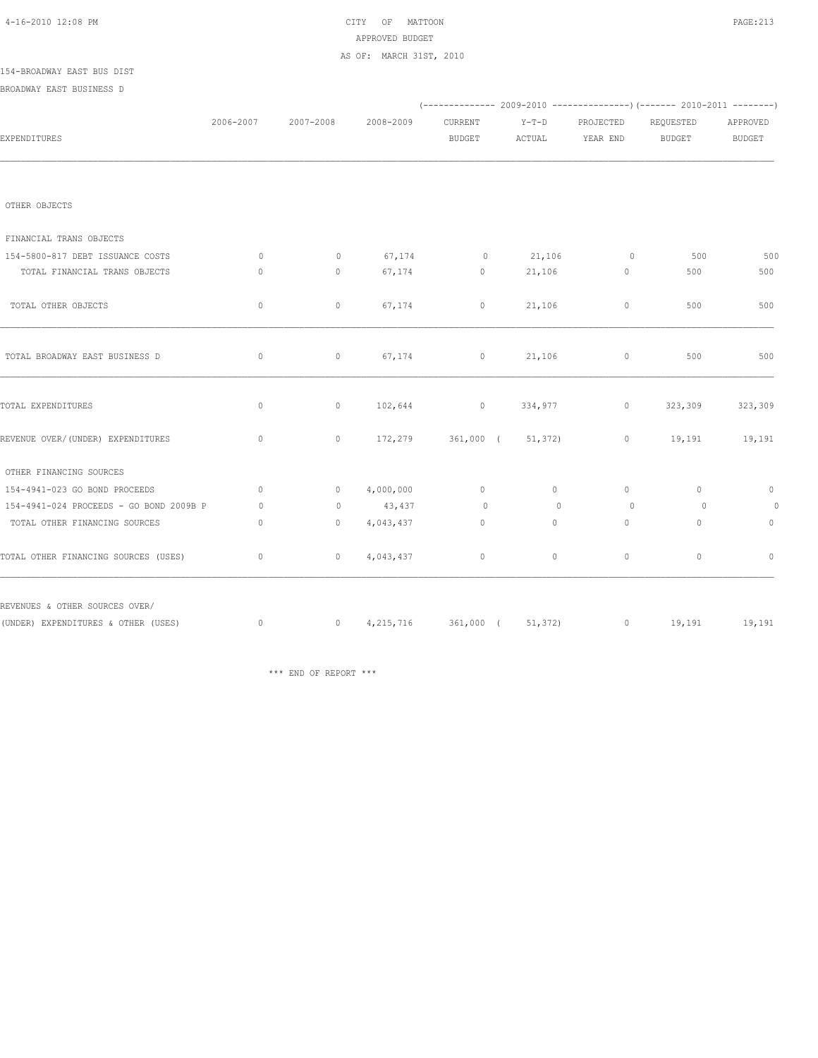CITY OF MATTOON
APPROVED BUDGET
AS OF: MARCH 31ST, 2010

154-BROADWAY EAST BUS DIST

BROADWAY EAST BUSINESS D

| EXPENDITURES | 2006-2007 | 2007-2008 | 2008-2009 | 2009-2010 CURRENT BUDGET | 2009-2010 Y-T-D ACTUAL | 2009-2010 PROJECTED YEAR END | 2010-2011 REQUESTED BUDGET | 2010-2011 APPROVED BUDGET |
|---|---|---|---|---|---|---|---|---|
| OTHER OBJECTS | | | | | | | | |
| FINANCIAL TRANS OBJECTS | | | | | | | | |
| 154-5800-817 DEBT ISSUANCE COSTS | 0 | 0 | 67,174 | 0 | 21,106 | 0 | 500 | 500 |
| TOTAL FINANCIAL TRANS OBJECTS | 0 | 0 | 67,174 | 0 | 21,106 | 0 | 500 | 500 |
| TOTAL OTHER OBJECTS | 0 | 0 | 67,174 | 0 | 21,106 | 0 | 500 | 500 |
| TOTAL BROADWAY EAST BUSINESS D | 0 | 0 | 67,174 | 0 | 21,106 | 0 | 500 | 500 |
| TOTAL EXPENDITURES | 0 | 0 | 102,644 | 0 | 334,977 | 0 | 323,309 | 323,309 |
| REVENUE OVER/(UNDER) EXPENDITURES | 0 | 0 | 172,279 | 361,000 | ( 51,372) | 0 | 19,191 | 19,191 |
| OTHER FINANCING SOURCES | | | | | | | | |
| 154-4941-023 GO BOND PROCEEDS | 0 | 0 | 4,000,000 | 0 | 0 | 0 | 0 | 0 |
| 154-4941-024 PROCEEDS - GO BOND 2009B P | 0 | 0 | 43,437 | 0 | 0 | 0 | 0 | 0 |
| TOTAL OTHER FINANCING SOURCES | 0 | 0 | 4,043,437 | 0 | 0 | 0 | 0 | 0 |
| TOTAL OTHER FINANCING SOURCES (USES) | 0 | 0 | 4,043,437 | 0 | 0 | 0 | 0 | 0 |
| REVENUES & OTHER SOURCES OVER/ (UNDER) EXPENDITURES & OTHER (USES) | 0 | 0 | 4,215,716 | 361,000 | ( 51,372) | 0 | 19,191 | 19,191 |

*** END OF REPORT ***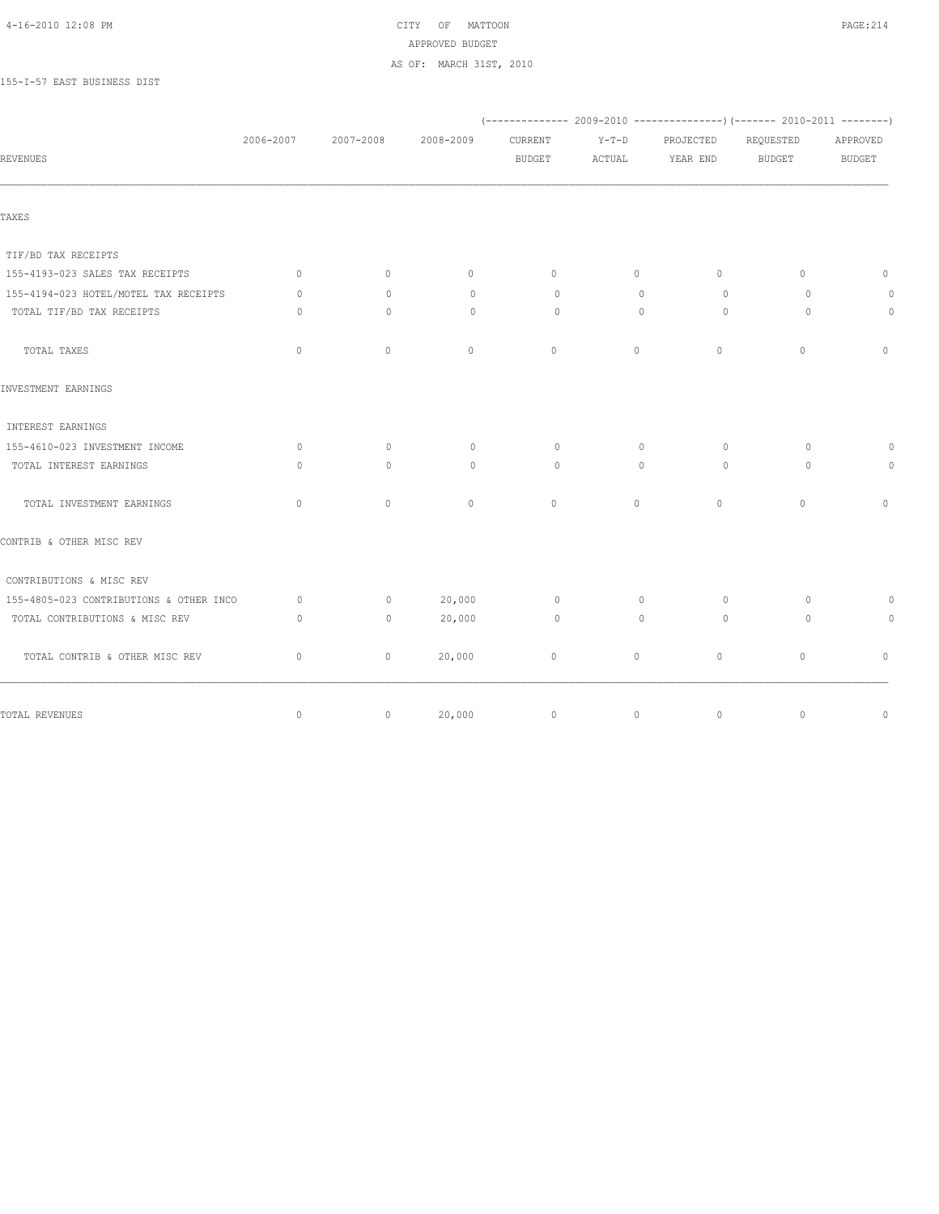CITY OF MATTOON
APPROVED BUDGET
AS OF: MARCH 31ST, 2010

155-I-57 EAST BUSINESS DIST

| REVENUES | 2006-2007 | 2007-2008 | 2008-2009 | (-------------- 2009-2010 CURRENT BUDGET | Y-T-D ACTUAL | PROJECTED YEAR END ---------------) | (------- 2010-2011 REQUESTED BUDGET | APPROVED BUDGET --------) |
|---|---|---|---|---|---|---|---|---|
| TAXES | | | | | | | | |
| TIF/BD TAX RECEIPTS | | | | | | | | |
| 155-4193-023 SALES TAX RECEIPTS | 0 | 0 | 0 | 0 | 0 | 0 | 0 | 0 |
| 155-4194-023 HOTEL/MOTEL TAX RECEIPTS | 0 | 0 | 0 | 0 | 0 | 0 | 0 | 0 |
| TOTAL TIF/BD TAX RECEIPTS | 0 | 0 | 0 | 0 | 0 | 0 | 0 | 0 |
| TOTAL TAXES | 0 | 0 | 0 | 0 | 0 | 0 | 0 | 0 |
| INVESTMENT EARNINGS | | | | | | | | |
| INTEREST EARNINGS | | | | | | | | |
| 155-4610-023 INVESTMENT INCOME | 0 | 0 | 0 | 0 | 0 | 0 | 0 | 0 |
| TOTAL INTEREST EARNINGS | 0 | 0 | 0 | 0 | 0 | 0 | 0 | 0 |
| TOTAL INVESTMENT EARNINGS | 0 | 0 | 0 | 0 | 0 | 0 | 0 | 0 |
| CONTRIB & OTHER MISC REV | | | | | | | | |
| CONTRIBUTIONS & MISC REV | | | | | | | | |
| 155-4805-023 CONTRIBUTIONS & OTHER INCO | 0 | 0 | 20,000 | 0 | 0 | 0 | 0 | 0 |
| TOTAL CONTRIBUTIONS & MISC REV | 0 | 0 | 20,000 | 0 | 0 | 0 | 0 | 0 |
| TOTAL CONTRIB & OTHER MISC REV | 0 | 0 | 20,000 | 0 | 0 | 0 | 0 | 0 |
| TOTAL REVENUES | 0 | 0 | 20,000 | 0 | 0 | 0 | 0 | 0 |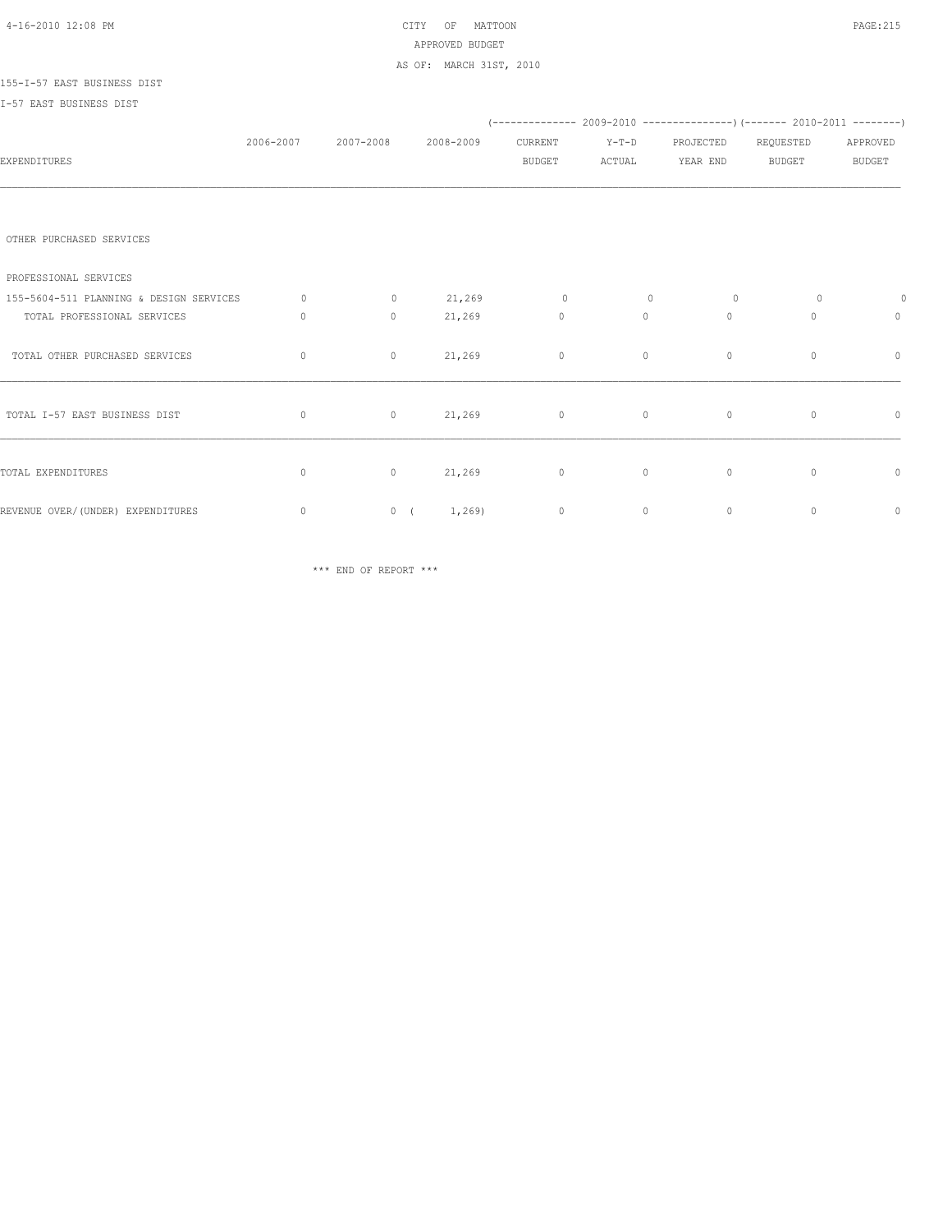CITY OF MATTOON
APPROVED BUDGET
AS OF: MARCH 31ST, 2010

155-I-57 EAST BUSINESS DIST
I-57 EAST BUSINESS DIST

| EXPENDITURES | 2006-2007 | 2007-2008 | 2008-2009 | 2009-2010 CURRENT BUDGET | 2009-2010 Y-T-D ACTUAL | 2009-2010 PROJECTED YEAR END | 2010-2011 REQUESTED BUDGET | 2010-2011 APPROVED BUDGET |
|---|---|---|---|---|---|---|---|---|
| OTHER PURCHASED SERVICES | | | | | | | | |
| PROFESSIONAL SERVICES | | | | | | | | |
| 155-5604-511 PLANNING & DESIGN SERVICES | 0 | 0 | 21,269 | 0 | 0 | 0 | 0 | 0 |
| TOTAL PROFESSIONAL SERVICES | 0 | 0 | 21,269 | 0 | 0 | 0 | 0 | 0 |
| TOTAL OTHER PURCHASED SERVICES | 0 | 0 | 21,269 | 0 | 0 | 0 | 0 | 0 |
| TOTAL I-57 EAST BUSINESS DIST | 0 | 0 | 21,269 | 0 | 0 | 0 | 0 | 0 |
| TOTAL EXPENDITURES | 0 | 0 | 21,269 | 0 | 0 | 0 | 0 | 0 |
| REVENUE OVER/(UNDER) EXPENDITURES | 0 | 0 | ( 1,269) | 0 | 0 | 0 | 0 | 0 |

*** END OF REPORT ***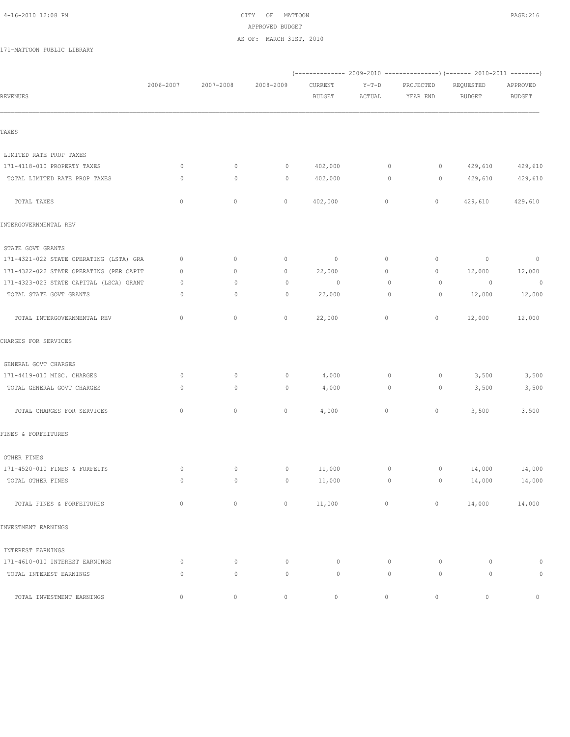CITY OF MATTOON
APPROVED BUDGET
AS OF: MARCH 31ST, 2010

171-MATTOON PUBLIC LIBRARY

| REVENUES | 2006-2007 | 2007-2008 | 2008-2009 | 2009-2010 CURRENT BUDGET | 2009-2010 Y-T-D ACTUAL | 2009-2010 PROJECTED YEAR END | 2010-2011 REQUESTED BUDGET | 2010-2011 APPROVED BUDGET |
|---|---|---|---|---|---|---|---|---|
| TAXES | | | | | | | | |
| LIMITED RATE PROP TAXES | | | | | | | | |
| 171-4118-010 PROPERTY TAXES | 0 | 0 | 0 | 402,000 | 0 | 0 | 429,610 | 429,610 |
| TOTAL LIMITED RATE PROP TAXES | 0 | 0 | 0 | 402,000 | 0 | 0 | 429,610 | 429,610 |
| TOTAL TAXES | 0 | 0 | 0 | 402,000 | 0 | 0 | 429,610 | 429,610 |
| INTERGOVERNMENTAL REV | | | | | | | | |
| STATE GOVT GRANTS | | | | | | | | |
| 171-4321-022 STATE OPERATING (LSTA) GRA | 0 | 0 | 0 | 0 | 0 | 0 | 0 | 0 |
| 171-4322-022 STATE OPERATING (PER CAPIT | 0 | 0 | 0 | 22,000 | 0 | 0 | 12,000 | 12,000 |
| 171-4323-023 STATE CAPITAL (LSCA) GRANT | 0 | 0 | 0 | 0 | 0 | 0 | 0 | 0 |
| TOTAL STATE GOVT GRANTS | 0 | 0 | 0 | 22,000 | 0 | 0 | 12,000 | 12,000 |
| TOTAL INTERGOVERNMENTAL REV | 0 | 0 | 0 | 22,000 | 0 | 0 | 12,000 | 12,000 |
| CHARGES FOR SERVICES | | | | | | | | |
| GENERAL GOVT CHARGES | | | | | | | | |
| 171-4419-010 MISC. CHARGES | 0 | 0 | 0 | 4,000 | 0 | 0 | 3,500 | 3,500 |
| TOTAL GENERAL GOVT CHARGES | 0 | 0 | 0 | 4,000 | 0 | 0 | 3,500 | 3,500 |
| TOTAL CHARGES FOR SERVICES | 0 | 0 | 0 | 4,000 | 0 | 0 | 3,500 | 3,500 |
| FINES & FORFEITURES | | | | | | | | |
| OTHER FINES | | | | | | | | |
| 171-4520-010 FINES & FORFEITS | 0 | 0 | 0 | 11,000 | 0 | 0 | 14,000 | 14,000 |
| TOTAL OTHER FINES | 0 | 0 | 0 | 11,000 | 0 | 0 | 14,000 | 14,000 |
| TOTAL FINES & FORFEITURES | 0 | 0 | 0 | 11,000 | 0 | 0 | 14,000 | 14,000 |
| INVESTMENT EARNINGS | | | | | | | | |
| INTEREST EARNINGS | | | | | | | | |
| 171-4610-010 INTEREST EARNINGS | 0 | 0 | 0 | 0 | 0 | 0 | 0 | 0 |
| TOTAL INTEREST EARNINGS | 0 | 0 | 0 | 0 | 0 | 0 | 0 | 0 |
| TOTAL INVESTMENT EARNINGS | 0 | 0 | 0 | 0 | 0 | 0 | 0 | 0 |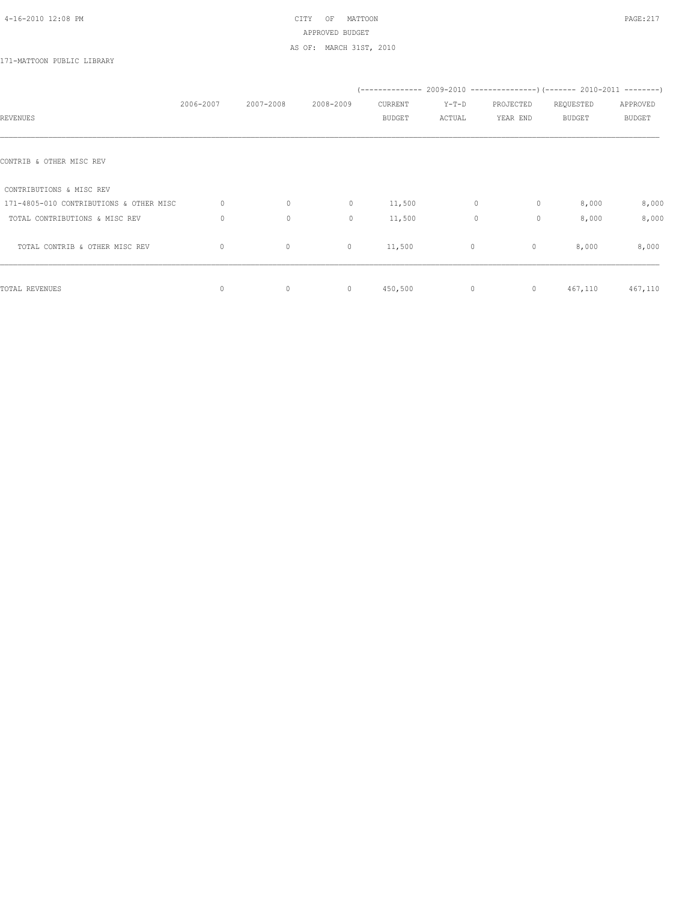CITY OF MATTOON
APPROVED BUDGET
AS OF: MARCH 31ST, 2010

171-MATTOON PUBLIC LIBRARY

| REVENUES | 2006-2007 | 2007-2008 | 2008-2009 | (---- 2009-2010 CURRENT BUDGET | Y-T-D ACTUAL | PROJECTED YEAR END ----) | (---- 2010-2011 REQUESTED BUDGET | APPROVED BUDGET ----) |
|---|---|---|---|---|---|---|---|---|
| CONTRIB & OTHER MISC REV | | | | | | | | |
| CONTRIBUTIONS & MISC REV | | | | | | | | |
| 171-4805-010 CONTRIBUTIONS & OTHER MISC | 0 | 0 | 0 | 11,500 | 0 | 0 | 8,000 | 8,000 |
| TOTAL CONTRIBUTIONS & MISC REV | 0 | 0 | 0 | 11,500 | 0 | 0 | 8,000 | 8,000 |
| TOTAL CONTRIB & OTHER MISC REV | 0 | 0 | 0 | 11,500 | 0 | 0 | 8,000 | 8,000 |
| TOTAL REVENUES | 0 | 0 | 0 | 450,500 | 0 | 0 | 467,110 | 467,110 |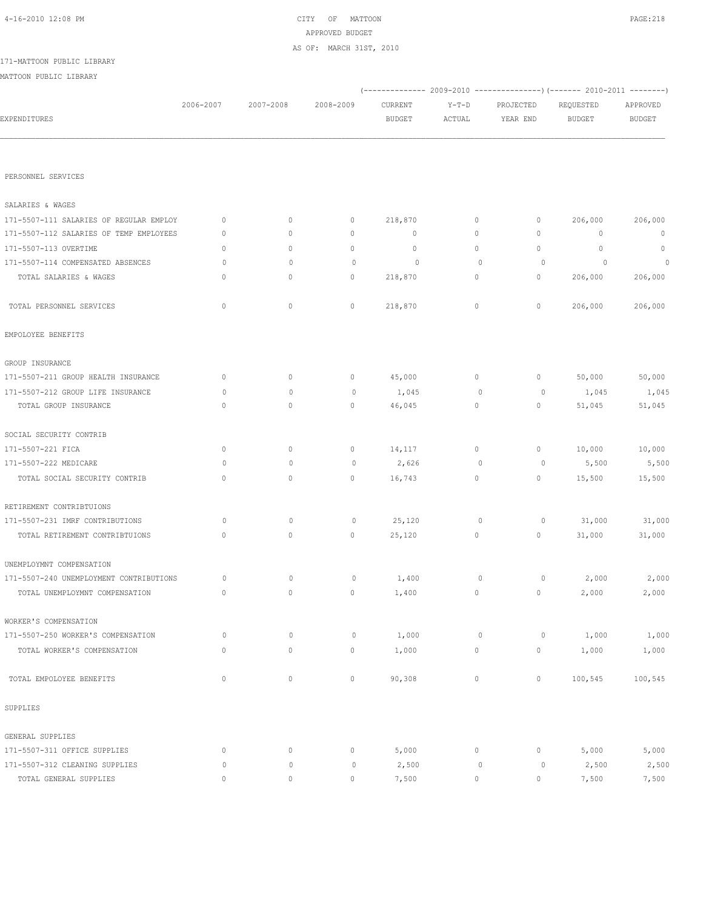CITY OF MATTOON

APPROVED BUDGET

AS OF: MARCH 31ST, 2010

171-MATTOON PUBLIC LIBRARY

MATTOON PUBLIC LIBRARY

| EXPENDITURES | 2006-2007 | 2007-2008 | 2008-2009 | 2009-2010 CURRENT BUDGET | 2009-2010 Y-T-D ACTUAL | 2009-2010 PROJECTED YEAR END | 2010-2011 REQUESTED BUDGET | 2010-2011 APPROVED BUDGET |
|---|---|---|---|---|---|---|---|---|
| PERSONNEL SERVICES | | | | | | | | |
| SALARIES & WAGES | | | | | | | | |
| 171-5507-111 SALARIES OF REGULAR EMPLOY | 0 | 0 | 0 | 218,870 | 0 | 0 | 206,000 | 206,000 |
| 171-5507-112 SALARIES OF TEMP EMPLOYEES | 0 | 0 | 0 | 0 | 0 | 0 | 0 | 0 |
| 171-5507-113 OVERTIME | 0 | 0 | 0 | 0 | 0 | 0 | 0 | 0 |
| 171-5507-114 COMPENSATED ABSENCES | 0 | 0 | 0 | 0 | 0 | 0 | 0 | 0 |
| TOTAL SALARIES & WAGES | 0 | 0 | 0 | 218,870 | 0 | 0 | 206,000 | 206,000 |
| TOTAL PERSONNEL SERVICES | 0 | 0 | 0 | 218,870 | 0 | 0 | 206,000 | 206,000 |
| EMPOLOYEE BENEFITS | | | | | | | | |
| GROUP INSURANCE | | | | | | | | |
| 171-5507-211 GROUP HEALTH INSURANCE | 0 | 0 | 0 | 45,000 | 0 | 0 | 50,000 | 50,000 |
| 171-5507-212 GROUP LIFE INSURANCE | 0 | 0 | 0 | 1,045 | 0 | 0 | 1,045 | 1,045 |
| TOTAL GROUP INSURANCE | 0 | 0 | 0 | 46,045 | 0 | 0 | 51,045 | 51,045 |
| SOCIAL SECURITY CONTRIB | | | | | | | | |
| 171-5507-221 FICA | 0 | 0 | 0 | 14,117 | 0 | 0 | 10,000 | 10,000 |
| 171-5507-222 MEDICARE | 0 | 0 | 0 | 2,626 | 0 | 0 | 5,500 | 5,500 |
| TOTAL SOCIAL SECURITY CONTRIB | 0 | 0 | 0 | 16,743 | 0 | 0 | 15,500 | 15,500 |
| RETIREMENT CONTRIBTUIONS | | | | | | | | |
| 171-5507-231 IMRF CONTRIBUTIONS | 0 | 0 | 0 | 25,120 | 0 | 0 | 31,000 | 31,000 |
| TOTAL RETIREMENT CONTRIBTUIONS | 0 | 0 | 0 | 25,120 | 0 | 0 | 31,000 | 31,000 |
| UNEMPLOYMNT COMPENSATION | | | | | | | | |
| 171-5507-240 UNEMPLOYMENT CONTRIBUTIONS | 0 | 0 | 0 | 1,400 | 0 | 0 | 2,000 | 2,000 |
| TOTAL UNEMPLOYMNT COMPENSATION | 0 | 0 | 0 | 1,400 | 0 | 0 | 2,000 | 2,000 |
| WORKER'S COMPENSATION | | | | | | | | |
| 171-5507-250 WORKER'S COMPENSATION | 0 | 0 | 0 | 1,000 | 0 | 0 | 1,000 | 1,000 |
| TOTAL WORKER'S COMPENSATION | 0 | 0 | 0 | 1,000 | 0 | 0 | 1,000 | 1,000 |
| TOTAL EMPOLOYEE BENEFITS | 0 | 0 | 0 | 90,308 | 0 | 0 | 100,545 | 100,545 |
| SUPPLIES | | | | | | | | |
| GENERAL SUPPLIES | | | | | | | | |
| 171-5507-311 OFFICE SUPPLIES | 0 | 0 | 0 | 5,000 | 0 | 0 | 5,000 | 5,000 |
| 171-5507-312 CLEANING SUPPLIES | 0 | 0 | 0 | 2,500 | 0 | 0 | 2,500 | 2,500 |
| TOTAL GENERAL SUPPLIES | 0 | 0 | 0 | 7,500 | 0 | 0 | 7,500 | 7,500 |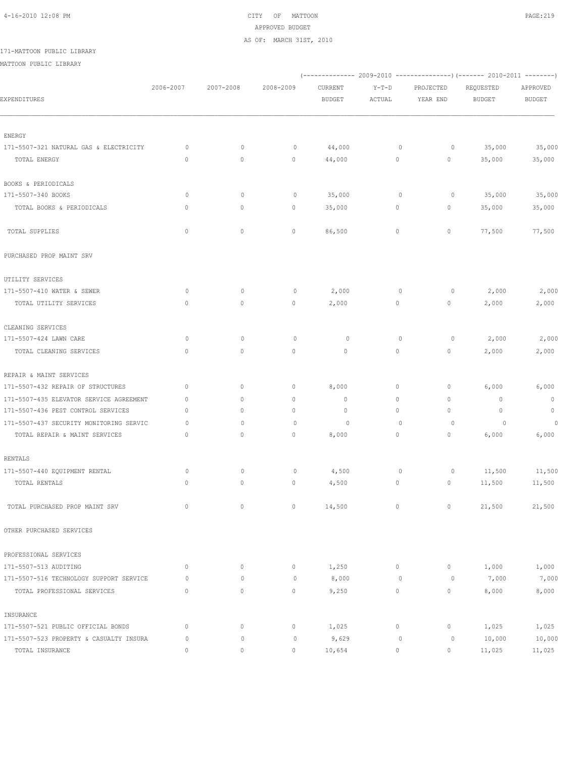CITY OF MATTOON
APPROVED BUDGET
AS OF: MARCH 31ST, 2010

171-MATTOON PUBLIC LIBRARY

MATTOON PUBLIC LIBRARY

| EXPENDITURES | 2006-2007 | 2007-2008 | 2008-2009 | 2009-2010 CURRENT BUDGET | 2009-2010 Y-T-D ACTUAL | 2009-2010 PROJECTED YEAR END | 2010-2011 REQUESTED BUDGET | 2010-2011 APPROVED BUDGET |
|---|---|---|---|---|---|---|---|---|
| ENERGY | | | | | | | | |
| 171-5507-321 NATURAL GAS & ELECTRICITY | 0 | 0 | 0 | 44,000 | 0 | 0 | 35,000 | 35,000 |
| TOTAL ENERGY | 0 | 0 | 0 | 44,000 | 0 | 0 | 35,000 | 35,000 |
| BOOKS & PERIODICALS | | | | | | | | |
| 171-5507-340 BOOKS | 0 | 0 | 0 | 35,000 | 0 | 0 | 35,000 | 35,000 |
| TOTAL BOOKS & PERIODICALS | 0 | 0 | 0 | 35,000 | 0 | 0 | 35,000 | 35,000 |
| TOTAL SUPPLIES | 0 | 0 | 0 | 86,500 | 0 | 0 | 77,500 | 77,500 |
| PURCHASED PROP MAINT SRV | | | | | | | | |
| UTILITY SERVICES | | | | | | | | |
| 171-5507-410 WATER & SEWER | 0 | 0 | 0 | 2,000 | 0 | 0 | 2,000 | 2,000 |
| TOTAL UTILITY SERVICES | 0 | 0 | 0 | 2,000 | 0 | 0 | 2,000 | 2,000 |
| CLEANING SERVICES | | | | | | | | |
| 171-5507-424 LAWN CARE | 0 | 0 | 0 | 0 | 0 | 0 | 2,000 | 2,000 |
| TOTAL CLEANING SERVICES | 0 | 0 | 0 | 0 | 0 | 0 | 2,000 | 2,000 |
| REPAIR & MAINT SERVICES | | | | | | | | |
| 171-5507-432 REPAIR OF STRUCTURES | 0 | 0 | 0 | 8,000 | 0 | 0 | 6,000 | 6,000 |
| 171-5507-435 ELEVATOR SERVICE AGREEMENT | 0 | 0 | 0 | 0 | 0 | 0 | 0 | 0 |
| 171-5507-436 PEST CONTROL SERVICES | 0 | 0 | 0 | 0 | 0 | 0 | 0 | 0 |
| 171-5507-437 SECURITY MONITORING SERVIC | 0 | 0 | 0 | 0 | 0 | 0 | 0 | 0 |
| TOTAL REPAIR & MAINT SERVICES | 0 | 0 | 0 | 8,000 | 0 | 0 | 6,000 | 6,000 |
| RENTALS | | | | | | | | |
| 171-5507-440 EQUIPMENT RENTAL | 0 | 0 | 0 | 4,500 | 0 | 0 | 11,500 | 11,500 |
| TOTAL RENTALS | 0 | 0 | 0 | 4,500 | 0 | 0 | 11,500 | 11,500 |
| TOTAL PURCHASED PROP MAINT SRV | 0 | 0 | 0 | 14,500 | 0 | 0 | 21,500 | 21,500 |
| OTHER PURCHASED SERVICES | | | | | | | | |
| PROFESSIONAL SERVICES | | | | | | | | |
| 171-5507-513 AUDITING | 0 | 0 | 0 | 1,250 | 0 | 0 | 1,000 | 1,000 |
| 171-5507-516 TECHNOLOGY SUPPORT SERVICE | 0 | 0 | 0 | 8,000 | 0 | 0 | 7,000 | 7,000 |
| TOTAL PROFESSIONAL SERVICES | 0 | 0 | 0 | 9,250 | 0 | 0 | 8,000 | 8,000 |
| INSURANCE | | | | | | | | |
| 171-5507-521 PUBLIC OFFICIAL BONDS | 0 | 0 | 0 | 1,025 | 0 | 0 | 1,025 | 1,025 |
| 171-5507-523 PROPERTY & CASUALTY INSURA | 0 | 0 | 0 | 9,629 | 0 | 0 | 10,000 | 10,000 |
| TOTAL INSURANCE | 0 | 0 | 0 | 10,654 | 0 | 0 | 11,025 | 11,025 |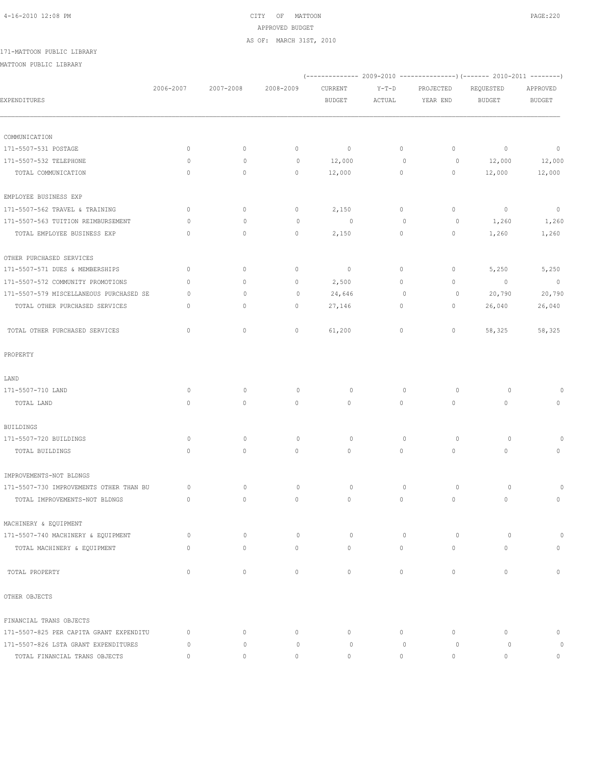CITY OF MATTOON

APPROVED BUDGET

AS OF: MARCH 31ST, 2010

171-MATTOON PUBLIC LIBRARY

MATTOON PUBLIC LIBRARY

| EXPENDITURES | 2006-2007 | 2007-2008 | 2008-2009 | 2009-2010 CURRENT BUDGET | 2009-2010 Y-T-D ACTUAL | 2009-2010 PROJECTED YEAR END | 2010-2011 REQUESTED BUDGET | 2010-2011 APPROVED BUDGET |
|---|---|---|---|---|---|---|---|---|
| COMMUNICATION | | | | | | | | |
| 171-5507-531 POSTAGE | 0 | 0 | 0 | 0 | 0 | 0 | 0 | 0 |
| 171-5507-532 TELEPHONE | 0 | 0 | 0 | 12,000 | 0 | 0 | 12,000 | 12,000 |
| TOTAL COMMUNICATION | 0 | 0 | 0 | 12,000 | 0 | 0 | 12,000 | 12,000 |
| EMPLOYEE BUSINESS EXP | | | | | | | | |
| 171-5507-562 TRAVEL & TRAINING | 0 | 0 | 0 | 2,150 | 0 | 0 | 0 | 0 |
| 171-5507-563 TUITION REIMBURSEMENT | 0 | 0 | 0 | 0 | 0 | 0 | 1,260 | 1,260 |
| TOTAL EMPLOYEE BUSINESS EXP | 0 | 0 | 0 | 2,150 | 0 | 0 | 1,260 | 1,260 |
| OTHER PURCHASED SERVICES | | | | | | | | |
| 171-5507-571 DUES & MEMBERSHIPS | 0 | 0 | 0 | 0 | 0 | 0 | 5,250 | 5,250 |
| 171-5507-572 COMMUNITY PROMOTIONS | 0 | 0 | 0 | 2,500 | 0 | 0 | 0 | 0 |
| 171-5507-579 MISCELLANEOUS PURCHASED SE | 0 | 0 | 0 | 24,646 | 0 | 0 | 20,790 | 20,790 |
| TOTAL OTHER PURCHASED SERVICES | 0 | 0 | 0 | 27,146 | 0 | 0 | 26,040 | 26,040 |
| TOTAL OTHER PURCHASED SERVICES | 0 | 0 | 0 | 61,200 | 0 | 0 | 58,325 | 58,325 |
| PROPERTY | | | | | | | | |
| LAND | | | | | | | | |
| 171-5507-710 LAND | 0 | 0 | 0 | 0 | 0 | 0 | 0 | 0 |
| TOTAL LAND | 0 | 0 | 0 | 0 | 0 | 0 | 0 | 0 |
| BUILDINGS | | | | | | | | |
| 171-5507-720 BUILDINGS | 0 | 0 | 0 | 0 | 0 | 0 | 0 | 0 |
| TOTAL BUILDINGS | 0 | 0 | 0 | 0 | 0 | 0 | 0 | 0 |
| IMPROVEMENTS-NOT BLDNGS | | | | | | | | |
| 171-5507-730 IMPROVEMENTS OTHER THAN BU | 0 | 0 | 0 | 0 | 0 | 0 | 0 | 0 |
| TOTAL IMPROVEMENTS-NOT BLDNGS | 0 | 0 | 0 | 0 | 0 | 0 | 0 | 0 |
| MACHINERY & EQUIPMENT | | | | | | | | |
| 171-5507-740 MACHINERY & EQUIPMENT | 0 | 0 | 0 | 0 | 0 | 0 | 0 | 0 |
| TOTAL MACHINERY & EQUIPMENT | 0 | 0 | 0 | 0 | 0 | 0 | 0 | 0 |
| TOTAL PROPERTY | 0 | 0 | 0 | 0 | 0 | 0 | 0 | 0 |
| OTHER OBJECTS | | | | | | | | |
| FINANCIAL TRANS OBJECTS | | | | | | | | |
| 171-5507-825 PER CAPITA GRANT EXPENDITU | 0 | 0 | 0 | 0 | 0 | 0 | 0 | 0 |
| 171-5507-826 LSTA GRANT EXPENDITURES | 0 | 0 | 0 | 0 | 0 | 0 | 0 | 0 |
| TOTAL FINANCIAL TRANS OBJECTS | 0 | 0 | 0 | 0 | 0 | 0 | 0 | 0 |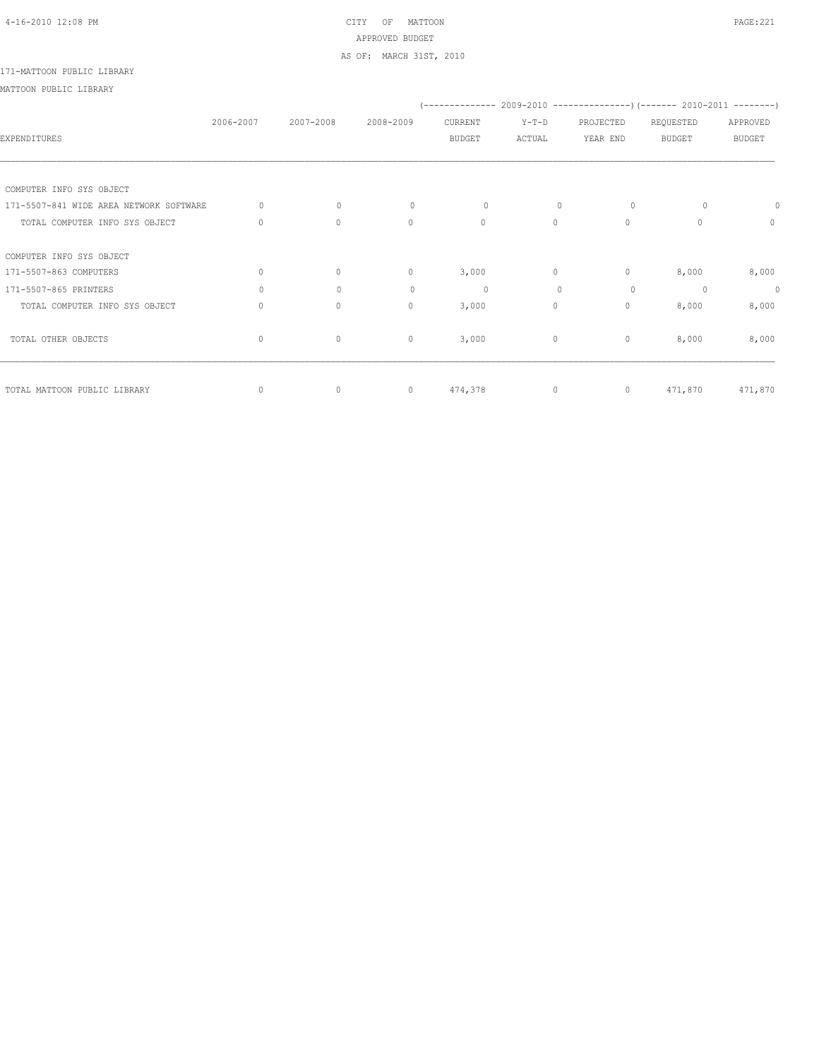CITY OF MATTOON
APPROVED BUDGET
AS OF: MARCH 31ST, 2010

171-MATTOON PUBLIC LIBRARY

MATTOON PUBLIC LIBRARY

| EXPENDITURES | 2006-2007 | 2007-2008 | 2008-2009 | 2009-2010 CURRENT BUDGET | 2009-2010 Y-T-D ACTUAL | 2009-2010 PROJECTED YEAR END | 2010-2011 REQUESTED BUDGET | 2010-2011 APPROVED BUDGET |
|---|---|---|---|---|---|---|---|---|
| COMPUTER INFO SYS OBJECT | | | | | | | | |
| 171-5507-841 WIDE AREA NETWORK SOFTWARE | 0 | 0 | 0 | 0 | 0 | 0 | 0 | 0 |
| TOTAL COMPUTER INFO SYS OBJECT | 0 | 0 | 0 | 0 | 0 | 0 | 0 | 0 |
| COMPUTER INFO SYS OBJECT | | | | | | | | |
| 171-5507-863 COMPUTERS | 0 | 0 | 0 | 3,000 | 0 | 0 | 8,000 | 8,000 |
| 171-5507-865 PRINTERS | 0 | 0 | 0 | 0 | 0 | 0 | 0 | 0 |
| TOTAL COMPUTER INFO SYS OBJECT | 0 | 0 | 0 | 3,000 | 0 | 0 | 8,000 | 8,000 |
| TOTAL OTHER OBJECTS | 0 | 0 | 0 | 3,000 | 0 | 0 | 8,000 | 8,000 |
| TOTAL MATTOON PUBLIC LIBRARY | 0 | 0 | 0 | 474,378 | 0 | 0 | 471,870 | 471,870 |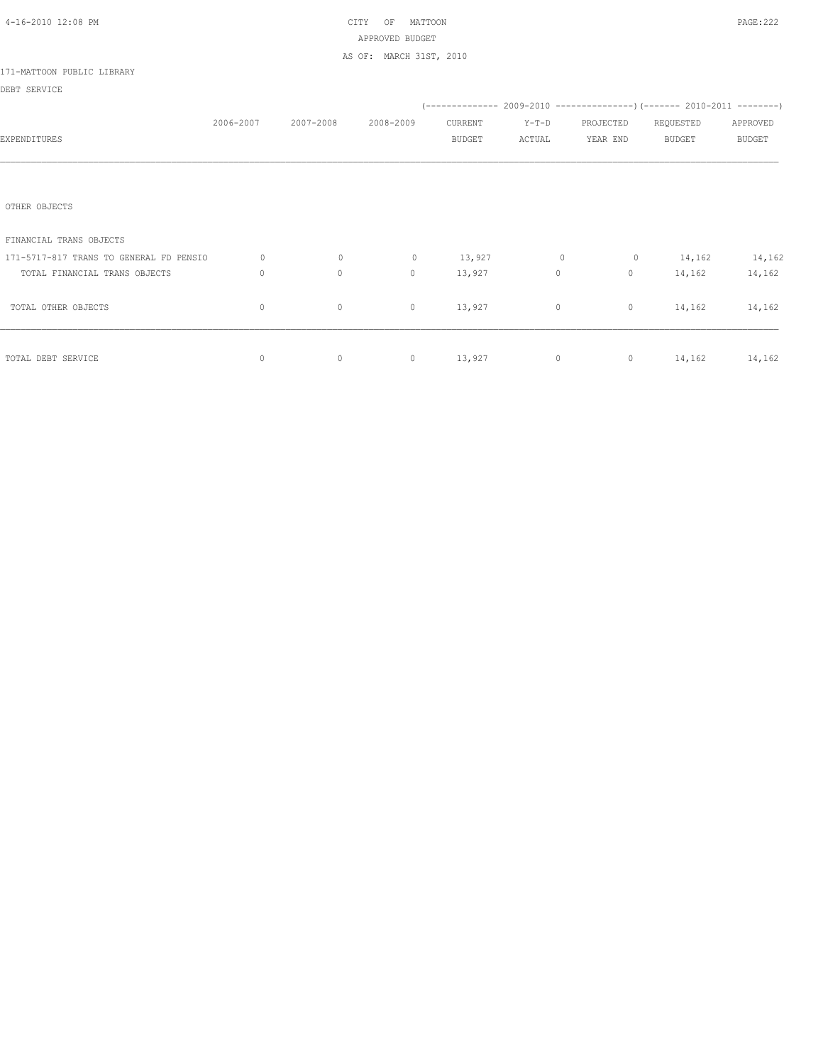CITY OF MATTOON
APPROVED BUDGET
AS OF: MARCH 31ST, 2010

171-MATTOON PUBLIC LIBRARY

DEBT SERVICE

| EXPENDITURES | 2006-2007 | 2007-2008 | 2008-2009 | 2009-2010 CURRENT BUDGET | 2009-2010 Y-T-D ACTUAL | 2009-2010 PROJECTED YEAR END | 2010-2011 REQUESTED BUDGET | 2010-2011 APPROVED BUDGET |
|---|---|---|---|---|---|---|---|---|
| OTHER OBJECTS | | | | | | | | |
| FINANCIAL TRANS OBJECTS | | | | | | | | |
| 171-5717-817 TRANS TO GENERAL FD PENSIO | 0 | 0 | 0 | 13,927 | 0 | 0 | 14,162 | 14,162 |
| TOTAL FINANCIAL TRANS OBJECTS | 0 | 0 | 0 | 13,927 | 0 | 0 | 14,162 | 14,162 |
| TOTAL OTHER OBJECTS | 0 | 0 | 0 | 13,927 | 0 | 0 | 14,162 | 14,162 |
| TOTAL DEBT SERVICE | 0 | 0 | 0 | 13,927 | 0 | 0 | 14,162 | 14,162 |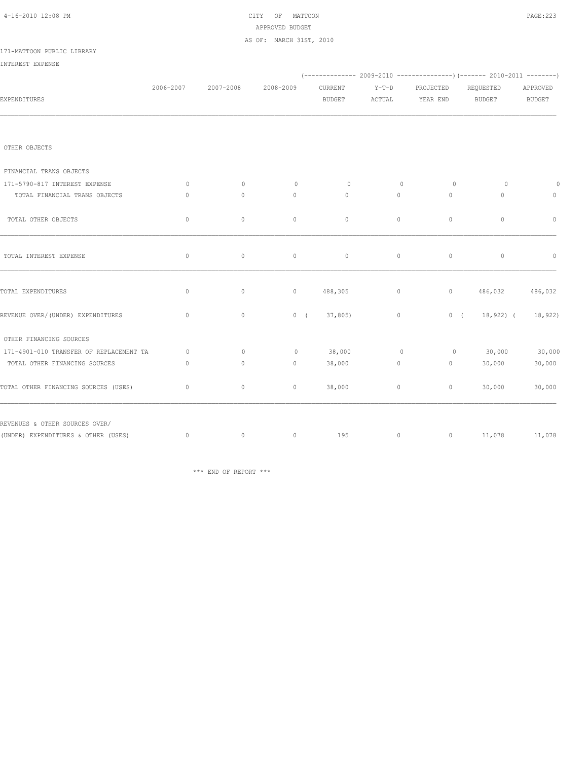CITY OF MATTOON
APPROVED BUDGET
AS OF: MARCH 31ST, 2010

171-MATTOON PUBLIC LIBRARY

INTEREST EXPENSE

| EXPENDITURES | 2006-2007 | 2007-2008 | 2008-2009 | (2009-2010) CURRENT BUDGET | Y-T-D ACTUAL | PROJECTED YEAR END | (2010-2011) REQUESTED BUDGET | APPROVED BUDGET |
|---|---|---|---|---|---|---|---|---|
| OTHER OBJECTS | | | | | | | | |
| FINANCIAL TRANS OBJECTS | | | | | | | | |
| 171-5790-817 INTEREST EXPENSE | 0 | 0 | 0 | 0 | 0 | 0 | 0 | 0 |
| TOTAL FINANCIAL TRANS OBJECTS | 0 | 0 | 0 | 0 | 0 | 0 | 0 | 0 |
| TOTAL OTHER OBJECTS | 0 | 0 | 0 | 0 | 0 | 0 | 0 | 0 |
| TOTAL INTEREST EXPENSE | 0 | 0 | 0 | 0 | 0 | 0 | 0 | 0 |
| TOTAL EXPENDITURES | 0 | 0 | 0 | 488,305 | 0 | 0 | 486,032 | 486,032 |
| REVENUE OVER/(UNDER) EXPENDITURES | 0 | 0 | 0 | ( 37,805) | 0 | 0 | ( 18,922) | ( 18,922) |
| OTHER FINANCING SOURCES | | | | | | | | |
| 171-4901-010 TRANSFER OF REPLACEMENT TA | 0 | 0 | 0 | 38,000 | 0 | 0 | 30,000 | 30,000 |
| TOTAL OTHER FINANCING SOURCES | 0 | 0 | 0 | 38,000 | 0 | 0 | 30,000 | 30,000 |
| TOTAL OTHER FINANCING SOURCES (USES) | 0 | 0 | 0 | 38,000 | 0 | 0 | 30,000 | 30,000 |
| REVENUES & OTHER SOURCES OVER/ (UNDER) EXPENDITURES & OTHER (USES) | 0 | 0 | 0 | 195 | 0 | 0 | 11,078 | 11,078 |

*** END OF REPORT ***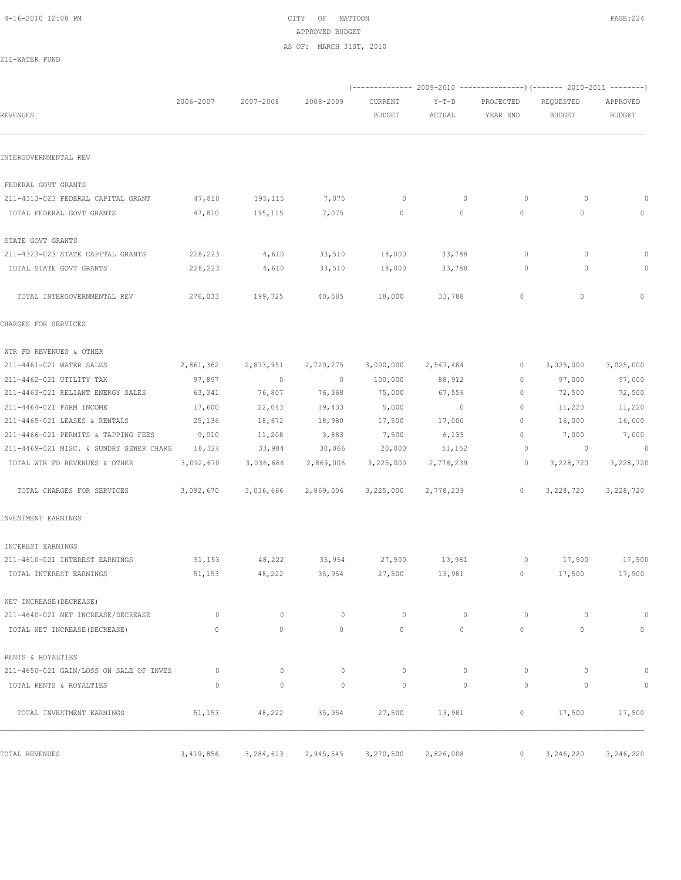CITY OF MATTOON
APPROVED BUDGET
AS OF: MARCH 31ST, 2010

211-WATER FUND

| REVENUES | 2006-2007 | 2007-2008 | 2008-2009 | (-------------- 2009-2010 CURRENT BUDGET | Y-T-D ACTUAL | PROJECTED YEAR END ---------------) | (------- 2010-2011 REQUESTED BUDGET | APPROVED BUDGET --------) |
|---|---|---|---|---|---|---|---|---|
| INTERGOVERNMENTAL REV | | | | | | | | |
| FEDERAL GOVT GRANTS | | | | | | | | |
| 211-4313-023 FEDERAL CAPITAL GRANT | 47,810 | 195,115 | 7,075 | 0 | 0 | 0 | 0 | 0 |
| TOTAL FEDERAL GOVT GRANTS | 47,810 | 195,115 | 7,075 | 0 | 0 | 0 | 0 | 0 |
| STATE GOVT GRANTS | | | | | | | | |
| 211-4323-023 STATE CAPITAL GRANTS | 228,223 | 4,610 | 33,510 | 18,000 | 33,788 | 0 | 0 | 0 |
| TOTAL STATE GOVT GRANTS | 228,223 | 4,610 | 33,510 | 18,000 | 33,788 | 0 | 0 | 0 |
| TOTAL INTERGOVERNMENTAL REV | 276,033 | 199,725 | 40,585 | 18,000 | 33,788 | 0 | 0 | 0 |
| CHARGES FOR SERVICES | | | | | | | | |
| WTR FD REVENUES & OTHER | | | | | | | | |
| 211-4461-021 WATER SALES | 2,861,362 | 2,873,951 | 2,720,275 | 3,000,000 | 2,547,484 | 0 | 3,025,000 | 3,025,000 |
| 211-4462-021 UTILITY TAX | 97,897 | 0 | 0 | 100,000 | 88,912 | 0 | 97,000 | 97,000 |
| 211-4463-021 RELIANT ENERGY SALES | 63,341 | 76,807 | 76,368 | 75,000 | 67,556 | 0 | 72,500 | 72,500 |
| 211-4464-021 FARM INCOME | 17,600 | 22,043 | 19,433 | 5,000 | 0 | 0 | 11,220 | 11,220 |
| 211-4465-021 LEASES & RENTALS | 25,136 | 18,672 | 18,980 | 17,500 | 17,000 | 0 | 16,000 | 16,000 |
| 211-4466-021 PERMITS & TAPPING FEES | 9,010 | 11,208 | 3,883 | 7,500 | 6,135 | 0 | 7,000 | 7,000 |
| 211-4469-021 MISC. & SUNDRY SEWER CHARG | 18,324 | 33,984 | 30,066 | 20,000 | 51,152 | 0 | 0 | 0 |
| TOTAL WTR FD REVENUES & OTHER | 3,092,670 | 3,036,666 | 2,869,006 | 3,225,000 | 2,778,239 | 0 | 3,228,720 | 3,228,720 |
| TOTAL CHARGES FOR SERVICES | 3,092,670 | 3,036,666 | 2,869,006 | 3,225,000 | 2,778,239 | 0 | 3,228,720 | 3,228,720 |
| INVESTMENT EARNINGS | | | | | | | | |
| INTEREST EARNINGS | | | | | | | | |
| 211-4610-021 INTEREST EARNINGS | 51,153 | 48,222 | 35,954 | 27,500 | 13,981 | 0 | 17,500 | 17,500 |
| TOTAL INTEREST EARNINGS | 51,153 | 48,222 | 35,954 | 27,500 | 13,981 | 0 | 17,500 | 17,500 |
| NET INCREASE(DECREASE) | | | | | | | | |
| 211-4640-021 NET INCREASE/DECREASE | 0 | 0 | 0 | 0 | 0 | 0 | 0 | 0 |
| TOTAL NET INCREASE(DECREASE) | 0 | 0 | 0 | 0 | 0 | 0 | 0 | 0 |
| RENTS & ROYALTIES | | | | | | | | |
| 211-4650-021 GAIN/LOSS ON SALE OF INVES | 0 | 0 | 0 | 0 | 0 | 0 | 0 | 0 |
| TOTAL RENTS & ROYALTIES | 0 | 0 | 0 | 0 | 0 | 0 | 0 | 0 |
| TOTAL INVESTMENT EARNINGS | 51,153 | 48,222 | 35,954 | 27,500 | 13,981 | 0 | 17,500 | 17,500 |
| TOTAL REVENUES | 3,419,856 | 3,284,613 | 2,945,545 | 3,270,500 | 2,826,008 | 0 | 3,246,220 | 3,246,220 |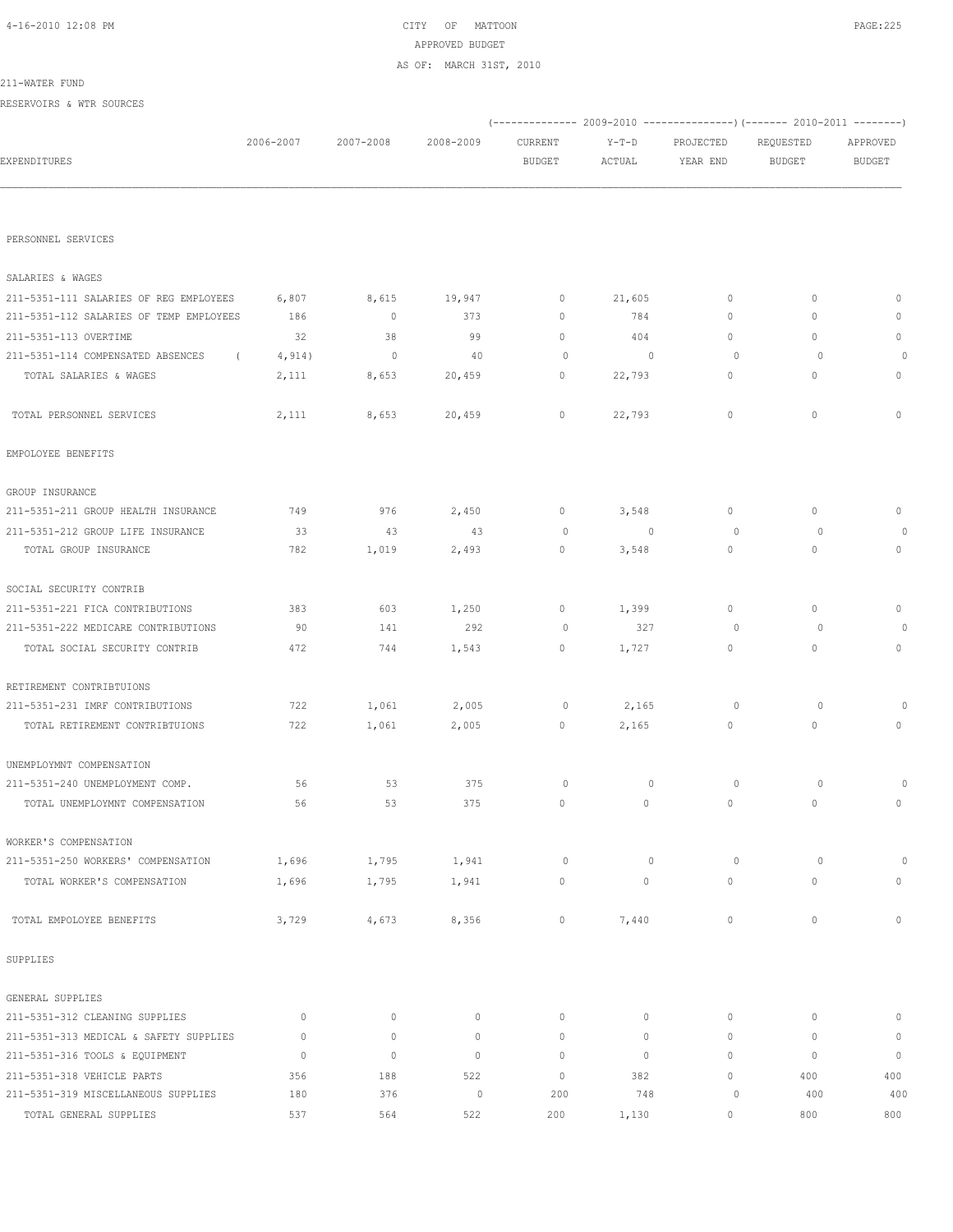CITY OF MATTOON
APPROVED BUDGET
AS OF: MARCH 31ST, 2010

211-WATER FUND
RESERVOIRS & WTR SOURCES

| EXPENDITURES | 2006-2007 | 2007-2008 | 2008-2009 | (------------- 2009-2010 CURRENT BUDGET | Y-T-D ACTUAL | PROJECTED YEAR END ---------------) | (------- 2010-2011 REQUESTED BUDGET | APPROVED BUDGET --------) |
|---|---|---|---|---|---|---|---|---|
| PERSONNEL SERVICES | | | | | | | | |
| SALARIES & WAGES | | | | | | | | |
| 211-5351-111 SALARIES OF REG EMPLOYEES | 6,807 | 8,615 | 19,947 | 0 | 21,605 | 0 | 0 | 0 |
| 211-5351-112 SALARIES OF TEMP EMPLOYEES | 186 | 0 | 373 | 0 | 784 | 0 | 0 | 0 |
| 211-5351-113 OVERTIME | 32 | 38 | 99 | 0 | 404 | 0 | 0 | 0 |
| 211-5351-114 COMPENSATED ABSENCES | ( 4,914) | 0 | 40 | 0 | 0 | 0 | 0 | 0 |
| TOTAL SALARIES & WAGES | 2,111 | 8,653 | 20,459 | 0 | 22,793 | 0 | 0 | 0 |
| TOTAL PERSONNEL SERVICES | 2,111 | 8,653 | 20,459 | 0 | 22,793 | 0 | 0 | 0 |
| EMPOLOYEE BENEFITS | | | | | | | | |
| GROUP INSURANCE | | | | | | | | |
| 211-5351-211 GROUP HEALTH INSURANCE | 749 | 976 | 2,450 | 0 | 3,548 | 0 | 0 | 0 |
| 211-5351-212 GROUP LIFE INSURANCE | 33 | 43 | 43 | 0 | 0 | 0 | 0 | 0 |
| TOTAL GROUP INSURANCE | 782 | 1,019 | 2,493 | 0 | 3,548 | 0 | 0 | 0 |
| SOCIAL SECURITY CONTRIB | | | | | | | | |
| 211-5351-221 FICA CONTRIBUTIONS | 383 | 603 | 1,250 | 0 | 1,399 | 0 | 0 | 0 |
| 211-5351-222 MEDICARE CONTRIBUTIONS | 90 | 141 | 292 | 0 | 327 | 0 | 0 | 0 |
| TOTAL SOCIAL SECURITY CONTRIB | 472 | 744 | 1,543 | 0 | 1,727 | 0 | 0 | 0 |
| RETIREMENT CONTRIBTUIONS | | | | | | | | |
| 211-5351-231 IMRF CONTRIBUTIONS | 722 | 1,061 | 2,005 | 0 | 2,165 | 0 | 0 | 0 |
| TOTAL RETIREMENT CONTRIBTUIONS | 722 | 1,061 | 2,005 | 0 | 2,165 | 0 | 0 | 0 |
| UNEMPLOYMNT COMPENSATION | | | | | | | | |
| 211-5351-240 UNEMPLOYMENT COMP. | 56 | 53 | 375 | 0 | 0 | 0 | 0 | 0 |
| TOTAL UNEMPLOYMNT COMPENSATION | 56 | 53 | 375 | 0 | 0 | 0 | 0 | 0 |
| WORKER'S COMPENSATION | | | | | | | | |
| 211-5351-250 WORKERS' COMPENSATION | 1,696 | 1,795 | 1,941 | 0 | 0 | 0 | 0 | 0 |
| TOTAL WORKER'S COMPENSATION | 1,696 | 1,795 | 1,941 | 0 | 0 | 0 | 0 | 0 |
| TOTAL EMPOLOYEE BENEFITS | 3,729 | 4,673 | 8,356 | 0 | 7,440 | 0 | 0 | 0 |
| SUPPLIES | | | | | | | | |
| GENERAL SUPPLIES | | | | | | | | |
| 211-5351-312 CLEANING SUPPLIES | 0 | 0 | 0 | 0 | 0 | 0 | 0 | 0 |
| 211-5351-313 MEDICAL & SAFETY SUPPLIES | 0 | 0 | 0 | 0 | 0 | 0 | 0 | 0 |
| 211-5351-316 TOOLS & EQUIPMENT | 0 | 0 | 0 | 0 | 0 | 0 | 0 | 0 |
| 211-5351-318 VEHICLE PARTS | 356 | 188 | 522 | 0 | 382 | 0 | 400 | 400 |
| 211-5351-319 MISCELLANEOUS SUPPLIES | 180 | 376 | 0 | 200 | 748 | 0 | 400 | 400 |
| TOTAL GENERAL SUPPLIES | 537 | 564 | 522 | 200 | 1,130 | 0 | 800 | 800 |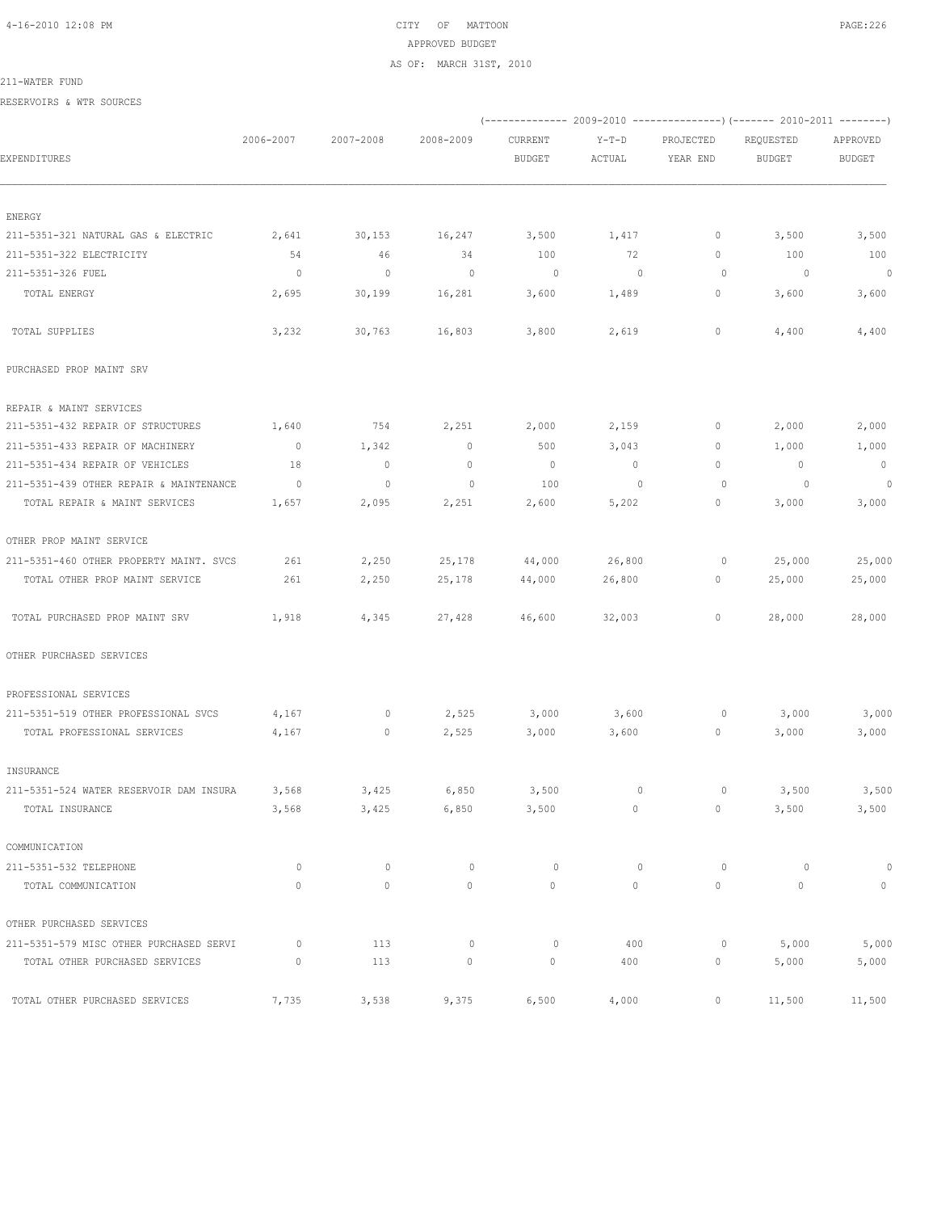CITY OF MATTOON
APPROVED BUDGET
AS OF: MARCH 31ST, 2010

211-WATER FUND

RESERVOIRS & WTR SOURCES

| EXPENDITURES | 2006-2007 | 2007-2008 | 2008-2009 | (2009-2010) CURRENT BUDGET | (2009-2010) Y-T-D ACTUAL | (2009-2010) PROJECTED YEAR END | (2010-2011) REQUESTED BUDGET | (2010-2011) APPROVED BUDGET |
|---|---|---|---|---|---|---|---|---|
| ENERGY | | | | | | | | |
| 211-5351-321 NATURAL GAS & ELECTRIC | 2,641 | 30,153 | 16,247 | 3,500 | 1,417 | 0 | 3,500 | 3,500 |
| 211-5351-322 ELECTRICITY | 54 | 46 | 34 | 100 | 72 | 0 | 100 | 100 |
| 211-5351-326 FUEL | 0 | 0 | 0 | 0 | 0 | 0 | 0 | 0 |
| TOTAL ENERGY | 2,695 | 30,199 | 16,281 | 3,600 | 1,489 | 0 | 3,600 | 3,600 |
| TOTAL SUPPLIES | 3,232 | 30,763 | 16,803 | 3,800 | 2,619 | 0 | 4,400 | 4,400 |
| PURCHASED PROP MAINT SRV | | | | | | | | |
| REPAIR & MAINT SERVICES | | | | | | | | |
| 211-5351-432 REPAIR OF STRUCTURES | 1,640 | 754 | 2,251 | 2,000 | 2,159 | 0 | 2,000 | 2,000 |
| 211-5351-433 REPAIR OF MACHINERY | 0 | 1,342 | 0 | 500 | 3,043 | 0 | 1,000 | 1,000 |
| 211-5351-434 REPAIR OF VEHICLES | 18 | 0 | 0 | 0 | 0 | 0 | 0 | 0 |
| 211-5351-439 OTHER REPAIR & MAINTENANCE | 0 | 0 | 0 | 100 | 0 | 0 | 0 | 0 |
| TOTAL REPAIR & MAINT SERVICES | 1,657 | 2,095 | 2,251 | 2,600 | 5,202 | 0 | 3,000 | 3,000 |
| OTHER PROP MAINT SERVICE | | | | | | | | |
| 211-5351-460 OTHER PROPERTY MAINT. SVCS | 261 | 2,250 | 25,178 | 44,000 | 26,800 | 0 | 25,000 | 25,000 |
| TOTAL OTHER PROP MAINT SERVICE | 261 | 2,250 | 25,178 | 44,000 | 26,800 | 0 | 25,000 | 25,000 |
| TOTAL PURCHASED PROP MAINT SRV | 1,918 | 4,345 | 27,428 | 46,600 | 32,003 | 0 | 28,000 | 28,000 |
| OTHER PURCHASED SERVICES | | | | | | | | |
| PROFESSIONAL SERVICES | | | | | | | | |
| 211-5351-519 OTHER PROFESSIONAL SVCS | 4,167 | 0 | 2,525 | 3,000 | 3,600 | 0 | 3,000 | 3,000 |
| TOTAL PROFESSIONAL SERVICES | 4,167 | 0 | 2,525 | 3,000 | 3,600 | 0 | 3,000 | 3,000 |
| INSURANCE | | | | | | | | |
| 211-5351-524 WATER RESERVOIR DAM INSURA | 3,568 | 3,425 | 6,850 | 3,500 | 0 | 0 | 3,500 | 3,500 |
| TOTAL INSURANCE | 3,568 | 3,425 | 6,850 | 3,500 | 0 | 0 | 3,500 | 3,500 |
| COMMUNICATION | | | | | | | | |
| 211-5351-532 TELEPHONE | 0 | 0 | 0 | 0 | 0 | 0 | 0 | 0 |
| TOTAL COMMUNICATION | 0 | 0 | 0 | 0 | 0 | 0 | 0 | 0 |
| OTHER PURCHASED SERVICES | | | | | | | | |
| 211-5351-579 MISC OTHER PURCHASED SERVI | 0 | 113 | 0 | 0 | 400 | 0 | 5,000 | 5,000 |
| TOTAL OTHER PURCHASED SERVICES | 0 | 113 | 0 | 0 | 400 | 0 | 5,000 | 5,000 |
| TOTAL OTHER PURCHASED SERVICES | 7,735 | 3,538 | 9,375 | 6,500 | 4,000 | 0 | 11,500 | 11,500 |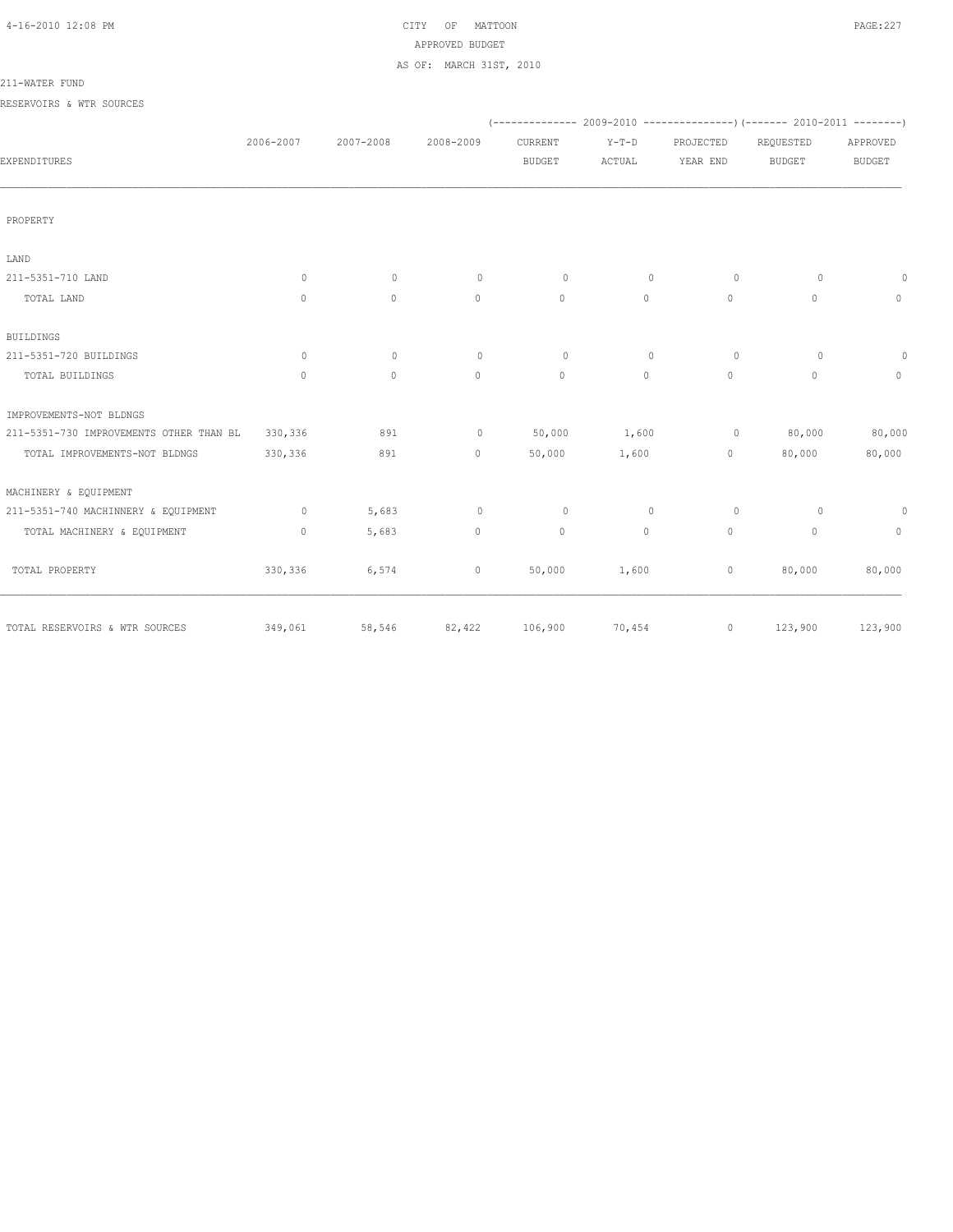CITY OF MATTOON
APPROVED BUDGET
AS OF: MARCH 31ST, 2010

211-WATER FUND

RESERVOIRS & WTR SOURCES

| EXPENDITURES | 2006-2007 | 2007-2008 | 2008-2009 | (-------------- 2009-2010 CURRENT BUDGET | Y-T-D ACTUAL | PROJECTED YEAR END ---------------) | (------- 2010-2011 REQUESTED BUDGET | APPROVED BUDGET --------) |
|---|---|---|---|---|---|---|---|---|
| PROPERTY | | | | | | | | |
| LAND | | | | | | | | |
| 211-5351-710 LAND | 0 | 0 | 0 | 0 | 0 | 0 | 0 | 0 |
| TOTAL LAND | 0 | 0 | 0 | 0 | 0 | 0 | 0 | 0 |
| BUILDINGS | | | | | | | | |
| 211-5351-720 BUILDINGS | 0 | 0 | 0 | 0 | 0 | 0 | 0 | 0 |
| TOTAL BUILDINGS | 0 | 0 | 0 | 0 | 0 | 0 | 0 | 0 |
| IMPROVEMENTS-NOT BLDNGS | | | | | | | | |
| 211-5351-730 IMPROVEMENTS OTHER THAN BL | 330,336 | 891 | 0 | 50,000 | 1,600 | 0 | 80,000 | 80,000 |
| TOTAL IMPROVEMENTS-NOT BLDNGS | 330,336 | 891 | 0 | 50,000 | 1,600 | 0 | 80,000 | 80,000 |
| MACHINERY & EQUIPMENT | | | | | | | | |
| 211-5351-740 MACHINNERY & EQUIPMENT | 0 | 5,683 | 0 | 0 | 0 | 0 | 0 | 0 |
| TOTAL MACHINERY & EQUIPMENT | 0 | 5,683 | 0 | 0 | 0 | 0 | 0 | 0 |
| TOTAL PROPERTY | 330,336 | 6,574 | 0 | 50,000 | 1,600 | 0 | 80,000 | 80,000 |
| TOTAL RESERVOIRS & WTR SOURCES | 349,061 | 58,546 | 82,422 | 106,900 | 70,454 | 0 | 123,900 | 123,900 |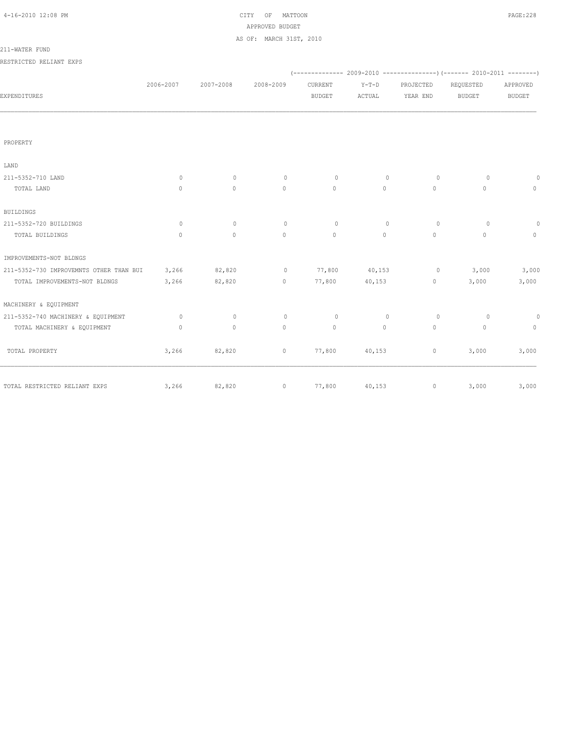CITY OF MATTOON
APPROVED BUDGET
AS OF: MARCH 31ST, 2010

211-WATER FUND

RESTRICTED RELIANT EXPS

| EXPENDITURES | 2006-2007 | 2007-2008 | 2008-2009 | (------ 2009-2010 CURRENT BUDGET | Y-T-D ACTUAL | PROJECTED YEAR END ------) | (---- 2010-2011 REQUESTED BUDGET | APPROVED BUDGET ----) |
|---|---|---|---|---|---|---|---|---|
| PROPERTY | | | | | | | | |
| LAND | | | | | | | | |
| 211-5352-710 LAND | 0 | 0 | 0 | 0 | 0 | 0 | 0 | 0 |
| TOTAL LAND | 0 | 0 | 0 | 0 | 0 | 0 | 0 | 0 |
| BUILDINGS | | | | | | | | |
| 211-5352-720 BUILDINGS | 0 | 0 | 0 | 0 | 0 | 0 | 0 | 0 |
| TOTAL BUILDINGS | 0 | 0 | 0 | 0 | 0 | 0 | 0 | 0 |
| IMPROVEMENTS-NOT BLDNGS | | | | | | | | |
| 211-5352-730 IMPROVEMNTS OTHER THAN BUI | 3,266 | 82,820 | 0 | 77,800 | 40,153 | 0 | 3,000 | 3,000 |
| TOTAL IMPROVEMENTS-NOT BLDNGS | 3,266 | 82,820 | 0 | 77,800 | 40,153 | 0 | 3,000 | 3,000 |
| MACHINERY & EQUIPMENT | | | | | | | | |
| 211-5352-740 MACHINERY & EQUIPMENT | 0 | 0 | 0 | 0 | 0 | 0 | 0 | 0 |
| TOTAL MACHINERY & EQUIPMENT | 0 | 0 | 0 | 0 | 0 | 0 | 0 | 0 |
| TOTAL PROPERTY | 3,266 | 82,820 | 0 | 77,800 | 40,153 | 0 | 3,000 | 3,000 |
| TOTAL RESTRICTED RELIANT EXPS | 3,266 | 82,820 | 0 | 77,800 | 40,153 | 0 | 3,000 | 3,000 |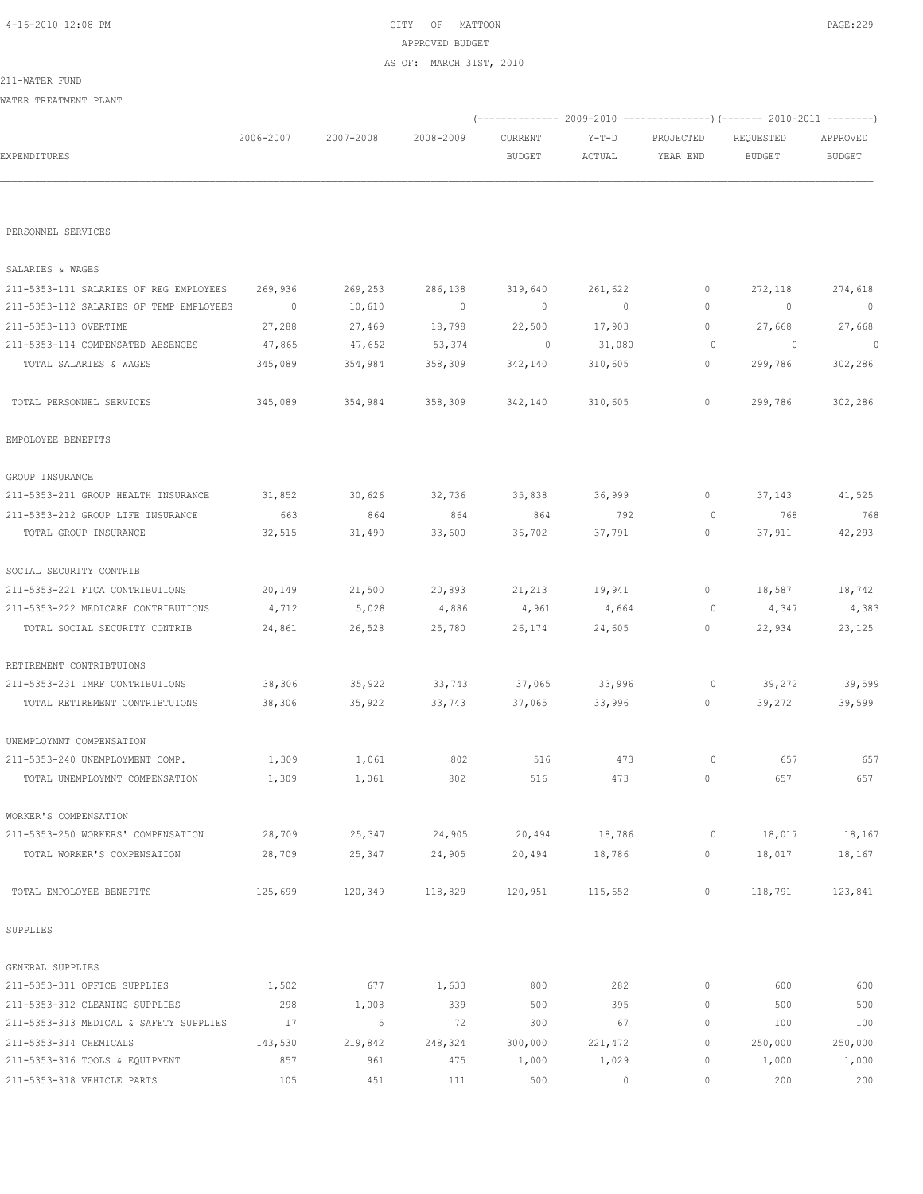CITY OF MATTOON
APPROVED BUDGET
AS OF: MARCH 31ST, 2010

211-WATER FUND

WATER TREATMENT PLANT

| EXPENDITURES | 2006-2007 | 2007-2008 | 2008-2009 | 2009-2010 CURRENT BUDGET | 2009-2010 Y-T-D ACTUAL | 2009-2010 PROJECTED YEAR END | 2010-2011 REQUESTED BUDGET | 2010-2011 APPROVED BUDGET |
|---|---|---|---|---|---|---|---|---|
| PERSONNEL SERVICES | | | | | | | | |
| SALARIES & WAGES | | | | | | | | |
| 211-5353-111 SALARIES OF REG EMPLOYEES | 269,936 | 269,253 | 286,138 | 319,640 | 261,622 | 0 | 272,118 | 274,618 |
| 211-5353-112 SALARIES OF TEMP EMPLOYEES | 0 | 10,610 | 0 | 0 | 0 | 0 | 0 | 0 |
| 211-5353-113 OVERTIME | 27,288 | 27,469 | 18,798 | 22,500 | 17,903 | 0 | 27,668 | 27,668 |
| 211-5353-114 COMPENSATED ABSENCES | 47,865 | 47,652 | 53,374 | 0 | 31,080 | 0 | 0 | 0 |
| TOTAL SALARIES & WAGES | 345,089 | 354,984 | 358,309 | 342,140 | 310,605 | 0 | 299,786 | 302,286 |
| TOTAL PERSONNEL SERVICES | 345,089 | 354,984 | 358,309 | 342,140 | 310,605 | 0 | 299,786 | 302,286 |
| EMPOLOYEE BENEFITS | | | | | | | | |
| GROUP INSURANCE | | | | | | | | |
| 211-5353-211 GROUP HEALTH INSURANCE | 31,852 | 30,626 | 32,736 | 35,838 | 36,999 | 0 | 37,143 | 41,525 |
| 211-5353-212 GROUP LIFE INSURANCE | 663 | 864 | 864 | 864 | 792 | 0 | 768 | 768 |
| TOTAL GROUP INSURANCE | 32,515 | 31,490 | 33,600 | 36,702 | 37,791 | 0 | 37,911 | 42,293 |
| SOCIAL SECURITY CONTRIB | | | | | | | | |
| 211-5353-221 FICA CONTRIBUTIONS | 20,149 | 21,500 | 20,893 | 21,213 | 19,941 | 0 | 18,587 | 18,742 |
| 211-5353-222 MEDICARE CONTRIBUTIONS | 4,712 | 5,028 | 4,886 | 4,961 | 4,664 | 0 | 4,347 | 4,383 |
| TOTAL SOCIAL SECURITY CONTRIB | 24,861 | 26,528 | 25,780 | 26,174 | 24,605 | 0 | 22,934 | 23,125 |
| RETIREMENT CONTRIBTUIONS | | | | | | | | |
| 211-5353-231 IMRF CONTRIBUTIONS | 38,306 | 35,922 | 33,743 | 37,065 | 33,996 | 0 | 39,272 | 39,599 |
| TOTAL RETIREMENT CONTRIBTUIONS | 38,306 | 35,922 | 33,743 | 37,065 | 33,996 | 0 | 39,272 | 39,599 |
| UNEMPLOYMNT COMPENSATION | | | | | | | | |
| 211-5353-240 UNEMPLOYMENT COMP. | 1,309 | 1,061 | 802 | 516 | 473 | 0 | 657 | 657 |
| TOTAL UNEMPLOYMNT COMPENSATION | 1,309 | 1,061 | 802 | 516 | 473 | 0 | 657 | 657 |
| WORKER'S COMPENSATION | | | | | | | | |
| 211-5353-250 WORKERS' COMPENSATION | 28,709 | 25,347 | 24,905 | 20,494 | 18,786 | 0 | 18,017 | 18,167 |
| TOTAL WORKER'S COMPENSATION | 28,709 | 25,347 | 24,905 | 20,494 | 18,786 | 0 | 18,017 | 18,167 |
| TOTAL EMPOLOYEE BENEFITS | 125,699 | 120,349 | 118,829 | 120,951 | 115,652 | 0 | 118,791 | 123,841 |
| SUPPLIES | | | | | | | | |
| GENERAL SUPPLIES | | | | | | | | |
| 211-5353-311 OFFICE SUPPLIES | 1,502 | 677 | 1,633 | 800 | 282 | 0 | 600 | 600 |
| 211-5353-312 CLEANING SUPPLIES | 298 | 1,008 | 339 | 500 | 395 | 0 | 500 | 500 |
| 211-5353-313 MEDICAL & SAFETY SUPPLIES | 17 | 5 | 72 | 300 | 67 | 0 | 100 | 100 |
| 211-5353-314 CHEMICALS | 143,530 | 219,842 | 248,324 | 300,000 | 221,472 | 0 | 250,000 | 250,000 |
| 211-5353-316 TOOLS & EQUIPMENT | 857 | 961 | 475 | 1,000 | 1,029 | 0 | 1,000 | 1,000 |
| 211-5353-318 VEHICLE PARTS | 105 | 451 | 111 | 500 | 0 | 0 | 200 | 200 |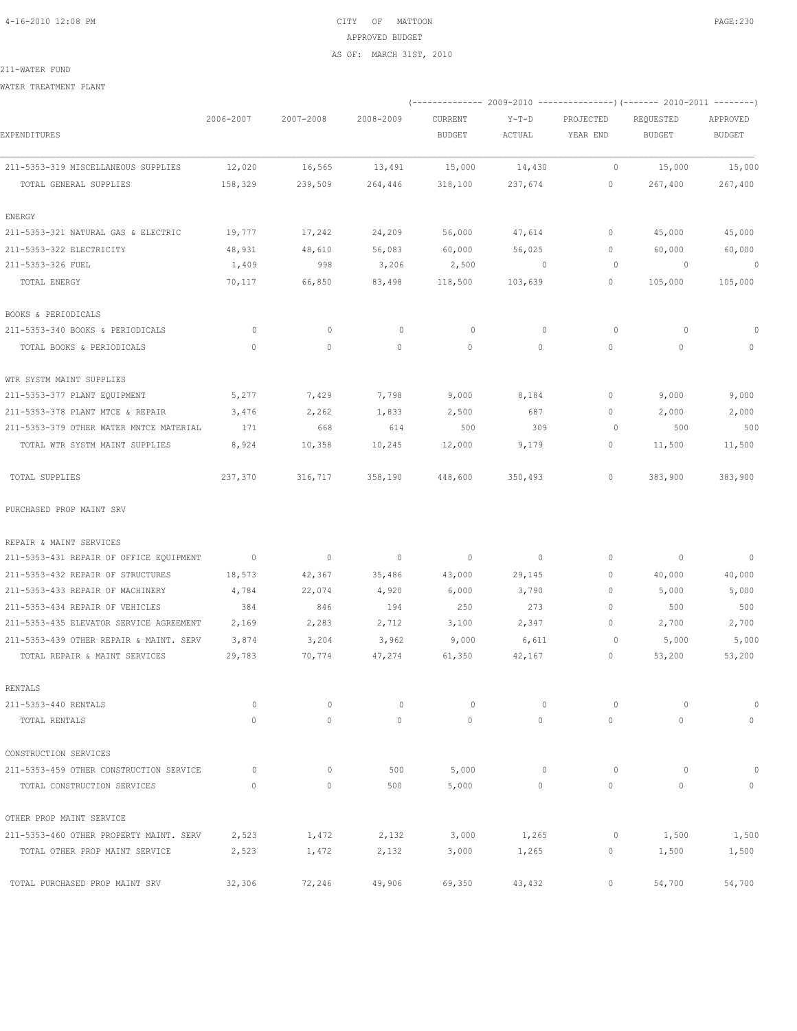CITY OF MATTOON
APPROVED BUDGET
AS OF: MARCH 31ST, 2010

211-WATER FUND

WATER TREATMENT PLANT

| EXPENDITURES | 2006-2007 | 2007-2008 | 2008-2009 | 2009-2010 CURRENT BUDGET | 2009-2010 Y-T-D ACTUAL | 2009-2010 PROJECTED YEAR END | 2010-2011 REQUESTED BUDGET | 2010-2011 APPROVED BUDGET |
|---|---|---|---|---|---|---|---|---|
| 211-5353-319 MISCELLANEOUS SUPPLIES | 12,020 | 16,565 | 13,491 | 15,000 | 14,430 | 0 | 15,000 | 15,000 |
| TOTAL GENERAL SUPPLIES | 158,329 | 239,509 | 264,446 | 318,100 | 237,674 | 0 | 267,400 | 267,400 |
| ENERGY | | | | | | | | |
| 211-5353-321 NATURAL GAS & ELECTRIC | 19,777 | 17,242 | 24,209 | 56,000 | 47,614 | 0 | 45,000 | 45,000 |
| 211-5353-322 ELECTRICITY | 48,931 | 48,610 | 56,083 | 60,000 | 56,025 | 0 | 60,000 | 60,000 |
| 211-5353-326 FUEL | 1,409 | 998 | 3,206 | 2,500 | 0 | 0 | 0 | 0 |
| TOTAL ENERGY | 70,117 | 66,850 | 83,498 | 118,500 | 103,639 | 0 | 105,000 | 105,000 |
| BOOKS & PERIODICALS | | | | | | | | |
| 211-5353-340 BOOKS & PERIODICALS | 0 | 0 | 0 | 0 | 0 | 0 | 0 | 0 |
| TOTAL BOOKS & PERIODICALS | 0 | 0 | 0 | 0 | 0 | 0 | 0 | 0 |
| WTR SYSTM MAINT SUPPLIES | | | | | | | | |
| 211-5353-377 PLANT EQUIPMENT | 5,277 | 7,429 | 7,798 | 9,000 | 8,184 | 0 | 9,000 | 9,000 |
| 211-5353-378 PLANT MTCE & REPAIR | 3,476 | 2,262 | 1,833 | 2,500 | 687 | 0 | 2,000 | 2,000 |
| 211-5353-379 OTHER WATER MNTCE MATERIAL | 171 | 668 | 614 | 500 | 309 | 0 | 500 | 500 |
| TOTAL WTR SYSTM MAINT SUPPLIES | 8,924 | 10,358 | 10,245 | 12,000 | 9,179 | 0 | 11,500 | 11,500 |
| TOTAL SUPPLIES | 237,370 | 316,717 | 358,190 | 448,600 | 350,493 | 0 | 383,900 | 383,900 |
| PURCHASED PROP MAINT SRV | | | | | | | | |
| REPAIR & MAINT SERVICES | | | | | | | | |
| 211-5353-431 REPAIR OF OFFICE EQUIPMENT | 0 | 0 | 0 | 0 | 0 | 0 | 0 | 0 |
| 211-5353-432 REPAIR OF STRUCTURES | 18,573 | 42,367 | 35,486 | 43,000 | 29,145 | 0 | 40,000 | 40,000 |
| 211-5353-433 REPAIR OF MACHINERY | 4,784 | 22,074 | 4,920 | 6,000 | 3,790 | 0 | 5,000 | 5,000 |
| 211-5353-434 REPAIR OF VEHICLES | 384 | 846 | 194 | 250 | 273 | 0 | 500 | 500 |
| 211-5353-435 ELEVATOR SERVICE AGREEMENT | 2,169 | 2,283 | 2,712 | 3,100 | 2,347 | 0 | 2,700 | 2,700 |
| 211-5353-439 OTHER REPAIR & MAINT. SERV | 3,874 | 3,204 | 3,962 | 9,000 | 6,611 | 0 | 5,000 | 5,000 |
| TOTAL REPAIR & MAINT SERVICES | 29,783 | 70,774 | 47,274 | 61,350 | 42,167 | 0 | 53,200 | 53,200 |
| RENTALS | | | | | | | | |
| 211-5353-440 RENTALS | 0 | 0 | 0 | 0 | 0 | 0 | 0 | 0 |
| TOTAL RENTALS | 0 | 0 | 0 | 0 | 0 | 0 | 0 | 0 |
| CONSTRUCTION SERVICES | | | | | | | | |
| 211-5353-459 OTHER CONSTRUCTION SERVICE | 0 | 0 | 500 | 5,000 | 0 | 0 | 0 | 0 |
| TOTAL CONSTRUCTION SERVICES | 0 | 0 | 500 | 5,000 | 0 | 0 | 0 | 0 |
| OTHER PROP MAINT SERVICE | | | | | | | | |
| 211-5353-460 OTHER PROPERTY MAINT. SERV | 2,523 | 1,472 | 2,132 | 3,000 | 1,265 | 0 | 1,500 | 1,500 |
| TOTAL OTHER PROP MAINT SERVICE | 2,523 | 1,472 | 2,132 | 3,000 | 1,265 | 0 | 1,500 | 1,500 |
| TOTAL PURCHASED PROP MAINT SRV | 32,306 | 72,246 | 49,906 | 69,350 | 43,432 | 0 | 54,700 | 54,700 |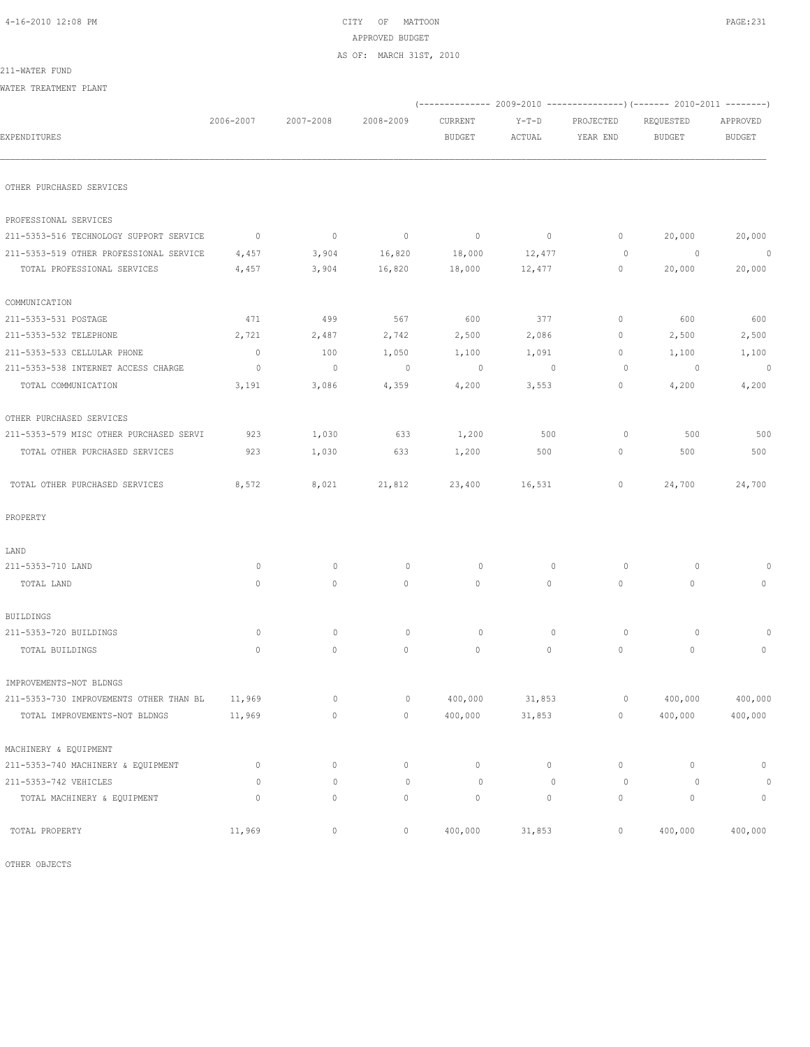CITY OF MATTOON
APPROVED BUDGET
AS OF: MARCH 31ST, 2010

211-WATER FUND

WATER TREATMENT PLANT

| EXPENDITURES | 2006-2007 | 2007-2008 | 2008-2009 | 2009-2010 CURRENT BUDGET | 2009-2010 Y-T-D ACTUAL | 2009-2010 PROJECTED YEAR END | 2010-2011 REQUESTED BUDGET | 2010-2011 APPROVED BUDGET |
|---|---|---|---|---|---|---|---|---|
| OTHER PURCHASED SERVICES | | | | | | | | |
| PROFESSIONAL SERVICES | | | | | | | | |
| 211-5353-516 TECHNOLOGY SUPPORT SERVICE | 0 | 0 | 0 | 0 | 0 | 0 | 20,000 | 20,000 |
| 211-5353-519 OTHER PROFESSIONAL SERVICE | 4,457 | 3,904 | 16,820 | 18,000 | 12,477 | 0 | 0 | 0 |
| TOTAL PROFESSIONAL SERVICES | 4,457 | 3,904 | 16,820 | 18,000 | 12,477 | 0 | 20,000 | 20,000 |
| COMMUNICATION | | | | | | | | |
| 211-5353-531 POSTAGE | 471 | 499 | 567 | 600 | 377 | 0 | 600 | 600 |
| 211-5353-532 TELEPHONE | 2,721 | 2,487 | 2,742 | 2,500 | 2,086 | 0 | 2,500 | 2,500 |
| 211-5353-533 CELLULAR PHONE | 0 | 100 | 1,050 | 1,100 | 1,091 | 0 | 1,100 | 1,100 |
| 211-5353-538 INTERNET ACCESS CHARGE | 0 | 0 | 0 | 0 | 0 | 0 | 0 | 0 |
| TOTAL COMMUNICATION | 3,191 | 3,086 | 4,359 | 4,200 | 3,553 | 0 | 4,200 | 4,200 |
| OTHER PURCHASED SERVICES | | | | | | | | |
| 211-5353-579 MISC OTHER PURCHASED SERVI | 923 | 1,030 | 633 | 1,200 | 500 | 0 | 500 | 500 |
| TOTAL OTHER PURCHASED SERVICES | 923 | 1,030 | 633 | 1,200 | 500 | 0 | 500 | 500 |
| TOTAL OTHER PURCHASED SERVICES | 8,572 | 8,021 | 21,812 | 23,400 | 16,531 | 0 | 24,700 | 24,700 |
| PROPERTY | | | | | | | | |
| LAND | | | | | | | | |
| 211-5353-710 LAND | 0 | 0 | 0 | 0 | 0 | 0 | 0 | 0 |
| TOTAL LAND | 0 | 0 | 0 | 0 | 0 | 0 | 0 | 0 |
| BUILDINGS | | | | | | | | |
| 211-5353-720 BUILDINGS | 0 | 0 | 0 | 0 | 0 | 0 | 0 | 0 |
| TOTAL BUILDINGS | 0 | 0 | 0 | 0 | 0 | 0 | 0 | 0 |
| IMPROVEMENTS-NOT BLDNGS | | | | | | | | |
| 211-5353-730 IMPROVEMENTS OTHER THAN BL | 11,969 | 0 | 0 | 400,000 | 31,853 | 0 | 400,000 | 400,000 |
| TOTAL IMPROVEMENTS-NOT BLDNGS | 11,969 | 0 | 0 | 400,000 | 31,853 | 0 | 400,000 | 400,000 |
| MACHINERY & EQUIPMENT | | | | | | | | |
| 211-5353-740 MACHINERY & EQUIPMENT | 0 | 0 | 0 | 0 | 0 | 0 | 0 | 0 |
| 211-5353-742 VEHICLES | 0 | 0 | 0 | 0 | 0 | 0 | 0 | 0 |
| TOTAL MACHINERY & EQUIPMENT | 0 | 0 | 0 | 0 | 0 | 0 | 0 | 0 |
| TOTAL PROPERTY | 11,969 | 0 | 0 | 400,000 | 31,853 | 0 | 400,000 | 400,000 |

OTHER OBJECTS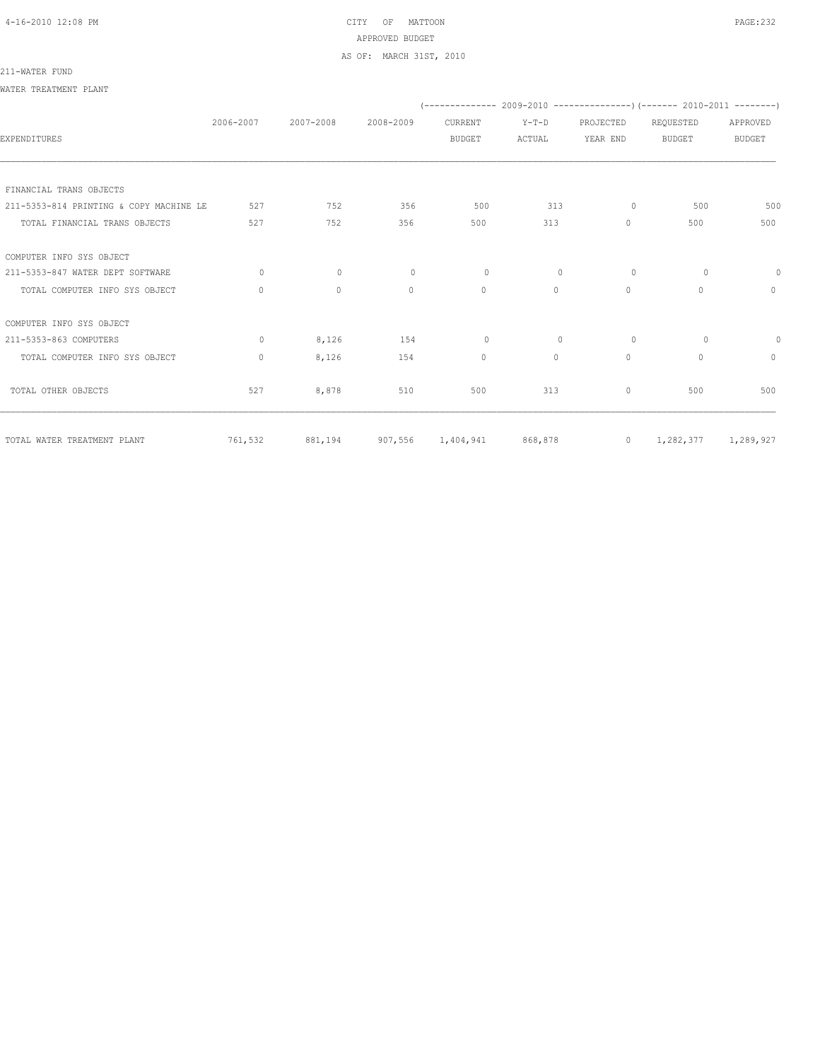CITY OF MATTOON
APPROVED BUDGET
AS OF: MARCH 31ST, 2010

211-WATER FUND

WATER TREATMENT PLANT

| EXPENDITURES | 2006-2007 | 2007-2008 | 2008-2009 | 2009-2010 CURRENT BUDGET | 2009-2010 Y-T-D ACTUAL | 2009-2010 PROJECTED YEAR END | 2010-2011 REQUESTED BUDGET | 2010-2011 APPROVED BUDGET |
|---|---|---|---|---|---|---|---|---|
| FINANCIAL TRANS OBJECTS | | | | | | | | |
| 211-5353-814 PRINTING & COPY MACHINE LE | 527 | 752 | 356 | 500 | 313 | 0 | 500 | 500 |
| TOTAL FINANCIAL TRANS OBJECTS | 527 | 752 | 356 | 500 | 313 | 0 | 500 | 500 |
| COMPUTER INFO SYS OBJECT | | | | | | | | |
| 211-5353-847 WATER DEPT SOFTWARE | 0 | 0 | 0 | 0 | 0 | 0 | 0 | 0 |
| TOTAL COMPUTER INFO SYS OBJECT | 0 | 0 | 0 | 0 | 0 | 0 | 0 | 0 |
| COMPUTER INFO SYS OBJECT | | | | | | | | |
| 211-5353-863 COMPUTERS | 0 | 8,126 | 154 | 0 | 0 | 0 | 0 | 0 |
| TOTAL COMPUTER INFO SYS OBJECT | 0 | 8,126 | 154 | 0 | 0 | 0 | 0 | 0 |
| TOTAL OTHER OBJECTS | 527 | 8,878 | 510 | 500 | 313 | 0 | 500 | 500 |
| TOTAL WATER TREATMENT PLANT | 761,532 | 881,194 | 907,556 | 1,404,941 | 868,878 | 0 | 1,282,377 | 1,289,927 |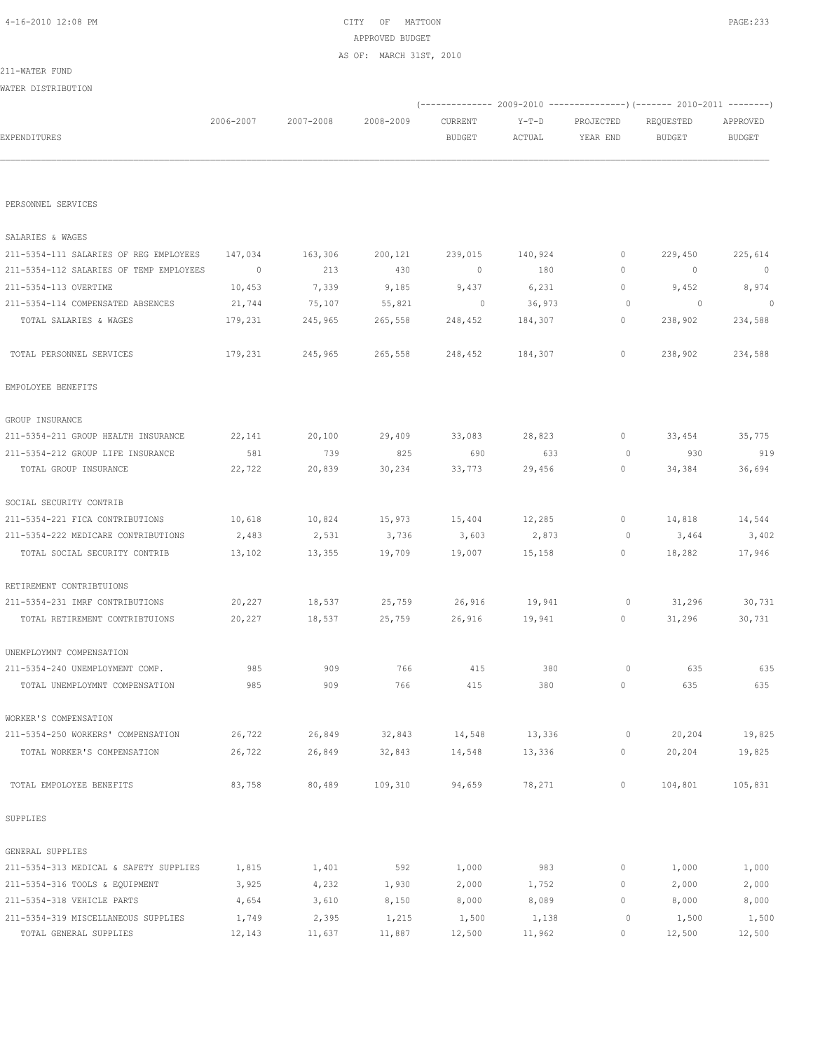CITY OF MATTOON
APPROVED BUDGET
AS OF: MARCH 31ST, 2010

211-WATER FUND

WATER DISTRIBUTION

| EXPENDITURES | 2006-2007 | 2007-2008 | 2008-2009 | 2009-2010 CURRENT BUDGET | 2009-2010 Y-T-D ACTUAL | 2009-2010 PROJECTED YEAR END | 2010-2011 REQUESTED BUDGET | 2010-2011 APPROVED BUDGET |
|---|---|---|---|---|---|---|---|---|
| PERSONNEL SERVICES | | | | | | | | |
| SALARIES & WAGES | | | | | | | | |
| 211-5354-111 SALARIES OF REG EMPLOYEES | 147,034 | 163,306 | 200,121 | 239,015 | 140,924 | 0 | 229,450 | 225,614 |
| 211-5354-112 SALARIES OF TEMP EMPLOYEES | 0 | 213 | 430 | 0 | 180 | 0 | 0 | 0 |
| 211-5354-113 OVERTIME | 10,453 | 7,339 | 9,185 | 9,437 | 6,231 | 0 | 9,452 | 8,974 |
| 211-5354-114 COMPENSATED ABSENCES | 21,744 | 75,107 | 55,821 | 0 | 36,973 | 0 | 0 | 0 |
| TOTAL SALARIES & WAGES | 179,231 | 245,965 | 265,558 | 248,452 | 184,307 | 0 | 238,902 | 234,588 |
| TOTAL PERSONNEL SERVICES | 179,231 | 245,965 | 265,558 | 248,452 | 184,307 | 0 | 238,902 | 234,588 |
| EMPOLOYEE BENEFITS | | | | | | | | |
| GROUP INSURANCE | | | | | | | | |
| 211-5354-211 GROUP HEALTH INSURANCE | 22,141 | 20,100 | 29,409 | 33,083 | 28,823 | 0 | 33,454 | 35,775 |
| 211-5354-212 GROUP LIFE INSURANCE | 581 | 739 | 825 | 690 | 633 | 0 | 930 | 919 |
| TOTAL GROUP INSURANCE | 22,722 | 20,839 | 30,234 | 33,773 | 29,456 | 0 | 34,384 | 36,694 |
| SOCIAL SECURITY CONTRIB | | | | | | | | |
| 211-5354-221 FICA CONTRIBUTIONS | 10,618 | 10,824 | 15,973 | 15,404 | 12,285 | 0 | 14,818 | 14,544 |
| 211-5354-222 MEDICARE CONTRIBUTIONS | 2,483 | 2,531 | 3,736 | 3,603 | 2,873 | 0 | 3,464 | 3,402 |
| TOTAL SOCIAL SECURITY CONTRIB | 13,102 | 13,355 | 19,709 | 19,007 | 15,158 | 0 | 18,282 | 17,946 |
| RETIREMENT CONTRIBTUIONS | | | | | | | | |
| 211-5354-231 IMRF CONTRIBUTIONS | 20,227 | 18,537 | 25,759 | 26,916 | 19,941 | 0 | 31,296 | 30,731 |
| TOTAL RETIREMENT CONTRIBTUIONS | 20,227 | 18,537 | 25,759 | 26,916 | 19,941 | 0 | 31,296 | 30,731 |
| UNEMPLOYMNT COMPENSATION | | | | | | | | |
| 211-5354-240 UNEMPLOYMENT COMP. | 985 | 909 | 766 | 415 | 380 | 0 | 635 | 635 |
| TOTAL UNEMPLOYMNT COMPENSATION | 985 | 909 | 766 | 415 | 380 | 0 | 635 | 635 |
| WORKER'S COMPENSATION | | | | | | | | |
| 211-5354-250 WORKERS' COMPENSATION | 26,722 | 26,849 | 32,843 | 14,548 | 13,336 | 0 | 20,204 | 19,825 |
| TOTAL WORKER'S COMPENSATION | 26,722 | 26,849 | 32,843 | 14,548 | 13,336 | 0 | 20,204 | 19,825 |
| TOTAL EMPOLOYEE BENEFITS | 83,758 | 80,489 | 109,310 | 94,659 | 78,271 | 0 | 104,801 | 105,831 |
| SUPPLIES | | | | | | | | |
| GENERAL SUPPLIES | | | | | | | | |
| 211-5354-313 MEDICAL & SAFETY SUPPLIES | 1,815 | 1,401 | 592 | 1,000 | 983 | 0 | 1,000 | 1,000 |
| 211-5354-316 TOOLS & EQUIPMENT | 3,925 | 4,232 | 1,930 | 2,000 | 1,752 | 0 | 2,000 | 2,000 |
| 211-5354-318 VEHICLE PARTS | 4,654 | 3,610 | 8,150 | 8,000 | 8,089 | 0 | 8,000 | 8,000 |
| 211-5354-319 MISCELLANEOUS SUPPLIES | 1,749 | 2,395 | 1,215 | 1,500 | 1,138 | 0 | 1,500 | 1,500 |
| TOTAL GENERAL SUPPLIES | 12,143 | 11,637 | 11,887 | 12,500 | 11,962 | 0 | 12,500 | 12,500 |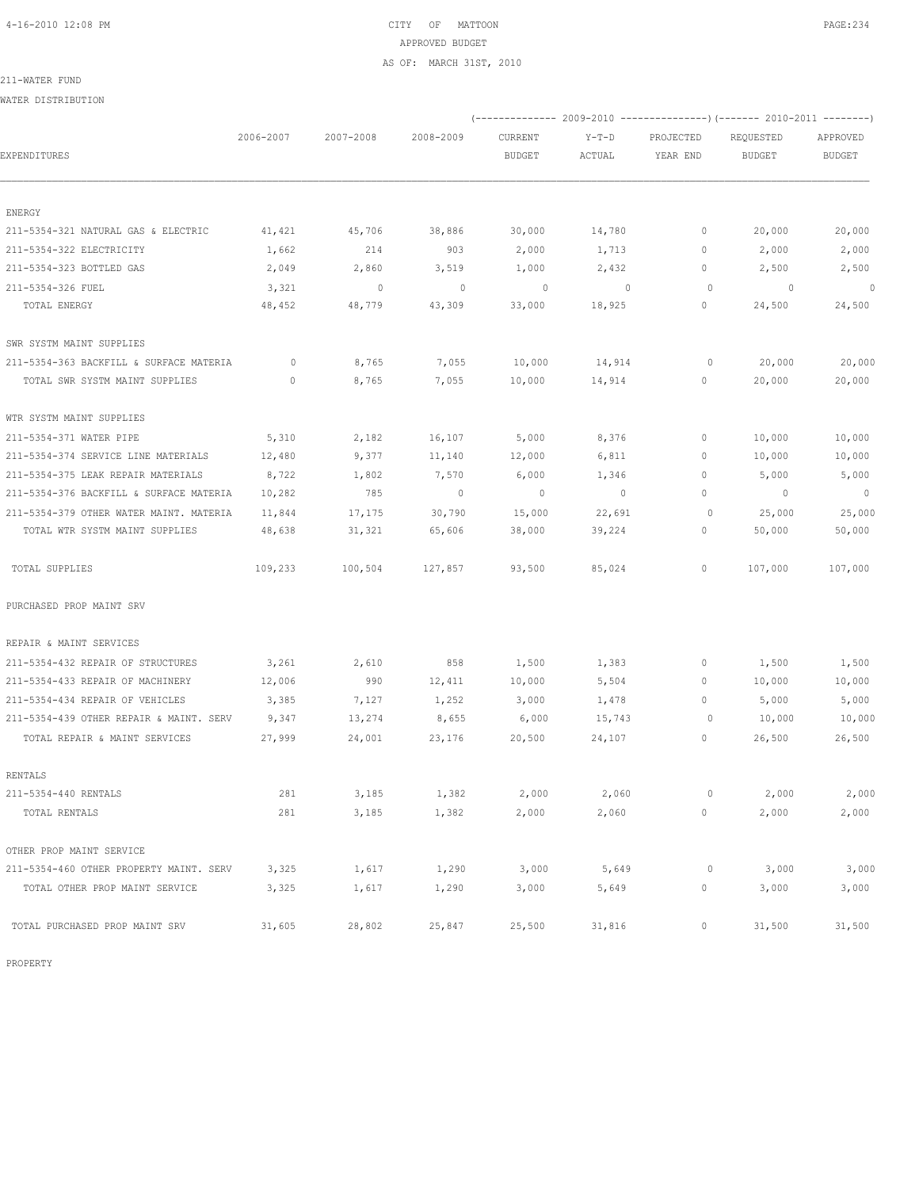CITY OF MATTOON
APPROVED BUDGET
AS OF: MARCH 31ST, 2010

211-WATER FUND

WATER DISTRIBUTION

| EXPENDITURES | 2006-2007 | 2007-2008 | 2008-2009 | 2009-2010 CURRENT BUDGET | 2009-2010 Y-T-D ACTUAL | 2009-2010 PROJECTED YEAR END | 2010-2011 REQUESTED BUDGET | 2010-2011 APPROVED BUDGET |
|---|---|---|---|---|---|---|---|---|
| ENERGY | | | | | | | | |
| 211-5354-321 NATURAL GAS & ELECTRIC | 41,421 | 45,706 | 38,886 | 30,000 | 14,780 | 0 | 20,000 | 20,000 |
| 211-5354-322 ELECTRICITY | 1,662 | 214 | 903 | 2,000 | 1,713 | 0 | 2,000 | 2,000 |
| 211-5354-323 BOTTLED GAS | 2,049 | 2,860 | 3,519 | 1,000 | 2,432 | 0 | 2,500 | 2,500 |
| 211-5354-326 FUEL | 3,321 | 0 | 0 | 0 | 0 | 0 | 0 | 0 |
| TOTAL ENERGY | 48,452 | 48,779 | 43,309 | 33,000 | 18,925 | 0 | 24,500 | 24,500 |
| SWR SYSTM MAINT SUPPLIES | | | | | | | | |
| 211-5354-363 BACKFILL & SURFACE MATERIA | 0 | 8,765 | 7,055 | 10,000 | 14,914 | 0 | 20,000 | 20,000 |
| TOTAL SWR SYSTM MAINT SUPPLIES | 0 | 8,765 | 7,055 | 10,000 | 14,914 | 0 | 20,000 | 20,000 |
| WTR SYSTM MAINT SUPPLIES | | | | | | | | |
| 211-5354-371 WATER PIPE | 5,310 | 2,182 | 16,107 | 5,000 | 8,376 | 0 | 10,000 | 10,000 |
| 211-5354-374 SERVICE LINE MATERIALS | 12,480 | 9,377 | 11,140 | 12,000 | 6,811 | 0 | 10,000 | 10,000 |
| 211-5354-375 LEAK REPAIR MATERIALS | 8,722 | 1,802 | 7,570 | 6,000 | 1,346 | 0 | 5,000 | 5,000 |
| 211-5354-376 BACKFILL & SURFACE MATERIA | 10,282 | 785 | 0 | 0 | 0 | 0 | 0 | 0 |
| 211-5354-379 OTHER WATER MAINT. MATERIA | 11,844 | 17,175 | 30,790 | 15,000 | 22,691 | 0 | 25,000 | 25,000 |
| TOTAL WTR SYSTM MAINT SUPPLIES | 48,638 | 31,321 | 65,606 | 38,000 | 39,224 | 0 | 50,000 | 50,000 |
| TOTAL SUPPLIES | 109,233 | 100,504 | 127,857 | 93,500 | 85,024 | 0 | 107,000 | 107,000 |
| PURCHASED PROP MAINT SRV | | | | | | | | |
| REPAIR & MAINT SERVICES | | | | | | | | |
| 211-5354-432 REPAIR OF STRUCTURES | 3,261 | 2,610 | 858 | 1,500 | 1,383 | 0 | 1,500 | 1,500 |
| 211-5354-433 REPAIR OF MACHINERY | 12,006 | 990 | 12,411 | 10,000 | 5,504 | 0 | 10,000 | 10,000 |
| 211-5354-434 REPAIR OF VEHICLES | 3,385 | 7,127 | 1,252 | 3,000 | 1,478 | 0 | 5,000 | 5,000 |
| 211-5354-439 OTHER REPAIR & MAINT. SERV | 9,347 | 13,274 | 8,655 | 6,000 | 15,743 | 0 | 10,000 | 10,000 |
| TOTAL REPAIR & MAINT SERVICES | 27,999 | 24,001 | 23,176 | 20,500 | 24,107 | 0 | 26,500 | 26,500 |
| RENTALS | | | | | | | | |
| 211-5354-440 RENTALS | 281 | 3,185 | 1,382 | 2,000 | 2,060 | 0 | 2,000 | 2,000 |
| TOTAL RENTALS | 281 | 3,185 | 1,382 | 2,000 | 2,060 | 0 | 2,000 | 2,000 |
| OTHER PROP MAINT SERVICE | | | | | | | | |
| 211-5354-460 OTHER PROPERTY MAINT. SERV | 3,325 | 1,617 | 1,290 | 3,000 | 5,649 | 0 | 3,000 | 3,000 |
| TOTAL OTHER PROP MAINT SERVICE | 3,325 | 1,617 | 1,290 | 3,000 | 5,649 | 0 | 3,000 | 3,000 |
| TOTAL PURCHASED PROP MAINT SRV | 31,605 | 28,802 | 25,847 | 25,500 | 31,816 | 0 | 31,500 | 31,500 |

PROPERTY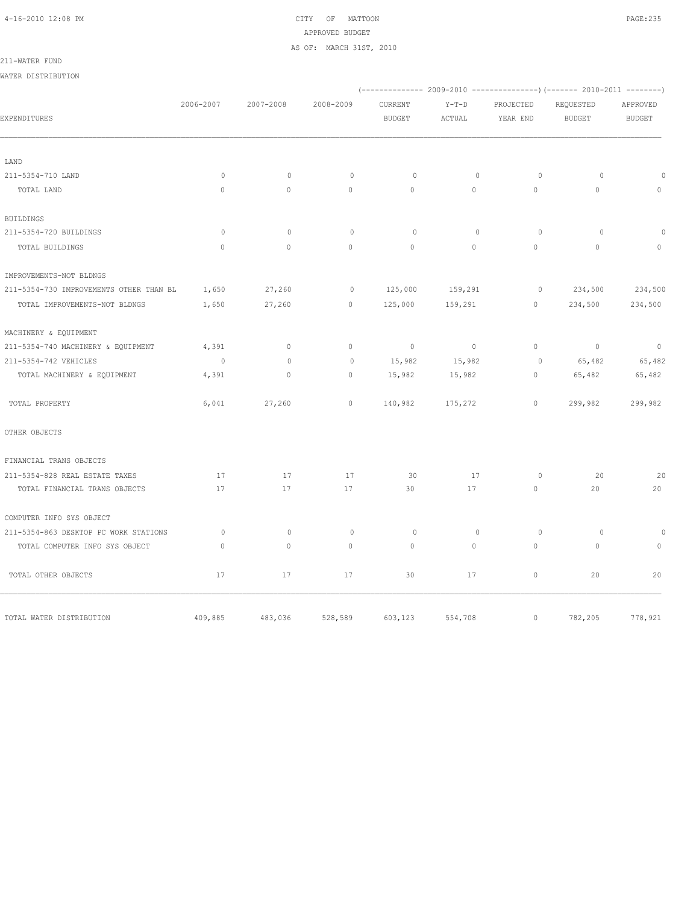CITY OF MATTOON
APPROVED BUDGET
AS OF: MARCH 31ST, 2010

211-WATER FUND

WATER DISTRIBUTION

| EXPENDITURES | 2006-2007 | 2007-2008 | 2008-2009 | 2009-2010 CURRENT BUDGET | 2009-2010 Y-T-D ACTUAL | 2009-2010 PROJECTED YEAR END | 2010-2011 REQUESTED BUDGET | 2010-2011 APPROVED BUDGET |
|---|---|---|---|---|---|---|---|---|
| LAND | | | | | | | | |
| 211-5354-710 LAND | 0 | 0 | 0 | 0 | 0 | 0 | 0 | 0 |
| TOTAL LAND | 0 | 0 | 0 | 0 | 0 | 0 | 0 | 0 |
| BUILDINGS | | | | | | | | |
| 211-5354-720 BUILDINGS | 0 | 0 | 0 | 0 | 0 | 0 | 0 | 0 |
| TOTAL BUILDINGS | 0 | 0 | 0 | 0 | 0 | 0 | 0 | 0 |
| IMPROVEMENTS-NOT BLDNGS | | | | | | | | |
| 211-5354-730 IMPROVEMENTS OTHER THAN BL | 1,650 | 27,260 | 0 | 125,000 | 159,291 | 0 | 234,500 | 234,500 |
| TOTAL IMPROVEMENTS-NOT BLDNGS | 1,650 | 27,260 | 0 | 125,000 | 159,291 | 0 | 234,500 | 234,500 |
| MACHINERY & EQUIPMENT | | | | | | | | |
| 211-5354-740 MACHINERY & EQUIPMENT | 4,391 | 0 | 0 | 0 | 0 | 0 | 0 | 0 |
| 211-5354-742 VEHICLES | 0 | 0 | 0 | 15,982 | 15,982 | 0 | 65,482 | 65,482 |
| TOTAL MACHINERY & EQUIPMENT | 4,391 | 0 | 0 | 15,982 | 15,982 | 0 | 65,482 | 65,482 |
| TOTAL PROPERTY | 6,041 | 27,260 | 0 | 140,982 | 175,272 | 0 | 299,982 | 299,982 |
| OTHER OBJECTS | | | | | | | | |
| FINANCIAL TRANS OBJECTS | | | | | | | | |
| 211-5354-828 REAL ESTATE TAXES | 17 | 17 | 17 | 30 | 17 | 0 | 20 | 20 |
| TOTAL FINANCIAL TRANS OBJECTS | 17 | 17 | 17 | 30 | 17 | 0 | 20 | 20 |
| COMPUTER INFO SYS OBJECT | | | | | | | | |
| 211-5354-863 DESKTOP PC WORK STATIONS | 0 | 0 | 0 | 0 | 0 | 0 | 0 | 0 |
| TOTAL COMPUTER INFO SYS OBJECT | 0 | 0 | 0 | 0 | 0 | 0 | 0 | 0 |
| TOTAL OTHER OBJECTS | 17 | 17 | 17 | 30 | 17 | 0 | 20 | 20 |
| TOTAL WATER DISTRIBUTION | 409,885 | 483,036 | 528,589 | 603,123 | 554,708 | 0 | 782,205 | 778,921 |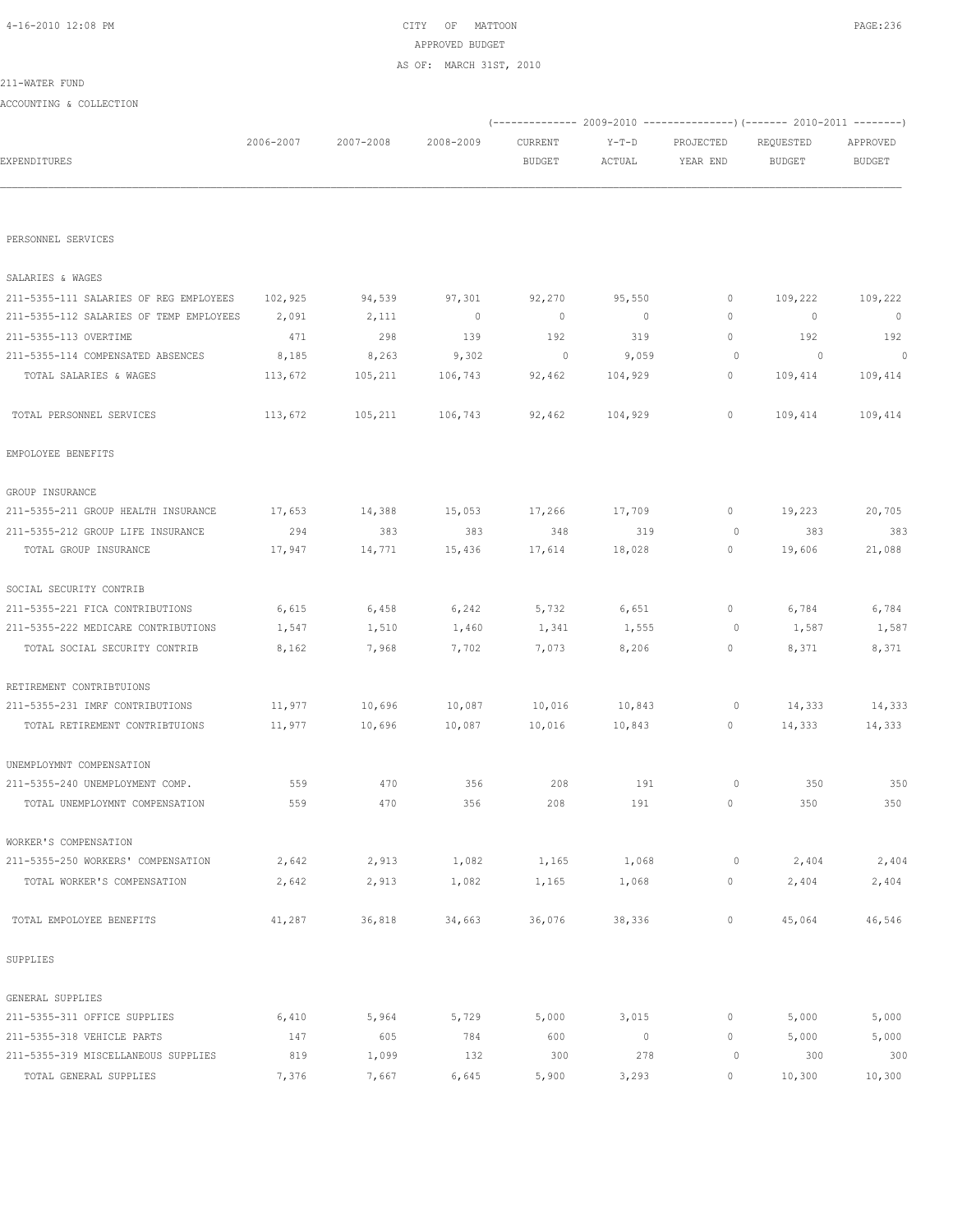CITY OF MATTOON
APPROVED BUDGET
AS OF: MARCH 31ST, 2010

211-WATER FUND

ACCOUNTING & COLLECTION

| EXPENDITURES | 2006-2007 | 2007-2008 | 2008-2009 | 2009-2010 CURRENT BUDGET | 2009-2010 Y-T-D ACTUAL | 2009-2010 PROJECTED YEAR END | 2010-2011 REQUESTED BUDGET | 2010-2011 APPROVED BUDGET |
|---|---|---|---|---|---|---|---|---|
| PERSONNEL SERVICES | | | | | | | | |
| SALARIES & WAGES | | | | | | | | |
| 211-5355-111 SALARIES OF REG EMPLOYEES | 102,925 | 94,539 | 97,301 | 92,270 | 95,550 | 0 | 109,222 | 109,222 |
| 211-5355-112 SALARIES OF TEMP EMPLOYEES | 2,091 | 2,111 | 0 | 0 | 0 | 0 | 0 | 0 |
| 211-5355-113 OVERTIME | 471 | 298 | 139 | 192 | 319 | 0 | 192 | 192 |
| 211-5355-114 COMPENSATED ABSENCES | 8,185 | 8,263 | 9,302 | 0 | 9,059 | 0 | 0 | 0 |
| TOTAL SALARIES & WAGES | 113,672 | 105,211 | 106,743 | 92,462 | 104,929 | 0 | 109,414 | 109,414 |
| TOTAL PERSONNEL SERVICES | 113,672 | 105,211 | 106,743 | 92,462 | 104,929 | 0 | 109,414 | 109,414 |
| EMPOLOYEE BENEFITS | | | | | | | | |
| GROUP INSURANCE | | | | | | | | |
| 211-5355-211 GROUP HEALTH INSURANCE | 17,653 | 14,388 | 15,053 | 17,266 | 17,709 | 0 | 19,223 | 20,705 |
| 211-5355-212 GROUP LIFE INSURANCE | 294 | 383 | 383 | 348 | 319 | 0 | 383 | 383 |
| TOTAL GROUP INSURANCE | 17,947 | 14,771 | 15,436 | 17,614 | 18,028 | 0 | 19,606 | 21,088 |
| SOCIAL SECURITY CONTRIB | | | | | | | | |
| 211-5355-221 FICA CONTRIBUTIONS | 6,615 | 6,458 | 6,242 | 5,732 | 6,651 | 0 | 6,784 | 6,784 |
| 211-5355-222 MEDICARE CONTRIBUTIONS | 1,547 | 1,510 | 1,460 | 1,341 | 1,555 | 0 | 1,587 | 1,587 |
| TOTAL SOCIAL SECURITY CONTRIB | 8,162 | 7,968 | 7,702 | 7,073 | 8,206 | 0 | 8,371 | 8,371 |
| RETIREMENT CONTRIBTUIONS | | | | | | | | |
| 211-5355-231 IMRF CONTRIBUTIONS | 11,977 | 10,696 | 10,087 | 10,016 | 10,843 | 0 | 14,333 | 14,333 |
| TOTAL RETIREMENT CONTRIBTUIONS | 11,977 | 10,696 | 10,087 | 10,016 | 10,843 | 0 | 14,333 | 14,333 |
| UNEMPLOYMNT COMPENSATION | | | | | | | | |
| 211-5355-240 UNEMPLOYMENT COMP. | 559 | 470 | 356 | 208 | 191 | 0 | 350 | 350 |
| TOTAL UNEMPLOYMNT COMPENSATION | 559 | 470 | 356 | 208 | 191 | 0 | 350 | 350 |
| WORKER'S COMPENSATION | | | | | | | | |
| 211-5355-250 WORKERS' COMPENSATION | 2,642 | 2,913 | 1,082 | 1,165 | 1,068 | 0 | 2,404 | 2,404 |
| TOTAL WORKER'S COMPENSATION | 2,642 | 2,913 | 1,082 | 1,165 | 1,068 | 0 | 2,404 | 2,404 |
| TOTAL EMPOLOYEE BENEFITS | 41,287 | 36,818 | 34,663 | 36,076 | 38,336 | 0 | 45,064 | 46,546 |
| SUPPLIES | | | | | | | | |
| GENERAL SUPPLIES | | | | | | | | |
| 211-5355-311 OFFICE SUPPLIES | 6,410 | 5,964 | 5,729 | 5,000 | 3,015 | 0 | 5,000 | 5,000 |
| 211-5355-318 VEHICLE PARTS | 147 | 605 | 784 | 600 | 0 | 0 | 5,000 | 5,000 |
| 211-5355-319 MISCELLANEOUS SUPPLIES | 819 | 1,099 | 132 | 300 | 278 | 0 | 300 | 300 |
| TOTAL GENERAL SUPPLIES | 7,376 | 7,667 | 6,645 | 5,900 | 3,293 | 0 | 10,300 | 10,300 |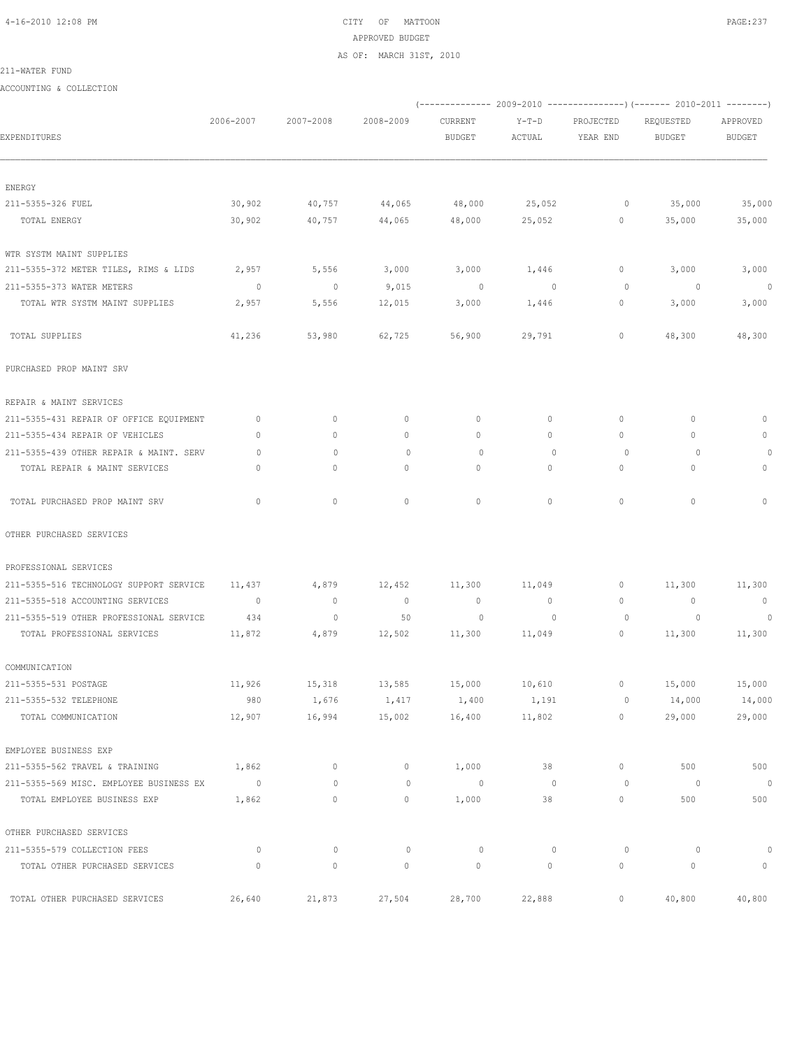CITY OF MATTOON
APPROVED BUDGET
AS OF: MARCH 31ST, 2010

211-WATER FUND

ACCOUNTING & COLLECTION

| EXPENDITURES | 2006-2007 | 2007-2008 | 2008-2009 | 2009-2010 CURRENT BUDGET | 2009-2010 Y-T-D ACTUAL | 2009-2010 PROJECTED YEAR END | 2010-2011 REQUESTED BUDGET | 2010-2011 APPROVED BUDGET |
|---|---|---|---|---|---|---|---|---|
| ENERGY | | | | | | | | |
| 211-5355-326 FUEL | 30,902 | 40,757 | 44,065 | 48,000 | 25,052 | 0 | 35,000 | 35,000 |
| TOTAL ENERGY | 30,902 | 40,757 | 44,065 | 48,000 | 25,052 | 0 | 35,000 | 35,000 |
| WTR SYSTM MAINT SUPPLIES | | | | | | | | |
| 211-5355-372 METER TILES, RIMS & LIDS | 2,957 | 5,556 | 3,000 | 3,000 | 1,446 | 0 | 3,000 | 3,000 |
| 211-5355-373 WATER METERS | 0 | 0 | 9,015 | 0 | 0 | 0 | 0 | 0 |
| TOTAL WTR SYSTM MAINT SUPPLIES | 2,957 | 5,556 | 12,015 | 3,000 | 1,446 | 0 | 3,000 | 3,000 |
| TOTAL SUPPLIES | 41,236 | 53,980 | 62,725 | 56,900 | 29,791 | 0 | 48,300 | 48,300 |
| PURCHASED PROP MAINT SRV | | | | | | | | |
| REPAIR & MAINT SERVICES | | | | | | | | |
| 211-5355-431 REPAIR OF OFFICE EQUIPMENT | 0 | 0 | 0 | 0 | 0 | 0 | 0 | 0 |
| 211-5355-434 REPAIR OF VEHICLES | 0 | 0 | 0 | 0 | 0 | 0 | 0 | 0 |
| 211-5355-439 OTHER REPAIR & MAINT. SERV | 0 | 0 | 0 | 0 | 0 | 0 | 0 | 0 |
| TOTAL REPAIR & MAINT SERVICES | 0 | 0 | 0 | 0 | 0 | 0 | 0 | 0 |
| TOTAL PURCHASED PROP MAINT SRV | 0 | 0 | 0 | 0 | 0 | 0 | 0 | 0 |
| OTHER PURCHASED SERVICES | | | | | | | | |
| PROFESSIONAL SERVICES | | | | | | | | |
| 211-5355-516 TECHNOLOGY SUPPORT SERVICE | 11,437 | 4,879 | 12,452 | 11,300 | 11,049 | 0 | 11,300 | 11,300 |
| 211-5355-518 ACCOUNTING SERVICES | 0 | 0 | 0 | 0 | 0 | 0 | 0 | 0 |
| 211-5355-519 OTHER PROFESSIONAL SERVICE | 434 | 0 | 50 | 0 | 0 | 0 | 0 | 0 |
| TOTAL PROFESSIONAL SERVICES | 11,872 | 4,879 | 12,502 | 11,300 | 11,049 | 0 | 11,300 | 11,300 |
| COMMUNICATION | | | | | | | | |
| 211-5355-531 POSTAGE | 11,926 | 15,318 | 13,585 | 15,000 | 10,610 | 0 | 15,000 | 15,000 |
| 211-5355-532 TELEPHONE | 980 | 1,676 | 1,417 | 1,400 | 1,191 | 0 | 14,000 | 14,000 |
| TOTAL COMMUNICATION | 12,907 | 16,994 | 15,002 | 16,400 | 11,802 | 0 | 29,000 | 29,000 |
| EMPLOYEE BUSINESS EXP | | | | | | | | |
| 211-5355-562 TRAVEL & TRAINING | 1,862 | 0 | 0 | 1,000 | 38 | 0 | 500 | 500 |
| 211-5355-569 MISC. EMPLOYEE BUSINESS EX | 0 | 0 | 0 | 0 | 0 | 0 | 0 | 0 |
| TOTAL EMPLOYEE BUSINESS EXP | 1,862 | 0 | 0 | 1,000 | 38 | 0 | 500 | 500 |
| OTHER PURCHASED SERVICES | | | | | | | | |
| 211-5355-579 COLLECTION FEES | 0 | 0 | 0 | 0 | 0 | 0 | 0 | 0 |
| TOTAL OTHER PURCHASED SERVICES | 0 | 0 | 0 | 0 | 0 | 0 | 0 | 0 |
| TOTAL OTHER PURCHASED SERVICES | 26,640 | 21,873 | 27,504 | 28,700 | 22,888 | 0 | 40,800 | 40,800 |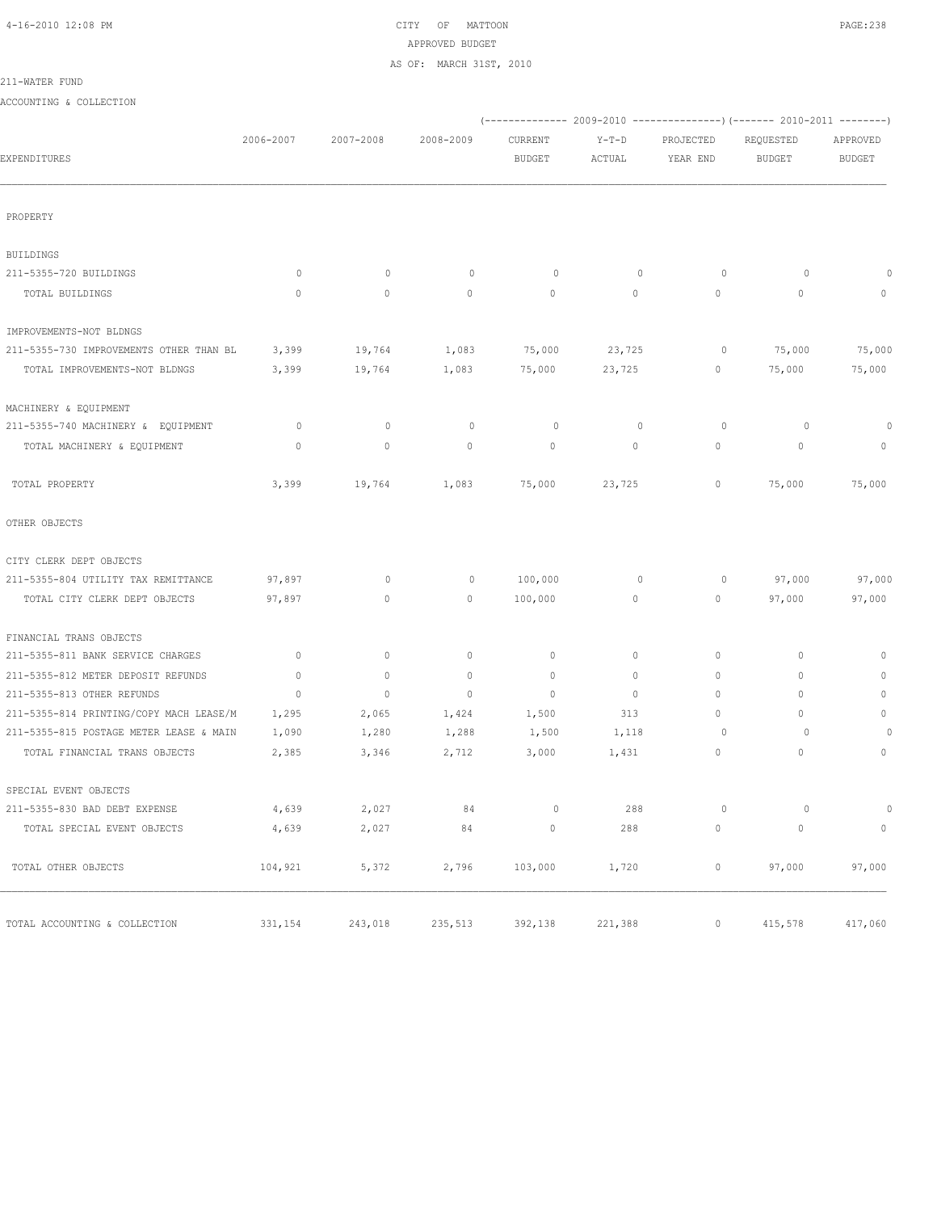CITY OF MATTOON
APPROVED BUDGET
AS OF: MARCH 31ST, 2010

211-WATER FUND

ACCOUNTING & COLLECTION

| EXPENDITURES | 2006-2007 | 2007-2008 | 2008-2009 | 2009-2010 CURRENT BUDGET | 2009-2010 Y-T-D ACTUAL | 2009-2010 PROJECTED YEAR END | 2010-2011 REQUESTED BUDGET | 2010-2011 APPROVED BUDGET |
|---|---|---|---|---|---|---|---|---|
| PROPERTY | | | | | | | | |
| BUILDINGS | | | | | | | | |
| 211-5355-720 BUILDINGS | 0 | 0 | 0 | 0 | 0 | 0 | 0 | 0 |
| TOTAL BUILDINGS | 0 | 0 | 0 | 0 | 0 | 0 | 0 | 0 |
| IMPROVEMENTS-NOT BLDNGS | | | | | | | | |
| 211-5355-730 IMPROVEMENTS OTHER THAN BL | 3,399 | 19,764 | 1,083 | 75,000 | 23,725 | 0 | 75,000 | 75,000 |
| TOTAL IMPROVEMENTS-NOT BLDNGS | 3,399 | 19,764 | 1,083 | 75,000 | 23,725 | 0 | 75,000 | 75,000 |
| MACHINERY & EQUIPMENT | | | | | | | | |
| 211-5355-740 MACHINERY & EQUIPMENT | 0 | 0 | 0 | 0 | 0 | 0 | 0 | 0 |
| TOTAL MACHINERY & EQUIPMENT | 0 | 0 | 0 | 0 | 0 | 0 | 0 | 0 |
| TOTAL PROPERTY | 3,399 | 19,764 | 1,083 | 75,000 | 23,725 | 0 | 75,000 | 75,000 |
| OTHER OBJECTS | | | | | | | | |
| CITY CLERK DEPT OBJECTS | | | | | | | | |
| 211-5355-804 UTILITY TAX REMITTANCE | 97,897 | 0 | 0 | 100,000 | 0 | 0 | 97,000 | 97,000 |
| TOTAL CITY CLERK DEPT OBJECTS | 97,897 | 0 | 0 | 100,000 | 0 | 0 | 97,000 | 97,000 |
| FINANCIAL TRANS OBJECTS | | | | | | | | |
| 211-5355-811 BANK SERVICE CHARGES | 0 | 0 | 0 | 0 | 0 | 0 | 0 | 0 |
| 211-5355-812 METER DEPOSIT REFUNDS | 0 | 0 | 0 | 0 | 0 | 0 | 0 | 0 |
| 211-5355-813 OTHER REFUNDS | 0 | 0 | 0 | 0 | 0 | 0 | 0 | 0 |
| 211-5355-814 PRINTING/COPY MACH LEASE/M | 1,295 | 2,065 | 1,424 | 1,500 | 313 | 0 | 0 | 0 |
| 211-5355-815 POSTAGE METER LEASE & MAIN | 1,090 | 1,280 | 1,288 | 1,500 | 1,118 | 0 | 0 | 0 |
| TOTAL FINANCIAL TRANS OBJECTS | 2,385 | 3,346 | 2,712 | 3,000 | 1,431 | 0 | 0 | 0 |
| SPECIAL EVENT OBJECTS | | | | | | | | |
| 211-5355-830 BAD DEBT EXPENSE | 4,639 | 2,027 | 84 | 0 | 288 | 0 | 0 | 0 |
| TOTAL SPECIAL EVENT OBJECTS | 4,639 | 2,027 | 84 | 0 | 288 | 0 | 0 | 0 |
| TOTAL OTHER OBJECTS | 104,921 | 5,372 | 2,796 | 103,000 | 1,720 | 0 | 97,000 | 97,000 |
| TOTAL ACCOUNTING & COLLECTION | 331,154 | 243,018 | 235,513 | 392,138 | 221,388 | 0 | 415,578 | 417,060 |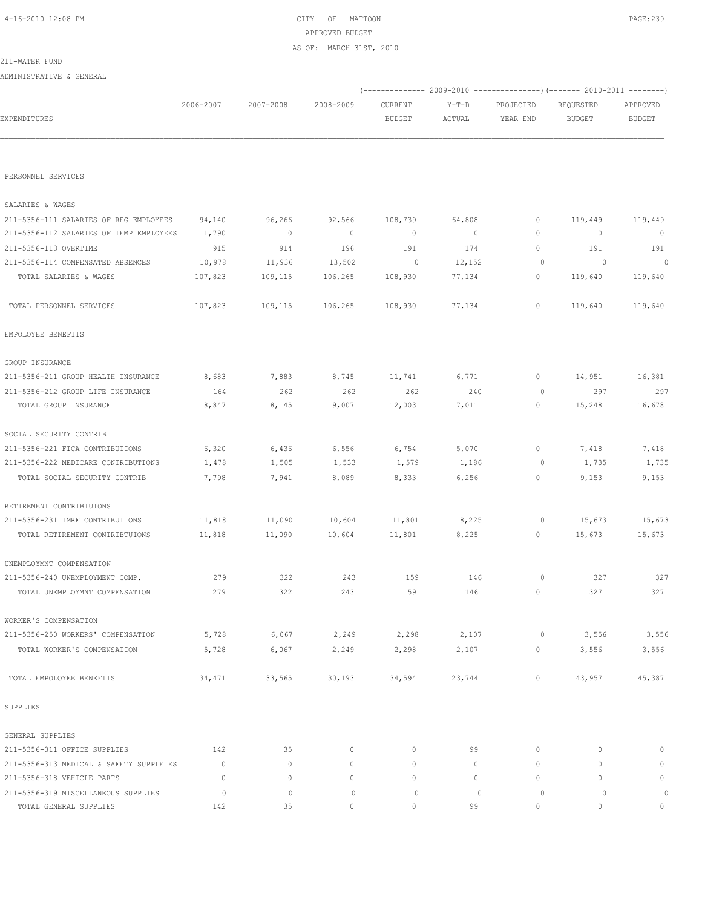CITY OF MATTOON
APPROVED BUDGET
AS OF: MARCH 31ST, 2010

211-WATER FUND

ADMINISTRATIVE & GENERAL

| EXPENDITURES | 2006-2007 | 2007-2008 | 2008-2009 | 2009-2010 CURRENT BUDGET | 2009-2010 Y-T-D ACTUAL | 2009-2010 PROJECTED YEAR END | 2010-2011 REQUESTED BUDGET | 2010-2011 APPROVED BUDGET |
|---|---|---|---|---|---|---|---|---|
| PERSONNEL SERVICES | | | | | | | | |
| SALARIES & WAGES | | | | | | | | |
| 211-5356-111 SALARIES OF REG EMPLOYEES | 94,140 | 96,266 | 92,566 | 108,739 | 64,808 | 0 | 119,449 | 119,449 |
| 211-5356-112 SALARIES OF TEMP EMPLOYEES | 1,790 | 0 | 0 | 0 | 0 | 0 | 0 | 0 |
| 211-5356-113 OVERTIME | 915 | 914 | 196 | 191 | 174 | 0 | 191 | 191 |
| 211-5356-114 COMPENSATED ABSENCES | 10,978 | 11,936 | 13,502 | 0 | 12,152 | 0 | 0 | 0 |
| TOTAL SALARIES & WAGES | 107,823 | 109,115 | 106,265 | 108,930 | 77,134 | 0 | 119,640 | 119,640 |
| TOTAL PERSONNEL SERVICES | 107,823 | 109,115 | 106,265 | 108,930 | 77,134 | 0 | 119,640 | 119,640 |
| EMPOLOYEE BENEFITS | | | | | | | | |
| GROUP INSURANCE | | | | | | | | |
| 211-5356-211 GROUP HEALTH INSURANCE | 8,683 | 7,883 | 8,745 | 11,741 | 6,771 | 0 | 14,951 | 16,381 |
| 211-5356-212 GROUP LIFE INSURANCE | 164 | 262 | 262 | 262 | 240 | 0 | 297 | 297 |
| TOTAL GROUP INSURANCE | 8,847 | 8,145 | 9,007 | 12,003 | 7,011 | 0 | 15,248 | 16,678 |
| SOCIAL SECURITY CONTRIB | | | | | | | | |
| 211-5356-221 FICA CONTRIBUTIONS | 6,320 | 6,436 | 6,556 | 6,754 | 5,070 | 0 | 7,418 | 7,418 |
| 211-5356-222 MEDICARE CONTRIBUTIONS | 1,478 | 1,505 | 1,533 | 1,579 | 1,186 | 0 | 1,735 | 1,735 |
| TOTAL SOCIAL SECURITY CONTRIB | 7,798 | 7,941 | 8,089 | 8,333 | 6,256 | 0 | 9,153 | 9,153 |
| RETIREMENT CONTRIBTUIONS | | | | | | | | |
| 211-5356-231 IMRF CONTRIBUTIONS | 11,818 | 11,090 | 10,604 | 11,801 | 8,225 | 0 | 15,673 | 15,673 |
| TOTAL RETIREMENT CONTRIBTUIONS | 11,818 | 11,090 | 10,604 | 11,801 | 8,225 | 0 | 15,673 | 15,673 |
| UNEMPLOYMNT COMPENSATION | | | | | | | | |
| 211-5356-240 UNEMPLOYMENT COMP. | 279 | 322 | 243 | 159 | 146 | 0 | 327 | 327 |
| TOTAL UNEMPLOYMNT COMPENSATION | 279 | 322 | 243 | 159 | 146 | 0 | 327 | 327 |
| WORKER'S COMPENSATION | | | | | | | | |
| 211-5356-250 WORKERS' COMPENSATION | 5,728 | 6,067 | 2,249 | 2,298 | 2,107 | 0 | 3,556 | 3,556 |
| TOTAL WORKER'S COMPENSATION | 5,728 | 6,067 | 2,249 | 2,298 | 2,107 | 0 | 3,556 | 3,556 |
| TOTAL EMPOLOYEE BENEFITS | 34,471 | 33,565 | 30,193 | 34,594 | 23,744 | 0 | 43,957 | 45,387 |
| SUPPLIES | | | | | | | | |
| GENERAL SUPPLIES | | | | | | | | |
| 211-5356-311 OFFICE SUPPLIES | 142 | 35 | 0 | 0 | 99 | 0 | 0 | 0 |
| 211-5356-313 MEDICAL & SAFETY SUPPLEIES | 0 | 0 | 0 | 0 | 0 | 0 | 0 | 0 |
| 211-5356-318 VEHICLE PARTS | 0 | 0 | 0 | 0 | 0 | 0 | 0 | 0 |
| 211-5356-319 MISCELLANEOUS SUPPLIES | 0 | 0 | 0 | 0 | 0 | 0 | 0 | 0 |
| TOTAL GENERAL SUPPLIES | 142 | 35 | 0 | 0 | 99 | 0 | 0 | 0 |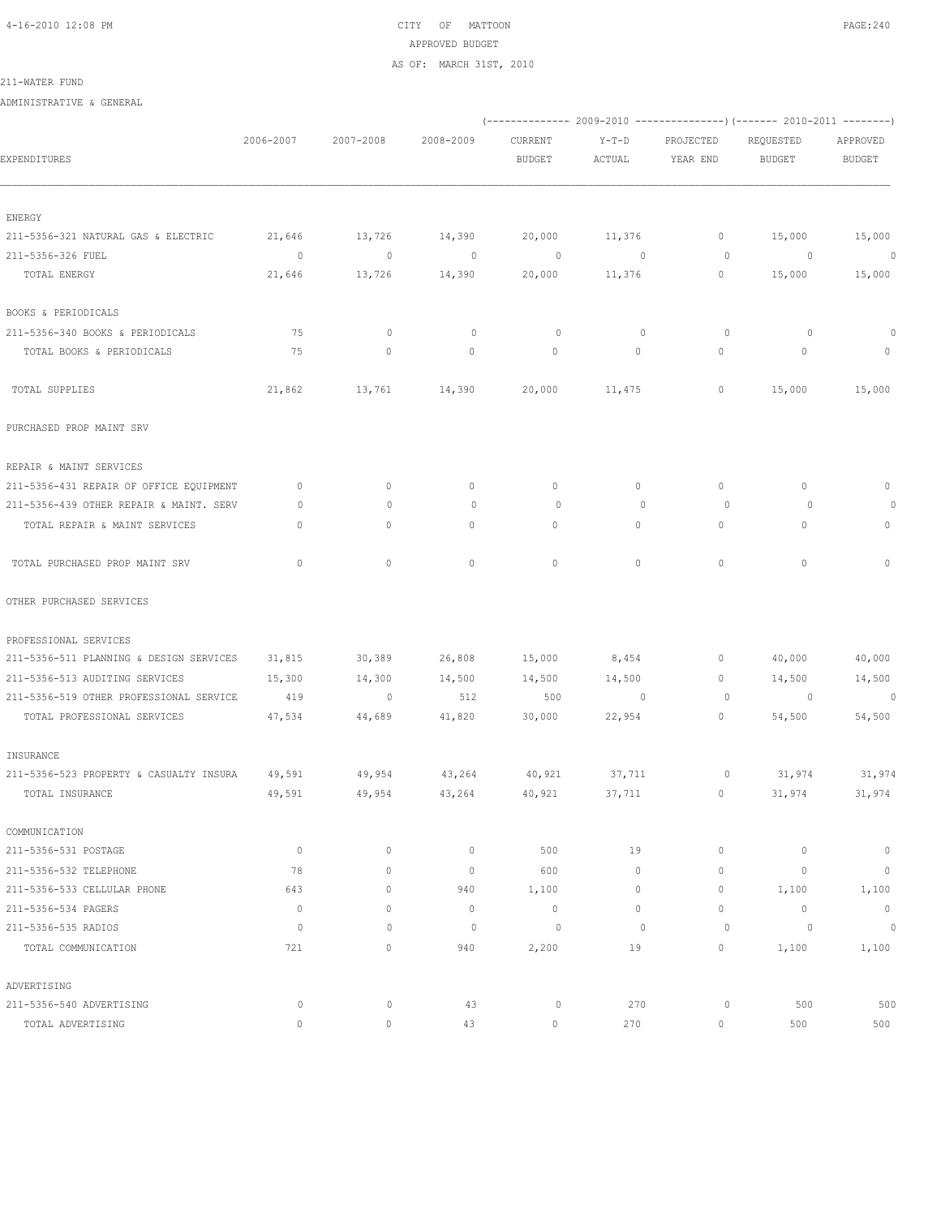CITY OF MATTOON
APPROVED BUDGET
AS OF: MARCH 31ST, 2010

211-WATER FUND

ADMINISTRATIVE & GENERAL

| EXPENDITURES | 2006-2007 | 2007-2008 | 2008-2009 | 2009-2010 CURRENT BUDGET | 2009-2010 Y-T-D ACTUAL | 2009-2010 PROJECTED YEAR END | 2010-2011 REQUESTED BUDGET | 2010-2011 APPROVED BUDGET |
|---|---|---|---|---|---|---|---|---|
| ENERGY | | | | | | | | |
| 211-5356-321 NATURAL GAS & ELECTRIC | 21,646 | 13,726 | 14,390 | 20,000 | 11,376 | 0 | 15,000 | 15,000 |
| 211-5356-326 FUEL | 0 | 0 | 0 | 0 | 0 | 0 | 0 | 0 |
| TOTAL ENERGY | 21,646 | 13,726 | 14,390 | 20,000 | 11,376 | 0 | 15,000 | 15,000 |
| BOOKS & PERIODICALS | | | | | | | | |
| 211-5356-340 BOOKS & PERIODICALS | 75 | 0 | 0 | 0 | 0 | 0 | 0 | 0 |
| TOTAL BOOKS & PERIODICALS | 75 | 0 | 0 | 0 | 0 | 0 | 0 | 0 |
| TOTAL SUPPLIES | 21,862 | 13,761 | 14,390 | 20,000 | 11,475 | 0 | 15,000 | 15,000 |
| PURCHASED PROP MAINT SRV | | | | | | | | |
| REPAIR & MAINT SERVICES | | | | | | | | |
| 211-5356-431 REPAIR OF OFFICE EQUIPMENT | 0 | 0 | 0 | 0 | 0 | 0 | 0 | 0 |
| 211-5356-439 OTHER REPAIR & MAINT. SERV | 0 | 0 | 0 | 0 | 0 | 0 | 0 | 0 |
| TOTAL REPAIR & MAINT SERVICES | 0 | 0 | 0 | 0 | 0 | 0 | 0 | 0 |
| TOTAL PURCHASED PROP MAINT SRV | 0 | 0 | 0 | 0 | 0 | 0 | 0 | 0 |
| OTHER PURCHASED SERVICES | | | | | | | | |
| PROFESSIONAL SERVICES | | | | | | | | |
| 211-5356-511 PLANNING & DESIGN SERVICES | 31,815 | 30,389 | 26,808 | 15,000 | 8,454 | 0 | 40,000 | 40,000 |
| 211-5356-513 AUDITING SERVICES | 15,300 | 14,300 | 14,500 | 14,500 | 14,500 | 0 | 14,500 | 14,500 |
| 211-5356-519 OTHER PROFESSIONAL SERVICE | 419 | 0 | 512 | 500 | 0 | 0 | 0 | 0 |
| TOTAL PROFESSIONAL SERVICES | 47,534 | 44,689 | 41,820 | 30,000 | 22,954 | 0 | 54,500 | 54,500 |
| INSURANCE | | | | | | | | |
| 211-5356-523 PROPERTY & CASUALTY INSURA | 49,591 | 49,954 | 43,264 | 40,921 | 37,711 | 0 | 31,974 | 31,974 |
| TOTAL INSURANCE | 49,591 | 49,954 | 43,264 | 40,921 | 37,711 | 0 | 31,974 | 31,974 |
| COMMUNICATION | | | | | | | | |
| 211-5356-531 POSTAGE | 0 | 0 | 0 | 500 | 19 | 0 | 0 | 0 |
| 211-5356-532 TELEPHONE | 78 | 0 | 0 | 600 | 0 | 0 | 0 | 0 |
| 211-5356-533 CELLULAR PHONE | 643 | 0 | 940 | 1,100 | 0 | 0 | 1,100 | 1,100 |
| 211-5356-534 PAGERS | 0 | 0 | 0 | 0 | 0 | 0 | 0 | 0 |
| 211-5356-535 RADIOS | 0 | 0 | 0 | 0 | 0 | 0 | 0 | 0 |
| TOTAL COMMUNICATION | 721 | 0 | 940 | 2,200 | 19 | 0 | 1,100 | 1,100 |
| ADVERTISING | | | | | | | | |
| 211-5356-540 ADVERTISING | 0 | 0 | 43 | 0 | 270 | 0 | 500 | 500 |
| TOTAL ADVERTISING | 0 | 0 | 43 | 0 | 270 | 0 | 500 | 500 |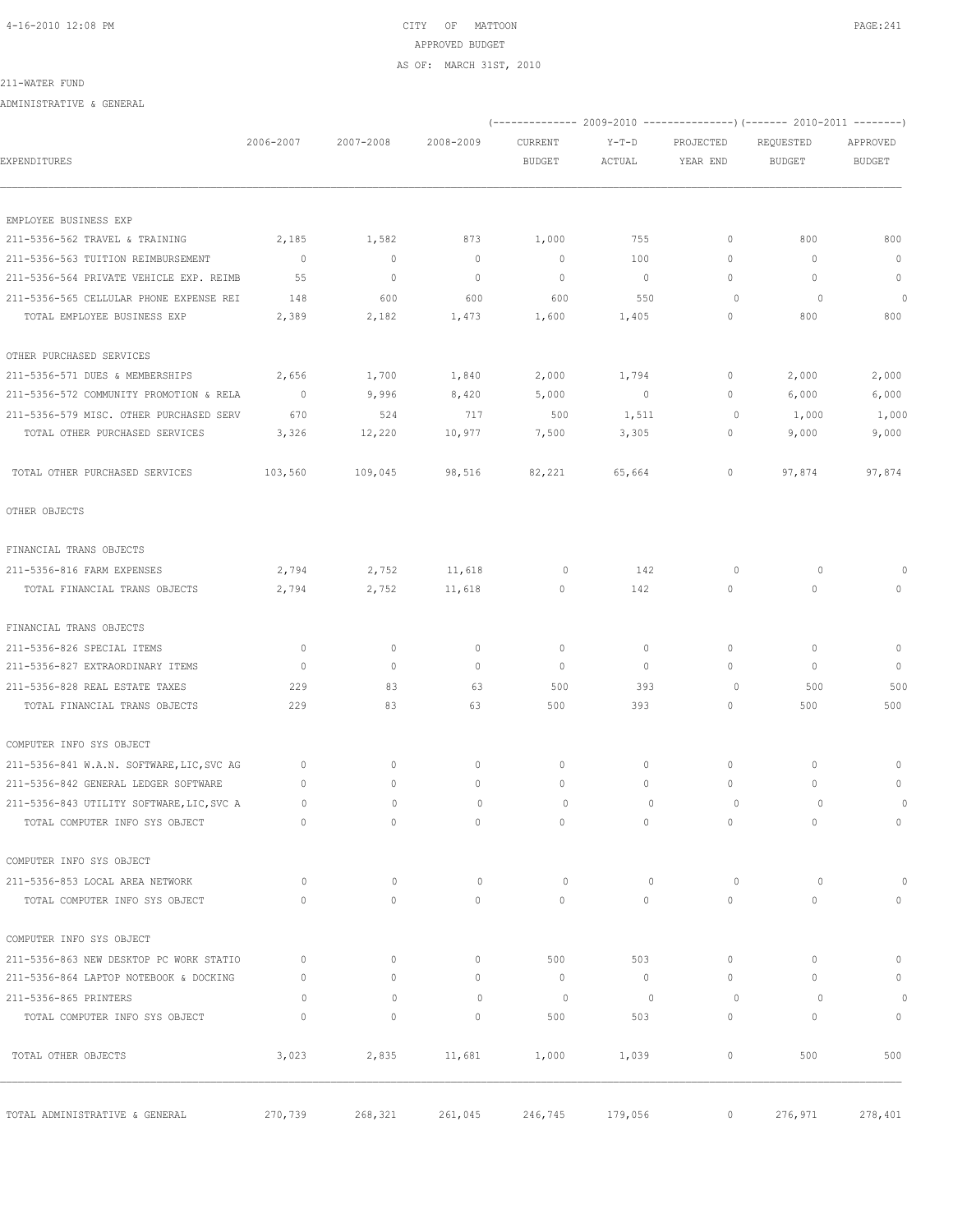CITY OF MATTOON

APPROVED BUDGET

AS OF: MARCH 31ST, 2010

211-WATER FUND

ADMINISTRATIVE & GENERAL

| EXPENDITURES | 2006-2007 | 2007-2008 | 2008-2009 | (-------------- 2009-2010 CURRENT BUDGET | Y-T-D ACTUAL | PROJECTED YEAR END ---------------) | (------- 2010-2011 REQUESTED BUDGET | APPROVED BUDGET --------) |
|---|---|---|---|---|---|---|---|---|
| EMPLOYEE BUSINESS EXP | | | | | | | | |
| 211-5356-562 TRAVEL & TRAINING | 2,185 | 1,582 | 873 | 1,000 | 755 | 0 | 800 | 800 |
| 211-5356-563 TUITION REIMBURSEMENT | 0 | 0 | 0 | 0 | 100 | 0 | 0 | 0 |
| 211-5356-564 PRIVATE VEHICLE EXP. REIMB | 55 | 0 | 0 | 0 | 0 | 0 | 0 | 0 |
| 211-5356-565 CELLULAR PHONE EXPENSE REI | 148 | 600 | 600 | 600 | 550 | 0 | 0 | 0 |
| TOTAL EMPLOYEE BUSINESS EXP | 2,389 | 2,182 | 1,473 | 1,600 | 1,405 | 0 | 800 | 800 |
| OTHER PURCHASED SERVICES | | | | | | | | |
| 211-5356-571 DUES & MEMBERSHIPS | 2,656 | 1,700 | 1,840 | 2,000 | 1,794 | 0 | 2,000 | 2,000 |
| 211-5356-572 COMMUNITY PROMOTION & RELA | 0 | 9,996 | 8,420 | 5,000 | 0 | 0 | 6,000 | 6,000 |
| 211-5356-579 MISC. OTHER PURCHASED SERV | 670 | 524 | 717 | 500 | 1,511 | 0 | 1,000 | 1,000 |
| TOTAL OTHER PURCHASED SERVICES | 3,326 | 12,220 | 10,977 | 7,500 | 3,305 | 0 | 9,000 | 9,000 |
| TOTAL OTHER PURCHASED SERVICES | 103,560 | 109,045 | 98,516 | 82,221 | 65,664 | 0 | 97,874 | 97,874 |
| OTHER OBJECTS | | | | | | | | |
| FINANCIAL TRANS OBJECTS | | | | | | | | |
| 211-5356-816 FARM EXPENSES | 2,794 | 2,752 | 11,618 | 0 | 142 | 0 | 0 | 0 |
| TOTAL FINANCIAL TRANS OBJECTS | 2,794 | 2,752 | 11,618 | 0 | 142 | 0 | 0 | 0 |
| FINANCIAL TRANS OBJECTS | | | | | | | | |
| 211-5356-826 SPECIAL ITEMS | 0 | 0 | 0 | 0 | 0 | 0 | 0 | 0 |
| 211-5356-827 EXTRAORDINARY ITEMS | 0 | 0 | 0 | 0 | 0 | 0 | 0 | 0 |
| 211-5356-828 REAL ESTATE TAXES | 229 | 83 | 63 | 500 | 393 | 0 | 500 | 500 |
| TOTAL FINANCIAL TRANS OBJECTS | 229 | 83 | 63 | 500 | 393 | 0 | 500 | 500 |
| COMPUTER INFO SYS OBJECT | | | | | | | | |
| 211-5356-841 W.A.N. SOFTWARE,LIC,SVC AG | 0 | 0 | 0 | 0 | 0 | 0 | 0 | 0 |
| 211-5356-842 GENERAL LEDGER SOFTWARE | 0 | 0 | 0 | 0 | 0 | 0 | 0 | 0 |
| 211-5356-843 UTILITY SOFTWARE,LIC,SVC A | 0 | 0 | 0 | 0 | 0 | 0 | 0 | 0 |
| TOTAL COMPUTER INFO SYS OBJECT | 0 | 0 | 0 | 0 | 0 | 0 | 0 | 0 |
| COMPUTER INFO SYS OBJECT | | | | | | | | |
| 211-5356-853 LOCAL AREA NETWORK | 0 | 0 | 0 | 0 | 0 | 0 | 0 | 0 |
| TOTAL COMPUTER INFO SYS OBJECT | 0 | 0 | 0 | 0 | 0 | 0 | 0 | 0 |
| COMPUTER INFO SYS OBJECT | | | | | | | | |
| 211-5356-863 NEW DESKTOP PC WORK STATIO | 0 | 0 | 0 | 500 | 503 | 0 | 0 | 0 |
| 211-5356-864 LAPTOP NOTEBOOK & DOCKING | 0 | 0 | 0 | 0 | 0 | 0 | 0 | 0 |
| 211-5356-865 PRINTERS | 0 | 0 | 0 | 0 | 0 | 0 | 0 | 0 |
| TOTAL COMPUTER INFO SYS OBJECT | 0 | 0 | 0 | 500 | 503 | 0 | 0 | 0 |
| TOTAL OTHER OBJECTS | 3,023 | 2,835 | 11,681 | 1,000 | 1,039 | 0 | 500 | 500 |
| TOTAL ADMINISTRATIVE & GENERAL | 270,739 | 268,321 | 261,045 | 246,745 | 179,056 | 0 | 276,971 | 278,401 |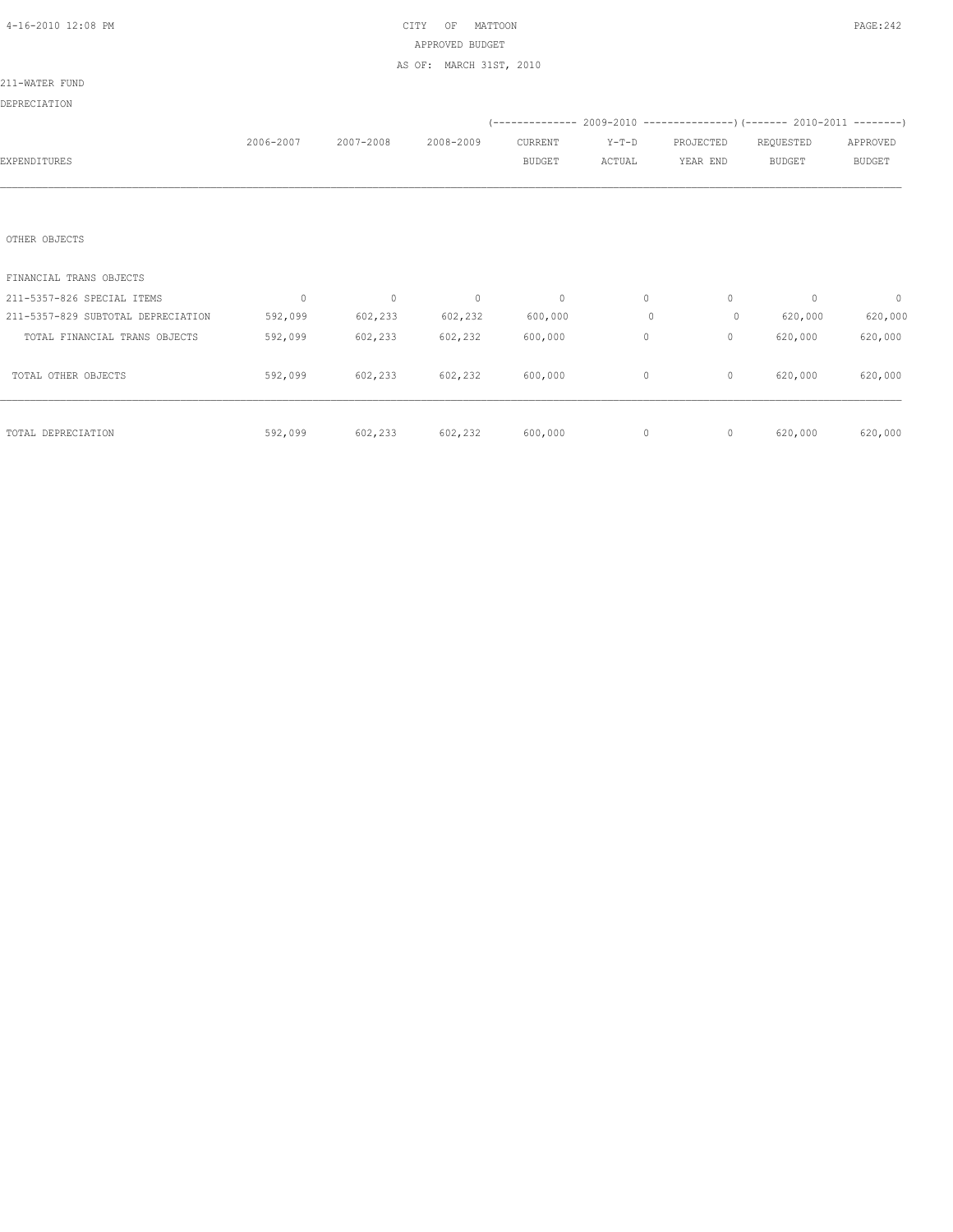CITY OF MATTOON
APPROVED BUDGET
AS OF: MARCH 31ST, 2010

211-WATER FUND

DEPRECIATION

| EXPENDITURES | 2006-2007 | 2007-2008 | 2008-2009 | 2009-2010 CURRENT BUDGET | 2009-2010 Y-T-D ACTUAL | 2009-2010 PROJECTED YEAR END | 2010-2011 REQUESTED BUDGET | 2010-2011 APPROVED BUDGET |
|---|---|---|---|---|---|---|---|---|
| OTHER OBJECTS | | | | | | | | |
| FINANCIAL TRANS OBJECTS | | | | | | | | |
| 211-5357-826 SPECIAL ITEMS | 0 | 0 | 0 | 0 | 0 | 0 | 0 | 0 |
| 211-5357-829 SUBTOTAL DEPRECIATION | 592,099 | 602,233 | 602,232 | 600,000 | 0 | 0 | 620,000 | 620,000 |
| TOTAL FINANCIAL TRANS OBJECTS | 592,099 | 602,233 | 602,232 | 600,000 | 0 | 0 | 620,000 | 620,000 |
| TOTAL OTHER OBJECTS | 592,099 | 602,233 | 602,232 | 600,000 | 0 | 0 | 620,000 | 620,000 |
| TOTAL DEPRECIATION | 592,099 | 602,233 | 602,232 | 600,000 | 0 | 0 | 620,000 | 620,000 |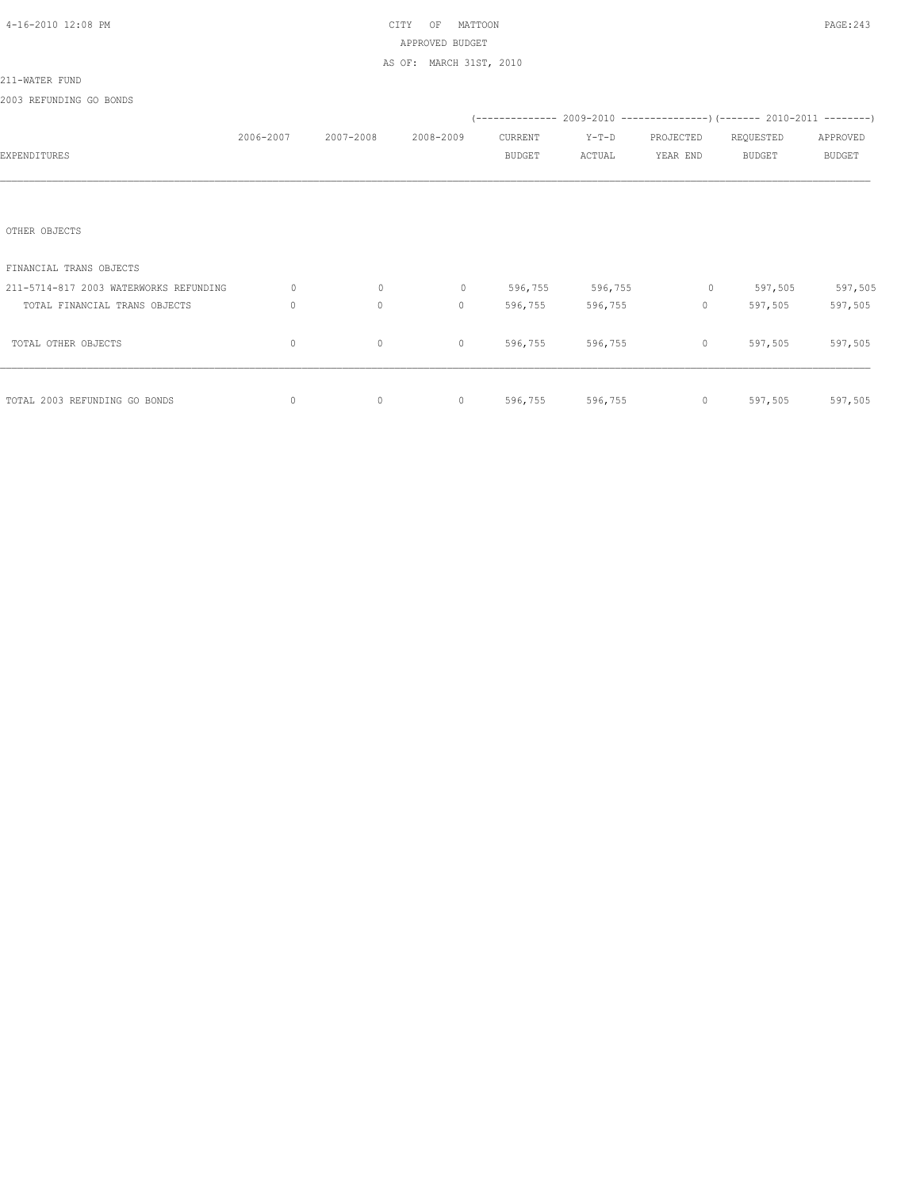CITY OF MATTOON

APPROVED BUDGET

AS OF: MARCH 31ST, 2010

211-WATER FUND

2003 REFUNDING GO BONDS

| EXPENDITURES | 2006-2007 | 2007-2008 | 2008-2009 | 2009-2010 CURRENT BUDGET | 2009-2010 Y-T-D ACTUAL | 2009-2010 PROJECTED YEAR END | 2010-2011 REQUESTED BUDGET | 2010-2011 APPROVED BUDGET |
|---|---|---|---|---|---|---|---|---|
| OTHER OBJECTS | | | | | | | | |
| FINANCIAL TRANS OBJECTS | | | | | | | | |
| 211-5714-817 2003 WATERWORKS REFUNDING | 0 | 0 | 0 | 596,755 | 596,755 | 0 | 597,505 | 597,505 |
| TOTAL FINANCIAL TRANS OBJECTS | 0 | 0 | 0 | 596,755 | 596,755 | 0 | 597,505 | 597,505 |
| TOTAL OTHER OBJECTS | 0 | 0 | 0 | 596,755 | 596,755 | 0 | 597,505 | 597,505 |
| TOTAL 2003 REFUNDING GO BONDS | 0 | 0 | 0 | 596,755 | 596,755 | 0 | 597,505 | 597,505 |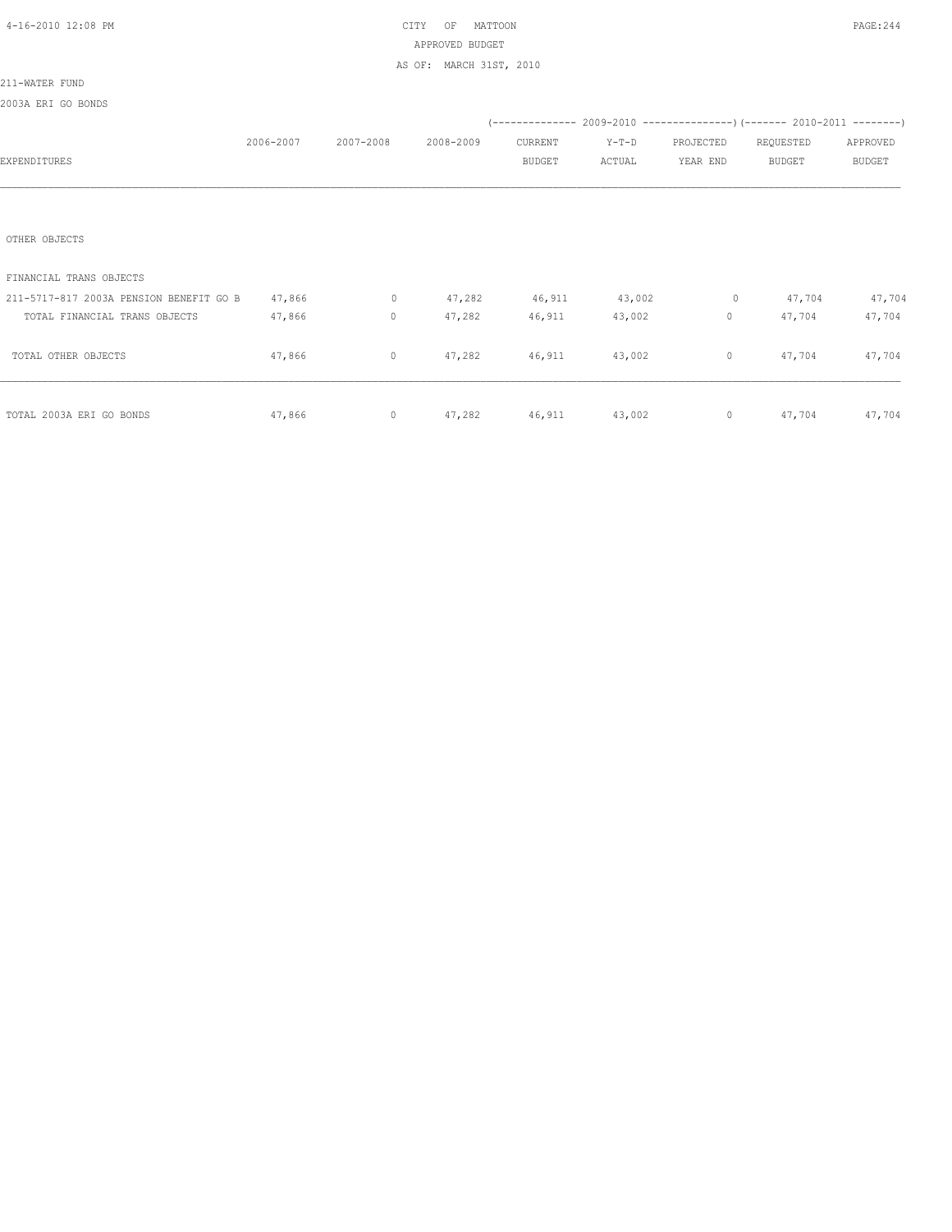CITY OF MATTOON
APPROVED BUDGET
AS OF: MARCH 31ST, 2010

211-WATER FUND

2003A ERI GO BONDS

| EXPENDITURES | 2006-2007 | 2007-2008 | 2008-2009 | 2009-2010 CURRENT BUDGET | 2009-2010 Y-T-D ACTUAL | 2009-2010 PROJECTED YEAR END | 2010-2011 REQUESTED BUDGET | 2010-2011 APPROVED BUDGET |
|---|---|---|---|---|---|---|---|---|
| OTHER OBJECTS | | | | | | | | |
| FINANCIAL TRANS OBJECTS | | | | | | | | |
| 211-5717-817 2003A PENSION BENEFIT GO B | 47,866 | 0 | 47,282 | 46,911 | 43,002 | 0 | 47,704 | 47,704 |
| TOTAL FINANCIAL TRANS OBJECTS | 47,866 | 0 | 47,282 | 46,911 | 43,002 | 0 | 47,704 | 47,704 |
| TOTAL OTHER OBJECTS | 47,866 | 0 | 47,282 | 46,911 | 43,002 | 0 | 47,704 | 47,704 |
| TOTAL 2003A ERI GO BONDS | 47,866 | 0 | 47,282 | 46,911 | 43,002 | 0 | 47,704 | 47,704 |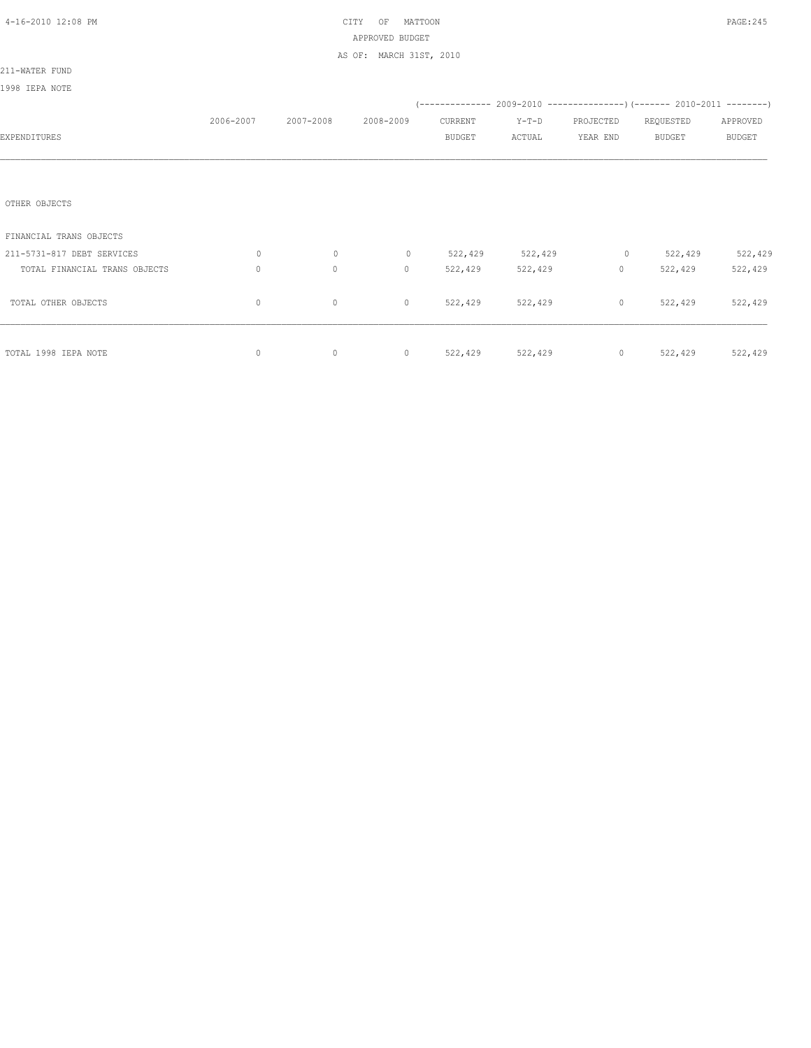CITY OF MATTOON
APPROVED BUDGET
AS OF: MARCH 31ST, 2010

211-WATER FUND

1998 IEPA NOTE

| EXPENDITURES | 2006-2007 | 2007-2008 | 2008-2009 | 2009-2010 CURRENT BUDGET | 2009-2010 Y-T-D ACTUAL | 2009-2010 PROJECTED YEAR END | 2010-2011 REQUESTED BUDGET | 2010-2011 APPROVED BUDGET |
|---|---|---|---|---|---|---|---|---|
| OTHER OBJECTS | | | | | | | | |
| FINANCIAL TRANS OBJECTS | | | | | | | | |
| 211-5731-817 DEBT SERVICES | 0 | 0 | 0 | 522,429 | 522,429 | 0 | 522,429 | 522,429 |
| TOTAL FINANCIAL TRANS OBJECTS | 0 | 0 | 0 | 522,429 | 522,429 | 0 | 522,429 | 522,429 |
| TOTAL OTHER OBJECTS | 0 | 0 | 0 | 522,429 | 522,429 | 0 | 522,429 | 522,429 |
| TOTAL 1998 IEPA NOTE | 0 | 0 | 0 | 522,429 | 522,429 | 0 | 522,429 | 522,429 |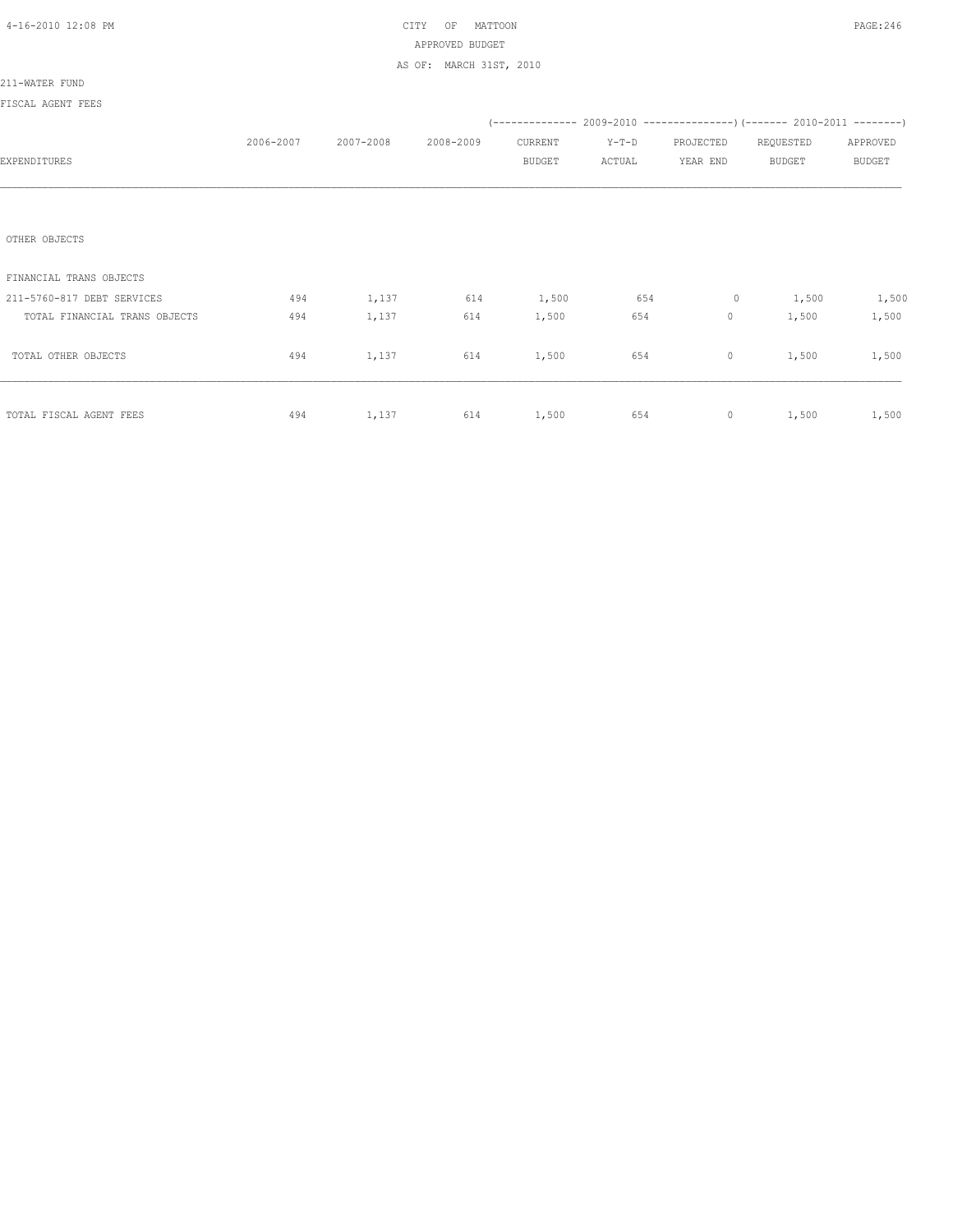CITY OF MATTOON
APPROVED BUDGET
AS OF: MARCH 31ST, 2010

211-WATER FUND

FISCAL AGENT FEES

| EXPENDITURES | 2006-2007 | 2007-2008 | 2008-2009 | 2009-2010 CURRENT BUDGET | 2009-2010 Y-T-D ACTUAL | 2009-2010 PROJECTED YEAR END | 2010-2011 REQUESTED BUDGET | 2010-2011 APPROVED BUDGET |
|---|---|---|---|---|---|---|---|---|
| OTHER OBJECTS | | | | | | | | |
| FINANCIAL TRANS OBJECTS | | | | | | | | |
| 211-5760-817 DEBT SERVICES | 494 | 1,137 | 614 | 1,500 | 654 | 0 | 1,500 | 1,500 |
| TOTAL FINANCIAL TRANS OBJECTS | 494 | 1,137 | 614 | 1,500 | 654 | 0 | 1,500 | 1,500 |
| TOTAL OTHER OBJECTS | 494 | 1,137 | 614 | 1,500 | 654 | 0 | 1,500 | 1,500 |
| TOTAL FISCAL AGENT FEES | 494 | 1,137 | 614 | 1,500 | 654 | 0 | 1,500 | 1,500 |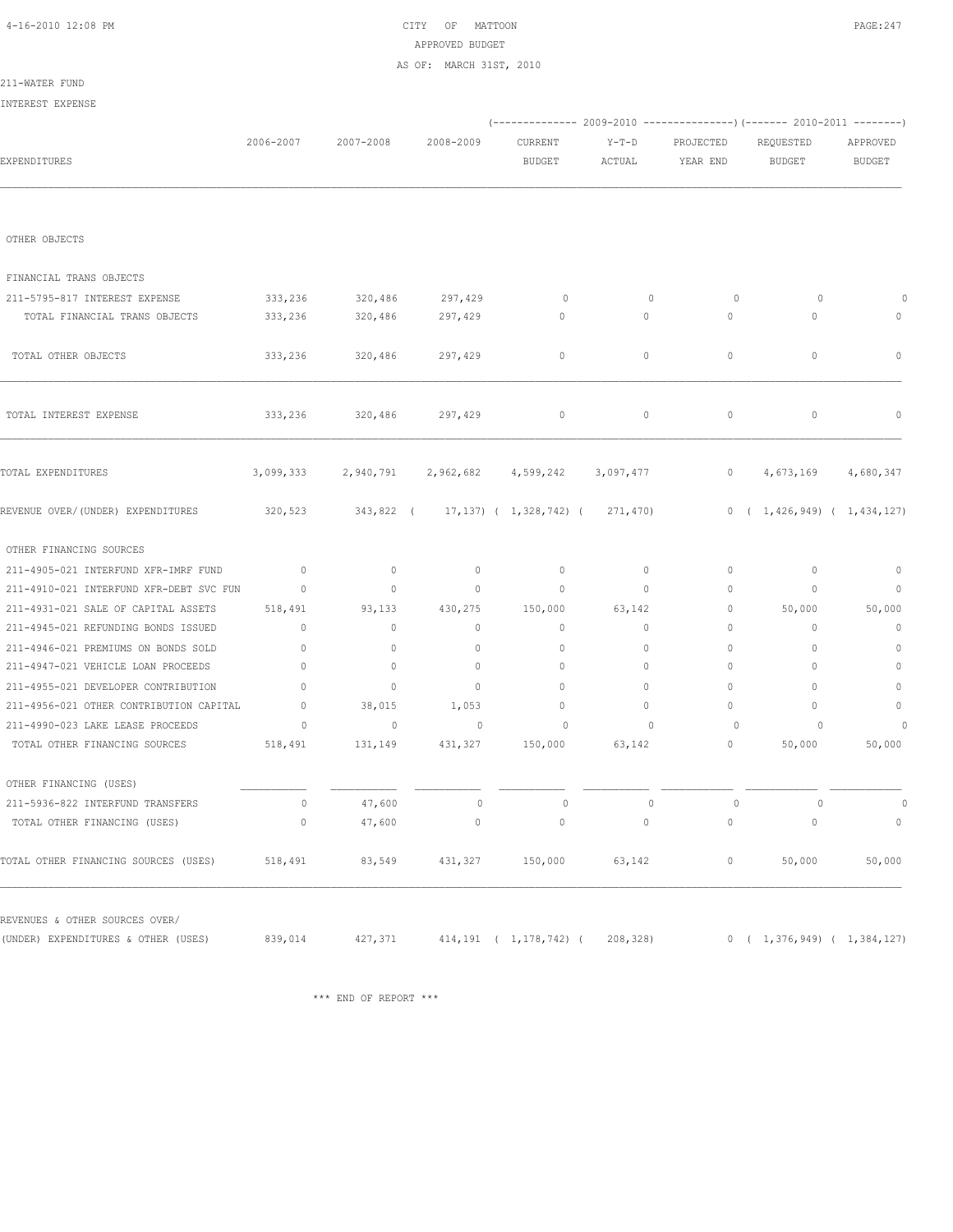CITY OF MATTOON
APPROVED BUDGET
AS OF: MARCH 31ST, 2010

211-WATER FUND

INTEREST EXPENSE

| EXPENDITURES | 2006-2007 | 2007-2008 | 2008-2009 | 2009-2010 CURRENT BUDGET | 2009-2010 Y-T-D ACTUAL | 2009-2010 PROJECTED YEAR END | 2010-2011 REQUESTED BUDGET | 2010-2011 APPROVED BUDGET |
|---|---|---|---|---|---|---|---|---|
| OTHER OBJECTS | | | | | | | | |
| FINANCIAL TRANS OBJECTS | | | | | | | | |
| 211-5795-817 INTEREST EXPENSE | 333,236 | 320,486 | 297,429 | 0 | 0 | 0 | 0 | 0 |
| TOTAL FINANCIAL TRANS OBJECTS | 333,236 | 320,486 | 297,429 | 0 | 0 | 0 | 0 | 0 |
| TOTAL OTHER OBJECTS | 333,236 | 320,486 | 297,429 | 0 | 0 | 0 | 0 | 0 |
| TOTAL INTEREST EXPENSE | 333,236 | 320,486 | 297,429 | 0 | 0 | 0 | 0 | 0 |
| TOTAL EXPENDITURES | 3,099,333 | 2,940,791 | 2,962,682 | 4,599,242 | 3,097,477 | 0 | 4,673,169 | 4,680,347 |
| REVENUE OVER/(UNDER) EXPENDITURES | 320,523 | 343,822 | ( 17,137) | ( 1,328,742) | ( 271,470) | 0 | ( 1,426,949) | ( 1,434,127) |
| OTHER FINANCING SOURCES | | | | | | | | |
| 211-4905-021 INTERFUND XFR-IMRF FUND | 0 | 0 | 0 | 0 | 0 | 0 | 0 | 0 |
| 211-4910-021 INTERFUND XFR-DEBT SVC FUN | 0 | 0 | 0 | 0 | 0 | 0 | 0 | 0 |
| 211-4931-021 SALE OF CAPITAL ASSETS | 518,491 | 93,133 | 430,275 | 150,000 | 63,142 | 0 | 50,000 | 50,000 |
| 211-4945-021 REFUNDING BONDS ISSUED | 0 | 0 | 0 | 0 | 0 | 0 | 0 | 0 |
| 211-4946-021 PREMIUMS ON BONDS SOLD | 0 | 0 | 0 | 0 | 0 | 0 | 0 | 0 |
| 211-4947-021 VEHICLE LOAN PROCEEDS | 0 | 0 | 0 | 0 | 0 | 0 | 0 | 0 |
| 211-4955-021 DEVELOPER CONTRIBUTION | 0 | 0 | 0 | 0 | 0 | 0 | 0 | 0 |
| 211-4956-021 OTHER CONTRIBUTION CAPITAL | 0 | 38,015 | 1,053 | 0 | 0 | 0 | 0 | 0 |
| 211-4990-023 LAKE LEASE PROCEEDS | 0 | 0 | 0 | 0 | 0 | 0 | 0 | 0 |
| TOTAL OTHER FINANCING SOURCES | 518,491 | 131,149 | 431,327 | 150,000 | 63,142 | 0 | 50,000 | 50,000 |
| OTHER FINANCING (USES) | | | | | | | | |
| 211-5936-822 INTERFUND TRANSFERS | 0 | 47,600 | 0 | 0 | 0 | 0 | 0 | 0 |
| TOTAL OTHER FINANCING (USES) | 0 | 47,600 | 0 | 0 | 0 | 0 | 0 | 0 |
| TOTAL OTHER FINANCING SOURCES (USES) | 518,491 | 83,549 | 431,327 | 150,000 | 63,142 | 0 | 50,000 | 50,000 |
| REVENUES & OTHER SOURCES OVER/ (UNDER) EXPENDITURES & OTHER (USES) | 839,014 | 427,371 | 414,191 | ( 1,178,742) | ( 208,328) | 0 | ( 1,376,949) | ( 1,384,127) |

\*\*\* END OF REPORT \*\*\*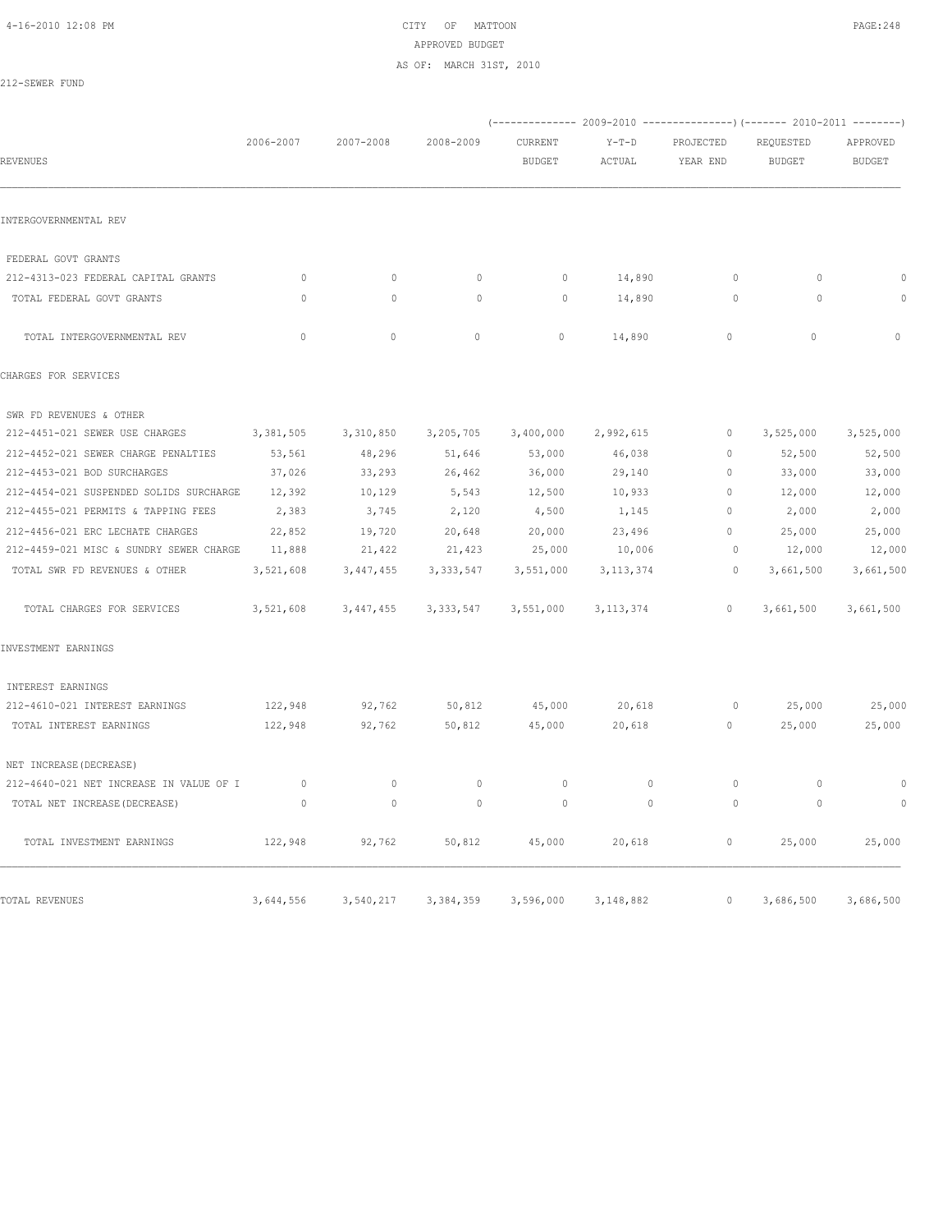# CITY OF MATTOON

APPROVED BUDGET

AS OF: MARCH 31ST, 2010

212-SEWER FUND

| REVENUES | 2006-2007 | 2007-2008 | 2008-2009 | (------------- 2009-2010 CURRENT BUDGET | Y-T-D ACTUAL | PROJECTED YEAR END ---------------) | (------- 2010-2011 REQUESTED BUDGET | APPROVED BUDGET --------) |
|---|---|---|---|---|---|---|---|---|
| INTERGOVERNMENTAL REV | | | | | | | | |
| FEDERAL GOVT GRANTS | | | | | | | | |
| 212-4313-023 FEDERAL CAPITAL GRANTS | 0 | 0 | 0 | 0 | 14,890 | 0 | 0 | 0 |
| TOTAL FEDERAL GOVT GRANTS | 0 | 0 | 0 | 0 | 14,890 | 0 | 0 | 0 |
| TOTAL INTERGOVERNMENTAL REV | 0 | 0 | 0 | 0 | 14,890 | 0 | 0 | 0 |
| CHARGES FOR SERVICES | | | | | | | | |
| SWR FD REVENUES & OTHER | | | | | | | | |
| 212-4451-021 SEWER USE CHARGES | 3,381,505 | 3,310,850 | 3,205,705 | 3,400,000 | 2,992,615 | 0 | 3,525,000 | 3,525,000 |
| 212-4452-021 SEWER CHARGE PENALTIES | 53,561 | 48,296 | 51,646 | 53,000 | 46,038 | 0 | 52,500 | 52,500 |
| 212-4453-021 BOD SURCHARGES | 37,026 | 33,293 | 26,462 | 36,000 | 29,140 | 0 | 33,000 | 33,000 |
| 212-4454-021 SUSPENDED SOLIDS SURCHARGE | 12,392 | 10,129 | 5,543 | 12,500 | 10,933 | 0 | 12,000 | 12,000 |
| 212-4455-021 PERMITS & TAPPING FEES | 2,383 | 3,745 | 2,120 | 4,500 | 1,145 | 0 | 2,000 | 2,000 |
| 212-4456-021 ERC LECHATE CHARGES | 22,852 | 19,720 | 20,648 | 20,000 | 23,496 | 0 | 25,000 | 25,000 |
| 212-4459-021 MISC & SUNDRY SEWER CHARGE | 11,888 | 21,422 | 21,423 | 25,000 | 10,006 | 0 | 12,000 | 12,000 |
| TOTAL SWR FD REVENUES & OTHER | 3,521,608 | 3,447,455 | 3,333,547 | 3,551,000 | 3,113,374 | 0 | 3,661,500 | 3,661,500 |
| TOTAL CHARGES FOR SERVICES | 3,521,608 | 3,447,455 | 3,333,547 | 3,551,000 | 3,113,374 | 0 | 3,661,500 | 3,661,500 |
| INVESTMENT EARNINGS | | | | | | | | |
| INTEREST EARNINGS | | | | | | | | |
| 212-4610-021 INTEREST EARNINGS | 122,948 | 92,762 | 50,812 | 45,000 | 20,618 | 0 | 25,000 | 25,000 |
| TOTAL INTEREST EARNINGS | 122,948 | 92,762 | 50,812 | 45,000 | 20,618 | 0 | 25,000 | 25,000 |
| NET INCREASE(DECREASE) | | | | | | | | |
| 212-4640-021 NET INCREASE IN VALUE OF I | 0 | 0 | 0 | 0 | 0 | 0 | 0 | 0 |
| TOTAL NET INCREASE(DECREASE) | 0 | 0 | 0 | 0 | 0 | 0 | 0 | 0 |
| TOTAL INVESTMENT EARNINGS | 122,948 | 92,762 | 50,812 | 45,000 | 20,618 | 0 | 25,000 | 25,000 |
| TOTAL REVENUES | 3,644,556 | 3,540,217 | 3,384,359 | 3,596,000 | 3,148,882 | 0 | 3,686,500 | 3,686,500 |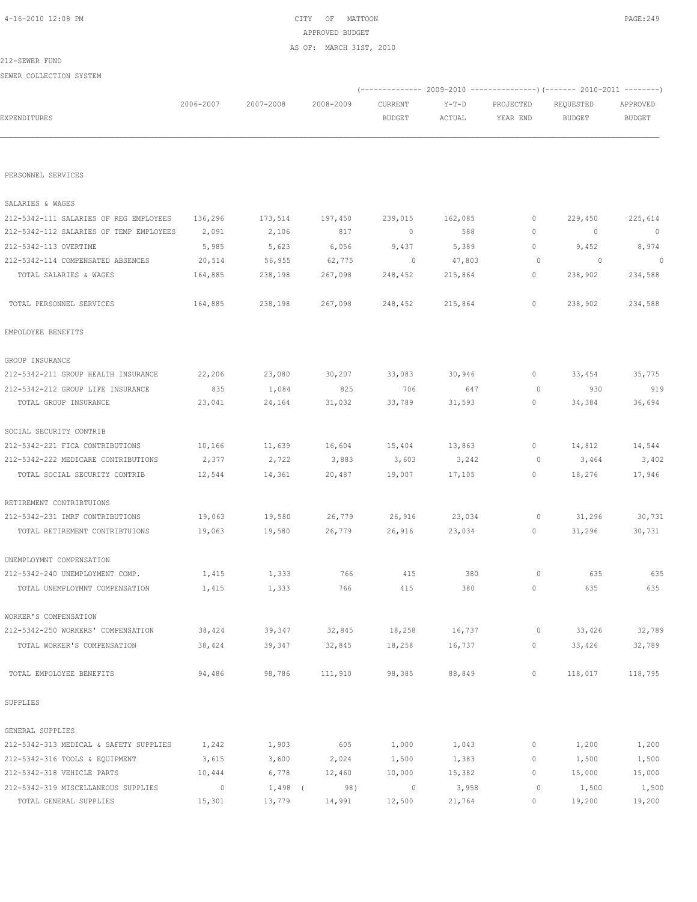CITY OF MATTOON
APPROVED BUDGET
AS OF: MARCH 31ST, 2010

212-SEWER FUND

SEWER COLLECTION SYSTEM

| EXPENDITURES | 2006-2007 | 2007-2008 | 2008-2009 | 2009-2010 CURRENT BUDGET | 2009-2010 Y-T-D ACTUAL | 2009-2010 PROJECTED YEAR END | 2010-2011 REQUESTED BUDGET | 2010-2011 APPROVED BUDGET |
|---|---|---|---|---|---|---|---|---|
| PERSONNEL SERVICES | | | | | | | | |
| SALARIES & WAGES | | | | | | | | |
| 212-5342-111 SALARIES OF REG EMPLOYEES | 136,296 | 173,514 | 197,450 | 239,015 | 162,085 | 0 | 229,450 | 225,614 |
| 212-5342-112 SALARIES OF TEMP EMPLOYEES | 2,091 | 2,106 | 817 | 0 | 588 | 0 | 0 | 0 |
| 212-5342-113 OVERTIME | 5,985 | 5,623 | 6,056 | 9,437 | 5,389 | 0 | 9,452 | 8,974 |
| 212-5342-114 COMPENSATED ABSENCES | 20,514 | 56,955 | 62,775 | 0 | 47,803 | 0 | 0 | 0 |
| TOTAL SALARIES & WAGES | 164,885 | 238,198 | 267,098 | 248,452 | 215,864 | 0 | 238,902 | 234,588 |
| TOTAL PERSONNEL SERVICES | 164,885 | 238,198 | 267,098 | 248,452 | 215,864 | 0 | 238,902 | 234,588 |
| EMPOLOYEE BENEFITS | | | | | | | | |
| GROUP INSURANCE | | | | | | | | |
| 212-5342-211 GROUP HEALTH INSURANCE | 22,206 | 23,080 | 30,207 | 33,083 | 30,946 | 0 | 33,454 | 35,775 |
| 212-5342-212 GROUP LIFE INSURANCE | 835 | 1,084 | 825 | 706 | 647 | 0 | 930 | 919 |
| TOTAL GROUP INSURANCE | 23,041 | 24,164 | 31,032 | 33,789 | 31,593 | 0 | 34,384 | 36,694 |
| SOCIAL SECURITY CONTRIB | | | | | | | | |
| 212-5342-221 FICA CONTRIBUTIONS | 10,166 | 11,639 | 16,604 | 15,404 | 13,863 | 0 | 14,812 | 14,544 |
| 212-5342-222 MEDICARE CONTRIBUTIONS | 2,377 | 2,722 | 3,883 | 3,603 | 3,242 | 0 | 3,464 | 3,402 |
| TOTAL SOCIAL SECURITY CONTRIB | 12,544 | 14,361 | 20,487 | 19,007 | 17,105 | 0 | 18,276 | 17,946 |
| RETIREMENT CONTRIBTUIONS | | | | | | | | |
| 212-5342-231 IMRF CONTRIBUTIONS | 19,063 | 19,580 | 26,779 | 26,916 | 23,034 | 0 | 31,296 | 30,731 |
| TOTAL RETIREMENT CONTRIBTUIONS | 19,063 | 19,580 | 26,779 | 26,916 | 23,034 | 0 | 31,296 | 30,731 |
| UNEMPLOYMNT COMPENSATION | | | | | | | | |
| 212-5342-240 UNEMPLOYMENT COMP. | 1,415 | 1,333 | 766 | 415 | 380 | 0 | 635 | 635 |
| TOTAL UNEMPLOYMNT COMPENSATION | 1,415 | 1,333 | 766 | 415 | 380 | 0 | 635 | 635 |
| WORKER'S COMPENSATION | | | | | | | | |
| 212-5342-250 WORKERS' COMPENSATION | 38,424 | 39,347 | 32,845 | 18,258 | 16,737 | 0 | 33,426 | 32,789 |
| TOTAL WORKER'S COMPENSATION | 38,424 | 39,347 | 32,845 | 18,258 | 16,737 | 0 | 33,426 | 32,789 |
| TOTAL EMPOLOYEE BENEFITS | 94,486 | 98,786 | 111,910 | 98,385 | 88,849 | 0 | 118,017 | 118,795 |
| SUPPLIES | | | | | | | | |
| GENERAL SUPPLIES | | | | | | | | |
| 212-5342-313 MEDICAL & SAFETY SUPPLIES | 1,242 | 1,903 | 605 | 1,000 | 1,043 | 0 | 1,200 | 1,200 |
| 212-5342-316 TOOLS & EQUIPMENT | 3,615 | 3,600 | 2,024 | 1,500 | 1,383 | 0 | 1,500 | 1,500 |
| 212-5342-318 VEHICLE PARTS | 10,444 | 6,778 | 12,460 | 10,000 | 15,382 | 0 | 15,000 | 15,000 |
| 212-5342-319 MISCELLANEOUS SUPPLIES | 0 | 1,498 | ( 98) | 0 | 3,958 | 0 | 1,500 | 1,500 |
| TOTAL GENERAL SUPPLIES | 15,301 | 13,779 | 14,991 | 12,500 | 21,764 | 0 | 19,200 | 19,200 |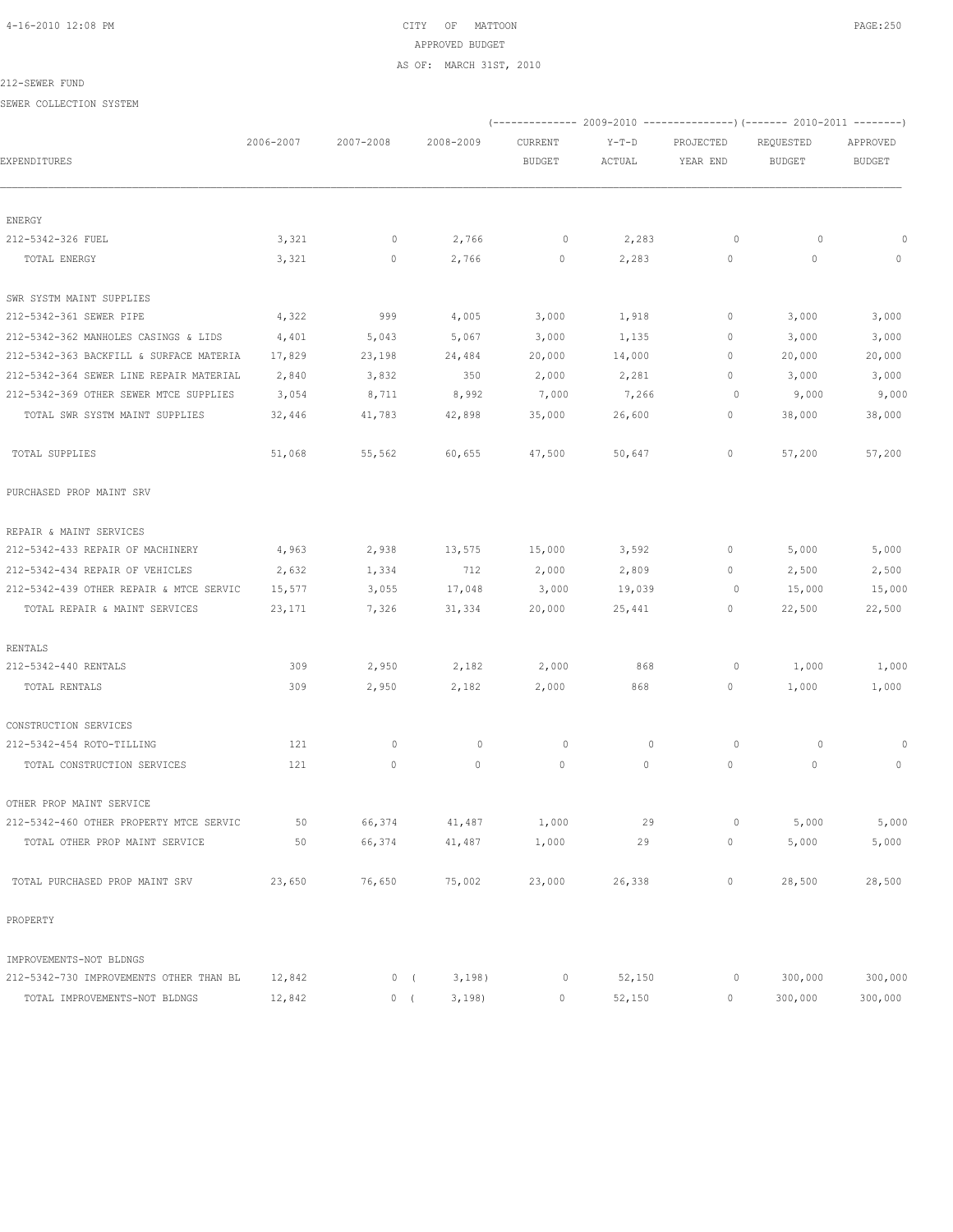CITY OF MATTOON
APPROVED BUDGET
AS OF: MARCH 31ST, 2010

212-SEWER FUND

SEWER COLLECTION SYSTEM

| EXPENDITURES | 2006-2007 | 2007-2008 | 2008-2009 | 2009-2010 CURRENT BUDGET | 2009-2010 Y-T-D ACTUAL | 2009-2010 PROJECTED YEAR END | 2010-2011 REQUESTED BUDGET | 2010-2011 APPROVED BUDGET |
|---|---|---|---|---|---|---|---|---|
| ENERGY | | | | | | | | |
| 212-5342-326 FUEL | 3,321 | 0 | 2,766 | 0 | 2,283 | 0 | 0 | 0 |
| TOTAL ENERGY | 3,321 | 0 | 2,766 | 0 | 2,283 | 0 | 0 | 0 |
| SWR SYSTM MAINT SUPPLIES | | | | | | | | |
| 212-5342-361 SEWER PIPE | 4,322 | 999 | 4,005 | 3,000 | 1,918 | 0 | 3,000 | 3,000 |
| 212-5342-362 MANHOLES CASINGS & LIDS | 4,401 | 5,043 | 5,067 | 3,000 | 1,135 | 0 | 3,000 | 3,000 |
| 212-5342-363 BACKFILL & SURFACE MATERIA | 17,829 | 23,198 | 24,484 | 20,000 | 14,000 | 0 | 20,000 | 20,000 |
| 212-5342-364 SEWER LINE REPAIR MATERIAL | 2,840 | 3,832 | 350 | 2,000 | 2,281 | 0 | 3,000 | 3,000 |
| 212-5342-369 OTHER SEWER MTCE SUPPLIES | 3,054 | 8,711 | 8,992 | 7,000 | 7,266 | 0 | 9,000 | 9,000 |
| TOTAL SWR SYSTM MAINT SUPPLIES | 32,446 | 41,783 | 42,898 | 35,000 | 26,600 | 0 | 38,000 | 38,000 |
| TOTAL SUPPLIES | 51,068 | 55,562 | 60,655 | 47,500 | 50,647 | 0 | 57,200 | 57,200 |
| PURCHASED PROP MAINT SRV | | | | | | | | |
| REPAIR & MAINT SERVICES | | | | | | | | |
| 212-5342-433 REPAIR OF MACHINERY | 4,963 | 2,938 | 13,575 | 15,000 | 3,592 | 0 | 5,000 | 5,000 |
| 212-5342-434 REPAIR OF VEHICLES | 2,632 | 1,334 | 712 | 2,000 | 2,809 | 0 | 2,500 | 2,500 |
| 212-5342-439 OTHER REPAIR & MTCE SERVIC | 15,577 | 3,055 | 17,048 | 3,000 | 19,039 | 0 | 15,000 | 15,000 |
| TOTAL REPAIR & MAINT SERVICES | 23,171 | 7,326 | 31,334 | 20,000 | 25,441 | 0 | 22,500 | 22,500 |
| RENTALS | | | | | | | | |
| 212-5342-440 RENTALS | 309 | 2,950 | 2,182 | 2,000 | 868 | 0 | 1,000 | 1,000 |
| TOTAL RENTALS | 309 | 2,950 | 2,182 | 2,000 | 868 | 0 | 1,000 | 1,000 |
| CONSTRUCTION SERVICES | | | | | | | | |
| 212-5342-454 ROTO-TILLING | 121 | 0 | 0 | 0 | 0 | 0 | 0 | 0 |
| TOTAL CONSTRUCTION SERVICES | 121 | 0 | 0 | 0 | 0 | 0 | 0 | 0 |
| OTHER PROP MAINT SERVICE | | | | | | | | |
| 212-5342-460 OTHER PROPERTY MTCE SERVIC | 50 | 66,374 | 41,487 | 1,000 | 29 | 0 | 5,000 | 5,000 |
| TOTAL OTHER PROP MAINT SERVICE | 50 | 66,374 | 41,487 | 1,000 | 29 | 0 | 5,000 | 5,000 |
| TOTAL PURCHASED PROP MAINT SRV | 23,650 | 76,650 | 75,002 | 23,000 | 26,338 | 0 | 28,500 | 28,500 |
| PROPERTY | | | | | | | | |
| IMPROVEMENTS-NOT BLDNGS | | | | | | | | |
| 212-5342-730 IMPROVEMENTS OTHER THAN BL | 12,842 | 0 | ( 3,198) | 0 | 52,150 | 0 | 300,000 | 300,000 |
| TOTAL IMPROVEMENTS-NOT BLDNGS | 12,842 | 0 | ( 3,198) | 0 | 52,150 | 0 | 300,000 | 300,000 |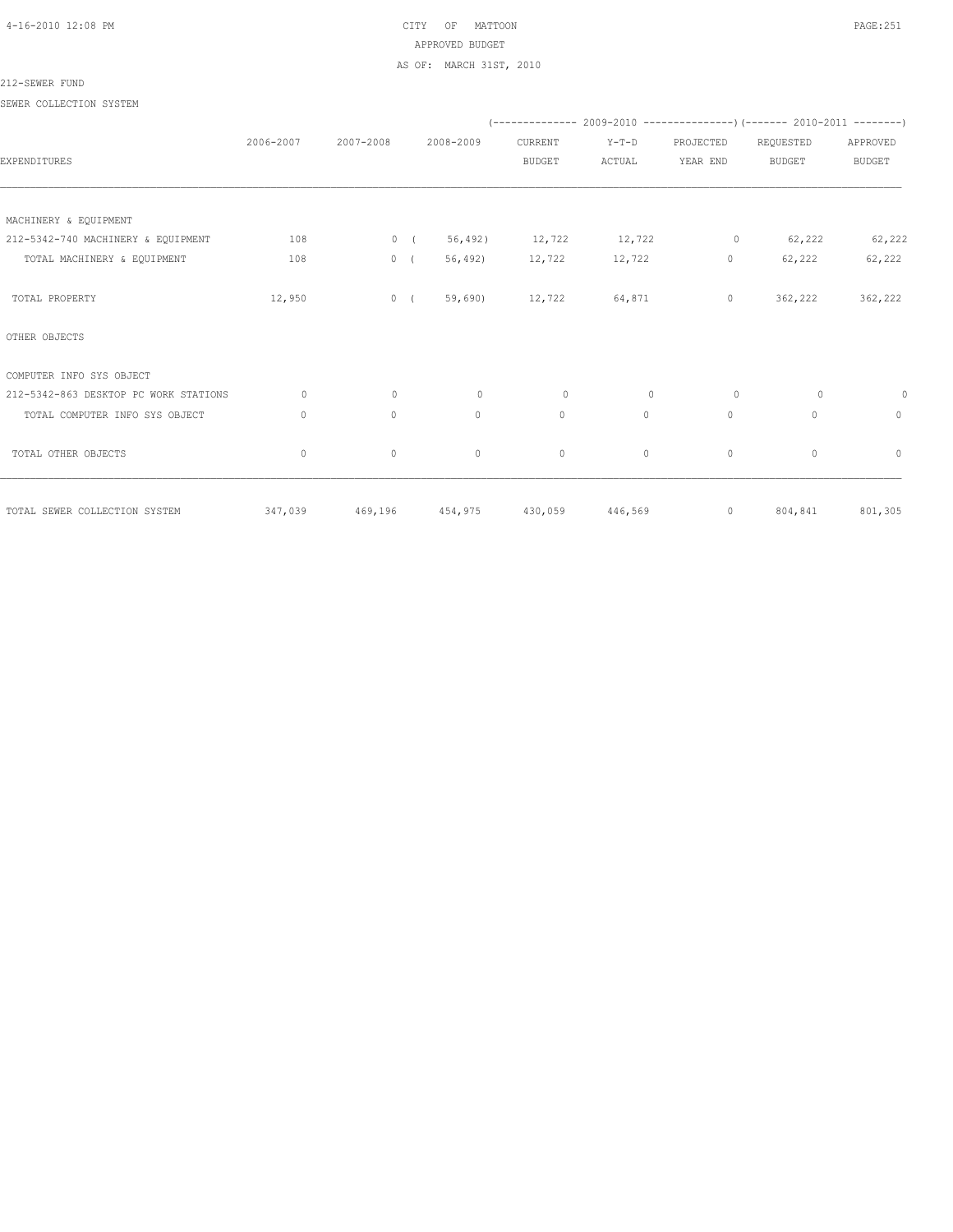CITY OF MATTOON
APPROVED BUDGET
AS OF: MARCH 31ST, 2010

212-SEWER FUND

SEWER COLLECTION SYSTEM

| EXPENDITURES | 2006-2007 | 2007-2008 | 2008-2009 | 2009-2010 CURRENT BUDGET | 2009-2010 Y-T-D ACTUAL | 2009-2010 PROJECTED YEAR END | 2010-2011 REQUESTED BUDGET | 2010-2011 APPROVED BUDGET |
|---|---|---|---|---|---|---|---|---|
| MACHINERY & EQUIPMENT | | | | | | | | |
| 212-5342-740 MACHINERY & EQUIPMENT | 108 | 0 | ( 56,492) | 12,722 | 12,722 | 0 | 62,222 | 62,222 |
| TOTAL MACHINERY & EQUIPMENT | 108 | 0 | ( 56,492) | 12,722 | 12,722 | 0 | 62,222 | 62,222 |
| TOTAL PROPERTY | 12,950 | 0 | ( 59,690) | 12,722 | 64,871 | 0 | 362,222 | 362,222 |
| OTHER OBJECTS | | | | | | | | |
| COMPUTER INFO SYS OBJECT | | | | | | | | |
| 212-5342-863 DESKTOP PC WORK STATIONS | 0 | 0 | 0 | 0 | 0 | 0 | 0 | 0 |
| TOTAL COMPUTER INFO SYS OBJECT | 0 | 0 | 0 | 0 | 0 | 0 | 0 | 0 |
| TOTAL OTHER OBJECTS | 0 | 0 | 0 | 0 | 0 | 0 | 0 | 0 |
| TOTAL SEWER COLLECTION SYSTEM | 347,039 | 469,196 | 454,975 | 430,059 | 446,569 | 0 | 804,841 | 801,305 |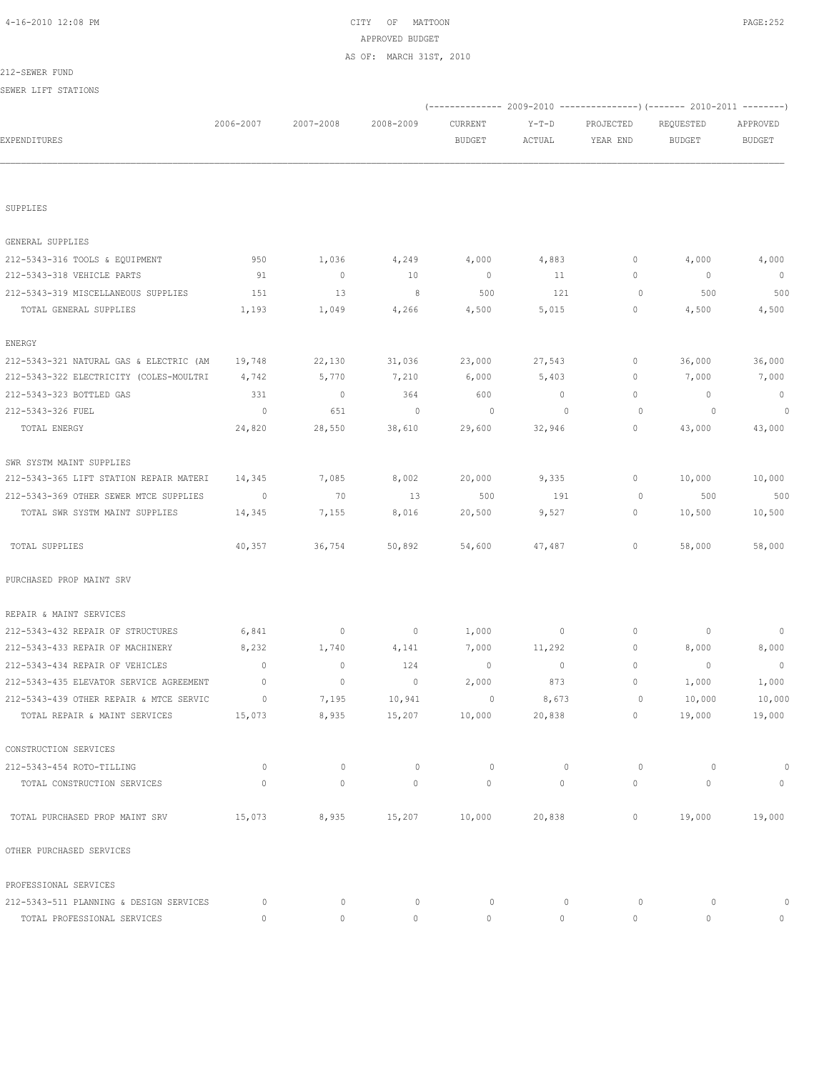CITY OF MATTOON
APPROVED BUDGET
AS OF: MARCH 31ST, 2010

212-SEWER FUND

SEWER LIFT STATIONS

| EXPENDITURES | 2006-2007 | 2007-2008 | 2008-2009 | 2009-2010 CURRENT BUDGET | 2009-2010 Y-T-D ACTUAL | 2009-2010 PROJECTED YEAR END | 2010-2011 REQUESTED BUDGET | 2010-2011 APPROVED BUDGET |
|---|---|---|---|---|---|---|---|---|
| SUPPLIES | | | | | | | | |
| GENERAL SUPPLIES | | | | | | | | |
| 212-5343-316 TOOLS & EQUIPMENT | 950 | 1,036 | 4,249 | 4,000 | 4,883 | 0 | 4,000 | 4,000 |
| 212-5343-318 VEHICLE PARTS | 91 | 0 | 10 | 0 | 11 | 0 | 0 | 0 |
| 212-5343-319 MISCELLANEOUS SUPPLIES | 151 | 13 | 8 | 500 | 121 | 0 | 500 | 500 |
| TOTAL GENERAL SUPPLIES | 1,193 | 1,049 | 4,266 | 4,500 | 5,015 | 0 | 4,500 | 4,500 |
| ENERGY | | | | | | | | |
| 212-5343-321 NATURAL GAS & ELECTRIC (AM | 19,748 | 22,130 | 31,036 | 23,000 | 27,543 | 0 | 36,000 | 36,000 |
| 212-5343-322 ELECTRICITY (COLES-MOULTRI | 4,742 | 5,770 | 7,210 | 6,000 | 5,403 | 0 | 7,000 | 7,000 |
| 212-5343-323 BOTTLED GAS | 331 | 0 | 364 | 600 | 0 | 0 | 0 | 0 |
| 212-5343-326 FUEL | 0 | 651 | 0 | 0 | 0 | 0 | 0 | 0 |
| TOTAL ENERGY | 24,820 | 28,550 | 38,610 | 29,600 | 32,946 | 0 | 43,000 | 43,000 |
| SWR SYSTM MAINT SUPPLIES | | | | | | | | |
| 212-5343-365 LIFT STATION REPAIR MATERI | 14,345 | 7,085 | 8,002 | 20,000 | 9,335 | 0 | 10,000 | 10,000 |
| 212-5343-369 OTHER SEWER MTCE SUPPLIES | 0 | 70 | 13 | 500 | 191 | 0 | 500 | 500 |
| TOTAL SWR SYSTM MAINT SUPPLIES | 14,345 | 7,155 | 8,016 | 20,500 | 9,527 | 0 | 10,500 | 10,500 |
| TOTAL SUPPLIES | 40,357 | 36,754 | 50,892 | 54,600 | 47,487 | 0 | 58,000 | 58,000 |
| PURCHASED PROP MAINT SRV | | | | | | | | |
| REPAIR & MAINT SERVICES | | | | | | | | |
| 212-5343-432 REPAIR OF STRUCTURES | 6,841 | 0 | 0 | 1,000 | 0 | 0 | 0 | 0 |
| 212-5343-433 REPAIR OF MACHINERY | 8,232 | 1,740 | 4,141 | 7,000 | 11,292 | 0 | 8,000 | 8,000 |
| 212-5343-434 REPAIR OF VEHICLES | 0 | 0 | 124 | 0 | 0 | 0 | 0 | 0 |
| 212-5343-435 ELEVATOR SERVICE AGREEMENT | 0 | 0 | 0 | 2,000 | 873 | 0 | 1,000 | 1,000 |
| 212-5343-439 OTHER REPAIR & MTCE SERVIC | 0 | 7,195 | 10,941 | 0 | 8,673 | 0 | 10,000 | 10,000 |
| TOTAL REPAIR & MAINT SERVICES | 15,073 | 8,935 | 15,207 | 10,000 | 20,838 | 0 | 19,000 | 19,000 |
| CONSTRUCTION SERVICES | | | | | | | | |
| 212-5343-454 ROTO-TILLING | 0 | 0 | 0 | 0 | 0 | 0 | 0 | 0 |
| TOTAL CONSTRUCTION SERVICES | 0 | 0 | 0 | 0 | 0 | 0 | 0 | 0 |
| TOTAL PURCHASED PROP MAINT SRV | 15,073 | 8,935 | 15,207 | 10,000 | 20,838 | 0 | 19,000 | 19,000 |
| OTHER PURCHASED SERVICES | | | | | | | | |
| PROFESSIONAL SERVICES | | | | | | | | |
| 212-5343-511 PLANNING & DESIGN SERVICES | 0 | 0 | 0 | 0 | 0 | 0 | 0 | 0 |
| TOTAL PROFESSIONAL SERVICES | 0 | 0 | 0 | 0 | 0 | 0 | 0 | 0 |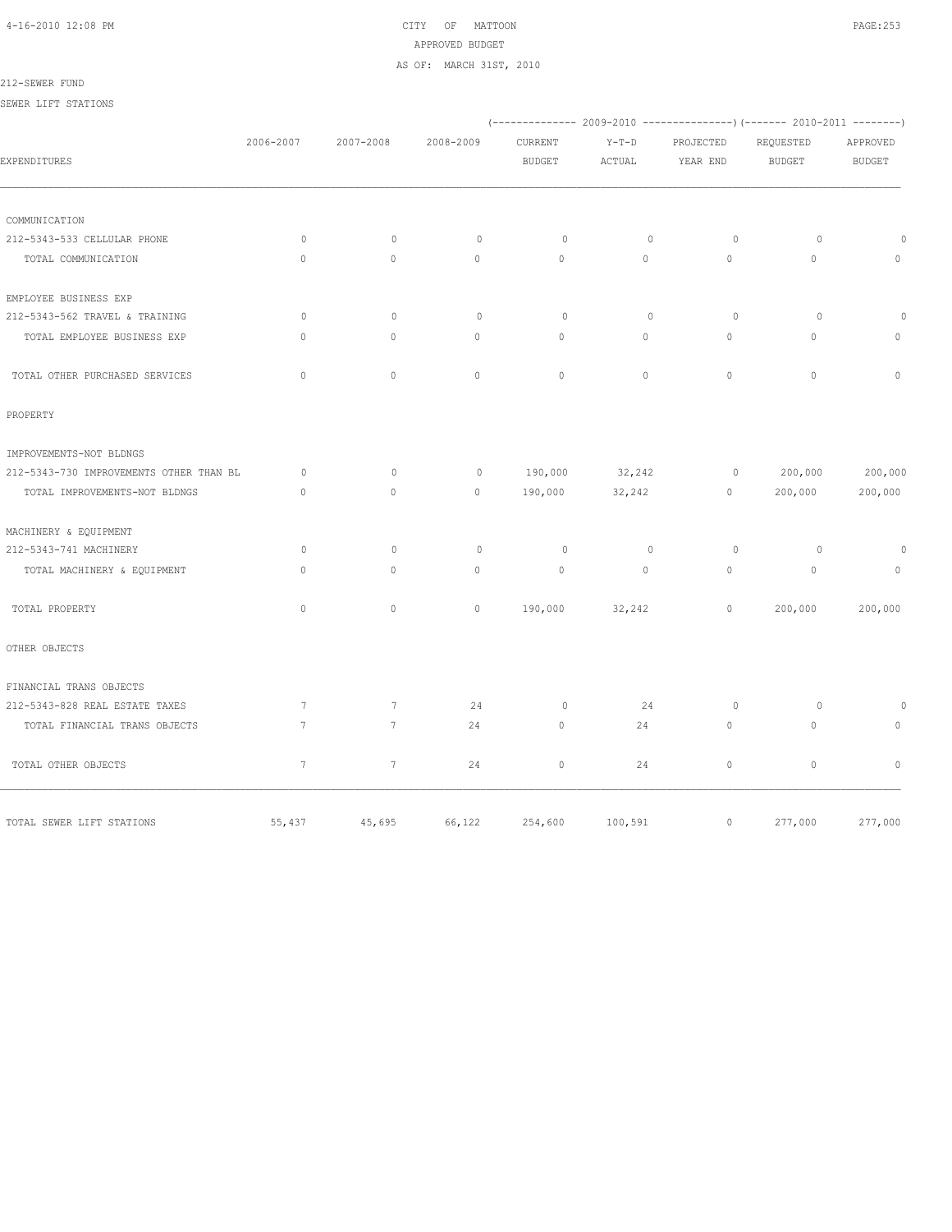CITY OF MATTOON
APPROVED BUDGET
AS OF: MARCH 31ST, 2010

212-SEWER FUND

SEWER LIFT STATIONS

| EXPENDITURES | 2006-2007 | 2007-2008 | 2008-2009 | (-------------- 2009-2010 CURRENT BUDGET | Y-T-D ACTUAL | PROJECTED YEAR END ---------------) | (------- 2010-2011 REQUESTED BUDGET | APPROVED BUDGET --------) |
|---|---|---|---|---|---|---|---|---|
| COMMUNICATION | | | | | | | | |
| 212-5343-533 CELLULAR PHONE | 0 | 0 | 0 | 0 | 0 | 0 | 0 | 0 |
| TOTAL COMMUNICATION | 0 | 0 | 0 | 0 | 0 | 0 | 0 | 0 |
| EMPLOYEE BUSINESS EXP | | | | | | | | |
| 212-5343-562 TRAVEL & TRAINING | 0 | 0 | 0 | 0 | 0 | 0 | 0 | 0 |
| TOTAL EMPLOYEE BUSINESS EXP | 0 | 0 | 0 | 0 | 0 | 0 | 0 | 0 |
| TOTAL OTHER PURCHASED SERVICES | 0 | 0 | 0 | 0 | 0 | 0 | 0 | 0 |
| PROPERTY | | | | | | | | |
| IMPROVEMENTS-NOT BLDNGS | | | | | | | | |
| 212-5343-730 IMPROVEMENTS OTHER THAN BL | 0 | 0 | 0 | 190,000 | 32,242 | 0 | 200,000 | 200,000 |
| TOTAL IMPROVEMENTS-NOT BLDNGS | 0 | 0 | 0 | 190,000 | 32,242 | 0 | 200,000 | 200,000 |
| MACHINERY & EQUIPMENT | | | | | | | | |
| 212-5343-741 MACHINERY | 0 | 0 | 0 | 0 | 0 | 0 | 0 | 0 |
| TOTAL MACHINERY & EQUIPMENT | 0 | 0 | 0 | 0 | 0 | 0 | 0 | 0 |
| TOTAL PROPERTY | 0 | 0 | 0 | 190,000 | 32,242 | 0 | 200,000 | 200,000 |
| OTHER OBJECTS | | | | | | | | |
| FINANCIAL TRANS OBJECTS | | | | | | | | |
| 212-5343-828 REAL ESTATE TAXES | 7 | 7 | 24 | 0 | 24 | 0 | 0 | 0 |
| TOTAL FINANCIAL TRANS OBJECTS | 7 | 7 | 24 | 0 | 24 | 0 | 0 | 0 |
| TOTAL OTHER OBJECTS | 7 | 7 | 24 | 0 | 24 | 0 | 0 | 0 |
| TOTAL SEWER LIFT STATIONS | 55,437 | 45,695 | 66,122 | 254,600 | 100,591 | 0 | 277,000 | 277,000 |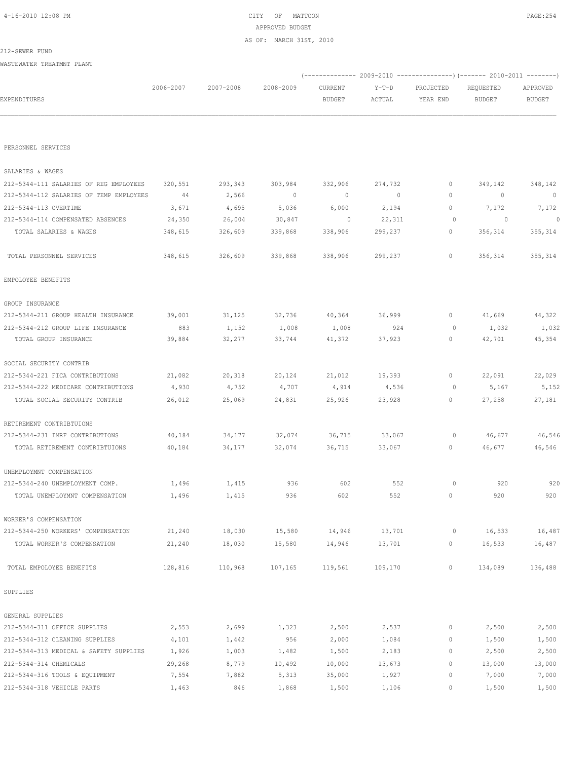CITY OF MATTOON
APPROVED BUDGET
AS OF: MARCH 31ST, 2010

212-SEWER FUND

WASTEWATER TREATMNT PLANT

| EXPENDITURES | 2006-2007 | 2007-2008 | 2008-2009 | 2009-2010 CURRENT BUDGET | 2009-2010 Y-T-D ACTUAL | 2009-2010 PROJECTED YEAR END | 2010-2011 REQUESTED BUDGET | 2010-2011 APPROVED BUDGET |
|---|---|---|---|---|---|---|---|---|
| PERSONNEL SERVICES | | | | | | | | |
| SALARIES & WAGES | | | | | | | | |
| 212-5344-111 SALARIES OF REG EMPLOYEES | 320,551 | 293,343 | 303,984 | 332,906 | 274,732 | 0 | 349,142 | 348,142 |
| 212-5344-112 SALARIES OF TEMP EMPLOYEES | 44 | 2,566 | 0 | 0 | 0 | 0 | 0 | 0 |
| 212-5344-113 OVERTIME | 3,671 | 4,695 | 5,036 | 6,000 | 2,194 | 0 | 7,172 | 7,172 |
| 212-5344-114 COMPENSATED ABSENCES | 24,350 | 26,004 | 30,847 | 0 | 22,311 | 0 | 0 | 0 |
| TOTAL SALARIES & WAGES | 348,615 | 326,609 | 339,868 | 338,906 | 299,237 | 0 | 356,314 | 355,314 |
| TOTAL PERSONNEL SERVICES | 348,615 | 326,609 | 339,868 | 338,906 | 299,237 | 0 | 356,314 | 355,314 |
| EMPOLOYEE BENEFITS | | | | | | | | |
| GROUP INSURANCE | | | | | | | | |
| 212-5344-211 GROUP HEALTH INSURANCE | 39,001 | 31,125 | 32,736 | 40,364 | 36,999 | 0 | 41,669 | 44,322 |
| 212-5344-212 GROUP LIFE INSURANCE | 883 | 1,152 | 1,008 | 1,008 | 924 | 0 | 1,032 | 1,032 |
| TOTAL GROUP INSURANCE | 39,884 | 32,277 | 33,744 | 41,372 | 37,923 | 0 | 42,701 | 45,354 |
| SOCIAL SECURITY CONTRIB | | | | | | | | |
| 212-5344-221 FICA CONTRIBUTIONS | 21,082 | 20,318 | 20,124 | 21,012 | 19,393 | 0 | 22,091 | 22,029 |
| 212-5344-222 MEDICARE CONTRIBUTIONS | 4,930 | 4,752 | 4,707 | 4,914 | 4,536 | 0 | 5,167 | 5,152 |
| TOTAL SOCIAL SECURITY CONTRIB | 26,012 | 25,069 | 24,831 | 25,926 | 23,928 | 0 | 27,258 | 27,181 |
| RETIREMENT CONTRIBTUIONS | | | | | | | | |
| 212-5344-231 IMRF CONTRIBUTIONS | 40,184 | 34,177 | 32,074 | 36,715 | 33,067 | 0 | 46,677 | 46,546 |
| TOTAL RETIREMENT CONTRIBTUIONS | 40,184 | 34,177 | 32,074 | 36,715 | 33,067 | 0 | 46,677 | 46,546 |
| UNEMPLOYMNT COMPENSATION | | | | | | | | |
| 212-5344-240 UNEMPLOYMENT COMP. | 1,496 | 1,415 | 936 | 602 | 552 | 0 | 920 | 920 |
| TOTAL UNEMPLOYMNT COMPENSATION | 1,496 | 1,415 | 936 | 602 | 552 | 0 | 920 | 920 |
| WORKER'S COMPENSATION | | | | | | | | |
| 212-5344-250 WORKERS' COMPENSATION | 21,240 | 18,030 | 15,580 | 14,946 | 13,701 | 0 | 16,533 | 16,487 |
| TOTAL WORKER'S COMPENSATION | 21,240 | 18,030 | 15,580 | 14,946 | 13,701 | 0 | 16,533 | 16,487 |
| TOTAL EMPOLOYEE BENEFITS | 128,816 | 110,968 | 107,165 | 119,561 | 109,170 | 0 | 134,089 | 136,488 |
| SUPPLIES | | | | | | | | |
| GENERAL SUPPLIES | | | | | | | | |
| 212-5344-311 OFFICE SUPPLIES | 2,553 | 2,699 | 1,323 | 2,500 | 2,537 | 0 | 2,500 | 2,500 |
| 212-5344-312 CLEANING SUPPLIES | 4,101 | 1,442 | 956 | 2,000 | 1,084 | 0 | 1,500 | 1,500 |
| 212-5344-313 MEDICAL & SAFETY SUPPLIES | 1,926 | 1,003 | 1,482 | 1,500 | 2,183 | 0 | 2,500 | 2,500 |
| 212-5344-314 CHEMICALS | 29,268 | 8,779 | 10,492 | 10,000 | 13,673 | 0 | 13,000 | 13,000 |
| 212-5344-316 TOOLS & EQUIPMENT | 7,554 | 7,882 | 5,313 | 35,000 | 1,927 | 0 | 7,000 | 7,000 |
| 212-5344-318 VEHICLE PARTS | 1,463 | 846 | 1,868 | 1,500 | 1,106 | 0 | 1,500 | 1,500 |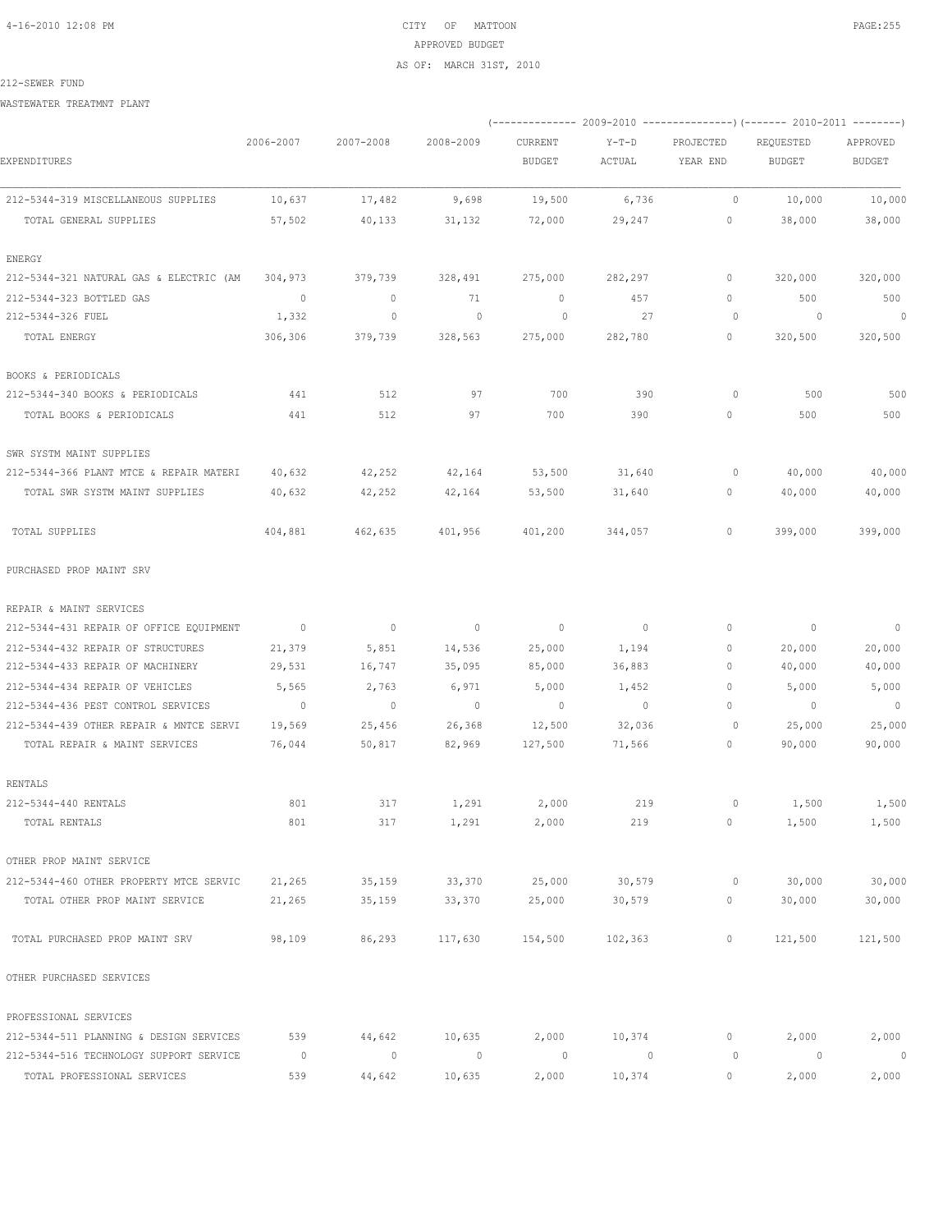CITY OF MATTOON
APPROVED BUDGET
AS OF: MARCH 31ST, 2010

212-SEWER FUND

WASTEWATER TREATMNT PLANT

| EXPENDITURES | 2006-2007 | 2007-2008 | 2008-2009 | (-------------- 2009-2010 CURRENT BUDGET | Y-T-D ACTUAL | ---------------) PROJECTED YEAR END | (------- 2010-2011 REQUESTED BUDGET | --------) APPROVED BUDGET |
|---|---|---|---|---|---|---|---|---|
| 212-5344-319 MISCELLANEOUS SUPPLIES | 10,637 | 17,482 | 9,698 | 19,500 | 6,736 | 0 | 10,000 | 10,000 |
| TOTAL GENERAL SUPPLIES | 57,502 | 40,133 | 31,132 | 72,000 | 29,247 | 0 | 38,000 | 38,000 |
| ENERGY | | | | | | | | |
| 212-5344-321 NATURAL GAS & ELECTRIC (AM | 304,973 | 379,739 | 328,491 | 275,000 | 282,297 | 0 | 320,000 | 320,000 |
| 212-5344-323 BOTTLED GAS | 0 | 0 | 71 | 0 | 457 | 0 | 500 | 500 |
| 212-5344-326 FUEL | 1,332 | 0 | 0 | 0 | 27 | 0 | 0 | 0 |
| TOTAL ENERGY | 306,306 | 379,739 | 328,563 | 275,000 | 282,780 | 0 | 320,500 | 320,500 |
| BOOKS & PERIODICALS | | | | | | | | |
| 212-5344-340 BOOKS & PERIODICALS | 441 | 512 | 97 | 700 | 390 | 0 | 500 | 500 |
| TOTAL BOOKS & PERIODICALS | 441 | 512 | 97 | 700 | 390 | 0 | 500 | 500 |
| SWR SYSTM MAINT SUPPLIES | | | | | | | | |
| 212-5344-366 PLANT MTCE & REPAIR MATERI | 40,632 | 42,252 | 42,164 | 53,500 | 31,640 | 0 | 40,000 | 40,000 |
| TOTAL SWR SYSTM MAINT SUPPLIES | 40,632 | 42,252 | 42,164 | 53,500 | 31,640 | 0 | 40,000 | 40,000 |
| TOTAL SUPPLIES | 404,881 | 462,635 | 401,956 | 401,200 | 344,057 | 0 | 399,000 | 399,000 |
| PURCHASED PROP MAINT SRV | | | | | | | | |
| REPAIR & MAINT SERVICES | | | | | | | | |
| 212-5344-431 REPAIR OF OFFICE EQUIPMENT | 0 | 0 | 0 | 0 | 0 | 0 | 0 | 0 |
| 212-5344-432 REPAIR OF STRUCTURES | 21,379 | 5,851 | 14,536 | 25,000 | 1,194 | 0 | 20,000 | 20,000 |
| 212-5344-433 REPAIR OF MACHINERY | 29,531 | 16,747 | 35,095 | 85,000 | 36,883 | 0 | 40,000 | 40,000 |
| 212-5344-434 REPAIR OF VEHICLES | 5,565 | 2,763 | 6,971 | 5,000 | 1,452 | 0 | 5,000 | 5,000 |
| 212-5344-436 PEST CONTROL SERVICES | 0 | 0 | 0 | 0 | 0 | 0 | 0 | 0 |
| 212-5344-439 OTHER REPAIR & MNTCE SERVI | 19,569 | 25,456 | 26,368 | 12,500 | 32,036 | 0 | 25,000 | 25,000 |
| TOTAL REPAIR & MAINT SERVICES | 76,044 | 50,817 | 82,969 | 127,500 | 71,566 | 0 | 90,000 | 90,000 |
| RENTALS | | | | | | | | |
| 212-5344-440 RENTALS | 801 | 317 | 1,291 | 2,000 | 219 | 0 | 1,500 | 1,500 |
| TOTAL RENTALS | 801 | 317 | 1,291 | 2,000 | 219 | 0 | 1,500 | 1,500 |
| OTHER PROP MAINT SERVICE | | | | | | | | |
| 212-5344-460 OTHER PROPERTY MTCE SERVIC | 21,265 | 35,159 | 33,370 | 25,000 | 30,579 | 0 | 30,000 | 30,000 |
| TOTAL OTHER PROP MAINT SERVICE | 21,265 | 35,159 | 33,370 | 25,000 | 30,579 | 0 | 30,000 | 30,000 |
| TOTAL PURCHASED PROP MAINT SRV | 98,109 | 86,293 | 117,630 | 154,500 | 102,363 | 0 | 121,500 | 121,500 |
| OTHER PURCHASED SERVICES | | | | | | | | |
| PROFESSIONAL SERVICES | | | | | | | | |
| 212-5344-511 PLANNING & DESIGN SERVICES | 539 | 44,642 | 10,635 | 2,000 | 10,374 | 0 | 2,000 | 2,000 |
| 212-5344-516 TECHNOLOGY SUPPORT SERVICE | 0 | 0 | 0 | 0 | 0 | 0 | 0 | 0 |
| TOTAL PROFESSIONAL SERVICES | 539 | 44,642 | 10,635 | 2,000 | 10,374 | 0 | 2,000 | 2,000 |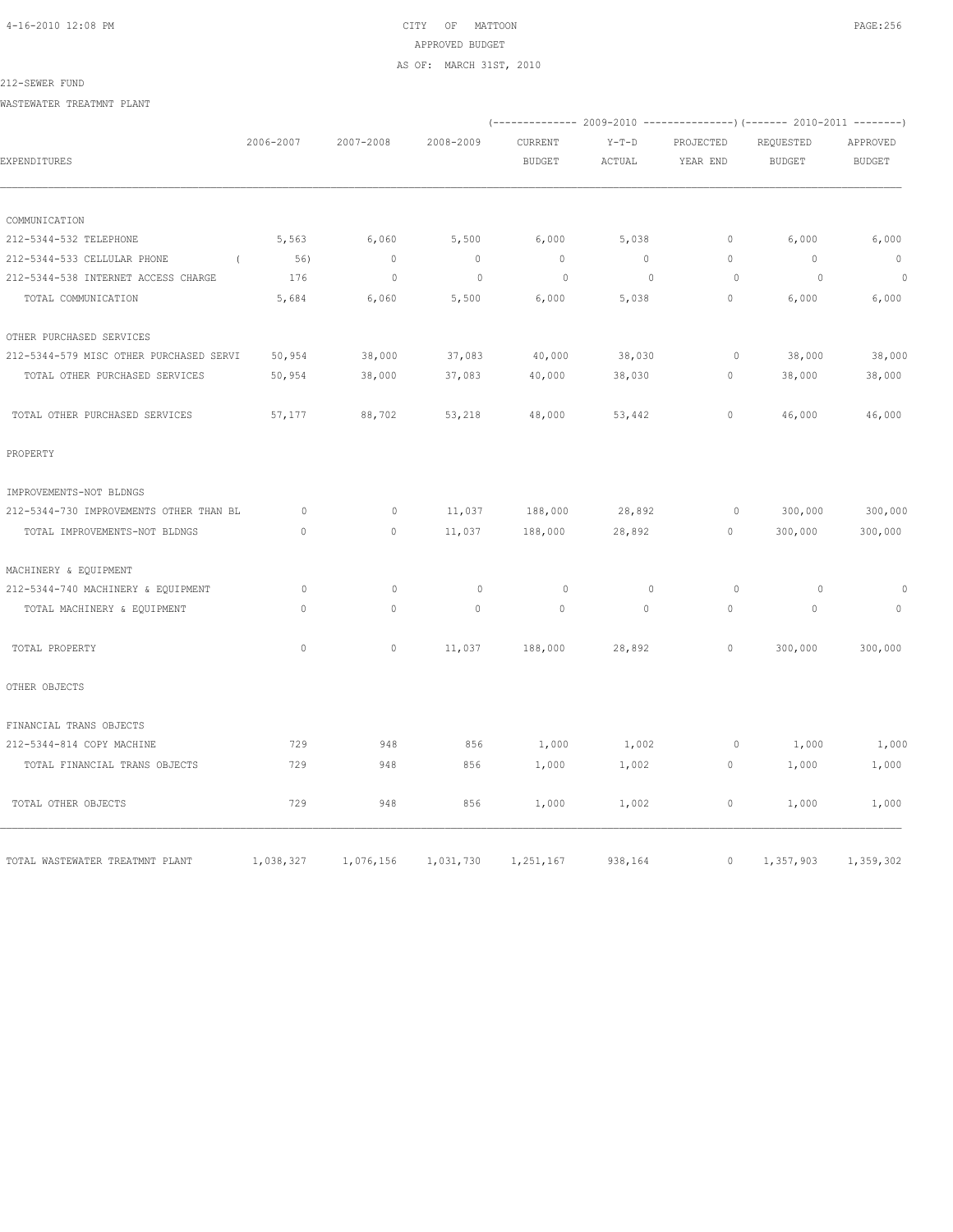CITY OF MATTOON
APPROVED BUDGET
AS OF: MARCH 31ST, 2010

212-SEWER FUND

WASTEWATER TREATMNT PLANT

| EXPENDITURES | 2006-2007 | 2007-2008 | 2008-2009 | 2009-2010 CURRENT BUDGET | 2009-2010 Y-T-D ACTUAL | 2009-2010 PROJECTED YEAR END | 2010-2011 REQUESTED BUDGET | 2010-2011 APPROVED BUDGET |
|---|---|---|---|---|---|---|---|---|
| COMMUNICATION | | | | | | | | |
| 212-5344-532 TELEPHONE | 5,563 | 6,060 | 5,500 | 6,000 | 5,038 | 0 | 6,000 | 6,000 |
| 212-5344-533 CELLULAR PHONE | ( 56) | 0 | 0 | 0 | 0 | 0 | 0 | 0 |
| 212-5344-538 INTERNET ACCESS CHARGE | 176 | 0 | 0 | 0 | 0 | 0 | 0 | 0 |
| TOTAL COMMUNICATION | 5,684 | 6,060 | 5,500 | 6,000 | 5,038 | 0 | 6,000 | 6,000 |
| OTHER PURCHASED SERVICES | | | | | | | | |
| 212-5344-579 MISC OTHER PURCHASED SERVI | 50,954 | 38,000 | 37,083 | 40,000 | 38,030 | 0 | 38,000 | 38,000 |
| TOTAL OTHER PURCHASED SERVICES | 50,954 | 38,000 | 37,083 | 40,000 | 38,030 | 0 | 38,000 | 38,000 |
| TOTAL OTHER PURCHASED SERVICES | 57,177 | 88,702 | 53,218 | 48,000 | 53,442 | 0 | 46,000 | 46,000 |
| PROPERTY | | | | | | | | |
| IMPROVEMENTS-NOT BLDNGS | | | | | | | | |
| 212-5344-730 IMPROVEMENTS OTHER THAN BL | 0 | 0 | 11,037 | 188,000 | 28,892 | 0 | 300,000 | 300,000 |
| TOTAL IMPROVEMENTS-NOT BLDNGS | 0 | 0 | 11,037 | 188,000 | 28,892 | 0 | 300,000 | 300,000 |
| MACHINERY & EQUIPMENT | | | | | | | | |
| 212-5344-740 MACHINERY & EQUIPMENT | 0 | 0 | 0 | 0 | 0 | 0 | 0 | 0 |
| TOTAL MACHINERY & EQUIPMENT | 0 | 0 | 0 | 0 | 0 | 0 | 0 | 0 |
| TOTAL PROPERTY | 0 | 0 | 11,037 | 188,000 | 28,892 | 0 | 300,000 | 300,000 |
| OTHER OBJECTS | | | | | | | | |
| FINANCIAL TRANS OBJECTS | | | | | | | | |
| 212-5344-814 COPY MACHINE | 729 | 948 | 856 | 1,000 | 1,002 | 0 | 1,000 | 1,000 |
| TOTAL FINANCIAL TRANS OBJECTS | 729 | 948 | 856 | 1,000 | 1,002 | 0 | 1,000 | 1,000 |
| TOTAL OTHER OBJECTS | 729 | 948 | 856 | 1,000 | 1,002 | 0 | 1,000 | 1,000 |
| TOTAL WASTEWATER TREATMNT PLANT | 1,038,327 | 1,076,156 | 1,031,730 | 1,251,167 | 938,164 | 0 | 1,357,903 | 1,359,302 |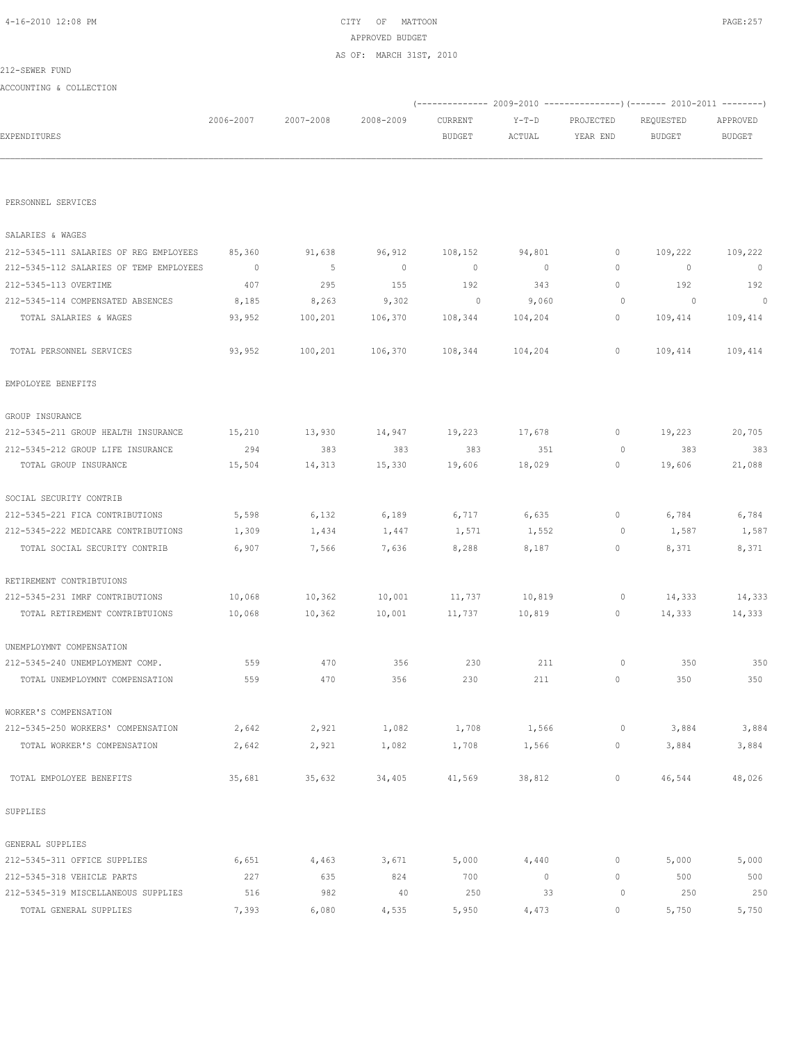CITY OF MATTOON
APPROVED BUDGET
AS OF: MARCH 31ST, 2010

212-SEWER FUND

ACCOUNTING & COLLECTION

| EXPENDITURES | 2006-2007 | 2007-2008 | 2008-2009 | 2009-2010 CURRENT BUDGET | 2009-2010 Y-T-D ACTUAL | 2009-2010 PROJECTED YEAR END | 2010-2011 REQUESTED BUDGET | 2010-2011 APPROVED BUDGET |
|---|---|---|---|---|---|---|---|---|
| PERSONNEL SERVICES | | | | | | | | |
| SALARIES & WAGES | | | | | | | | |
| 212-5345-111 SALARIES OF REG EMPLOYEES | 85,360 | 91,638 | 96,912 | 108,152 | 94,801 | 0 | 109,222 | 109,222 |
| 212-5345-112 SALARIES OF TEMP EMPLOYEES | 0 | 5 | 0 | 0 | 0 | 0 | 0 | 0 |
| 212-5345-113 OVERTIME | 407 | 295 | 155 | 192 | 343 | 0 | 192 | 192 |
| 212-5345-114 COMPENSATED ABSENCES | 8,185 | 8,263 | 9,302 | 0 | 9,060 | 0 | 0 | 0 |
| TOTAL SALARIES & WAGES | 93,952 | 100,201 | 106,370 | 108,344 | 104,204 | 0 | 109,414 | 109,414 |
| TOTAL PERSONNEL SERVICES | 93,952 | 100,201 | 106,370 | 108,344 | 104,204 | 0 | 109,414 | 109,414 |
| EMPOLOYEE BENEFITS | | | | | | | | |
| GROUP INSURANCE | | | | | | | | |
| 212-5345-211 GROUP HEALTH INSURANCE | 15,210 | 13,930 | 14,947 | 19,223 | 17,678 | 0 | 19,223 | 20,705 |
| 212-5345-212 GROUP LIFE INSURANCE | 294 | 383 | 383 | 383 | 351 | 0 | 383 | 383 |
| TOTAL GROUP INSURANCE | 15,504 | 14,313 | 15,330 | 19,606 | 18,029 | 0 | 19,606 | 21,088 |
| SOCIAL SECURITY CONTRIB | | | | | | | | |
| 212-5345-221 FICA CONTRIBUTIONS | 5,598 | 6,132 | 6,189 | 6,717 | 6,635 | 0 | 6,784 | 6,784 |
| 212-5345-222 MEDICARE CONTRIBUTIONS | 1,309 | 1,434 | 1,447 | 1,571 | 1,552 | 0 | 1,587 | 1,587 |
| TOTAL SOCIAL SECURITY CONTRIB | 6,907 | 7,566 | 7,636 | 8,288 | 8,187 | 0 | 8,371 | 8,371 |
| RETIREMENT CONTRIBTUIONS | | | | | | | | |
| 212-5345-231 IMRF CONTRIBUTIONS | 10,068 | 10,362 | 10,001 | 11,737 | 10,819 | 0 | 14,333 | 14,333 |
| TOTAL RETIREMENT CONTRIBTUIONS | 10,068 | 10,362 | 10,001 | 11,737 | 10,819 | 0 | 14,333 | 14,333 |
| UNEMPLOYMNT COMPENSATION | | | | | | | | |
| 212-5345-240 UNEMPLOYMENT COMP. | 559 | 470 | 356 | 230 | 211 | 0 | 350 | 350 |
| TOTAL UNEMPLOYMNT COMPENSATION | 559 | 470 | 356 | 230 | 211 | 0 | 350 | 350 |
| WORKER'S COMPENSATION | | | | | | | | |
| 212-5345-250 WORKERS' COMPENSATION | 2,642 | 2,921 | 1,082 | 1,708 | 1,566 | 0 | 3,884 | 3,884 |
| TOTAL WORKER'S COMPENSATION | 2,642 | 2,921 | 1,082 | 1,708 | 1,566 | 0 | 3,884 | 3,884 |
| TOTAL EMPOLOYEE BENEFITS | 35,681 | 35,632 | 34,405 | 41,569 | 38,812 | 0 | 46,544 | 48,026 |
| SUPPLIES | | | | | | | | |
| GENERAL SUPPLIES | | | | | | | | |
| 212-5345-311 OFFICE SUPPLIES | 6,651 | 4,463 | 3,671 | 5,000 | 4,440 | 0 | 5,000 | 5,000 |
| 212-5345-318 VEHICLE PARTS | 227 | 635 | 824 | 700 | 0 | 0 | 500 | 500 |
| 212-5345-319 MISCELLANEOUS SUPPLIES | 516 | 982 | 40 | 250 | 33 | 0 | 250 | 250 |
| TOTAL GENERAL SUPPLIES | 7,393 | 6,080 | 4,535 | 5,950 | 4,473 | 0 | 5,750 | 5,750 |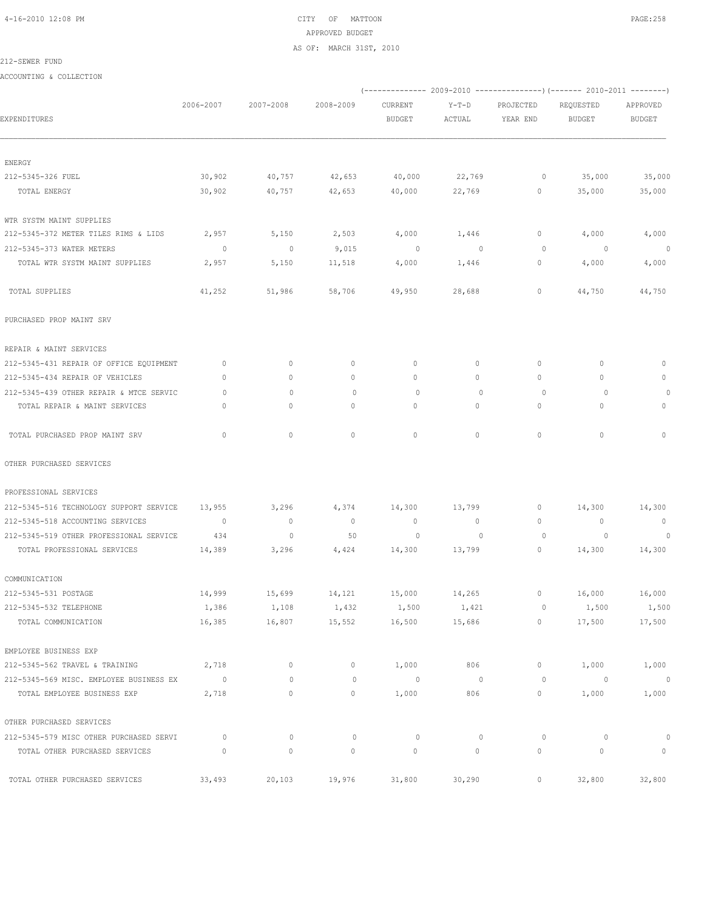CITY OF MATTOON
APPROVED BUDGET
AS OF: MARCH 31ST, 2010

212-SEWER FUND

ACCOUNTING & COLLECTION

| EXPENDITURES | 2006-2007 | 2007-2008 | 2008-2009 | 2009-2010 CURRENT BUDGET | 2009-2010 Y-T-D ACTUAL | 2009-2010 PROJECTED YEAR END | 2010-2011 REQUESTED BUDGET | 2010-2011 APPROVED BUDGET |
|---|---|---|---|---|---|---|---|---|
| ENERGY | | | | | | | | |
| 212-5345-326 FUEL | 30,902 | 40,757 | 42,653 | 40,000 | 22,769 | 0 | 35,000 | 35,000 |
| TOTAL ENERGY | 30,902 | 40,757 | 42,653 | 40,000 | 22,769 | 0 | 35,000 | 35,000 |
| WTR SYSTM MAINT SUPPLIES | | | | | | | | |
| 212-5345-372 METER TILES RIMS & LIDS | 2,957 | 5,150 | 2,503 | 4,000 | 1,446 | 0 | 4,000 | 4,000 |
| 212-5345-373 WATER METERS | 0 | 0 | 9,015 | 0 | 0 | 0 | 0 | 0 |
| TOTAL WTR SYSTM MAINT SUPPLIES | 2,957 | 5,150 | 11,518 | 4,000 | 1,446 | 0 | 4,000 | 4,000 |
| TOTAL SUPPLIES | 41,252 | 51,986 | 58,706 | 49,950 | 28,688 | 0 | 44,750 | 44,750 |
| PURCHASED PROP MAINT SRV | | | | | | | | |
| REPAIR & MAINT SERVICES | | | | | | | | |
| 212-5345-431 REPAIR OF OFFICE EQUIPMENT | 0 | 0 | 0 | 0 | 0 | 0 | 0 | 0 |
| 212-5345-434 REPAIR OF VEHICLES | 0 | 0 | 0 | 0 | 0 | 0 | 0 | 0 |
| 212-5345-439 OTHER REPAIR & MTCE SERVIC | 0 | 0 | 0 | 0 | 0 | 0 | 0 | 0 |
| TOTAL REPAIR & MAINT SERVICES | 0 | 0 | 0 | 0 | 0 | 0 | 0 | 0 |
| TOTAL PURCHASED PROP MAINT SRV | 0 | 0 | 0 | 0 | 0 | 0 | 0 | 0 |
| OTHER PURCHASED SERVICES | | | | | | | | |
| PROFESSIONAL SERVICES | | | | | | | | |
| 212-5345-516 TECHNOLOGY SUPPORT SERVICE | 13,955 | 3,296 | 4,374 | 14,300 | 13,799 | 0 | 14,300 | 14,300 |
| 212-5345-518 ACCOUNTING SERVICES | 0 | 0 | 0 | 0 | 0 | 0 | 0 | 0 |
| 212-5345-519 OTHER PROFESSIONAL SERVICE | 434 | 0 | 50 | 0 | 0 | 0 | 0 | 0 |
| TOTAL PROFESSIONAL SERVICES | 14,389 | 3,296 | 4,424 | 14,300 | 13,799 | 0 | 14,300 | 14,300 |
| COMMUNICATION | | | | | | | | |
| 212-5345-531 POSTAGE | 14,999 | 15,699 | 14,121 | 15,000 | 14,265 | 0 | 16,000 | 16,000 |
| 212-5345-532 TELEPHONE | 1,386 | 1,108 | 1,432 | 1,500 | 1,421 | 0 | 1,500 | 1,500 |
| TOTAL COMMUNICATION | 16,385 | 16,807 | 15,552 | 16,500 | 15,686 | 0 | 17,500 | 17,500 |
| EMPLOYEE BUSINESS EXP | | | | | | | | |
| 212-5345-562 TRAVEL & TRAINING | 2,718 | 0 | 0 | 1,000 | 806 | 0 | 1,000 | 1,000 |
| 212-5345-569 MISC. EMPLOYEE BUSINESS EX | 0 | 0 | 0 | 0 | 0 | 0 | 0 | 0 |
| TOTAL EMPLOYEE BUSINESS EXP | 2,718 | 0 | 0 | 1,000 | 806 | 0 | 1,000 | 1,000 |
| OTHER PURCHASED SERVICES | | | | | | | | |
| 212-5345-579 MISC OTHER PURCHASED SERVI | 0 | 0 | 0 | 0 | 0 | 0 | 0 | 0 |
| TOTAL OTHER PURCHASED SERVICES | 0 | 0 | 0 | 0 | 0 | 0 | 0 | 0 |
| TOTAL OTHER PURCHASED SERVICES | 33,493 | 20,103 | 19,976 | 31,800 | 30,290 | 0 | 32,800 | 32,800 |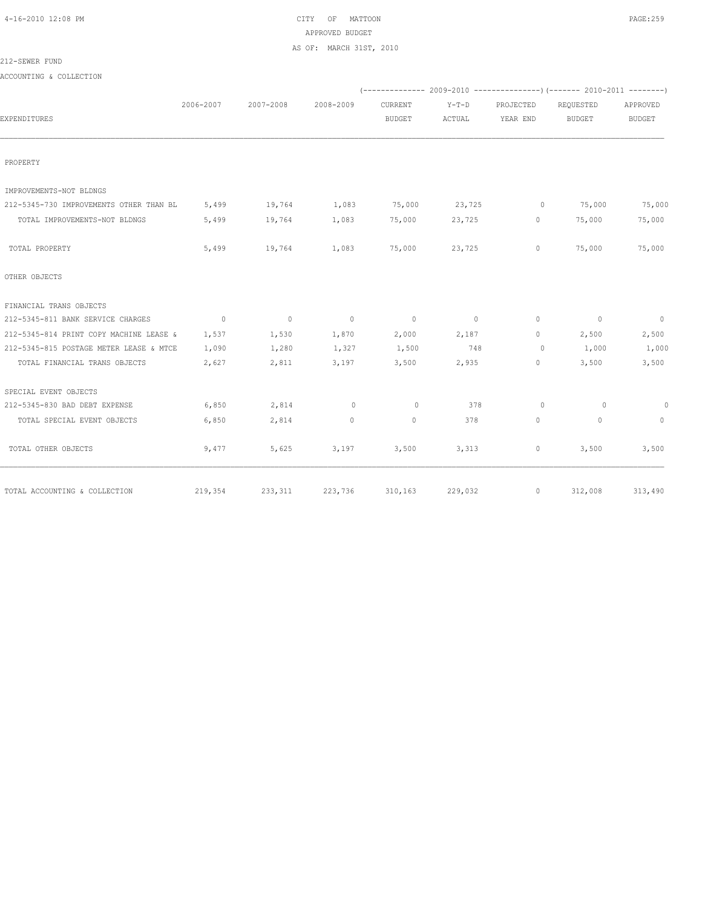CITY OF MATTOON
APPROVED BUDGET
AS OF: MARCH 31ST, 2010

212-SEWER FUND

ACCOUNTING & COLLECTION

| EXPENDITURES | 2006-2007 | 2007-2008 | 2008-2009 | 2009-2010 CURRENT BUDGET | 2009-2010 Y-T-D ACTUAL | 2009-2010 PROJECTED YEAR END | 2010-2011 REQUESTED BUDGET | 2010-2011 APPROVED BUDGET |
|---|---|---|---|---|---|---|---|---|
| PROPERTY | | | | | | | | |
| IMPROVEMENTS-NOT BLDNGS | | | | | | | | |
| 212-5345-730 IMPROVEMENTS OTHER THAN BL | 5,499 | 19,764 | 1,083 | 75,000 | 23,725 | 0 | 75,000 | 75,000 |
| TOTAL IMPROVEMENTS-NOT BLDNGS | 5,499 | 19,764 | 1,083 | 75,000 | 23,725 | 0 | 75,000 | 75,000 |
| TOTAL PROPERTY | 5,499 | 19,764 | 1,083 | 75,000 | 23,725 | 0 | 75,000 | 75,000 |
| OTHER OBJECTS | | | | | | | | |
| FINANCIAL TRANS OBJECTS | | | | | | | | |
| 212-5345-811 BANK SERVICE CHARGES | 0 | 0 | 0 | 0 | 0 | 0 | 0 | 0 |
| 212-5345-814 PRINT COPY MACHINE LEASE & | 1,537 | 1,530 | 1,870 | 2,000 | 2,187 | 0 | 2,500 | 2,500 |
| 212-5345-815 POSTAGE METER LEASE & MTCE | 1,090 | 1,280 | 1,327 | 1,500 | 748 | 0 | 1,000 | 1,000 |
| TOTAL FINANCIAL TRANS OBJECTS | 2,627 | 2,811 | 3,197 | 3,500 | 2,935 | 0 | 3,500 | 3,500 |
| SPECIAL EVENT OBJECTS | | | | | | | | |
| 212-5345-830 BAD DEBT EXPENSE | 6,850 | 2,814 | 0 | 0 | 378 | 0 | 0 | 0 |
| TOTAL SPECIAL EVENT OBJECTS | 6,850 | 2,814 | 0 | 0 | 378 | 0 | 0 | 0 |
| TOTAL OTHER OBJECTS | 9,477 | 5,625 | 3,197 | 3,500 | 3,313 | 0 | 3,500 | 3,500 |
| TOTAL ACCOUNTING & COLLECTION | 219,354 | 233,311 | 223,736 | 310,163 | 229,032 | 0 | 312,008 | 313,490 |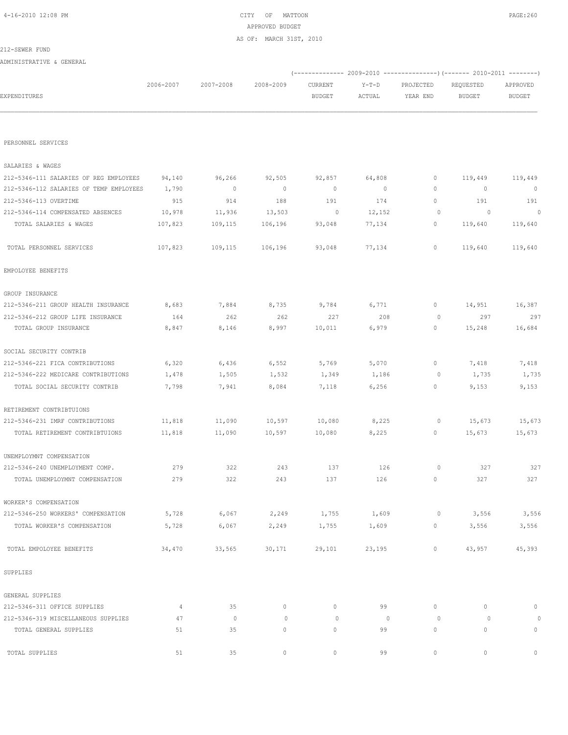CITY OF MATTOON
APPROVED BUDGET
AS OF: MARCH 31ST, 2010

212-SEWER FUND

ADMINISTRATIVE & GENERAL

| EXPENDITURES | 2006-2007 | 2007-2008 | 2008-2009 | 2009-2010 CURRENT BUDGET | 2009-2010 Y-T-D ACTUAL | 2009-2010 PROJECTED YEAR END | 2010-2011 REQUESTED BUDGET | 2010-2011 APPROVED BUDGET |
|---|---|---|---|---|---|---|---|---|
| PERSONNEL SERVICES | | | | | | | | |
| SALARIES & WAGES | | | | | | | | |
| 212-5346-111 SALARIES OF REG EMPLOYEES | 94,140 | 96,266 | 92,505 | 92,857 | 64,808 | 0 | 119,449 | 119,449 |
| 212-5346-112 SALARIES OF TEMP EMPLOYEES | 1,790 | 0 | 0 | 0 | 0 | 0 | 0 | 0 |
| 212-5346-113 OVERTIME | 915 | 914 | 188 | 191 | 174 | 0 | 191 | 191 |
| 212-5346-114 COMPENSATED ABSENCES | 10,978 | 11,936 | 13,503 | 0 | 12,152 | 0 | 0 | 0 |
| TOTAL SALARIES & WAGES | 107,823 | 109,115 | 106,196 | 93,048 | 77,134 | 0 | 119,640 | 119,640 |
| TOTAL PERSONNEL SERVICES | 107,823 | 109,115 | 106,196 | 93,048 | 77,134 | 0 | 119,640 | 119,640 |
| EMPOLOYEE BENEFITS | | | | | | | | |
| GROUP INSURANCE | | | | | | | | |
| 212-5346-211 GROUP HEALTH INSURANCE | 8,683 | 7,884 | 8,735 | 9,784 | 6,771 | 0 | 14,951 | 16,387 |
| 212-5346-212 GROUP LIFE INSURANCE | 164 | 262 | 262 | 227 | 208 | 0 | 297 | 297 |
| TOTAL GROUP INSURANCE | 8,847 | 8,146 | 8,997 | 10,011 | 6,979 | 0 | 15,248 | 16,684 |
| SOCIAL SECURITY CONTRIB | | | | | | | | |
| 212-5346-221 FICA CONTRIBUTIONS | 6,320 | 6,436 | 6,552 | 5,769 | 5,070 | 0 | 7,418 | 7,418 |
| 212-5346-222 MEDICARE CONTRIBUTIONS | 1,478 | 1,505 | 1,532 | 1,349 | 1,186 | 0 | 1,735 | 1,735 |
| TOTAL SOCIAL SECURITY CONTRIB | 7,798 | 7,941 | 8,084 | 7,118 | 6,256 | 0 | 9,153 | 9,153 |
| RETIREMENT CONTRIBTUIONS | | | | | | | | |
| 212-5346-231 IMRF CONTRIBUTIONS | 11,818 | 11,090 | 10,597 | 10,080 | 8,225 | 0 | 15,673 | 15,673 |
| TOTAL RETIREMENT CONTRIBTUIONS | 11,818 | 11,090 | 10,597 | 10,080 | 8,225 | 0 | 15,673 | 15,673 |
| UNEMPLOYMNT COMPENSATION | | | | | | | | |
| 212-5346-240 UNEMPLOYMENT COMP. | 279 | 322 | 243 | 137 | 126 | 0 | 327 | 327 |
| TOTAL UNEMPLOYMNT COMPENSATION | 279 | 322 | 243 | 137 | 126 | 0 | 327 | 327 |
| WORKER'S COMPENSATION | | | | | | | | |
| 212-5346-250 WORKERS' COMPENSATION | 5,728 | 6,067 | 2,249 | 1,755 | 1,609 | 0 | 3,556 | 3,556 |
| TOTAL WORKER'S COMPENSATION | 5,728 | 6,067 | 2,249 | 1,755 | 1,609 | 0 | 3,556 | 3,556 |
| TOTAL EMPOLOYEE BENEFITS | 34,470 | 33,565 | 30,171 | 29,101 | 23,195 | 0 | 43,957 | 45,393 |
| SUPPLIES | | | | | | | | |
| GENERAL SUPPLIES | | | | | | | | |
| 212-5346-311 OFFICE SUPPLIES | 4 | 35 | 0 | 0 | 99 | 0 | 0 | 0 |
| 212-5346-319 MISCELLANEOUS SUPPLIES | 47 | 0 | 0 | 0 | 0 | 0 | 0 | 0 |
| TOTAL GENERAL SUPPLIES | 51 | 35 | 0 | 0 | 99 | 0 | 0 | 0 |
| TOTAL SUPPLIES | 51 | 35 | 0 | 0 | 99 | 0 | 0 | 0 |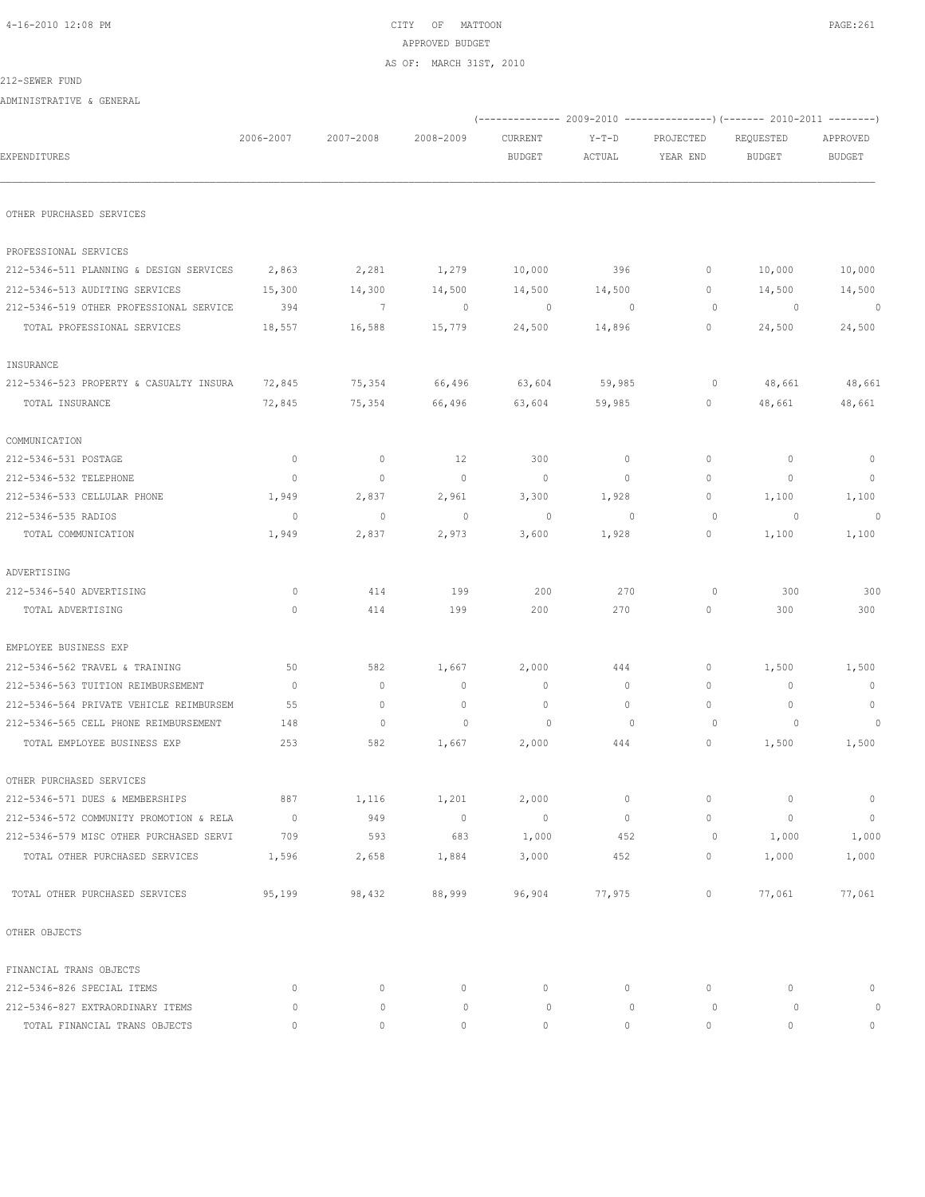CITY OF MATTOON
APPROVED BUDGET
AS OF: MARCH 31ST, 2010

212-SEWER FUND

ADMINISTRATIVE & GENERAL

| EXPENDITURES | 2006-2007 | 2007-2008 | 2008-2009 | (2009-2010) CURRENT BUDGET | Y-T-D ACTUAL | PROJECTED YEAR END | (2010-2011) REQUESTED BUDGET | APPROVED BUDGET |
|---|---|---|---|---|---|---|---|---|
| OTHER PURCHASED SERVICES | | | | | | | | |
| PROFESSIONAL SERVICES | | | | | | | | |
| 212-5346-511 PLANNING & DESIGN SERVICES | 2,863 | 2,281 | 1,279 | 10,000 | 396 | 0 | 10,000 | 10,000 |
| 212-5346-513 AUDITING SERVICES | 15,300 | 14,300 | 14,500 | 14,500 | 14,500 | 0 | 14,500 | 14,500 |
| 212-5346-519 OTHER PROFESSIONAL SERVICE | 394 | 7 | 0 | 0 | 0 | 0 | 0 | 0 |
| TOTAL PROFESSIONAL SERVICES | 18,557 | 16,588 | 15,779 | 24,500 | 14,896 | 0 | 24,500 | 24,500 |
| INSURANCE | | | | | | | | |
| 212-5346-523 PROPERTY & CASUALTY INSURA | 72,845 | 75,354 | 66,496 | 63,604 | 59,985 | 0 | 48,661 | 48,661 |
| TOTAL INSURANCE | 72,845 | 75,354 | 66,496 | 63,604 | 59,985 | 0 | 48,661 | 48,661 |
| COMMUNICATION | | | | | | | | |
| 212-5346-531 POSTAGE | 0 | 0 | 12 | 300 | 0 | 0 | 0 | 0 |
| 212-5346-532 TELEPHONE | 0 | 0 | 0 | 0 | 0 | 0 | 0 | 0 |
| 212-5346-533 CELLULAR PHONE | 1,949 | 2,837 | 2,961 | 3,300 | 1,928 | 0 | 1,100 | 1,100 |
| 212-5346-535 RADIOS | 0 | 0 | 0 | 0 | 0 | 0 | 0 | 0 |
| TOTAL COMMUNICATION | 1,949 | 2,837 | 2,973 | 3,600 | 1,928 | 0 | 1,100 | 1,100 |
| ADVERTISING | | | | | | | | |
| 212-5346-540 ADVERTISING | 0 | 414 | 199 | 200 | 270 | 0 | 300 | 300 |
| TOTAL ADVERTISING | 0 | 414 | 199 | 200 | 270 | 0 | 300 | 300 |
| EMPLOYEE BUSINESS EXP | | | | | | | | |
| 212-5346-562 TRAVEL & TRAINING | 50 | 582 | 1,667 | 2,000 | 444 | 0 | 1,500 | 1,500 |
| 212-5346-563 TUITION REIMBURSEMENT | 0 | 0 | 0 | 0 | 0 | 0 | 0 | 0 |
| 212-5346-564 PRIVATE VEHICLE REIMBURSEM | 55 | 0 | 0 | 0 | 0 | 0 | 0 | 0 |
| 212-5346-565 CELL PHONE REIMBURSEMENT | 148 | 0 | 0 | 0 | 0 | 0 | 0 | 0 |
| TOTAL EMPLOYEE BUSINESS EXP | 253 | 582 | 1,667 | 2,000 | 444 | 0 | 1,500 | 1,500 |
| OTHER PURCHASED SERVICES | | | | | | | | |
| 212-5346-571 DUES & MEMBERSHIPS | 887 | 1,116 | 1,201 | 2,000 | 0 | 0 | 0 | 0 |
| 212-5346-572 COMMUNITY PROMOTION & RELA | 0 | 949 | 0 | 0 | 0 | 0 | 0 | 0 |
| 212-5346-579 MISC OTHER PURCHASED SERVI | 709 | 593 | 683 | 1,000 | 452 | 0 | 1,000 | 1,000 |
| TOTAL OTHER PURCHASED SERVICES | 1,596 | 2,658 | 1,884 | 3,000 | 452 | 0 | 1,000 | 1,000 |
| TOTAL OTHER PURCHASED SERVICES | 95,199 | 98,432 | 88,999 | 96,904 | 77,975 | 0 | 77,061 | 77,061 |
| OTHER OBJECTS | | | | | | | | |
| FINANCIAL TRANS OBJECTS | | | | | | | | |
| 212-5346-826 SPECIAL ITEMS | 0 | 0 | 0 | 0 | 0 | 0 | 0 | 0 |
| 212-5346-827 EXTRAORDINARY ITEMS | 0 | 0 | 0 | 0 | 0 | 0 | 0 | 0 |
| TOTAL FINANCIAL TRANS OBJECTS | 0 | 0 | 0 | 0 | 0 | 0 | 0 | 0 |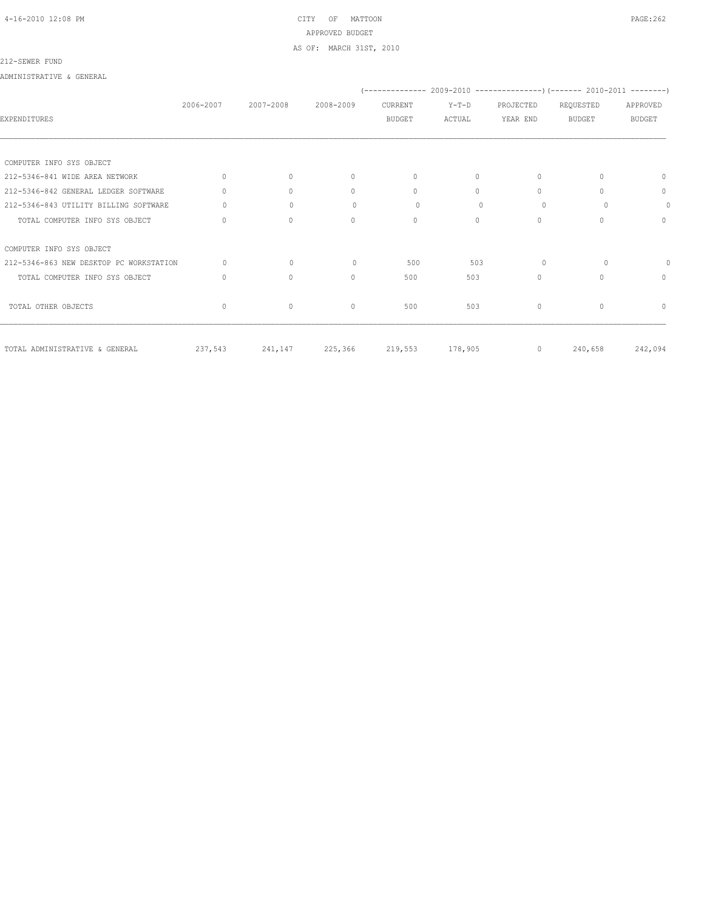212-SEWER FUND

ADMINISTRATIVE & GENERAL

| EXPENDITURES | 2006-2007 | 2007-2008 | 2008-2009 | 2009-2010 CURRENT BUDGET | 2009-2010 Y-T-D ACTUAL | 2009-2010 PROJECTED YEAR END | 2010-2011 REQUESTED BUDGET | 2010-2011 APPROVED BUDGET |
|---|---|---|---|---|---|---|---|---|
| COMPUTER INFO SYS OBJECT | | | | | | | | |
| 212-5346-841 WIDE AREA NETWORK | 0 | 0 | 0 | 0 | 0 | 0 | 0 | 0 |
| 212-5346-842 GENERAL LEDGER SOFTWARE | 0 | 0 | 0 | 0 | 0 | 0 | 0 | 0 |
| 212-5346-843 UTILITY BILLING SOFTWARE | 0 | 0 | 0 | 0 | 0 | 0 | 0 | 0 |
| TOTAL COMPUTER INFO SYS OBJECT | 0 | 0 | 0 | 0 | 0 | 0 | 0 | 0 |
| COMPUTER INFO SYS OBJECT | | | | | | | | |
| 212-5346-863 NEW DESKTOP PC WORKSTATION | 0 | 0 | 0 | 500 | 503 | 0 | 0 | 0 |
| TOTAL COMPUTER INFO SYS OBJECT | 0 | 0 | 0 | 500 | 503 | 0 | 0 | 0 |
| TOTAL OTHER OBJECTS | 0 | 0 | 0 | 500 | 503 | 0 | 0 | 0 |
| TOTAL ADMINISTRATIVE & GENERAL | 237,543 | 241,147 | 225,366 | 219,553 | 178,905 | 0 | 240,658 | 242,094 |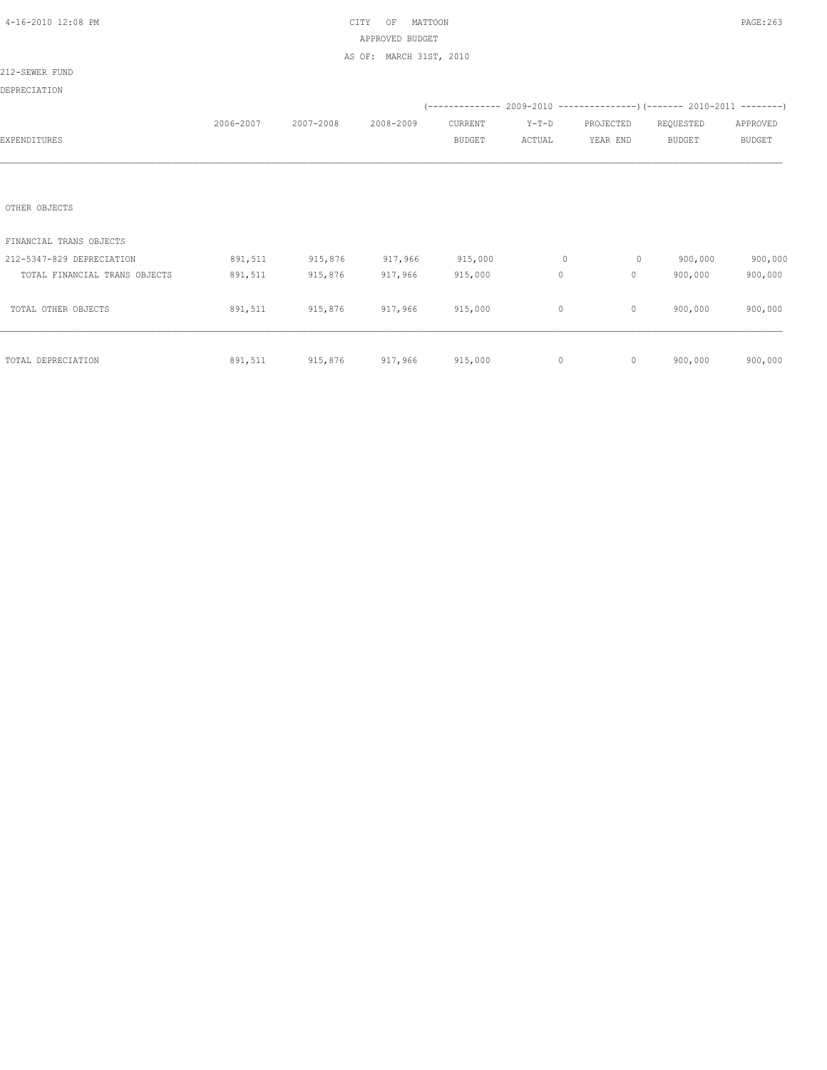CITY OF MATTOON
APPROVED BUDGET
AS OF: MARCH 31ST, 2010

212-SEWER FUND

DEPRECIATION

| EXPENDITURES | 2006-2007 | 2007-2008 | 2008-2009 | 2009-2010 CURRENT BUDGET | 2009-2010 Y-T-D ACTUAL | 2009-2010 PROJECTED YEAR END | 2010-2011 REQUESTED BUDGET | 2010-2011 APPROVED BUDGET |
|---|---|---|---|---|---|---|---|---|
| OTHER OBJECTS | | | | | | | | |
| FINANCIAL TRANS OBJECTS | | | | | | | | |
| 212-5347-829 DEPRECIATION | 891,511 | 915,876 | 917,966 | 915,000 | 0 | 0 | 900,000 | 900,000 |
| TOTAL FINANCIAL TRANS OBJECTS | 891,511 | 915,876 | 917,966 | 915,000 | 0 | 0 | 900,000 | 900,000 |
| TOTAL OTHER OBJECTS | 891,511 | 915,876 | 917,966 | 915,000 | 0 | 0 | 900,000 | 900,000 |
| TOTAL DEPRECIATION | 891,511 | 915,876 | 917,966 | 915,000 | 0 | 0 | 900,000 | 900,000 |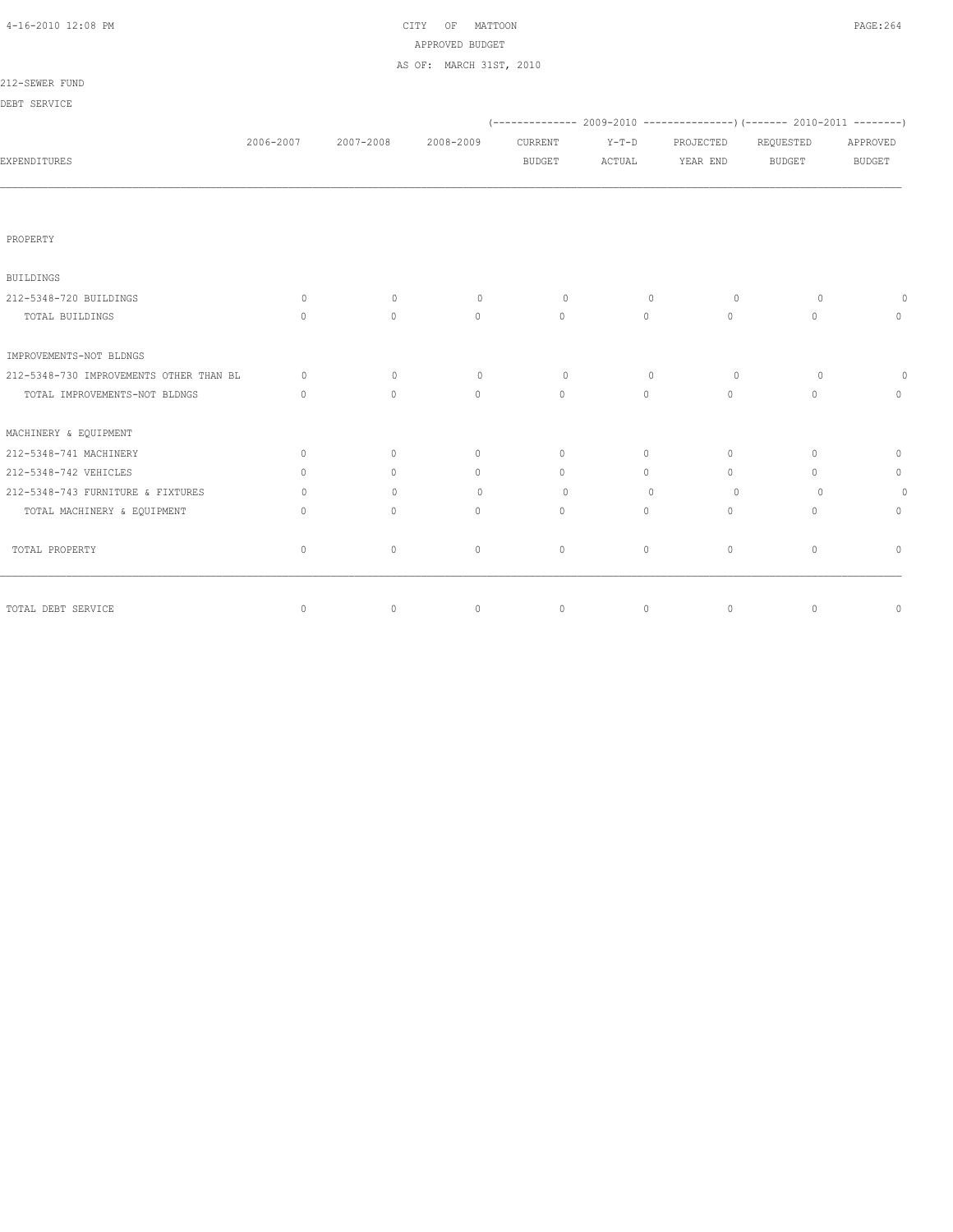CITY OF MATTOON

APPROVED BUDGET

AS OF: MARCH 31ST, 2010

212-SEWER FUND

DEBT SERVICE

| EXPENDITURES | 2006-2007 | 2007-2008 | 2008-2009 | (------------- 2009-2010 CURRENT BUDGET | Y-T-D ACTUAL | PROJECTED YEAR END ---------------) | (------- 2010-2011 REQUESTED BUDGET | APPROVED BUDGET --------) |
|---|---|---|---|---|---|---|---|---|
| PROPERTY | | | | | | | | |
| BUILDINGS | | | | | | | | |
| 212-5348-720 BUILDINGS | 0 | 0 | 0 | 0 | 0 | 0 | 0 | 0 |
| TOTAL BUILDINGS | 0 | 0 | 0 | 0 | 0 | 0 | 0 | 0 |
| IMPROVEMENTS-NOT BLDNGS | | | | | | | | |
| 212-5348-730 IMPROVEMENTS OTHER THAN BL | 0 | 0 | 0 | 0 | 0 | 0 | 0 | 0 |
| TOTAL IMPROVEMENTS-NOT BLDNGS | 0 | 0 | 0 | 0 | 0 | 0 | 0 | 0 |
| MACHINERY & EQUIPMENT | | | | | | | | |
| 212-5348-741 MACHINERY | 0 | 0 | 0 | 0 | 0 | 0 | 0 | 0 |
| 212-5348-742 VEHICLES | 0 | 0 | 0 | 0 | 0 | 0 | 0 | 0 |
| 212-5348-743 FURNITURE & FIXTURES | 0 | 0 | 0 | 0 | 0 | 0 | 0 | 0 |
| TOTAL MACHINERY & EQUIPMENT | 0 | 0 | 0 | 0 | 0 | 0 | 0 | 0 |
| TOTAL PROPERTY | 0 | 0 | 0 | 0 | 0 | 0 | 0 | 0 |
| TOTAL DEBT SERVICE | 0 | 0 | 0 | 0 | 0 | 0 | 0 | 0 |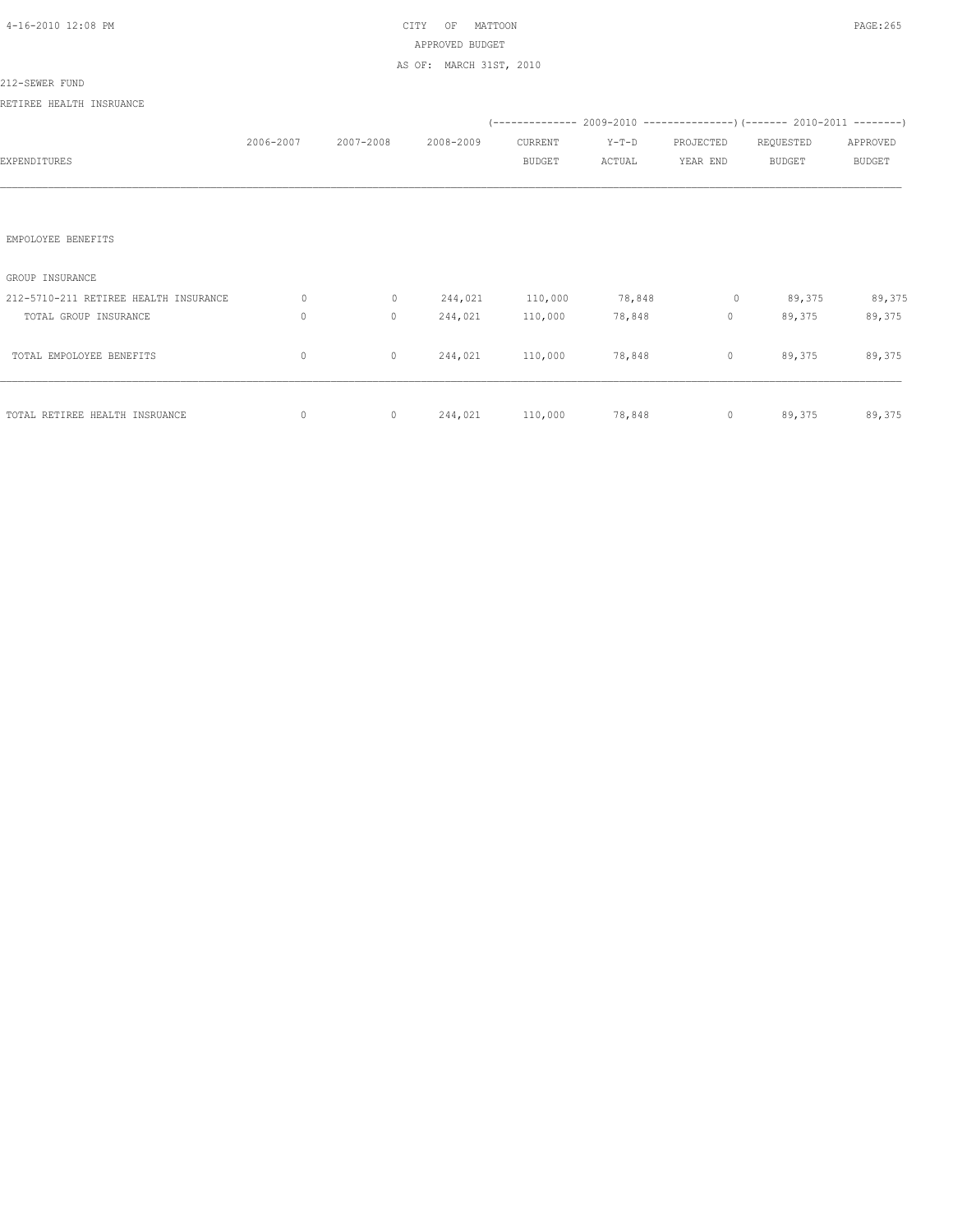CITY OF MATTOON
APPROVED BUDGET
AS OF: MARCH 31ST, 2010

212-SEWER FUND

RETIREE HEALTH INSRUANCE

| EXPENDITURES | 2006-2007 | 2007-2008 | 2008-2009 | 2009-2010 CURRENT BUDGET | 2009-2010 Y-T-D ACTUAL | 2009-2010 PROJECTED YEAR END | 2010-2011 REQUESTED BUDGET | 2010-2011 APPROVED BUDGET |
|---|---|---|---|---|---|---|---|---|
| EMPOLOYEE BENEFITS | | | | | | | | |
| GROUP INSURANCE | | | | | | | | |
| 212-5710-211 RETIREE HEALTH INSURANCE | 0 | 0 | 244,021 | 110,000 | 78,848 | 0 | 89,375 | 89,375 |
| TOTAL GROUP INSURANCE | 0 | 0 | 244,021 | 110,000 | 78,848 | 0 | 89,375 | 89,375 |
| TOTAL EMPOLOYEE BENEFITS | 0 | 0 | 244,021 | 110,000 | 78,848 | 0 | 89,375 | 89,375 |
| TOTAL RETIREE HEALTH INSRUANCE | 0 | 0 | 244,021 | 110,000 | 78,848 | 0 | 89,375 | 89,375 |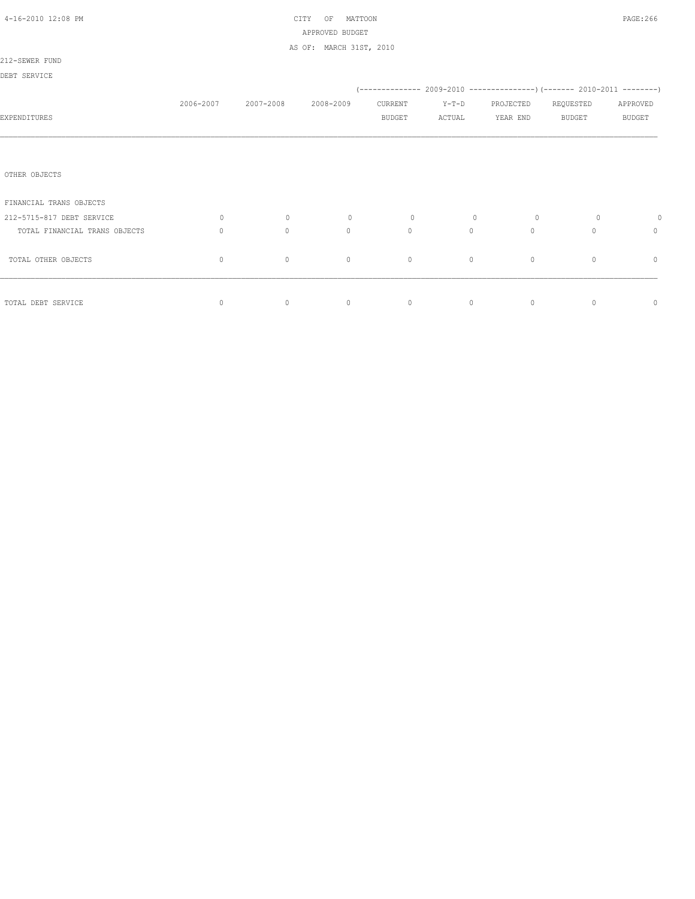CITY OF MATTOON
APPROVED BUDGET
AS OF: MARCH 31ST, 2010

212-SEWER FUND
DEBT SERVICE

| EXPENDITURES | 2006-2007 | 2007-2008 | 2008-2009 | 2009-2010 CURRENT BUDGET | 2009-2010 Y-T-D ACTUAL | 2009-2010 PROJECTED YEAR END | 2010-2011 REQUESTED BUDGET | 2010-2011 APPROVED BUDGET |
|---|---|---|---|---|---|---|---|---|
| OTHER OBJECTS | | | | | | | | |
| FINANCIAL TRANS OBJECTS | | | | | | | | |
| 212-5715-817 DEBT SERVICE | 0 | 0 | 0 | 0 | 0 | 0 | 0 | 0 |
| TOTAL FINANCIAL TRANS OBJECTS | 0 | 0 | 0 | 0 | 0 | 0 | 0 | 0 |
| TOTAL OTHER OBJECTS | 0 | 0 | 0 | 0 | 0 | 0 | 0 | 0 |
| TOTAL DEBT SERVICE | 0 | 0 | 0 | 0 | 0 | 0 | 0 | 0 |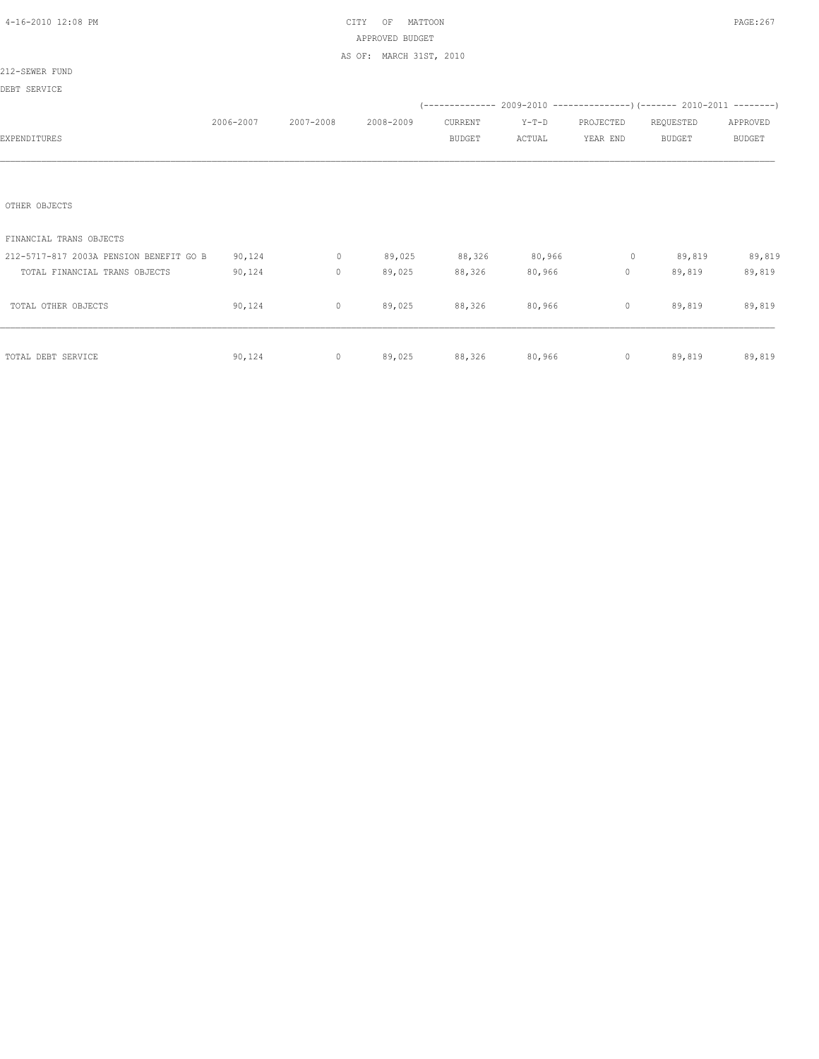CITY OF MATTOON

APPROVED BUDGET

AS OF: MARCH 31ST, 2010

212-SEWER FUND

DEBT SERVICE

| EXPENDITURES | 2006-2007 | 2007-2008 | 2008-2009 | (-------------- 2009-2010 CURRENT BUDGET | Y-T-D ACTUAL | PROJECTED YEAR END ---------------) | (------- 2010-2011 REQUESTED BUDGET | APPROVED BUDGET --------) |
|---|---|---|---|---|---|---|---|---|
| OTHER OBJECTS | | | | | | | | |
| FINANCIAL TRANS OBJECTS | | | | | | | | |
| 212-5717-817 2003A PENSION BENEFIT GO B | 90,124 | 0 | 89,025 | 88,326 | 80,966 | 0 | 89,819 | 89,819 |
| TOTAL FINANCIAL TRANS OBJECTS | 90,124 | 0 | 89,025 | 88,326 | 80,966 | 0 | 89,819 | 89,819 |
| TOTAL OTHER OBJECTS | 90,124 | 0 | 89,025 | 88,326 | 80,966 | 0 | 89,819 | 89,819 |
| TOTAL DEBT SERVICE | 90,124 | 0 | 89,025 | 88,326 | 80,966 | 0 | 89,819 | 89,819 |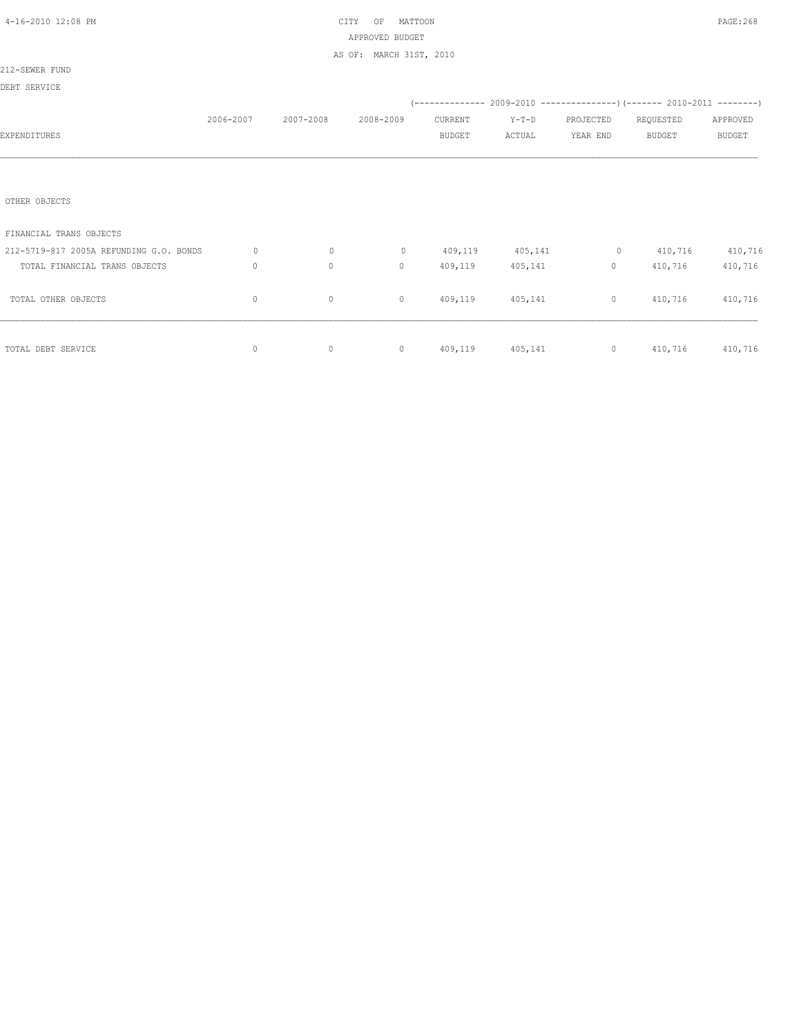CITY OF MATTOON
APPROVED BUDGET
AS OF: MARCH 31ST, 2010

212-SEWER FUND

DEBT SERVICE

| EXPENDITURES | 2006-2007 | 2007-2008 | 2008-2009 | (---- 2009-2010 CURRENT BUDGET | Y-T-D ACTUAL | PROJECTED YEAR END ----) | (---- 2010-2011 REQUESTED BUDGET | APPROVED BUDGET ----) |
|---|---|---|---|---|---|---|---|---|
| OTHER OBJECTS | | | | | | | | |
| FINANCIAL TRANS OBJECTS | | | | | | | | |
| 212-5719-817 2005A REFUNDING G.O. BONDS | 0 | 0 | 0 | 409,119 | 405,141 | 0 | 410,716 | 410,716 |
| TOTAL FINANCIAL TRANS OBJECTS | 0 | 0 | 0 | 409,119 | 405,141 | 0 | 410,716 | 410,716 |
| TOTAL OTHER OBJECTS | 0 | 0 | 0 | 409,119 | 405,141 | 0 | 410,716 | 410,716 |
| TOTAL DEBT SERVICE | 0 | 0 | 0 | 409,119 | 405,141 | 0 | 410,716 | 410,716 |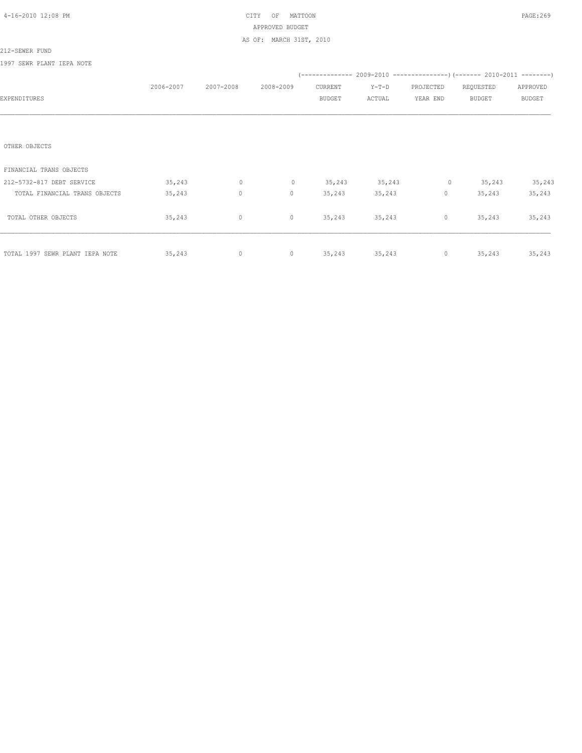CITY OF MATTOON

APPROVED BUDGET

AS OF: MARCH 31ST, 2010

212-SEWER FUND

1997 SEWR PLANT IEPA NOTE

| EXPENDITURES | 2006-2007 | 2007-2008 | 2008-2009 | 2009-2010 CURRENT BUDGET | 2009-2010 Y-T-D ACTUAL | 2009-2010 PROJECTED YEAR END | 2010-2011 REQUESTED BUDGET | 2010-2011 APPROVED BUDGET |
|---|---|---|---|---|---|---|---|---|
| OTHER OBJECTS | | | | | | | | |
| FINANCIAL TRANS OBJECTS | | | | | | | | |
| 212-5732-817 DEBT SERVICE | 35,243 | 0 | 0 | 35,243 | 35,243 | 0 | 35,243 | 35,243 |
| TOTAL FINANCIAL TRANS OBJECTS | 35,243 | 0 | 0 | 35,243 | 35,243 | 0 | 35,243 | 35,243 |
| TOTAL OTHER OBJECTS | 35,243 | 0 | 0 | 35,243 | 35,243 | 0 | 35,243 | 35,243 |
| TOTAL 1997 SEWR PLANT IEPA NOTE | 35,243 | 0 | 0 | 35,243 | 35,243 | 0 | 35,243 | 35,243 |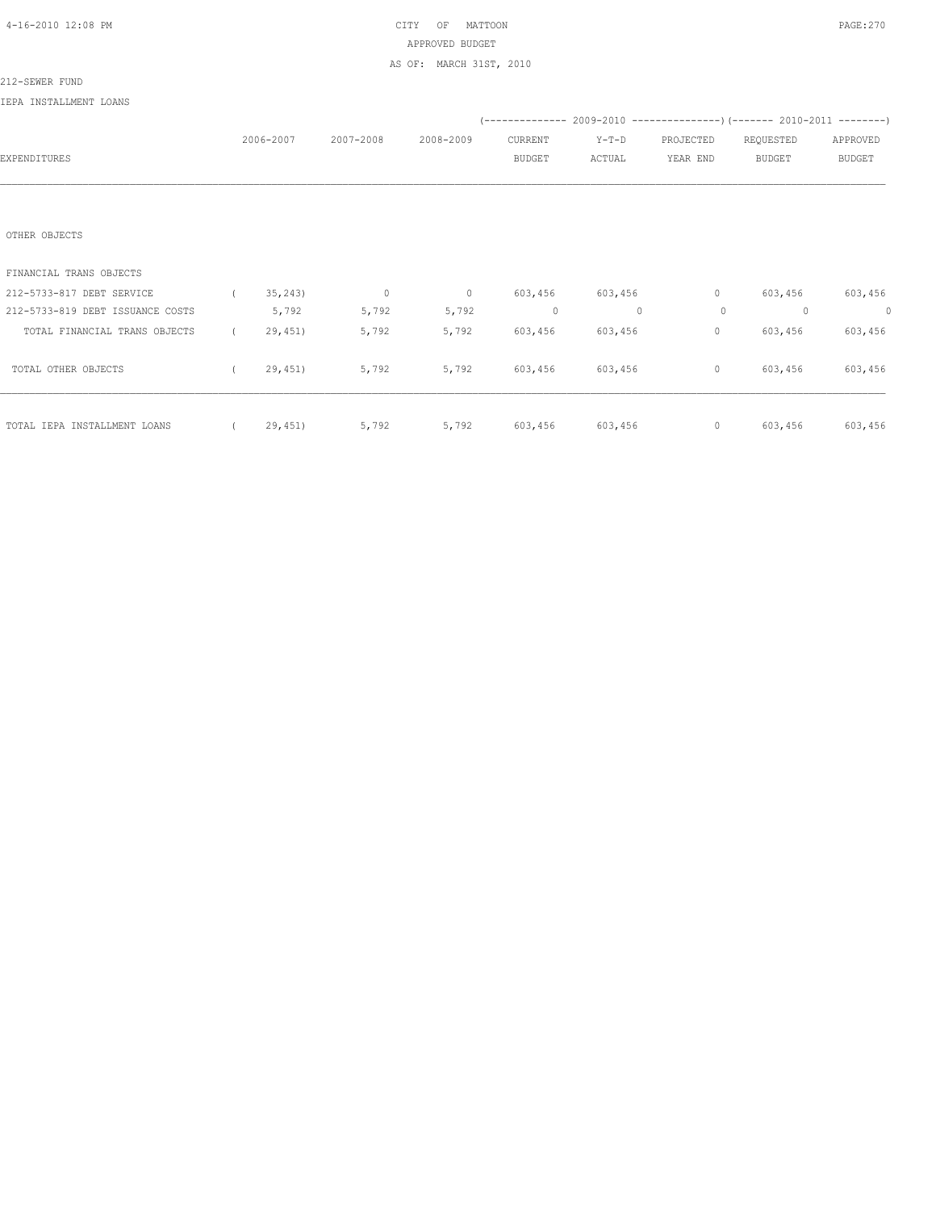CITY OF MATTOON
APPROVED BUDGET
AS OF: MARCH 31ST, 2010

212-SEWER FUND

IEPA INSTALLMENT LOANS

| EXPENDITURES | 2006-2007 | 2007-2008 | 2008-2009 | 2009-2010 CURRENT BUDGET | 2009-2010 Y-T-D ACTUAL | 2009-2010 PROJECTED YEAR END | 2010-2011 REQUESTED BUDGET | 2010-2011 APPROVED BUDGET |
|---|---|---|---|---|---|---|---|---|
| OTHER OBJECTS | | | | | | | | |
| FINANCIAL TRANS OBJECTS | | | | | | | | |
| 212-5733-817 DEBT SERVICE | ( 35,243) | 0 | 0 | 603,456 | 603,456 | 0 | 603,456 | 603,456 |
| 212-5733-819 DEBT ISSUANCE COSTS | 5,792 | 5,792 | 5,792 | 0 | 0 | 0 | 0 | 0 |
| TOTAL FINANCIAL TRANS OBJECTS | ( 29,451) | 5,792 | 5,792 | 603,456 | 603,456 | 0 | 603,456 | 603,456 |
| TOTAL OTHER OBJECTS | ( 29,451) | 5,792 | 5,792 | 603,456 | 603,456 | 0 | 603,456 | 603,456 |
| TOTAL IEPA INSTALLMENT LOANS | ( 29,451) | 5,792 | 5,792 | 603,456 | 603,456 | 0 | 603,456 | 603,456 |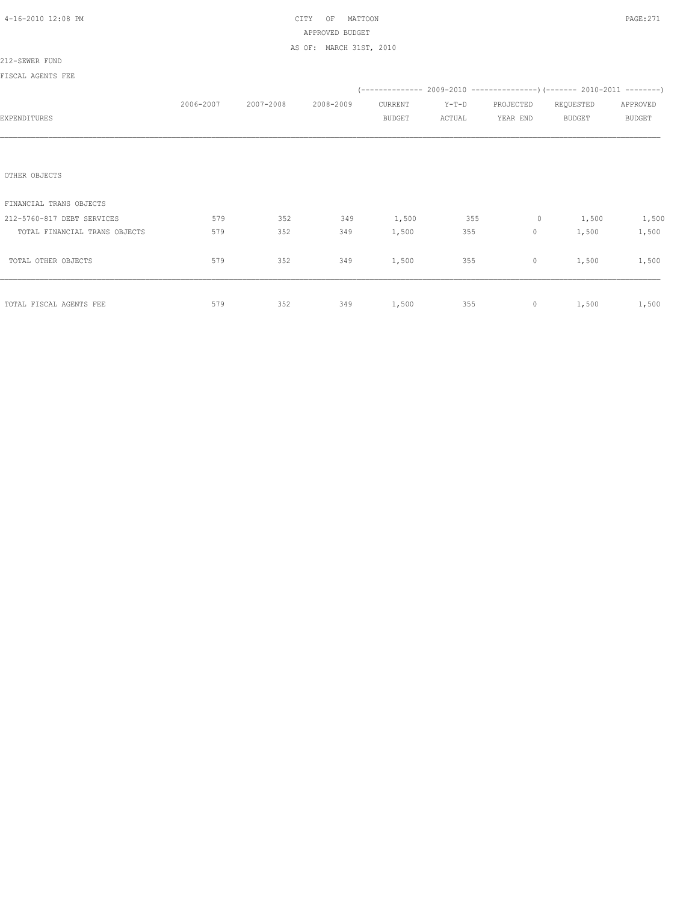CITY OF MATTOON
APPROVED BUDGET
AS OF: MARCH 31ST, 2010

212-SEWER FUND

FISCAL AGENTS FEE

| EXPENDITURES | 2006-2007 | 2007-2008 | 2008-2009 | 2009-2010 CURRENT BUDGET | 2009-2010 Y-T-D ACTUAL | 2009-2010 PROJECTED YEAR END | 2010-2011 REQUESTED BUDGET | 2010-2011 APPROVED BUDGET |
|---|---|---|---|---|---|---|---|---|
| OTHER OBJECTS | | | | | | | | |
| FINANCIAL TRANS OBJECTS | | | | | | | | |
| 212-5760-817 DEBT SERVICES | 579 | 352 | 349 | 1,500 | 355 | 0 | 1,500 | 1,500 |
| TOTAL FINANCIAL TRANS OBJECTS | 579 | 352 | 349 | 1,500 | 355 | 0 | 1,500 | 1,500 |
| TOTAL OTHER OBJECTS | 579 | 352 | 349 | 1,500 | 355 | 0 | 1,500 | 1,500 |
| TOTAL FISCAL AGENTS FEE | 579 | 352 | 349 | 1,500 | 355 | 0 | 1,500 | 1,500 |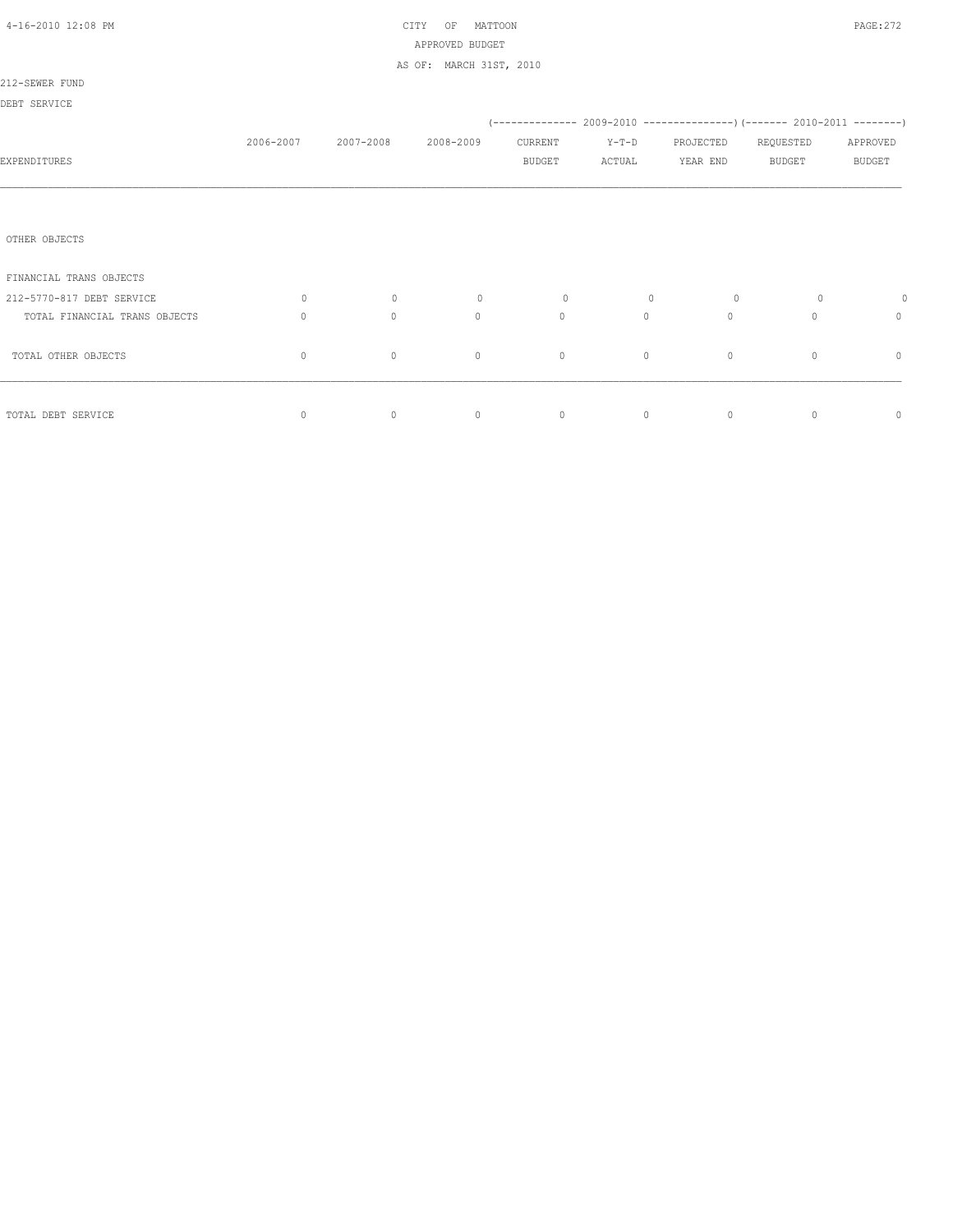CITY OF MATTOON
APPROVED BUDGET
AS OF: MARCH 31ST, 2010

212-SEWER FUND

DEBT SERVICE

| EXPENDITURES | 2006-2007 | 2007-2008 | 2008-2009 | 2009-2010 CURRENT BUDGET | 2009-2010 Y-T-D ACTUAL | 2009-2010 PROJECTED YEAR END | 2010-2011 REQUESTED BUDGET | 2010-2011 APPROVED BUDGET |
|---|---|---|---|---|---|---|---|---|
| OTHER OBJECTS | | | | | | | | |
| FINANCIAL TRANS OBJECTS | | | | | | | | |
| 212-5770-817 DEBT SERVICE | 0 | 0 | 0 | 0 | 0 | 0 | 0 | 0 |
| TOTAL FINANCIAL TRANS OBJECTS | 0 | 0 | 0 | 0 | 0 | 0 | 0 | 0 |
| TOTAL OTHER OBJECTS | 0 | 0 | 0 | 0 | 0 | 0 | 0 | 0 |
| TOTAL DEBT SERVICE | 0 | 0 | 0 | 0 | 0 | 0 | 0 | 0 |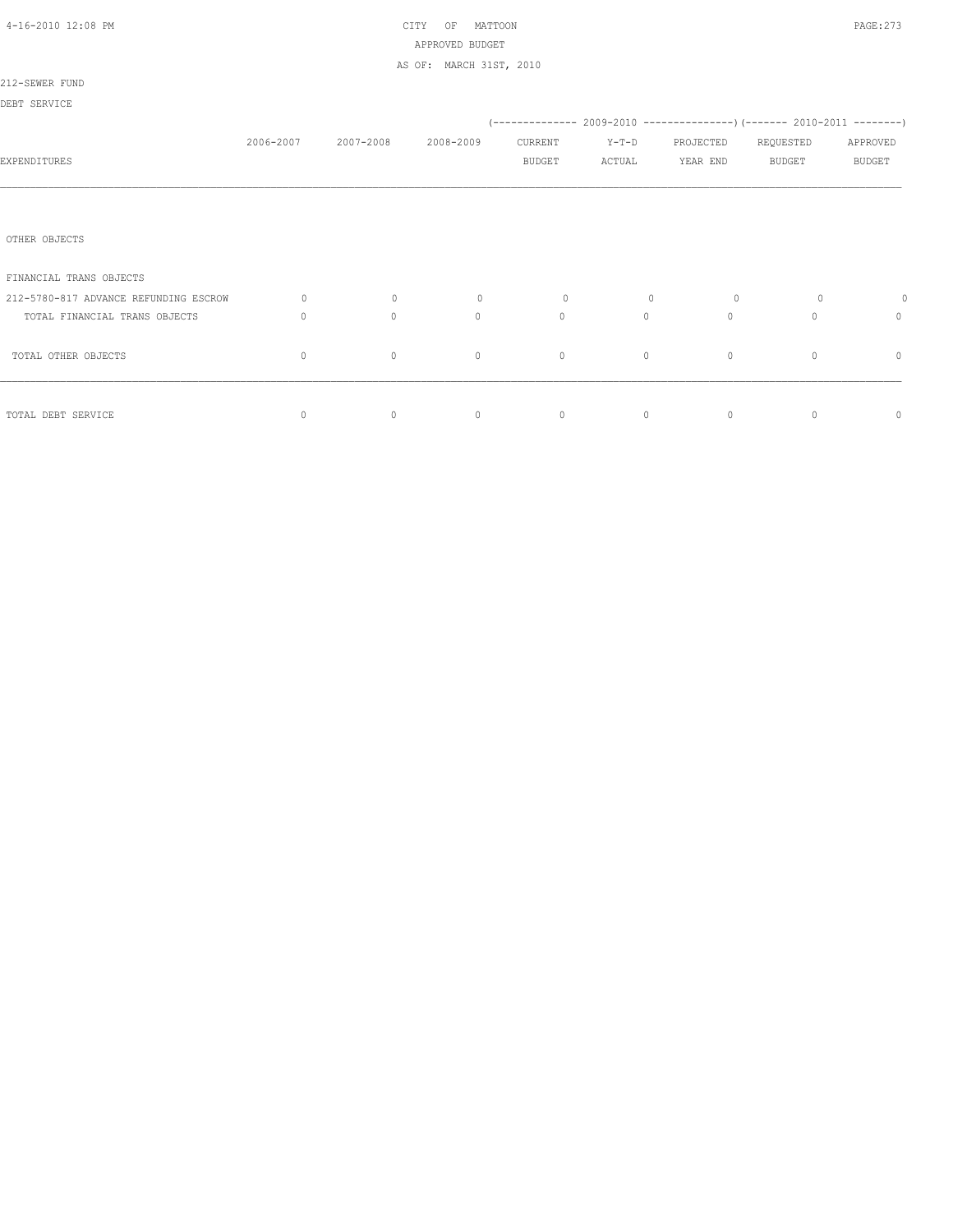CITY OF MATTOON
APPROVED BUDGET
AS OF: MARCH 31ST, 2010

212-SEWER FUND

DEBT SERVICE

| EXPENDITURES | 2006-2007 | 2007-2008 | 2008-2009 | 2009-2010 CURRENT BUDGET | 2009-2010 Y-T-D ACTUAL | 2009-2010 PROJECTED YEAR END | 2010-2011 REQUESTED BUDGET | 2010-2011 APPROVED BUDGET |
|---|---|---|---|---|---|---|---|---|
| OTHER OBJECTS | | | | | | | | |
| FINANCIAL TRANS OBJECTS | | | | | | | | |
| 212-5780-817 ADVANCE REFUNDING ESCROW | 0 | 0 | 0 | 0 | 0 | 0 | 0 | 0 |
| TOTAL FINANCIAL TRANS OBJECTS | 0 | 0 | 0 | 0 | 0 | 0 | 0 | 0 |
| TOTAL OTHER OBJECTS | 0 | 0 | 0 | 0 | 0 | 0 | 0 | 0 |
| TOTAL DEBT SERVICE | 0 | 0 | 0 | 0 | 0 | 0 | 0 | 0 |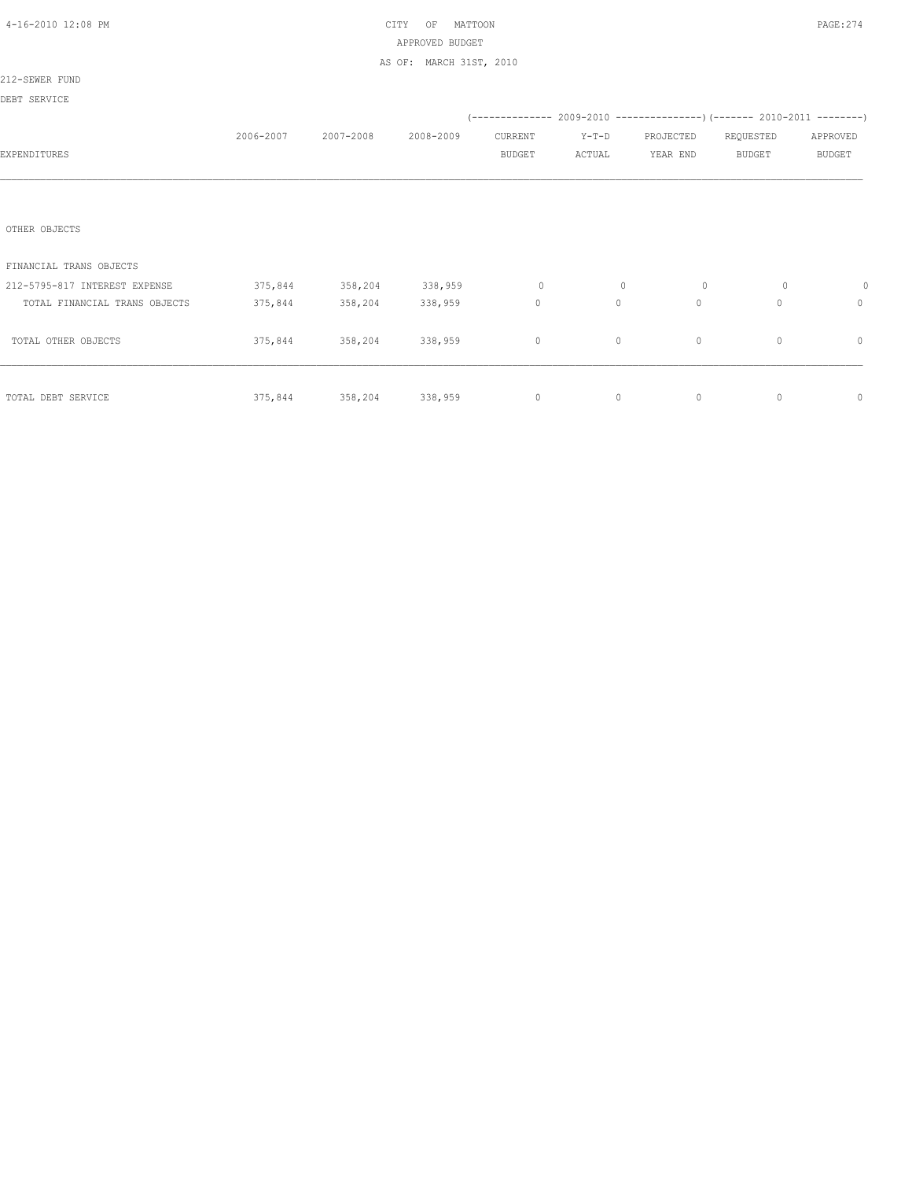CITY OF MATTOON
APPROVED BUDGET
AS OF: MARCH 31ST, 2010

212-SEWER FUND

DEBT SERVICE

| EXPENDITURES | 2006-2007 | 2007-2008 | 2008-2009 | 2009-2010 CURRENT BUDGET | 2009-2010 Y-T-D ACTUAL | 2009-2010 PROJECTED YEAR END | 2010-2011 REQUESTED BUDGET | 2010-2011 APPROVED BUDGET |
|---|---|---|---|---|---|---|---|---|
| OTHER OBJECTS | | | | | | | | |
| FINANCIAL TRANS OBJECTS | | | | | | | | |
| 212-5795-817 INTEREST EXPENSE | 375,844 | 358,204 | 338,959 | 0 | 0 | 0 | 0 | 0 |
| TOTAL FINANCIAL TRANS OBJECTS | 375,844 | 358,204 | 338,959 | 0 | 0 | 0 | 0 | 0 |
| TOTAL OTHER OBJECTS | 375,844 | 358,204 | 338,959 | 0 | 0 | 0 | 0 | 0 |
| TOTAL DEBT SERVICE | 375,844 | 358,204 | 338,959 | 0 | 0 | 0 | 0 | 0 |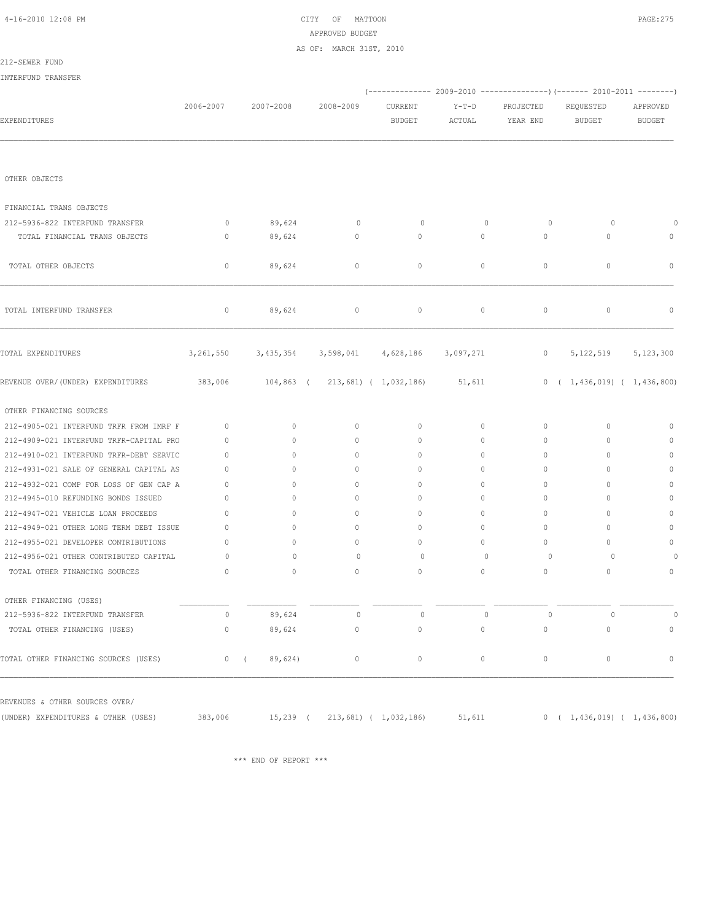CITY OF MATTOON
APPROVED BUDGET
AS OF: MARCH 31ST, 2010

212-SEWER FUND

INTERFUND TRANSFER

| EXPENDITURES | 2006-2007 | 2007-2008 | 2008-2009 | 2009-2010 CURRENT BUDGET | 2009-2010 Y-T-D ACTUAL | 2009-2010 PROJECTED YEAR END | 2010-2011 REQUESTED BUDGET | 2010-2011 APPROVED BUDGET |
|---|---|---|---|---|---|---|---|---|
| OTHER OBJECTS | | | | | | | | |
| FINANCIAL TRANS OBJECTS | | | | | | | | |
| 212-5936-822 INTERFUND TRANSFER | 0 | 89,624 | 0 | 0 | 0 | 0 | 0 | 0 |
| TOTAL FINANCIAL TRANS OBJECTS | 0 | 89,624 | 0 | 0 | 0 | 0 | 0 | 0 |
| TOTAL OTHER OBJECTS | 0 | 89,624 | 0 | 0 | 0 | 0 | 0 | 0 |
| TOTAL INTERFUND TRANSFER | 0 | 89,624 | 0 | 0 | 0 | 0 | 0 | 0 |
| TOTAL EXPENDITURES | 3,261,550 | 3,435,354 | 3,598,041 | 4,628,186 | 3,097,271 | 0 | 5,122,519 | 5,123,300 |
| REVENUE OVER/(UNDER) EXPENDITURES | 383,006 | 104,863 | ( 213,681) | ( 1,032,186) | 51,611 | 0 | ( 1,436,019) | ( 1,436,800) |
| OTHER FINANCING SOURCES | | | | | | | | |
| 212-4905-021 INTERFUND TRFR FROM IMRF F | 0 | 0 | 0 | 0 | 0 | 0 | 0 | 0 |
| 212-4909-021 INTERFUND TRFR-CAPITAL PRO | 0 | 0 | 0 | 0 | 0 | 0 | 0 | 0 |
| 212-4910-021 INTERFUND TRFR-DEBT SERVIC | 0 | 0 | 0 | 0 | 0 | 0 | 0 | 0 |
| 212-4931-021 SALE OF GENERAL CAPITAL AS | 0 | 0 | 0 | 0 | 0 | 0 | 0 | 0 |
| 212-4932-021 COMP FOR LOSS OF GEN CAP A | 0 | 0 | 0 | 0 | 0 | 0 | 0 | 0 |
| 212-4945-010 REFUNDING BONDS ISSUED | 0 | 0 | 0 | 0 | 0 | 0 | 0 | 0 |
| 212-4947-021 VEHICLE LOAN PROCEEDS | 0 | 0 | 0 | 0 | 0 | 0 | 0 | 0 |
| 212-4949-021 OTHER LONG TERM DEBT ISSUE | 0 | 0 | 0 | 0 | 0 | 0 | 0 | 0 |
| 212-4955-021 DEVELOPER CONTRIBUTIONS | 0 | 0 | 0 | 0 | 0 | 0 | 0 | 0 |
| 212-4956-021 OTHER CONTRIBUTED CAPITAL | 0 | 0 | 0 | 0 | 0 | 0 | 0 | 0 |
| TOTAL OTHER FINANCING SOURCES | 0 | 0 | 0 | 0 | 0 | 0 | 0 | 0 |
| OTHER FINANCING (USES) | | | | | | | | |
| 212-5936-822 INTERFUND TRANSFER | 0 | 89,624 | 0 | 0 | 0 | 0 | 0 | 0 |
| TOTAL OTHER FINANCING (USES) | 0 | 89,624 | 0 | 0 | 0 | 0 | 0 | 0 |
| TOTAL OTHER FINANCING SOURCES (USES) | 0 | ( 89,624) | 0 | 0 | 0 | 0 | 0 | 0 |
| REVENUES & OTHER SOURCES OVER/ (UNDER) EXPENDITURES & OTHER (USES) | 383,006 | 15,239 | ( 213,681) | ( 1,032,186) | 51,611 | 0 | ( 1,436,019) | ( 1,436,800) |

*** END OF REPORT ***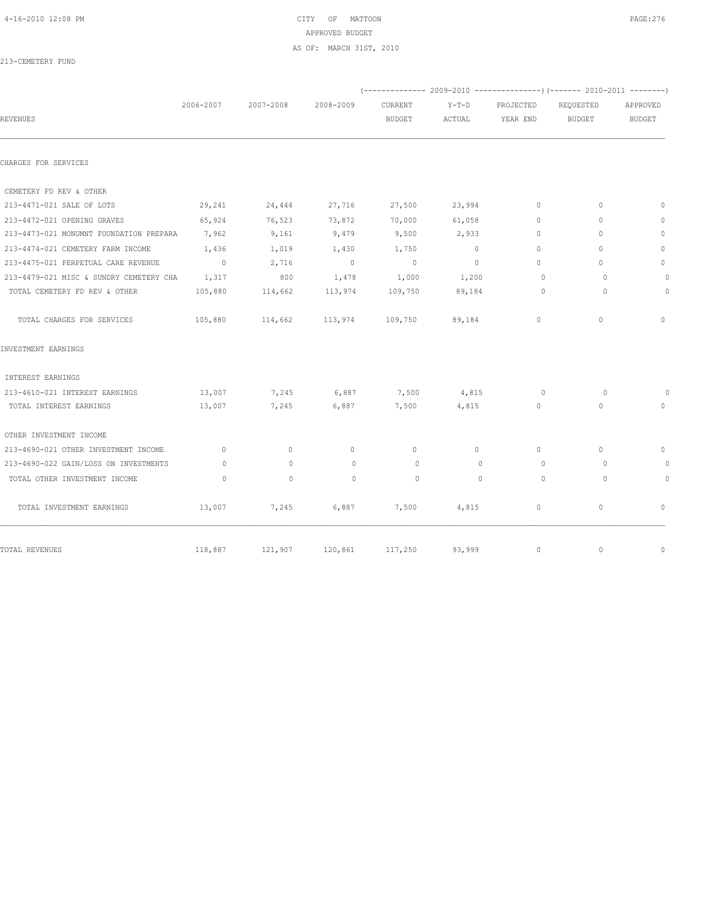CITY OF MATTOON
APPROVED BUDGET
AS OF: MARCH 31ST, 2010

213-CEMETERY FUND

| REVENUES | 2006-2007 | 2007-2008 | 2008-2009 | (-------------- 2009-2010 CURRENT BUDGET | Y-T-D ACTUAL | PROJECTED YEAR END ---------------) | (------- 2010-2011 REQUESTED BUDGET | APPROVED BUDGET --------) |
|---|---|---|---|---|---|---|---|---|
| CHARGES FOR SERVICES | | | | | | | | |
| CEMETERY FD REV & OTHER | | | | | | | | |
| 213-4471-021 SALE OF LOTS | 29,241 | 24,444 | 27,716 | 27,500 | 23,994 | 0 | 0 | 0 |
| 213-4472-021 OPENING GRAVES | 65,924 | 76,523 | 73,872 | 70,000 | 61,058 | 0 | 0 | 0 |
| 213-4473-021 MONUMNT FOUNDATION PREPARA | 7,962 | 9,161 | 9,479 | 9,500 | 2,933 | 0 | 0 | 0 |
| 213-4474-021 CEMETERY FARM INCOME | 1,436 | 1,019 | 1,430 | 1,750 | 0 | 0 | 0 | 0 |
| 213-4475-021 PERPETUAL CARE REVENUE | 0 | 2,716 | 0 | 0 | 0 | 0 | 0 | 0 |
| 213-4479-021 MISC & SUNDRY CEMETERY CHA | 1,317 | 800 | 1,478 | 1,000 | 1,200 | 0 | 0 | 0 |
| TOTAL CEMETERY FD REV & OTHER | 105,880 | 114,662 | 113,974 | 109,750 | 89,184 | 0 | 0 | 0 |
| TOTAL CHARGES FOR SERVICES | 105,880 | 114,662 | 113,974 | 109,750 | 89,184 | 0 | 0 | 0 |
| INVESTMENT EARNINGS | | | | | | | | |
| INTEREST EARNINGS | | | | | | | | |
| 213-4610-021 INTEREST EARNINGS | 13,007 | 7,245 | 6,887 | 7,500 | 4,815 | 0 | 0 | 0 |
| TOTAL INTEREST EARNINGS | 13,007 | 7,245 | 6,887 | 7,500 | 4,815 | 0 | 0 | 0 |
| OTHER INVESTMENT INCOME | | | | | | | | |
| 213-4690-021 OTHER INVESTMENT INCOME | 0 | 0 | 0 | 0 | 0 | 0 | 0 | 0 |
| 213-4690-022 GAIN/LOSS ON INVESTMENTS | 0 | 0 | 0 | 0 | 0 | 0 | 0 | 0 |
| TOTAL OTHER INVESTMENT INCOME | 0 | 0 | 0 | 0 | 0 | 0 | 0 | 0 |
| TOTAL INVESTMENT EARNINGS | 13,007 | 7,245 | 6,887 | 7,500 | 4,815 | 0 | 0 | 0 |
| TOTAL REVENUES | 118,887 | 121,907 | 120,861 | 117,250 | 93,999 | 0 | 0 | 0 |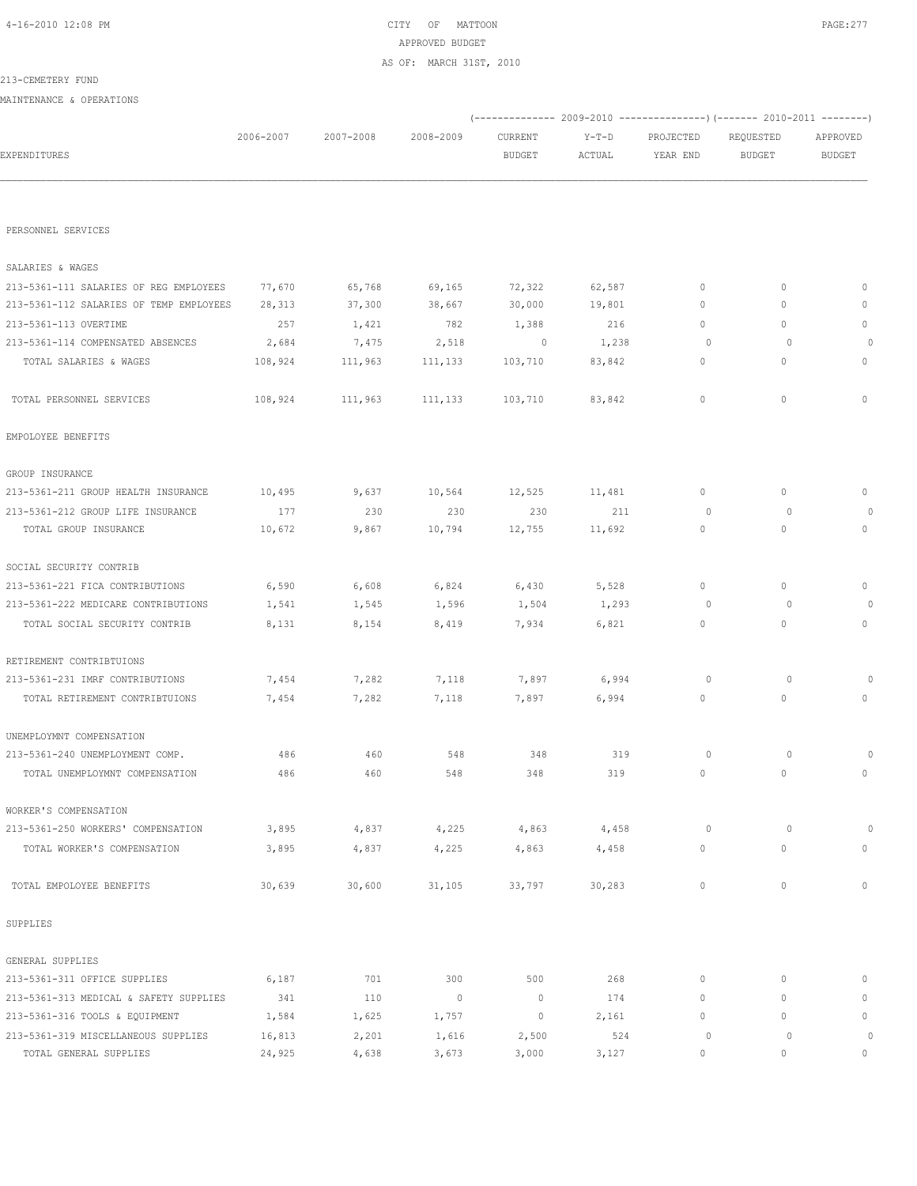CITY OF MATTOON
APPROVED BUDGET
AS OF: MARCH 31ST, 2010

213-CEMETERY FUND

MAINTENANCE & OPERATIONS

| EXPENDITURES | 2006-2007 | 2007-2008 | 2008-2009 | 2009-2010 CURRENT BUDGET | 2009-2010 Y-T-D ACTUAL | 2009-2010 PROJECTED YEAR END | 2010-2011 REQUESTED BUDGET | 2010-2011 APPROVED BUDGET |
|---|---|---|---|---|---|---|---|---|
| PERSONNEL SERVICES | | | | | | | | |
| SALARIES & WAGES | | | | | | | | |
| 213-5361-111 SALARIES OF REG EMPLOYEES | 77,670 | 65,768 | 69,165 | 72,322 | 62,587 | 0 | 0 | 0 |
| 213-5361-112 SALARIES OF TEMP EMPLOYEES | 28,313 | 37,300 | 38,667 | 30,000 | 19,801 | 0 | 0 | 0 |
| 213-5361-113 OVERTIME | 257 | 1,421 | 782 | 1,388 | 216 | 0 | 0 | 0 |
| 213-5361-114 COMPENSATED ABSENCES | 2,684 | 7,475 | 2,518 | 0 | 1,238 | 0 | 0 | 0 |
| TOTAL SALARIES & WAGES | 108,924 | 111,963 | 111,133 | 103,710 | 83,842 | 0 | 0 | 0 |
| TOTAL PERSONNEL SERVICES | 108,924 | 111,963 | 111,133 | 103,710 | 83,842 | 0 | 0 | 0 |
| EMPOLOYEE BENEFITS | | | | | | | | |
| GROUP INSURANCE | | | | | | | | |
| 213-5361-211 GROUP HEALTH INSURANCE | 10,495 | 9,637 | 10,564 | 12,525 | 11,481 | 0 | 0 | 0 |
| 213-5361-212 GROUP LIFE INSURANCE | 177 | 230 | 230 | 230 | 211 | 0 | 0 | 0 |
| TOTAL GROUP INSURANCE | 10,672 | 9,867 | 10,794 | 12,755 | 11,692 | 0 | 0 | 0 |
| SOCIAL SECURITY CONTRIB | | | | | | | | |
| 213-5361-221 FICA CONTRIBUTIONS | 6,590 | 6,608 | 6,824 | 6,430 | 5,528 | 0 | 0 | 0 |
| 213-5361-222 MEDICARE CONTRIBUTIONS | 1,541 | 1,545 | 1,596 | 1,504 | 1,293 | 0 | 0 | 0 |
| TOTAL SOCIAL SECURITY CONTRIB | 8,131 | 8,154 | 8,419 | 7,934 | 6,821 | 0 | 0 | 0 |
| RETIREMENT CONTRIBTUIONS | | | | | | | | |
| 213-5361-231 IMRF CONTRIBUTIONS | 7,454 | 7,282 | 7,118 | 7,897 | 6,994 | 0 | 0 | 0 |
| TOTAL RETIREMENT CONTRIBTUIONS | 7,454 | 7,282 | 7,118 | 7,897 | 6,994 | 0 | 0 | 0 |
| UNEMPLOYMNT COMPENSATION | | | | | | | | |
| 213-5361-240 UNEMPLOYMENT COMP. | 486 | 460 | 548 | 348 | 319 | 0 | 0 | 0 |
| TOTAL UNEMPLOYMNT COMPENSATION | 486 | 460 | 548 | 348 | 319 | 0 | 0 | 0 |
| WORKER'S COMPENSATION | | | | | | | | |
| 213-5361-250 WORKERS' COMPENSATION | 3,895 | 4,837 | 4,225 | 4,863 | 4,458 | 0 | 0 | 0 |
| TOTAL WORKER'S COMPENSATION | 3,895 | 4,837 | 4,225 | 4,863 | 4,458 | 0 | 0 | 0 |
| TOTAL EMPOLOYEE BENEFITS | 30,639 | 30,600 | 31,105 | 33,797 | 30,283 | 0 | 0 | 0 |
| SUPPLIES | | | | | | | | |
| GENERAL SUPPLIES | | | | | | | | |
| 213-5361-311 OFFICE SUPPLIES | 6,187 | 701 | 300 | 500 | 268 | 0 | 0 | 0 |
| 213-5361-313 MEDICAL & SAFETY SUPPLIES | 341 | 110 | 0 | 0 | 174 | 0 | 0 | 0 |
| 213-5361-316 TOOLS & EQUIPMENT | 1,584 | 1,625 | 1,757 | 0 | 2,161 | 0 | 0 | 0 |
| 213-5361-319 MISCELLANEOUS SUPPLIES | 16,813 | 2,201 | 1,616 | 2,500 | 524 | 0 | 0 | 0 |
| TOTAL GENERAL SUPPLIES | 24,925 | 4,638 | 3,673 | 3,000 | 3,127 | 0 | 0 | 0 |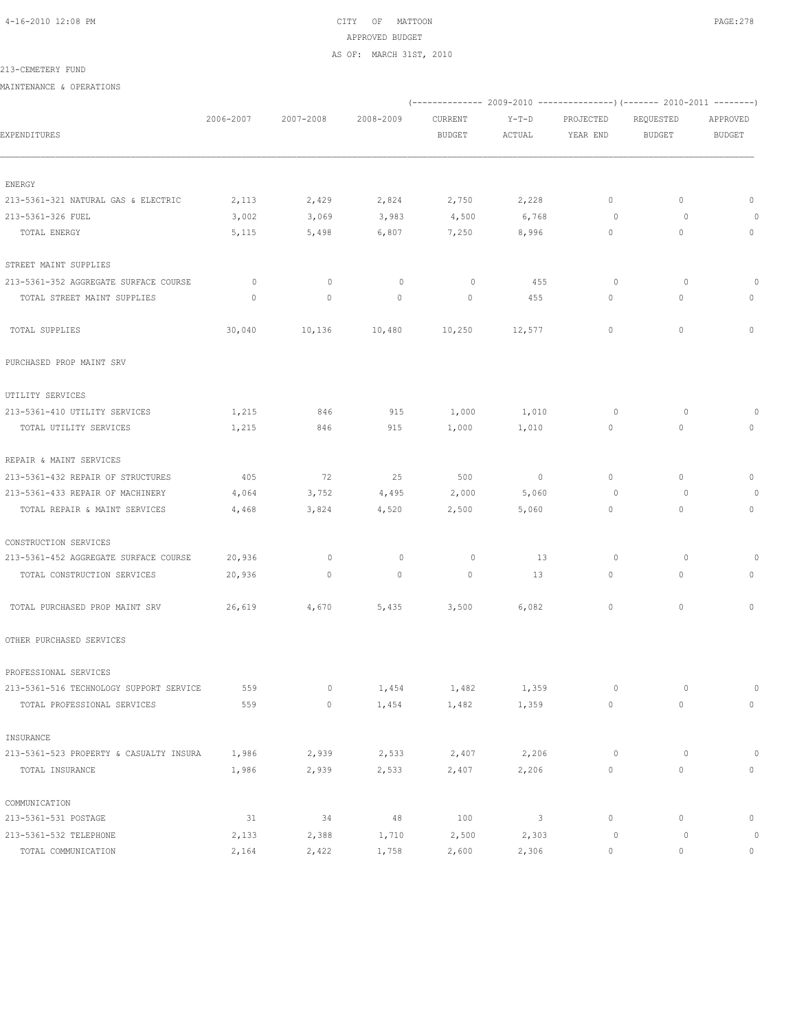CITY OF MATTOON
APPROVED BUDGET
AS OF: MARCH 31ST, 2010

213-CEMETERY FUND

MAINTENANCE & OPERATIONS

| EXPENDITURES | 2006-2007 | 2007-2008 | 2008-2009 | (---- 2009-2010 ----) CURRENT BUDGET | Y-T-D ACTUAL | PROJECTED YEAR END | (---- 2010-2011 ----) REQUESTED BUDGET | APPROVED BUDGET |
|---|---|---|---|---|---|---|---|---|
| ENERGY | | | | | | | | |
| 213-5361-321 NATURAL GAS & ELECTRIC | 2,113 | 2,429 | 2,824 | 2,750 | 2,228 | 0 | 0 | 0 |
| 213-5361-326 FUEL | 3,002 | 3,069 | 3,983 | 4,500 | 6,768 | 0 | 0 | 0 |
| TOTAL ENERGY | 5,115 | 5,498 | 6,807 | 7,250 | 8,996 | 0 | 0 | 0 |
| STREET MAINT SUPPLIES | | | | | | | | |
| 213-5361-352 AGGREGATE SURFACE COURSE | 0 | 0 | 0 | 0 | 455 | 0 | 0 | 0 |
| TOTAL STREET MAINT SUPPLIES | 0 | 0 | 0 | 0 | 455 | 0 | 0 | 0 |
| TOTAL SUPPLIES | 30,040 | 10,136 | 10,480 | 10,250 | 12,577 | 0 | 0 | 0 |
| PURCHASED PROP MAINT SRV | | | | | | | | |
| UTILITY SERVICES | | | | | | | | |
| 213-5361-410 UTILITY SERVICES | 1,215 | 846 | 915 | 1,000 | 1,010 | 0 | 0 | 0 |
| TOTAL UTILITY SERVICES | 1,215 | 846 | 915 | 1,000 | 1,010 | 0 | 0 | 0 |
| REPAIR & MAINT SERVICES | | | | | | | | |
| 213-5361-432 REPAIR OF STRUCTURES | 405 | 72 | 25 | 500 | 0 | 0 | 0 | 0 |
| 213-5361-433 REPAIR OF MACHINERY | 4,064 | 3,752 | 4,495 | 2,000 | 5,060 | 0 | 0 | 0 |
| TOTAL REPAIR & MAINT SERVICES | 4,468 | 3,824 | 4,520 | 2,500 | 5,060 | 0 | 0 | 0 |
| CONSTRUCTION SERVICES | | | | | | | | |
| 213-5361-452 AGGREGATE SURFACE COURSE | 20,936 | 0 | 0 | 0 | 13 | 0 | 0 | 0 |
| TOTAL CONSTRUCTION SERVICES | 20,936 | 0 | 0 | 0 | 13 | 0 | 0 | 0 |
| TOTAL PURCHASED PROP MAINT SRV | 26,619 | 4,670 | 5,435 | 3,500 | 6,082 | 0 | 0 | 0 |
| OTHER PURCHASED SERVICES | | | | | | | | |
| PROFESSIONAL SERVICES | | | | | | | | |
| 213-5361-516 TECHNOLOGY SUPPORT SERVICE | 559 | 0 | 1,454 | 1,482 | 1,359 | 0 | 0 | 0 |
| TOTAL PROFESSIONAL SERVICES | 559 | 0 | 1,454 | 1,482 | 1,359 | 0 | 0 | 0 |
| INSURANCE | | | | | | | | |
| 213-5361-523 PROPERTY & CASUALTY INSURA | 1,986 | 2,939 | 2,533 | 2,407 | 2,206 | 0 | 0 | 0 |
| TOTAL INSURANCE | 1,986 | 2,939 | 2,533 | 2,407 | 2,206 | 0 | 0 | 0 |
| COMMUNICATION | | | | | | | | |
| 213-5361-531 POSTAGE | 31 | 34 | 48 | 100 | 3 | 0 | 0 | 0 |
| 213-5361-532 TELEPHONE | 2,133 | 2,388 | 1,710 | 2,500 | 2,303 | 0 | 0 | 0 |
| TOTAL COMMUNICATION | 2,164 | 2,422 | 1,758 | 2,600 | 2,306 | 0 | 0 | 0 |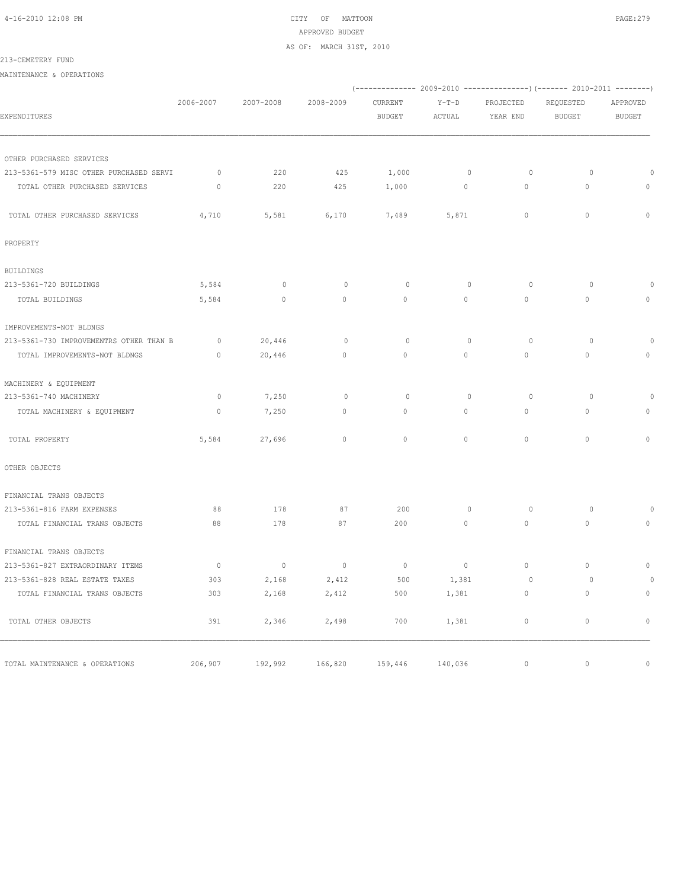CITY OF MATTOON
APPROVED BUDGET
AS OF: MARCH 31ST, 2010

213-CEMETERY FUND

MAINTENANCE & OPERATIONS

| EXPENDITURES | 2006-2007 | 2007-2008 | 2008-2009 | 2009-2010 CURRENT BUDGET | 2009-2010 Y-T-D ACTUAL | 2009-2010 PROJECTED YEAR END | 2010-2011 REQUESTED BUDGET | 2010-2011 APPROVED BUDGET |
|---|---|---|---|---|---|---|---|---|
| OTHER PURCHASED SERVICES | | | | | | | | |
| 213-5361-579 MISC OTHER PURCHASED SERVI | 0 | 220 | 425 | 1,000 | 0 | 0 | 0 | 0 |
| TOTAL OTHER PURCHASED SERVICES | 0 | 220 | 425 | 1,000 | 0 | 0 | 0 | 0 |
| TOTAL OTHER PURCHASED SERVICES | 4,710 | 5,581 | 6,170 | 7,489 | 5,871 | 0 | 0 | 0 |
| PROPERTY | | | | | | | | |
| BUILDINGS | | | | | | | | |
| 213-5361-720 BUILDINGS | 5,584 | 0 | 0 | 0 | 0 | 0 | 0 | 0 |
| TOTAL BUILDINGS | 5,584 | 0 | 0 | 0 | 0 | 0 | 0 | 0 |
| IMPROVEMENTS-NOT BLDNGS | | | | | | | | |
| 213-5361-730 IMPROVEMENTRS OTHER THAN B | 0 | 20,446 | 0 | 0 | 0 | 0 | 0 | 0 |
| TOTAL IMPROVEMENTS-NOT BLDNGS | 0 | 20,446 | 0 | 0 | 0 | 0 | 0 | 0 |
| MACHINERY & EQUIPMENT | | | | | | | | |
| 213-5361-740 MACHINERY | 0 | 7,250 | 0 | 0 | 0 | 0 | 0 | 0 |
| TOTAL MACHINERY & EQUIPMENT | 0 | 7,250 | 0 | 0 | 0 | 0 | 0 | 0 |
| TOTAL PROPERTY | 5,584 | 27,696 | 0 | 0 | 0 | 0 | 0 | 0 |
| OTHER OBJECTS | | | | | | | | |
| FINANCIAL TRANS OBJECTS | | | | | | | | |
| 213-5361-816 FARM EXPENSES | 88 | 178 | 87 | 200 | 0 | 0 | 0 | 0 |
| TOTAL FINANCIAL TRANS OBJECTS | 88 | 178 | 87 | 200 | 0 | 0 | 0 | 0 |
| FINANCIAL TRANS OBJECTS | | | | | | | | |
| 213-5361-827 EXTRAORDINARY ITEMS | 0 | 0 | 0 | 0 | 0 | 0 | 0 | 0 |
| 213-5361-828 REAL ESTATE TAXES | 303 | 2,168 | 2,412 | 500 | 1,381 | 0 | 0 | 0 |
| TOTAL FINANCIAL TRANS OBJECTS | 303 | 2,168 | 2,412 | 500 | 1,381 | 0 | 0 | 0 |
| TOTAL OTHER OBJECTS | 391 | 2,346 | 2,498 | 700 | 1,381 | 0 | 0 | 0 |
| TOTAL MAINTENANCE & OPERATIONS | 206,907 | 192,992 | 166,820 | 159,446 | 140,036 | 0 | 0 | 0 |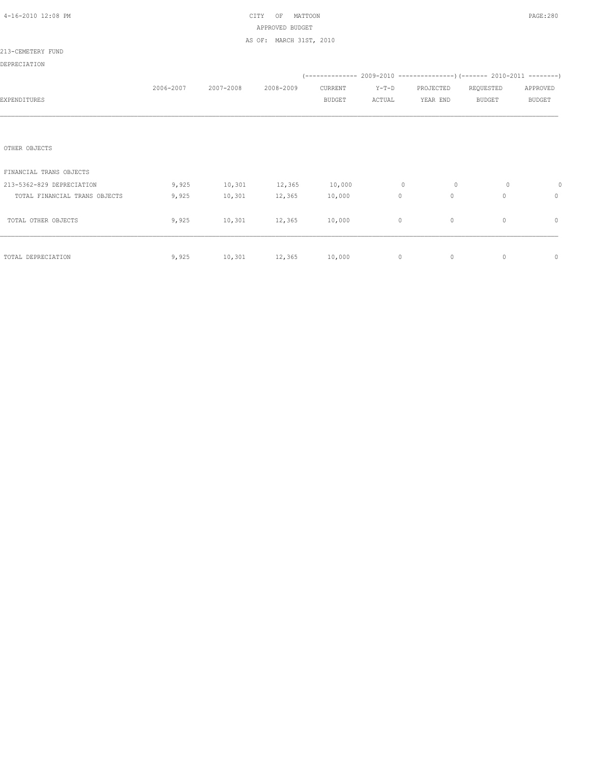CITY OF MATTOON
APPROVED BUDGET
AS OF: MARCH 31ST, 2010

213-CEMETERY FUND

DEPRECIATION

| EXPENDITURES | 2006-2007 | 2007-2008 | 2008-2009 | 2009-2010 CURRENT BUDGET | 2009-2010 Y-T-D ACTUAL | 2009-2010 PROJECTED YEAR END | 2010-2011 REQUESTED BUDGET | 2010-2011 APPROVED BUDGET |
|---|---|---|---|---|---|---|---|---|
| OTHER OBJECTS | | | | | | | | |
| FINANCIAL TRANS OBJECTS | | | | | | | | |
| 213-5362-829 DEPRECIATION | 9,925 | 10,301 | 12,365 | 10,000 | 0 | 0 | 0 | 0 |
| TOTAL FINANCIAL TRANS OBJECTS | 9,925 | 10,301 | 12,365 | 10,000 | 0 | 0 | 0 | 0 |
| TOTAL OTHER OBJECTS | 9,925 | 10,301 | 12,365 | 10,000 | 0 | 0 | 0 | 0 |
| TOTAL DEPRECIATION | 9,925 | 10,301 | 12,365 | 10,000 | 0 | 0 | 0 | 0 |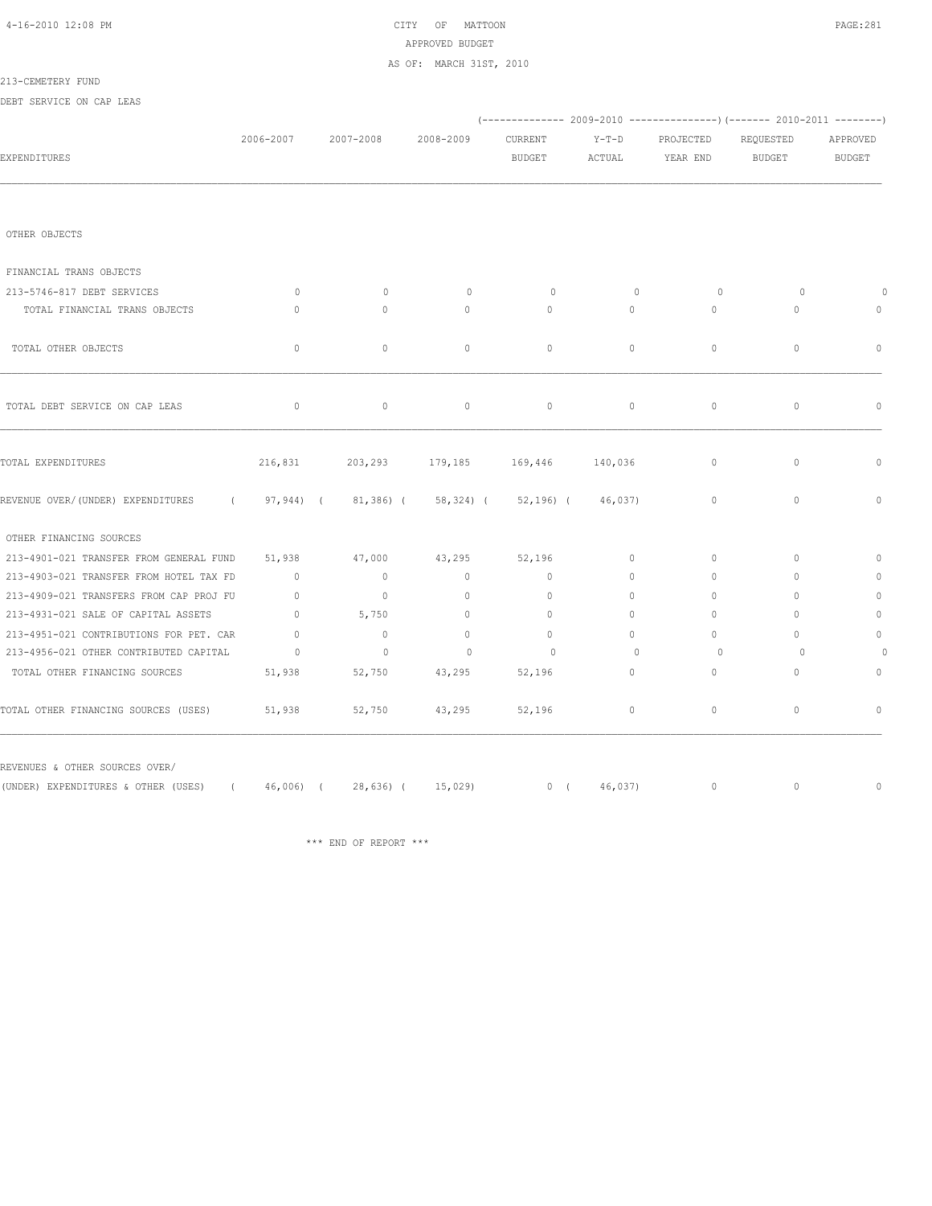CITY OF MATTOON
APPROVED BUDGET
AS OF: MARCH 31ST, 2010

213-CEMETERY FUND

DEBT SERVICE ON CAP LEAS

| EXPENDITURES | 2006-2007 | 2007-2008 | 2008-2009 | 2009-2010 CURRENT BUDGET | 2009-2010 Y-T-D ACTUAL | 2009-2010 PROJECTED YEAR END | 2010-2011 REQUESTED BUDGET | 2010-2011 APPROVED BUDGET |
|---|---|---|---|---|---|---|---|---|
| OTHER OBJECTS | | | | | | | | |
| FINANCIAL TRANS OBJECTS | | | | | | | | |
| 213-5746-817 DEBT SERVICES | 0 | 0 | 0 | 0 | 0 | 0 | 0 | 0 |
| TOTAL FINANCIAL TRANS OBJECTS | 0 | 0 | 0 | 0 | 0 | 0 | 0 | 0 |
| TOTAL OTHER OBJECTS | 0 | 0 | 0 | 0 | 0 | 0 | 0 | 0 |
| TOTAL DEBT SERVICE ON CAP LEAS | 0 | 0 | 0 | 0 | 0 | 0 | 0 | 0 |
| TOTAL EXPENDITURES | 216,831 | 203,293 | 179,185 | 169,446 | 140,036 | 0 | 0 | 0 |
| REVENUE OVER/(UNDER) EXPENDITURES | ( 97,944) | ( 81,386) | ( 58,324) | ( 52,196) | ( 46,037) | 0 | 0 | 0 |
| OTHER FINANCING SOURCES | | | | | | | | |
| 213-4901-021 TRANSFER FROM GENERAL FUND | 51,938 | 47,000 | 43,295 | 52,196 | 0 | 0 | 0 | 0 |
| 213-4903-021 TRANSFER FROM HOTEL TAX FD | 0 | 0 | 0 | 0 | 0 | 0 | 0 | 0 |
| 213-4909-021 TRANSFERS FROM CAP PROJ FU | 0 | 0 | 0 | 0 | 0 | 0 | 0 | 0 |
| 213-4931-021 SALE OF CAPITAL ASSETS | 0 | 5,750 | 0 | 0 | 0 | 0 | 0 | 0 |
| 213-4951-021 CONTRIBUTIONS FOR PET. CAR | 0 | 0 | 0 | 0 | 0 | 0 | 0 | 0 |
| 213-4956-021 OTHER CONTRIBUTED CAPITAL | 0 | 0 | 0 | 0 | 0 | 0 | 0 | 0 |
| TOTAL OTHER FINANCING SOURCES | 51,938 | 52,750 | 43,295 | 52,196 | 0 | 0 | 0 | 0 |
| TOTAL OTHER FINANCING SOURCES (USES) | 51,938 | 52,750 | 43,295 | 52,196 | 0 | 0 | 0 | 0 |
| REVENUES & OTHER SOURCES OVER/ (UNDER) EXPENDITURES & OTHER (USES) | ( 46,006) | ( 28,636) | ( 15,029) | 0 | ( 46,037) | 0 | 0 | 0 |

*** END OF REPORT ***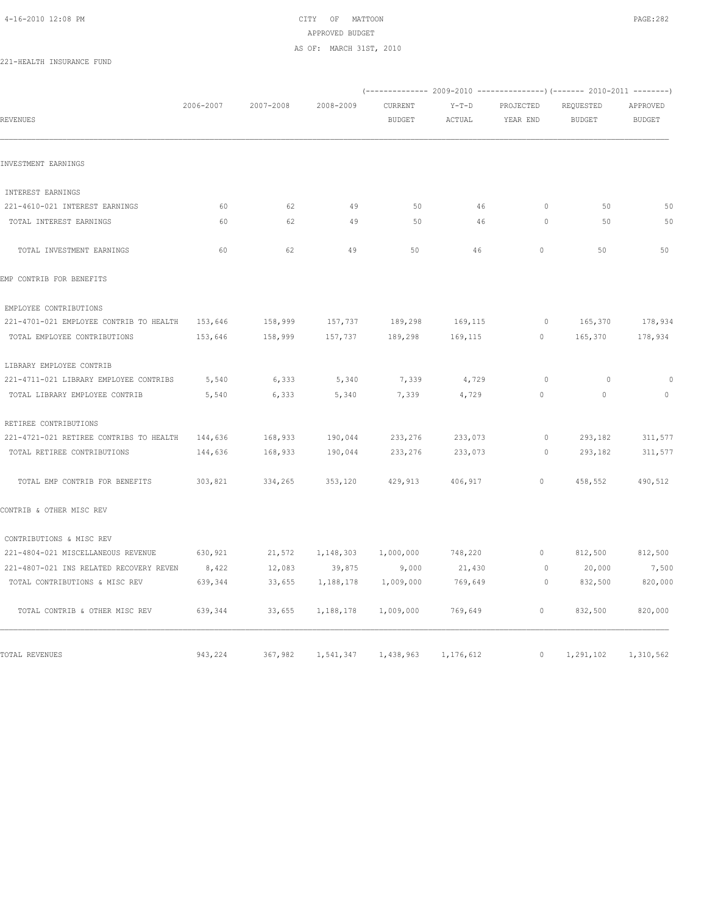CITY OF MATTOON
APPROVED BUDGET
AS OF: MARCH 31ST, 2010

221-HEALTH INSURANCE FUND

| REVENUES | 2006-2007 | 2007-2008 | 2008-2009 | 2009-2010 CURRENT BUDGET | 2009-2010 Y-T-D ACTUAL | 2009-2010 PROJECTED YEAR END | 2010-2011 REQUESTED BUDGET | 2010-2011 APPROVED BUDGET |
|---|---|---|---|---|---|---|---|---|
| INVESTMENT EARNINGS | | | | | | | | |
| INTEREST EARNINGS | | | | | | | | |
| 221-4610-021 INTEREST EARNINGS | 60 | 62 | 49 | 50 | 46 | 0 | 50 | 50 |
| TOTAL INTEREST EARNINGS | 60 | 62 | 49 | 50 | 46 | 0 | 50 | 50 |
| TOTAL INVESTMENT EARNINGS | 60 | 62 | 49 | 50 | 46 | 0 | 50 | 50 |
| EMP CONTRIB FOR BENEFITS | | | | | | | | |
| EMPLOYEE CONTRIBUTIONS | | | | | | | | |
| 221-4701-021 EMPLOYEE CONTRIB TO HEALTH | 153,646 | 158,999 | 157,737 | 189,298 | 169,115 | 0 | 165,370 | 178,934 |
| TOTAL EMPLOYEE CONTRIBUTIONS | 153,646 | 158,999 | 157,737 | 189,298 | 169,115 | 0 | 165,370 | 178,934 |
| LIBRARY EMPLOYEE CONTRIB | | | | | | | | |
| 221-4711-021 LIBRARY EMPLOYEE CONTRIBS | 5,540 | 6,333 | 5,340 | 7,339 | 4,729 | 0 | 0 | 0 |
| TOTAL LIBRARY EMPLOYEE CONTRIB | 5,540 | 6,333 | 5,340 | 7,339 | 4,729 | 0 | 0 | 0 |
| RETIREE CONTRIBUTIONS | | | | | | | | |
| 221-4721-021 RETIREE CONTRIBS TO HEALTH | 144,636 | 168,933 | 190,044 | 233,276 | 233,073 | 0 | 293,182 | 311,577 |
| TOTAL RETIREE CONTRIBUTIONS | 144,636 | 168,933 | 190,044 | 233,276 | 233,073 | 0 | 293,182 | 311,577 |
| TOTAL EMP CONTRIB FOR BENEFITS | 303,821 | 334,265 | 353,120 | 429,913 | 406,917 | 0 | 458,552 | 490,512 |
| CONTRIB & OTHER MISC REV | | | | | | | | |
| CONTRIBUTIONS & MISC REV | | | | | | | | |
| 221-4804-021 MISCELLANEOUS REVENUE | 630,921 | 21,572 | 1,148,303 | 1,000,000 | 748,220 | 0 | 812,500 | 812,500 |
| 221-4807-021 INS RELATED RECOVERY REVEN | 8,422 | 12,083 | 39,875 | 9,000 | 21,430 | 0 | 20,000 | 7,500 |
| TOTAL CONTRIBUTIONS & MISC REV | 639,344 | 33,655 | 1,188,178 | 1,009,000 | 769,649 | 0 | 832,500 | 820,000 |
| TOTAL CONTRIB & OTHER MISC REV | 639,344 | 33,655 | 1,188,178 | 1,009,000 | 769,649 | 0 | 832,500 | 820,000 |
| TOTAL REVENUES | 943,224 | 367,982 | 1,541,347 | 1,438,963 | 1,176,612 | 0 | 1,291,102 | 1,310,562 |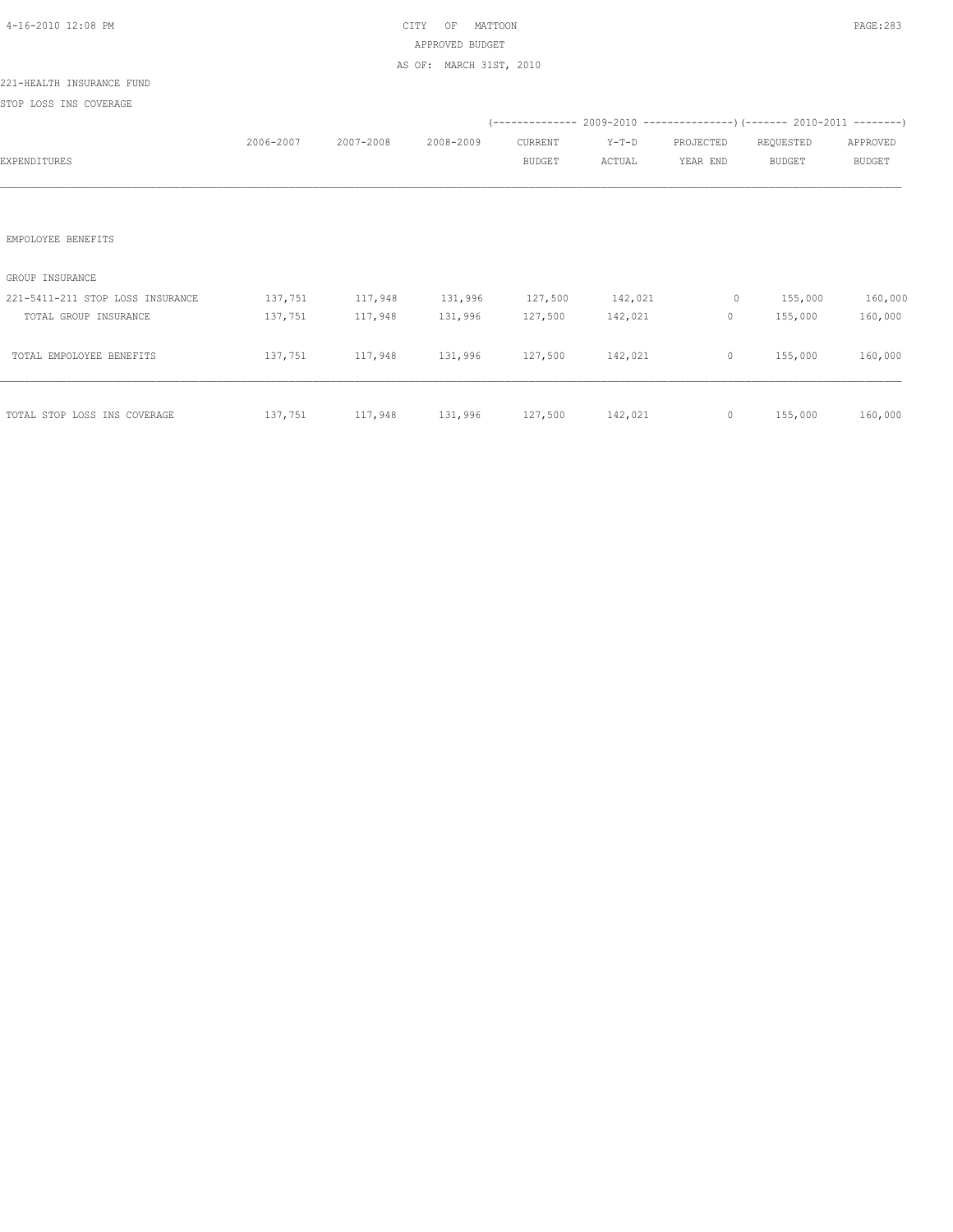CITY OF MATTOON
APPROVED BUDGET
AS OF: MARCH 31ST, 2010

221-HEALTH INSURANCE FUND
STOP LOSS INS COVERAGE

| EXPENDITURES | 2006-2007 | 2007-2008 | 2008-2009 | 2009-2010 CURRENT BUDGET | 2009-2010 Y-T-D ACTUAL | 2009-2010 PROJECTED YEAR END | 2010-2011 REQUESTED BUDGET | 2010-2011 APPROVED BUDGET |
|---|---|---|---|---|---|---|---|---|
| EMPOLOYEE BENEFITS | | | | | | | | |
| GROUP INSURANCE | | | | | | | | |
| 221-5411-211 STOP LOSS INSURANCE | 137,751 | 117,948 | 131,996 | 127,500 | 142,021 | 0 | 155,000 | 160,000 |
| TOTAL GROUP INSURANCE | 137,751 | 117,948 | 131,996 | 127,500 | 142,021 | 0 | 155,000 | 160,000 |
| TOTAL EMPOLOYEE BENEFITS | 137,751 | 117,948 | 131,996 | 127,500 | 142,021 | 0 | 155,000 | 160,000 |
| TOTAL STOP LOSS INS COVERAGE | 137,751 | 117,948 | 131,996 | 127,500 | 142,021 | 0 | 155,000 | 160,000 |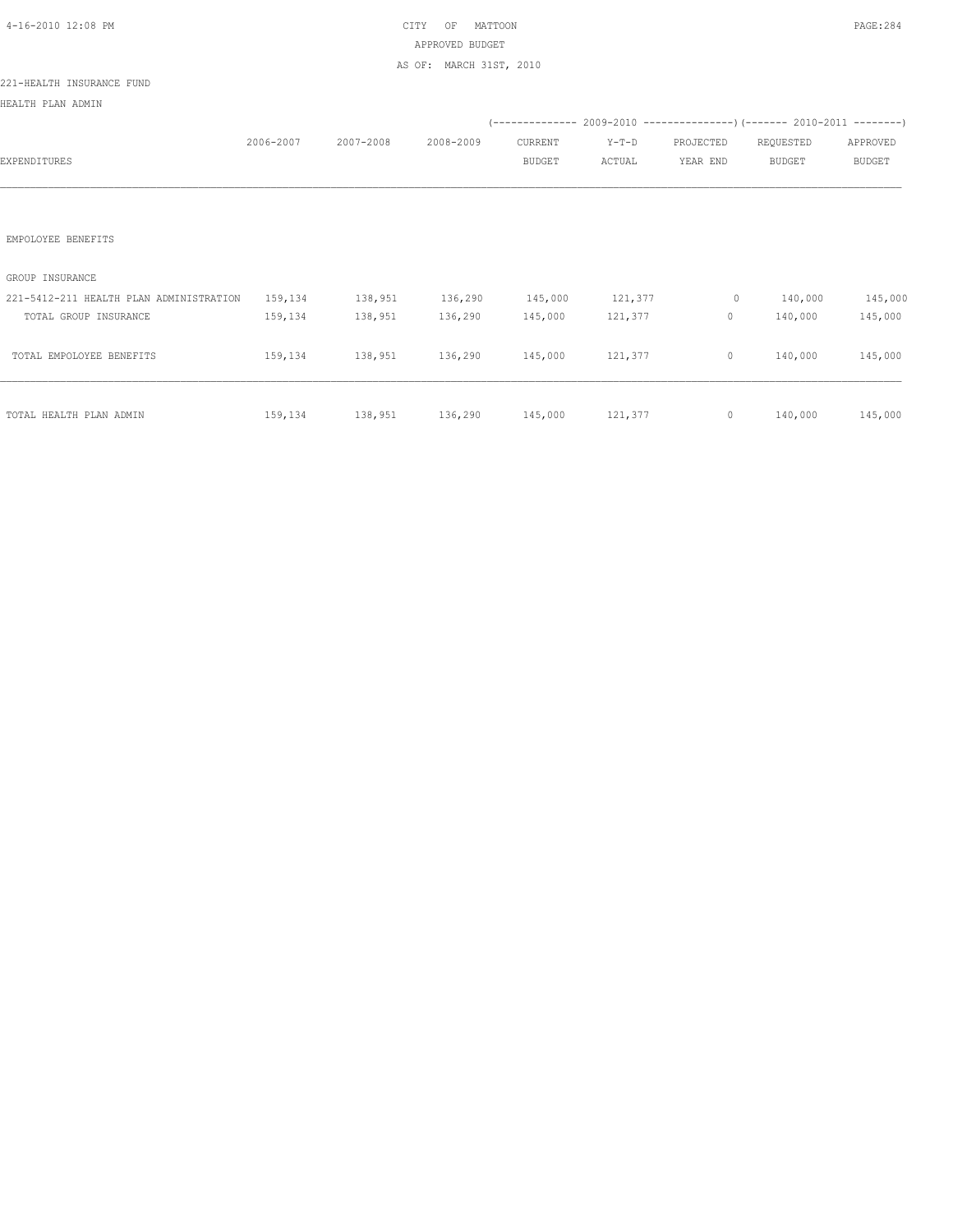CITY OF MATTOON
APPROVED BUDGET
AS OF: MARCH 31ST, 2010

221-HEALTH INSURANCE FUND

HEALTH PLAN ADMIN

| EXPENDITURES | 2006-2007 | 2007-2008 | 2008-2009 | 2009-2010 CURRENT BUDGET | 2009-2010 Y-T-D ACTUAL | 2009-2010 PROJECTED YEAR END | 2010-2011 REQUESTED BUDGET | 2010-2011 APPROVED BUDGET |
|---|---|---|---|---|---|---|---|---|
| EMPOLOYEE BENEFITS | | | | | | | | |
| GROUP INSURANCE | | | | | | | | |
| 221-5412-211 HEALTH PLAN ADMINISTRATION | 159,134 | 138,951 | 136,290 | 145,000 | 121,377 | 0 | 140,000 | 145,000 |
| TOTAL GROUP INSURANCE | 159,134 | 138,951 | 136,290 | 145,000 | 121,377 | 0 | 140,000 | 145,000 |
| TOTAL EMPOLOYEE BENEFITS | 159,134 | 138,951 | 136,290 | 145,000 | 121,377 | 0 | 140,000 | 145,000 |
| TOTAL HEALTH PLAN ADMIN | 159,134 | 138,951 | 136,290 | 145,000 | 121,377 | 0 | 140,000 | 145,000 |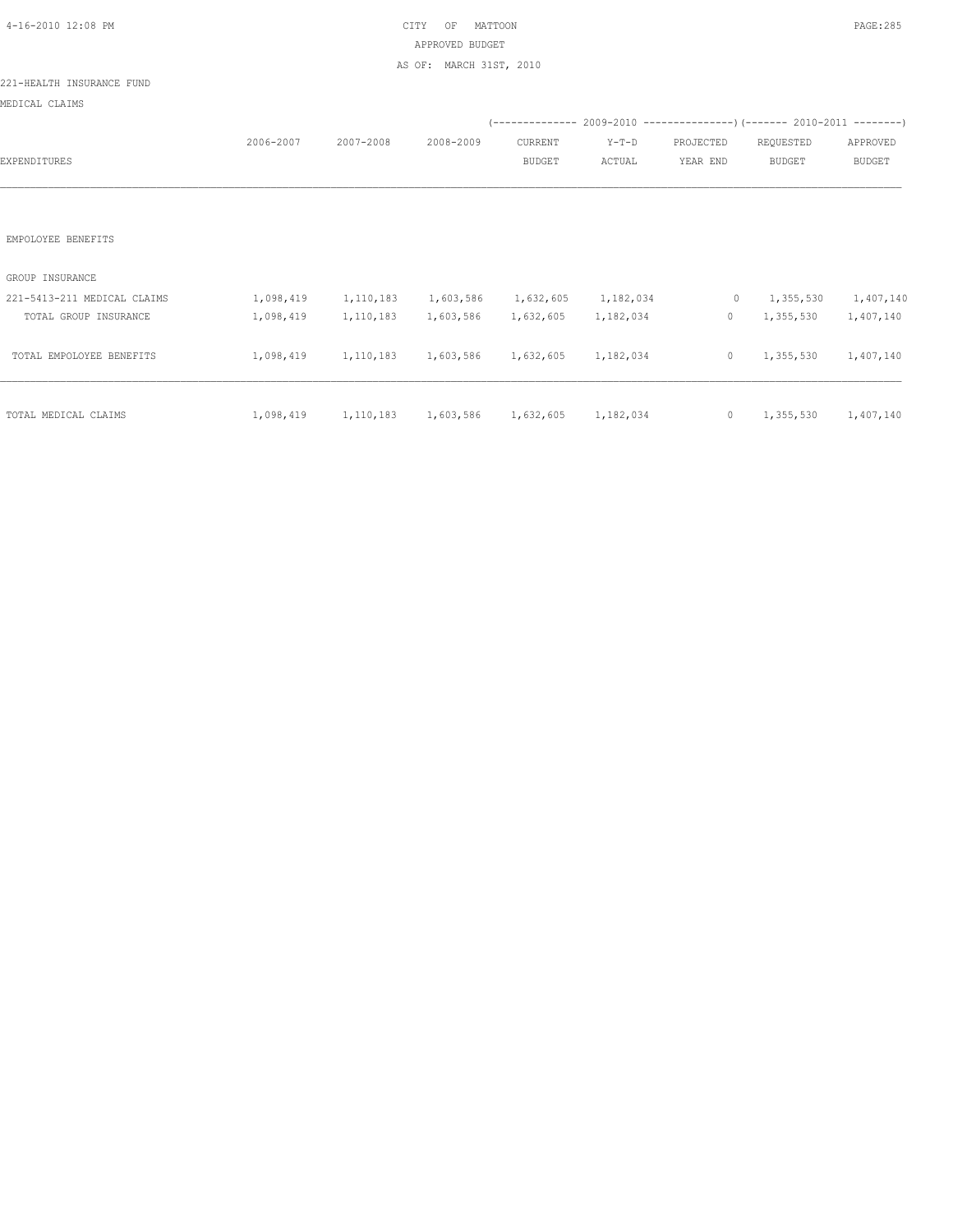CITY OF MATTOON
APPROVED BUDGET
AS OF: MARCH 31ST, 2010

221-HEALTH INSURANCE FUND

MEDICAL CLAIMS

| EXPENDITURES | 2006-2007 | 2007-2008 | 2008-2009 | 2009-2010 CURRENT BUDGET | 2009-2010 Y-T-D ACTUAL | 2009-2010 PROJECTED YEAR END | 2010-2011 REQUESTED BUDGET | 2010-2011 APPROVED BUDGET |
|---|---|---|---|---|---|---|---|---|
| EMPOLOYEE BENEFITS | | | | | | | | |
| GROUP INSURANCE | | | | | | | | |
| 221-5413-211 MEDICAL CLAIMS | 1,098,419 | 1,110,183 | 1,603,586 | 1,632,605 | 1,182,034 | 0 | 1,355,530 | 1,407,140 |
| TOTAL GROUP INSURANCE | 1,098,419 | 1,110,183 | 1,603,586 | 1,632,605 | 1,182,034 | 0 | 1,355,530 | 1,407,140 |
| TOTAL EMPOLOYEE BENEFITS | 1,098,419 | 1,110,183 | 1,603,586 | 1,632,605 | 1,182,034 | 0 | 1,355,530 | 1,407,140 |
| TOTAL MEDICAL CLAIMS | 1,098,419 | 1,110,183 | 1,603,586 | 1,632,605 | 1,182,034 | 0 | 1,355,530 | 1,407,140 |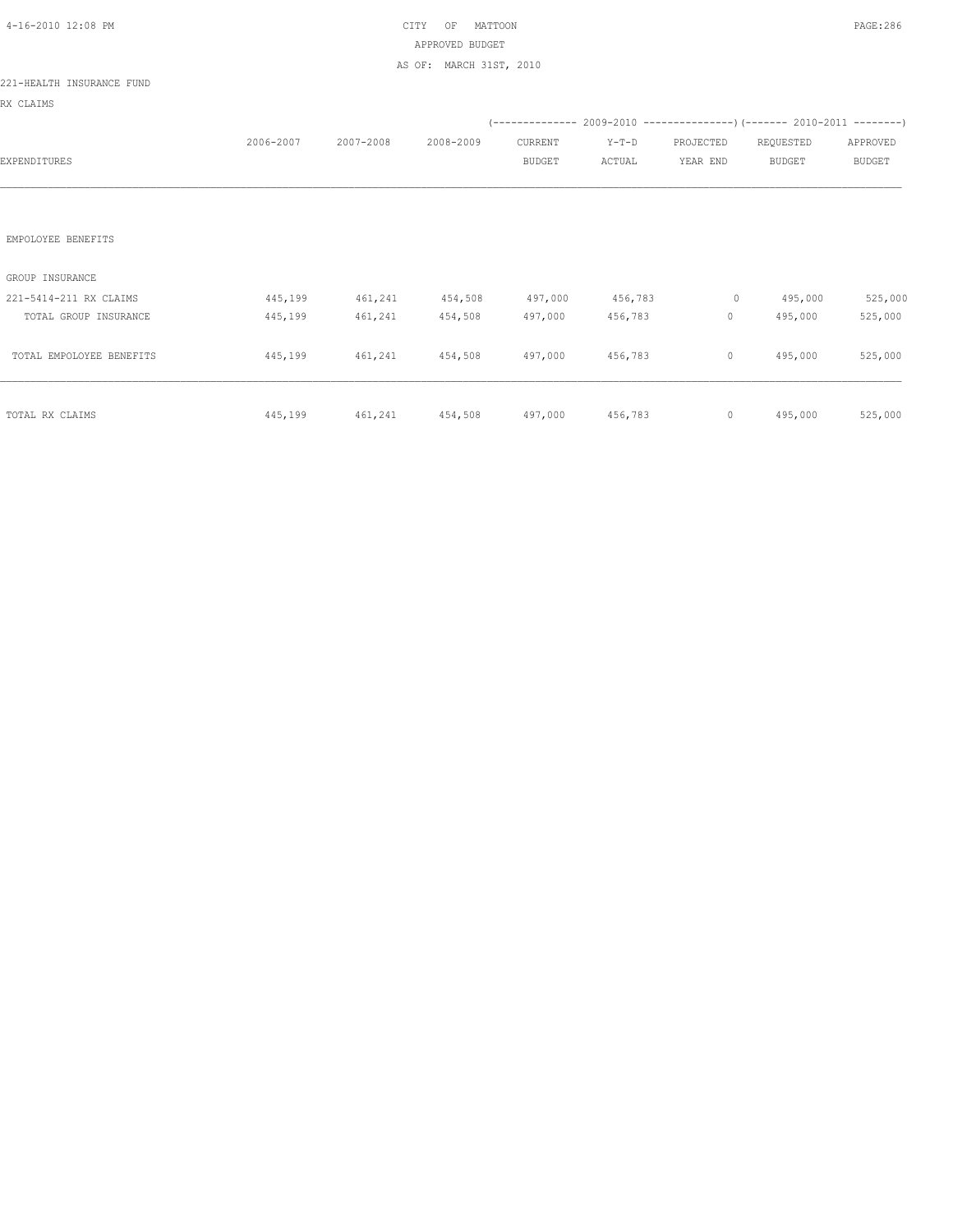CITY OF MATTOON
APPROVED BUDGET
AS OF: MARCH 31ST, 2010

221-HEALTH INSURANCE FUND

RX CLAIMS

| EXPENDITURES | 2006-2007 | 2007-2008 | 2008-2009 | 2009-2010 CURRENT BUDGET | 2009-2010 Y-T-D ACTUAL | 2009-2010 PROJECTED YEAR END | 2010-2011 REQUESTED BUDGET | 2010-2011 APPROVED BUDGET |
|---|---|---|---|---|---|---|---|---|
| EMPOLOYEE BENEFITS | | | | | | | | |
| GROUP INSURANCE | | | | | | | | |
| 221-5414-211 RX CLAIMS | 445,199 | 461,241 | 454,508 | 497,000 | 456,783 | 0 | 495,000 | 525,000 |
| TOTAL GROUP INSURANCE | 445,199 | 461,241 | 454,508 | 497,000 | 456,783 | 0 | 495,000 | 525,000 |
| TOTAL EMPOLOYEE BENEFITS | 445,199 | 461,241 | 454,508 | 497,000 | 456,783 | 0 | 495,000 | 525,000 |
| TOTAL RX CLAIMS | 445,199 | 461,241 | 454,508 | 497,000 | 456,783 | 0 | 495,000 | 525,000 |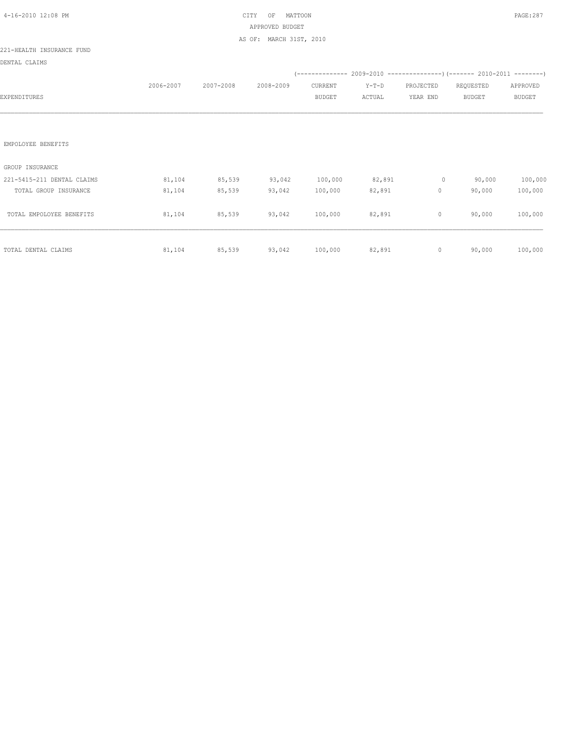CITY OF MATTOON

APPROVED BUDGET

AS OF: MARCH 31ST, 2010

221-HEALTH INSURANCE FUND

DENTAL CLAIMS

| EXPENDITURES | 2006-2007 | 2007-2008 | 2008-2009 | 2009-2010 CURRENT BUDGET | 2009-2010 Y-T-D ACTUAL | 2009-2010 PROJECTED YEAR END | 2010-2011 REQUESTED BUDGET | 2010-2011 APPROVED BUDGET |
|---|---|---|---|---|---|---|---|---|
| EMPOLOYEE BENEFITS | | | | | | | | |
| GROUP INSURANCE | | | | | | | | |
| 221-5415-211 DENTAL CLAIMS | 81,104 | 85,539 | 93,042 | 100,000 | 82,891 | 0 | 90,000 | 100,000 |
| TOTAL GROUP INSURANCE | 81,104 | 85,539 | 93,042 | 100,000 | 82,891 | 0 | 90,000 | 100,000 |
| TOTAL EMPOLOYEE BENEFITS | 81,104 | 85,539 | 93,042 | 100,000 | 82,891 | 0 | 90,000 | 100,000 |
| TOTAL DENTAL CLAIMS | 81,104 | 85,539 | 93,042 | 100,000 | 82,891 | 0 | 90,000 | 100,000 |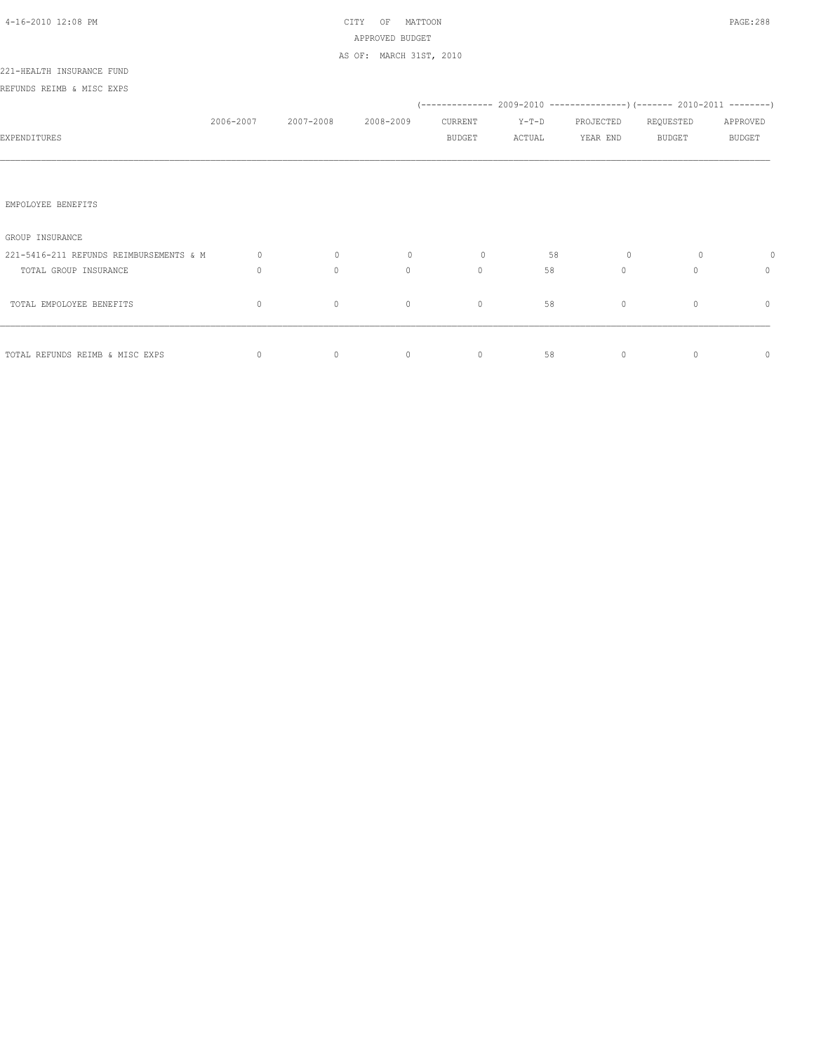CITY OF MATTOON
APPROVED BUDGET
AS OF: MARCH 31ST, 2010

221-HEALTH INSURANCE FUND
REFUNDS REIMB & MISC EXPS

| EXPENDITURES | 2006-2007 | 2007-2008 | 2008-2009 | 2009-2010 CURRENT BUDGET | 2009-2010 Y-T-D ACTUAL | 2009-2010 PROJECTED YEAR END | 2010-2011 REQUESTED BUDGET | 2010-2011 APPROVED BUDGET |
|---|---|---|---|---|---|---|---|---|
| EMPOLOYEE BENEFITS | | | | | | | | |
| GROUP INSURANCE | | | | | | | | |
| 221-5416-211 REFUNDS REIMBURSEMENTS & M | 0 | 0 | 0 | 0 | 58 | 0 | 0 | 0 |
| TOTAL GROUP INSURANCE | 0 | 0 | 0 | 0 | 58 | 0 | 0 | 0 |
| TOTAL EMPOLOYEE BENEFITS | 0 | 0 | 0 | 0 | 58 | 0 | 0 | 0 |
| TOTAL REFUNDS REIMB & MISC EXPS | 0 | 0 | 0 | 0 | 58 | 0 | 0 | 0 |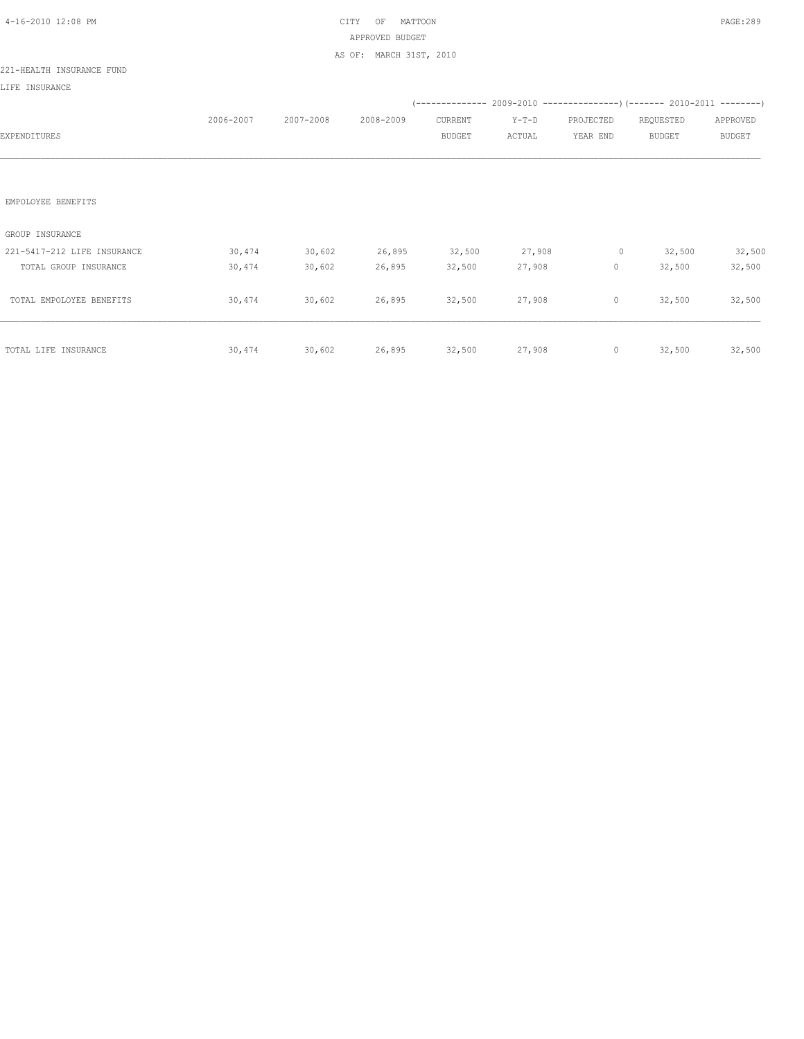CITY OF MATTOON
APPROVED BUDGET
AS OF: MARCH 31ST, 2010

221-HEALTH INSURANCE FUND

LIFE INSURANCE

| EXPENDITURES | 2006-2007 | 2007-2008 | 2008-2009 | 2009-2010 CURRENT BUDGET | 2009-2010 Y-T-D ACTUAL | 2009-2010 PROJECTED YEAR END | 2010-2011 REQUESTED BUDGET | 2010-2011 APPROVED BUDGET |
|---|---|---|---|---|---|---|---|---|
| EMPOLOYEE BENEFITS | | | | | | | | |
| GROUP INSURANCE | | | | | | | | |
| 221-5417-212 LIFE INSURANCE | 30,474 | 30,602 | 26,895 | 32,500 | 27,908 | 0 | 32,500 | 32,500 |
| TOTAL GROUP INSURANCE | 30,474 | 30,602 | 26,895 | 32,500 | 27,908 | 0 | 32,500 | 32,500 |
| TOTAL EMPOLOYEE BENEFITS | 30,474 | 30,602 | 26,895 | 32,500 | 27,908 | 0 | 32,500 | 32,500 |
| TOTAL LIFE INSURANCE | 30,474 | 30,602 | 26,895 | 32,500 | 27,908 | 0 | 32,500 | 32,500 |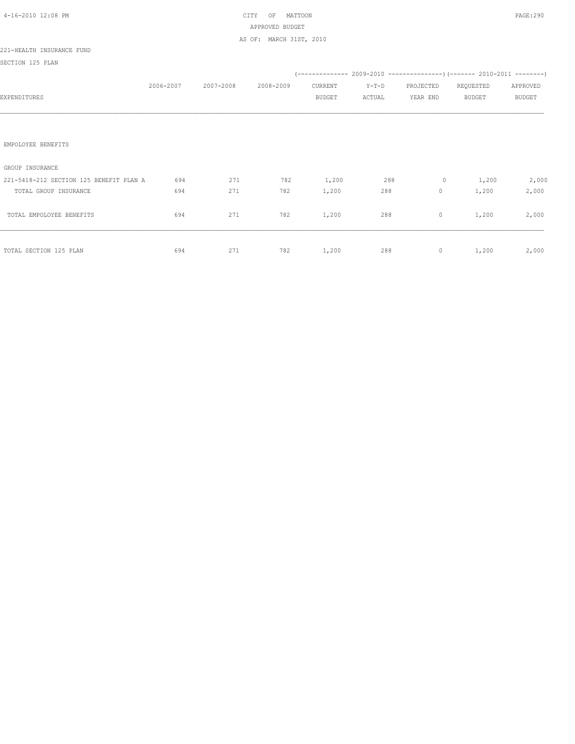CITY OF MATTOON
APPROVED BUDGET
AS OF: MARCH 31ST, 2010

221-HEALTH INSURANCE FUND

SECTION 125 PLAN

| EXPENDITURES | 2006-2007 | 2007-2008 | 2008-2009 | (-------------- 2009-2010 CURRENT BUDGET | Y-T-D ACTUAL | PROJECTED YEAR END ---------------) | (------- 2010-2011 REQUESTED BUDGET | APPROVED BUDGET --------) |
|---|---|---|---|---|---|---|---|---|
| EMPOLOYEE BENEFITS | | | | | | | | |
| GROUP INSURANCE | | | | | | | | |
| 221-5418-212 SECTION 125 BENEFIT PLAN A | 694 | 271 | 782 | 1,200 | 288 | 0 | 1,200 | 2,000 |
| TOTAL GROUP INSURANCE | 694 | 271 | 782 | 1,200 | 288 | 0 | 1,200 | 2,000 |
| TOTAL EMPOLOYEE BENEFITS | 694 | 271 | 782 | 1,200 | 288 | 0 | 1,200 | 2,000 |
| TOTAL SECTION 125 PLAN | 694 | 271 | 782 | 1,200 | 288 | 0 | 1,200 | 2,000 |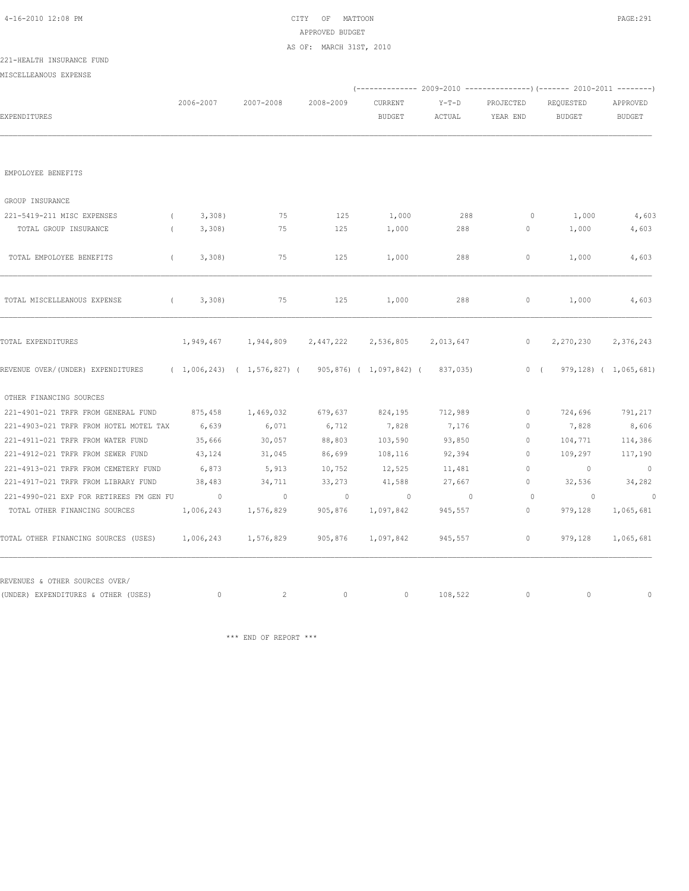CITY OF MATTOON
APPROVED BUDGET
AS OF: MARCH 31ST, 2010

221-HEALTH INSURANCE FUND

MISCELLEANOUS EXPENSE

| EXPENDITURES | 2006-2007 | 2007-2008 | 2008-2009 | 2009-2010 CURRENT BUDGET | 2009-2010 Y-T-D ACTUAL | 2009-2010 PROJECTED YEAR END | 2010-2011 REQUESTED BUDGET | 2010-2011 APPROVED BUDGET |
|---|---|---|---|---|---|---|---|---|
| EMPOLOYEE BENEFITS | | | | | | | | |
| GROUP INSURANCE | | | | | | | | |
| 221-5419-211 MISC EXPENSES | ( 3,308) | 75 | 125 | 1,000 | 288 | 0 | 1,000 | 4,603 |
| TOTAL GROUP INSURANCE | ( 3,308) | 75 | 125 | 1,000 | 288 | 0 | 1,000 | 4,603 |
| TOTAL EMPOLOYEE BENEFITS | ( 3,308) | 75 | 125 | 1,000 | 288 | 0 | 1,000 | 4,603 |
| TOTAL MISCELLEANOUS EXPENSE | ( 3,308) | 75 | 125 | 1,000 | 288 | 0 | 1,000 | 4,603 |
| TOTAL EXPENDITURES | 1,949,467 | 1,944,809 | 2,447,222 | 2,536,805 | 2,013,647 | 0 | 2,270,230 | 2,376,243 |
| REVENUE OVER/(UNDER) EXPENDITURES | ( 1,006,243) | ( 1,576,827) | ( 905,876) | ( 1,097,842) | ( 837,035) | 0 | ( 979,128) | ( 1,065,681) |
| OTHER FINANCING SOURCES | | | | | | | | |
| 221-4901-021 TRFR FROM GENERAL FUND | 875,458 | 1,469,032 | 679,637 | 824,195 | 712,989 | 0 | 724,696 | 791,217 |
| 221-4903-021 TRFR FROM HOTEL MOTEL TAX | 6,639 | 6,071 | 6,712 | 7,828 | 7,176 | 0 | 7,828 | 8,606 |
| 221-4911-021 TRFR FROM WATER FUND | 35,666 | 30,057 | 88,803 | 103,590 | 93,850 | 0 | 104,771 | 114,386 |
| 221-4912-021 TRFR FROM SEWER FUND | 43,124 | 31,045 | 86,699 | 108,116 | 92,394 | 0 | 109,297 | 117,190 |
| 221-4913-021 TRFR FROM CEMETERY FUND | 6,873 | 5,913 | 10,752 | 12,525 | 11,481 | 0 | 0 | 0 |
| 221-4917-021 TRFR FROM LIBRARY FUND | 38,483 | 34,711 | 33,273 | 41,588 | 27,667 | 0 | 32,536 | 34,282 |
| 221-4990-021 EXP FOR RETIREES FM GEN FU | 0 | 0 | 0 | 0 | 0 | 0 | 0 | 0 |
| TOTAL OTHER FINANCING SOURCES | 1,006,243 | 1,576,829 | 905,876 | 1,097,842 | 945,557 | 0 | 979,128 | 1,065,681 |
| TOTAL OTHER FINANCING SOURCES (USES) | 1,006,243 | 1,576,829 | 905,876 | 1,097,842 | 945,557 | 0 | 979,128 | 1,065,681 |
| REVENUES & OTHER SOURCES OVER/ (UNDER) EXPENDITURES & OTHER (USES) | 0 | 2 | 0 | 0 | 108,522 | 0 | 0 | 0 |

\*\*\* END OF REPORT \*\*\*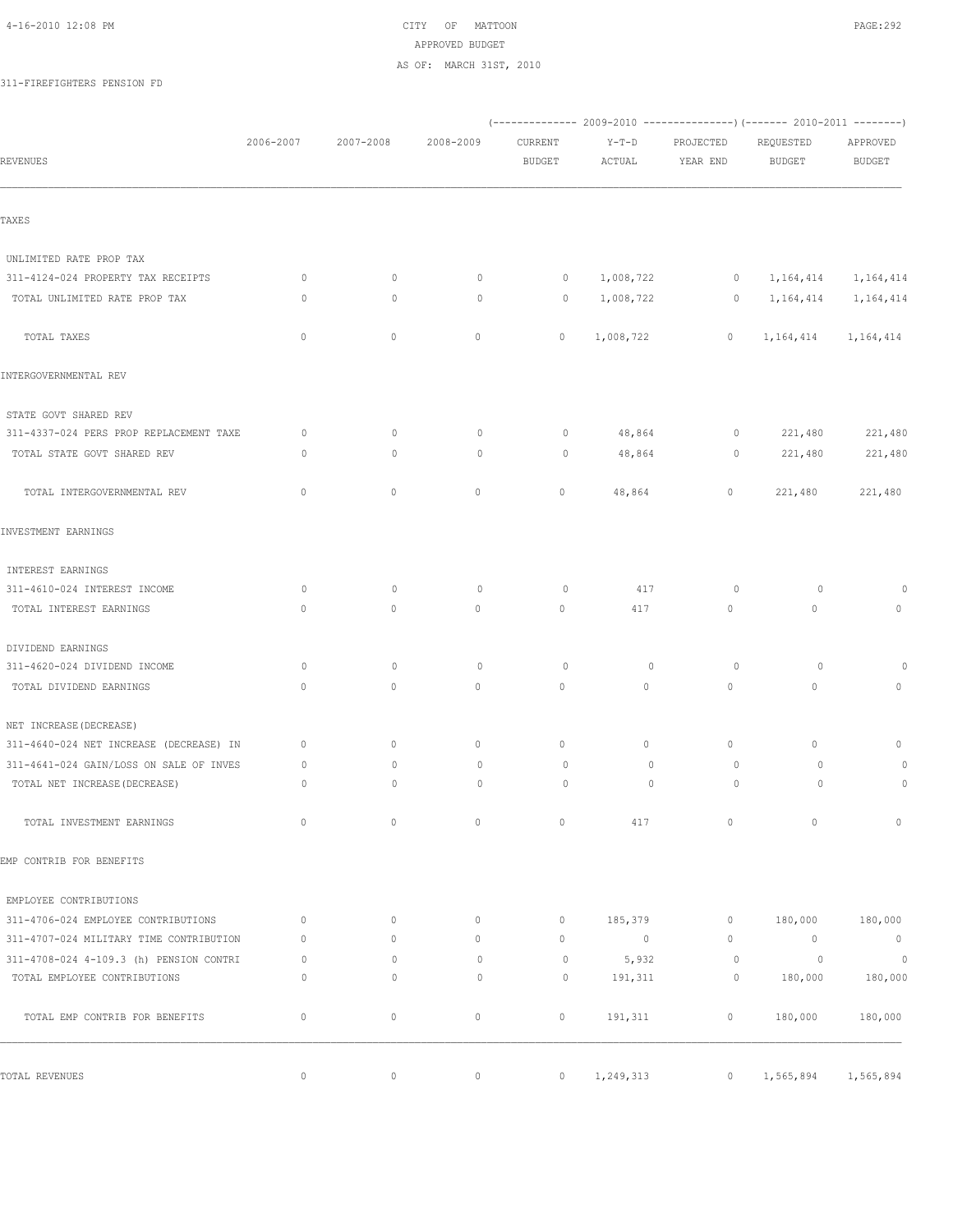CITY OF MATTOON
APPROVED BUDGET
AS OF: MARCH 31ST, 2010

311-FIREFIGHTERS PENSION FD

| REVENUES | 2006-2007 | 2007-2008 | 2008-2009 | (---- 2009-2010 CURRENT BUDGET | Y-T-D ACTUAL | PROJECTED YEAR END ----) | (---- 2010-2011 REQUESTED BUDGET | APPROVED BUDGET ----) |
|---|---|---|---|---|---|---|---|---|
| **TAXES** | | | | | | | | |
| UNLIMITED RATE PROP TAX | | | | | | | | |
| 311-4124-024 PROPERTY TAX RECEIPTS | 0 | 0 | 0 | 0 | 1,008,722 | 0 | 1,164,414 | 1,164,414 |
| TOTAL UNLIMITED RATE PROP TAX | 0 | 0 | 0 | 0 | 1,008,722 | 0 | 1,164,414 | 1,164,414 |
| TOTAL TAXES | 0 | 0 | 0 | 0 | 1,008,722 | 0 | 1,164,414 | 1,164,414 |
| **INTERGOVERNMENTAL REV** | | | | | | | | |
| STATE GOVT SHARED REV | | | | | | | | |
| 311-4337-024 PERS PROP REPLACEMENT TAXE | 0 | 0 | 0 | 0 | 48,864 | 0 | 221,480 | 221,480 |
| TOTAL STATE GOVT SHARED REV | 0 | 0 | 0 | 0 | 48,864 | 0 | 221,480 | 221,480 |
| TOTAL INTERGOVERNMENTAL REV | 0 | 0 | 0 | 0 | 48,864 | 0 | 221,480 | 221,480 |
| **INVESTMENT EARNINGS** | | | | | | | | |
| INTEREST EARNINGS | | | | | | | | |
| 311-4610-024 INTEREST INCOME | 0 | 0 | 0 | 0 | 417 | 0 | 0 | 0 |
| TOTAL INTEREST EARNINGS | 0 | 0 | 0 | 0 | 417 | 0 | 0 | 0 |
| DIVIDEND EARNINGS | | | | | | | | |
| 311-4620-024 DIVIDEND INCOME | 0 | 0 | 0 | 0 | 0 | 0 | 0 | 0 |
| TOTAL DIVIDEND EARNINGS | 0 | 0 | 0 | 0 | 0 | 0 | 0 | 0 |
| NET INCREASE(DECREASE) | | | | | | | | |
| 311-4640-024 NET INCREASE (DECREASE) IN | 0 | 0 | 0 | 0 | 0 | 0 | 0 | 0 |
| 311-4641-024 GAIN/LOSS ON SALE OF INVES | 0 | 0 | 0 | 0 | 0 | 0 | 0 | 0 |
| TOTAL NET INCREASE(DECREASE) | 0 | 0 | 0 | 0 | 0 | 0 | 0 | 0 |
| TOTAL INVESTMENT EARNINGS | 0 | 0 | 0 | 0 | 417 | 0 | 0 | 0 |
| **EMP CONTRIB FOR BENEFITS** | | | | | | | | |
| EMPLOYEE CONTRIBUTIONS | | | | | | | | |
| 311-4706-024 EMPLOYEE CONTRIBUTIONS | 0 | 0 | 0 | 0 | 185,379 | 0 | 180,000 | 180,000 |
| 311-4707-024 MILITARY TIME CONTRIBUTION | 0 | 0 | 0 | 0 | 0 | 0 | 0 | 0 |
| 311-4708-024 4-109.3 (h) PENSION CONTRI | 0 | 0 | 0 | 0 | 5,932 | 0 | 0 | 0 |
| TOTAL EMPLOYEE CONTRIBUTIONS | 0 | 0 | 0 | 0 | 191,311 | 0 | 180,000 | 180,000 |
| TOTAL EMP CONTRIB FOR BENEFITS | 0 | 0 | 0 | 0 | 191,311 | 0 | 180,000 | 180,000 |
| **TOTAL REVENUES** | 0 | 0 | 0 | 0 | 1,249,313 | 0 | 1,565,894 | 1,565,894 |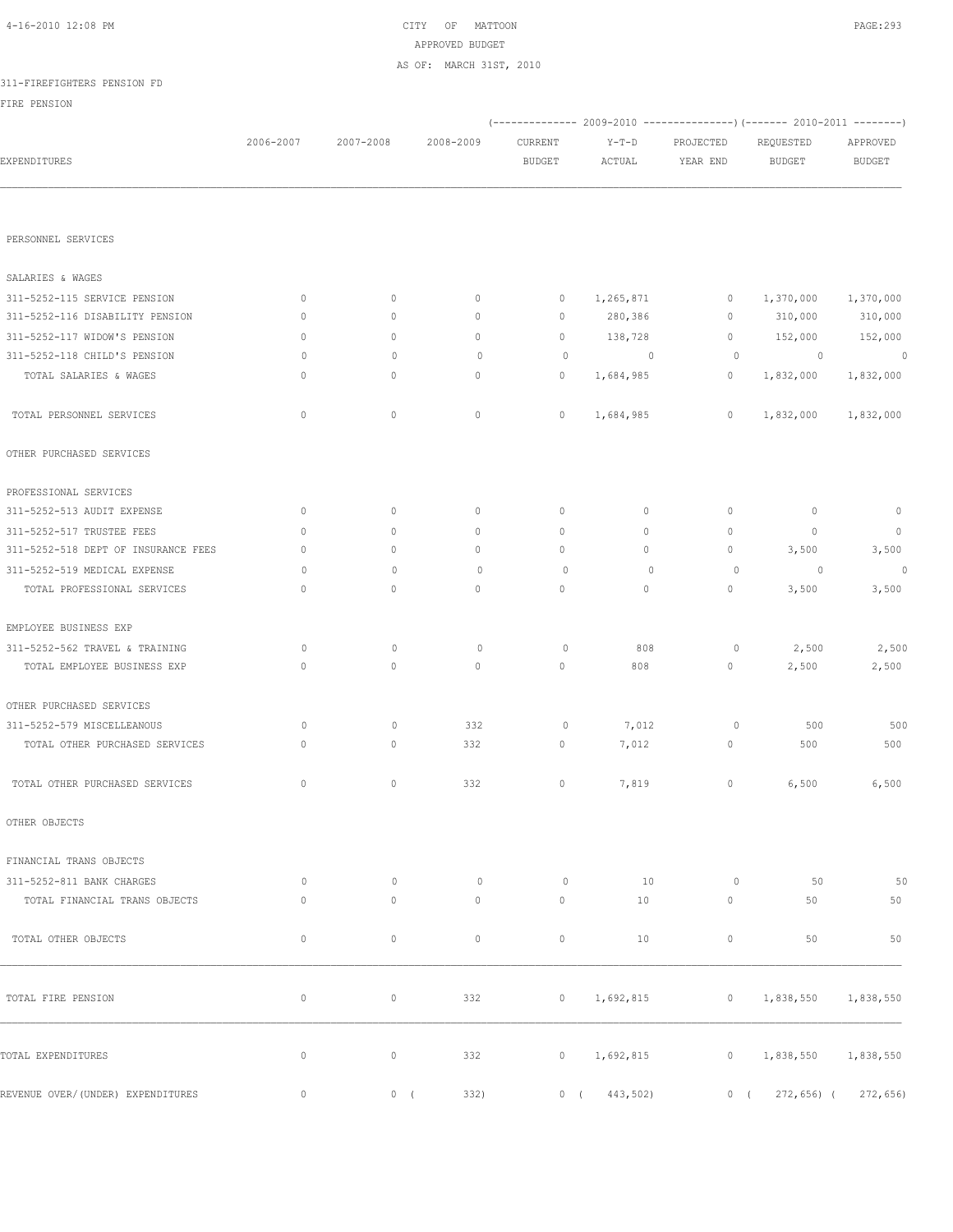CITY OF MATTOON
APPROVED BUDGET
AS OF: MARCH 31ST, 2010

311-FIREFIGHTERS PENSION FD

FIRE PENSION

| EXPENDITURES | 2006-2007 | 2007-2008 | 2008-2009 | 2009-2010 CURRENT BUDGET | 2009-2010 Y-T-D ACTUAL | 2009-2010 PROJECTED YEAR END | 2010-2011 REQUESTED BUDGET | 2010-2011 APPROVED BUDGET |
|---|---|---|---|---|---|---|---|---|
| PERSONNEL SERVICES | | | | | | | | |
| SALARIES & WAGES | | | | | | | | |
| 311-5252-115 SERVICE PENSION | 0 | 0 | 0 | 0 | 1,265,871 | 0 | 1,370,000 | 1,370,000 |
| 311-5252-116 DISABILITY PENSION | 0 | 0 | 0 | 0 | 280,386 | 0 | 310,000 | 310,000 |
| 311-5252-117 WIDOW'S PENSION | 0 | 0 | 0 | 0 | 138,728 | 0 | 152,000 | 152,000 |
| 311-5252-118 CHILD'S PENSION | 0 | 0 | 0 | 0 | 0 | 0 | 0 | 0 |
| TOTAL SALARIES & WAGES | 0 | 0 | 0 | 0 | 1,684,985 | 0 | 1,832,000 | 1,832,000 |
| TOTAL PERSONNEL SERVICES | 0 | 0 | 0 | 0 | 1,684,985 | 0 | 1,832,000 | 1,832,000 |
| OTHER PURCHASED SERVICES | | | | | | | | |
| PROFESSIONAL SERVICES | | | | | | | | |
| 311-5252-513 AUDIT EXPENSE | 0 | 0 | 0 | 0 | 0 | 0 | 0 | 0 |
| 311-5252-517 TRUSTEE FEES | 0 | 0 | 0 | 0 | 0 | 0 | 0 | 0 |
| 311-5252-518 DEPT OF INSURANCE FEES | 0 | 0 | 0 | 0 | 0 | 0 | 3,500 | 3,500 |
| 311-5252-519 MEDICAL EXPENSE | 0 | 0 | 0 | 0 | 0 | 0 | 0 | 0 |
| TOTAL PROFESSIONAL SERVICES | 0 | 0 | 0 | 0 | 0 | 0 | 3,500 | 3,500 |
| EMPLOYEE BUSINESS EXP | | | | | | | | |
| 311-5252-562 TRAVEL & TRAINING | 0 | 0 | 0 | 0 | 808 | 0 | 2,500 | 2,500 |
| TOTAL EMPLOYEE BUSINESS EXP | 0 | 0 | 0 | 0 | 808 | 0 | 2,500 | 2,500 |
| OTHER PURCHASED SERVICES | | | | | | | | |
| 311-5252-579 MISCELLEANOUS | 0 | 0 | 332 | 0 | 7,012 | 0 | 500 | 500 |
| TOTAL OTHER PURCHASED SERVICES | 0 | 0 | 332 | 0 | 7,012 | 0 | 500 | 500 |
| TOTAL OTHER PURCHASED SERVICES | 0 | 0 | 332 | 0 | 7,819 | 0 | 6,500 | 6,500 |
| OTHER OBJECTS | | | | | | | | |
| FINANCIAL TRANS OBJECTS | | | | | | | | |
| 311-5252-811 BANK CHARGES | 0 | 0 | 0 | 0 | 10 | 0 | 50 | 50 |
| TOTAL FINANCIAL TRANS OBJECTS | 0 | 0 | 0 | 0 | 10 | 0 | 50 | 50 |
| TOTAL OTHER OBJECTS | 0 | 0 | 0 | 0 | 10 | 0 | 50 | 50 |
| TOTAL FIRE PENSION | 0 | 0 | 332 | 0 | 1,692,815 | 0 | 1,838,550 | 1,838,550 |
| TOTAL EXPENDITURES | 0 | 0 | 332 | 0 | 1,692,815 | 0 | 1,838,550 | 1,838,550 |
| REVENUE OVER/(UNDER) EXPENDITURES | 0 | 0 | ( 332) | 0 | ( 443,502) | 0 | ( 272,656) | ( 272,656) |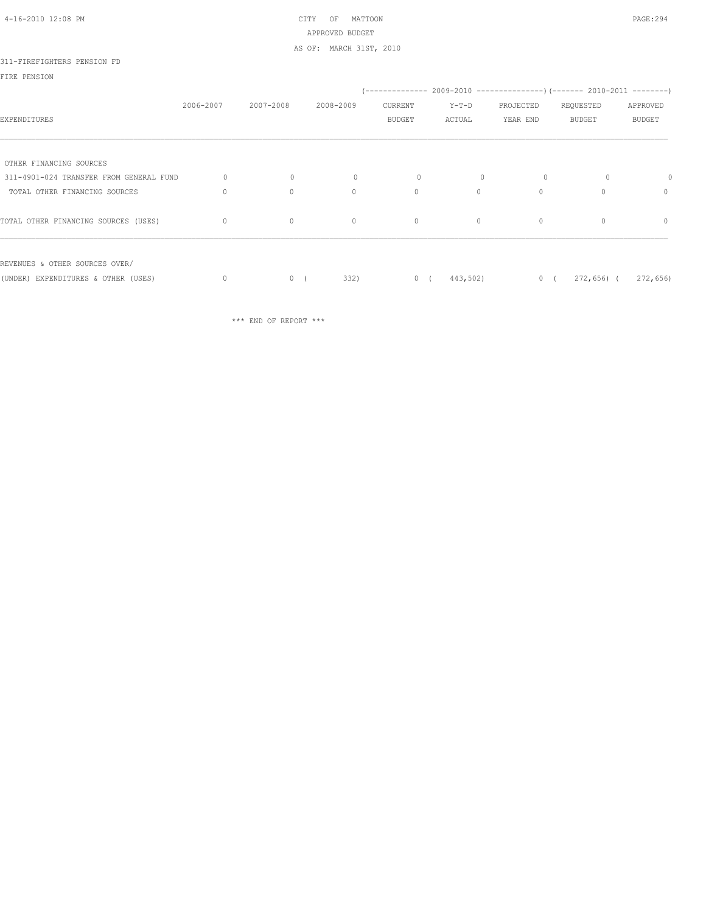CITY OF MATTOON

APPROVED BUDGET

AS OF: MARCH 31ST, 2010

311-FIREFIGHTERS PENSION FD

FIRE PENSION

| EXPENDITURES | 2006-2007 | 2007-2008 | 2008-2009 | 2009-2010 CURRENT BUDGET | 2009-2010 Y-T-D ACTUAL | 2009-2010 PROJECTED YEAR END | 2010-2011 REQUESTED BUDGET | 2010-2011 APPROVED BUDGET |
|---|---|---|---|---|---|---|---|---|
| OTHER FINANCING SOURCES | | | | | | | | |
| 311-4901-024 TRANSFER FROM GENERAL FUND | 0 | 0 | 0 | 0 | 0 | 0 | 0 | 0 |
| TOTAL OTHER FINANCING SOURCES | 0 | 0 | 0 | 0 | 0 | 0 | 0 | 0 |
| TOTAL OTHER FINANCING SOURCES (USES) | 0 | 0 | 0 | 0 | 0 | 0 | 0 | 0 |
| REVENUES & OTHER SOURCES OVER/ (UNDER) EXPENDITURES & OTHER (USES) | 0 | 0 | ( 332) | 0 | ( 443,502) | 0 | ( 272,656) | ( 272,656) |

\*\*\* END OF REPORT \*\*\*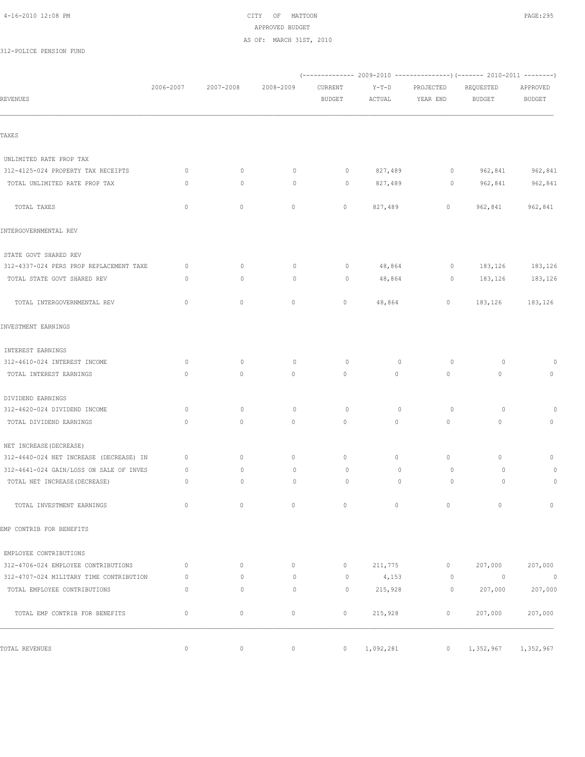CITY OF MATTOON
APPROVED BUDGET
AS OF: MARCH 31ST, 2010

312-POLICE PENSION FUND

| REVENUES | 2006-2007 | 2007-2008 | 2008-2009 | (---- 2009-2010 ---- CURRENT BUDGET | Y-T-D ACTUAL | PROJECTED YEAR END ----) | (---- 2010-2011 ---- REQUESTED BUDGET | APPROVED BUDGET ----) |
|---|---|---|---|---|---|---|---|---|
| **TAXES** | | | | | | | | |
| UNLIMITED RATE PROP TAX | | | | | | | | |
| 312-4125-024 PROPERTY TAX RECEIPTS | 0 | 0 | 0 | 0 | 827,489 | 0 | 962,841 | 962,841 |
| TOTAL UNLIMITED RATE PROP TAX | 0 | 0 | 0 | 0 | 827,489 | 0 | 962,841 | 962,841 |
| TOTAL TAXES | 0 | 0 | 0 | 0 | 827,489 | 0 | 962,841 | 962,841 |
| **INTERGOVERNMENTAL REV** | | | | | | | | |
| STATE GOVT SHARED REV | | | | | | | | |
| 312-4337-024 PERS PROP REPLACEMENT TAXE | 0 | 0 | 0 | 0 | 48,864 | 0 | 183,126 | 183,126 |
| TOTAL STATE GOVT SHARED REV | 0 | 0 | 0 | 0 | 48,864 | 0 | 183,126 | 183,126 |
| TOTAL INTERGOVERNMENTAL REV | 0 | 0 | 0 | 0 | 48,864 | 0 | 183,126 | 183,126 |
| **INVESTMENT EARNINGS** | | | | | | | | |
| INTEREST EARNINGS | | | | | | | | |
| 312-4610-024 INTEREST INCOME | 0 | 0 | 0 | 0 | 0 | 0 | 0 | 0 |
| TOTAL INTEREST EARNINGS | 0 | 0 | 0 | 0 | 0 | 0 | 0 | 0 |
| DIVIDEND EARNINGS | | | | | | | | |
| 312-4620-024 DIVIDEND INCOME | 0 | 0 | 0 | 0 | 0 | 0 | 0 | 0 |
| TOTAL DIVIDEND EARNINGS | 0 | 0 | 0 | 0 | 0 | 0 | 0 | 0 |
| NET INCREASE(DECREASE) | | | | | | | | |
| 312-4640-024 NET INCREASE (DECREASE) IN | 0 | 0 | 0 | 0 | 0 | 0 | 0 | 0 |
| 312-4641-024 GAIN/LOSS ON SALE OF INVES | 0 | 0 | 0 | 0 | 0 | 0 | 0 | 0 |
| TOTAL NET INCREASE(DECREASE) | 0 | 0 | 0 | 0 | 0 | 0 | 0 | 0 |
| TOTAL INVESTMENT EARNINGS | 0 | 0 | 0 | 0 | 0 | 0 | 0 | 0 |
| **EMP CONTRIB FOR BENEFITS** | | | | | | | | |
| EMPLOYEE CONTRIBUTIONS | | | | | | | | |
| 312-4706-024 EMPLOYEE CONTRIBUTIONS | 0 | 0 | 0 | 0 | 211,775 | 0 | 207,000 | 207,000 |
| 312-4707-024 MILITARY TIME CONTRIBUTION | 0 | 0 | 0 | 0 | 4,153 | 0 | 0 | 0 |
| TOTAL EMPLOYEE CONTRIBUTIONS | 0 | 0 | 0 | 0 | 215,928 | 0 | 207,000 | 207,000 |
| TOTAL EMP CONTRIB FOR BENEFITS | 0 | 0 | 0 | 0 | 215,928 | 0 | 207,000 | 207,000 |
| **TOTAL REVENUES** | 0 | 0 | 0 | 0 | 1,092,281 | 0 | 1,352,967 | 1,352,967 |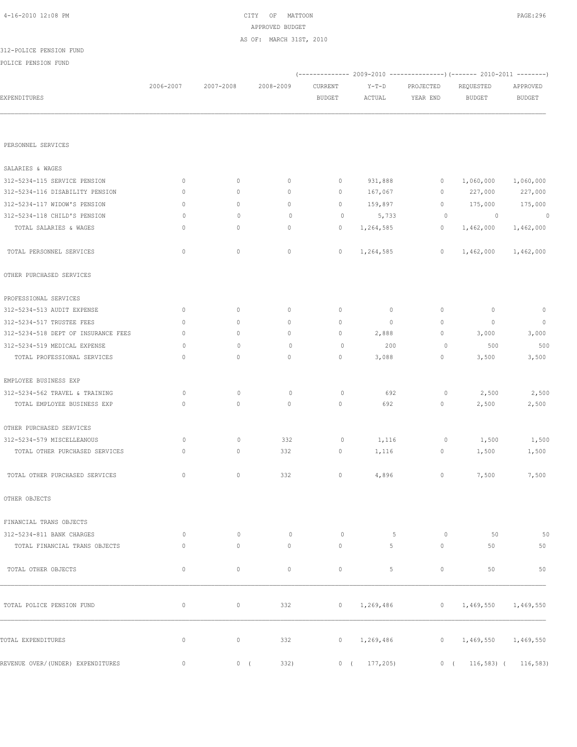CITY OF MATTOON
APPROVED BUDGET
AS OF: MARCH 31ST, 2010

312-POLICE PENSION FUND

POLICE PENSION FUND

| EXPENDITURES | 2006-2007 | 2007-2008 | 2008-2009 | 2009-2010 CURRENT BUDGET | 2009-2010 Y-T-D ACTUAL | 2009-2010 PROJECTED YEAR END | 2010-2011 REQUESTED BUDGET | 2010-2011 APPROVED BUDGET |
|---|---|---|---|---|---|---|---|---|
| PERSONNEL SERVICES | | | | | | | | |
| SALARIES & WAGES | | | | | | | | |
| 312-5234-115 SERVICE PENSION | 0 | 0 | 0 | 0 | 931,888 | 0 | 1,060,000 | 1,060,000 |
| 312-5234-116 DISABILITY PENSION | 0 | 0 | 0 | 0 | 167,067 | 0 | 227,000 | 227,000 |
| 312-5234-117 WIDOW'S PENSION | 0 | 0 | 0 | 0 | 159,897 | 0 | 175,000 | 175,000 |
| 312-5234-118 CHILD'S PENSION | 0 | 0 | 0 | 0 | 5,733 | 0 | 0 | 0 |
| TOTAL SALARIES & WAGES | 0 | 0 | 0 | 0 | 1,264,585 | 0 | 1,462,000 | 1,462,000 |
| TOTAL PERSONNEL SERVICES | 0 | 0 | 0 | 0 | 1,264,585 | 0 | 1,462,000 | 1,462,000 |
| OTHER PURCHASED SERVICES | | | | | | | | |
| PROFESSIONAL SERVICES | | | | | | | | |
| 312-5234-513 AUDIT EXPENSE | 0 | 0 | 0 | 0 | 0 | 0 | 0 | 0 |
| 312-5234-517 TRUSTEE FEES | 0 | 0 | 0 | 0 | 0 | 0 | 0 | 0 |
| 312-5234-518 DEPT OF INSURANCE FEES | 0 | 0 | 0 | 0 | 2,888 | 0 | 3,000 | 3,000 |
| 312-5234-519 MEDICAL EXPENSE | 0 | 0 | 0 | 0 | 200 | 0 | 500 | 500 |
| TOTAL PROFESSIONAL SERVICES | 0 | 0 | 0 | 0 | 3,088 | 0 | 3,500 | 3,500 |
| EMPLOYEE BUSINESS EXP | | | | | | | | |
| 312-5234-562 TRAVEL & TRAINING | 0 | 0 | 0 | 0 | 692 | 0 | 2,500 | 2,500 |
| TOTAL EMPLOYEE BUSINESS EXP | 0 | 0 | 0 | 0 | 692 | 0 | 2,500 | 2,500 |
| OTHER PURCHASED SERVICES | | | | | | | | |
| 312-5234-579 MISCELLEANOUS | 0 | 0 | 332 | 0 | 1,116 | 0 | 1,500 | 1,500 |
| TOTAL OTHER PURCHASED SERVICES | 0 | 0 | 332 | 0 | 1,116 | 0 | 1,500 | 1,500 |
| TOTAL OTHER PURCHASED SERVICES | 0 | 0 | 332 | 0 | 4,896 | 0 | 7,500 | 7,500 |
| OTHER OBJECTS | | | | | | | | |
| FINANCIAL TRANS OBJECTS | | | | | | | | |
| 312-5234-811 BANK CHARGES | 0 | 0 | 0 | 0 | 5 | 0 | 50 | 50 |
| TOTAL FINANCIAL TRANS OBJECTS | 0 | 0 | 0 | 0 | 5 | 0 | 50 | 50 |
| TOTAL OTHER OBJECTS | 0 | 0 | 0 | 0 | 5 | 0 | 50 | 50 |
| TOTAL POLICE PENSION FUND | 0 | 0 | 332 | 0 | 1,269,486 | 0 | 1,469,550 | 1,469,550 |
| TOTAL EXPENDITURES | 0 | 0 | 332 | 0 | 1,269,486 | 0 | 1,469,550 | 1,469,550 |
| REVENUE OVER/(UNDER) EXPENDITURES | 0 | 0 | ( 332) | 0 | ( 177,205) | 0 | ( 116,583) | ( 116,583) |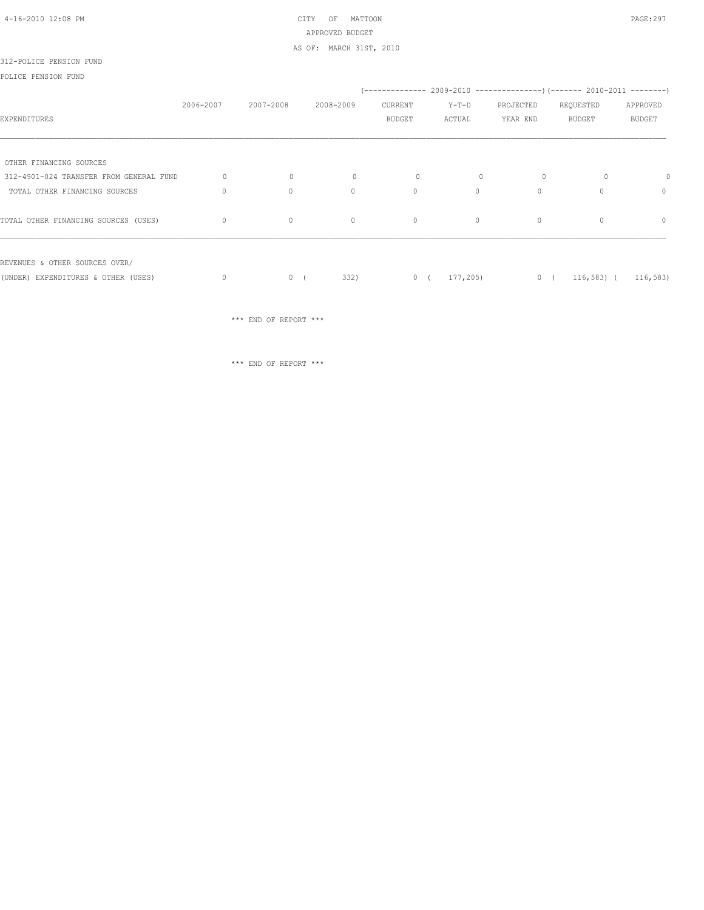CITY OF MATTOON
APPROVED BUDGET
AS OF: MARCH 31ST, 2010

312-POLICE PENSION FUND

POLICE PENSION FUND

| EXPENDITURES | 2006-2007 | 2007-2008 | 2008-2009 | 2009-2010 CURRENT BUDGET | 2009-2010 Y-T-D ACTUAL | 2009-2010 PROJECTED YEAR END | 2010-2011 REQUESTED BUDGET | 2010-2011 APPROVED BUDGET |
|---|---|---|---|---|---|---|---|---|
| OTHER FINANCING SOURCES | | | | | | | | |
| 312-4901-024 TRANSFER FROM GENERAL FUND | 0 | 0 | 0 | 0 | 0 | 0 | 0 | 0 |
| TOTAL OTHER FINANCING SOURCES | 0 | 0 | 0 | 0 | 0 | 0 | 0 | 0 |
| TOTAL OTHER FINANCING SOURCES (USES) | 0 | 0 | 0 | 0 | 0 | 0 | 0 | 0 |
| REVENUES & OTHER SOURCES OVER/ (UNDER) EXPENDITURES & OTHER (USES) | 0 | 0 | ( 332) | 0 | ( 177,205) | 0 | ( 116,583) | ( 116,583) |

\*\*\* END OF REPORT \*\*\*

\*\*\* END OF REPORT \*\*\*